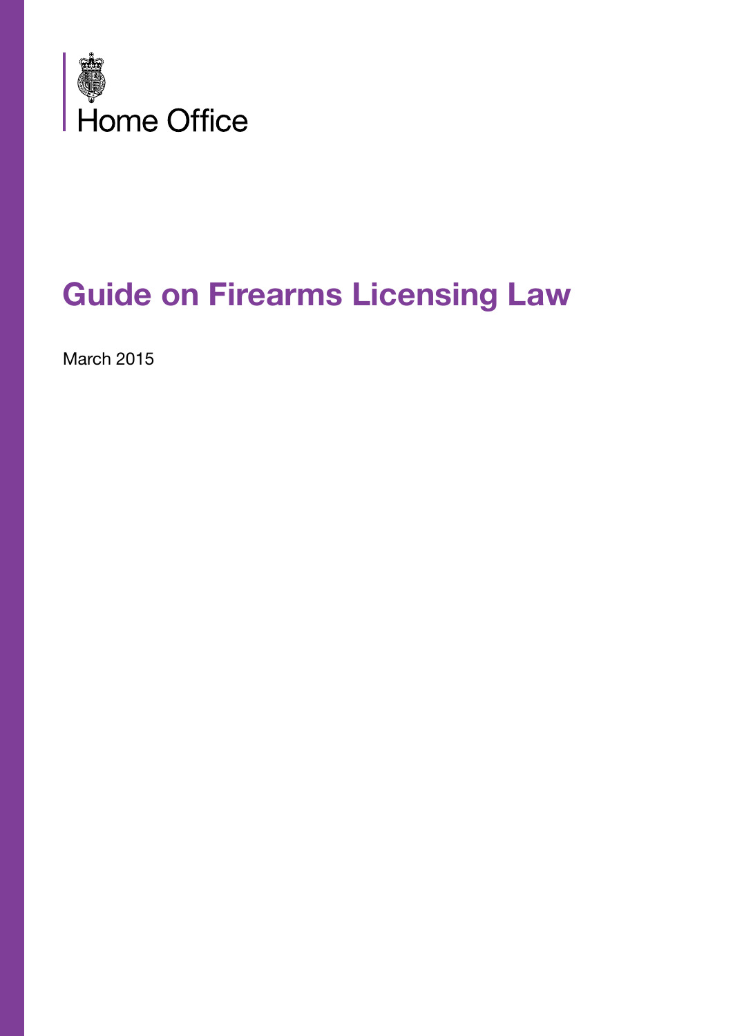Home Office

# Guide on Firearms Licensing Law

March 2015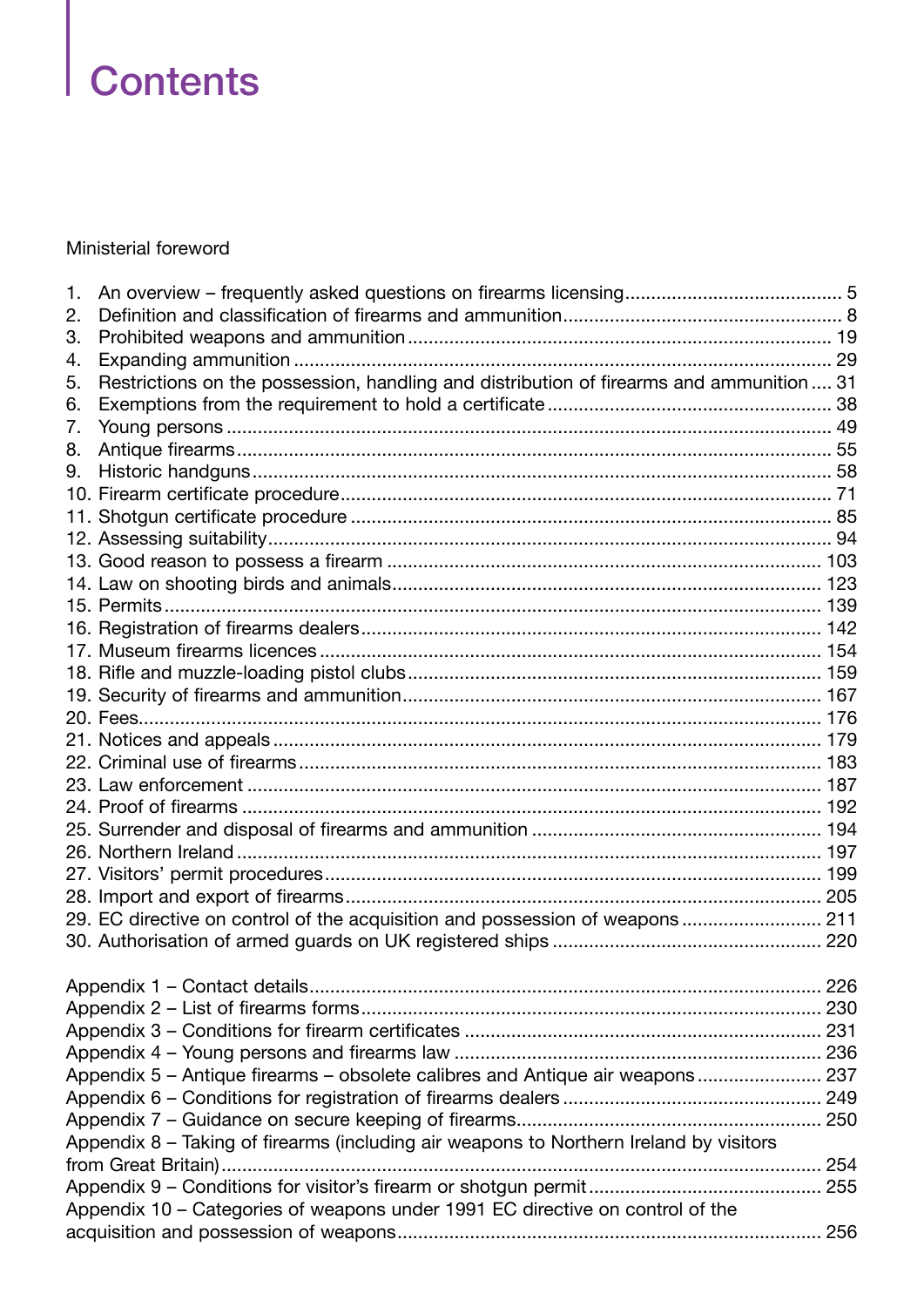# Contents

Ministerial foreword

1. An overview – frequently asked questions on firearms licensing .......... 5
2. Definition and classification of firearms and ammunition .......... 8
3. Prohibited weapons and ammunition .......... 19
4. Expanding ammunition .......... 29
5. Restrictions on the possession, handling and distribution of firearms and ammunition .......... 31
6. Exemptions from the requirement to hold a certificate .......... 38
7. Young persons .......... 49
8. Antique firearms .......... 55
9. Historic handguns .......... 58
10. Firearm certificate procedure .......... 71
11. Shotgun certificate procedure .......... 85
12. Assessing suitability .......... 94
13. Good reason to possess a firearm .......... 103
14. Law on shooting birds and animals .......... 123
15. Permits .......... 139
16. Registration of firearms dealers .......... 142
17. Museum firearms licences .......... 154
18. Rifle and muzzle-loading pistol clubs .......... 159
19. Security of firearms and ammunition .......... 167
20. Fees .......... 176
21. Notices and appeals .......... 179
22. Criminal use of firearms .......... 183
23. Law enforcement .......... 187
24. Proof of firearms .......... 192
25. Surrender and disposal of firearms and ammunition .......... 194
26. Northern Ireland .......... 197
27. Visitors' permit procedures .......... 199
28. Import and export of firearms .......... 205
29. EC directive on control of the acquisition and possession of weapons .......... 211
30. Authorisation of armed guards on UK registered ships .......... 220

Appendix 1 – Contact details .......... 226
Appendix 2 – List of firearms forms .......... 230
Appendix 3 – Conditions for firearm certificates .......... 231
Appendix 4 – Young persons and firearms law .......... 236
Appendix 5 – Antique firearms – obsolete calibres and Antique air weapons .......... 237
Appendix 6 – Conditions for registration of firearms dealers .......... 249
Appendix 7 – Guidance on secure keeping of firearms .......... 250
Appendix 8 – Taking of firearms (including air weapons to Northern Ireland by visitors from Great Britain) .......... 254
Appendix 9 – Conditions for visitor's firearm or shotgun permit .......... 255
Appendix 10 – Categories of weapons under 1991 EC directive on control of the acquisition and possession of weapons .......... 256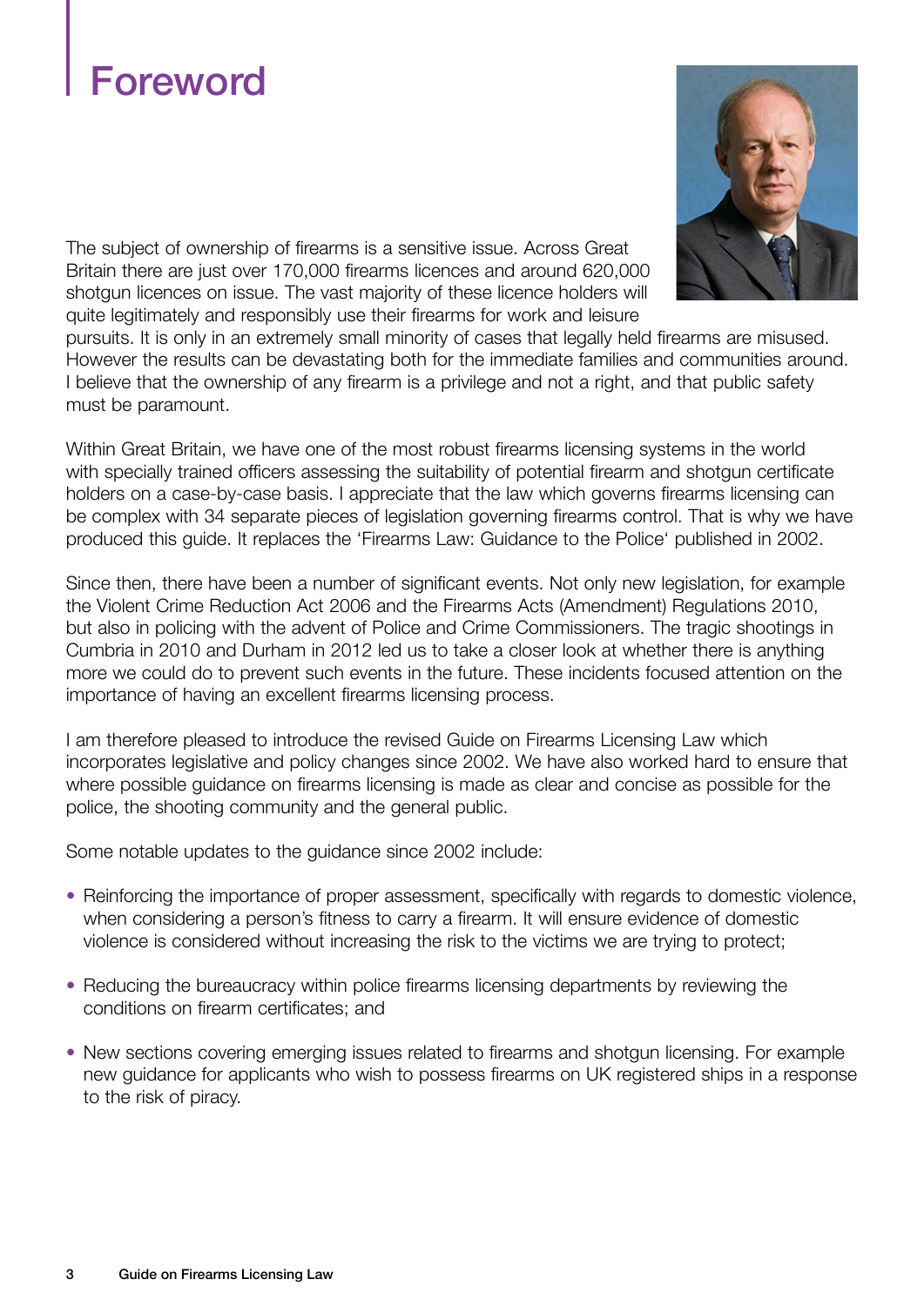# Foreword

The subject of ownership of firearms is a sensitive issue. Across Great Britain there are just over 170,000 firearms licences and around 620,000 shotgun licences on issue. The vast majority of these licence holders will quite legitimately and responsibly use their firearms for work and leisure pursuits. It is only in an extremely small minority of cases that legally held firearms are misused. However the results can be devastating both for the immediate families and communities around. I believe that the ownership of any firearm is a privilege and not a right, and that public safety must be paramount.

Within Great Britain, we have one of the most robust firearms licensing systems in the world with specially trained officers assessing the suitability of potential firearm and shotgun certificate holders on a case-by-case basis. I appreciate that the law which governs firearms licensing can be complex with 34 separate pieces of legislation governing firearms control. That is why we have produced this guide. It replaces the 'Firearms Law: Guidance to the Police' published in 2002.

Since then, there have been a number of significant events. Not only new legislation, for example the Violent Crime Reduction Act 2006 and the Firearms Acts (Amendment) Regulations 2010, but also in policing with the advent of Police and Crime Commissioners. The tragic shootings in Cumbria in 2010 and Durham in 2012 led us to take a closer look at whether there is anything more we could do to prevent such events in the future. These incidents focused attention on the importance of having an excellent firearms licensing process.

I am therefore pleased to introduce the revised Guide on Firearms Licensing Law which incorporates legislative and policy changes since 2002. We have also worked hard to ensure that where possible guidance on firearms licensing is made as clear and concise as possible for the police, the shooting community and the general public.

Some notable updates to the guidance since 2002 include:

- Reinforcing the importance of proper assessment, specifically with regards to domestic violence, when considering a person's fitness to carry a firearm. It will ensure evidence of domestic violence is considered without increasing the risk to the victims we are trying to protect;
- Reducing the bureaucracy within police firearms licensing departments by reviewing the conditions on firearm certificates; and
- New sections covering emerging issues related to firearms and shotgun licensing. For example new guidance for applicants who wish to possess firearms on UK registered ships in a response to the risk of piracy.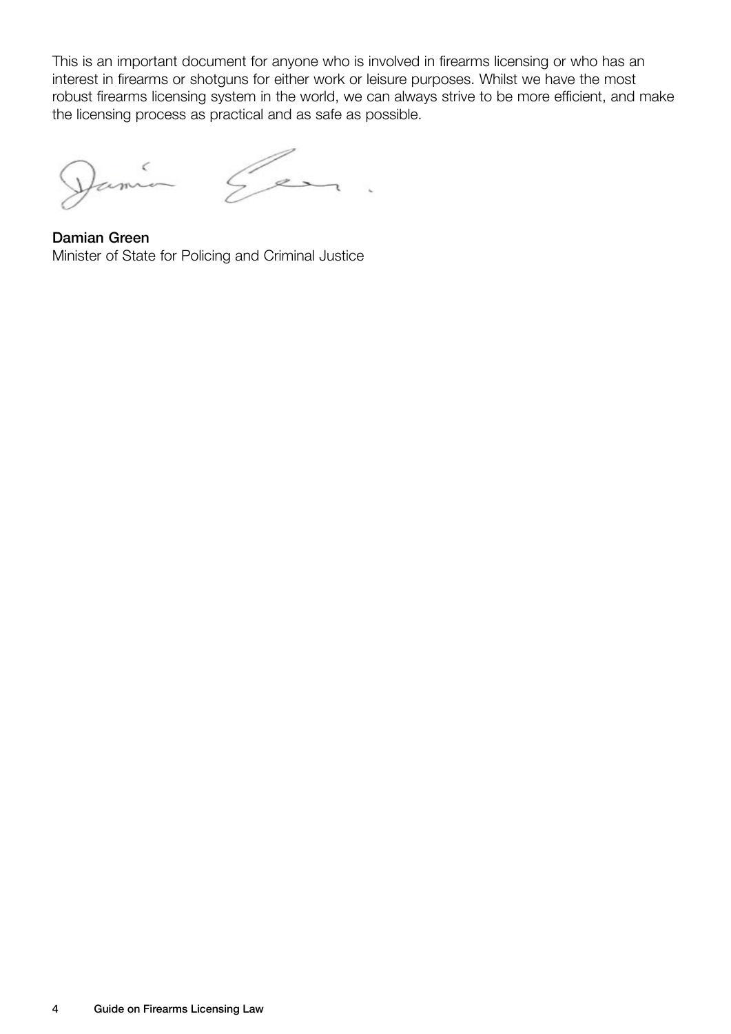This is an important document for anyone who is involved in firearms licensing or who has an interest in firearms or shotguns for either work or leisure purposes. Whilst we have the most robust firearms licensing system in the world, we can always strive to be more efficient, and make the licensing process as practical and as safe as possible.

**Damian Green**
Minister of State for Policing and Criminal Justice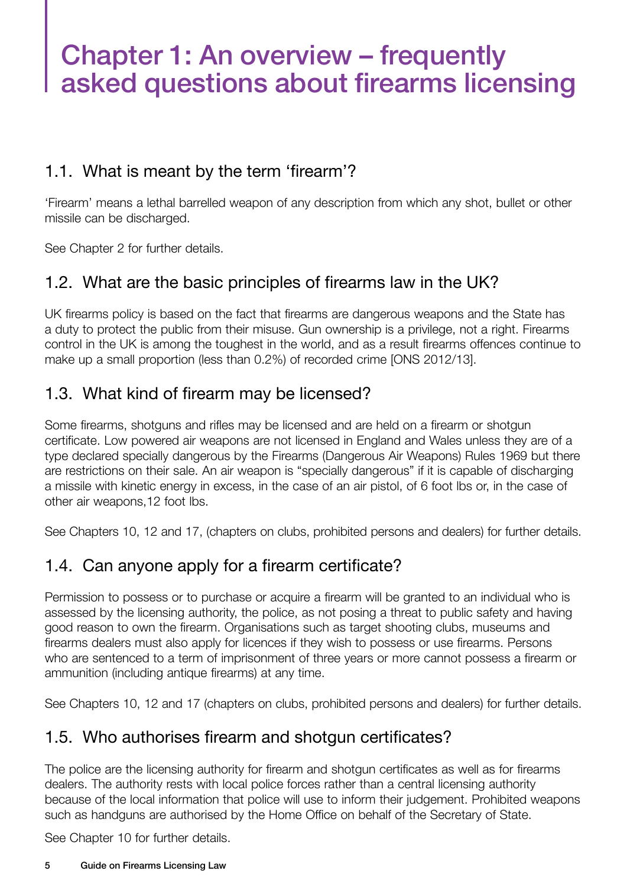# Chapter 1: An overview – frequently asked questions about firearms licensing

## 1.1. What is meant by the term 'firearm'?

'Firearm' means a lethal barrelled weapon of any description from which any shot, bullet or other missile can be discharged.

See Chapter 2 for further details.

## 1.2. What are the basic principles of firearms law in the UK?

UK firearms policy is based on the fact that firearms are dangerous weapons and the State has a duty to protect the public from their misuse. Gun ownership is a privilege, not a right. Firearms control in the UK is among the toughest in the world, and as a result firearms offences continue to make up a small proportion (less than 0.2%) of recorded crime [ONS 2012/13].

## 1.3. What kind of firearm may be licensed?

Some firearms, shotguns and rifles may be licensed and are held on a firearm or shotgun certificate. Low powered air weapons are not licensed in England and Wales unless they are of a type declared specially dangerous by the Firearms (Dangerous Air Weapons) Rules 1969 but there are restrictions on their sale. An air weapon is "specially dangerous" if it is capable of discharging a missile with kinetic energy in excess, in the case of an air pistol, of 6 foot lbs or, in the case of other air weapons,12 foot lbs.

See Chapters 10, 12 and 17, (chapters on clubs, prohibited persons and dealers) for further details.

## 1.4. Can anyone apply for a firearm certificate?

Permission to possess or to purchase or acquire a firearm will be granted to an individual who is assessed by the licensing authority, the police, as not posing a threat to public safety and having good reason to own the firearm. Organisations such as target shooting clubs, museums and firearms dealers must also apply for licences if they wish to possess or use firearms. Persons who are sentenced to a term of imprisonment of three years or more cannot possess a firearm or ammunition (including antique firearms) at any time.

See Chapters 10, 12 and 17 (chapters on clubs, prohibited persons and dealers) for further details.

## 1.5. Who authorises firearm and shotgun certificates?

The police are the licensing authority for firearm and shotgun certificates as well as for firearms dealers. The authority rests with local police forces rather than a central licensing authority because of the local information that police will use to inform their judgement. Prohibited weapons such as handguns are authorised by the Home Office on behalf of the Secretary of State.

See Chapter 10 for further details.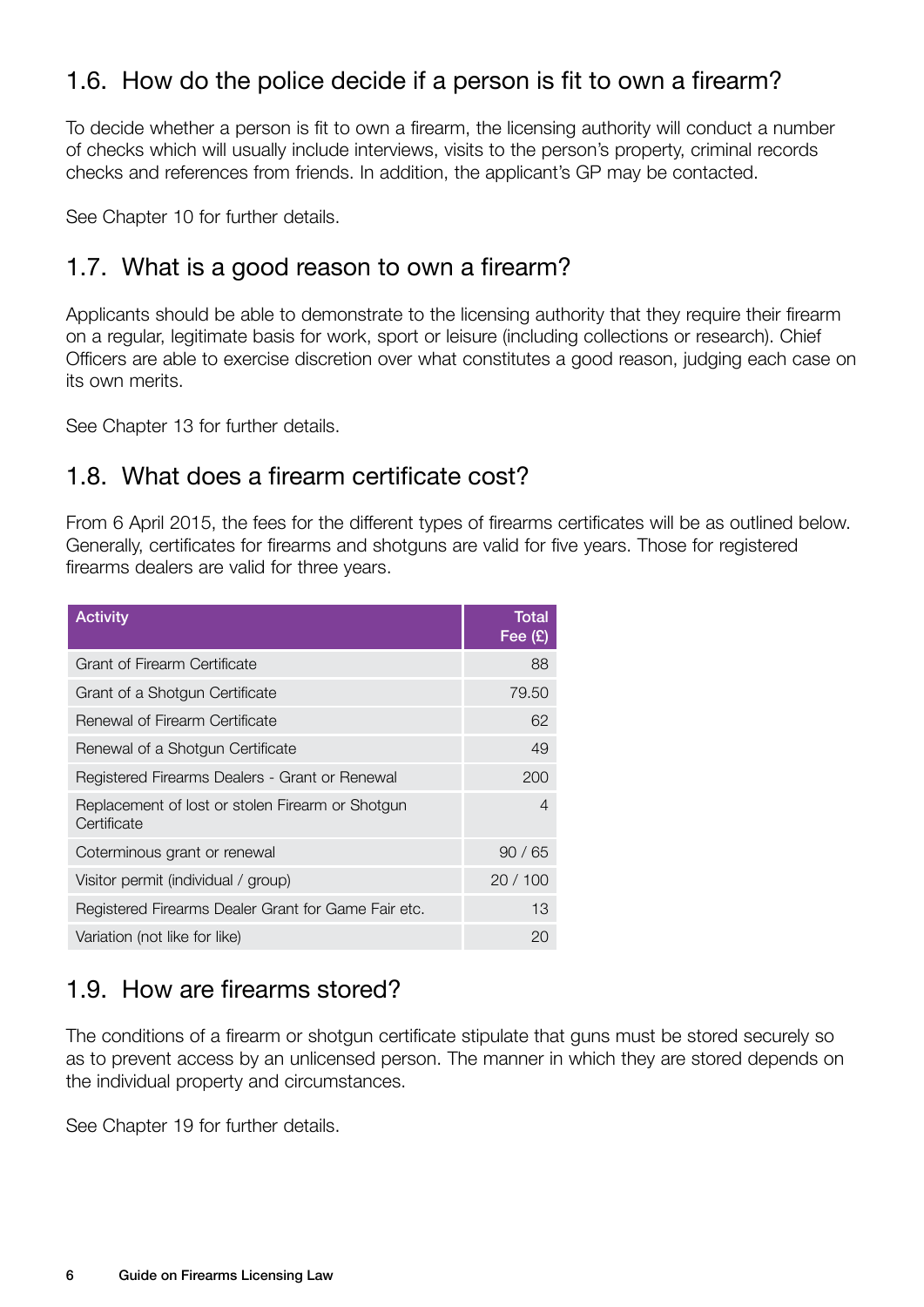## 1.6. How do the police decide if a person is fit to own a firearm?

To decide whether a person is fit to own a firearm, the licensing authority will conduct a number of checks which will usually include interviews, visits to the person's property, criminal records checks and references from friends. In addition, the applicant's GP may be contacted.

See Chapter 10 for further details.

## 1.7. What is a good reason to own a firearm?

Applicants should be able to demonstrate to the licensing authority that they require their firearm on a regular, legitimate basis for work, sport or leisure (including collections or research). Chief Officers are able to exercise discretion over what constitutes a good reason, judging each case on its own merits.

See Chapter 13 for further details.

## 1.8. What does a firearm certificate cost?

From 6 April 2015, the fees for the different types of firearms certificates will be as outlined below. Generally, certificates for firearms and shotguns are valid for five years. Those for registered firearms dealers are valid for three years.

| Activity | Total Fee (£) |
|---|---:|
| Grant of Firearm Certificate | 88 |
| Grant of a Shotgun Certificate | 79.50 |
| Renewal of Firearm Certificate | 62 |
| Renewal of a Shotgun Certificate | 49 |
| Registered Firearms Dealers - Grant or Renewal | 200 |
| Replacement of lost or stolen Firearm or Shotgun Certificate | 4 |
| Coterminous grant or renewal | 90 / 65 |
| Visitor permit (individual / group) | 20 / 100 |
| Registered Firearms Dealer Grant for Game Fair etc. | 13 |
| Variation (not like for like) | 20 |

## 1.9. How are firearms stored?

The conditions of a firearm or shotgun certificate stipulate that guns must be stored securely so as to prevent access by an unlicensed person. The manner in which they are stored depends on the individual property and circumstances.

See Chapter 19 for further details.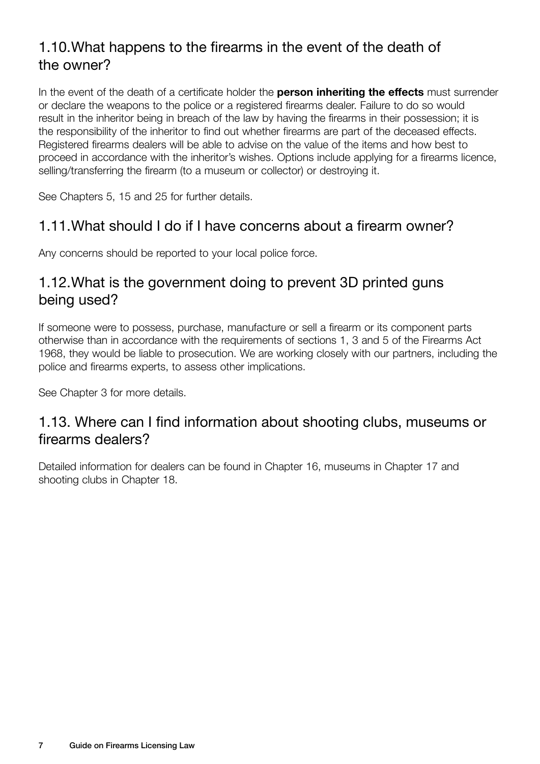## 1.10. What happens to the firearms in the event of the death of the owner?

In the event of the death of a certificate holder the **person inheriting the effects** must surrender or declare the weapons to the police or a registered firearms dealer. Failure to do so would result in the inheritor being in breach of the law by having the firearms in their possession; it is the responsibility of the inheritor to find out whether firearms are part of the deceased effects. Registered firearms dealers will be able to advise on the value of the items and how best to proceed in accordance with the inheritor's wishes. Options include applying for a firearms licence, selling/transferring the firearm (to a museum or collector) or destroying it.

See Chapters 5, 15 and 25 for further details.

## 1.11. What should I do if I have concerns about a firearm owner?

Any concerns should be reported to your local police force.

## 1.12. What is the government doing to prevent 3D printed guns being used?

If someone were to possess, purchase, manufacture or sell a firearm or its component parts otherwise than in accordance with the requirements of sections 1, 3 and 5 of the Firearms Act 1968, they would be liable to prosecution. We are working closely with our partners, including the police and firearms experts, to assess other implications.

See Chapter 3 for more details.

## 1.13. Where can I find information about shooting clubs, museums or firearms dealers?

Detailed information for dealers can be found in Chapter 16, museums in Chapter 17 and shooting clubs in Chapter 18.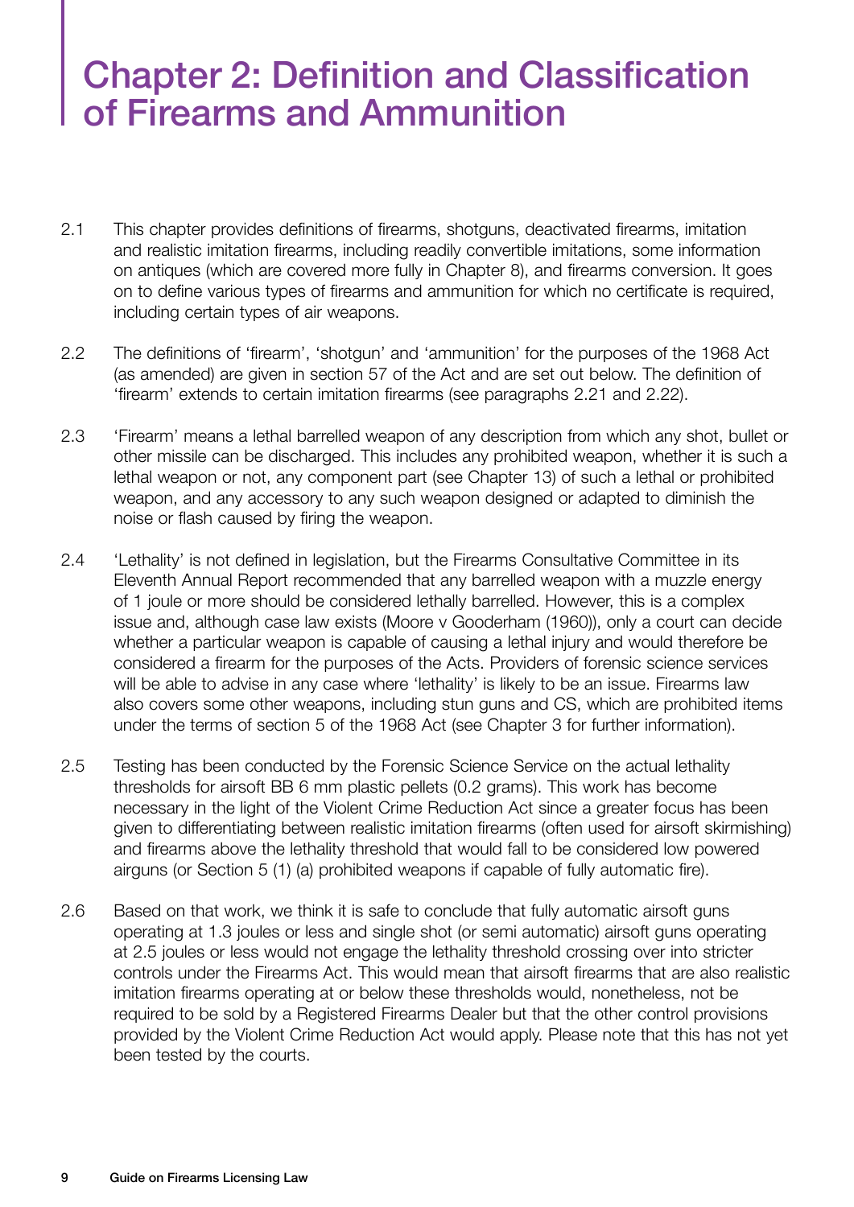# Chapter 2: Definition and Classification of Firearms and Ammunition

2.1 This chapter provides definitions of firearms, shotguns, deactivated firearms, imitation and realistic imitation firearms, including readily convertible imitations, some information on antiques (which are covered more fully in Chapter 8), and firearms conversion. It goes on to define various types of firearms and ammunition for which no certificate is required, including certain types of air weapons.

2.2 The definitions of 'firearm', 'shotgun' and 'ammunition' for the purposes of the 1968 Act (as amended) are given in section 57 of the Act and are set out below. The definition of 'firearm' extends to certain imitation firearms (see paragraphs 2.21 and 2.22).

2.3 'Firearm' means a lethal barrelled weapon of any description from which any shot, bullet or other missile can be discharged. This includes any prohibited weapon, whether it is such a lethal weapon or not, any component part (see Chapter 13) of such a lethal or prohibited weapon, and any accessory to any such weapon designed or adapted to diminish the noise or flash caused by firing the weapon.

2.4 'Lethality' is not defined in legislation, but the Firearms Consultative Committee in its Eleventh Annual Report recommended that any barrelled weapon with a muzzle energy of 1 joule or more should be considered lethally barrelled. However, this is a complex issue and, although case law exists (Moore v Gooderham (1960)), only a court can decide whether a particular weapon is capable of causing a lethal injury and would therefore be considered a firearm for the purposes of the Acts. Providers of forensic science services will be able to advise in any case where 'lethality' is likely to be an issue. Firearms law also covers some other weapons, including stun guns and CS, which are prohibited items under the terms of section 5 of the 1968 Act (see Chapter 3 for further information).

2.5 Testing has been conducted by the Forensic Science Service on the actual lethality thresholds for airsoft BB 6 mm plastic pellets (0.2 grams). This work has become necessary in the light of the Violent Crime Reduction Act since a greater focus has been given to differentiating between realistic imitation firearms (often used for airsoft skirmishing) and firearms above the lethality threshold that would fall to be considered low powered airguns (or Section 5 (1) (a) prohibited weapons if capable of fully automatic fire).

2.6 Based on that work, we think it is safe to conclude that fully automatic airsoft guns operating at 1.3 joules or less and single shot (or semi automatic) airsoft guns operating at 2.5 joules or less would not engage the lethality threshold crossing over into stricter controls under the Firearms Act. This would mean that airsoft firearms that are also realistic imitation firearms operating at or below these thresholds would, nonetheless, not be required to be sold by a Registered Firearms Dealer but that the other control provisions provided by the Violent Crime Reduction Act would apply. Please note that this has not yet been tested by the courts.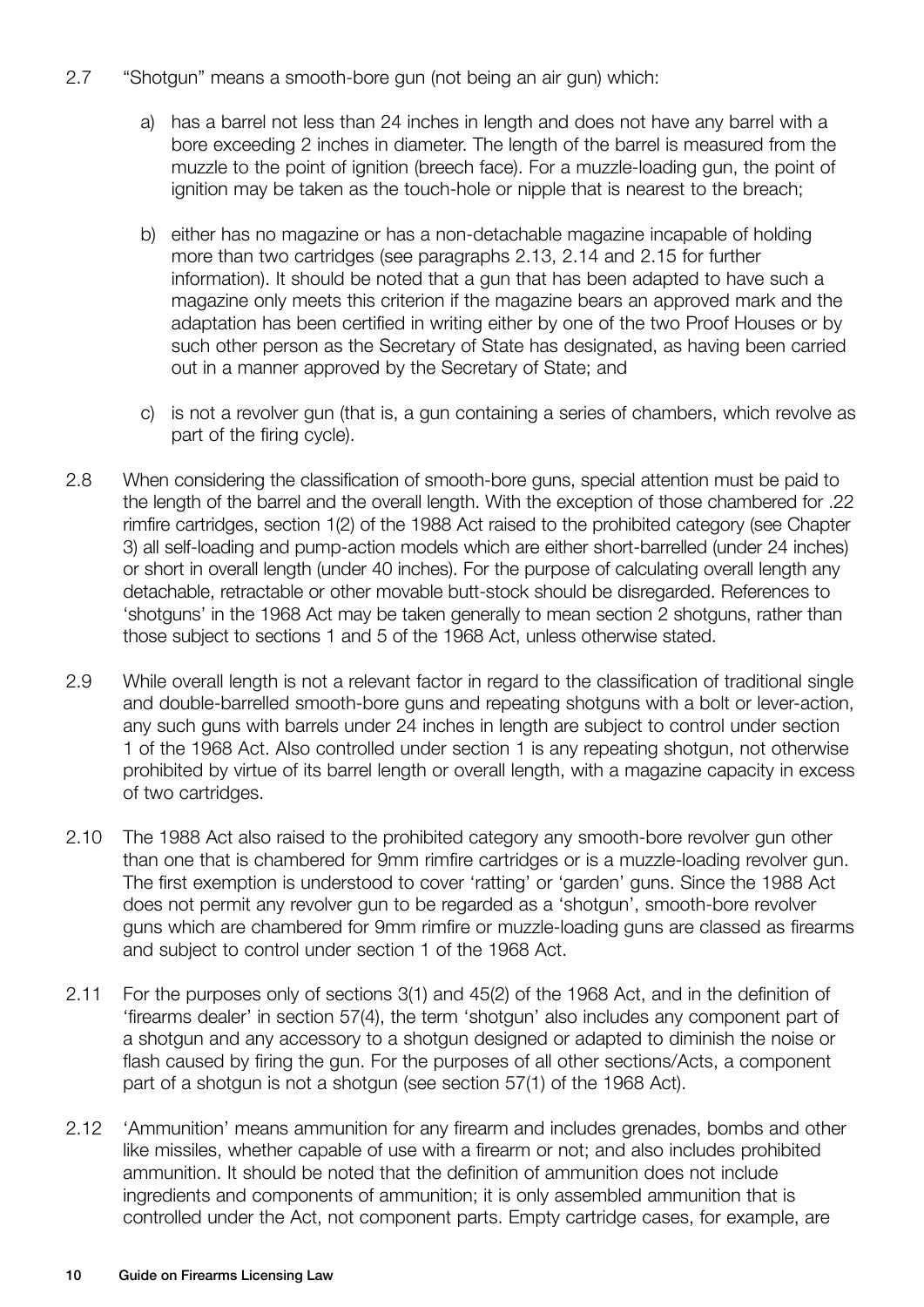2.7 "Shotgun" means a smooth-bore gun (not being an air gun) which:

a) has a barrel not less than 24 inches in length and does not have any barrel with a bore exceeding 2 inches in diameter. The length of the barrel is measured from the muzzle to the point of ignition (breech face). For a muzzle-loading gun, the point of ignition may be taken as the touch-hole or nipple that is nearest to the breach;

b) either has no magazine or has a non-detachable magazine incapable of holding more than two cartridges (see paragraphs 2.13, 2.14 and 2.15 for further information). It should be noted that a gun that has been adapted to have such a magazine only meets this criterion if the magazine bears an approved mark and the adaptation has been certified in writing either by one of the two Proof Houses or by such other person as the Secretary of State has designated, as having been carried out in a manner approved by the Secretary of State; and

c) is not a revolver gun (that is, a gun containing a series of chambers, which revolve as part of the firing cycle).

2.8 When considering the classification of smooth-bore guns, special attention must be paid to the length of the barrel and the overall length. With the exception of those chambered for .22 rimfire cartridges, section 1(2) of the 1988 Act raised to the prohibited category (see Chapter 3) all self-loading and pump-action models which are either short-barrelled (under 24 inches) or short in overall length (under 40 inches). For the purpose of calculating overall length any detachable, retractable or other movable butt-stock should be disregarded. References to 'shotguns' in the 1968 Act may be taken generally to mean section 2 shotguns, rather than those subject to sections 1 and 5 of the 1968 Act, unless otherwise stated.

2.9 While overall length is not a relevant factor in regard to the classification of traditional single and double-barrelled smooth-bore guns and repeating shotguns with a bolt or lever-action, any such guns with barrels under 24 inches in length are subject to control under section 1 of the 1968 Act. Also controlled under section 1 is any repeating shotgun, not otherwise prohibited by virtue of its barrel length or overall length, with a magazine capacity in excess of two cartridges.

2.10 The 1988 Act also raised to the prohibited category any smooth-bore revolver gun other than one that is chambered for 9mm rimfire cartridges or is a muzzle-loading revolver gun. The first exemption is understood to cover 'ratting' or 'garden' guns. Since the 1988 Act does not permit any revolver gun to be regarded as a 'shotgun', smooth-bore revolver guns which are chambered for 9mm rimfire or muzzle-loading guns are classed as firearms and subject to control under section 1 of the 1968 Act.

2.11 For the purposes only of sections 3(1) and 45(2) of the 1968 Act, and in the definition of 'firearms dealer' in section 57(4), the term 'shotgun' also includes any component part of a shotgun and any accessory to a shotgun designed or adapted to diminish the noise or flash caused by firing the gun. For the purposes of all other sections/Acts, a component part of a shotgun is not a shotgun (see section 57(1) of the 1968 Act).

2.12 'Ammunition' means ammunition for any firearm and includes grenades, bombs and other like missiles, whether capable of use with a firearm or not; and also includes prohibited ammunition. It should be noted that the definition of ammunition does not include ingredients and components of ammunition; it is only assembled ammunition that is controlled under the Act, not component parts. Empty cartridge cases, for example, are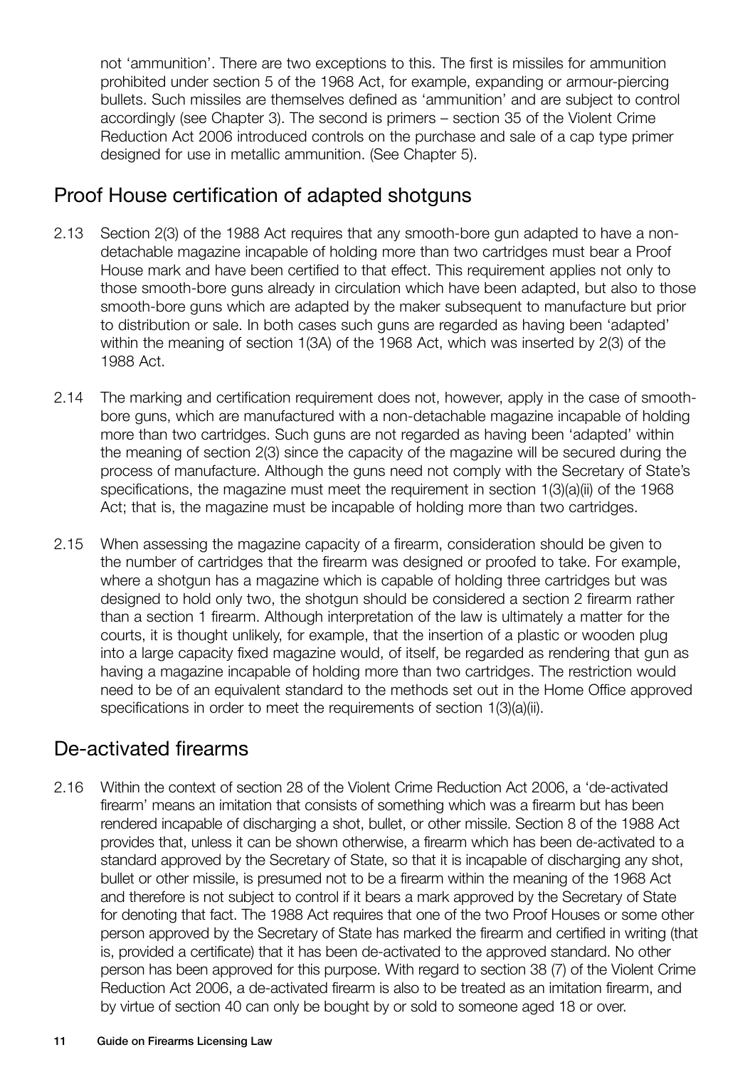not 'ammunition'. There are two exceptions to this. The first is missiles for ammunition prohibited under section 5 of the 1968 Act, for example, expanding or armour-piercing bullets. Such missiles are themselves defined as 'ammunition' and are subject to control accordingly (see Chapter 3). The second is primers – section 35 of the Violent Crime Reduction Act 2006 introduced controls on the purchase and sale of a cap type primer designed for use in metallic ammunition. (See Chapter 5).

## Proof House certification of adapted shotguns

2.13 Section 2(3) of the 1988 Act requires that any smooth-bore gun adapted to have a non-detachable magazine incapable of holding more than two cartridges must bear a Proof House mark and have been certified to that effect. This requirement applies not only to those smooth-bore guns already in circulation which have been adapted, but also to those smooth-bore guns which are adapted by the maker subsequent to manufacture but prior to distribution or sale. In both cases such guns are regarded as having been 'adapted' within the meaning of section 1(3A) of the 1968 Act, which was inserted by 2(3) of the 1988 Act.

2.14 The marking and certification requirement does not, however, apply in the case of smooth-bore guns, which are manufactured with a non-detachable magazine incapable of holding more than two cartridges. Such guns are not regarded as having been 'adapted' within the meaning of section 2(3) since the capacity of the magazine will be secured during the process of manufacture. Although the guns need not comply with the Secretary of State's specifications, the magazine must meet the requirement in section 1(3)(a)(ii) of the 1968 Act; that is, the magazine must be incapable of holding more than two cartridges.

2.15 When assessing the magazine capacity of a firearm, consideration should be given to the number of cartridges that the firearm was designed or proofed to take. For example, where a shotgun has a magazine which is capable of holding three cartridges but was designed to hold only two, the shotgun should be considered a section 2 firearm rather than a section 1 firearm. Although interpretation of the law is ultimately a matter for the courts, it is thought unlikely, for example, that the insertion of a plastic or wooden plug into a large capacity fixed magazine would, of itself, be regarded as rendering that gun as having a magazine incapable of holding more than two cartridges. The restriction would need to be of an equivalent standard to the methods set out in the Home Office approved specifications in order to meet the requirements of section 1(3)(a)(ii).

## De-activated firearms

2.16 Within the context of section 28 of the Violent Crime Reduction Act 2006, a 'de-activated firearm' means an imitation that consists of something which was a firearm but has been rendered incapable of discharging a shot, bullet, or other missile. Section 8 of the 1988 Act provides that, unless it can be shown otherwise, a firearm which has been de-activated to a standard approved by the Secretary of State, so that it is incapable of discharging any shot, bullet or other missile, is presumed not to be a firearm within the meaning of the 1968 Act and therefore is not subject to control if it bears a mark approved by the Secretary of State for denoting that fact. The 1988 Act requires that one of the two Proof Houses or some other person approved by the Secretary of State has marked the firearm and certified in writing (that is, provided a certificate) that it has been de-activated to the approved standard. No other person has been approved for this purpose. With regard to section 38 (7) of the Violent Crime Reduction Act 2006, a de-activated firearm is also to be treated as an imitation firearm, and by virtue of section 40 can only be bought by or sold to someone aged 18 or over.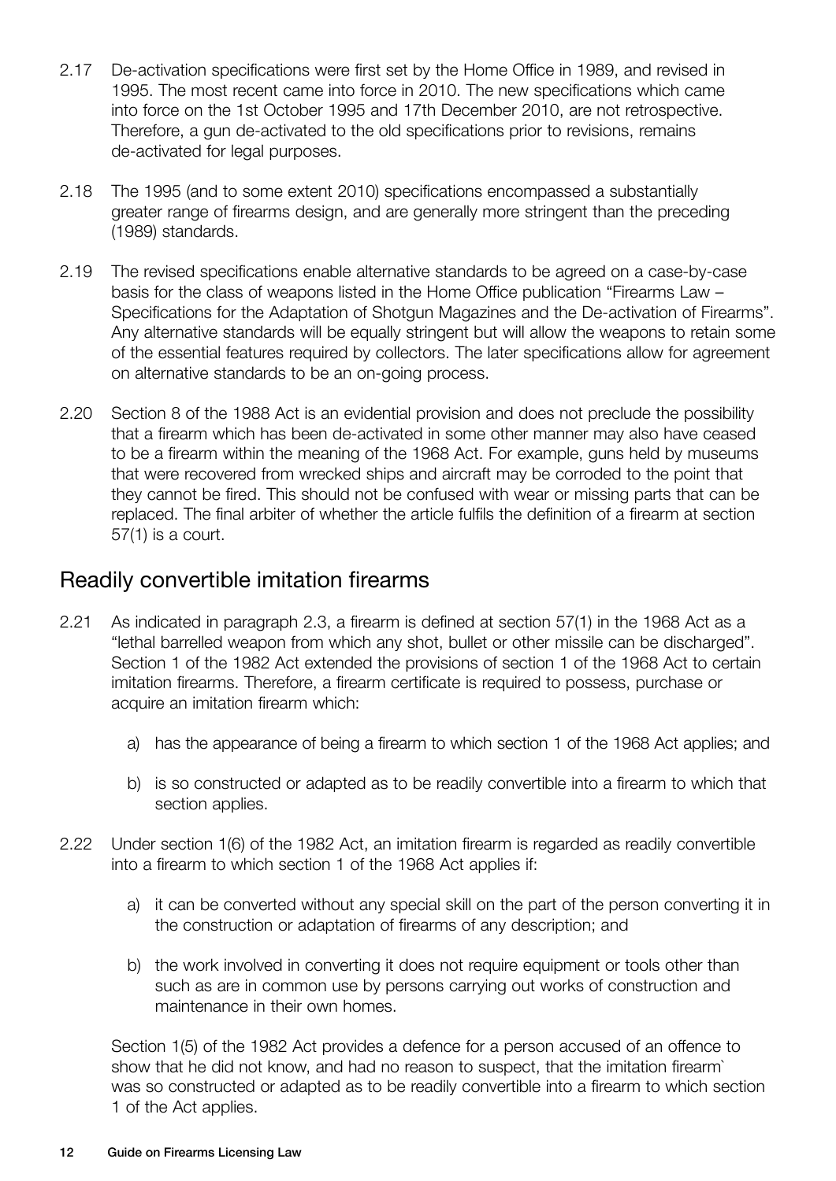2.17 De-activation specifications were first set by the Home Office in 1989, and revised in 1995. The most recent came into force in 2010. The new specifications which came into force on the 1st October 1995 and 17th December 2010, are not retrospective. Therefore, a gun de-activated to the old specifications prior to revisions, remains de-activated for legal purposes.

2.18 The 1995 (and to some extent 2010) specifications encompassed a substantially greater range of firearms design, and are generally more stringent than the preceding (1989) standards.

2.19 The revised specifications enable alternative standards to be agreed on a case-by-case basis for the class of weapons listed in the Home Office publication "Firearms Law – Specifications for the Adaptation of Shotgun Magazines and the De-activation of Firearms". Any alternative standards will be equally stringent but will allow the weapons to retain some of the essential features required by collectors. The later specifications allow for agreement on alternative standards to be an on-going process.

2.20 Section 8 of the 1988 Act is an evidential provision and does not preclude the possibility that a firearm which has been de-activated in some other manner may also have ceased to be a firearm within the meaning of the 1968 Act. For example, guns held by museums that were recovered from wrecked ships and aircraft may be corroded to the point that they cannot be fired. This should not be confused with wear or missing parts that can be replaced. The final arbiter of whether the article fulfils the definition of a firearm at section 57(1) is a court.

## Readily convertible imitation firearms

2.21 As indicated in paragraph 2.3, a firearm is defined at section 57(1) in the 1968 Act as a "lethal barrelled weapon from which any shot, bullet or other missile can be discharged". Section 1 of the 1982 Act extended the provisions of section 1 of the 1968 Act to certain imitation firearms. Therefore, a firearm certificate is required to possess, purchase or acquire an imitation firearm which:

a) has the appearance of being a firearm to which section 1 of the 1968 Act applies; and

b) is so constructed or adapted as to be readily convertible into a firearm to which that section applies.

2.22 Under section 1(6) of the 1982 Act, an imitation firearm is regarded as readily convertible into a firearm to which section 1 of the 1968 Act applies if:

a) it can be converted without any special skill on the part of the person converting it in the construction or adaptation of firearms of any description; and

b) the work involved in converting it does not require equipment or tools other than such as are in common use by persons carrying out works of construction and maintenance in their own homes.

Section 1(5) of the 1982 Act provides a defence for a person accused of an offence to show that he did not know, and had no reason to suspect, that the imitation firearm` was so constructed or adapted as to be readily convertible into a firearm to which section 1 of the Act applies.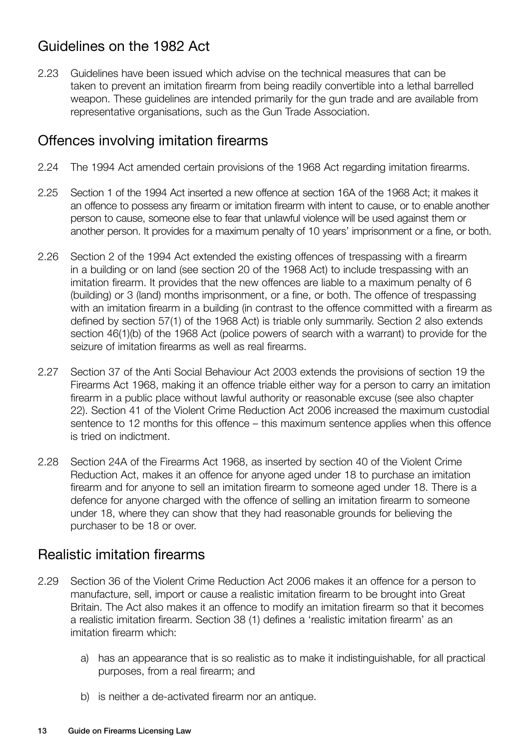## Guidelines on the 1982 Act

2.23 Guidelines have been issued which advise on the technical measures that can be taken to prevent an imitation firearm from being readily convertible into a lethal barrelled weapon. These guidelines are intended primarily for the gun trade and are available from representative organisations, such as the Gun Trade Association.

## Offences involving imitation firearms

2.24 The 1994 Act amended certain provisions of the 1968 Act regarding imitation firearms.

2.25 Section 1 of the 1994 Act inserted a new offence at section 16A of the 1968 Act; it makes it an offence to possess any firearm or imitation firearm with intent to cause, or to enable another person to cause, someone else to fear that unlawful violence will be used against them or another person. It provides for a maximum penalty of 10 years' imprisonment or a fine, or both.

2.26 Section 2 of the 1994 Act extended the existing offences of trespassing with a firearm in a building or on land (see section 20 of the 1968 Act) to include trespassing with an imitation firearm. It provides that the new offences are liable to a maximum penalty of 6 (building) or 3 (land) months imprisonment, or a fine, or both. The offence of trespassing with an imitation firearm in a building (in contrast to the offence committed with a firearm as defined by section 57(1) of the 1968 Act) is triable only summarily. Section 2 also extends section 46(1)(b) of the 1968 Act (police powers of search with a warrant) to provide for the seizure of imitation firearms as well as real firearms.

2.27 Section 37 of the Anti Social Behaviour Act 2003 extends the provisions of section 19 the Firearms Act 1968, making it an offence triable either way for a person to carry an imitation firearm in a public place without lawful authority or reasonable excuse (see also chapter 22). Section 41 of the Violent Crime Reduction Act 2006 increased the maximum custodial sentence to 12 months for this offence – this maximum sentence applies when this offence is tried on indictment.

2.28 Section 24A of the Firearms Act 1968, as inserted by section 40 of the Violent Crime Reduction Act, makes it an offence for anyone aged under 18 to purchase an imitation firearm and for anyone to sell an imitation firearm to someone aged under 18. There is a defence for anyone charged with the offence of selling an imitation firearm to someone under 18, where they can show that they had reasonable grounds for believing the purchaser to be 18 or over.

## Realistic imitation firearms

2.29 Section 36 of the Violent Crime Reduction Act 2006 makes it an offence for a person to manufacture, sell, import or cause a realistic imitation firearm to be brought into Great Britain. The Act also makes it an offence to modify an imitation firearm so that it becomes a realistic imitation firearm. Section 38 (1) defines a 'realistic imitation firearm' as an imitation firearm which:

a) has an appearance that is so realistic as to make it indistinguishable, for all practical purposes, from a real firearm; and

b) is neither a de-activated firearm nor an antique.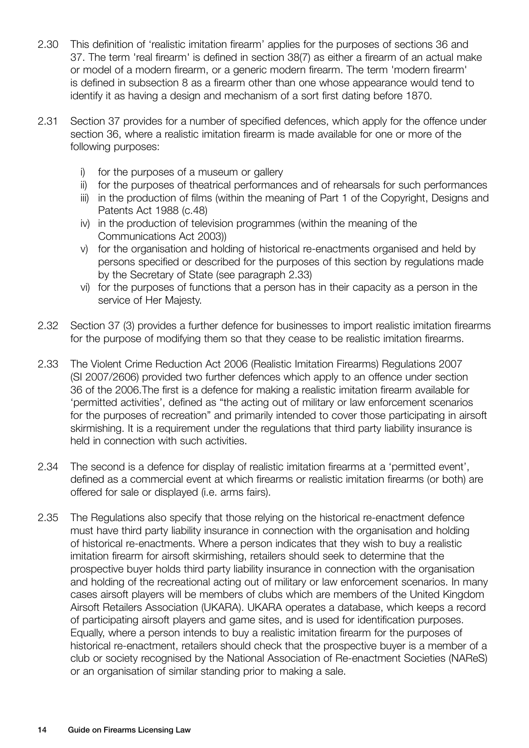2.30 This definition of 'realistic imitation firearm' applies for the purposes of sections 36 and 37. The term 'real firearm' is defined in section 38(7) as either a firearm of an actual make or model of a modern firearm, or a generic modern firearm. The term 'modern firearm' is defined in subsection 8 as a firearm other than one whose appearance would tend to identify it as having a design and mechanism of a sort first dating before 1870.

2.31 Section 37 provides for a number of specified defences, which apply for the offence under section 36, where a realistic imitation firearm is made available for one or more of the following purposes:

   i) for the purposes of a museum or gallery
   ii) for the purposes of theatrical performances and of rehearsals for such performances
   iii) in the production of films (within the meaning of Part 1 of the Copyright, Designs and Patents Act 1988 (c.48)
   iv) in the production of television programmes (within the meaning of the Communications Act 2003))
   v) for the organisation and holding of historical re-enactments organised and held by persons specified or described for the purposes of this section by regulations made by the Secretary of State (see paragraph 2.33)
   vi) for the purposes of functions that a person has in their capacity as a person in the service of Her Majesty.

2.32 Section 37 (3) provides a further defence for businesses to import realistic imitation firearms for the purpose of modifying them so that they cease to be realistic imitation firearms.

2.33 The Violent Crime Reduction Act 2006 (Realistic Imitation Firearms) Regulations 2007 (SI 2007/2606) provided two further defences which apply to an offence under section 36 of the 2006.The first is a defence for making a realistic imitation firearm available for 'permitted activities', defined as "the acting out of military or law enforcement scenarios for the purposes of recreation" and primarily intended to cover those participating in airsoft skirmishing. It is a requirement under the regulations that third party liability insurance is held in connection with such activities.

2.34 The second is a defence for display of realistic imitation firearms at a 'permitted event', defined as a commercial event at which firearms or realistic imitation firearms (or both) are offered for sale or displayed (i.e. arms fairs).

2.35 The Regulations also specify that those relying on the historical re-enactment defence must have third party liability insurance in connection with the organisation and holding of historical re-enactments. Where a person indicates that they wish to buy a realistic imitation firearm for airsoft skirmishing, retailers should seek to determine that the prospective buyer holds third party liability insurance in connection with the organisation and holding of the recreational acting out of military or law enforcement scenarios. In many cases airsoft players will be members of clubs which are members of the United Kingdom Airsoft Retailers Association (UKARA). UKARA operates a database, which keeps a record of participating airsoft players and game sites, and is used for identification purposes. Equally, where a person intends to buy a realistic imitation firearm for the purposes of historical re-enactment, retailers should check that the prospective buyer is a member of a club or society recognised by the National Association of Re-enactment Societies (NAReS) or an organisation of similar standing prior to making a sale.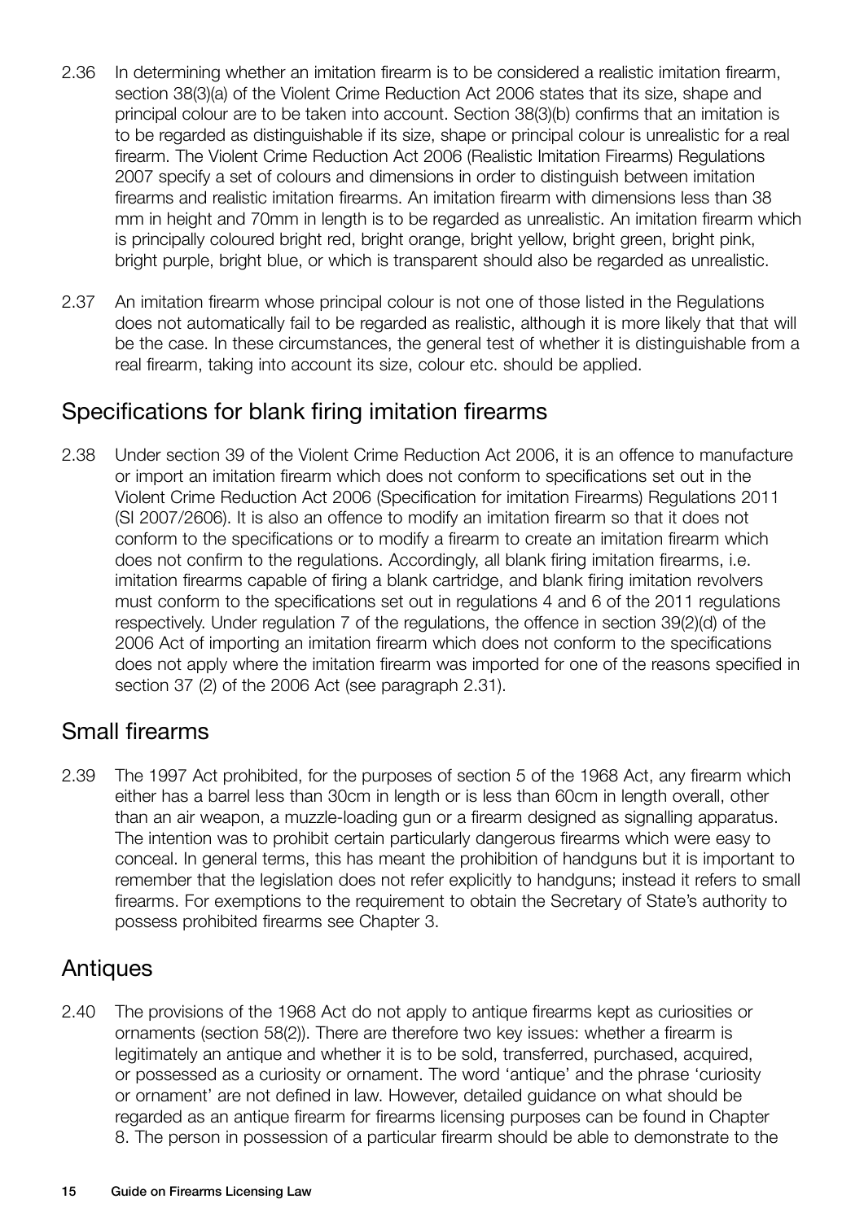2.36 In determining whether an imitation firearm is to be considered a realistic imitation firearm, section 38(3)(a) of the Violent Crime Reduction Act 2006 states that its size, shape and principal colour are to be taken into account. Section 38(3)(b) confirms that an imitation is to be regarded as distinguishable if its size, shape or principal colour is unrealistic for a real firearm. The Violent Crime Reduction Act 2006 (Realistic Imitation Firearms) Regulations 2007 specify a set of colours and dimensions in order to distinguish between imitation firearms and realistic imitation firearms. An imitation firearm with dimensions less than 38 mm in height and 70mm in length is to be regarded as unrealistic. An imitation firearm which is principally coloured bright red, bright orange, bright yellow, bright green, bright pink, bright purple, bright blue, or which is transparent should also be regarded as unrealistic.

2.37 An imitation firearm whose principal colour is not one of those listed in the Regulations does not automatically fail to be regarded as realistic, although it is more likely that that will be the case. In these circumstances, the general test of whether it is distinguishable from a real firearm, taking into account its size, colour etc. should be applied.

## Specifications for blank firing imitation firearms

2.38 Under section 39 of the Violent Crime Reduction Act 2006, it is an offence to manufacture or import an imitation firearm which does not conform to specifications set out in the Violent Crime Reduction Act 2006 (Specification for imitation Firearms) Regulations 2011 (SI 2007/2606). It is also an offence to modify an imitation firearm so that it does not conform to the specifications or to modify a firearm to create an imitation firearm which does not confirm to the regulations. Accordingly, all blank firing imitation firearms, i.e. imitation firearms capable of firing a blank cartridge, and blank firing imitation revolvers must conform to the specifications set out in regulations 4 and 6 of the 2011 regulations respectively. Under regulation 7 of the regulations, the offence in section 39(2)(d) of the 2006 Act of importing an imitation firearm which does not conform to the specifications does not apply where the imitation firearm was imported for one of the reasons specified in section 37 (2) of the 2006 Act (see paragraph 2.31).

## Small firearms

2.39 The 1997 Act prohibited, for the purposes of section 5 of the 1968 Act, any firearm which either has a barrel less than 30cm in length or is less than 60cm in length overall, other than an air weapon, a muzzle-loading gun or a firearm designed as signalling apparatus. The intention was to prohibit certain particularly dangerous firearms which were easy to conceal. In general terms, this has meant the prohibition of handguns but it is important to remember that the legislation does not refer explicitly to handguns; instead it refers to small firearms. For exemptions to the requirement to obtain the Secretary of State's authority to possess prohibited firearms see Chapter 3.

## Antiques

2.40 The provisions of the 1968 Act do not apply to antique firearms kept as curiosities or ornaments (section 58(2)). There are therefore two key issues: whether a firearm is legitimately an antique and whether it is to be sold, transferred, purchased, acquired, or possessed as a curiosity or ornament. The word 'antique' and the phrase 'curiosity or ornament' are not defined in law. However, detailed guidance on what should be regarded as an antique firearm for firearms licensing purposes can be found in Chapter 8. The person in possession of a particular firearm should be able to demonstrate to the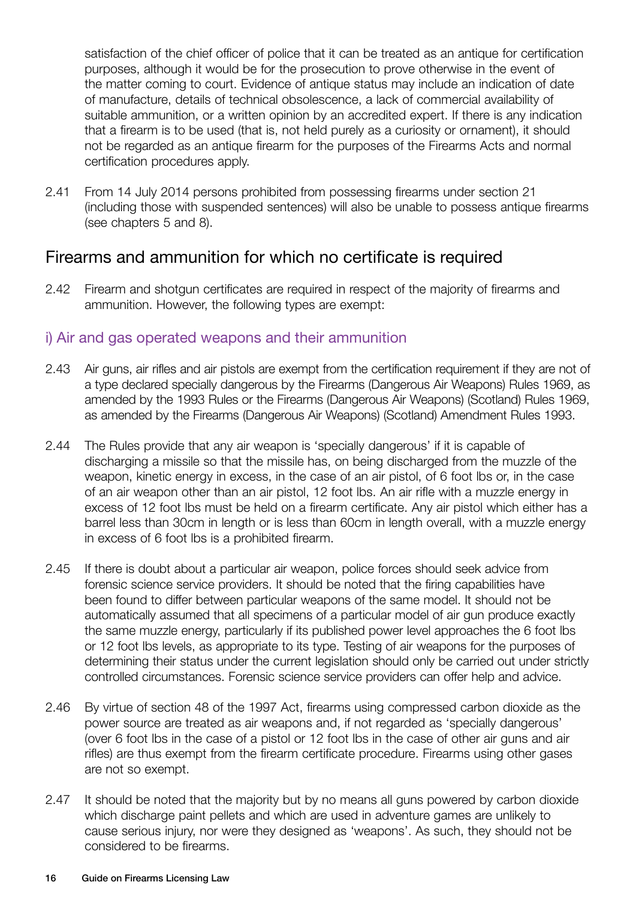satisfaction of the chief officer of police that it can be treated as an antique for certification purposes, although it would be for the prosecution to prove otherwise in the event of the matter coming to court. Evidence of antique status may include an indication of date of manufacture, details of technical obsolescence, a lack of commercial availability of suitable ammunition, or a written opinion by an accredited expert. If there is any indication that a firearm is to be used (that is, not held purely as a curiosity or ornament), it should not be regarded as an antique firearm for the purposes of the Firearms Acts and normal certification procedures apply.

2.41 From 14 July 2014 persons prohibited from possessing firearms under section 21 (including those with suspended sentences) will also be unable to possess antique firearms (see chapters 5 and 8).

## Firearms and ammunition for which no certificate is required

2.42 Firearm and shotgun certificates are required in respect of the majority of firearms and ammunition. However, the following types are exempt:

### i) Air and gas operated weapons and their ammunition

2.43 Air guns, air rifles and air pistols are exempt from the certification requirement if they are not of a type declared specially dangerous by the Firearms (Dangerous Air Weapons) Rules 1969, as amended by the 1993 Rules or the Firearms (Dangerous Air Weapons) (Scotland) Rules 1969, as amended by the Firearms (Dangerous Air Weapons) (Scotland) Amendment Rules 1993.

2.44 The Rules provide that any air weapon is 'specially dangerous' if it is capable of discharging a missile so that the missile has, on being discharged from the muzzle of the weapon, kinetic energy in excess, in the case of an air pistol, of 6 foot lbs or, in the case of an air weapon other than an air pistol, 12 foot lbs. An air rifle with a muzzle energy in excess of 12 foot lbs must be held on a firearm certificate. Any air pistol which either has a barrel less than 30cm in length or is less than 60cm in length overall, with a muzzle energy in excess of 6 foot lbs is a prohibited firearm.

2.45 If there is doubt about a particular air weapon, police forces should seek advice from forensic science service providers. It should be noted that the firing capabilities have been found to differ between particular weapons of the same model. It should not be automatically assumed that all specimens of a particular model of air gun produce exactly the same muzzle energy, particularly if its published power level approaches the 6 foot lbs or 12 foot lbs levels, as appropriate to its type. Testing of air weapons for the purposes of determining their status under the current legislation should only be carried out under strictly controlled circumstances. Forensic science service providers can offer help and advice.

2.46 By virtue of section 48 of the 1997 Act, firearms using compressed carbon dioxide as the power source are treated as air weapons and, if not regarded as 'specially dangerous' (over 6 foot lbs in the case of a pistol or 12 foot lbs in the case of other air guns and air rifles) are thus exempt from the firearm certificate procedure. Firearms using other gases are not so exempt.

2.47 It should be noted that the majority but by no means all guns powered by carbon dioxide which discharge paint pellets and which are used in adventure games are unlikely to cause serious injury, nor were they designed as 'weapons'. As such, they should not be considered to be firearms.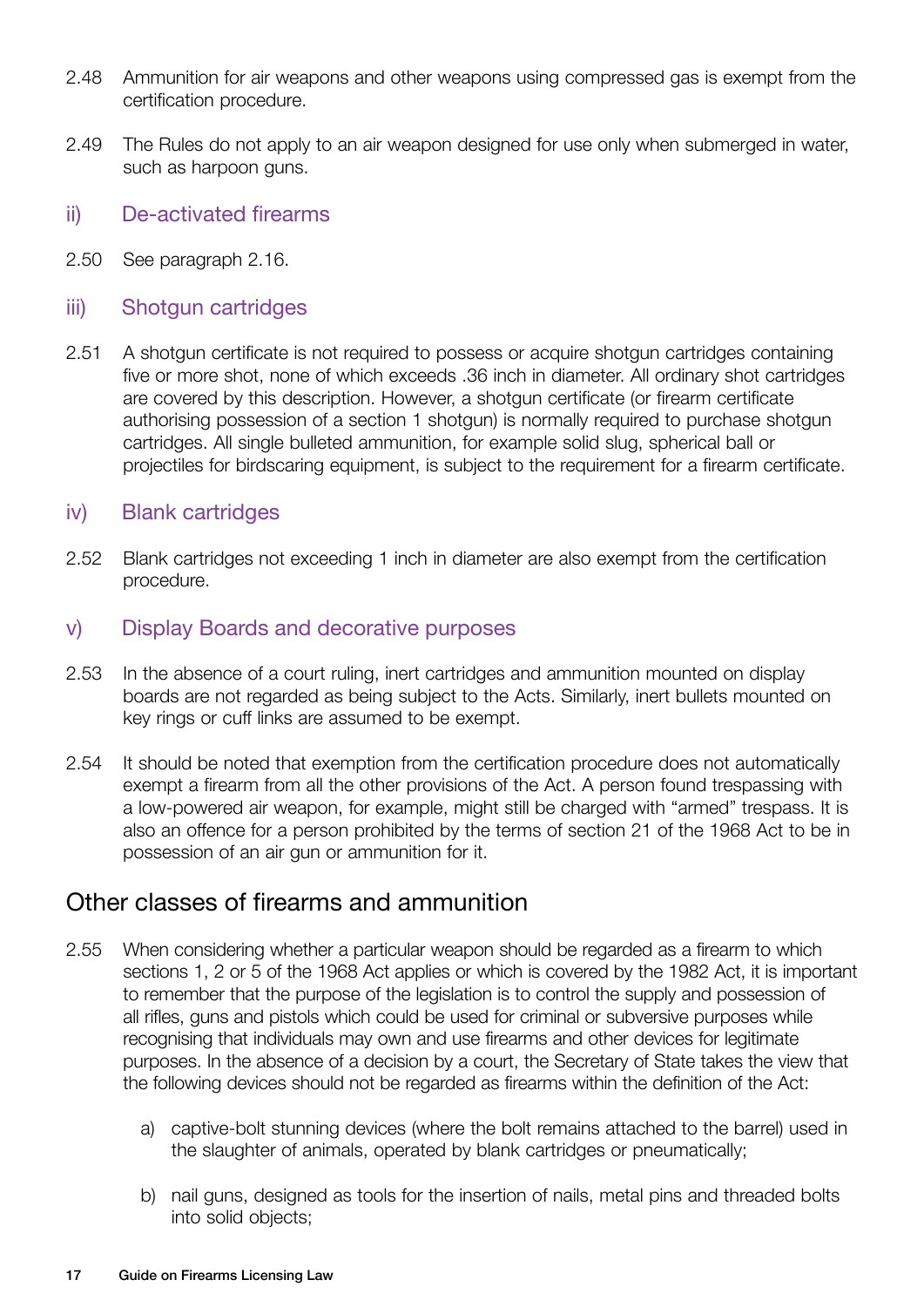2.48 Ammunition for air weapons and other weapons using compressed gas is exempt from the certification procedure.

2.49 The Rules do not apply to an air weapon designed for use only when submerged in water, such as harpoon guns.

### ii) De-activated firearms

2.50 See paragraph 2.16.

### iii) Shotgun cartridges

2.51 A shotgun certificate is not required to possess or acquire shotgun cartridges containing five or more shot, none of which exceeds .36 inch in diameter. All ordinary shot cartridges are covered by this description. However, a shotgun certificate (or firearm certificate authorising possession of a section 1 shotgun) is normally required to purchase shotgun cartridges. All single bulleted ammunition, for example solid slug, spherical ball or projectiles for birdscaring equipment, is subject to the requirement for a firearm certificate.

### iv) Blank cartridges

2.52 Blank cartridges not exceeding 1 inch in diameter are also exempt from the certification procedure.

### v) Display Boards and decorative purposes

2.53 In the absence of a court ruling, inert cartridges and ammunition mounted on display boards are not regarded as being subject to the Acts. Similarly, inert bullets mounted on key rings or cuff links are assumed to be exempt.

2.54 It should be noted that exemption from the certification procedure does not automatically exempt a firearm from all the other provisions of the Act. A person found trespassing with a low-powered air weapon, for example, might still be charged with "armed" trespass. It is also an offence for a person prohibited by the terms of section 21 of the 1968 Act to be in possession of an air gun or ammunition for it.

## Other classes of firearms and ammunition

2.55 When considering whether a particular weapon should be regarded as a firearm to which sections 1, 2 or 5 of the 1968 Act applies or which is covered by the 1982 Act, it is important to remember that the purpose of the legislation is to control the supply and possession of all rifles, guns and pistols which could be used for criminal or subversive purposes while recognising that individuals may own and use firearms and other devices for legitimate purposes. In the absence of a decision by a court, the Secretary of State takes the view that the following devices should not be regarded as firearms within the definition of the Act:

a) captive-bolt stunning devices (where the bolt remains attached to the barrel) used in the slaughter of animals, operated by blank cartridges or pneumatically;

b) nail guns, designed as tools for the insertion of nails, metal pins and threaded bolts into solid objects;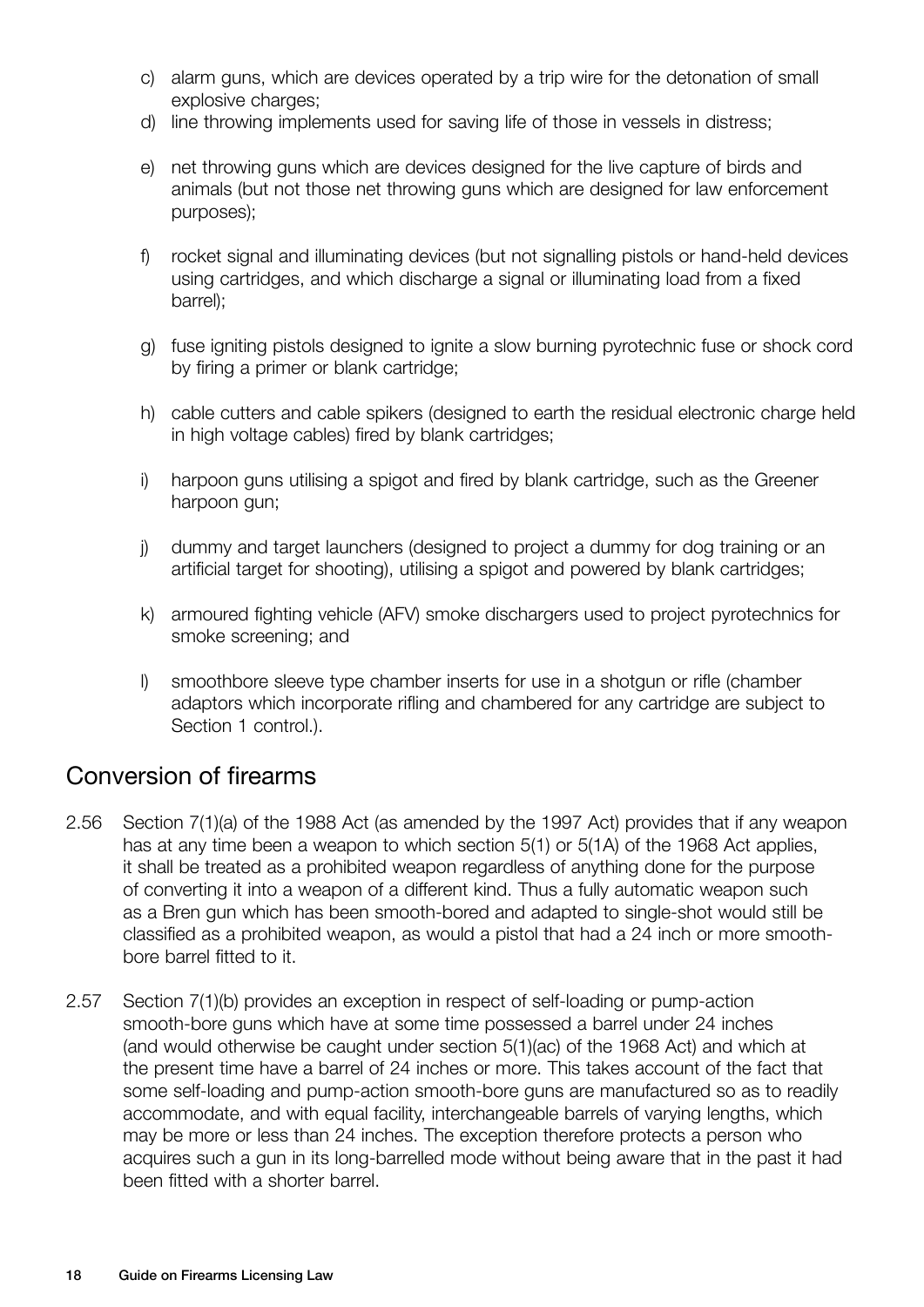c) alarm guns, which are devices operated by a trip wire for the detonation of small explosive charges;

d) line throwing implements used for saving life of those in vessels in distress;

e) net throwing guns which are devices designed for the live capture of birds and animals (but not those net throwing guns which are designed for law enforcement purposes);

f) rocket signal and illuminating devices (but not signalling pistols or hand-held devices using cartridges, and which discharge a signal or illuminating load from a fixed barrel);

g) fuse igniting pistols designed to ignite a slow burning pyrotechnic fuse or shock cord by firing a primer or blank cartridge;

h) cable cutters and cable spikers (designed to earth the residual electronic charge held in high voltage cables) fired by blank cartridges;

i) harpoon guns utilising a spigot and fired by blank cartridge, such as the Greener harpoon gun;

j) dummy and target launchers (designed to project a dummy for dog training or an artificial target for shooting), utilising a spigot and powered by blank cartridges;

k) armoured fighting vehicle (AFV) smoke dischargers used to project pyrotechnics for smoke screening; and

l) smoothbore sleeve type chamber inserts for use in a shotgun or rifle (chamber adaptors which incorporate rifling and chambered for any cartridge are subject to Section 1 control.).

## Conversion of firearms

2.56 Section 7(1)(a) of the 1988 Act (as amended by the 1997 Act) provides that if any weapon has at any time been a weapon to which section 5(1) or 5(1A) of the 1968 Act applies, it shall be treated as a prohibited weapon regardless of anything done for the purpose of converting it into a weapon of a different kind. Thus a fully automatic weapon such as a Bren gun which has been smooth-bored and adapted to single-shot would still be classified as a prohibited weapon, as would a pistol that had a 24 inch or more smooth-bore barrel fitted to it.

2.57 Section 7(1)(b) provides an exception in respect of self-loading or pump-action smooth-bore guns which have at some time possessed a barrel under 24 inches (and would otherwise be caught under section 5(1)(ac) of the 1968 Act) and which at the present time have a barrel of 24 inches or more. This takes account of the fact that some self-loading and pump-action smooth-bore guns are manufactured so as to readily accommodate, and with equal facility, interchangeable barrels of varying lengths, which may be more or less than 24 inches. The exception therefore protects a person who acquires such a gun in its long-barrelled mode without being aware that in the past it had been fitted with a shorter barrel.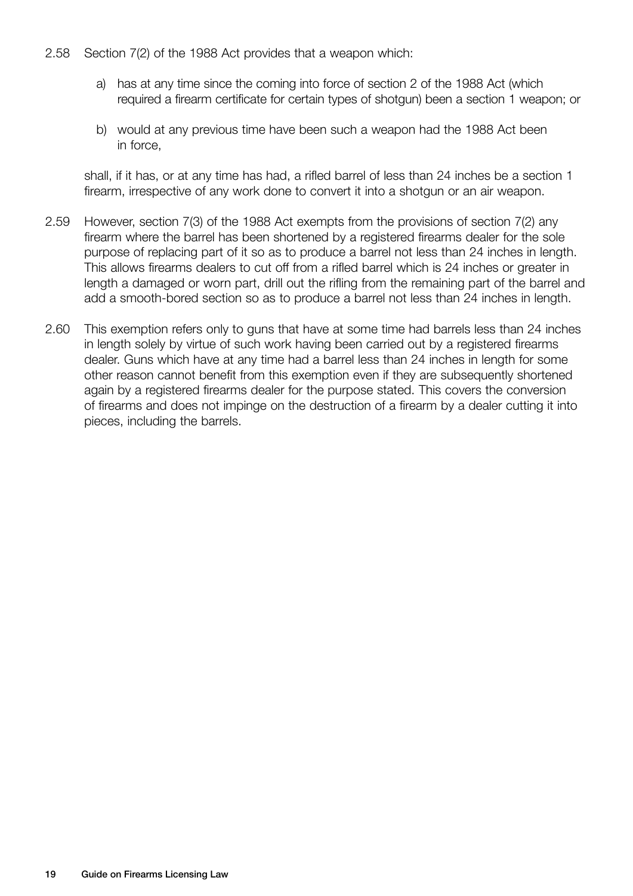2.58 Section 7(2) of the 1988 Act provides that a weapon which:

a) has at any time since the coming into force of section 2 of the 1988 Act (which required a firearm certificate for certain types of shotgun) been a section 1 weapon; or

b) would at any previous time have been such a weapon had the 1988 Act been in force,

shall, if it has, or at any time has had, a rifled barrel of less than 24 inches be a section 1 firearm, irrespective of any work done to convert it into a shotgun or an air weapon.

2.59 However, section 7(3) of the 1988 Act exempts from the provisions of section 7(2) any firearm where the barrel has been shortened by a registered firearms dealer for the sole purpose of replacing part of it so as to produce a barrel not less than 24 inches in length. This allows firearms dealers to cut off from a rifled barrel which is 24 inches or greater in length a damaged or worn part, drill out the rifling from the remaining part of the barrel and add a smooth-bored section so as to produce a barrel not less than 24 inches in length.

2.60 This exemption refers only to guns that have at some time had barrels less than 24 inches in length solely by virtue of such work having been carried out by a registered firearms dealer. Guns which have at any time had a barrel less than 24 inches in length for some other reason cannot benefit from this exemption even if they are subsequently shortened again by a registered firearms dealer for the purpose stated. This covers the conversion of firearms and does not impinge on the destruction of a firearm by a dealer cutting it into pieces, including the barrels.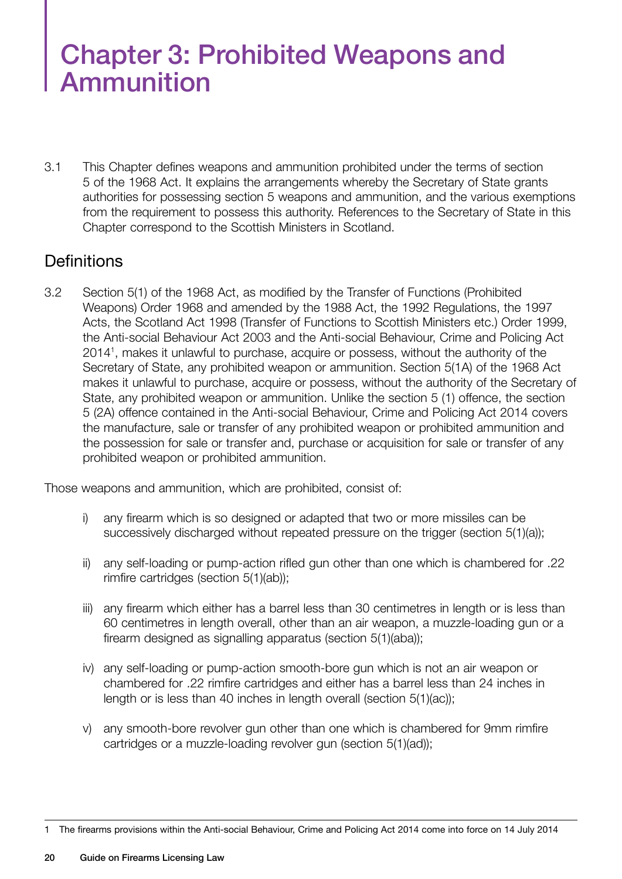# Chapter 3: Prohibited Weapons and Ammunition

3.1 This Chapter defines weapons and ammunition prohibited under the terms of section 5 of the 1968 Act. It explains the arrangements whereby the Secretary of State grants authorities for possessing section 5 weapons and ammunition, and the various exemptions from the requirement to possess this authority. References to the Secretary of State in this Chapter correspond to the Scottish Ministers in Scotland.

## Definitions

3.2 Section 5(1) of the 1968 Act, as modified by the Transfer of Functions (Prohibited Weapons) Order 1968 and amended by the 1988 Act, the 1992 Regulations, the 1997 Acts, the Scotland Act 1998 (Transfer of Functions to Scottish Ministers etc.) Order 1999, the Anti-social Behaviour Act 2003 and the Anti-social Behaviour, Crime and Policing Act 2014[1], makes it unlawful to purchase, acquire or possess, without the authority of the Secretary of State, any prohibited weapon or ammunition. Section 5(1A) of the 1968 Act makes it unlawful to purchase, acquire or possess, without the authority of the Secretary of State, any prohibited weapon or ammunition. Unlike the section 5 (1) offence, the section 5 (2A) offence contained in the Anti-social Behaviour, Crime and Policing Act 2014 covers the manufacture, sale or transfer of any prohibited weapon or prohibited ammunition and the possession for sale or transfer and, purchase or acquisition for sale or transfer of any prohibited weapon or prohibited ammunition.

Those weapons and ammunition, which are prohibited, consist of:

i) any firearm which is so designed or adapted that two or more missiles can be successively discharged without repeated pressure on the trigger (section 5(1)(a));

ii) any self-loading or pump-action rifled gun other than one which is chambered for .22 rimfire cartridges (section 5(1)(ab));

iii) any firearm which either has a barrel less than 30 centimetres in length or is less than 60 centimetres in length overall, other than an air weapon, a muzzle-loading gun or a firearm designed as signalling apparatus (section 5(1)(aba));

iv) any self-loading or pump-action smooth-bore gun which is not an air weapon or chambered for .22 rimfire cartridges and either has a barrel less than 24 inches in length or is less than 40 inches in length overall (section 5(1)(ac));

v) any smooth-bore revolver gun other than one which is chambered for 9mm rimfire cartridges or a muzzle-loading revolver gun (section 5(1)(ad));

---

1 The firearms provisions within the Anti-social Behaviour, Crime and Policing Act 2014 come into force on 14 July 2014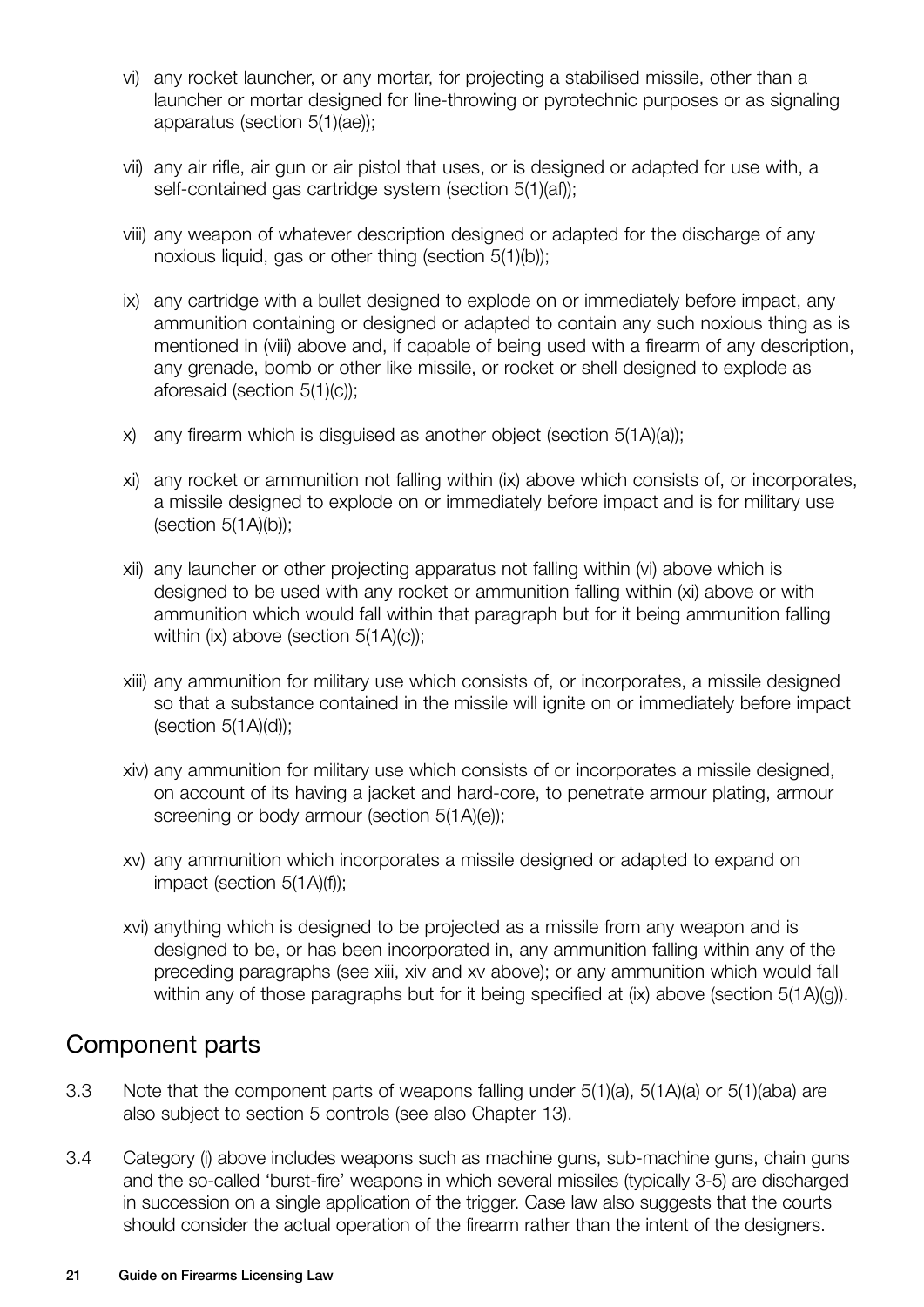vi) any rocket launcher, or any mortar, for projecting a stabilised missile, other than a launcher or mortar designed for line-throwing or pyrotechnic purposes or as signaling apparatus (section 5(1)(ae));

vii) any air rifle, air gun or air pistol that uses, or is designed or adapted for use with, a self-contained gas cartridge system (section 5(1)(af));

viii) any weapon of whatever description designed or adapted for the discharge of any noxious liquid, gas or other thing (section 5(1)(b));

ix) any cartridge with a bullet designed to explode on or immediately before impact, any ammunition containing or designed or adapted to contain any such noxious thing as is mentioned in (viii) above and, if capable of being used with a firearm of any description, any grenade, bomb or other like missile, or rocket or shell designed to explode as aforesaid (section 5(1)(c));

x) any firearm which is disguised as another object (section 5(1A)(a));

xi) any rocket or ammunition not falling within (ix) above which consists of, or incorporates, a missile designed to explode on or immediately before impact and is for military use (section 5(1A)(b));

xii) any launcher or other projecting apparatus not falling within (vi) above which is designed to be used with any rocket or ammunition falling within (xi) above or with ammunition which would fall within that paragraph but for it being ammunition falling within (ix) above (section 5(1A)(c));

xiii) any ammunition for military use which consists of, or incorporates, a missile designed so that a substance contained in the missile will ignite on or immediately before impact (section 5(1A)(d));

xiv) any ammunition for military use which consists of or incorporates a missile designed, on account of its having a jacket and hard-core, to penetrate armour plating, armour screening or body armour (section 5(1A)(e));

xv) any ammunition which incorporates a missile designed or adapted to expand on impact (section 5(1A)(f));

xvi) anything which is designed to be projected as a missile from any weapon and is designed to be, or has been incorporated in, any ammunition falling within any of the preceding paragraphs (see xiii, xiv and xv above); or any ammunition which would fall within any of those paragraphs but for it being specified at (ix) above (section 5(1A)(g)).

## Component parts

3.3 Note that the component parts of weapons falling under 5(1)(a), 5(1A)(a) or 5(1)(aba) are also subject to section 5 controls (see also Chapter 13).

3.4 Category (i) above includes weapons such as machine guns, sub-machine guns, chain guns and the so-called 'burst-fire' weapons in which several missiles (typically 3-5) are discharged in succession on a single application of the trigger. Case law also suggests that the courts should consider the actual operation of the firearm rather than the intent of the designers.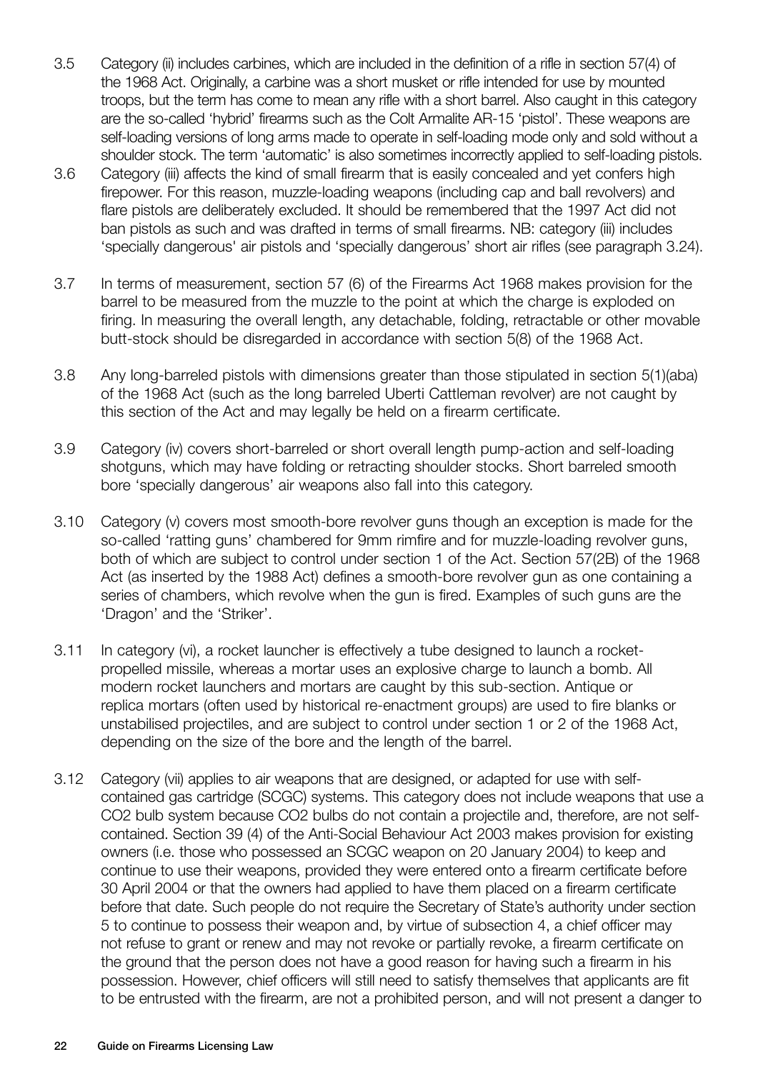3.5 Category (ii) includes carbines, which are included in the definition of a rifle in section 57(4) of the 1968 Act. Originally, a carbine was a short musket or rifle intended for use by mounted troops, but the term has come to mean any rifle with a short barrel. Also caught in this category are the so-called 'hybrid' firearms such as the Colt Armalite AR-15 'pistol'. These weapons are self-loading versions of long arms made to operate in self-loading mode only and sold without a shoulder stock. The term 'automatic' is also sometimes incorrectly applied to self-loading pistols.

3.6 Category (iii) affects the kind of small firearm that is easily concealed and yet confers high firepower. For this reason, muzzle-loading weapons (including cap and ball revolvers) and flare pistols are deliberately excluded. It should be remembered that the 1997 Act did not ban pistols as such and was drafted in terms of small firearms. NB: category (iii) includes 'specially dangerous' air pistols and 'specially dangerous' short air rifles (see paragraph 3.24).

3.7 In terms of measurement, section 57 (6) of the Firearms Act 1968 makes provision for the barrel to be measured from the muzzle to the point at which the charge is exploded on firing. In measuring the overall length, any detachable, folding, retractable or other movable butt-stock should be disregarded in accordance with section 5(8) of the 1968 Act.

3.8 Any long-barreled pistols with dimensions greater than those stipulated in section 5(1)(aba) of the 1968 Act (such as the long barreled Uberti Cattleman revolver) are not caught by this section of the Act and may legally be held on a firearm certificate.

3.9 Category (iv) covers short-barreled or short overall length pump-action and self-loading shotguns, which may have folding or retracting shoulder stocks. Short barreled smooth bore 'specially dangerous' air weapons also fall into this category.

3.10 Category (v) covers most smooth-bore revolver guns though an exception is made for the so-called 'ratting guns' chambered for 9mm rimfire and for muzzle-loading revolver guns, both of which are subject to control under section 1 of the Act. Section 57(2B) of the 1968 Act (as inserted by the 1988 Act) defines a smooth-bore revolver gun as one containing a series of chambers, which revolve when the gun is fired. Examples of such guns are the 'Dragon' and the 'Striker'.

3.11 In category (vi), a rocket launcher is effectively a tube designed to launch a rocket-propelled missile, whereas a mortar uses an explosive charge to launch a bomb. All modern rocket launchers and mortars are caught by this sub-section. Antique or replica mortars (often used by historical re-enactment groups) are used to fire blanks or unstabilised projectiles, and are subject to control under section 1 or 2 of the 1968 Act, depending on the size of the bore and the length of the barrel.

3.12 Category (vii) applies to air weapons that are designed, or adapted for use with self-contained gas cartridge (SCGC) systems. This category does not include weapons that use a $CO_2$ bulb system because $CO_2$ bulbs do not contain a projectile and, therefore, are not self-contained. Section 39 (4) of the Anti-Social Behaviour Act 2003 makes provision for existing owners (i.e. those who possessed an SCGC weapon on 20 January 2004) to keep and continue to use their weapons, provided they were entered onto a firearm certificate before 30 April 2004 or that the owners had applied to have them placed on a firearm certificate before that date. Such people do not require the Secretary of State's authority under section 5 to continue to possess their weapon and, by virtue of subsection 4, a chief officer may not refuse to grant or renew and may not revoke or partially revoke, a firearm certificate on the ground that the person does not have a good reason for having such a firearm in his possession. However, chief officers will still need to satisfy themselves that applicants are fit to be entrusted with the firearm, are not a prohibited person, and will not present a danger to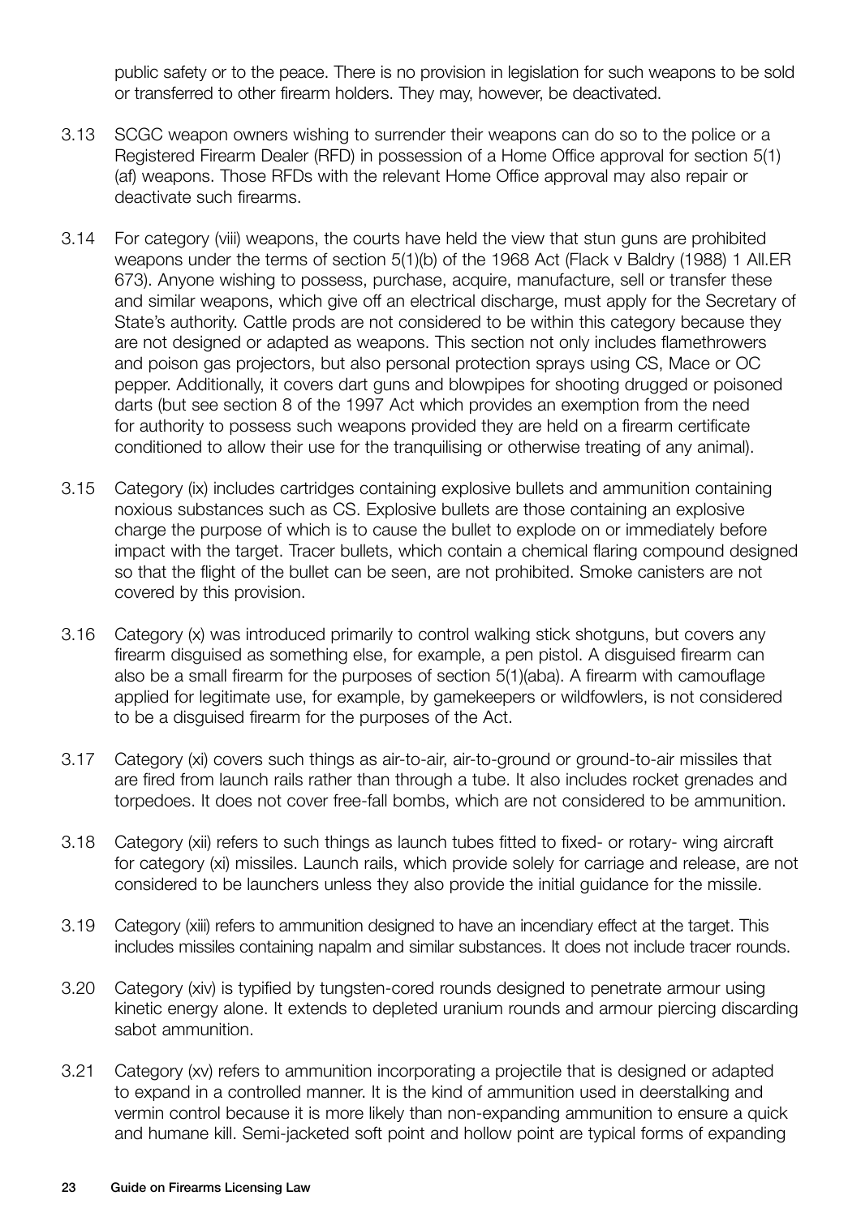public safety or to the peace. There is no provision in legislation for such weapons to be sold or transferred to other firearm holders. They may, however, be deactivated.

3.13 SCGC weapon owners wishing to surrender their weapons can do so to the police or a Registered Firearm Dealer (RFD) in possession of a Home Office approval for section 5(1)(af) weapons. Those RFDs with the relevant Home Office approval may also repair or deactivate such firearms.

3.14 For category (viii) weapons, the courts have held the view that stun guns are prohibited weapons under the terms of section 5(1)(b) of the 1968 Act (Flack v Baldry (1988) 1 All.ER 673). Anyone wishing to possess, purchase, acquire, manufacture, sell or transfer these and similar weapons, which give off an electrical discharge, must apply for the Secretary of State's authority. Cattle prods are not considered to be within this category because they are not designed or adapted as weapons. This section not only includes flamethrowers and poison gas projectors, but also personal protection sprays using CS, Mace or OC pepper. Additionally, it covers dart guns and blowpipes for shooting drugged or poisoned darts (but see section 8 of the 1997 Act which provides an exemption from the need for authority to possess such weapons provided they are held on a firearm certificate conditioned to allow their use for the tranquilising or otherwise treating of any animal).

3.15 Category (ix) includes cartridges containing explosive bullets and ammunition containing noxious substances such as CS. Explosive bullets are those containing an explosive charge the purpose of which is to cause the bullet to explode on or immediately before impact with the target. Tracer bullets, which contain a chemical flaring compound designed so that the flight of the bullet can be seen, are not prohibited. Smoke canisters are not covered by this provision.

3.16 Category (x) was introduced primarily to control walking stick shotguns, but covers any firearm disguised as something else, for example, a pen pistol. A disguised firearm can also be a small firearm for the purposes of section 5(1)(aba). A firearm with camouflage applied for legitimate use, for example, by gamekeepers or wildfowlers, is not considered to be a disguised firearm for the purposes of the Act.

3.17 Category (xi) covers such things as air-to-air, air-to-ground or ground-to-air missiles that are fired from launch rails rather than through a tube. It also includes rocket grenades and torpedoes. It does not cover free-fall bombs, which are not considered to be ammunition.

3.18 Category (xii) refers to such things as launch tubes fitted to fixed- or rotary- wing aircraft for category (xi) missiles. Launch rails, which provide solely for carriage and release, are not considered to be launchers unless they also provide the initial guidance for the missile.

3.19 Category (xiii) refers to ammunition designed to have an incendiary effect at the target. This includes missiles containing napalm and similar substances. It does not include tracer rounds.

3.20 Category (xiv) is typified by tungsten-cored rounds designed to penetrate armour using kinetic energy alone. It extends to depleted uranium rounds and armour piercing discarding sabot ammunition.

3.21 Category (xv) refers to ammunition incorporating a projectile that is designed or adapted to expand in a controlled manner. It is the kind of ammunition used in deerstalking and vermin control because it is more likely than non-expanding ammunition to ensure a quick and humane kill. Semi-jacketed soft point and hollow point are typical forms of expanding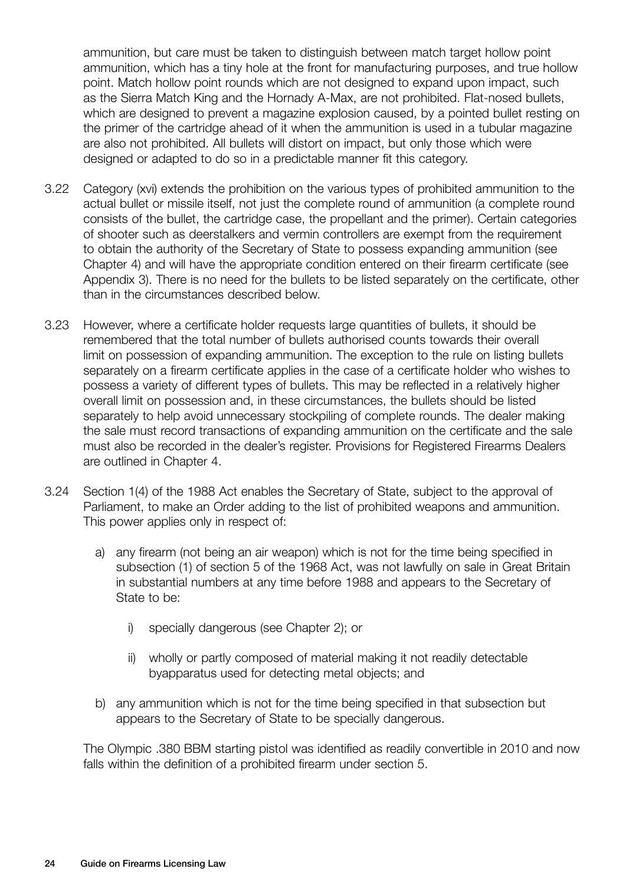ammunition, but care must be taken to distinguish between match target hollow point ammunition, which has a tiny hole at the front for manufacturing purposes, and true hollow point. Match hollow point rounds which are not designed to expand upon impact, such as the Sierra Match King and the Hornady A-Max, are not prohibited. Flat-nosed bullets, which are designed to prevent a magazine explosion caused, by a pointed bullet resting on the primer of the cartridge ahead of it when the ammunition is used in a tubular magazine are also not prohibited. All bullets will distort on impact, but only those which were designed or adapted to do so in a predictable manner fit this category.

3.22 Category (xvi) extends the prohibition on the various types of prohibited ammunition to the actual bullet or missile itself, not just the complete round of ammunition (a complete round consists of the bullet, the cartridge case, the propellant and the primer). Certain categories of shooter such as deerstalkers and vermin controllers are exempt from the requirement to obtain the authority of the Secretary of State to possess expanding ammunition (see Chapter 4) and will have the appropriate condition entered on their firearm certificate (see Appendix 3). There is no need for the bullets to be listed separately on the certificate, other than in the circumstances described below.

3.23 However, where a certificate holder requests large quantities of bullets, it should be remembered that the total number of bullets authorised counts towards their overall limit on possession of expanding ammunition. The exception to the rule on listing bullets separately on a firearm certificate applies in the case of a certificate holder who wishes to possess a variety of different types of bullets. This may be reflected in a relatively higher overall limit on possession and, in these circumstances, the bullets should be listed separately to help avoid unnecessary stockpiling of complete rounds. The dealer making the sale must record transactions of expanding ammunition on the certificate and the sale must also be recorded in the dealer's register. Provisions for Registered Firearms Dealers are outlined in Chapter 4.

3.24 Section 1(4) of the 1988 Act enables the Secretary of State, subject to the approval of Parliament, to make an Order adding to the list of prohibited weapons and ammunition. This power applies only in respect of:

a) any firearm (not being an air weapon) which is not for the time being specified in subsection (1) of section 5 of the 1968 Act, was not lawfully on sale in Great Britain in substantial numbers at any time before 1988 and appears to the Secretary of State to be:

   i) specially dangerous (see Chapter 2); or

   ii) wholly or partly composed of material making it not readily detectable byapparatus used for detecting metal objects; and

b) any ammunition which is not for the time being specified in that subsection but appears to the Secretary of State to be specially dangerous.

The Olympic .380 BBM starting pistol was identified as readily convertible in 2010 and now falls within the definition of a prohibited firearm under section 5.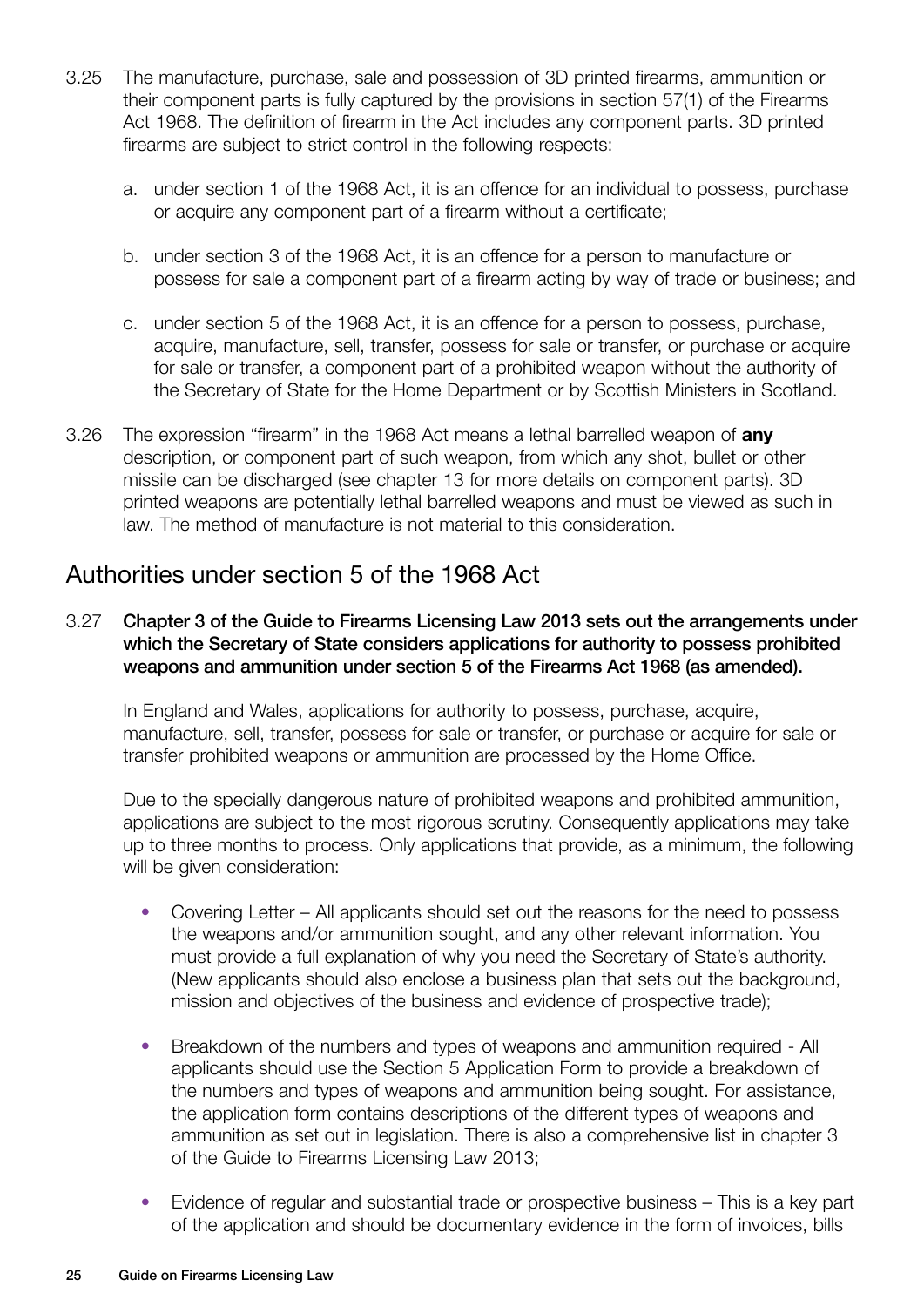3.25 The manufacture, purchase, sale and possession of 3D printed firearms, ammunition or their component parts is fully captured by the provisions in section 57(1) of the Firearms Act 1968. The definition of firearm in the Act includes any component parts. 3D printed firearms are subject to strict control in the following respects:

a. under section 1 of the 1968 Act, it is an offence for an individual to possess, purchase or acquire any component part of a firearm without a certificate;

b. under section 3 of the 1968 Act, it is an offence for a person to manufacture or possess for sale a component part of a firearm acting by way of trade or business; and

c. under section 5 of the 1968 Act, it is an offence for a person to possess, purchase, acquire, manufacture, sell, transfer, possess for sale or transfer, or purchase or acquire for sale or transfer, a component part of a prohibited weapon without the authority of the Secretary of State for the Home Department or by Scottish Ministers in Scotland.

3.26 The expression "firearm" in the 1968 Act means a lethal barrelled weapon of **any** description, or component part of such weapon, from which any shot, bullet or other missile can be discharged (see chapter 13 for more details on component parts). 3D printed weapons are potentially lethal barrelled weapons and must be viewed as such in law. The method of manufacture is not material to this consideration.

## Authorities under section 5 of the 1968 Act

3.27 **Chapter 3 of the Guide to Firearms Licensing Law 2013 sets out the arrangements under which the Secretary of State considers applications for authority to possess prohibited weapons and ammunition under section 5 of the Firearms Act 1968 (as amended).**

In England and Wales, applications for authority to possess, purchase, acquire, manufacture, sell, transfer, possess for sale or transfer, or purchase or acquire for sale or transfer prohibited weapons or ammunition are processed by the Home Office.

Due to the specially dangerous nature of prohibited weapons and prohibited ammunition, applications are subject to the most rigorous scrutiny. Consequently applications may take up to three months to process. Only applications that provide, as a minimum, the following will be given consideration:

- Covering Letter – All applicants should set out the reasons for the need to possess the weapons and/or ammunition sought, and any other relevant information. You must provide a full explanation of why you need the Secretary of State's authority. (New applicants should also enclose a business plan that sets out the background, mission and objectives of the business and evidence of prospective trade);
- Breakdown of the numbers and types of weapons and ammunition required - All applicants should use the Section 5 Application Form to provide a breakdown of the numbers and types of weapons and ammunition being sought. For assistance, the application form contains descriptions of the different types of weapons and ammunition as set out in legislation. There is also a comprehensive list in chapter 3 of the Guide to Firearms Licensing Law 2013;
- Evidence of regular and substantial trade or prospective business – This is a key part of the application and should be documentary evidence in the form of invoices, bills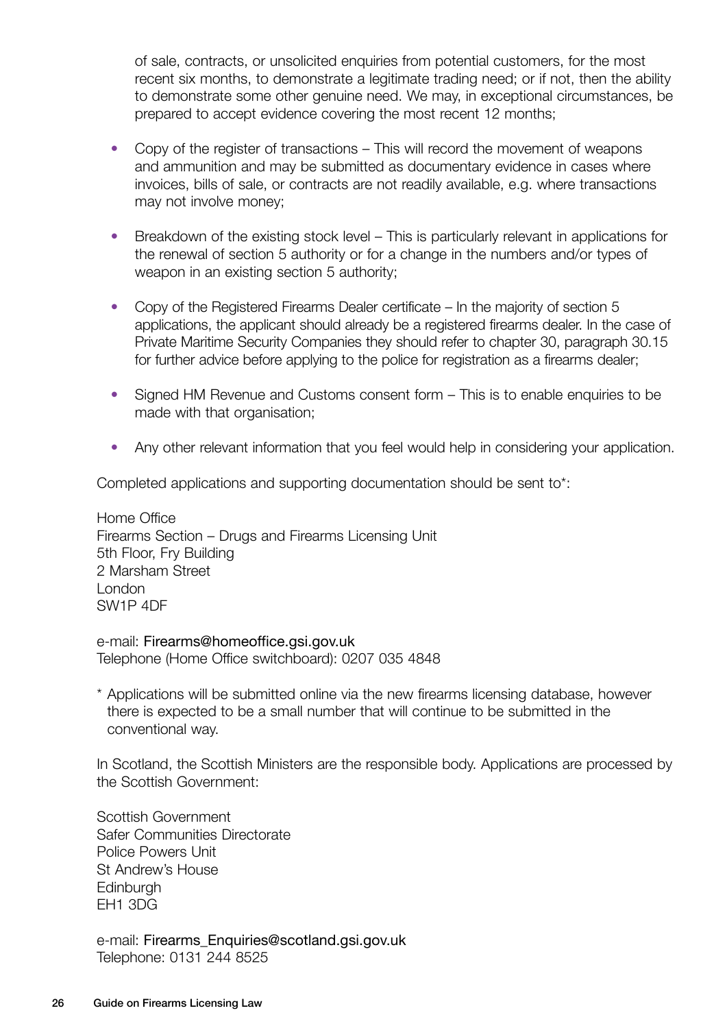of sale, contracts, or unsolicited enquiries from potential customers, for the most recent six months, to demonstrate a legitimate trading need; or if not, then the ability to demonstrate some other genuine need. We may, in exceptional circumstances, be prepared to accept evidence covering the most recent 12 months;

- Copy of the register of transactions – This will record the movement of weapons and ammunition and may be submitted as documentary evidence in cases where invoices, bills of sale, or contracts are not readily available, e.g. where transactions may not involve money;

- Breakdown of the existing stock level – This is particularly relevant in applications for the renewal of section 5 authority or for a change in the numbers and/or types of weapon in an existing section 5 authority;

- Copy of the Registered Firearms Dealer certificate – In the majority of section 5 applications, the applicant should already be a registered firearms dealer. In the case of Private Maritime Security Companies they should refer to chapter 30, paragraph 30.15 for further advice before applying to the police for registration as a firearms dealer;

- Signed HM Revenue and Customs consent form – This is to enable enquiries to be made with that organisation;

- Any other relevant information that you feel would help in considering your application.

Completed applications and supporting documentation should be sent to*:

Home Office
Firearms Section – Drugs and Firearms Licensing Unit
5th Floor, Fry Building
2 Marsham Street
London
SW1P 4DF

e-mail: Firearms@homeoffice.gsi.gov.uk
Telephone (Home Office switchboard): 0207 035 4848

* Applications will be submitted online via the new firearms licensing database, however there is expected to be a small number that will continue to be submitted in the conventional way.

In Scotland, the Scottish Ministers are the responsible body. Applications are processed by the Scottish Government:

Scottish Government
Safer Communities Directorate
Police Powers Unit
St Andrew's House
Edinburgh
EH1 3DG

e-mail: Firearms_Enquiries@scotland.gsi.gov.uk
Telephone: 0131 244 8525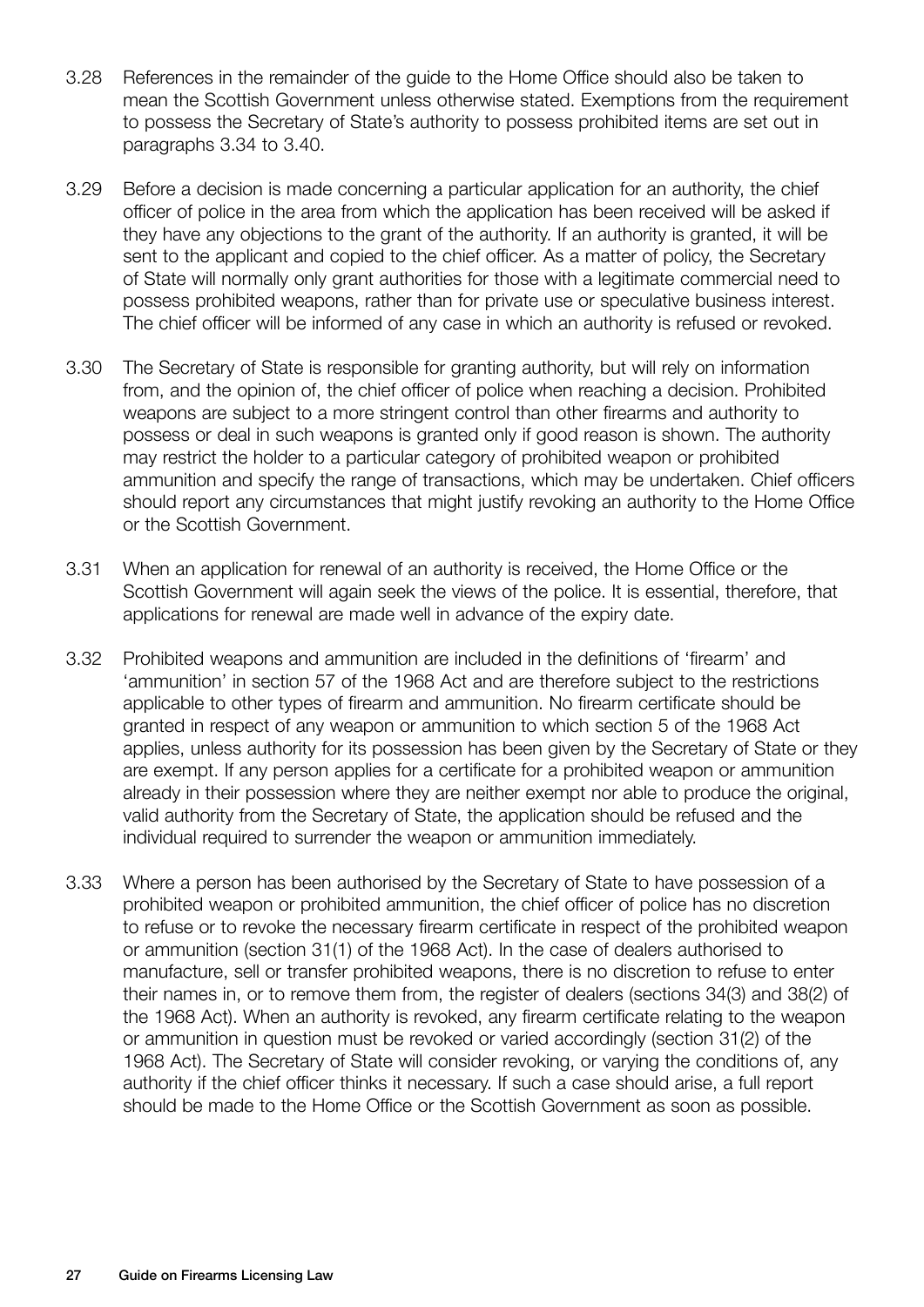3.28 References in the remainder of the guide to the Home Office should also be taken to mean the Scottish Government unless otherwise stated. Exemptions from the requirement to possess the Secretary of State's authority to possess prohibited items are set out in paragraphs 3.34 to 3.40.

3.29 Before a decision is made concerning a particular application for an authority, the chief officer of police in the area from which the application has been received will be asked if they have any objections to the grant of the authority. If an authority is granted, it will be sent to the applicant and copied to the chief officer. As a matter of policy, the Secretary of State will normally only grant authorities for those with a legitimate commercial need to possess prohibited weapons, rather than for private use or speculative business interest. The chief officer will be informed of any case in which an authority is refused or revoked.

3.30 The Secretary of State is responsible for granting authority, but will rely on information from, and the opinion of, the chief officer of police when reaching a decision. Prohibited weapons are subject to a more stringent control than other firearms and authority to possess or deal in such weapons is granted only if good reason is shown. The authority may restrict the holder to a particular category of prohibited weapon or prohibited ammunition and specify the range of transactions, which may be undertaken. Chief officers should report any circumstances that might justify revoking an authority to the Home Office or the Scottish Government.

3.31 When an application for renewal of an authority is received, the Home Office or the Scottish Government will again seek the views of the police. It is essential, therefore, that applications for renewal are made well in advance of the expiry date.

3.32 Prohibited weapons and ammunition are included in the definitions of 'firearm' and 'ammunition' in section 57 of the 1968 Act and are therefore subject to the restrictions applicable to other types of firearm and ammunition. No firearm certificate should be granted in respect of any weapon or ammunition to which section 5 of the 1968 Act applies, unless authority for its possession has been given by the Secretary of State or they are exempt. If any person applies for a certificate for a prohibited weapon or ammunition already in their possession where they are neither exempt nor able to produce the original, valid authority from the Secretary of State, the application should be refused and the individual required to surrender the weapon or ammunition immediately.

3.33 Where a person has been authorised by the Secretary of State to have possession of a prohibited weapon or prohibited ammunition, the chief officer of police has no discretion to refuse or to revoke the necessary firearm certificate in respect of the prohibited weapon or ammunition (section 31(1) of the 1968 Act). In the case of dealers authorised to manufacture, sell or transfer prohibited weapons, there is no discretion to refuse to enter their names in, or to remove them from, the register of dealers (sections 34(3) and 38(2) of the 1968 Act). When an authority is revoked, any firearm certificate relating to the weapon or ammunition in question must be revoked or varied accordingly (section 31(2) of the 1968 Act). The Secretary of State will consider revoking, or varying the conditions of, any authority if the chief officer thinks it necessary. If such a case should arise, a full report should be made to the Home Office or the Scottish Government as soon as possible.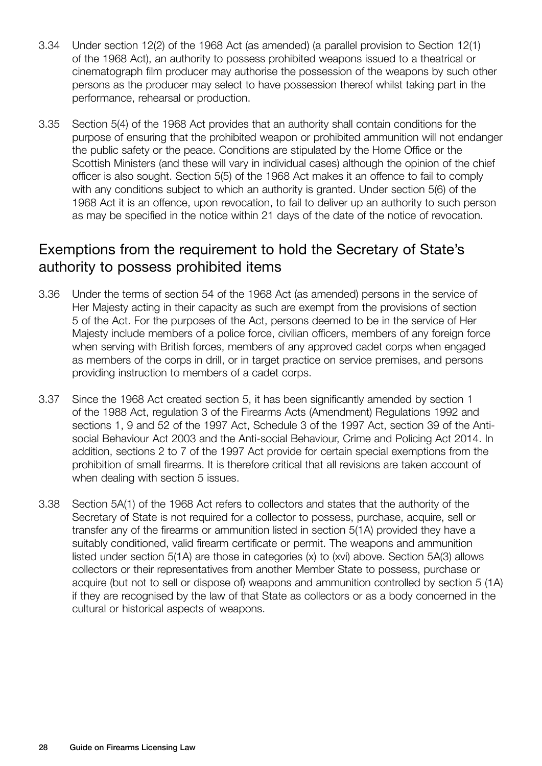3.34 Under section 12(2) of the 1968 Act (as amended) (a parallel provision to Section 12(1) of the 1968 Act), an authority to possess prohibited weapons issued to a theatrical or cinematograph film producer may authorise the possession of the weapons by such other persons as the producer may select to have possession thereof whilst taking part in the performance, rehearsal or production.

3.35 Section 5(4) of the 1968 Act provides that an authority shall contain conditions for the purpose of ensuring that the prohibited weapon or prohibited ammunition will not endanger the public safety or the peace. Conditions are stipulated by the Home Office or the Scottish Ministers (and these will vary in individual cases) although the opinion of the chief officer is also sought. Section 5(5) of the 1968 Act makes it an offence to fail to comply with any conditions subject to which an authority is granted. Under section 5(6) of the 1968 Act it is an offence, upon revocation, to fail to deliver up an authority to such person as may be specified in the notice within 21 days of the date of the notice of revocation.

## Exemptions from the requirement to hold the Secretary of State's authority to possess prohibited items

3.36 Under the terms of section 54 of the 1968 Act (as amended) persons in the service of Her Majesty acting in their capacity as such are exempt from the provisions of section 5 of the Act. For the purposes of the Act, persons deemed to be in the service of Her Majesty include members of a police force, civilian officers, members of any foreign force when serving with British forces, members of any approved cadet corps when engaged as members of the corps in drill, or in target practice on service premises, and persons providing instruction to members of a cadet corps.

3.37 Since the 1968 Act created section 5, it has been significantly amended by section 1 of the 1988 Act, regulation 3 of the Firearms Acts (Amendment) Regulations 1992 and sections 1, 9 and 52 of the 1997 Act, Schedule 3 of the 1997 Act, section 39 of the Anti-social Behaviour Act 2003 and the Anti-social Behaviour, Crime and Policing Act 2014. In addition, sections 2 to 7 of the 1997 Act provide for certain special exemptions from the prohibition of small firearms. It is therefore critical that all revisions are taken account of when dealing with section 5 issues.

3.38 Section 5A(1) of the 1968 Act refers to collectors and states that the authority of the Secretary of State is not required for a collector to possess, purchase, acquire, sell or transfer any of the firearms or ammunition listed in section 5(1A) provided they have a suitably conditioned, valid firearm certificate or permit. The weapons and ammunition listed under section 5(1A) are those in categories (x) to (xvi) above. Section 5A(3) allows collectors or their representatives from another Member State to possess, purchase or acquire (but not to sell or dispose of) weapons and ammunition controlled by section 5 (1A) if they are recognised by the law of that State as collectors or as a body concerned in the cultural or historical aspects of weapons.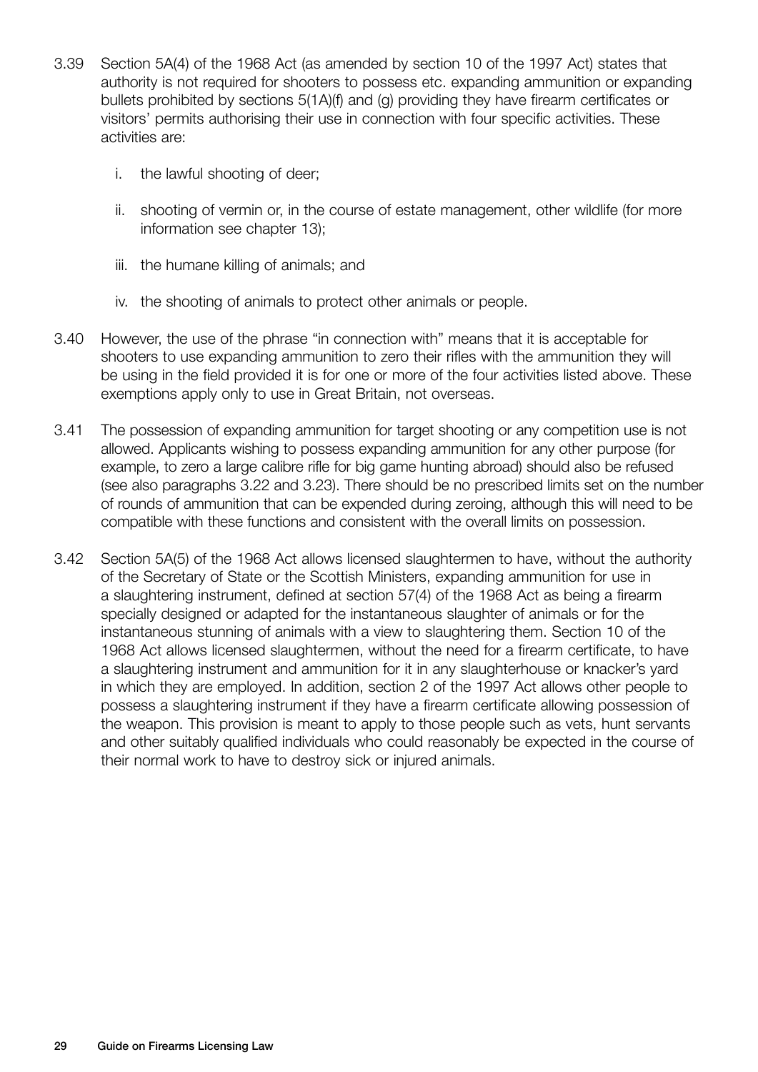3.39 Section 5A(4) of the 1968 Act (as amended by section 10 of the 1997 Act) states that authority is not required for shooters to possess etc. expanding ammunition or expanding bullets prohibited by sections 5(1A)(f) and (g) providing they have firearm certificates or visitors' permits authorising their use in connection with four specific activities. These activities are:

   i. the lawful shooting of deer;

   ii. shooting of vermin or, in the course of estate management, other wildlife (for more information see chapter 13);

   iii. the humane killing of animals; and

   iv. the shooting of animals to protect other animals or people.

3.40 However, the use of the phrase "in connection with" means that it is acceptable for shooters to use expanding ammunition to zero their rifles with the ammunition they will be using in the field provided it is for one or more of the four activities listed above. These exemptions apply only to use in Great Britain, not overseas.

3.41 The possession of expanding ammunition for target shooting or any competition use is not allowed. Applicants wishing to possess expanding ammunition for any other purpose (for example, to zero a large calibre rifle for big game hunting abroad) should also be refused (see also paragraphs 3.22 and 3.23). There should be no prescribed limits set on the number of rounds of ammunition that can be expended during zeroing, although this will need to be compatible with these functions and consistent with the overall limits on possession.

3.42 Section 5A(5) of the 1968 Act allows licensed slaughtermen to have, without the authority of the Secretary of State or the Scottish Ministers, expanding ammunition for use in a slaughtering instrument, defined at section 57(4) of the 1968 Act as being a firearm specially designed or adapted for the instantaneous slaughter of animals or for the instantaneous stunning of animals with a view to slaughtering them. Section 10 of the 1968 Act allows licensed slaughtermen, without the need for a firearm certificate, to have a slaughtering instrument and ammunition for it in any slaughterhouse or knacker's yard in which they are employed. In addition, section 2 of the 1997 Act allows other people to possess a slaughtering instrument if they have a firearm certificate allowing possession of the weapon. This provision is meant to apply to those people such as vets, hunt servants and other suitably qualified individuals who could reasonably be expected in the course of their normal work to have to destroy sick or injured animals.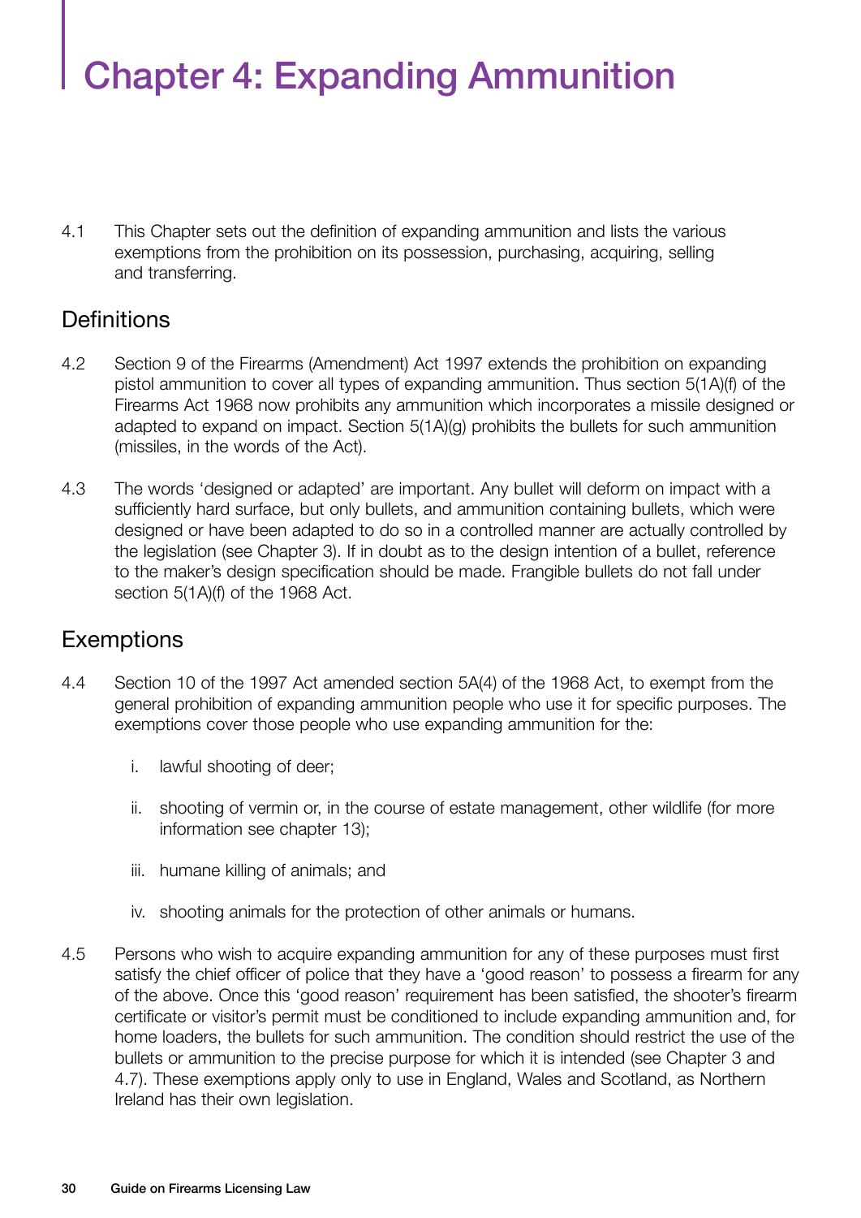# Chapter 4: Expanding Ammunition

4.1 This Chapter sets out the definition of expanding ammunition and lists the various exemptions from the prohibition on its possession, purchasing, acquiring, selling and transferring.

## Definitions

4.2 Section 9 of the Firearms (Amendment) Act 1997 extends the prohibition on expanding pistol ammunition to cover all types of expanding ammunition. Thus section 5(1A)(f) of the Firearms Act 1968 now prohibits any ammunition which incorporates a missile designed or adapted to expand on impact. Section 5(1A)(g) prohibits the bullets for such ammunition (missiles, in the words of the Act).

4.3 The words 'designed or adapted' are important. Any bullet will deform on impact with a sufficiently hard surface, but only bullets, and ammunition containing bullets, which were designed or have been adapted to do so in a controlled manner are actually controlled by the legislation (see Chapter 3). If in doubt as to the design intention of a bullet, reference to the maker's design specification should be made. Frangible bullets do not fall under section 5(1A)(f) of the 1968 Act.

## Exemptions

4.4 Section 10 of the 1997 Act amended section 5A(4) of the 1968 Act, to exempt from the general prohibition of expanding ammunition people who use it for specific purposes. The exemptions cover those people who use expanding ammunition for the:

i. lawful shooting of deer;

ii. shooting of vermin or, in the course of estate management, other wildlife (for more information see chapter 13);

iii. humane killing of animals; and

iv. shooting animals for the protection of other animals or humans.

4.5 Persons who wish to acquire expanding ammunition for any of these purposes must first satisfy the chief officer of police that they have a 'good reason' to possess a firearm for any of the above. Once this 'good reason' requirement has been satisfied, the shooter's firearm certificate or visitor's permit must be conditioned to include expanding ammunition and, for home loaders, the bullets for such ammunition. The condition should restrict the use of the bullets or ammunition to the precise purpose for which it is intended (see Chapter 3 and 4.7). These exemptions apply only to use in England, Wales and Scotland, as Northern Ireland has their own legislation.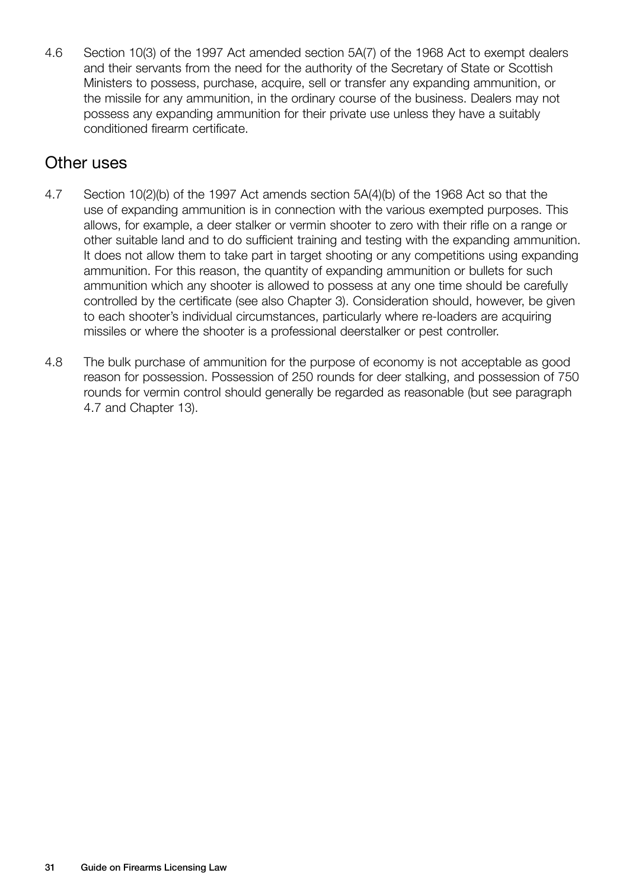4.6 Section 10(3) of the 1997 Act amended section 5A(7) of the 1968 Act to exempt dealers and their servants from the need for the authority of the Secretary of State or Scottish Ministers to possess, purchase, acquire, sell or transfer any expanding ammunition, or the missile for any ammunition, in the ordinary course of the business. Dealers may not possess any expanding ammunition for their private use unless they have a suitably conditioned firearm certificate.

## Other uses

4.7 Section 10(2)(b) of the 1997 Act amends section 5A(4)(b) of the 1968 Act so that the use of expanding ammunition is in connection with the various exempted purposes. This allows, for example, a deer stalker or vermin shooter to zero with their rifle on a range or other suitable land and to do sufficient training and testing with the expanding ammunition. It does not allow them to take part in target shooting or any competitions using expanding ammunition. For this reason, the quantity of expanding ammunition or bullets for such ammunition which any shooter is allowed to possess at any one time should be carefully controlled by the certificate (see also Chapter 3). Consideration should, however, be given to each shooter's individual circumstances, particularly where re-loaders are acquiring missiles or where the shooter is a professional deerstalker or pest controller.

4.8 The bulk purchase of ammunition for the purpose of economy is not acceptable as good reason for possession. Possession of 250 rounds for deer stalking, and possession of 750 rounds for vermin control should generally be regarded as reasonable (but see paragraph 4.7 and Chapter 13).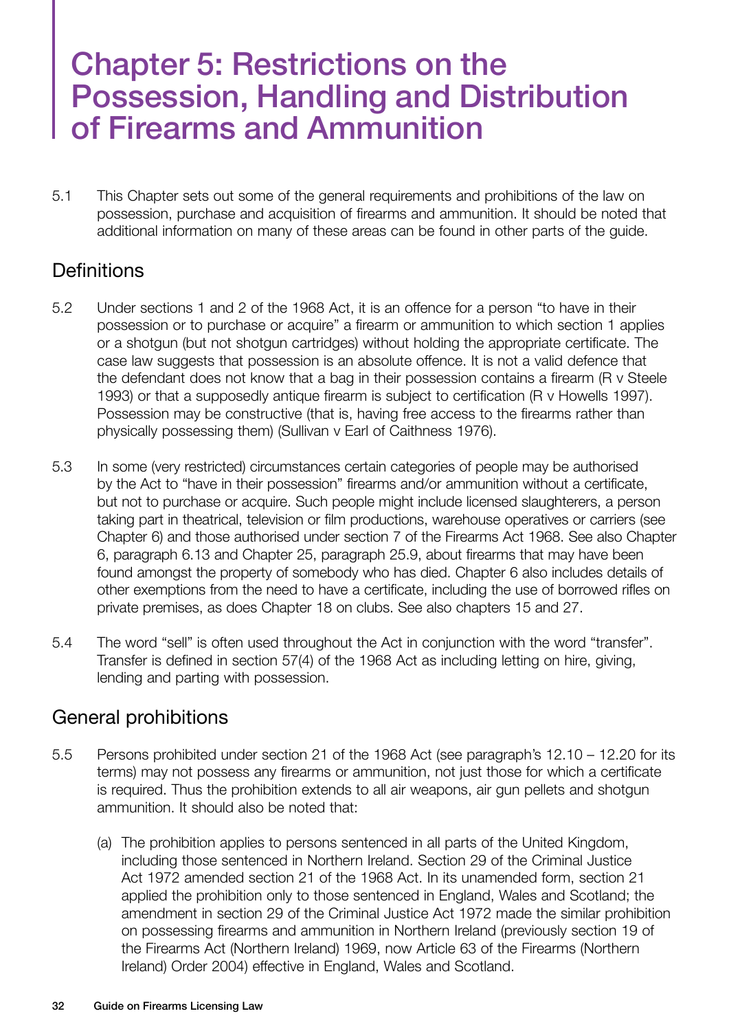# Chapter 5: Restrictions on the Possession, Handling and Distribution of Firearms and Ammunition

5.1 This Chapter sets out some of the general requirements and prohibitions of the law on possession, purchase and acquisition of firearms and ammunition. It should be noted that additional information on many of these areas can be found in other parts of the guide.

## Definitions

5.2 Under sections 1 and 2 of the 1968 Act, it is an offence for a person "to have in their possession or to purchase or acquire" a firearm or ammunition to which section 1 applies or a shotgun (but not shotgun cartridges) without holding the appropriate certificate. The case law suggests that possession is an absolute offence. It is not a valid defence that the defendant does not know that a bag in their possession contains a firearm (R v Steele 1993) or that a supposedly antique firearm is subject to certification (R v Howells 1997). Possession may be constructive (that is, having free access to the firearms rather than physically possessing them) (Sullivan v Earl of Caithness 1976).

5.3 In some (very restricted) circumstances certain categories of people may be authorised by the Act to "have in their possession" firearms and/or ammunition without a certificate, but not to purchase or acquire. Such people might include licensed slaughterers, a person taking part in theatrical, television or film productions, warehouse operatives or carriers (see Chapter 6) and those authorised under section 7 of the Firearms Act 1968. See also Chapter 6, paragraph 6.13 and Chapter 25, paragraph 25.9, about firearms that may have been found amongst the property of somebody who has died. Chapter 6 also includes details of other exemptions from the need to have a certificate, including the use of borrowed rifles on private premises, as does Chapter 18 on clubs. See also chapters 15 and 27.

5.4 The word "sell" is often used throughout the Act in conjunction with the word "transfer". Transfer is defined in section 57(4) of the 1968 Act as including letting on hire, giving, lending and parting with possession.

## General prohibitions

5.5 Persons prohibited under section 21 of the 1968 Act (see paragraph's 12.10 – 12.20 for its terms) may not possess any firearms or ammunition, not just those for which a certificate is required. Thus the prohibition extends to all air weapons, air gun pellets and shotgun ammunition. It should also be noted that:

(a) The prohibition applies to persons sentenced in all parts of the United Kingdom, including those sentenced in Northern Ireland. Section 29 of the Criminal Justice Act 1972 amended section 21 of the 1968 Act. In its unamended form, section 21 applied the prohibition only to those sentenced in England, Wales and Scotland; the amendment in section 29 of the Criminal Justice Act 1972 made the similar prohibition on possessing firearms and ammunition in Northern Ireland (previously section 19 of the Firearms Act (Northern Ireland) 1969, now Article 63 of the Firearms (Northern Ireland) Order 2004) effective in England, Wales and Scotland.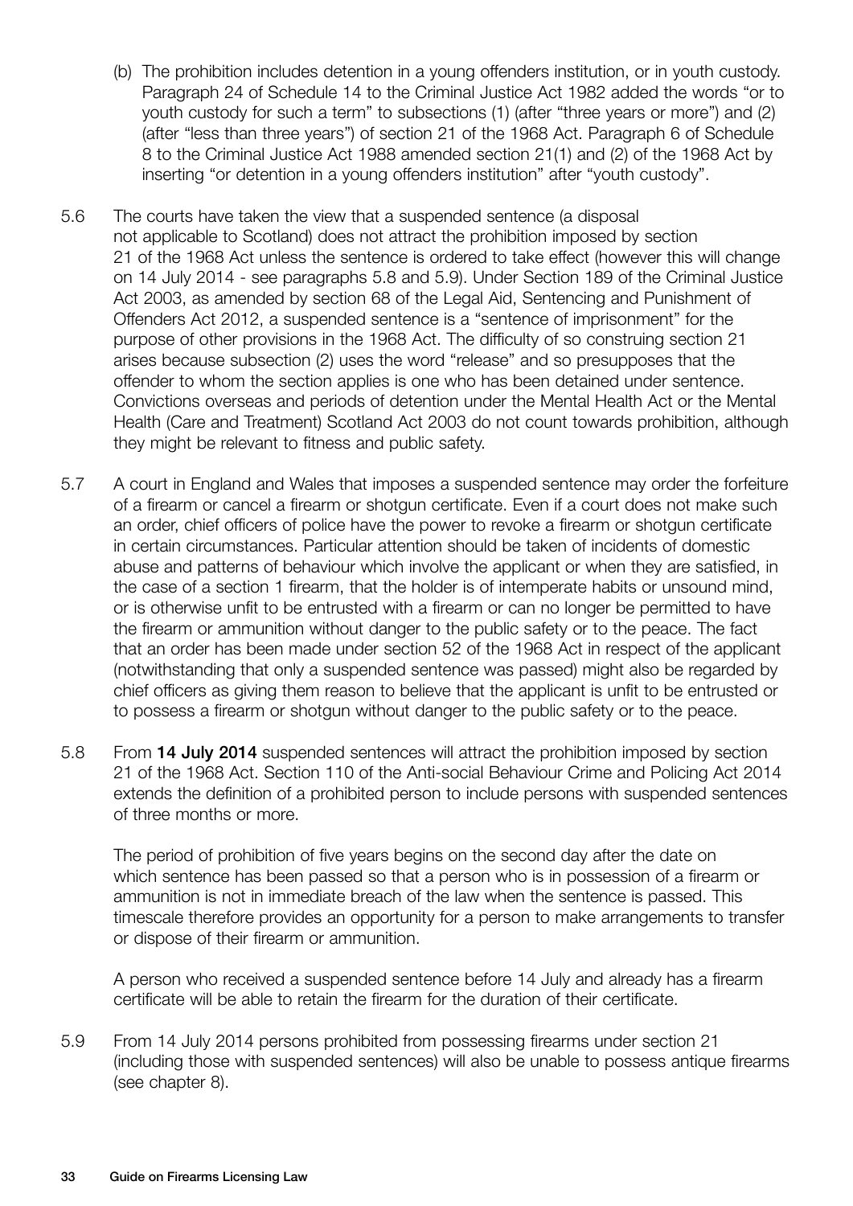(b) The prohibition includes detention in a young offenders institution, or in youth custody. Paragraph 24 of Schedule 14 to the Criminal Justice Act 1982 added the words "or to youth custody for such a term" to subsections (1) (after "three years or more") and (2) (after "less than three years") of section 21 of the 1968 Act. Paragraph 6 of Schedule 8 to the Criminal Justice Act 1988 amended section 21(1) and (2) of the 1968 Act by inserting "or detention in a young offenders institution" after "youth custody".

5.6 The courts have taken the view that a suspended sentence (a disposal not applicable to Scotland) does not attract the prohibition imposed by section 21 of the 1968 Act unless the sentence is ordered to take effect (however this will change on 14 July 2014 - see paragraphs 5.8 and 5.9). Under Section 189 of the Criminal Justice Act 2003, as amended by section 68 of the Legal Aid, Sentencing and Punishment of Offenders Act 2012, a suspended sentence is a "sentence of imprisonment" for the purpose of other provisions in the 1968 Act. The difficulty of so construing section 21 arises because subsection (2) uses the word "release" and so presupposes that the offender to whom the section applies is one who has been detained under sentence. Convictions overseas and periods of detention under the Mental Health Act or the Mental Health (Care and Treatment) Scotland Act 2003 do not count towards prohibition, although they might be relevant to fitness and public safety.

5.7 A court in England and Wales that imposes a suspended sentence may order the forfeiture of a firearm or cancel a firearm or shotgun certificate. Even if a court does not make such an order, chief officers of police have the power to revoke a firearm or shotgun certificate in certain circumstances. Particular attention should be taken of incidents of domestic abuse and patterns of behaviour which involve the applicant or when they are satisfied, in the case of a section 1 firearm, that the holder is of intemperate habits or unsound mind, or is otherwise unfit to be entrusted with a firearm or can no longer be permitted to have the firearm or ammunition without danger to the public safety or to the peace. The fact that an order has been made under section 52 of the 1968 Act in respect of the applicant (notwithstanding that only a suspended sentence was passed) might also be regarded by chief officers as giving them reason to believe that the applicant is unfit to be entrusted or to possess a firearm or shotgun without danger to the public safety or to the peace.

5.8 From **14 July 2014** suspended sentences will attract the prohibition imposed by section 21 of the 1968 Act. Section 110 of the Anti-social Behaviour Crime and Policing Act 2014 extends the definition of a prohibited person to include persons with suspended sentences of three months or more.

The period of prohibition of five years begins on the second day after the date on which sentence has been passed so that a person who is in possession of a firearm or ammunition is not in immediate breach of the law when the sentence is passed. This timescale therefore provides an opportunity for a person to make arrangements to transfer or dispose of their firearm or ammunition.

A person who received a suspended sentence before 14 July and already has a firearm certificate will be able to retain the firearm for the duration of their certificate.

5.9 From 14 July 2014 persons prohibited from possessing firearms under section 21 (including those with suspended sentences) will also be unable to possess antique firearms (see chapter 8).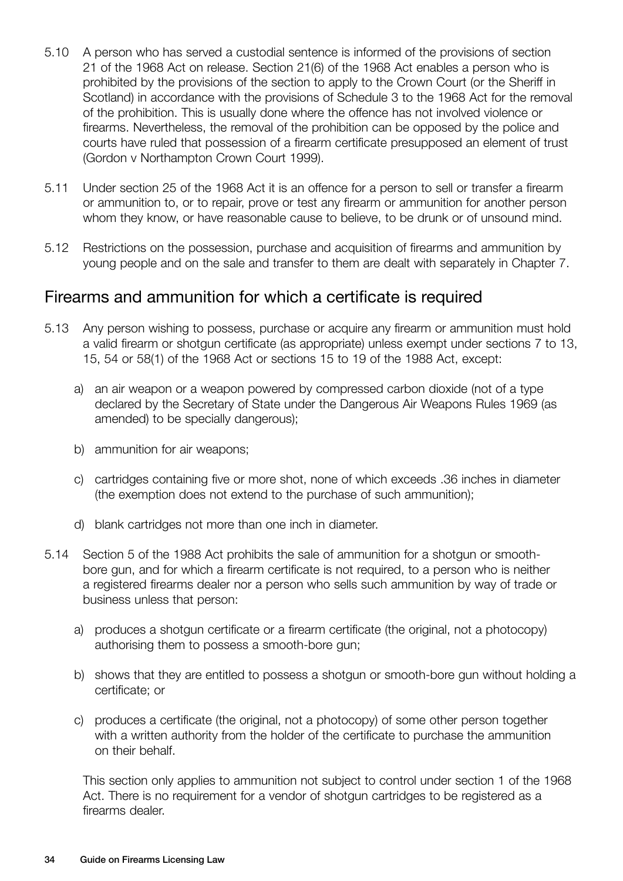5.10 A person who has served a custodial sentence is informed of the provisions of section 21 of the 1968 Act on release. Section 21(6) of the 1968 Act enables a person who is prohibited by the provisions of the section to apply to the Crown Court (or the Sheriff in Scotland) in accordance with the provisions of Schedule 3 to the 1968 Act for the removal of the prohibition. This is usually done where the offence has not involved violence or firearms. Nevertheless, the removal of the prohibition can be opposed by the police and courts have ruled that possession of a firearm certificate presupposed an element of trust (Gordon v Northampton Crown Court 1999).

5.11 Under section 25 of the 1968 Act it is an offence for a person to sell or transfer a firearm or ammunition to, or to repair, prove or test any firearm or ammunition for another person whom they know, or have reasonable cause to believe, to be drunk or of unsound mind.

5.12 Restrictions on the possession, purchase and acquisition of firearms and ammunition by young people and on the sale and transfer to them are dealt with separately in Chapter 7.

## Firearms and ammunition for which a certificate is required

5.13 Any person wishing to possess, purchase or acquire any firearm or ammunition must hold a valid firearm or shotgun certificate (as appropriate) unless exempt under sections 7 to 13, 15, 54 or 58(1) of the 1968 Act or sections 15 to 19 of the 1988 Act, except:

a) an air weapon or a weapon powered by compressed carbon dioxide (not of a type declared by the Secretary of State under the Dangerous Air Weapons Rules 1969 (as amended) to be specially dangerous);

b) ammunition for air weapons;

c) cartridges containing five or more shot, none of which exceeds .36 inches in diameter (the exemption does not extend to the purchase of such ammunition);

d) blank cartridges not more than one inch in diameter.

5.14 Section 5 of the 1988 Act prohibits the sale of ammunition for a shotgun or smooth-bore gun, and for which a firearm certificate is not required, to a person who is neither a registered firearms dealer nor a person who sells such ammunition by way of trade or business unless that person:

a) produces a shotgun certificate or a firearm certificate (the original, not a photocopy) authorising them to possess a smooth-bore gun;

b) shows that they are entitled to possess a shotgun or smooth-bore gun without holding a certificate; or

c) produces a certificate (the original, not a photocopy) of some other person together with a written authority from the holder of the certificate to purchase the ammunition on their behalf.

This section only applies to ammunition not subject to control under section 1 of the 1968 Act. There is no requirement for a vendor of shotgun cartridges to be registered as a firearms dealer.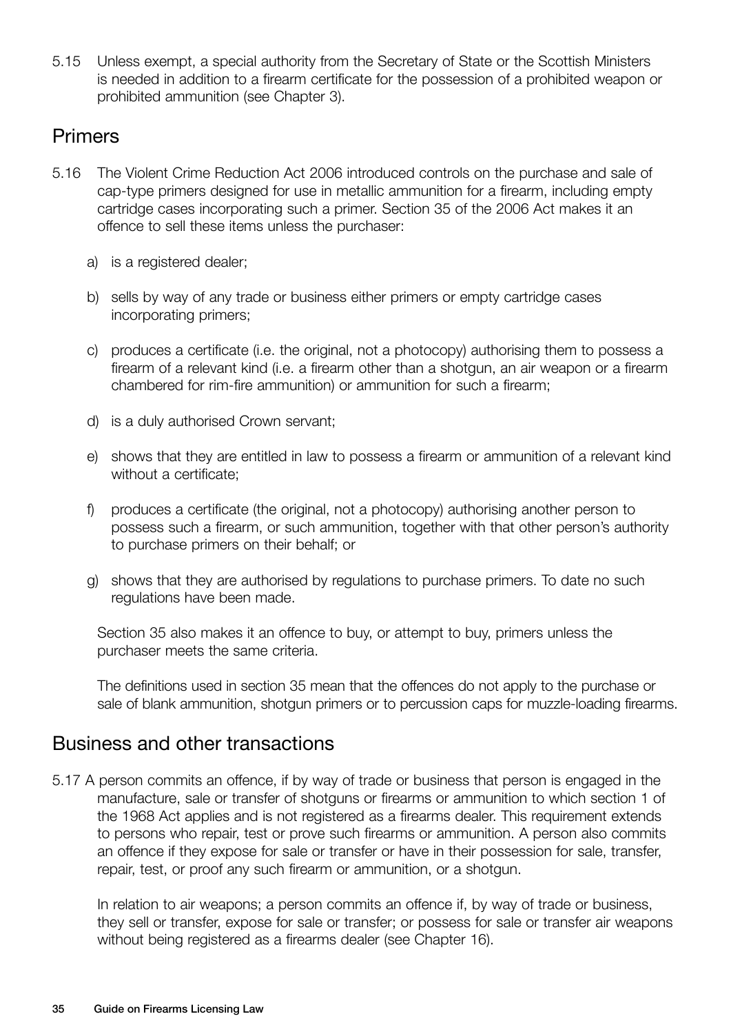5.15 Unless exempt, a special authority from the Secretary of State or the Scottish Ministers is needed in addition to a firearm certificate for the possession of a prohibited weapon or prohibited ammunition (see Chapter 3).

## Primers

5.16 The Violent Crime Reduction Act 2006 introduced controls on the purchase and sale of cap-type primers designed for use in metallic ammunition for a firearm, including empty cartridge cases incorporating such a primer. Section 35 of the 2006 Act makes it an offence to sell these items unless the purchaser:

a) is a registered dealer;

b) sells by way of any trade or business either primers or empty cartridge cases incorporating primers;

c) produces a certificate (i.e. the original, not a photocopy) authorising them to possess a firearm of a relevant kind (i.e. a firearm other than a shotgun, an air weapon or a firearm chambered for rim-fire ammunition) or ammunition for such a firearm;

d) is a duly authorised Crown servant;

e) shows that they are entitled in law to possess a firearm or ammunition of a relevant kind without a certificate;

f) produces a certificate (the original, not a photocopy) authorising another person to possess such a firearm, or such ammunition, together with that other person's authority to purchase primers on their behalf; or

g) shows that they are authorised by regulations to purchase primers. To date no such regulations have been made.

Section 35 also makes it an offence to buy, or attempt to buy, primers unless the purchaser meets the same criteria.

The definitions used in section 35 mean that the offences do not apply to the purchase or sale of blank ammunition, shotgun primers or to percussion caps for muzzle-loading firearms.

## Business and other transactions

5.17 A person commits an offence, if by way of trade or business that person is engaged in the manufacture, sale or transfer of shotguns or firearms or ammunition to which section 1 of the 1968 Act applies and is not registered as a firearms dealer. This requirement extends to persons who repair, test or prove such firearms or ammunition. A person also commits an offence if they expose for sale or transfer or have in their possession for sale, transfer, repair, test, or proof any such firearm or ammunition, or a shotgun.

In relation to air weapons; a person commits an offence if, by way of trade or business, they sell or transfer, expose for sale or transfer; or possess for sale or transfer air weapons without being registered as a firearms dealer (see Chapter 16).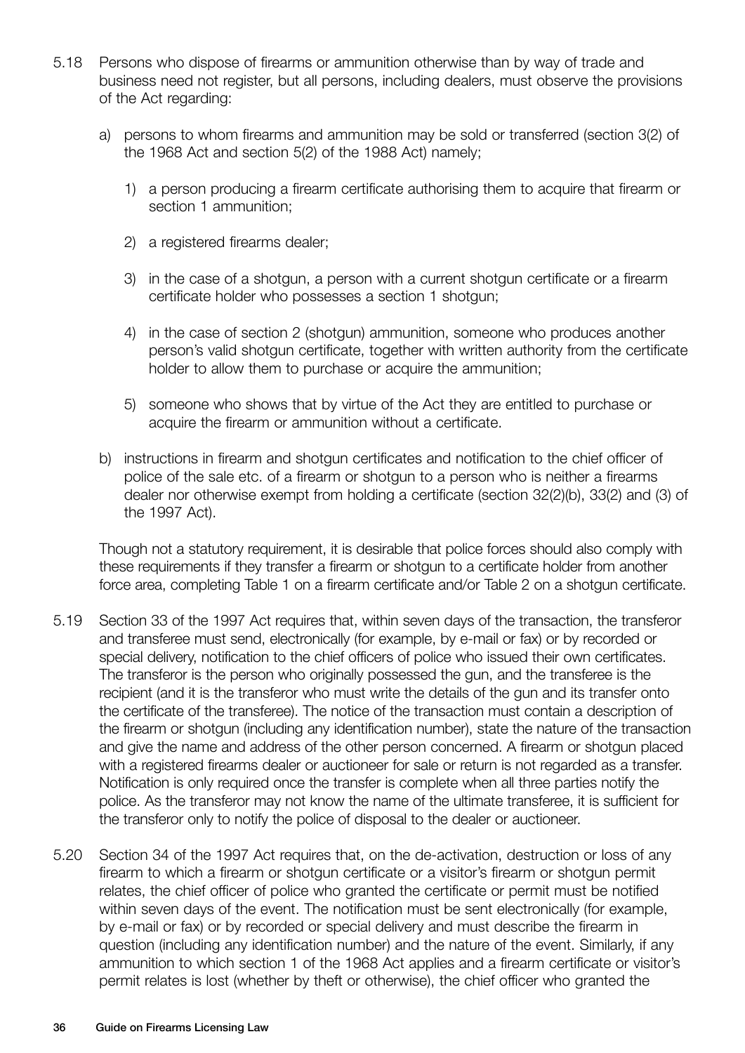5.18 Persons who dispose of firearms or ammunition otherwise than by way of trade and business need not register, but all persons, including dealers, must observe the provisions of the Act regarding:

   a) persons to whom firearms and ammunition may be sold or transferred (section 3(2) of the 1968 Act and section 5(2) of the 1988 Act) namely;

      1) a person producing a firearm certificate authorising them to acquire that firearm or section 1 ammunition;

      2) a registered firearms dealer;

      3) in the case of a shotgun, a person with a current shotgun certificate or a firearm certificate holder who possesses a section 1 shotgun;

      4) in the case of section 2 (shotgun) ammunition, someone who produces another person's valid shotgun certificate, together with written authority from the certificate holder to allow them to purchase or acquire the ammunition;

      5) someone who shows that by virtue of the Act they are entitled to purchase or acquire the firearm or ammunition without a certificate.

   b) instructions in firearm and shotgun certificates and notification to the chief officer of police of the sale etc. of a firearm or shotgun to a person who is neither a firearms dealer nor otherwise exempt from holding a certificate (section 32(2)(b), 33(2) and (3) of the 1997 Act).

   Though not a statutory requirement, it is desirable that police forces should also comply with these requirements if they transfer a firearm or shotgun to a certificate holder from another force area, completing Table 1 on a firearm certificate and/or Table 2 on a shotgun certificate.

5.19 Section 33 of the 1997 Act requires that, within seven days of the transaction, the transferor and transferee must send, electronically (for example, by e-mail or fax) or by recorded or special delivery, notification to the chief officers of police who issued their own certificates. The transferor is the person who originally possessed the gun, and the transferee is the recipient (and it is the transferor who must write the details of the gun and its transfer onto the certificate of the transferee). The notice of the transaction must contain a description of the firearm or shotgun (including any identification number), state the nature of the transaction and give the name and address of the other person concerned. A firearm or shotgun placed with a registered firearms dealer or auctioneer for sale or return is not regarded as a transfer. Notification is only required once the transfer is complete when all three parties notify the police. As the transferor may not know the name of the ultimate transferee, it is sufficient for the transferor only to notify the police of disposal to the dealer or auctioneer.

5.20 Section 34 of the 1997 Act requires that, on the de-activation, destruction or loss of any firearm to which a firearm or shotgun certificate or a visitor's firearm or shotgun permit relates, the chief officer of police who granted the certificate or permit must be notified within seven days of the event. The notification must be sent electronically (for example, by e-mail or fax) or by recorded or special delivery and must describe the firearm in question (including any identification number) and the nature of the event. Similarly, if any ammunition to which section 1 of the 1968 Act applies and a firearm certificate or visitor's permit relates is lost (whether by theft or otherwise), the chief officer who granted the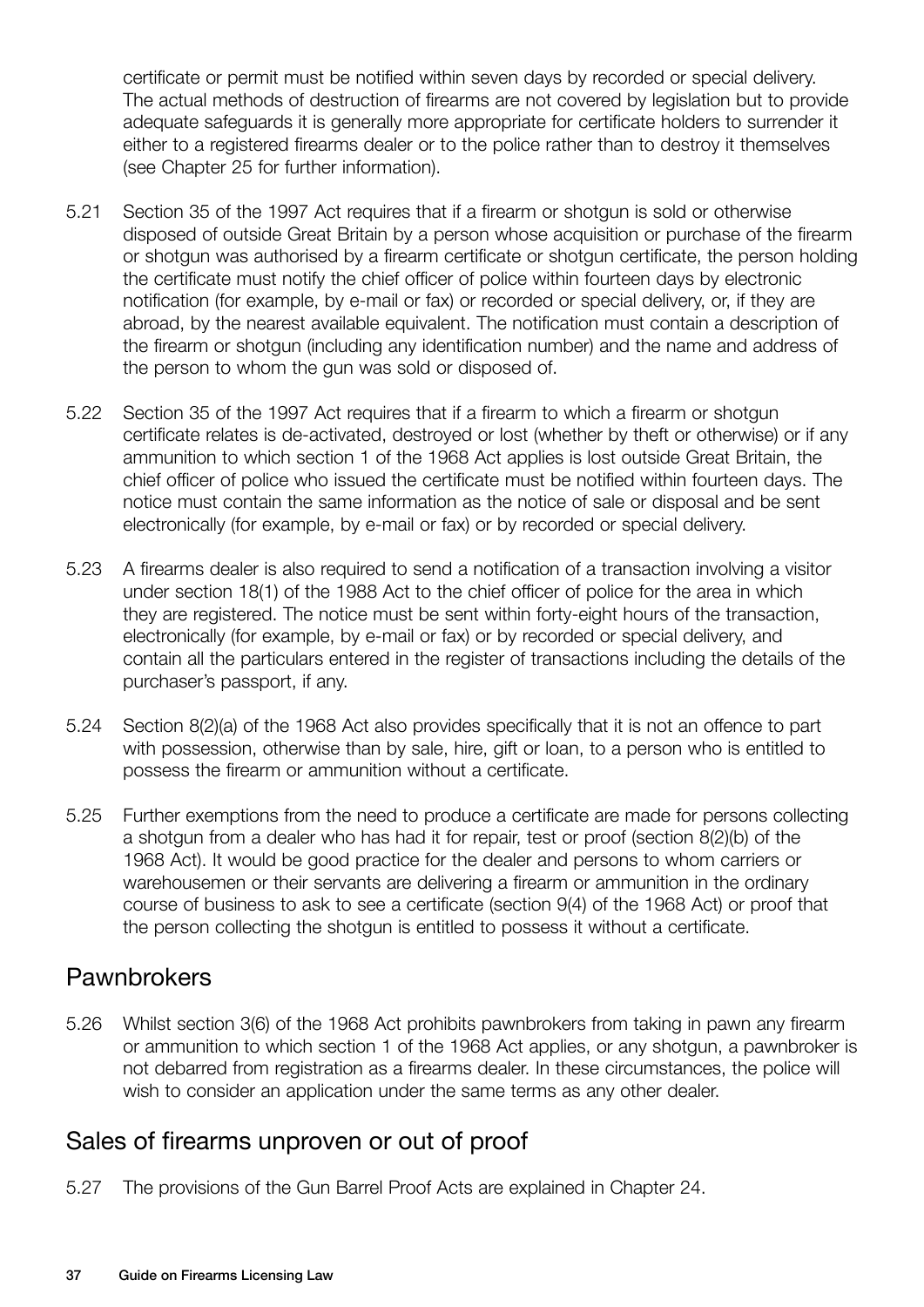certificate or permit must be notified within seven days by recorded or special delivery. The actual methods of destruction of firearms are not covered by legislation but to provide adequate safeguards it is generally more appropriate for certificate holders to surrender it either to a registered firearms dealer or to the police rather than to destroy it themselves (see Chapter 25 for further information).

5.21 Section 35 of the 1997 Act requires that if a firearm or shotgun is sold or otherwise disposed of outside Great Britain by a person whose acquisition or purchase of the firearm or shotgun was authorised by a firearm certificate or shotgun certificate, the person holding the certificate must notify the chief officer of police within fourteen days by electronic notification (for example, by e-mail or fax) or recorded or special delivery, or, if they are abroad, by the nearest available equivalent. The notification must contain a description of the firearm or shotgun (including any identification number) and the name and address of the person to whom the gun was sold or disposed of.

5.22 Section 35 of the 1997 Act requires that if a firearm to which a firearm or shotgun certificate relates is de-activated, destroyed or lost (whether by theft or otherwise) or if any ammunition to which section 1 of the 1968 Act applies is lost outside Great Britain, the chief officer of police who issued the certificate must be notified within fourteen days. The notice must contain the same information as the notice of sale or disposal and be sent electronically (for example, by e-mail or fax) or by recorded or special delivery.

5.23 A firearms dealer is also required to send a notification of a transaction involving a visitor under section 18(1) of the 1988 Act to the chief officer of police for the area in which they are registered. The notice must be sent within forty-eight hours of the transaction, electronically (for example, by e-mail or fax) or by recorded or special delivery, and contain all the particulars entered in the register of transactions including the details of the purchaser's passport, if any.

5.24 Section 8(2)(a) of the 1968 Act also provides specifically that it is not an offence to part with possession, otherwise than by sale, hire, gift or loan, to a person who is entitled to possess the firearm or ammunition without a certificate.

5.25 Further exemptions from the need to produce a certificate are made for persons collecting a shotgun from a dealer who has had it for repair, test or proof (section 8(2)(b) of the 1968 Act). It would be good practice for the dealer and persons to whom carriers or warehousemen or their servants are delivering a firearm or ammunition in the ordinary course of business to ask to see a certificate (section 9(4) of the 1968 Act) or proof that the person collecting the shotgun is entitled to possess it without a certificate.

## Pawnbrokers

5.26 Whilst section 3(6) of the 1968 Act prohibits pawnbrokers from taking in pawn any firearm or ammunition to which section 1 of the 1968 Act applies, or any shotgun, a pawnbroker is not debarred from registration as a firearms dealer. In these circumstances, the police will wish to consider an application under the same terms as any other dealer.

## Sales of firearms unproven or out of proof

5.27 The provisions of the Gun Barrel Proof Acts are explained in Chapter 24.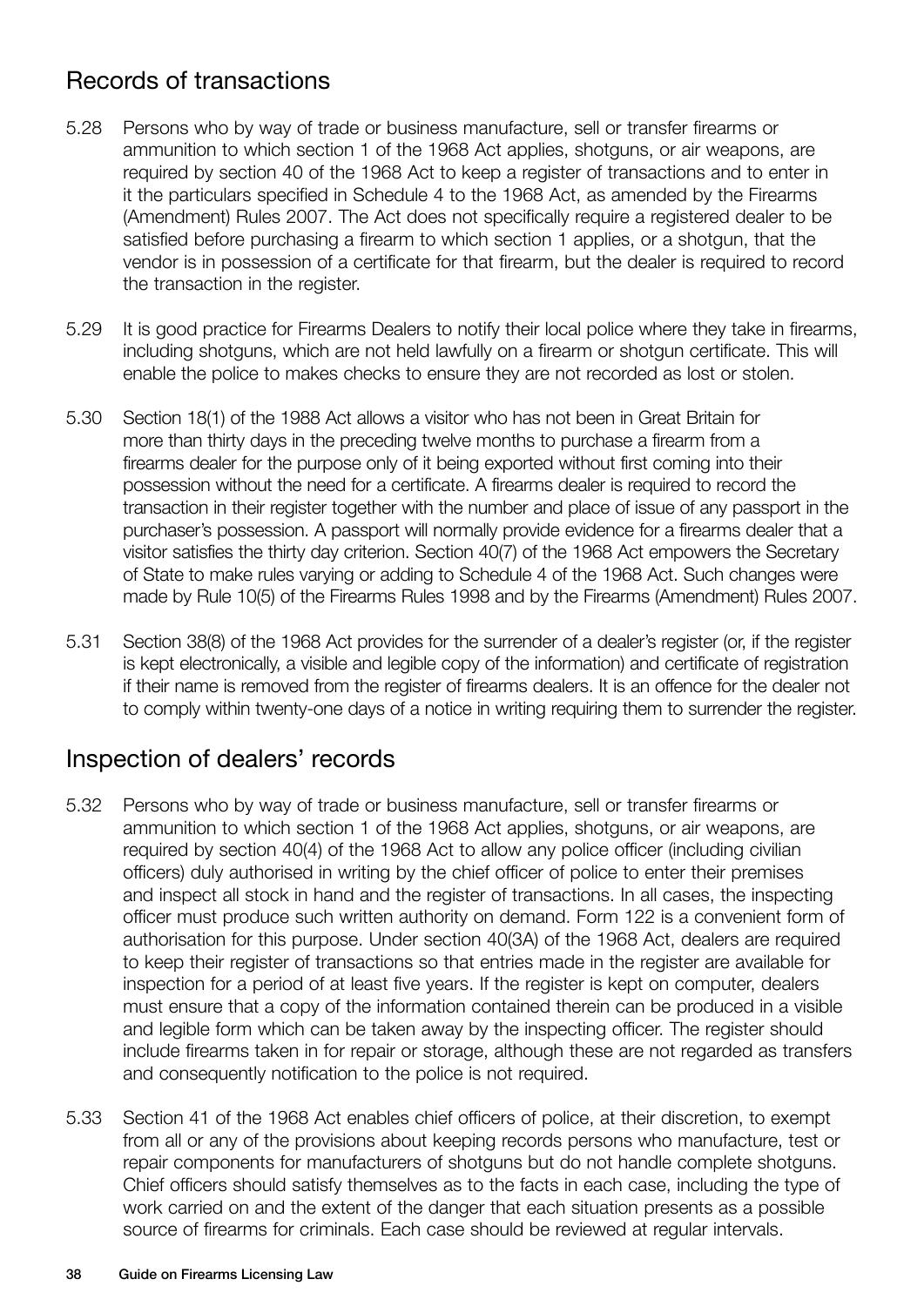## Records of transactions

5.28 Persons who by way of trade or business manufacture, sell or transfer firearms or ammunition to which section 1 of the 1968 Act applies, shotguns, or air weapons, are required by section 40 of the 1968 Act to keep a register of transactions and to enter in it the particulars specified in Schedule 4 to the 1968 Act, as amended by the Firearms (Amendment) Rules 2007. The Act does not specifically require a registered dealer to be satisfied before purchasing a firearm to which section 1 applies, or a shotgun, that the vendor is in possession of a certificate for that firearm, but the dealer is required to record the transaction in the register.

5.29 It is good practice for Firearms Dealers to notify their local police where they take in firearms, including shotguns, which are not held lawfully on a firearm or shotgun certificate. This will enable the police to makes checks to ensure they are not recorded as lost or stolen.

5.30 Section 18(1) of the 1988 Act allows a visitor who has not been in Great Britain for more than thirty days in the preceding twelve months to purchase a firearm from a firearms dealer for the purpose only of it being exported without first coming into their possession without the need for a certificate. A firearms dealer is required to record the transaction in their register together with the number and place of issue of any passport in the purchaser's possession. A passport will normally provide evidence for a firearms dealer that a visitor satisfies the thirty day criterion. Section 40(7) of the 1968 Act empowers the Secretary of State to make rules varying or adding to Schedule 4 of the 1968 Act. Such changes were made by Rule 10(5) of the Firearms Rules 1998 and by the Firearms (Amendment) Rules 2007.

5.31 Section 38(8) of the 1968 Act provides for the surrender of a dealer's register (or, if the register is kept electronically, a visible and legible copy of the information) and certificate of registration if their name is removed from the register of firearms dealers. It is an offence for the dealer not to comply within twenty-one days of a notice in writing requiring them to surrender the register.

## Inspection of dealers' records

5.32 Persons who by way of trade or business manufacture, sell or transfer firearms or ammunition to which section 1 of the 1968 Act applies, shotguns, or air weapons, are required by section 40(4) of the 1968 Act to allow any police officer (including civilian officers) duly authorised in writing by the chief officer of police to enter their premises and inspect all stock in hand and the register of transactions. In all cases, the inspecting officer must produce such written authority on demand. Form 122 is a convenient form of authorisation for this purpose. Under section 40(3A) of the 1968 Act, dealers are required to keep their register of transactions so that entries made in the register are available for inspection for a period of at least five years. If the register is kept on computer, dealers must ensure that a copy of the information contained therein can be produced in a visible and legible form which can be taken away by the inspecting officer. The register should include firearms taken in for repair or storage, although these are not regarded as transfers and consequently notification to the police is not required.

5.33 Section 41 of the 1968 Act enables chief officers of police, at their discretion, to exempt from all or any of the provisions about keeping records persons who manufacture, test or repair components for manufacturers of shotguns but do not handle complete shotguns. Chief officers should satisfy themselves as to the facts in each case, including the type of work carried on and the extent of the danger that each situation presents as a possible source of firearms for criminals. Each case should be reviewed at regular intervals.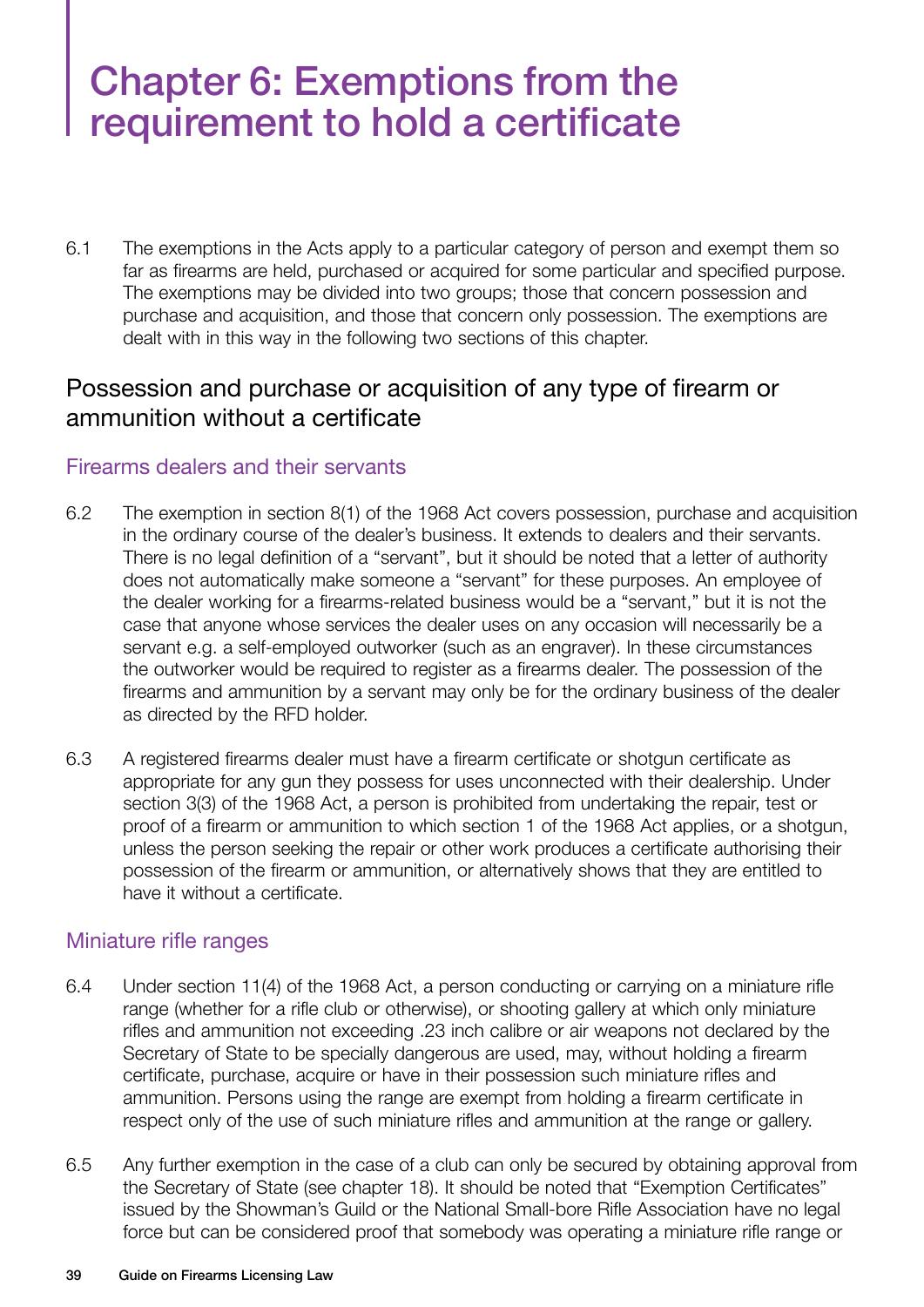# Chapter 6: Exemptions from the requirement to hold a certificate

6.1 The exemptions in the Acts apply to a particular category of person and exempt them so far as firearms are held, purchased or acquired for some particular and specified purpose. The exemptions may be divided into two groups; those that concern possession and purchase and acquisition, and those that concern only possession. The exemptions are dealt with in this way in the following two sections of this chapter.

## Possession and purchase or acquisition of any type of firearm or ammunition without a certificate

### Firearms dealers and their servants

6.2 The exemption in section 8(1) of the 1968 Act covers possession, purchase and acquisition in the ordinary course of the dealer's business. It extends to dealers and their servants. There is no legal definition of a "servant", but it should be noted that a letter of authority does not automatically make someone a "servant" for these purposes. An employee of the dealer working for a firearms-related business would be a "servant," but it is not the case that anyone whose services the dealer uses on any occasion will necessarily be a servant e.g. a self-employed outworker (such as an engraver). In these circumstances the outworker would be required to register as a firearms dealer. The possession of the firearms and ammunition by a servant may only be for the ordinary business of the dealer as directed by the RFD holder.

6.3 A registered firearms dealer must have a firearm certificate or shotgun certificate as appropriate for any gun they possess for uses unconnected with their dealership. Under section 3(3) of the 1968 Act, a person is prohibited from undertaking the repair, test or proof of a firearm or ammunition to which section 1 of the 1968 Act applies, or a shotgun, unless the person seeking the repair or other work produces a certificate authorising their possession of the firearm or ammunition, or alternatively shows that they are entitled to have it without a certificate.

### Miniature rifle ranges

6.4 Under section 11(4) of the 1968 Act, a person conducting or carrying on a miniature rifle range (whether for a rifle club or otherwise), or shooting gallery at which only miniature rifles and ammunition not exceeding .23 inch calibre or air weapons not declared by the Secretary of State to be specially dangerous are used, may, without holding a firearm certificate, purchase, acquire or have in their possession such miniature rifles and ammunition. Persons using the range are exempt from holding a firearm certificate in respect only of the use of such miniature rifles and ammunition at the range or gallery.

6.5 Any further exemption in the case of a club can only be secured by obtaining approval from the Secretary of State (see chapter 18). It should be noted that "Exemption Certificates" issued by the Showman's Guild or the National Small-bore Rifle Association have no legal force but can be considered proof that somebody was operating a miniature rifle range or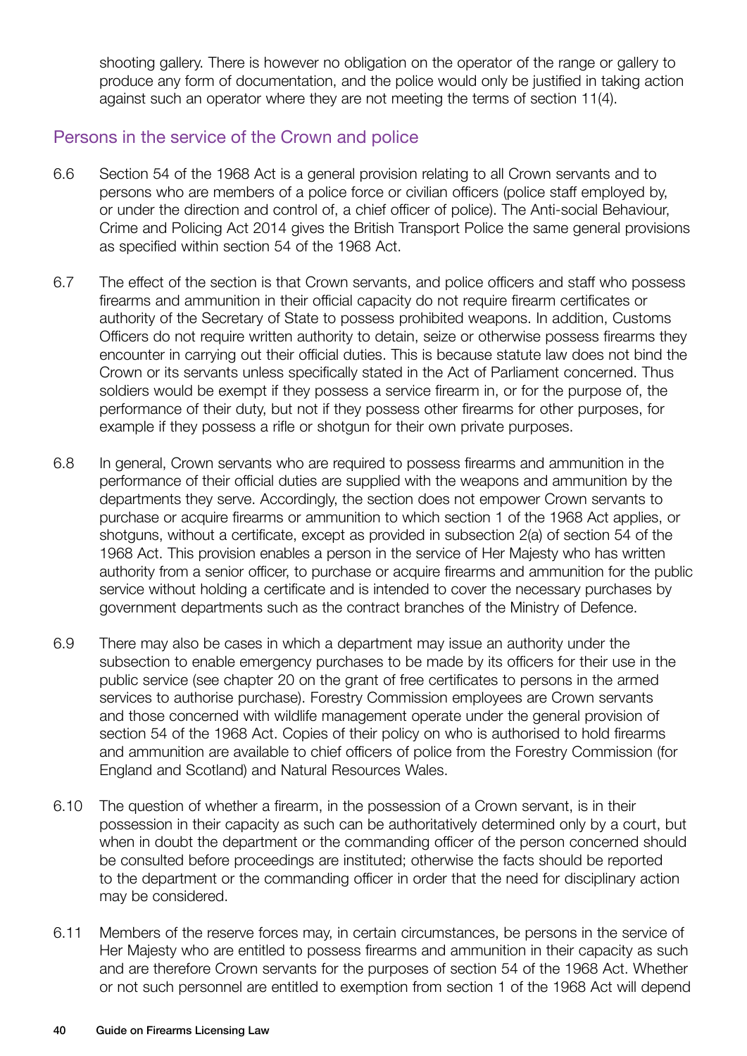shooting gallery. There is however no obligation on the operator of the range or gallery to produce any form of documentation, and the police would only be justified in taking action against such an operator where they are not meeting the terms of section 11(4).

## Persons in the service of the Crown and police

6.6 Section 54 of the 1968 Act is a general provision relating to all Crown servants and to persons who are members of a police force or civilian officers (police staff employed by, or under the direction and control of, a chief officer of police). The Anti-social Behaviour, Crime and Policing Act 2014 gives the British Transport Police the same general provisions as specified within section 54 of the 1968 Act.

6.7 The effect of the section is that Crown servants, and police officers and staff who possess firearms and ammunition in their official capacity do not require firearm certificates or authority of the Secretary of State to possess prohibited weapons. In addition, Customs Officers do not require written authority to detain, seize or otherwise possess firearms they encounter in carrying out their official duties. This is because statute law does not bind the Crown or its servants unless specifically stated in the Act of Parliament concerned. Thus soldiers would be exempt if they possess a service firearm in, or for the purpose of, the performance of their duty, but not if they possess other firearms for other purposes, for example if they possess a rifle or shotgun for their own private purposes.

6.8 In general, Crown servants who are required to possess firearms and ammunition in the performance of their official duties are supplied with the weapons and ammunition by the departments they serve. Accordingly, the section does not empower Crown servants to purchase or acquire firearms or ammunition to which section 1 of the 1968 Act applies, or shotguns, without a certificate, except as provided in subsection 2(a) of section 54 of the 1968 Act. This provision enables a person in the service of Her Majesty who has written authority from a senior officer, to purchase or acquire firearms and ammunition for the public service without holding a certificate and is intended to cover the necessary purchases by government departments such as the contract branches of the Ministry of Defence.

6.9 There may also be cases in which a department may issue an authority under the subsection to enable emergency purchases to be made by its officers for their use in the public service (see chapter 20 on the grant of free certificates to persons in the armed services to authorise purchase). Forestry Commission employees are Crown servants and those concerned with wildlife management operate under the general provision of section 54 of the 1968 Act. Copies of their policy on who is authorised to hold firearms and ammunition are available to chief officers of police from the Forestry Commission (for England and Scotland) and Natural Resources Wales.

6.10 The question of whether a firearm, in the possession of a Crown servant, is in their possession in their capacity as such can be authoritatively determined only by a court, but when in doubt the department or the commanding officer of the person concerned should be consulted before proceedings are instituted; otherwise the facts should be reported to the department or the commanding officer in order that the need for disciplinary action may be considered.

6.11 Members of the reserve forces may, in certain circumstances, be persons in the service of Her Majesty who are entitled to possess firearms and ammunition in their capacity as such and are therefore Crown servants for the purposes of section 54 of the 1968 Act. Whether or not such personnel are entitled to exemption from section 1 of the 1968 Act will depend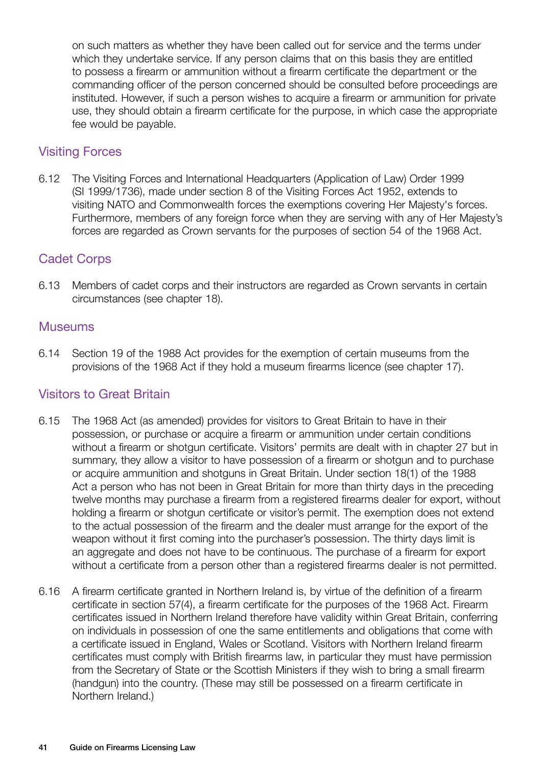on such matters as whether they have been called out for service and the terms under which they undertake service. If any person claims that on this basis they are entitled to possess a firearm or ammunition without a firearm certificate the department or the commanding officer of the person concerned should be consulted before proceedings are instituted. However, if such a person wishes to acquire a firearm or ammunition for private use, they should obtain a firearm certificate for the purpose, in which case the appropriate fee would be payable.

## Visiting Forces

6.12 The Visiting Forces and International Headquarters (Application of Law) Order 1999 (SI 1999/1736), made under section 8 of the Visiting Forces Act 1952, extends to visiting NATO and Commonwealth forces the exemptions covering Her Majesty's forces. Furthermore, members of any foreign force when they are serving with any of Her Majesty's forces are regarded as Crown servants for the purposes of section 54 of the 1968 Act.

## Cadet Corps

6.13 Members of cadet corps and their instructors are regarded as Crown servants in certain circumstances (see chapter 18).

## Museums

6.14 Section 19 of the 1988 Act provides for the exemption of certain museums from the provisions of the 1968 Act if they hold a museum firearms licence (see chapter 17).

## Visitors to Great Britain

6.15 The 1968 Act (as amended) provides for visitors to Great Britain to have in their possession, or purchase or acquire a firearm or ammunition under certain conditions without a firearm or shotgun certificate. Visitors' permits are dealt with in chapter 27 but in summary, they allow a visitor to have possession of a firearm or shotgun and to purchase or acquire ammunition and shotguns in Great Britain. Under section 18(1) of the 1988 Act a person who has not been in Great Britain for more than thirty days in the preceding twelve months may purchase a firearm from a registered firearms dealer for export, without holding a firearm or shotgun certificate or visitor's permit. The exemption does not extend to the actual possession of the firearm and the dealer must arrange for the export of the weapon without it first coming into the purchaser's possession. The thirty days limit is an aggregate and does not have to be continuous. The purchase of a firearm for export without a certificate from a person other than a registered firearms dealer is not permitted.

6.16 A firearm certificate granted in Northern Ireland is, by virtue of the definition of a firearm certificate in section 57(4), a firearm certificate for the purposes of the 1968 Act. Firearm certificates issued in Northern Ireland therefore have validity within Great Britain, conferring on individuals in possession of one the same entitlements and obligations that come with a certificate issued in England, Wales or Scotland. Visitors with Northern Ireland firearm certificates must comply with British firearms law, in particular they must have permission from the Secretary of State or the Scottish Ministers if they wish to bring a small firearm (handgun) into the country. (These may still be possessed on a firearm certificate in Northern Ireland.)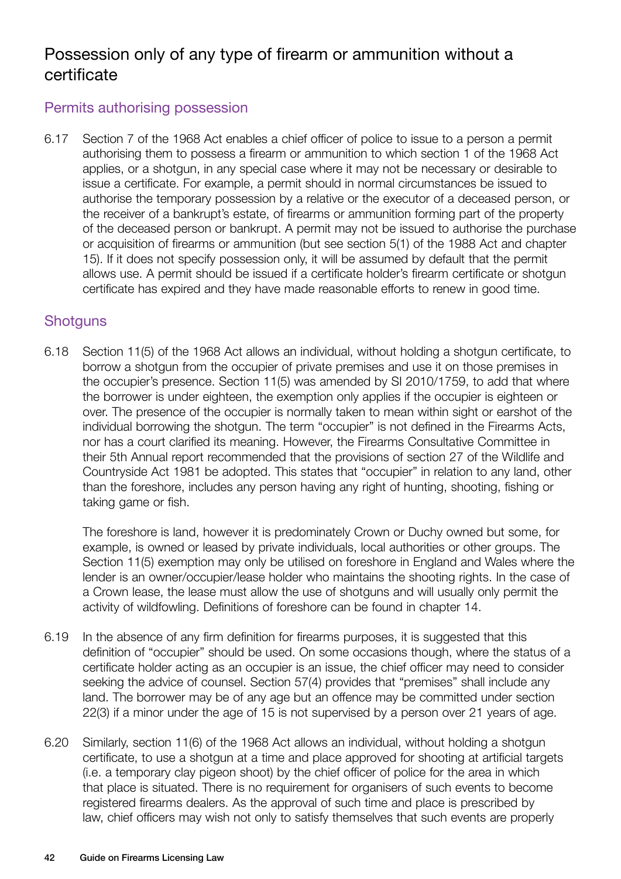## Possession only of any type of firearm or ammunition without a certificate

### Permits authorising possession

6.17 Section 7 of the 1968 Act enables a chief officer of police to issue to a person a permit authorising them to possess a firearm or ammunition to which section 1 of the 1968 Act applies, or a shotgun, in any special case where it may not be necessary or desirable to issue a certificate. For example, a permit should in normal circumstances be issued to authorise the temporary possession by a relative or the executor of a deceased person, or the receiver of a bankrupt's estate, of firearms or ammunition forming part of the property of the deceased person or bankrupt. A permit may not be issued to authorise the purchase or acquisition of firearms or ammunition (but see section 5(1) of the 1988 Act and chapter 15). If it does not specify possession only, it will be assumed by default that the permit allows use. A permit should be issued if a certificate holder's firearm certificate or shotgun certificate has expired and they have made reasonable efforts to renew in good time.

### Shotguns

6.18 Section 11(5) of the 1968 Act allows an individual, without holding a shotgun certificate, to borrow a shotgun from the occupier of private premises and use it on those premises in the occupier's presence. Section 11(5) was amended by SI 2010/1759, to add that where the borrower is under eighteen, the exemption only applies if the occupier is eighteen or over. The presence of the occupier is normally taken to mean within sight or earshot of the individual borrowing the shotgun. The term "occupier" is not defined in the Firearms Acts, nor has a court clarified its meaning. However, the Firearms Consultative Committee in their 5th Annual report recommended that the provisions of section 27 of the Wildlife and Countryside Act 1981 be adopted. This states that "occupier" in relation to any land, other than the foreshore, includes any person having any right of hunting, shooting, fishing or taking game or fish.

The foreshore is land, however it is predominately Crown or Duchy owned but some, for example, is owned or leased by private individuals, local authorities or other groups. The Section 11(5) exemption may only be utilised on foreshore in England and Wales where the lender is an owner/occupier/lease holder who maintains the shooting rights. In the case of a Crown lease, the lease must allow the use of shotguns and will usually only permit the activity of wildfowling. Definitions of foreshore can be found in chapter 14.

6.19 In the absence of any firm definition for firearms purposes, it is suggested that this definition of "occupier" should be used. On some occasions though, where the status of a certificate holder acting as an occupier is an issue, the chief officer may need to consider seeking the advice of counsel. Section 57(4) provides that "premises" shall include any land. The borrower may be of any age but an offence may be committed under section 22(3) if a minor under the age of 15 is not supervised by a person over 21 years of age.

6.20 Similarly, section 11(6) of the 1968 Act allows an individual, without holding a shotgun certificate, to use a shotgun at a time and place approved for shooting at artificial targets (i.e. a temporary clay pigeon shoot) by the chief officer of police for the area in which that place is situated. There is no requirement for organisers of such events to become registered firearms dealers. As the approval of such time and place is prescribed by law, chief officers may wish not only to satisfy themselves that such events are properly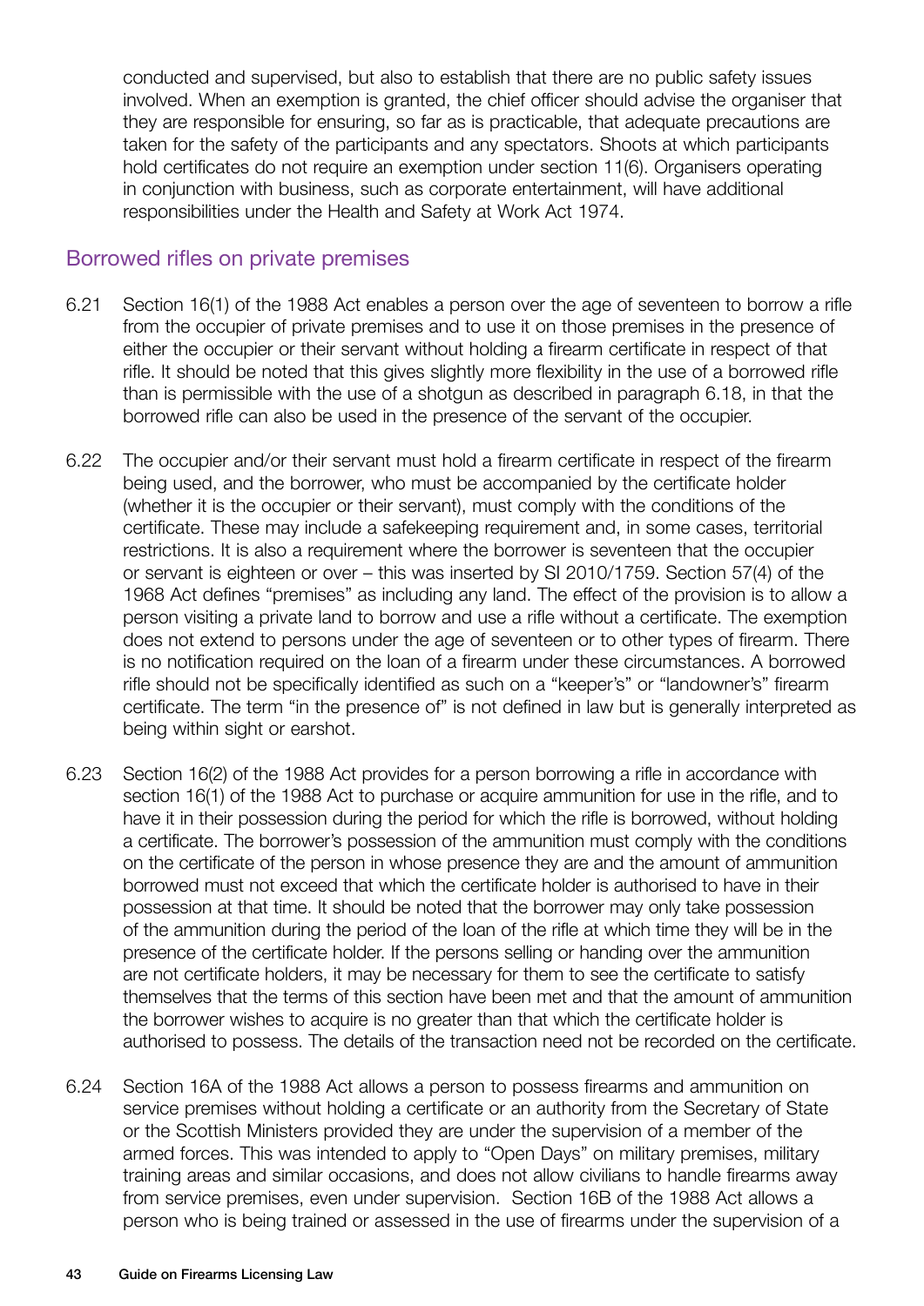conducted and supervised, but also to establish that there are no public safety issues involved. When an exemption is granted, the chief officer should advise the organiser that they are responsible for ensuring, so far as is practicable, that adequate precautions are taken for the safety of the participants and any spectators. Shoots at which participants hold certificates do not require an exemption under section 11(6). Organisers operating in conjunction with business, such as corporate entertainment, will have additional responsibilities under the Health and Safety at Work Act 1974.

## Borrowed rifles on private premises

6.21 Section 16(1) of the 1988 Act enables a person over the age of seventeen to borrow a rifle from the occupier of private premises and to use it on those premises in the presence of either the occupier or their servant without holding a firearm certificate in respect of that rifle. It should be noted that this gives slightly more flexibility in the use of a borrowed rifle than is permissible with the use of a shotgun as described in paragraph 6.18, in that the borrowed rifle can also be used in the presence of the servant of the occupier.

6.22 The occupier and/or their servant must hold a firearm certificate in respect of the firearm being used, and the borrower, who must be accompanied by the certificate holder (whether it is the occupier or their servant), must comply with the conditions of the certificate. These may include a safekeeping requirement and, in some cases, territorial restrictions. It is also a requirement where the borrower is seventeen that the occupier or servant is eighteen or over – this was inserted by SI 2010/1759. Section 57(4) of the 1968 Act defines "premises" as including any land. The effect of the provision is to allow a person visiting a private land to borrow and use a rifle without a certificate. The exemption does not extend to persons under the age of seventeen or to other types of firearm. There is no notification required on the loan of a firearm under these circumstances. A borrowed rifle should not be specifically identified as such on a "keeper's" or "landowner's" firearm certificate. The term "in the presence of" is not defined in law but is generally interpreted as being within sight or earshot.

6.23 Section 16(2) of the 1988 Act provides for a person borrowing a rifle in accordance with section 16(1) of the 1988 Act to purchase or acquire ammunition for use in the rifle, and to have it in their possession during the period for which the rifle is borrowed, without holding a certificate. The borrower's possession of the ammunition must comply with the conditions on the certificate of the person in whose presence they are and the amount of ammunition borrowed must not exceed that which the certificate holder is authorised to have in their possession at that time. It should be noted that the borrower may only take possession of the ammunition during the period of the loan of the rifle at which time they will be in the presence of the certificate holder. If the persons selling or handing over the ammunition are not certificate holders, it may be necessary for them to see the certificate to satisfy themselves that the terms of this section have been met and that the amount of ammunition the borrower wishes to acquire is no greater than that which the certificate holder is authorised to possess. The details of the transaction need not be recorded on the certificate.

6.24 Section 16A of the 1988 Act allows a person to possess firearms and ammunition on service premises without holding a certificate or an authority from the Secretary of State or the Scottish Ministers provided they are under the supervision of a member of the armed forces. This was intended to apply to "Open Days" on military premises, military training areas and similar occasions, and does not allow civilians to handle firearms away from service premises, even under supervision. Section 16B of the 1988 Act allows a person who is being trained or assessed in the use of firearms under the supervision of a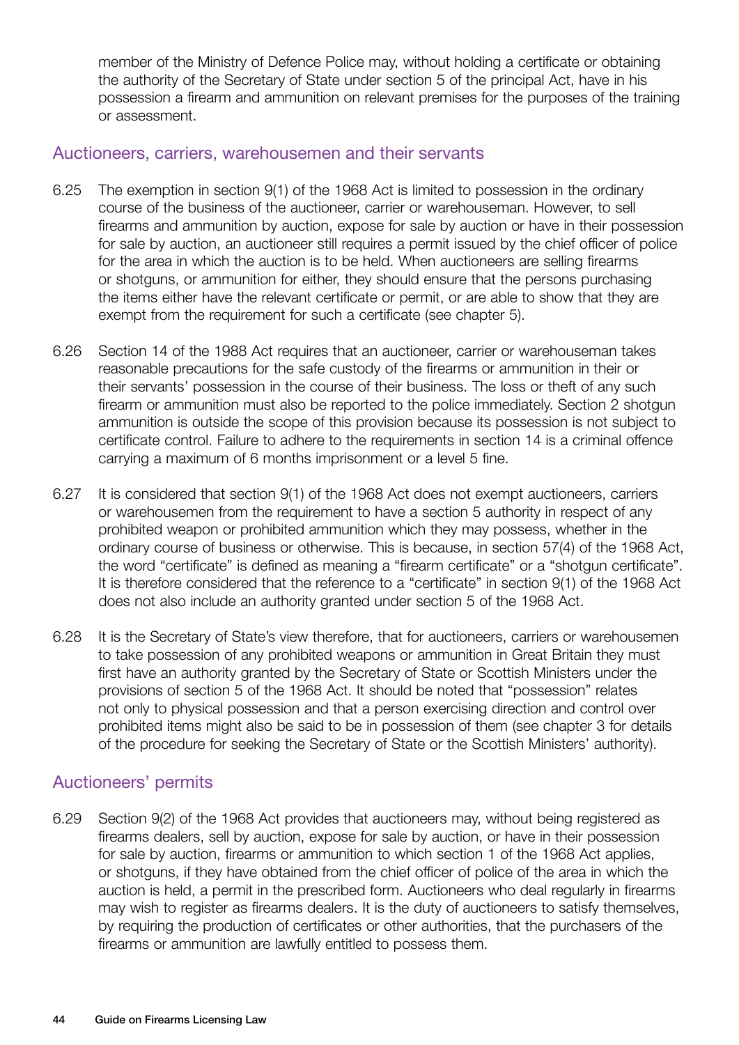member of the Ministry of Defence Police may, without holding a certificate or obtaining the authority of the Secretary of State under section 5 of the principal Act, have in his possession a firearm and ammunition on relevant premises for the purposes of the training or assessment.

## Auctioneers, carriers, warehousemen and their servants

6.25 The exemption in section 9(1) of the 1968 Act is limited to possession in the ordinary course of the business of the auctioneer, carrier or warehouseman. However, to sell firearms and ammunition by auction, expose for sale by auction or have in their possession for sale by auction, an auctioneer still requires a permit issued by the chief officer of police for the area in which the auction is to be held. When auctioneers are selling firearms or shotguns, or ammunition for either, they should ensure that the persons purchasing the items either have the relevant certificate or permit, or are able to show that they are exempt from the requirement for such a certificate (see chapter 5).

6.26 Section 14 of the 1988 Act requires that an auctioneer, carrier or warehouseman takes reasonable precautions for the safe custody of the firearms or ammunition in their or their servants' possession in the course of their business. The loss or theft of any such firearm or ammunition must also be reported to the police immediately. Section 2 shotgun ammunition is outside the scope of this provision because its possession is not subject to certificate control. Failure to adhere to the requirements in section 14 is a criminal offence carrying a maximum of 6 months imprisonment or a level 5 fine.

6.27 It is considered that section 9(1) of the 1968 Act does not exempt auctioneers, carriers or warehousemen from the requirement to have a section 5 authority in respect of any prohibited weapon or prohibited ammunition which they may possess, whether in the ordinary course of business or otherwise. This is because, in section 57(4) of the 1968 Act, the word "certificate" is defined as meaning a "firearm certificate" or a "shotgun certificate". It is therefore considered that the reference to a "certificate" in section 9(1) of the 1968 Act does not also include an authority granted under section 5 of the 1968 Act.

6.28 It is the Secretary of State's view therefore, that for auctioneers, carriers or warehousemen to take possession of any prohibited weapons or ammunition in Great Britain they must first have an authority granted by the Secretary of State or Scottish Ministers under the provisions of section 5 of the 1968 Act. It should be noted that "possession" relates not only to physical possession and that a person exercising direction and control over prohibited items might also be said to be in possession of them (see chapter 3 for details of the procedure for seeking the Secretary of State or the Scottish Ministers' authority).

## Auctioneers' permits

6.29 Section 9(2) of the 1968 Act provides that auctioneers may, without being registered as firearms dealers, sell by auction, expose for sale by auction, or have in their possession for sale by auction, firearms or ammunition to which section 1 of the 1968 Act applies, or shotguns, if they have obtained from the chief officer of police of the area in which the auction is held, a permit in the prescribed form. Auctioneers who deal regularly in firearms may wish to register as firearms dealers. It is the duty of auctioneers to satisfy themselves, by requiring the production of certificates or other authorities, that the purchasers of the firearms or ammunition are lawfully entitled to possess them.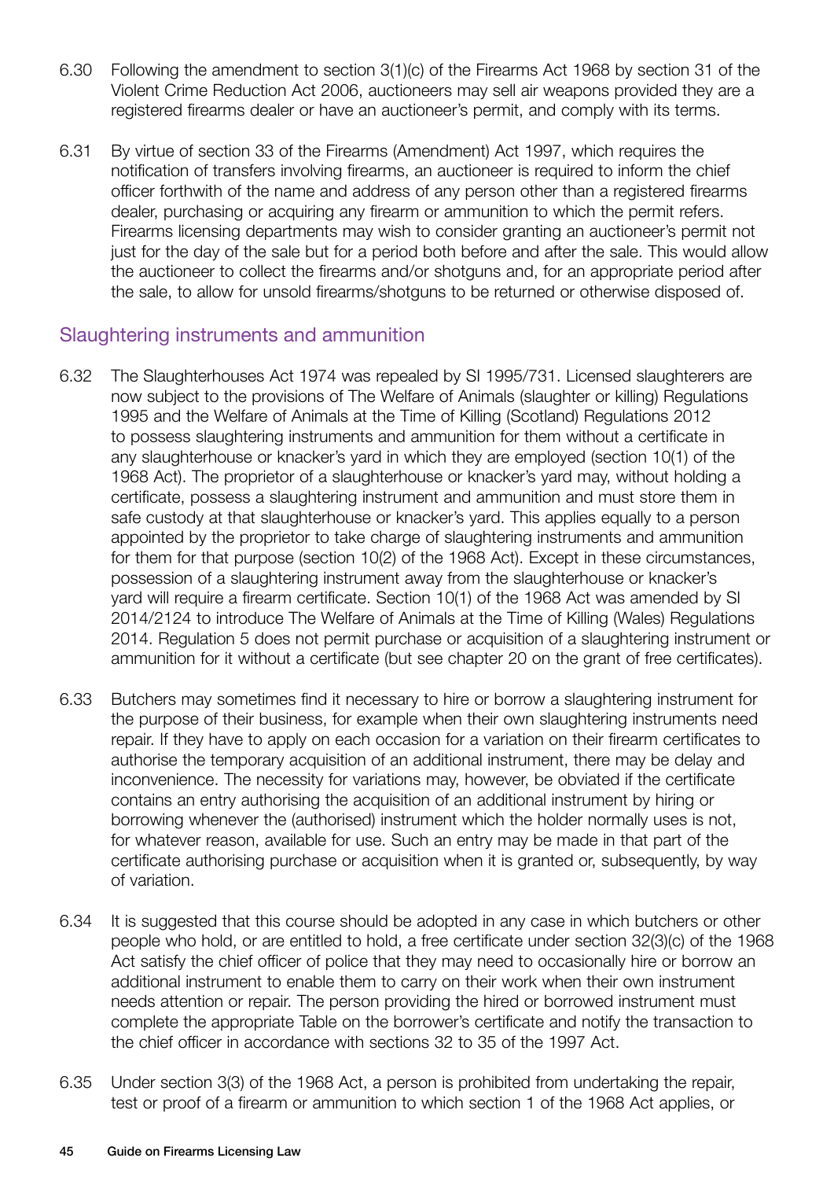6.30 Following the amendment to section 3(1)(c) of the Firearms Act 1968 by section 31 of the Violent Crime Reduction Act 2006, auctioneers may sell air weapons provided they are a registered firearms dealer or have an auctioneer's permit, and comply with its terms.

6.31 By virtue of section 33 of the Firearms (Amendment) Act 1997, which requires the notification of transfers involving firearms, an auctioneer is required to inform the chief officer forthwith of the name and address of any person other than a registered firearms dealer, purchasing or acquiring any firearm or ammunition to which the permit refers. Firearms licensing departments may wish to consider granting an auctioneer's permit not just for the day of the sale but for a period both before and after the sale. This would allow the auctioneer to collect the firearms and/or shotguns and, for an appropriate period after the sale, to allow for unsold firearms/shotguns to be returned or otherwise disposed of.

## Slaughtering instruments and ammunition

6.32 The Slaughterhouses Act 1974 was repealed by SI 1995/731. Licensed slaughterers are now subject to the provisions of The Welfare of Animals (slaughter or killing) Regulations 1995 and the Welfare of Animals at the Time of Killing (Scotland) Regulations 2012 to possess slaughtering instruments and ammunition for them without a certificate in any slaughterhouse or knacker's yard in which they are employed (section 10(1) of the 1968 Act). The proprietor of a slaughterhouse or knacker's yard may, without holding a certificate, possess a slaughtering instrument and ammunition and must store them in safe custody at that slaughterhouse or knacker's yard. This applies equally to a person appointed by the proprietor to take charge of slaughtering instruments and ammunition for them for that purpose (section 10(2) of the 1968 Act). Except in these circumstances, possession of a slaughtering instrument away from the slaughterhouse or knacker's yard will require a firearm certificate. Section 10(1) of the 1968 Act was amended by SI 2014/2124 to introduce The Welfare of Animals at the Time of Killing (Wales) Regulations 2014. Regulation 5 does not permit purchase or acquisition of a slaughtering instrument or ammunition for it without a certificate (but see chapter 20 on the grant of free certificates).

6.33 Butchers may sometimes find it necessary to hire or borrow a slaughtering instrument for the purpose of their business, for example when their own slaughtering instruments need repair. If they have to apply on each occasion for a variation on their firearm certificates to authorise the temporary acquisition of an additional instrument, there may be delay and inconvenience. The necessity for variations may, however, be obviated if the certificate contains an entry authorising the acquisition of an additional instrument by hiring or borrowing whenever the (authorised) instrument which the holder normally uses is not, for whatever reason, available for use. Such an entry may be made in that part of the certificate authorising purchase or acquisition when it is granted or, subsequently, by way of variation.

6.34 It is suggested that this course should be adopted in any case in which butchers or other people who hold, or are entitled to hold, a free certificate under section 32(3)(c) of the 1968 Act satisfy the chief officer of police that they may need to occasionally hire or borrow an additional instrument to enable them to carry on their work when their own instrument needs attention or repair. The person providing the hired or borrowed instrument must complete the appropriate Table on the borrower's certificate and notify the transaction to the chief officer in accordance with sections 32 to 35 of the 1997 Act.

6.35 Under section 3(3) of the 1968 Act, a person is prohibited from undertaking the repair, test or proof of a firearm or ammunition to which section 1 of the 1968 Act applies, or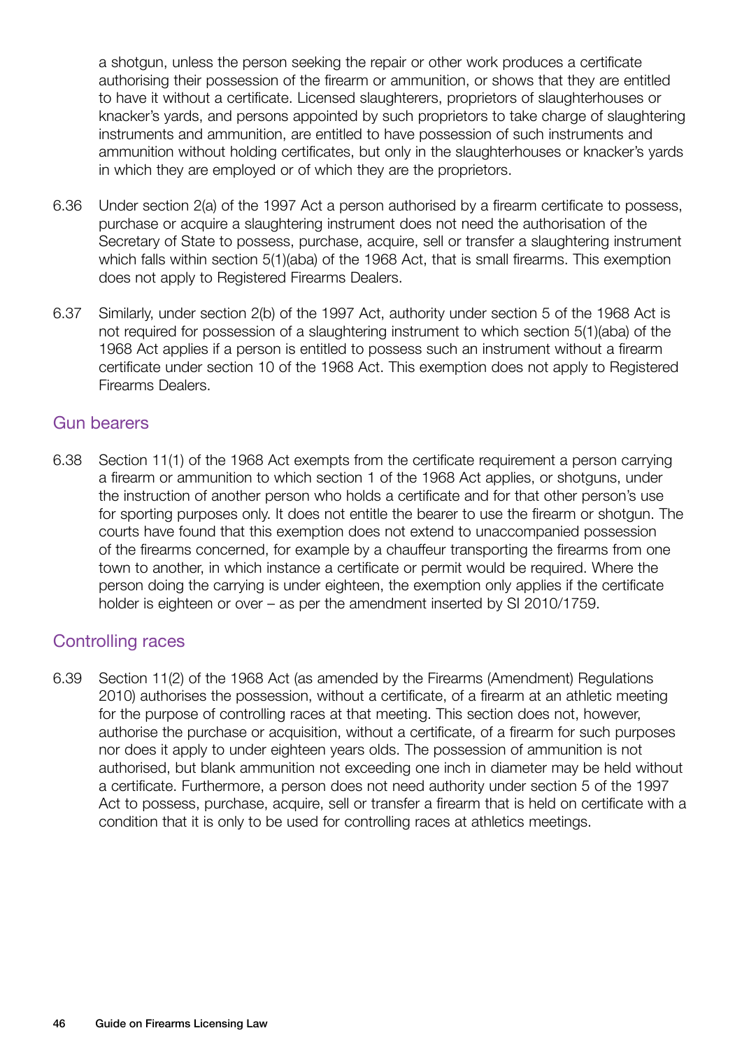a shotgun, unless the person seeking the repair or other work produces a certificate authorising their possession of the firearm or ammunition, or shows that they are entitled to have it without a certificate. Licensed slaughterers, proprietors of slaughterhouses or knacker's yards, and persons appointed by such proprietors to take charge of slaughtering instruments and ammunition, are entitled to have possession of such instruments and ammunition without holding certificates, but only in the slaughterhouses or knacker's yards in which they are employed or of which they are the proprietors.

6.36 Under section 2(a) of the 1997 Act a person authorised by a firearm certificate to possess, purchase or acquire a slaughtering instrument does not need the authorisation of the Secretary of State to possess, purchase, acquire, sell or transfer a slaughtering instrument which falls within section 5(1)(aba) of the 1968 Act, that is small firearms. This exemption does not apply to Registered Firearms Dealers.

6.37 Similarly, under section 2(b) of the 1997 Act, authority under section 5 of the 1968 Act is not required for possession of a slaughtering instrument to which section 5(1)(aba) of the 1968 Act applies if a person is entitled to possess such an instrument without a firearm certificate under section 10 of the 1968 Act. This exemption does not apply to Registered Firearms Dealers.

## Gun bearers

6.38 Section 11(1) of the 1968 Act exempts from the certificate requirement a person carrying a firearm or ammunition to which section 1 of the 1968 Act applies, or shotguns, under the instruction of another person who holds a certificate and for that other person's use for sporting purposes only. It does not entitle the bearer to use the firearm or shotgun. The courts have found that this exemption does not extend to unaccompanied possession of the firearms concerned, for example by a chauffeur transporting the firearms from one town to another, in which instance a certificate or permit would be required. Where the person doing the carrying is under eighteen, the exemption only applies if the certificate holder is eighteen or over – as per the amendment inserted by SI 2010/1759.

## Controlling races

6.39 Section 11(2) of the 1968 Act (as amended by the Firearms (Amendment) Regulations 2010) authorises the possession, without a certificate, of a firearm at an athletic meeting for the purpose of controlling races at that meeting. This section does not, however, authorise the purchase or acquisition, without a certificate, of a firearm for such purposes nor does it apply to under eighteen years olds. The possession of ammunition is not authorised, but blank ammunition not exceeding one inch in diameter may be held without a certificate. Furthermore, a person does not need authority under section 5 of the 1997 Act to possess, purchase, acquire, sell or transfer a firearm that is held on certificate with a condition that it is only to be used for controlling races at athletics meetings.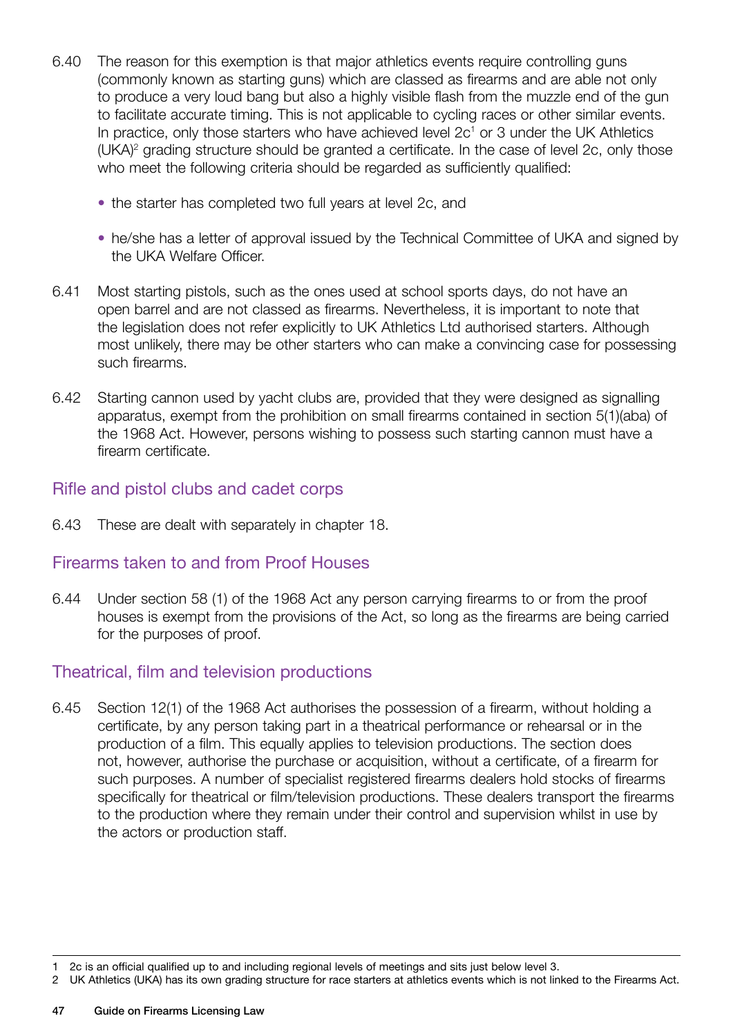6.40 The reason for this exemption is that major athletics events require controlling guns (commonly known as starting guns) which are classed as firearms and are able not only to produce a very loud bang but also a highly visible flash from the muzzle end of the gun to facilitate accurate timing. This is not applicable to cycling races or other similar events. In practice, only those starters who have achieved level 2c[1] or 3 under the UK Athletics (UKA)[2] grading structure should be granted a certificate. In the case of level 2c, only those who meet the following criteria should be regarded as sufficiently qualified:

- the starter has completed two full years at level 2c, and
- he/she has a letter of approval issued by the Technical Committee of UKA and signed by the UKA Welfare Officer.

6.41 Most starting pistols, such as the ones used at school sports days, do not have an open barrel and are not classed as firearms. Nevertheless, it is important to note that the legislation does not refer explicitly to UK Athletics Ltd authorised starters. Although most unlikely, there may be other starters who can make a convincing case for possessing such firearms.

6.42 Starting cannon used by yacht clubs are, provided that they were designed as signalling apparatus, exempt from the prohibition on small firearms contained in section 5(1)(aba) of the 1968 Act. However, persons wishing to possess such starting cannon must have a firearm certificate.

## Rifle and pistol clubs and cadet corps

6.43 These are dealt with separately in chapter 18.

## Firearms taken to and from Proof Houses

6.44 Under section 58 (1) of the 1968 Act any person carrying firearms to or from the proof houses is exempt from the provisions of the Act, so long as the firearms are being carried for the purposes of proof.

## Theatrical, film and television productions

6.45 Section 12(1) of the 1968 Act authorises the possession of a firearm, without holding a certificate, by any person taking part in a theatrical performance or rehearsal or in the production of a film. This equally applies to television productions. The section does not, however, authorise the purchase or acquisition, without a certificate, of a firearm for such purposes. A number of specialist registered firearms dealers hold stocks of firearms specifically for theatrical or film/television productions. These dealers transport the firearms to the production where they remain under their control and supervision whilst in use by the actors or production staff.

---

1 2c is an official qualified up to and including regional levels of meetings and sits just below level 3.

2 UK Athletics (UKA) has its own grading structure for race starters at athletics events which is not linked to the Firearms Act.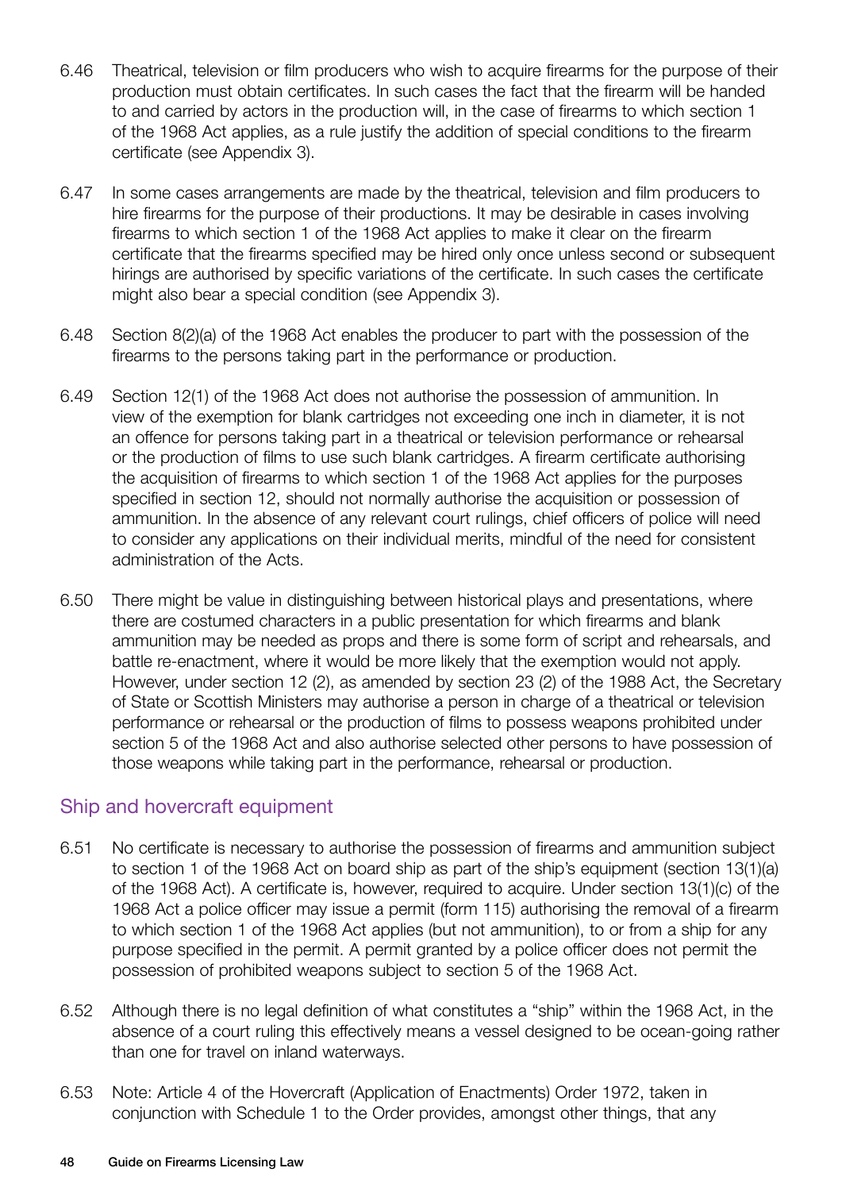6.46 Theatrical, television or film producers who wish to acquire firearms for the purpose of their production must obtain certificates. In such cases the fact that the firearm will be handed to and carried by actors in the production will, in the case of firearms to which section 1 of the 1968 Act applies, as a rule justify the addition of special conditions to the firearm certificate (see Appendix 3).

6.47 In some cases arrangements are made by the theatrical, television and film producers to hire firearms for the purpose of their productions. It may be desirable in cases involving firearms to which section 1 of the 1968 Act applies to make it clear on the firearm certificate that the firearms specified may be hired only once unless second or subsequent hirings are authorised by specific variations of the certificate. In such cases the certificate might also bear a special condition (see Appendix 3).

6.48 Section 8(2)(a) of the 1968 Act enables the producer to part with the possession of the firearms to the persons taking part in the performance or production.

6.49 Section 12(1) of the 1968 Act does not authorise the possession of ammunition. In view of the exemption for blank cartridges not exceeding one inch in diameter, it is not an offence for persons taking part in a theatrical or television performance or rehearsal or the production of films to use such blank cartridges. A firearm certificate authorising the acquisition of firearms to which section 1 of the 1968 Act applies for the purposes specified in section 12, should not normally authorise the acquisition or possession of ammunition. In the absence of any relevant court rulings, chief officers of police will need to consider any applications on their individual merits, mindful of the need for consistent administration of the Acts.

6.50 There might be value in distinguishing between historical plays and presentations, where there are costumed characters in a public presentation for which firearms and blank ammunition may be needed as props and there is some form of script and rehearsals, and battle re-enactment, where it would be more likely that the exemption would not apply. However, under section 12 (2), as amended by section 23 (2) of the 1988 Act, the Secretary of State or Scottish Ministers may authorise a person in charge of a theatrical or television performance or rehearsal or the production of films to possess weapons prohibited under section 5 of the 1968 Act and also authorise selected other persons to have possession of those weapons while taking part in the performance, rehearsal or production.

## Ship and hovercraft equipment

6.51 No certificate is necessary to authorise the possession of firearms and ammunition subject to section 1 of the 1968 Act on board ship as part of the ship's equipment (section 13(1)(a) of the 1968 Act). A certificate is, however, required to acquire. Under section 13(1)(c) of the 1968 Act a police officer may issue a permit (form 115) authorising the removal of a firearm to which section 1 of the 1968 Act applies (but not ammunition), to or from a ship for any purpose specified in the permit. A permit granted by a police officer does not permit the possession of prohibited weapons subject to section 5 of the 1968 Act.

6.52 Although there is no legal definition of what constitutes a "ship" within the 1968 Act, in the absence of a court ruling this effectively means a vessel designed to be ocean-going rather than one for travel on inland waterways.

6.53 Note: Article 4 of the Hovercraft (Application of Enactments) Order 1972, taken in conjunction with Schedule 1 to the Order provides, amongst other things, that any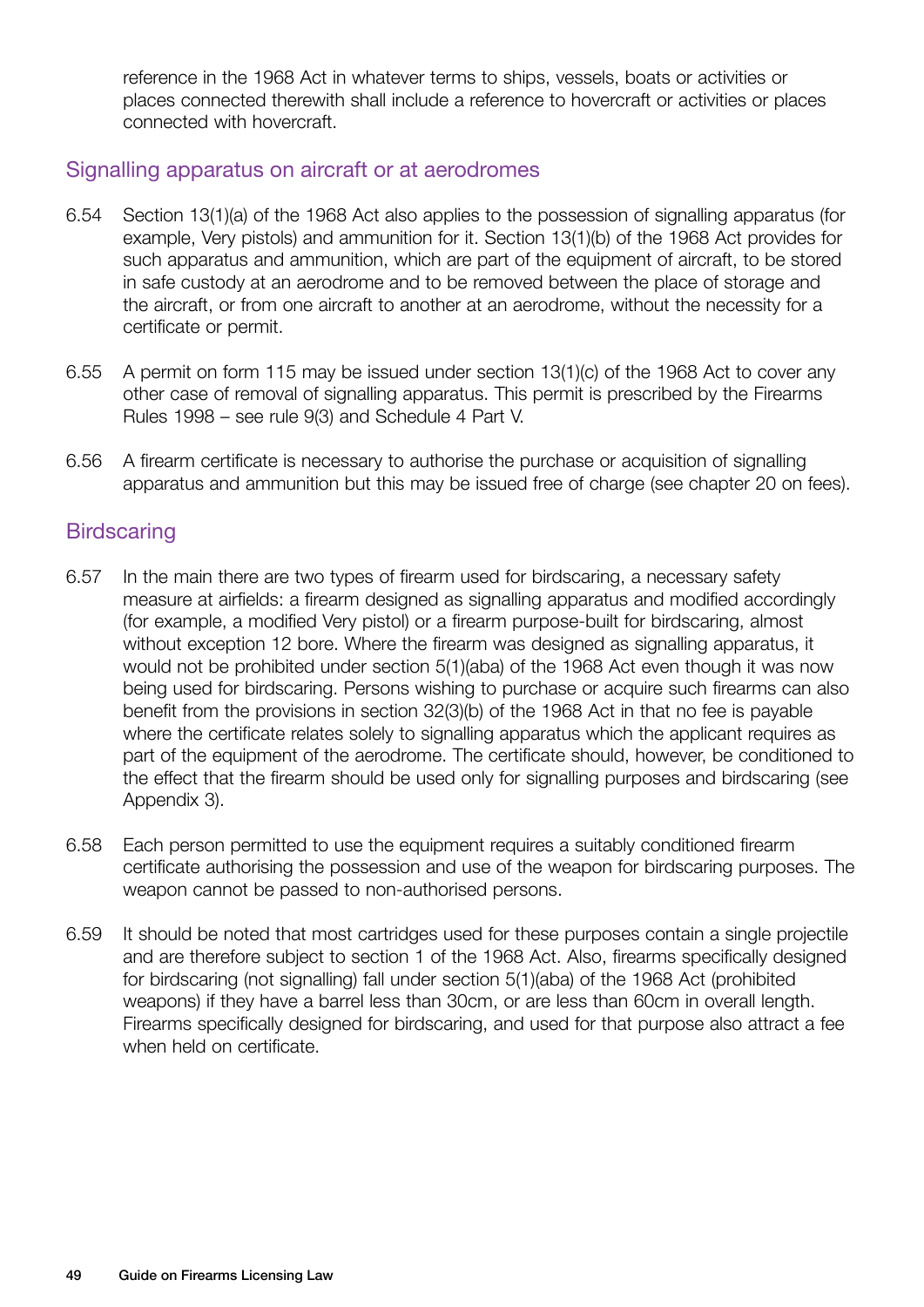reference in the 1968 Act in whatever terms to ships, vessels, boats or activities or places connected therewith shall include a reference to hovercraft or activities or places connected with hovercraft.

## Signalling apparatus on aircraft or at aerodromes

6.54 Section 13(1)(a) of the 1968 Act also applies to the possession of signalling apparatus (for example, Very pistols) and ammunition for it. Section 13(1)(b) of the 1968 Act provides for such apparatus and ammunition, which are part of the equipment of aircraft, to be stored in safe custody at an aerodrome and to be removed between the place of storage and the aircraft, or from one aircraft to another at an aerodrome, without the necessity for a certificate or permit.

6.55 A permit on form 115 may be issued under section 13(1)(c) of the 1968 Act to cover any other case of removal of signalling apparatus. This permit is prescribed by the Firearms Rules 1998 – see rule 9(3) and Schedule 4 Part V.

6.56 A firearm certificate is necessary to authorise the purchase or acquisition of signalling apparatus and ammunition but this may be issued free of charge (see chapter 20 on fees).

## Birdscaring

6.57 In the main there are two types of firearm used for birdscaring, a necessary safety measure at airfields: a firearm designed as signalling apparatus and modified accordingly (for example, a modified Very pistol) or a firearm purpose-built for birdscaring, almost without exception 12 bore. Where the firearm was designed as signalling apparatus, it would not be prohibited under section 5(1)(aba) of the 1968 Act even though it was now being used for birdscaring. Persons wishing to purchase or acquire such firearms can also benefit from the provisions in section 32(3)(b) of the 1968 Act in that no fee is payable where the certificate relates solely to signalling apparatus which the applicant requires as part of the equipment of the aerodrome. The certificate should, however, be conditioned to the effect that the firearm should be used only for signalling purposes and birdscaring (see Appendix 3).

6.58 Each person permitted to use the equipment requires a suitably conditioned firearm certificate authorising the possession and use of the weapon for birdscaring purposes. The weapon cannot be passed to non-authorised persons.

6.59 It should be noted that most cartridges used for these purposes contain a single projectile and are therefore subject to section 1 of the 1968 Act. Also, firearms specifically designed for birdscaring (not signalling) fall under section 5(1)(aba) of the 1968 Act (prohibited weapons) if they have a barrel less than 30cm, or are less than 60cm in overall length. Firearms specifically designed for birdscaring, and used for that purpose also attract a fee when held on certificate.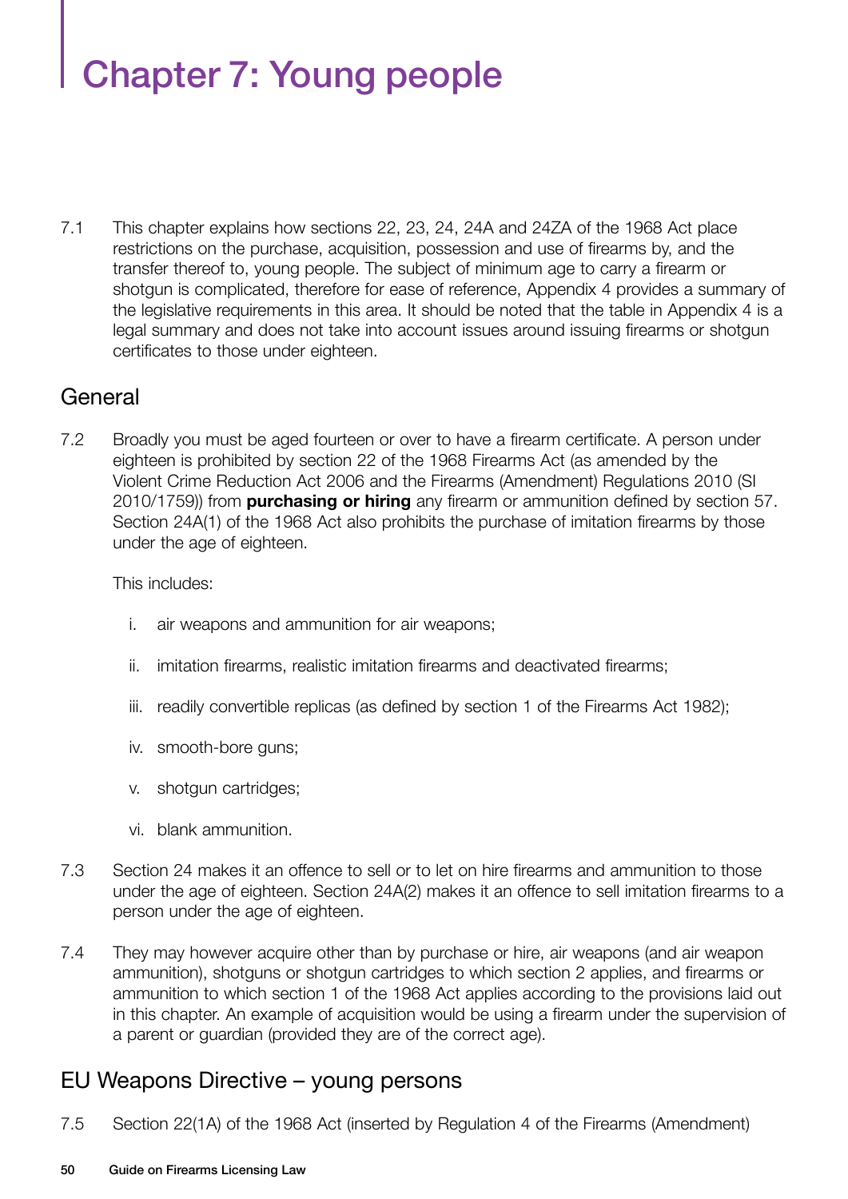# Chapter 7: Young people

7.1 This chapter explains how sections 22, 23, 24, 24A and 24ZA of the 1968 Act place restrictions on the purchase, acquisition, possession and use of firearms by, and the transfer thereof to, young people. The subject of minimum age to carry a firearm or shotgun is complicated, therefore for ease of reference, Appendix 4 provides a summary of the legislative requirements in this area. It should be noted that the table in Appendix 4 is a legal summary and does not take into account issues around issuing firearms or shotgun certificates to those under eighteen.

## General

7.2 Broadly you must be aged fourteen or over to have a firearm certificate. A person under eighteen is prohibited by section 22 of the 1968 Firearms Act (as amended by the Violent Crime Reduction Act 2006 and the Firearms (Amendment) Regulations 2010 (SI 2010/1759)) from **purchasing or hiring** any firearm or ammunition defined by section 57. Section 24A(1) of the 1968 Act also prohibits the purchase of imitation firearms by those under the age of eighteen.

This includes:

i. air weapons and ammunition for air weapons;

ii. imitation firearms, realistic imitation firearms and deactivated firearms;

iii. readily convertible replicas (as defined by section 1 of the Firearms Act 1982);

iv. smooth-bore guns;

v. shotgun cartridges;

vi. blank ammunition.

7.3 Section 24 makes it an offence to sell or to let on hire firearms and ammunition to those under the age of eighteen. Section 24A(2) makes it an offence to sell imitation firearms to a person under the age of eighteen.

7.4 They may however acquire other than by purchase or hire, air weapons (and air weapon ammunition), shotguns or shotgun cartridges to which section 2 applies, and firearms or ammunition to which section 1 of the 1968 Act applies according to the provisions laid out in this chapter. An example of acquisition would be using a firearm under the supervision of a parent or guardian (provided they are of the correct age).

## EU Weapons Directive – young persons

7.5 Section 22(1A) of the 1968 Act (inserted by Regulation 4 of the Firearms (Amendment)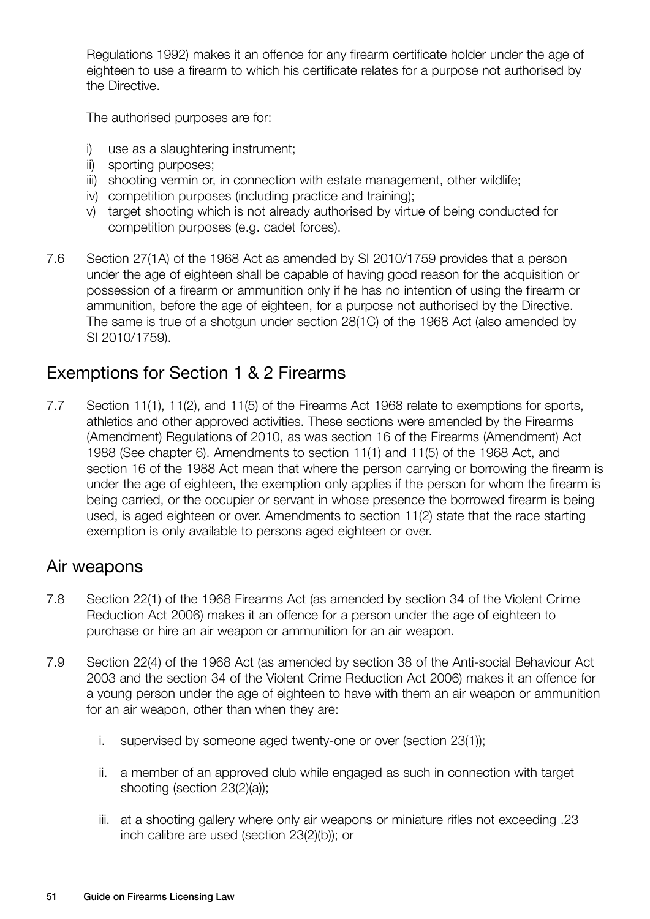Regulations 1992) makes it an offence for any firearm certificate holder under the age of eighteen to use a firearm to which his certificate relates for a purpose not authorised by the Directive.

The authorised purposes are for:

i) use as a slaughtering instrument;
ii) sporting purposes;
iii) shooting vermin or, in connection with estate management, other wildlife;
iv) competition purposes (including practice and training);
v) target shooting which is not already authorised by virtue of being conducted for competition purposes (e.g. cadet forces).

7.6 Section 27(1A) of the 1968 Act as amended by SI 2010/1759 provides that a person under the age of eighteen shall be capable of having good reason for the acquisition or possession of a firearm or ammunition only if he has no intention of using the firearm or ammunition, before the age of eighteen, for a purpose not authorised by the Directive. The same is true of a shotgun under section 28(1C) of the 1968 Act (also amended by SI 2010/1759).

## Exemptions for Section 1 & 2 Firearms

7.7 Section 11(1), 11(2), and 11(5) of the Firearms Act 1968 relate to exemptions for sports, athletics and other approved activities. These sections were amended by the Firearms (Amendment) Regulations of 2010, as was section 16 of the Firearms (Amendment) Act 1988 (See chapter 6). Amendments to section 11(1) and 11(5) of the 1968 Act, and section 16 of the 1988 Act mean that where the person carrying or borrowing the firearm is under the age of eighteen, the exemption only applies if the person for whom the firearm is being carried, or the occupier or servant in whose presence the borrowed firearm is being used, is aged eighteen or over. Amendments to section 11(2) state that the race starting exemption is only available to persons aged eighteen or over.

## Air weapons

7.8 Section 22(1) of the 1968 Firearms Act (as amended by section 34 of the Violent Crime Reduction Act 2006) makes it an offence for a person under the age of eighteen to purchase or hire an air weapon or ammunition for an air weapon.

7.9 Section 22(4) of the 1968 Act (as amended by section 38 of the Anti-social Behaviour Act 2003 and the section 34 of the Violent Crime Reduction Act 2006) makes it an offence for a young person under the age of eighteen to have with them an air weapon or ammunition for an air weapon, other than when they are:

i. supervised by someone aged twenty-one or over (section 23(1));

ii. a member of an approved club while engaged as such in connection with target shooting (section 23(2)(a));

iii. at a shooting gallery where only air weapons or miniature rifles not exceeding .23 inch calibre are used (section 23(2)(b)); or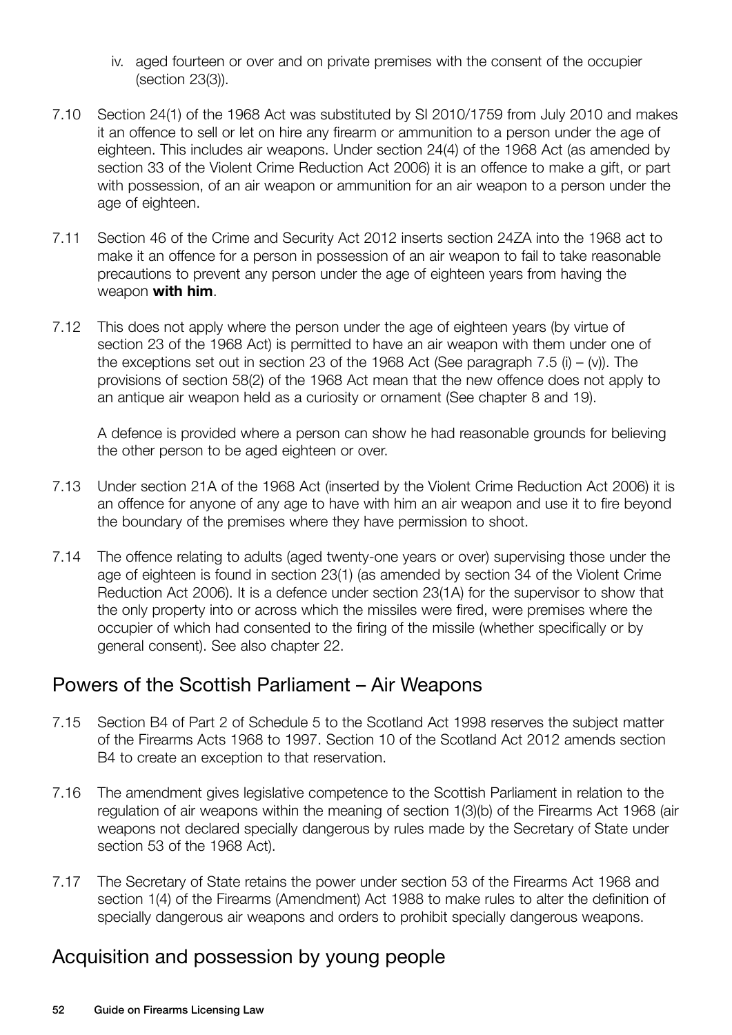iv. aged fourteen or over and on private premises with the consent of the occupier (section 23(3)).

7.10 Section 24(1) of the 1968 Act was substituted by SI 2010/1759 from July 2010 and makes it an offence to sell or let on hire any firearm or ammunition to a person under the age of eighteen. This includes air weapons. Under section 24(4) of the 1968 Act (as amended by section 33 of the Violent Crime Reduction Act 2006) it is an offence to make a gift, or part with possession, of an air weapon or ammunition for an air weapon to a person under the age of eighteen.

7.11 Section 46 of the Crime and Security Act 2012 inserts section 24ZA into the 1968 act to make it an offence for a person in possession of an air weapon to fail to take reasonable precautions to prevent any person under the age of eighteen years from having the weapon **with him**.

7.12 This does not apply where the person under the age of eighteen years (by virtue of section 23 of the 1968 Act) is permitted to have an air weapon with them under one of the exceptions set out in section 23 of the 1968 Act (See paragraph 7.5 (i) – (v)). The provisions of section 58(2) of the 1968 Act mean that the new offence does not apply to an antique air weapon held as a curiosity or ornament (See chapter 8 and 19).

A defence is provided where a person can show he had reasonable grounds for believing the other person to be aged eighteen or over.

7.13 Under section 21A of the 1968 Act (inserted by the Violent Crime Reduction Act 2006) it is an offence for anyone of any age to have with him an air weapon and use it to fire beyond the boundary of the premises where they have permission to shoot.

7.14 The offence relating to adults (aged twenty-one years or over) supervising those under the age of eighteen is found in section 23(1) (as amended by section 34 of the Violent Crime Reduction Act 2006). It is a defence under section 23(1A) for the supervisor to show that the only property into or across which the missiles were fired, were premises where the occupier of which had consented to the firing of the missile (whether specifically or by general consent). See also chapter 22.

## Powers of the Scottish Parliament – Air Weapons

7.15 Section B4 of Part 2 of Schedule 5 to the Scotland Act 1998 reserves the subject matter of the Firearms Acts 1968 to 1997. Section 10 of the Scotland Act 2012 amends section B4 to create an exception to that reservation.

7.16 The amendment gives legislative competence to the Scottish Parliament in relation to the regulation of air weapons within the meaning of section 1(3)(b) of the Firearms Act 1968 (air weapons not declared specially dangerous by rules made by the Secretary of State under section 53 of the 1968 Act).

7.17 The Secretary of State retains the power under section 53 of the Firearms Act 1968 and section 1(4) of the Firearms (Amendment) Act 1988 to make rules to alter the definition of specially dangerous air weapons and orders to prohibit specially dangerous weapons.

## Acquisition and possession by young people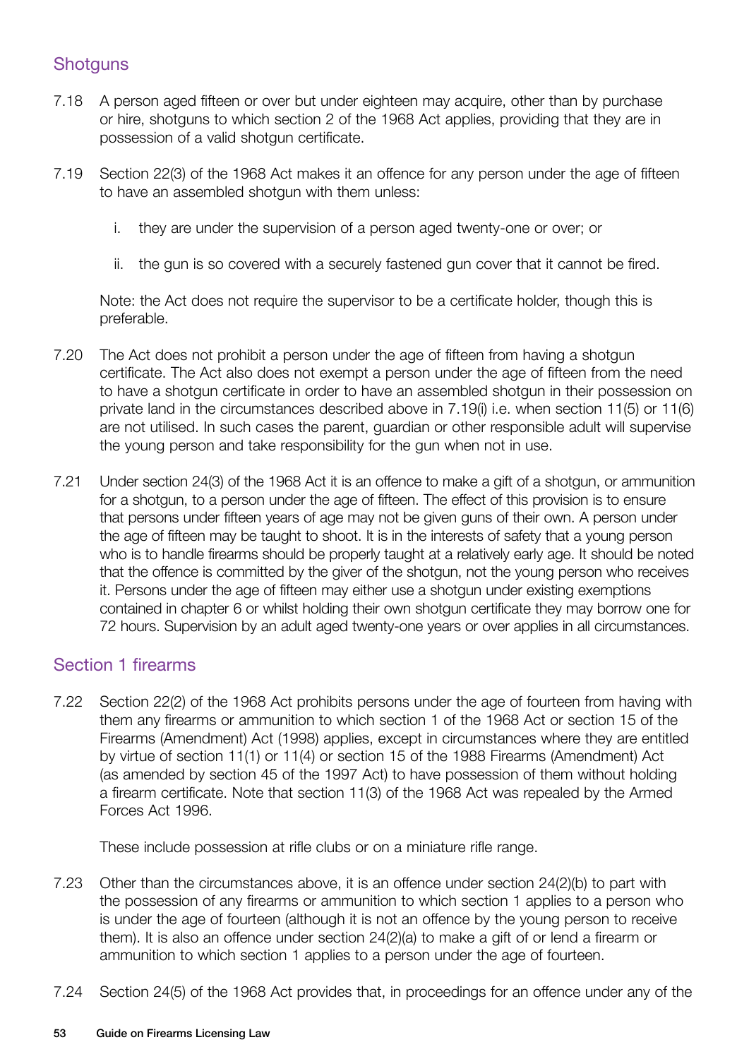## Shotguns

7.18 A person aged fifteen or over but under eighteen may acquire, other than by purchase or hire, shotguns to which section 2 of the 1968 Act applies, providing that they are in possession of a valid shotgun certificate.

7.19 Section 22(3) of the 1968 Act makes it an offence for any person under the age of fifteen to have an assembled shotgun with them unless:

i. they are under the supervision of a person aged twenty-one or over; or

ii. the gun is so covered with a securely fastened gun cover that it cannot be fired.

Note: the Act does not require the supervisor to be a certificate holder, though this is preferable.

7.20 The Act does not prohibit a person under the age of fifteen from having a shotgun certificate. The Act also does not exempt a person under the age of fifteen from the need to have a shotgun certificate in order to have an assembled shotgun in their possession on private land in the circumstances described above in 7.19(i) i.e. when section 11(5) or 11(6) are not utilised. In such cases the parent, guardian or other responsible adult will supervise the young person and take responsibility for the gun when not in use.

7.21 Under section 24(3) of the 1968 Act it is an offence to make a gift of a shotgun, or ammunition for a shotgun, to a person under the age of fifteen. The effect of this provision is to ensure that persons under fifteen years of age may not be given guns of their own. A person under the age of fifteen may be taught to shoot. It is in the interests of safety that a young person who is to handle firearms should be properly taught at a relatively early age. It should be noted that the offence is committed by the giver of the shotgun, not the young person who receives it. Persons under the age of fifteen may either use a shotgun under existing exemptions contained in chapter 6 or whilst holding their own shotgun certificate they may borrow one for 72 hours. Supervision by an adult aged twenty-one years or over applies in all circumstances.

## Section 1 firearms

7.22 Section 22(2) of the 1968 Act prohibits persons under the age of fourteen from having with them any firearms or ammunition to which section 1 of the 1968 Act or section 15 of the Firearms (Amendment) Act (1998) applies, except in circumstances where they are entitled by virtue of section 11(1) or 11(4) or section 15 of the 1988 Firearms (Amendment) Act (as amended by section 45 of the 1997 Act) to have possession of them without holding a firearm certificate. Note that section 11(3) of the 1968 Act was repealed by the Armed Forces Act 1996.

These include possession at rifle clubs or on a miniature rifle range.

7.23 Other than the circumstances above, it is an offence under section 24(2)(b) to part with the possession of any firearms or ammunition to which section 1 applies to a person who is under the age of fourteen (although it is not an offence by the young person to receive them). It is also an offence under section 24(2)(a) to make a gift of or lend a firearm or ammunition to which section 1 applies to a person under the age of fourteen.

7.24 Section 24(5) of the 1968 Act provides that, in proceedings for an offence under any of the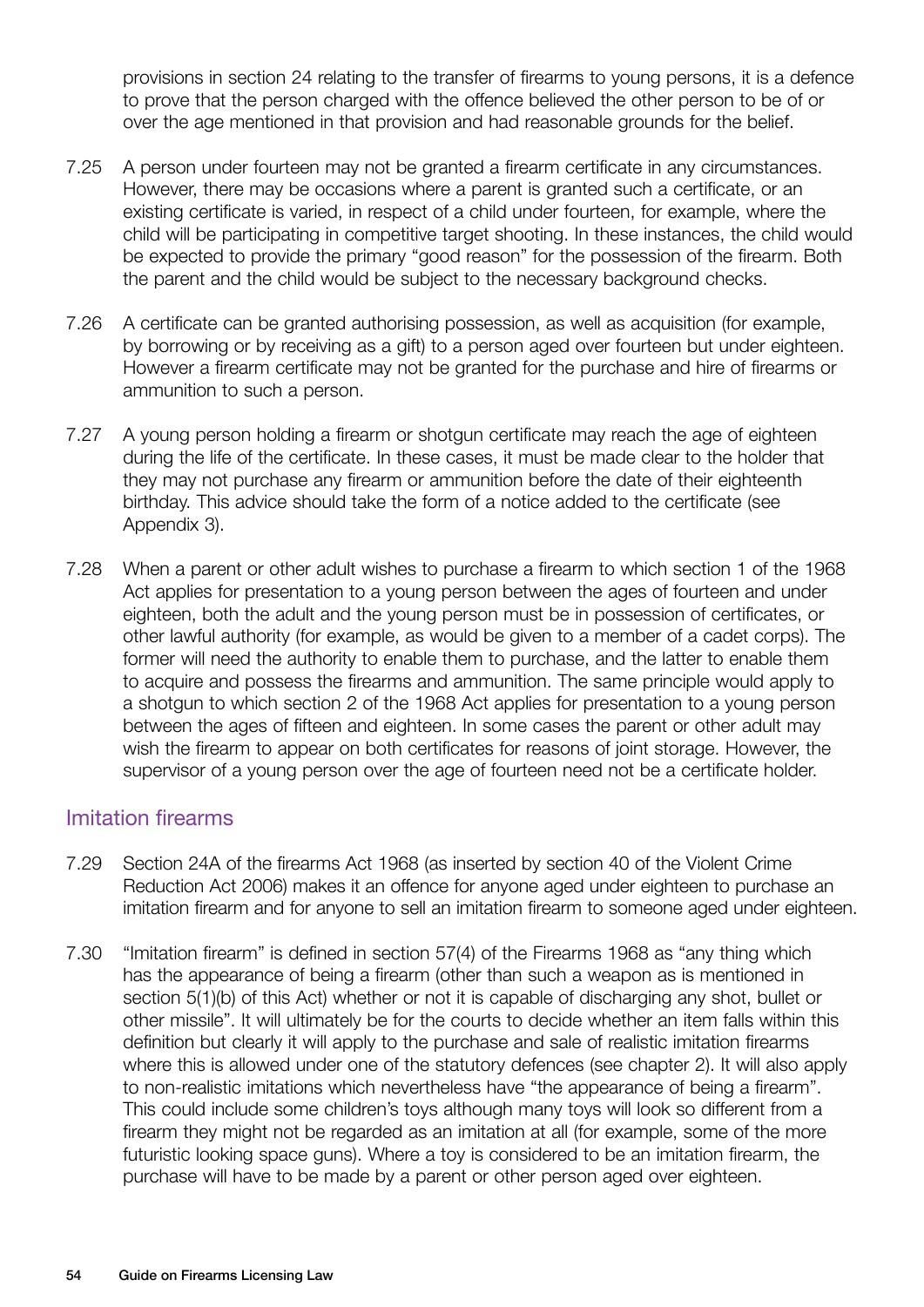provisions in section 24 relating to the transfer of firearms to young persons, it is a defence to prove that the person charged with the offence believed the other person to be of or over the age mentioned in that provision and had reasonable grounds for the belief.

7.25 A person under fourteen may not be granted a firearm certificate in any circumstances. However, there may be occasions where a parent is granted such a certificate, or an existing certificate is varied, in respect of a child under fourteen, for example, where the child will be participating in competitive target shooting. In these instances, the child would be expected to provide the primary "good reason" for the possession of the firearm. Both the parent and the child would be subject to the necessary background checks.

7.26 A certificate can be granted authorising possession, as well as acquisition (for example, by borrowing or by receiving as a gift) to a person aged over fourteen but under eighteen. However a firearm certificate may not be granted for the purchase and hire of firearms or ammunition to such a person.

7.27 A young person holding a firearm or shotgun certificate may reach the age of eighteen during the life of the certificate. In these cases, it must be made clear to the holder that they may not purchase any firearm or ammunition before the date of their eighteenth birthday. This advice should take the form of a notice added to the certificate (see Appendix 3).

7.28 When a parent or other adult wishes to purchase a firearm to which section 1 of the 1968 Act applies for presentation to a young person between the ages of fourteen and under eighteen, both the adult and the young person must be in possession of certificates, or other lawful authority (for example, as would be given to a member of a cadet corps). The former will need the authority to enable them to purchase, and the latter to enable them to acquire and possess the firearms and ammunition. The same principle would apply to a shotgun to which section 2 of the 1968 Act applies for presentation to a young person between the ages of fifteen and eighteen. In some cases the parent or other adult may wish the firearm to appear on both certificates for reasons of joint storage. However, the supervisor of a young person over the age of fourteen need not be a certificate holder.

## Imitation firearms

7.29 Section 24A of the firearms Act 1968 (as inserted by section 40 of the Violent Crime Reduction Act 2006) makes it an offence for anyone aged under eighteen to purchase an imitation firearm and for anyone to sell an imitation firearm to someone aged under eighteen.

7.30 "Imitation firearm" is defined in section 57(4) of the Firearms 1968 as "any thing which has the appearance of being a firearm (other than such a weapon as is mentioned in section 5(1)(b) of this Act) whether or not it is capable of discharging any shot, bullet or other missile". It will ultimately be for the courts to decide whether an item falls within this definition but clearly it will apply to the purchase and sale of realistic imitation firearms where this is allowed under one of the statutory defences (see chapter 2). It will also apply to non-realistic imitations which nevertheless have "the appearance of being a firearm". This could include some children's toys although many toys will look so different from a firearm they might not be regarded as an imitation at all (for example, some of the more futuristic looking space guns). Where a toy is considered to be an imitation firearm, the purchase will have to be made by a parent or other person aged over eighteen.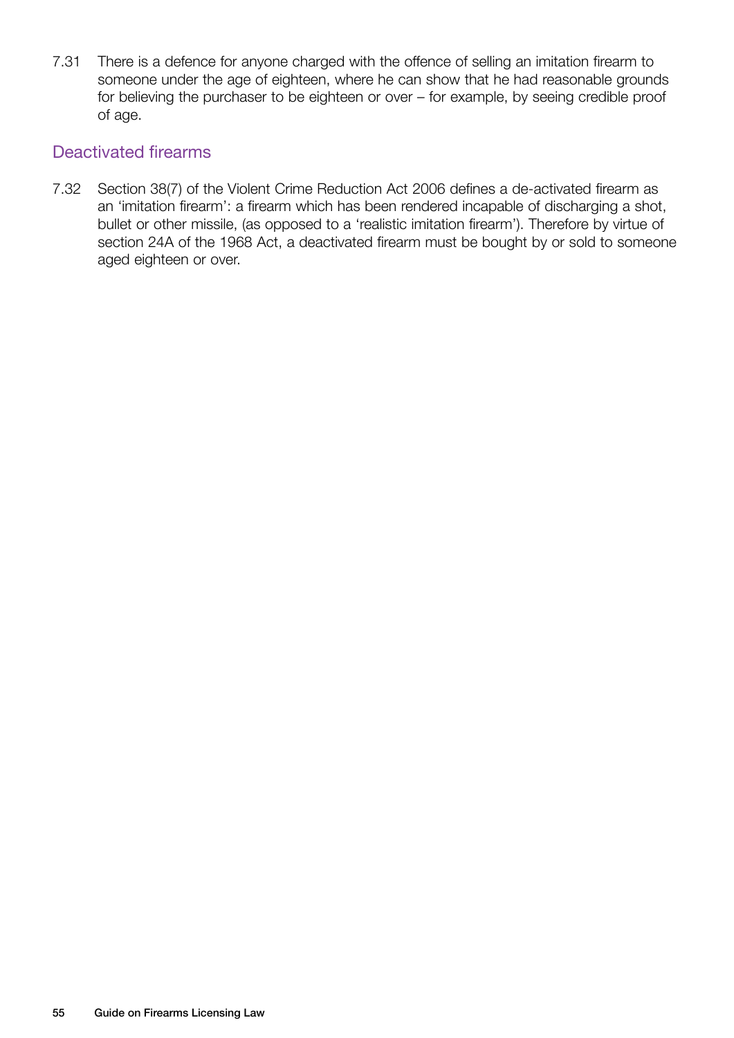7.31 There is a defence for anyone charged with the offence of selling an imitation firearm to someone under the age of eighteen, where he can show that he had reasonable grounds for believing the purchaser to be eighteen or over – for example, by seeing credible proof of age.

## Deactivated firearms

7.32 Section 38(7) of the Violent Crime Reduction Act 2006 defines a de-activated firearm as an 'imitation firearm': a firearm which has been rendered incapable of discharging a shot, bullet or other missile, (as opposed to a 'realistic imitation firearm'). Therefore by virtue of section 24A of the 1968 Act, a deactivated firearm must be bought by or sold to someone aged eighteen or over.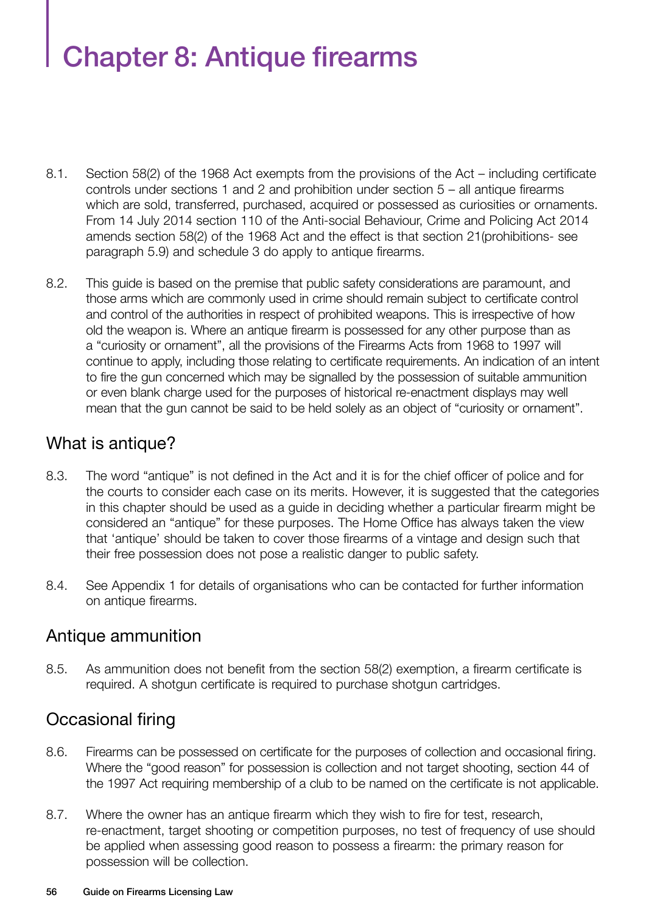# Chapter 8: Antique firearms

8.1. Section 58(2) of the 1968 Act exempts from the provisions of the Act – including certificate controls under sections 1 and 2 and prohibition under section 5 – all antique firearms which are sold, transferred, purchased, acquired or possessed as curiosities or ornaments. From 14 July 2014 section 110 of the Anti-social Behaviour, Crime and Policing Act 2014 amends section 58(2) of the 1968 Act and the effect is that section 21(prohibitions- see paragraph 5.9) and schedule 3 do apply to antique firearms.

8.2. This guide is based on the premise that public safety considerations are paramount, and those arms which are commonly used in crime should remain subject to certificate control and control of the authorities in respect of prohibited weapons. This is irrespective of how old the weapon is. Where an antique firearm is possessed for any other purpose than as a "curiosity or ornament", all the provisions of the Firearms Acts from 1968 to 1997 will continue to apply, including those relating to certificate requirements. An indication of an intent to fire the gun concerned which may be signalled by the possession of suitable ammunition or even blank charge used for the purposes of historical re-enactment displays may well mean that the gun cannot be said to be held solely as an object of "curiosity or ornament".

## What is antique?

8.3. The word "antique" is not defined in the Act and it is for the chief officer of police and for the courts to consider each case on its merits. However, it is suggested that the categories in this chapter should be used as a guide in deciding whether a particular firearm might be considered an "antique" for these purposes. The Home Office has always taken the view that 'antique' should be taken to cover those firearms of a vintage and design such that their free possession does not pose a realistic danger to public safety.

8.4. See Appendix 1 for details of organisations who can be contacted for further information on antique firearms.

## Antique ammunition

8.5. As ammunition does not benefit from the section 58(2) exemption, a firearm certificate is required. A shotgun certificate is required to purchase shotgun cartridges.

## Occasional firing

8.6. Firearms can be possessed on certificate for the purposes of collection and occasional firing. Where the "good reason" for possession is collection and not target shooting, section 44 of the 1997 Act requiring membership of a club to be named on the certificate is not applicable.

8.7. Where the owner has an antique firearm which they wish to fire for test, research, re-enactment, target shooting or competition purposes, no test of frequency of use should be applied when assessing good reason to possess a firearm: the primary reason for possession will be collection.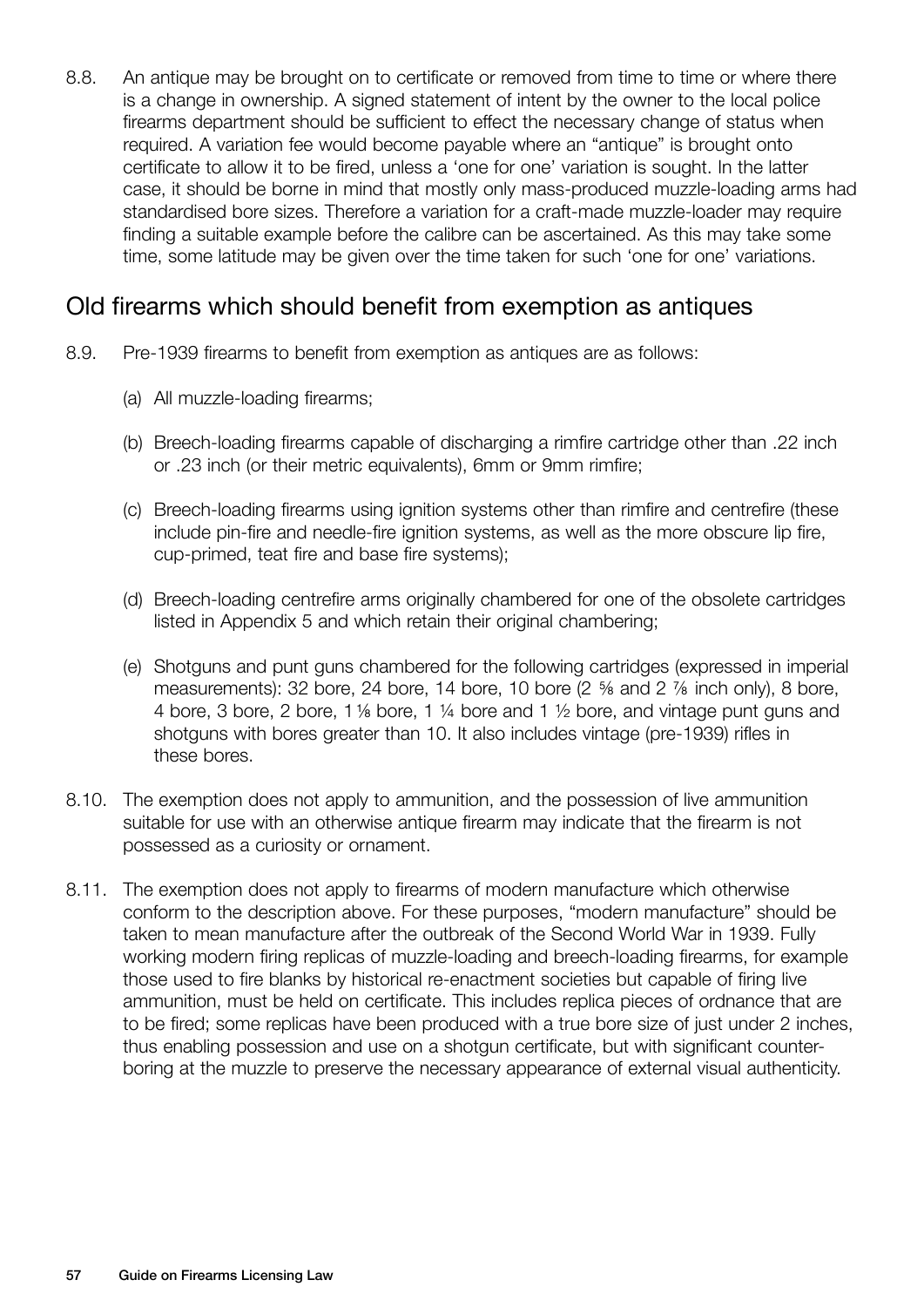8.8. An antique may be brought on to certificate or removed from time to time or where there is a change in ownership. A signed statement of intent by the owner to the local police firearms department should be sufficient to effect the necessary change of status when required. A variation fee would become payable where an "antique" is brought onto certificate to allow it to be fired, unless a 'one for one' variation is sought. In the latter case, it should be borne in mind that mostly only mass-produced muzzle-loading arms had standardised bore sizes. Therefore a variation for a craft-made muzzle-loader may require finding a suitable example before the calibre can be ascertained. As this may take some time, some latitude may be given over the time taken for such 'one for one' variations.

## Old firearms which should benefit from exemption as antiques

8.9. Pre-1939 firearms to benefit from exemption as antiques are as follows:

(a) All muzzle-loading firearms;

(b) Breech-loading firearms capable of discharging a rimfire cartridge other than .22 inch or .23 inch (or their metric equivalents), 6mm or 9mm rimfire;

(c) Breech-loading firearms using ignition systems other than rimfire and centrefire (these include pin-fire and needle-fire ignition systems, as well as the more obscure lip fire, cup-primed, teat fire and base fire systems);

(d) Breech-loading centrefire arms originally chambered for one of the obsolete cartridges listed in Appendix 5 and which retain their original chambering;

(e) Shotguns and punt guns chambered for the following cartridges (expressed in imperial measurements): 32 bore, 24 bore, 14 bore, 10 bore (2 ⅝ and 2 ⅞ inch only), 8 bore, 4 bore, 3 bore, 2 bore, 1 ⅛ bore, 1 ¼ bore and 1 ½ bore, and vintage punt guns and shotguns with bores greater than 10. It also includes vintage (pre-1939) rifles in these bores.

8.10. The exemption does not apply to ammunition, and the possession of live ammunition suitable for use with an otherwise antique firearm may indicate that the firearm is not possessed as a curiosity or ornament.

8.11. The exemption does not apply to firearms of modern manufacture which otherwise conform to the description above. For these purposes, "modern manufacture" should be taken to mean manufacture after the outbreak of the Second World War in 1939. Fully working modern firing replicas of muzzle-loading and breech-loading firearms, for example those used to fire blanks by historical re-enactment societies but capable of firing live ammunition, must be held on certificate. This includes replica pieces of ordnance that are to be fired; some replicas have been produced with a true bore size of just under 2 inches, thus enabling possession and use on a shotgun certificate, but with significant counter-boring at the muzzle to preserve the necessary appearance of external visual authenticity.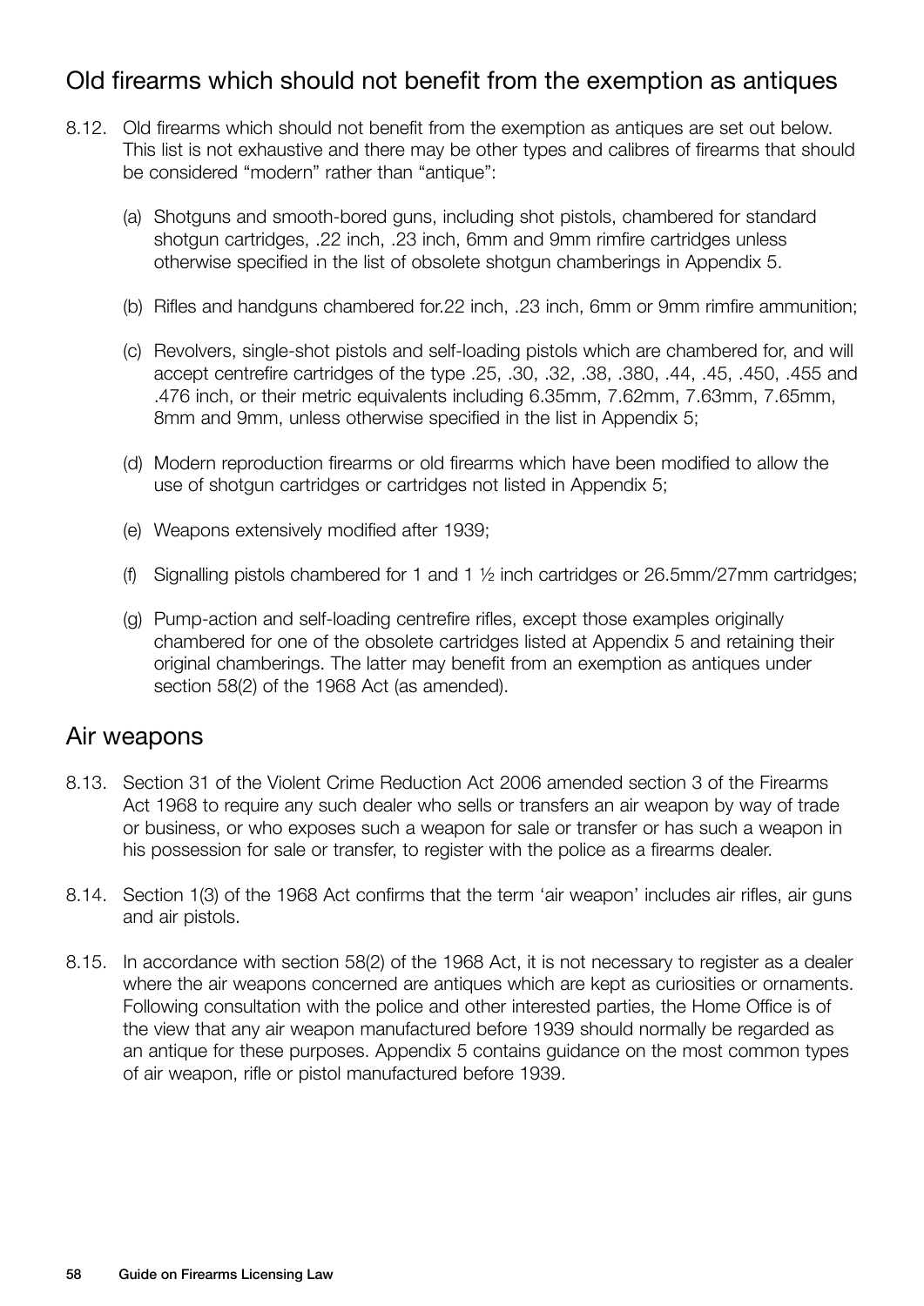## Old firearms which should not benefit from the exemption as antiques

8.12. Old firearms which should not benefit from the exemption as antiques are set out below. This list is not exhaustive and there may be other types and calibres of firearms that should be considered "modern" rather than "antique":

(a) Shotguns and smooth-bored guns, including shot pistols, chambered for standard shotgun cartridges, .22 inch, .23 inch, 6mm and 9mm rimfire cartridges unless otherwise specified in the list of obsolete shotgun chamberings in Appendix 5.

(b) Rifles and handguns chambered for.22 inch, .23 inch, 6mm or 9mm rimfire ammunition;

(c) Revolvers, single-shot pistols and self-loading pistols which are chambered for, and will accept centrefire cartridges of the type .25, .30, .32, .38, .380, .44, .45, .450, .455 and .476 inch, or their metric equivalents including 6.35mm, 7.62mm, 7.63mm, 7.65mm, 8mm and 9mm, unless otherwise specified in the list in Appendix 5;

(d) Modern reproduction firearms or old firearms which have been modified to allow the use of shotgun cartridges or cartridges not listed in Appendix 5;

(e) Weapons extensively modified after 1939;

(f) Signalling pistols chambered for 1 and 1 ½ inch cartridges or 26.5mm/27mm cartridges;

(g) Pump-action and self-loading centrefire rifles, except those examples originally chambered for one of the obsolete cartridges listed at Appendix 5 and retaining their original chamberings. The latter may benefit from an exemption as antiques under section 58(2) of the 1968 Act (as amended).

## Air weapons

8.13. Section 31 of the Violent Crime Reduction Act 2006 amended section 3 of the Firearms Act 1968 to require any such dealer who sells or transfers an air weapon by way of trade or business, or who exposes such a weapon for sale or transfer or has such a weapon in his possession for sale or transfer, to register with the police as a firearms dealer.

8.14. Section 1(3) of the 1968 Act confirms that the term 'air weapon' includes air rifles, air guns and air pistols.

8.15. In accordance with section 58(2) of the 1968 Act, it is not necessary to register as a dealer where the air weapons concerned are antiques which are kept as curiosities or ornaments. Following consultation with the police and other interested parties, the Home Office is of the view that any air weapon manufactured before 1939 should normally be regarded as an antique for these purposes. Appendix 5 contains guidance on the most common types of air weapon, rifle or pistol manufactured before 1939.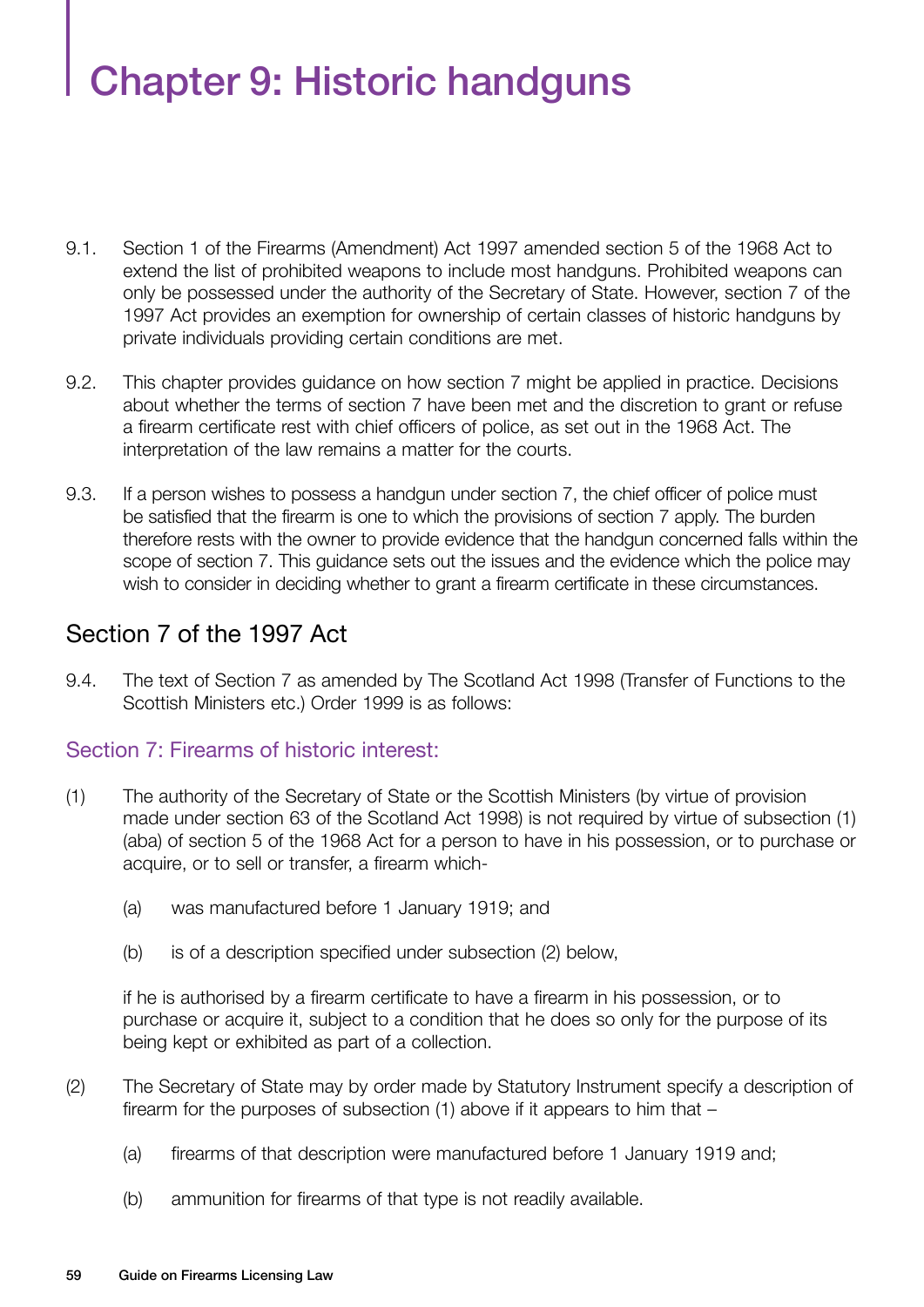# Chapter 9: Historic handguns

9.1. Section 1 of the Firearms (Amendment) Act 1997 amended section 5 of the 1968 Act to extend the list of prohibited weapons to include most handguns. Prohibited weapons can only be possessed under the authority of the Secretary of State. However, section 7 of the 1997 Act provides an exemption for ownership of certain classes of historic handguns by private individuals providing certain conditions are met.

9.2. This chapter provides guidance on how section 7 might be applied in practice. Decisions about whether the terms of section 7 have been met and the discretion to grant or refuse a firearm certificate rest with chief officers of police, as set out in the 1968 Act. The interpretation of the law remains a matter for the courts.

9.3. If a person wishes to possess a handgun under section 7, the chief officer of police must be satisfied that the firearm is one to which the provisions of section 7 apply. The burden therefore rests with the owner to provide evidence that the handgun concerned falls within the scope of section 7. This guidance sets out the issues and the evidence which the police may wish to consider in deciding whether to grant a firearm certificate in these circumstances.

## Section 7 of the 1997 Act

9.4. The text of Section 7 as amended by The Scotland Act 1998 (Transfer of Functions to the Scottish Ministers etc.) Order 1999 is as follows:

### Section 7: Firearms of historic interest:

(1) The authority of the Secretary of State or the Scottish Ministers (by virtue of provision made under section 63 of the Scotland Act 1998) is not required by virtue of subsection (1)(aba) of section 5 of the 1968 Act for a person to have in his possession, or to purchase or acquire, or to sell or transfer, a firearm which-

(a) was manufactured before 1 January 1919; and

(b) is of a description specified under subsection (2) below,

if he is authorised by a firearm certificate to have a firearm in his possession, or to purchase or acquire it, subject to a condition that he does so only for the purpose of its being kept or exhibited as part of a collection.

(2) The Secretary of State may by order made by Statutory Instrument specify a description of firearm for the purposes of subsection (1) above if it appears to him that –

(a) firearms of that description were manufactured before 1 January 1919 and;

(b) ammunition for firearms of that type is not readily available.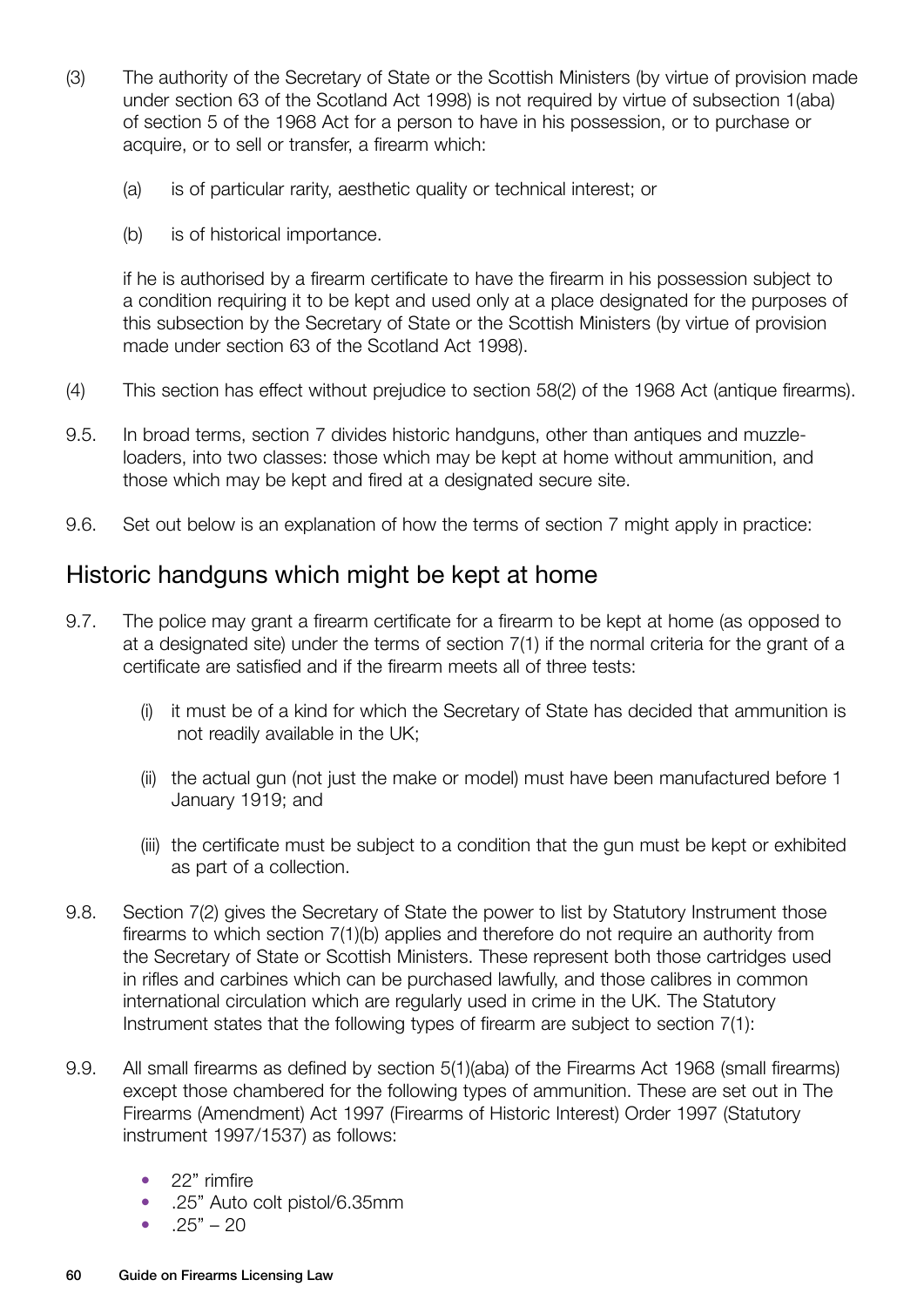(3) The authority of the Secretary of State or the Scottish Ministers (by virtue of provision made under section 63 of the Scotland Act 1998) is not required by virtue of subsection 1(aba) of section 5 of the 1968 Act for a person to have in his possession, or to purchase or acquire, or to sell or transfer, a firearm which:

 (a) is of particular rarity, aesthetic quality or technical interest; or

 (b) is of historical importance.

 if he is authorised by a firearm certificate to have the firearm in his possession subject to a condition requiring it to be kept and used only at a place designated for the purposes of this subsection by the Secretary of State or the Scottish Ministers (by virtue of provision made under section 63 of the Scotland Act 1998).

(4) This section has effect without prejudice to section 58(2) of the 1968 Act (antique firearms).

9.5. In broad terms, section 7 divides historic handguns, other than antiques and muzzle-loaders, into two classes: those which may be kept at home without ammunition, and those which may be kept and fired at a designated secure site.

9.6. Set out below is an explanation of how the terms of section 7 might apply in practice:

## Historic handguns which might be kept at home

9.7. The police may grant a firearm certificate for a firearm to be kept at home (as opposed to at a designated site) under the terms of section 7(1) if the normal criteria for the grant of a certificate are satisfied and if the firearm meets all of three tests:

 (i) it must be of a kind for which the Secretary of State has decided that ammunition is not readily available in the UK;

 (ii) the actual gun (not just the make or model) must have been manufactured before 1 January 1919; and

 (iii) the certificate must be subject to a condition that the gun must be kept or exhibited as part of a collection.

9.8. Section 7(2) gives the Secretary of State the power to list by Statutory Instrument those firearms to which section 7(1)(b) applies and therefore do not require an authority from the Secretary of State or Scottish Ministers. These represent both those cartridges used in rifles and carbines which can be purchased lawfully, and those calibres in common international circulation which are regularly used in crime in the UK. The Statutory Instrument states that the following types of firearm are subject to section 7(1):

9.9. All small firearms as defined by section 5(1)(aba) of the Firearms Act 1968 (small firearms) except those chambered for the following types of ammunition. These are set out in The Firearms (Amendment) Act 1997 (Firearms of Historic Interest) Order 1997 (Statutory instrument 1997/1537) as follows:

- 22" rimfire
- .25" Auto colt pistol/6.35mm
- .25" – 20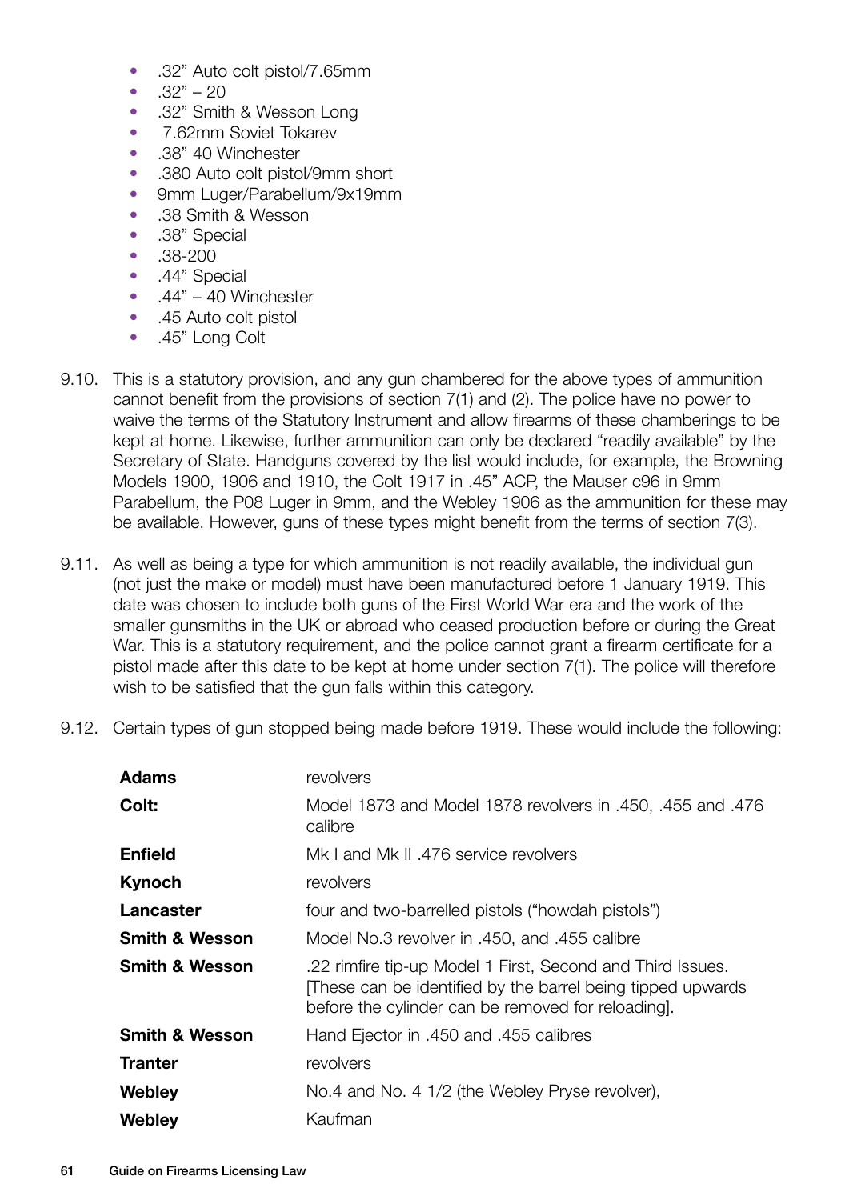- .32" Auto colt pistol/7.65mm
- .32" – 20
- .32" Smith & Wesson Long
- 7.62mm Soviet Tokarev
- .38" 40 Winchester
- .380 Auto colt pistol/9mm short
- 9mm Luger/Parabellum/9x19mm
- .38 Smith & Wesson
- .38" Special
- .38-200
- .44" Special
- .44" – 40 Winchester
- .45 Auto colt pistol
- .45" Long Colt

9.10. This is a statutory provision, and any gun chambered for the above types of ammunition cannot benefit from the provisions of section 7(1) and (2). The police have no power to waive the terms of the Statutory Instrument and allow firearms of these chamberings to be kept at home. Likewise, further ammunition can only be declared "readily available" by the Secretary of State. Handguns covered by the list would include, for example, the Browning Models 1900, 1906 and 1910, the Colt 1917 in .45" ACP, the Mauser c96 in 9mm Parabellum, the P08 Luger in 9mm, and the Webley 1906 as the ammunition for these may be available. However, guns of these types might benefit from the terms of section 7(3).

9.11. As well as being a type for which ammunition is not readily available, the individual gun (not just the make or model) must have been manufactured before 1 January 1919. This date was chosen to include both guns of the First World War era and the work of the smaller gunsmiths in the UK or abroad who ceased production before or during the Great War. This is a statutory requirement, and the police cannot grant a firearm certificate for a pistol made after this date to be kept at home under section 7(1). The police will therefore wish to be satisfied that the gun falls within this category.

9.12. Certain types of gun stopped being made before 1919. These would include the following:

| | |
|---|---|
| **Adams** | revolvers |
| **Colt:** | Model 1873 and Model 1878 revolvers in .450, .455 and .476 calibre |
| **Enfield** | Mk I and Mk II .476 service revolvers |
| **Kynoch** | revolvers |
| **Lancaster** | four and two-barrelled pistols ("howdah pistols") |
| **Smith & Wesson** | Model No.3 revolver in .450, and .455 calibre |
| **Smith & Wesson** | .22 rimfire tip-up Model 1 First, Second and Third Issues. [These can be identified by the barrel being tipped upwards before the cylinder can be removed for reloading]. |
| **Smith & Wesson** | Hand Ejector in .450 and .455 calibres |
| **Tranter** | revolvers |
| **Webley** | No.4 and No. 4 1/2 (the Webley Pryse revolver), |
| **Webley** | Kaufman |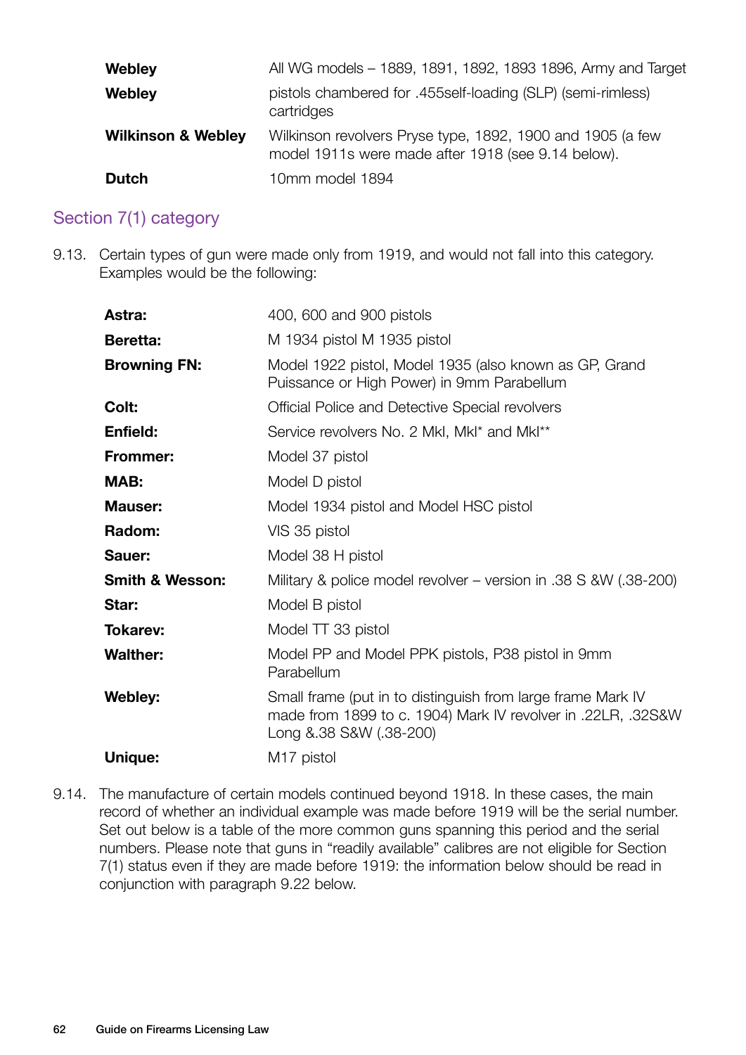| | |
|---|---|
| **Webley** | All WG models – 1889, 1891, 1892, 1893 1896, Army and Target |
| **Webley** | pistols chambered for .455self-loading (SLP) (semi-rimless) cartridges |
| **Wilkinson & Webley** | Wilkinson revolvers Pryse type, 1892, 1900 and 1905 (a few model 1911s were made after 1918 (see 9.14 below). |
| **Dutch** | 10mm model 1894 |

## Section 7(1) category

9.13. Certain types of gun were made only from 1919, and would not fall into this category. Examples would be the following:

| | |
|---|---|
| **Astra:** | 400, 600 and 900 pistols |
| **Beretta:** | M 1934 pistol M 1935 pistol |
| **Browning FN:** | Model 1922 pistol, Model 1935 (also known as GP, Grand Puissance or High Power) in 9mm Parabellum |
| **Colt:** | Official Police and Detective Special revolvers |
| **Enfield:** | Service revolvers No. 2 MkI, MkI* and MkI** |
| **Frommer:** | Model 37 pistol |
| **MAB:** | Model D pistol |
| **Mauser:** | Model 1934 pistol and Model HSC pistol |
| **Radom:** | VIS 35 pistol |
| **Sauer:** | Model 38 H pistol |
| **Smith & Wesson:** | Military & police model revolver – version in .38 S &W (.38-200) |
| **Star:** | Model B pistol |
| **Tokarev:** | Model TT 33 pistol |
| **Walther:** | Model PP and Model PPK pistols, P38 pistol in 9mm Parabellum |
| **Webley:** | Small frame (put in to distinguish from large frame Mark IV made from 1899 to c. 1904) Mark IV revolver in .22LR, .32S&W Long &.38 S&W (.38-200) |
| **Unique:** | M17 pistol |

9.14. The manufacture of certain models continued beyond 1918. In these cases, the main record of whether an individual example was made before 1919 will be the serial number. Set out below is a table of the more common guns spanning this period and the serial numbers. Please note that guns in "readily available" calibres are not eligible for Section 7(1) status even if they are made before 1919: the information below should be read in conjunction with paragraph 9.22 below.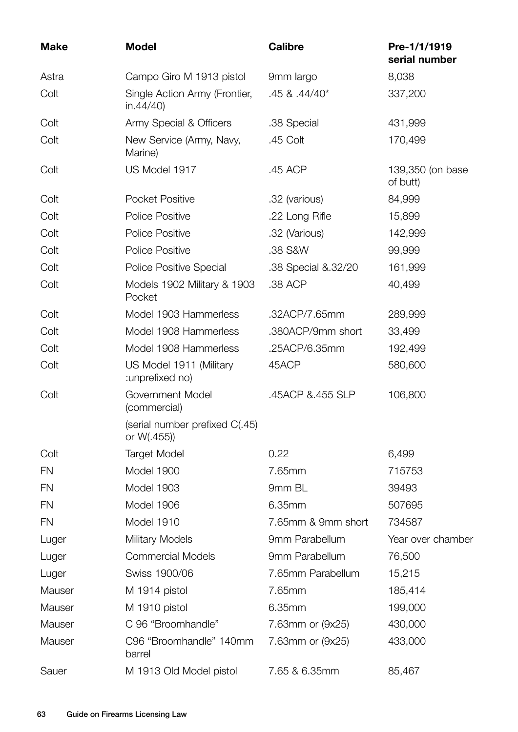| Make | Model | Calibre | Pre-1/1/1919 serial number |
|---|---|---|---|
| Astra | Campo Giro M 1913 pistol | 9mm largo | 8,038 |
| Colt | Single Action Army (Frontier, in.44/40) | .45 & .44/40* | 337,200 |
| Colt | Army Special & Officers | .38 Special | 431,999 |
| Colt | New Service (Army, Navy, Marine) | .45 Colt | 170,499 |
| Colt | US Model 1917 | .45 ACP | 139,350 (on base of butt) |
| Colt | Pocket Positive | .32 (various) | 84,999 |
| Colt | Police Positive | .22 Long Rifle | 15,899 |
| Colt | Police Positive | .32 (Various) | 142,999 |
| Colt | Police Positive | .38 S&W | 99,999 |
| Colt | Police Positive Special | .38 Special &.32/20 | 161,999 |
| Colt | Models 1902 Military & 1903 Pocket | .38 ACP | 40,499 |
| Colt | Model 1903 Hammerless | .32ACP/7.65mm | 289,999 |
| Colt | Model 1908 Hammerless | .380ACP/9mm short | 33,499 |
| Colt | Model 1908 Hammerless | .25ACP/6.35mm | 192,499 |
| Colt | US Model 1911 (Military :unprefixed no) | 45ACP | 580,600 |
| Colt | Government Model (commercial) (serial number prefixed C(.45) or W(.455)) | .45ACP &.455 SLP | 106,800 |
| Colt | Target Model | 0.22 | 6,499 |
| FN | Model 1900 | 7.65mm | 715753 |
| FN | Model 1903 | 9mm BL | 39493 |
| FN | Model 1906 | 6.35mm | 507695 |
| FN | Model 1910 | 7.65mm & 9mm short | 734587 |
| Luger | Military Models | 9mm Parabellum | Year over chamber |
| Luger | Commercial Models | 9mm Parabellum | 76,500 |
| Luger | Swiss 1900/06 | 7.65mm Parabellum | 15,215 |
| Mauser | M 1914 pistol | 7.65mm | 185,414 |
| Mauser | M 1910 pistol | 6.35mm | 199,000 |
| Mauser | C 96 "Broomhandle" | 7.63mm or (9x25) | 430,000 |
| Mauser | C96 "Broomhandle" 140mm barrel | 7.63mm or (9x25) | 433,000 |
| Sauer | M 1913 Old Model pistol | 7.65 & 6.35mm | 85,467 |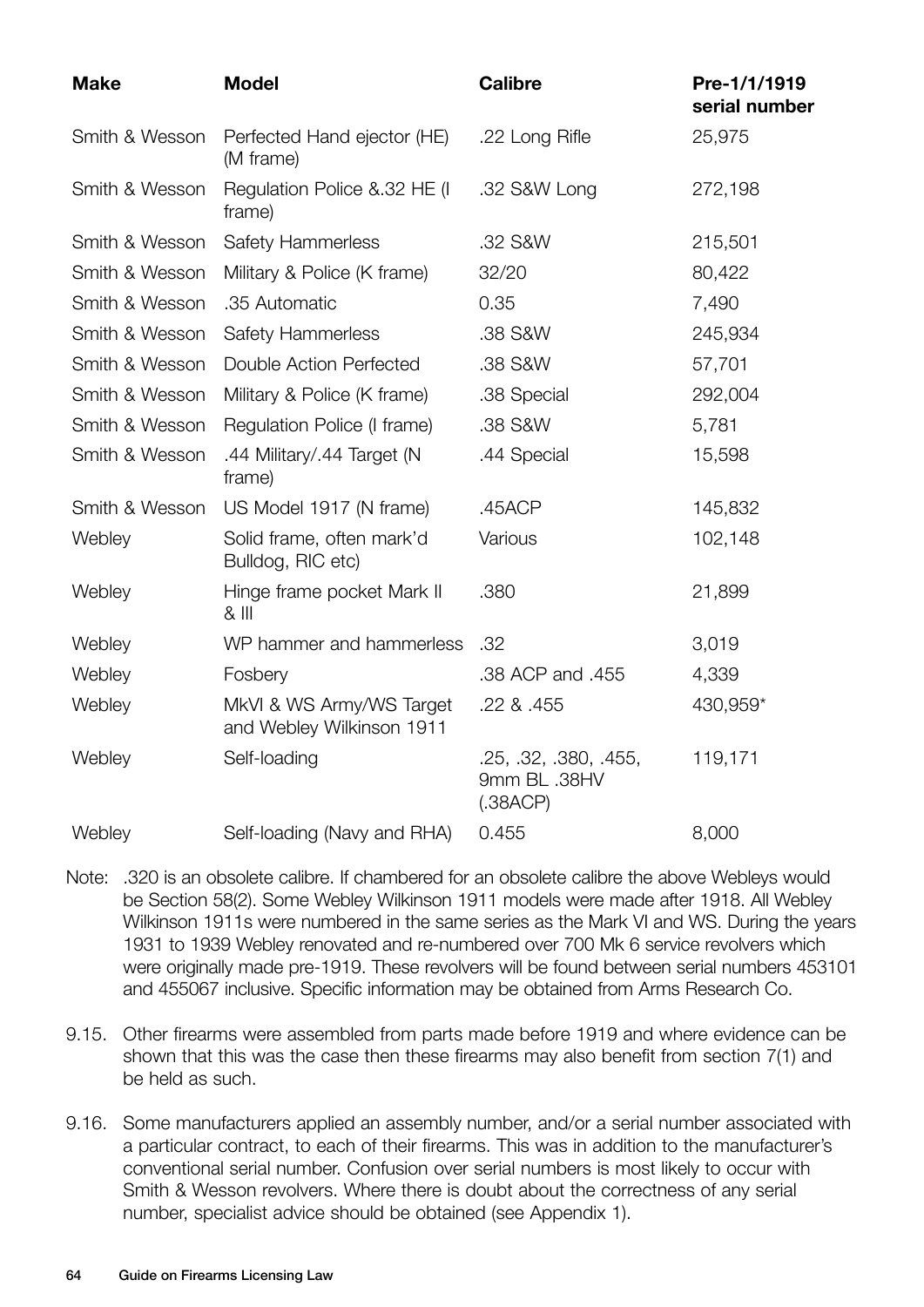| Make | Model | Calibre | Pre-1/1/1919 serial number |
|---|---|---|---|
| Smith & Wesson | Perfected Hand ejector (HE) (M frame) | .22 Long Rifle | 25,975 |
| Smith & Wesson | Regulation Police &.32 HE (I frame) | .32 S&W Long | 272,198 |
| Smith & Wesson | Safety Hammerless | .32 S&W | 215,501 |
| Smith & Wesson | Military & Police (K frame) | 32/20 | 80,422 |
| Smith & Wesson | .35 Automatic | 0.35 | 7,490 |
| Smith & Wesson | Safety Hammerless | .38 S&W | 245,934 |
| Smith & Wesson | Double Action Perfected | .38 S&W | 57,701 |
| Smith & Wesson | Military & Police (K frame) | .38 Special | 292,004 |
| Smith & Wesson | Regulation Police (I frame) | .38 S&W | 5,781 |
| Smith & Wesson | .44 Military/.44 Target (N frame) | .44 Special | 15,598 |
| Smith & Wesson | US Model 1917 (N frame) | .45ACP | 145,832 |
| Webley | Solid frame, often mark'd Bulldog, RIC etc) | Various | 102,148 |
| Webley | Hinge frame pocket Mark II & III | .380 | 21,899 |
| Webley | WP hammer and hammerless | .32 | 3,019 |
| Webley | Fosbery | .38 ACP and .455 | 4,339 |
| Webley | MkVI & WS Army/WS Target and Webley Wilkinson 1911 | .22 & .455 | 430,959* |
| Webley | Self-loading | .25, .32, .380, .455, 9mm BL .38HV (.38ACP) | 119,171 |
| Webley | Self-loading (Navy and RHA) | 0.455 | 8,000 |

Note: .320 is an obsolete calibre. If chambered for an obsolete calibre the above Webleys would be Section 58(2). Some Webley Wilkinson 1911 models were made after 1918. All Webley Wilkinson 1911s were numbered in the same series as the Mark VI and WS. During the years 1931 to 1939 Webley renovated and re-numbered over 700 Mk 6 service revolvers which were originally made pre-1919. These revolvers will be found between serial numbers 453101 and 455067 inclusive. Specific information may be obtained from Arms Research Co.

9.15. Other firearms were assembled from parts made before 1919 and where evidence can be shown that this was the case then these firearms may also benefit from section 7(1) and be held as such.

9.16. Some manufacturers applied an assembly number, and/or a serial number associated with a particular contract, to each of their firearms. This was in addition to the manufacturer's conventional serial number. Confusion over serial numbers is most likely to occur with Smith & Wesson revolvers. Where there is doubt about the correctness of any serial number, specialist advice should be obtained (see Appendix 1).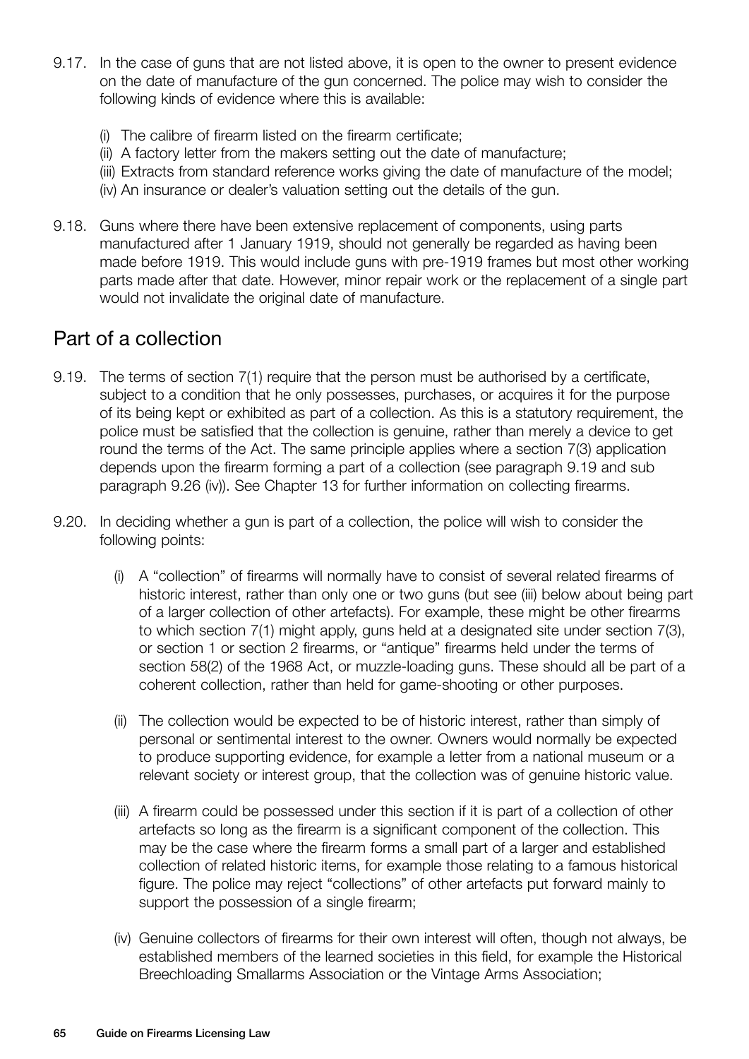9.17. In the case of guns that are not listed above, it is open to the owner to present evidence on the date of manufacture of the gun concerned. The police may wish to consider the following kinds of evidence where this is available:

(i) The calibre of firearm listed on the firearm certificate;
(ii) A factory letter from the makers setting out the date of manufacture;
(iii) Extracts from standard reference works giving the date of manufacture of the model;
(iv) An insurance or dealer's valuation setting out the details of the gun.

9.18. Guns where there have been extensive replacement of components, using parts manufactured after 1 January 1919, should not generally be regarded as having been made before 1919. This would include guns with pre-1919 frames but most other working parts made after that date. However, minor repair work or the replacement of a single part would not invalidate the original date of manufacture.

## Part of a collection

9.19. The terms of section 7(1) require that the person must be authorised by a certificate, subject to a condition that he only possesses, purchases, or acquires it for the purpose of its being kept or exhibited as part of a collection. As this is a statutory requirement, the police must be satisfied that the collection is genuine, rather than merely a device to get round the terms of the Act. The same principle applies where a section 7(3) application depends upon the firearm forming a part of a collection (see paragraph 9.19 and sub paragraph 9.26 (iv)). See Chapter 13 for further information on collecting firearms.

9.20. In deciding whether a gun is part of a collection, the police will wish to consider the following points:

(i) A "collection" of firearms will normally have to consist of several related firearms of historic interest, rather than only one or two guns (but see (iii) below about being part of a larger collection of other artefacts). For example, these might be other firearms to which section 7(1) might apply, guns held at a designated site under section 7(3), or section 1 or section 2 firearms, or "antique" firearms held under the terms of section 58(2) of the 1968 Act, or muzzle-loading guns. These should all be part of a coherent collection, rather than held for game-shooting or other purposes.

(ii) The collection would be expected to be of historic interest, rather than simply of personal or sentimental interest to the owner. Owners would normally be expected to produce supporting evidence, for example a letter from a national museum or a relevant society or interest group, that the collection was of genuine historic value.

(iii) A firearm could be possessed under this section if it is part of a collection of other artefacts so long as the firearm is a significant component of the collection. This may be the case where the firearm forms a small part of a larger and established collection of related historic items, for example those relating to a famous historical figure. The police may reject "collections" of other artefacts put forward mainly to support the possession of a single firearm;

(iv) Genuine collectors of firearms for their own interest will often, though not always, be established members of the learned societies in this field, for example the Historical Breechloading Smallarms Association or the Vintage Arms Association;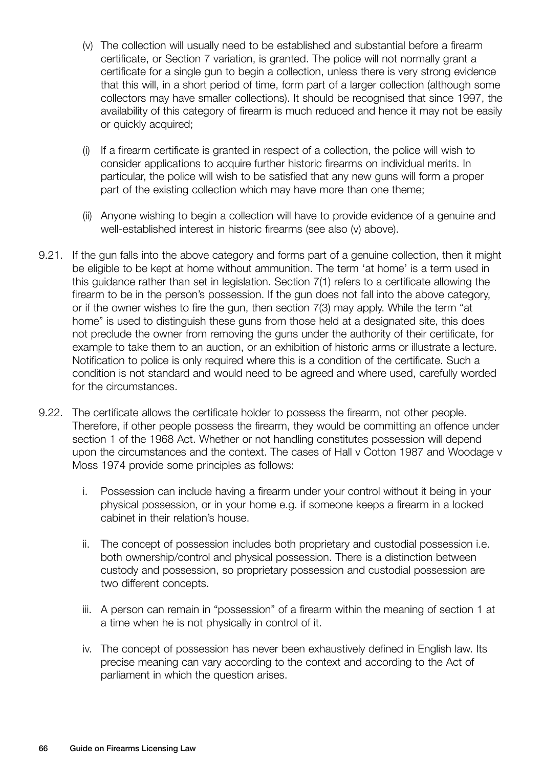(v) The collection will usually need to be established and substantial before a firearm certificate, or Section 7 variation, is granted. The police will not normally grant a certificate for a single gun to begin a collection, unless there is very strong evidence that this will, in a short period of time, form part of a larger collection (although some collectors may have smaller collections). It should be recognised that since 1997, the availability of this category of firearm is much reduced and hence it may not be easily or quickly acquired;

(i) If a firearm certificate is granted in respect of a collection, the police will wish to consider applications to acquire further historic firearms on individual merits. In particular, the police will wish to be satisfied that any new guns will form a proper part of the existing collection which may have more than one theme;

(ii) Anyone wishing to begin a collection will have to provide evidence of a genuine and well-established interest in historic firearms (see also (v) above).

9.21. If the gun falls into the above category and forms part of a genuine collection, then it might be eligible to be kept at home without ammunition. The term 'at home' is a term used in this guidance rather than set in legislation. Section 7(1) refers to a certificate allowing the firearm to be in the person's possession. If the gun does not fall into the above category, or if the owner wishes to fire the gun, then section 7(3) may apply. While the term "at home" is used to distinguish these guns from those held at a designated site, this does not preclude the owner from removing the guns under the authority of their certificate, for example to take them to an auction, or an exhibition of historic arms or illustrate a lecture. Notification to police is only required where this is a condition of the certificate. Such a condition is not standard and would need to be agreed and where used, carefully worded for the circumstances.

9.22. The certificate allows the certificate holder to possess the firearm, not other people. Therefore, if other people possess the firearm, they would be committing an offence under section 1 of the 1968 Act. Whether or not handling constitutes possession will depend upon the circumstances and the context. The cases of Hall v Cotton 1987 and Woodage v Moss 1974 provide some principles as follows:

i. Possession can include having a firearm under your control without it being in your physical possession, or in your home e.g. if someone keeps a firearm in a locked cabinet in their relation's house.

ii. The concept of possession includes both proprietary and custodial possession i.e. both ownership/control and physical possession. There is a distinction between custody and possession, so proprietary possession and custodial possession are two different concepts.

iii. A person can remain in "possession" of a firearm within the meaning of section 1 at a time when he is not physically in control of it.

iv. The concept of possession has never been exhaustively defined in English law. Its precise meaning can vary according to the context and according to the Act of parliament in which the question arises.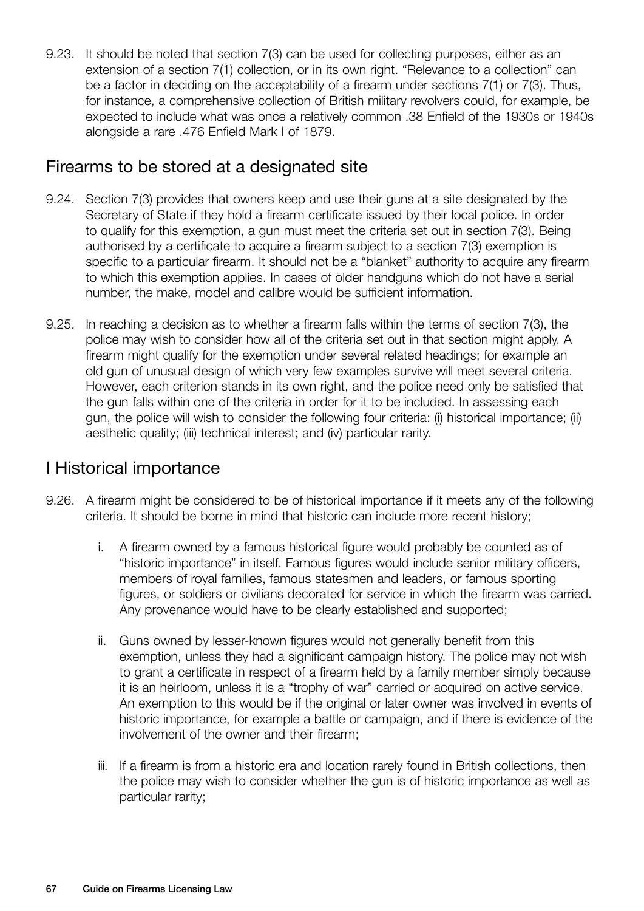9.23. It should be noted that section 7(3) can be used for collecting purposes, either as an extension of a section 7(1) collection, or in its own right. "Relevance to a collection" can be a factor in deciding on the acceptability of a firearm under sections 7(1) or 7(3). Thus, for instance, a comprehensive collection of British military revolvers could, for example, be expected to include what was once a relatively common .38 Enfield of the 1930s or 1940s alongside a rare .476 Enfield Mark I of 1879.

## Firearms to be stored at a designated site

9.24. Section 7(3) provides that owners keep and use their guns at a site designated by the Secretary of State if they hold a firearm certificate issued by their local police. In order to qualify for this exemption, a gun must meet the criteria set out in section 7(3). Being authorised by a certificate to acquire a firearm subject to a section 7(3) exemption is specific to a particular firearm. It should not be a "blanket" authority to acquire any firearm to which this exemption applies. In cases of older handguns which do not have a serial number, the make, model and calibre would be sufficient information.

9.25. In reaching a decision as to whether a firearm falls within the terms of section 7(3), the police may wish to consider how all of the criteria set out in that section might apply. A firearm might qualify for the exemption under several related headings; for example an old gun of unusual design of which very few examples survive will meet several criteria. However, each criterion stands in its own right, and the police need only be satisfied that the gun falls within one of the criteria in order for it to be included. In assessing each gun, the police will wish to consider the following four criteria: (i) historical importance; (ii) aesthetic quality; (iii) technical interest; and (iv) particular rarity.

## I Historical importance

9.26. A firearm might be considered to be of historical importance if it meets any of the following criteria. It should be borne in mind that historic can include more recent history;

i. A firearm owned by a famous historical figure would probably be counted as of "historic importance" in itself. Famous figures would include senior military officers, members of royal families, famous statesmen and leaders, or famous sporting figures, or soldiers or civilians decorated for service in which the firearm was carried. Any provenance would have to be clearly established and supported;

ii. Guns owned by lesser-known figures would not generally benefit from this exemption, unless they had a significant campaign history. The police may not wish to grant a certificate in respect of a firearm held by a family member simply because it is an heirloom, unless it is a "trophy of war" carried or acquired on active service. An exemption to this would be if the original or later owner was involved in events of historic importance, for example a battle or campaign, and if there is evidence of the involvement of the owner and their firearm;

iii. If a firearm is from a historic era and location rarely found in British collections, then the police may wish to consider whether the gun is of historic importance as well as particular rarity;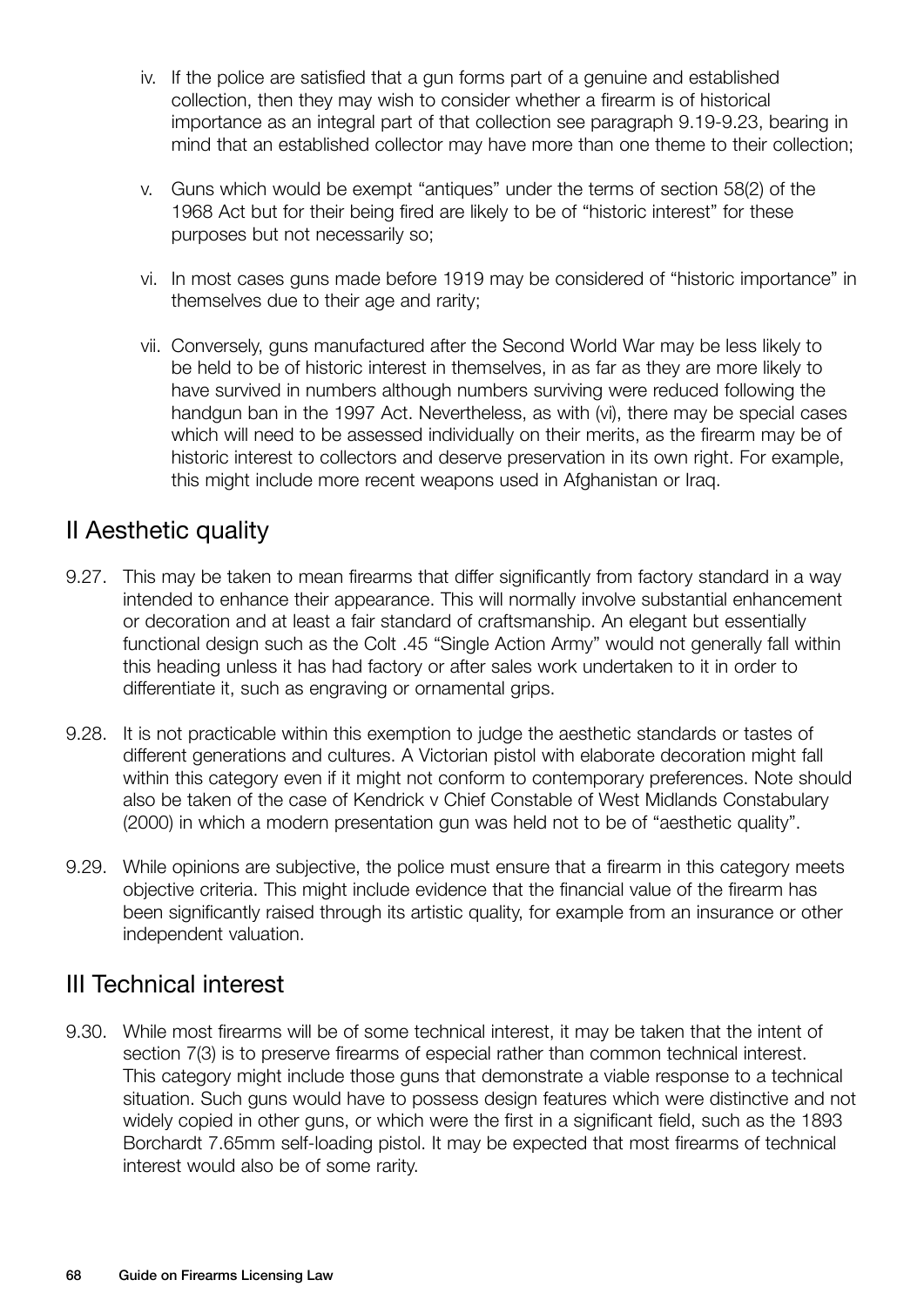iv. If the police are satisfied that a gun forms part of a genuine and established collection, then they may wish to consider whether a firearm is of historical importance as an integral part of that collection see paragraph 9.19-9.23, bearing in mind that an established collector may have more than one theme to their collection;

v. Guns which would be exempt "antiques" under the terms of section 58(2) of the 1968 Act but for their being fired are likely to be of "historic interest" for these purposes but not necessarily so;

vi. In most cases guns made before 1919 may be considered of "historic importance" in themselves due to their age and rarity;

vii. Conversely, guns manufactured after the Second World War may be less likely to be held to be of historic interest in themselves, in as far as they are more likely to have survived in numbers although numbers surviving were reduced following the handgun ban in the 1997 Act. Nevertheless, as with (vi), there may be special cases which will need to be assessed individually on their merits, as the firearm may be of historic interest to collectors and deserve preservation in its own right. For example, this might include more recent weapons used in Afghanistan or Iraq.

## II Aesthetic quality

9.27. This may be taken to mean firearms that differ significantly from factory standard in a way intended to enhance their appearance. This will normally involve substantial enhancement or decoration and at least a fair standard of craftsmanship. An elegant but essentially functional design such as the Colt .45 "Single Action Army" would not generally fall within this heading unless it has had factory or after sales work undertaken to it in order to differentiate it, such as engraving or ornamental grips.

9.28. It is not practicable within this exemption to judge the aesthetic standards or tastes of different generations and cultures. A Victorian pistol with elaborate decoration might fall within this category even if it might not conform to contemporary preferences. Note should also be taken of the case of Kendrick v Chief Constable of West Midlands Constabulary (2000) in which a modern presentation gun was held not to be of "aesthetic quality".

9.29. While opinions are subjective, the police must ensure that a firearm in this category meets objective criteria. This might include evidence that the financial value of the firearm has been significantly raised through its artistic quality, for example from an insurance or other independent valuation.

## III Technical interest

9.30. While most firearms will be of some technical interest, it may be taken that the intent of section 7(3) is to preserve firearms of especial rather than common technical interest. This category might include those guns that demonstrate a viable response to a technical situation. Such guns would have to possess design features which were distinctive and not widely copied in other guns, or which were the first in a significant field, such as the 1893 Borchardt 7.65mm self-loading pistol. It may be expected that most firearms of technical interest would also be of some rarity.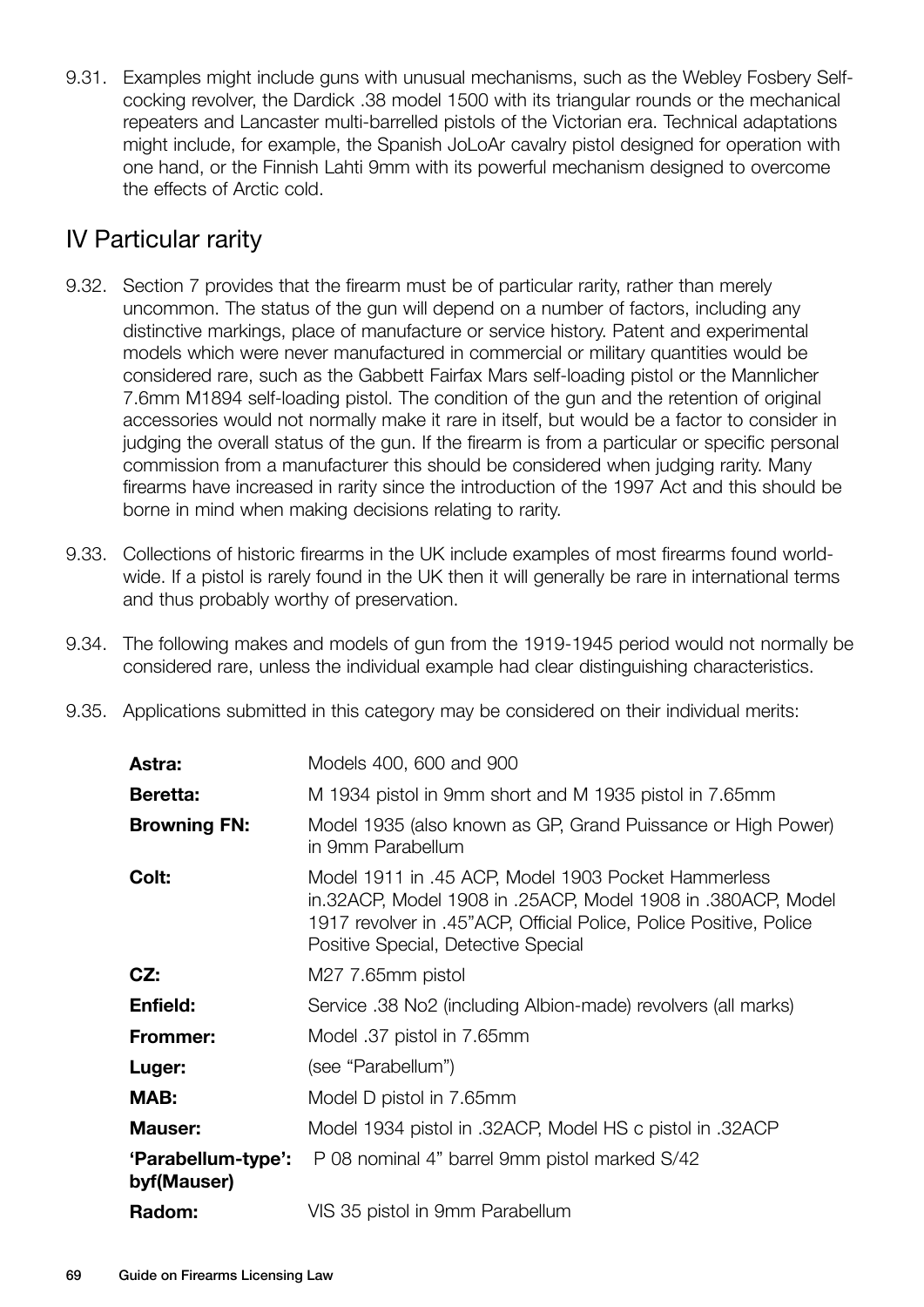9.31. Examples might include guns with unusual mechanisms, such as the Webley Fosbery Self-cocking revolver, the Dardick .38 model 1500 with its triangular rounds or the mechanical repeaters and Lancaster multi-barrelled pistols of the Victorian era. Technical adaptations might include, for example, the Spanish JoLoAr cavalry pistol designed for operation with one hand, or the Finnish Lahti 9mm with its powerful mechanism designed to overcome the effects of Arctic cold.

## IV Particular rarity

9.32. Section 7 provides that the firearm must be of particular rarity, rather than merely uncommon. The status of the gun will depend on a number of factors, including any distinctive markings, place of manufacture or service history. Patent and experimental models which were never manufactured in commercial or military quantities would be considered rare, such as the Gabbett Fairfax Mars self-loading pistol or the Mannlicher 7.6mm M1894 self-loading pistol. The condition of the gun and the retention of original accessories would not normally make it rare in itself, but would be a factor to consider in judging the overall status of the gun. If the firearm is from a particular or specific personal commission from a manufacturer this should be considered when judging rarity. Many firearms have increased in rarity since the introduction of the 1997 Act and this should be borne in mind when making decisions relating to rarity.

9.33. Collections of historic firearms in the UK include examples of most firearms found world-wide. If a pistol is rarely found in the UK then it will generally be rare in international terms and thus probably worthy of preservation.

9.34. The following makes and models of gun from the 1919-1945 period would not normally be considered rare, unless the individual example had clear distinguishing characteristics.

9.35. Applications submitted in this category may be considered on their individual merits:

| | |
|---|---|
| **Astra:** | Models 400, 600 and 900 |
| **Beretta:** | M 1934 pistol in 9mm short and M 1935 pistol in 7.65mm |
| **Browning FN:** | Model 1935 (also known as GP, Grand Puissance or High Power) in 9mm Parabellum |
| **Colt:** | Model 1911 in .45 ACP, Model 1903 Pocket Hammerless in.32ACP, Model 1908 in .25ACP, Model 1908 in .380ACP, Model 1917 revolver in .45"ACP, Official Police, Police Positive, Police Positive Special, Detective Special |
| **CZ:** | M27 7.65mm pistol |
| **Enfield:** | Service .38 No2 (including Albion-made) revolvers (all marks) |
| **Frommer:** | Model .37 pistol in 7.65mm |
| **Luger:** | (see "Parabellum") |
| **MAB:** | Model D pistol in 7.65mm |
| **Mauser:** | Model 1934 pistol in .32ACP, Model HS c pistol in .32ACP |
| **'Parabellum-type': byf(Mauser)** | P 08 nominal 4" barrel 9mm pistol marked S/42 |
| **Radom:** | VIS 35 pistol in 9mm Parabellum |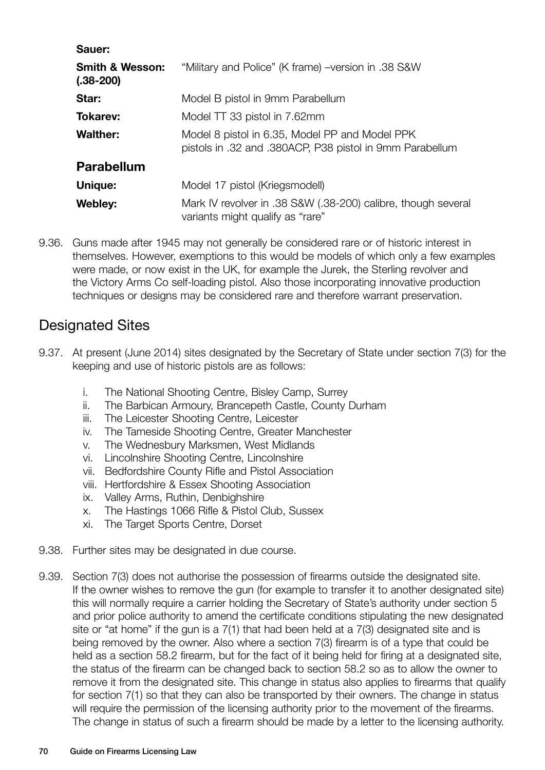| | |
|---|---|
| **Sauer:** | |
| **Smith & Wesson: (.38-200)** | "Military and Police" (K frame) –version in .38 S&W |
| **Star:** | Model B pistol in 9mm Parabellum |
| **Tokarev:** | Model TT 33 pistol in 7.62mm |
| **Walther:** | Model 8 pistol in 6.35, Model PP and Model PPK pistols in .32 and .380ACP, P38 pistol in 9mm Parabellum |
| **Parabellum** | |
| **Unique:** | Model 17 pistol (Kriegsmodell) |
| **Webley:** | Mark IV revolver in .38 S&W (.38-200) calibre, though several variants might qualify as "rare" |

9.36. Guns made after 1945 may not generally be considered rare or of historic interest in themselves. However, exemptions to this would be models of which only a few examples were made, or now exist in the UK, for example the Jurek, the Sterling revolver and the Victory Arms Co self-loading pistol. Also those incorporating innovative production techniques or designs may be considered rare and therefore warrant preservation.

## Designated Sites

9.37. At present (June 2014) sites designated by the Secretary of State under section 7(3) for the keeping and use of historic pistols are as follows:

i. The National Shooting Centre, Bisley Camp, Surrey
ii. The Barbican Armoury, Brancepeth Castle, County Durham
iii. The Leicester Shooting Centre, Leicester
iv. The Tameside Shooting Centre, Greater Manchester
v. The Wednesbury Marksmen, West Midlands
vi. Lincolnshire Shooting Centre, Lincolnshire
vii. Bedfordshire County Rifle and Pistol Association
viii. Hertfordshire & Essex Shooting Association
ix. Valley Arms, Ruthin, Denbighshire
x. The Hastings 1066 Rifle & Pistol Club, Sussex
xi. The Target Sports Centre, Dorset

9.38. Further sites may be designated in due course.

9.39. Section 7(3) does not authorise the possession of firearms outside the designated site. If the owner wishes to remove the gun (for example to transfer it to another designated site) this will normally require a carrier holding the Secretary of State's authority under section 5 and prior police authority to amend the certificate conditions stipulating the new designated site or "at home" if the gun is a 7(1) that had been held at a 7(3) designated site and is being removed by the owner. Also where a section 7(3) firearm is of a type that could be held as a section 58.2 firearm, but for the fact of it being held for firing at a designated site, the status of the firearm can be changed back to section 58.2 so as to allow the owner to remove it from the designated site. This change in status also applies to firearms that qualify for section 7(1) so that they can also be transported by their owners. The change in status will require the permission of the licensing authority prior to the movement of the firearms. The change in status of such a firearm should be made by a letter to the licensing authority.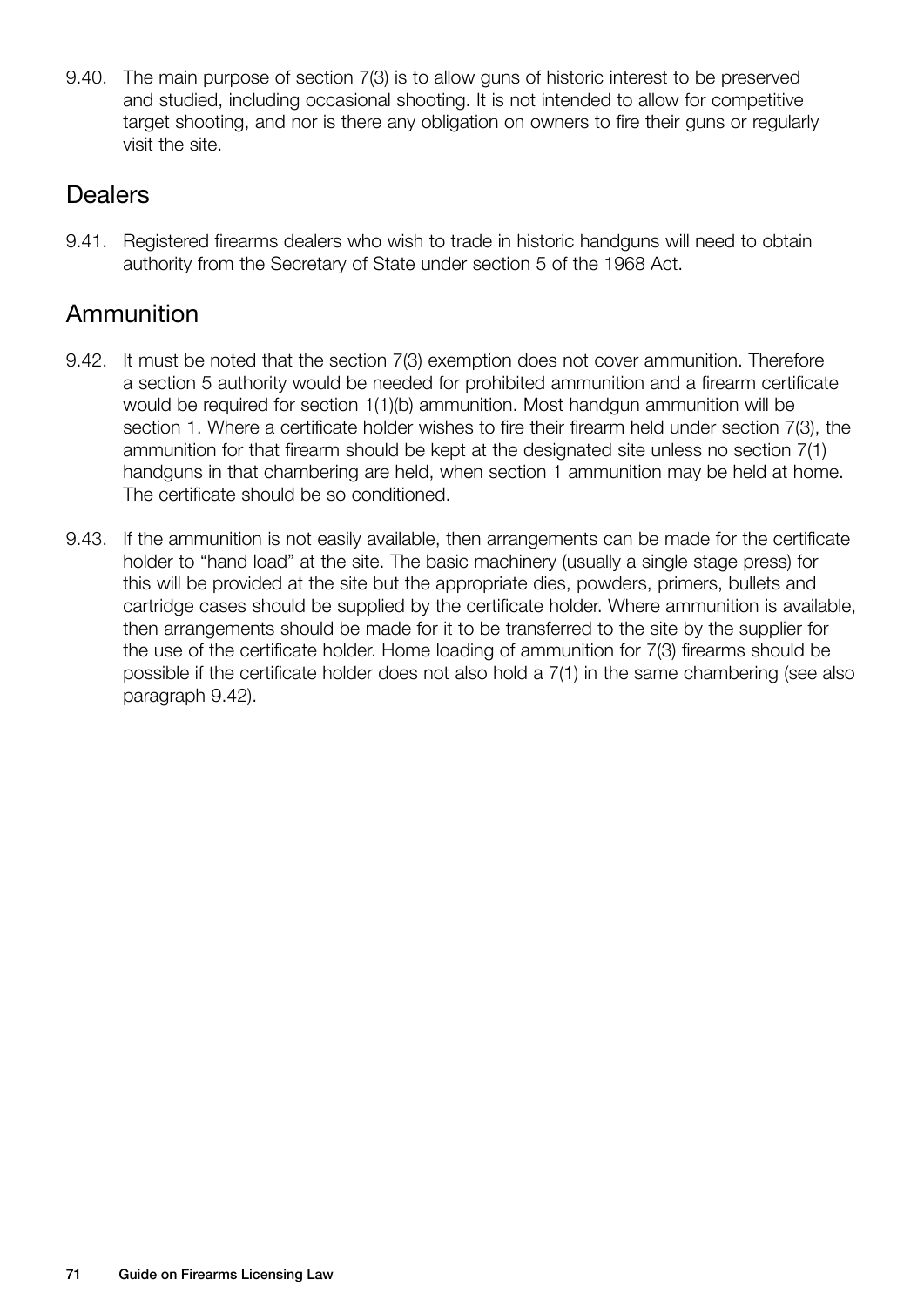9.40. The main purpose of section 7(3) is to allow guns of historic interest to be preserved and studied, including occasional shooting. It is not intended to allow for competitive target shooting, and nor is there any obligation on owners to fire their guns or regularly visit the site.

## Dealers

9.41. Registered firearms dealers who wish to trade in historic handguns will need to obtain authority from the Secretary of State under section 5 of the 1968 Act.

## Ammunition

9.42. It must be noted that the section 7(3) exemption does not cover ammunition. Therefore a section 5 authority would be needed for prohibited ammunition and a firearm certificate would be required for section 1(1)(b) ammunition. Most handgun ammunition will be section 1. Where a certificate holder wishes to fire their firearm held under section 7(3), the ammunition for that firearm should be kept at the designated site unless no section 7(1) handguns in that chambering are held, when section 1 ammunition may be held at home. The certificate should be so conditioned.

9.43. If the ammunition is not easily available, then arrangements can be made for the certificate holder to "hand load" at the site. The basic machinery (usually a single stage press) for this will be provided at the site but the appropriate dies, powders, primers, bullets and cartridge cases should be supplied by the certificate holder. Where ammunition is available, then arrangements should be made for it to be transferred to the site by the supplier for the use of the certificate holder. Home loading of ammunition for 7(3) firearms should be possible if the certificate holder does not also hold a 7(1) in the same chambering (see also paragraph 9.42).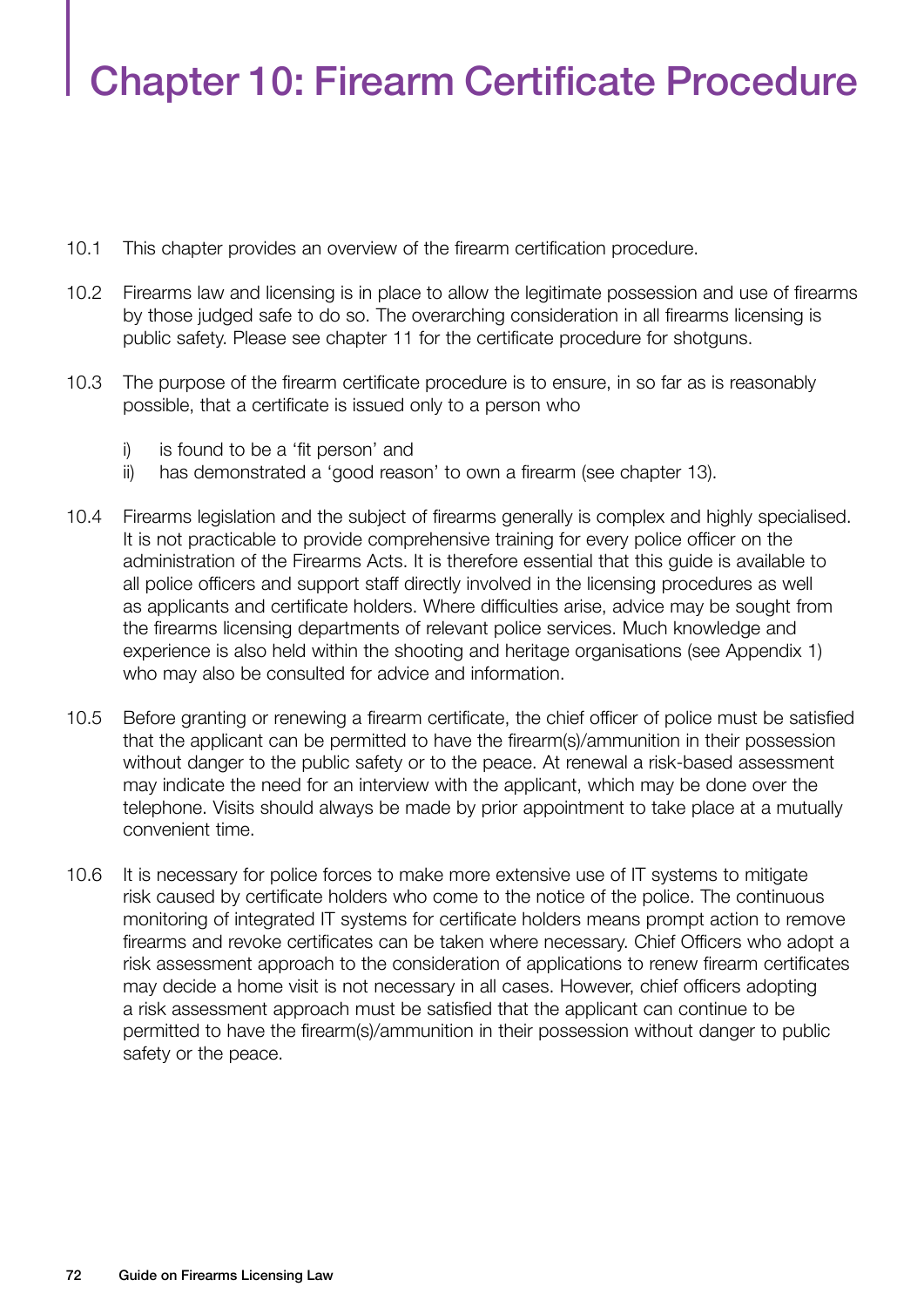# Chapter 10: Firearm Certificate Procedure

10.1 This chapter provides an overview of the firearm certification procedure.

10.2 Firearms law and licensing is in place to allow the legitimate possession and use of firearms by those judged safe to do so. The overarching consideration in all firearms licensing is public safety. Please see chapter 11 for the certificate procedure for shotguns.

10.3 The purpose of the firearm certificate procedure is to ensure, in so far as is reasonably possible, that a certificate is issued only to a person who

i) is found to be a 'fit person' and
ii) has demonstrated a 'good reason' to own a firearm (see chapter 13).

10.4 Firearms legislation and the subject of firearms generally is complex and highly specialised. It is not practicable to provide comprehensive training for every police officer on the administration of the Firearms Acts. It is therefore essential that this guide is available to all police officers and support staff directly involved in the licensing procedures as well as applicants and certificate holders. Where difficulties arise, advice may be sought from the firearms licensing departments of relevant police services. Much knowledge and experience is also held within the shooting and heritage organisations (see Appendix 1) who may also be consulted for advice and information.

10.5 Before granting or renewing a firearm certificate, the chief officer of police must be satisfied that the applicant can be permitted to have the firearm(s)/ammunition in their possession without danger to the public safety or to the peace. At renewal a risk-based assessment may indicate the need for an interview with the applicant, which may be done over the telephone. Visits should always be made by prior appointment to take place at a mutually convenient time.

10.6 It is necessary for police forces to make more extensive use of IT systems to mitigate risk caused by certificate holders who come to the notice of the police. The continuous monitoring of integrated IT systems for certificate holders means prompt action to remove firearms and revoke certificates can be taken where necessary. Chief Officers who adopt a risk assessment approach to the consideration of applications to renew firearm certificates may decide a home visit is not necessary in all cases. However, chief officers adopting a risk assessment approach must be satisfied that the applicant can continue to be permitted to have the firearm(s)/ammunition in their possession without danger to public safety or the peace.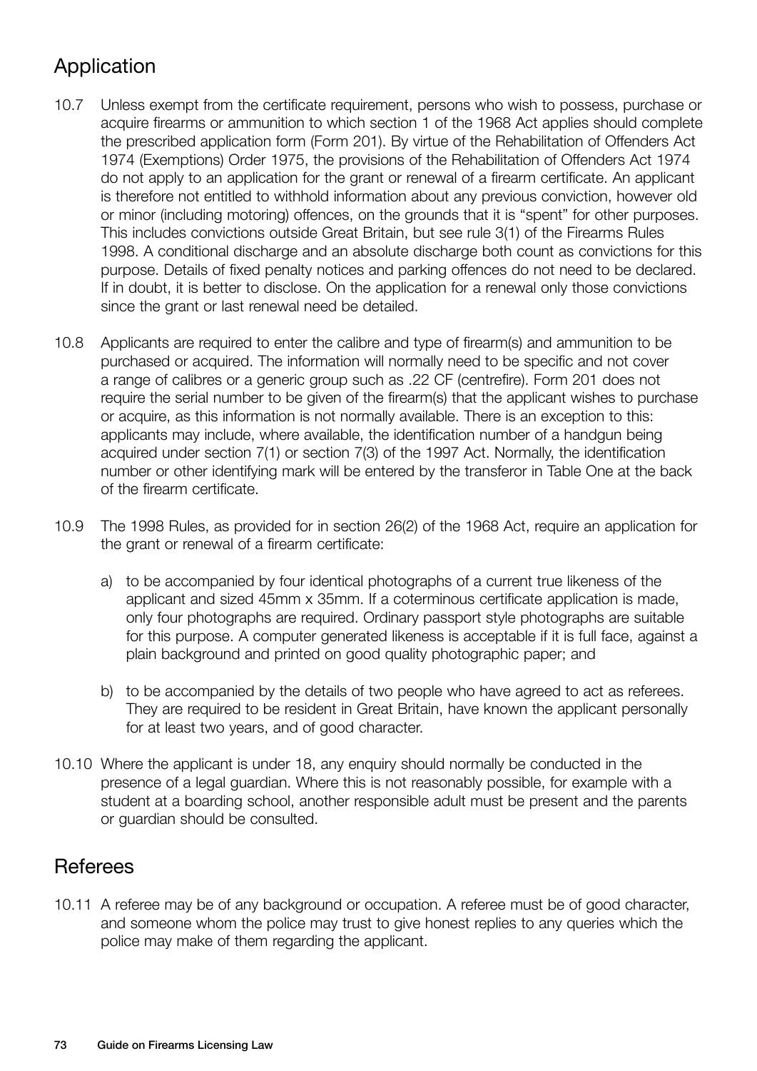## Application

10.7 Unless exempt from the certificate requirement, persons who wish to possess, purchase or acquire firearms or ammunition to which section 1 of the 1968 Act applies should complete the prescribed application form (Form 201). By virtue of the Rehabilitation of Offenders Act 1974 (Exemptions) Order 1975, the provisions of the Rehabilitation of Offenders Act 1974 do not apply to an application for the grant or renewal of a firearm certificate. An applicant is therefore not entitled to withhold information about any previous conviction, however old or minor (including motoring) offences, on the grounds that it is "spent" for other purposes. This includes convictions outside Great Britain, but see rule 3(1) of the Firearms Rules 1998. A conditional discharge and an absolute discharge both count as convictions for this purpose. Details of fixed penalty notices and parking offences do not need to be declared. If in doubt, it is better to disclose. On the application for a renewal only those convictions since the grant or last renewal need be detailed.

10.8 Applicants are required to enter the calibre and type of firearm(s) and ammunition to be purchased or acquired. The information will normally need to be specific and not cover a range of calibres or a generic group such as .22 CF (centrefire). Form 201 does not require the serial number to be given of the firearm(s) that the applicant wishes to purchase or acquire, as this information is not normally available. There is an exception to this: applicants may include, where available, the identification number of a handgun being acquired under section 7(1) or section 7(3) of the 1997 Act. Normally, the identification number or other identifying mark will be entered by the transferor in Table One at the back of the firearm certificate.

10.9 The 1998 Rules, as provided for in section 26(2) of the 1968 Act, require an application for the grant or renewal of a firearm certificate:

a) to be accompanied by four identical photographs of a current true likeness of the applicant and sized 45mm x 35mm. If a coterminous certificate application is made, only four photographs are required. Ordinary passport style photographs are suitable for this purpose. A computer generated likeness is acceptable if it is full face, against a plain background and printed on good quality photographic paper; and

b) to be accompanied by the details of two people who have agreed to act as referees. They are required to be resident in Great Britain, have known the applicant personally for at least two years, and of good character.

10.10 Where the applicant is under 18, any enquiry should normally be conducted in the presence of a legal guardian. Where this is not reasonably possible, for example with a student at a boarding school, another responsible adult must be present and the parents or guardian should be consulted.

## Referees

10.11 A referee may be of any background or occupation. A referee must be of good character, and someone whom the police may trust to give honest replies to any queries which the police may make of them regarding the applicant.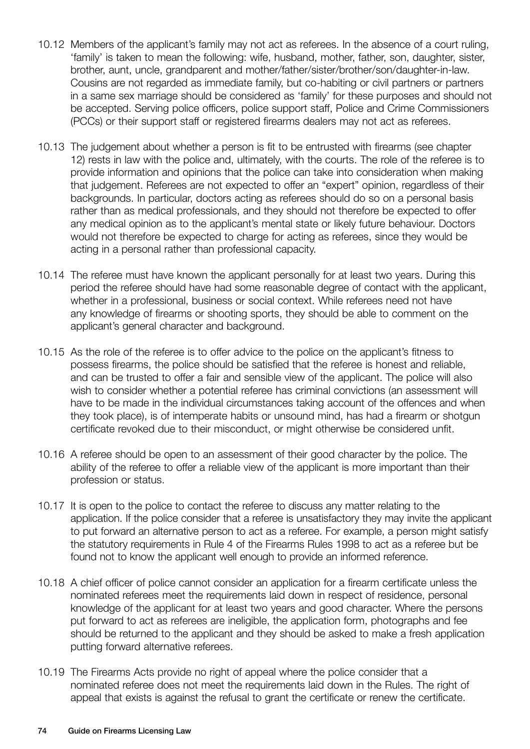10.12 Members of the applicant's family may not act as referees. In the absence of a court ruling, 'family' is taken to mean the following: wife, husband, mother, father, son, daughter, sister, brother, aunt, uncle, grandparent and mother/father/sister/brother/son/daughter-in-law. Cousins are not regarded as immediate family, but co-habiting or civil partners or partners in a same sex marriage should be considered as 'family' for these purposes and should not be accepted. Serving police officers, police support staff, Police and Crime Commissioners (PCCs) or their support staff or registered firearms dealers may not act as referees.

10.13 The judgement about whether a person is fit to be entrusted with firearms (see chapter 12) rests in law with the police and, ultimately, with the courts. The role of the referee is to provide information and opinions that the police can take into consideration when making that judgement. Referees are not expected to offer an "expert" opinion, regardless of their backgrounds. In particular, doctors acting as referees should do so on a personal basis rather than as medical professionals, and they should not therefore be expected to offer any medical opinion as to the applicant's mental state or likely future behaviour. Doctors would not therefore be expected to charge for acting as referees, since they would be acting in a personal rather than professional capacity.

10.14 The referee must have known the applicant personally for at least two years. During this period the referee should have had some reasonable degree of contact with the applicant, whether in a professional, business or social context. While referees need not have any knowledge of firearms or shooting sports, they should be able to comment on the applicant's general character and background.

10.15 As the role of the referee is to offer advice to the police on the applicant's fitness to possess firearms, the police should be satisfied that the referee is honest and reliable, and can be trusted to offer a fair and sensible view of the applicant. The police will also wish to consider whether a potential referee has criminal convictions (an assessment will have to be made in the individual circumstances taking account of the offences and when they took place), is of intemperate habits or unsound mind, has had a firearm or shotgun certificate revoked due to their misconduct, or might otherwise be considered unfit.

10.16 A referee should be open to an assessment of their good character by the police. The ability of the referee to offer a reliable view of the applicant is more important than their profession or status.

10.17 It is open to the police to contact the referee to discuss any matter relating to the application. If the police consider that a referee is unsatisfactory they may invite the applicant to put forward an alternative person to act as a referee. For example, a person might satisfy the statutory requirements in Rule 4 of the Firearms Rules 1998 to act as a referee but be found not to know the applicant well enough to provide an informed reference.

10.18 A chief officer of police cannot consider an application for a firearm certificate unless the nominated referees meet the requirements laid down in respect of residence, personal knowledge of the applicant for at least two years and good character. Where the persons put forward to act as referees are ineligible, the application form, photographs and fee should be returned to the applicant and they should be asked to make a fresh application putting forward alternative referees.

10.19 The Firearms Acts provide no right of appeal where the police consider that a nominated referee does not meet the requirements laid down in the Rules. The right of appeal that exists is against the refusal to grant the certificate or renew the certificate.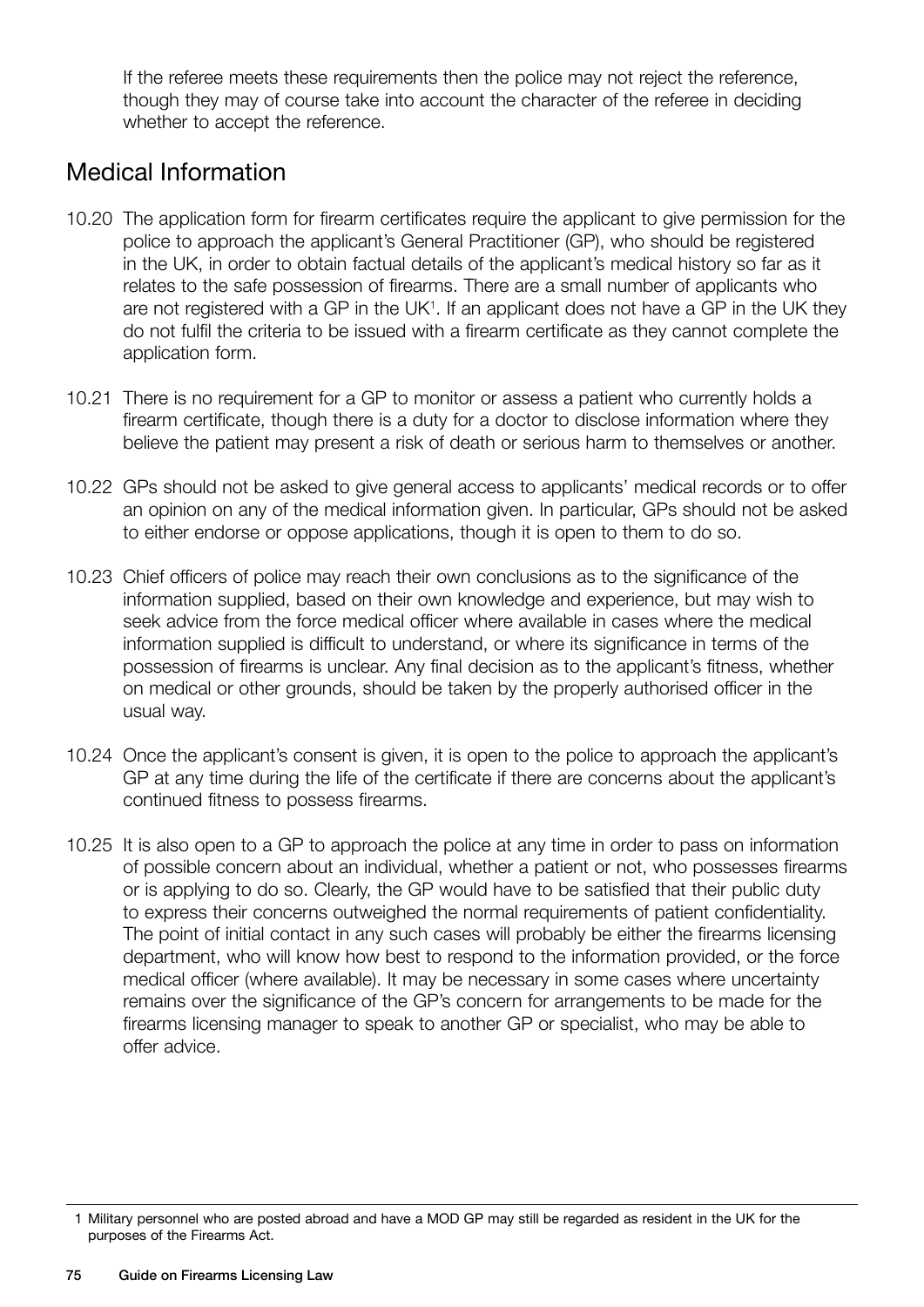If the referee meets these requirements then the police may not reject the reference, though they may of course take into account the character of the referee in deciding whether to accept the reference.

## Medical Information

10.20 The application form for firearm certificates require the applicant to give permission for the police to approach the applicant's General Practitioner (GP), who should be registered in the UK, in order to obtain factual details of the applicant's medical history so far as it relates to the safe possession of firearms. There are a small number of applicants who are not registered with a GP in the UK[1]. If an applicant does not have a GP in the UK they do not fulfil the criteria to be issued with a firearm certificate as they cannot complete the application form.

10.21 There is no requirement for a GP to monitor or assess a patient who currently holds a firearm certificate, though there is a duty for a doctor to disclose information where they believe the patient may present a risk of death or serious harm to themselves or another.

10.22 GPs should not be asked to give general access to applicants' medical records or to offer an opinion on any of the medical information given. In particular, GPs should not be asked to either endorse or oppose applications, though it is open to them to do so.

10.23 Chief officers of police may reach their own conclusions as to the significance of the information supplied, based on their own knowledge and experience, but may wish to seek advice from the force medical officer where available in cases where the medical information supplied is difficult to understand, or where its significance in terms of the possession of firearms is unclear. Any final decision as to the applicant's fitness, whether on medical or other grounds, should be taken by the properly authorised officer in the usual way.

10.24 Once the applicant's consent is given, it is open to the police to approach the applicant's GP at any time during the life of the certificate if there are concerns about the applicant's continued fitness to possess firearms.

10.25 It is also open to a GP to approach the police at any time in order to pass on information of possible concern about an individual, whether a patient or not, who possesses firearms or is applying to do so. Clearly, the GP would have to be satisfied that their public duty to express their concerns outweighed the normal requirements of patient confidentiality. The point of initial contact in any such cases will probably be either the firearms licensing department, who will know how best to respond to the information provided, or the force medical officer (where available). It may be necessary in some cases where uncertainty remains over the significance of the GP's concern for arrangements to be made for the firearms licensing manager to speak to another GP or specialist, who may be able to offer advice.

---

1 Military personnel who are posted abroad and have a MOD GP may still be regarded as resident in the UK for the purposes of the Firearms Act.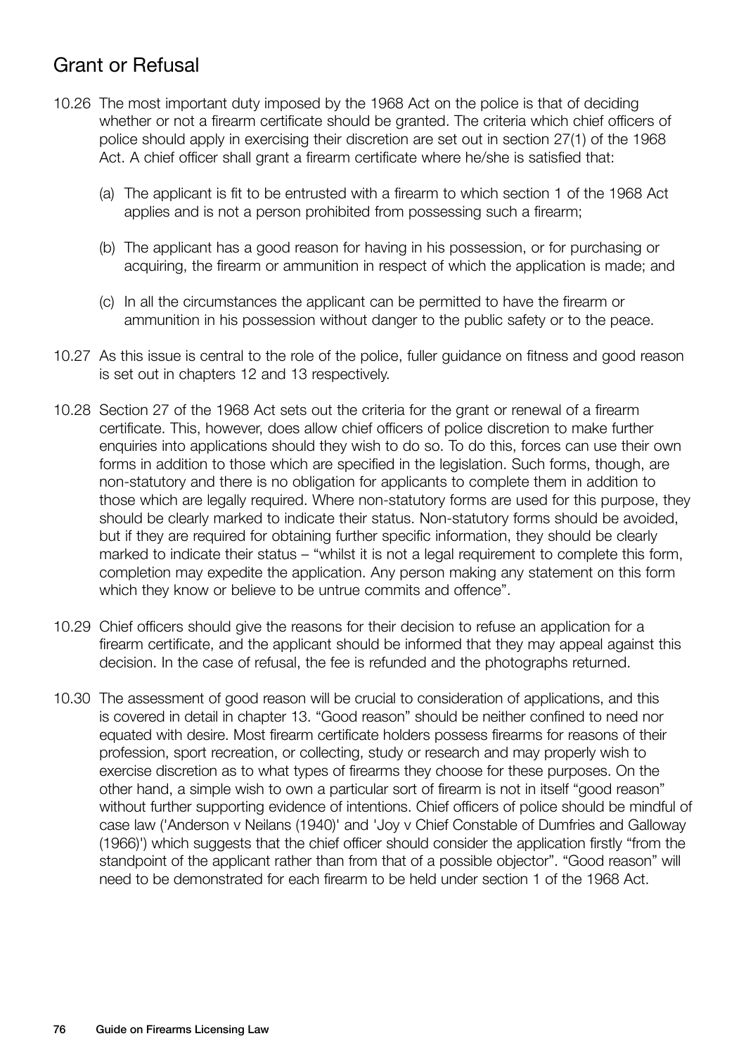## Grant or Refusal

10.26 The most important duty imposed by the 1968 Act on the police is that of deciding whether or not a firearm certificate should be granted. The criteria which chief officers of police should apply in exercising their discretion are set out in section 27(1) of the 1968 Act. A chief officer shall grant a firearm certificate where he/she is satisfied that:

(a) The applicant is fit to be entrusted with a firearm to which section 1 of the 1968 Act applies and is not a person prohibited from possessing such a firearm;

(b) The applicant has a good reason for having in his possession, or for purchasing or acquiring, the firearm or ammunition in respect of which the application is made; and

(c) In all the circumstances the applicant can be permitted to have the firearm or ammunition in his possession without danger to the public safety or to the peace.

10.27 As this issue is central to the role of the police, fuller guidance on fitness and good reason is set out in chapters 12 and 13 respectively.

10.28 Section 27 of the 1968 Act sets out the criteria for the grant or renewal of a firearm certificate. This, however, does allow chief officers of police discretion to make further enquiries into applications should they wish to do so. To do this, forces can use their own forms in addition to those which are specified in the legislation. Such forms, though, are non-statutory and there is no obligation for applicants to complete them in addition to those which are legally required. Where non-statutory forms are used for this purpose, they should be clearly marked to indicate their status. Non-statutory forms should be avoided, but if they are required for obtaining further specific information, they should be clearly marked to indicate their status – "whilst it is not a legal requirement to complete this form, completion may expedite the application. Any person making any statement on this form which they know or believe to be untrue commits and offence".

10.29 Chief officers should give the reasons for their decision to refuse an application for a firearm certificate, and the applicant should be informed that they may appeal against this decision. In the case of refusal, the fee is refunded and the photographs returned.

10.30 The assessment of good reason will be crucial to consideration of applications, and this is covered in detail in chapter 13. "Good reason" should be neither confined to need nor equated with desire. Most firearm certificate holders possess firearms for reasons of their profession, sport recreation, or collecting, study or research and may properly wish to exercise discretion as to what types of firearms they choose for these purposes. On the other hand, a simple wish to own a particular sort of firearm is not in itself "good reason" without further supporting evidence of intentions. Chief officers of police should be mindful of case law ('Anderson v Neilans (1940)' and 'Joy v Chief Constable of Dumfries and Galloway (1966)') which suggests that the chief officer should consider the application firstly "from the standpoint of the applicant rather than from that of a possible objector". "Good reason" will need to be demonstrated for each firearm to be held under section 1 of the 1968 Act.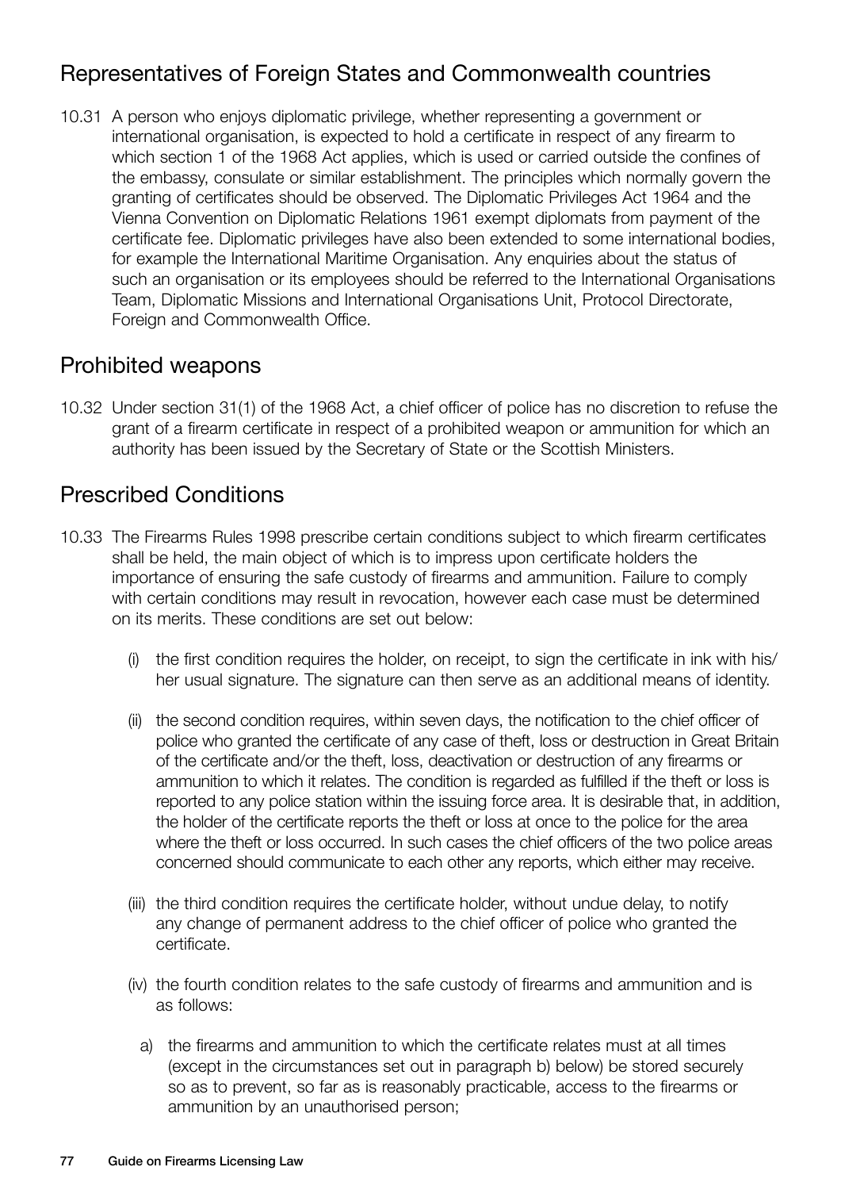## Representatives of Foreign States and Commonwealth countries

10.31 A person who enjoys diplomatic privilege, whether representing a government or international organisation, is expected to hold a certificate in respect of any firearm to which section 1 of the 1968 Act applies, which is used or carried outside the confines of the embassy, consulate or similar establishment. The principles which normally govern the granting of certificates should be observed. The Diplomatic Privileges Act 1964 and the Vienna Convention on Diplomatic Relations 1961 exempt diplomats from payment of the certificate fee. Diplomatic privileges have also been extended to some international bodies, for example the International Maritime Organisation. Any enquiries about the status of such an organisation or its employees should be referred to the International Organisations Team, Diplomatic Missions and International Organisations Unit, Protocol Directorate, Foreign and Commonwealth Office.

## Prohibited weapons

10.32 Under section 31(1) of the 1968 Act, a chief officer of police has no discretion to refuse the grant of a firearm certificate in respect of a prohibited weapon or ammunition for which an authority has been issued by the Secretary of State or the Scottish Ministers.

## Prescribed Conditions

10.33 The Firearms Rules 1998 prescribe certain conditions subject to which firearm certificates shall be held, the main object of which is to impress upon certificate holders the importance of ensuring the safe custody of firearms and ammunition. Failure to comply with certain conditions may result in revocation, however each case must be determined on its merits. These conditions are set out below:

(i) the first condition requires the holder, on receipt, to sign the certificate in ink with his/her usual signature. The signature can then serve as an additional means of identity.

(ii) the second condition requires, within seven days, the notification to the chief officer of police who granted the certificate of any case of theft, loss or destruction in Great Britain of the certificate and/or the theft, loss, deactivation or destruction of any firearms or ammunition to which it relates. The condition is regarded as fulfilled if the theft or loss is reported to any police station within the issuing force area. It is desirable that, in addition, the holder of the certificate reports the theft or loss at once to the police for the area where the theft or loss occurred. In such cases the chief officers of the two police areas concerned should communicate to each other any reports, which either may receive.

(iii) the third condition requires the certificate holder, without undue delay, to notify any change of permanent address to the chief officer of police who granted the certificate.

(iv) the fourth condition relates to the safe custody of firearms and ammunition and is as follows:

a) the firearms and ammunition to which the certificate relates must at all times (except in the circumstances set out in paragraph b) below) be stored securely so as to prevent, so far as is reasonably practicable, access to the firearms or ammunition by an unauthorised person;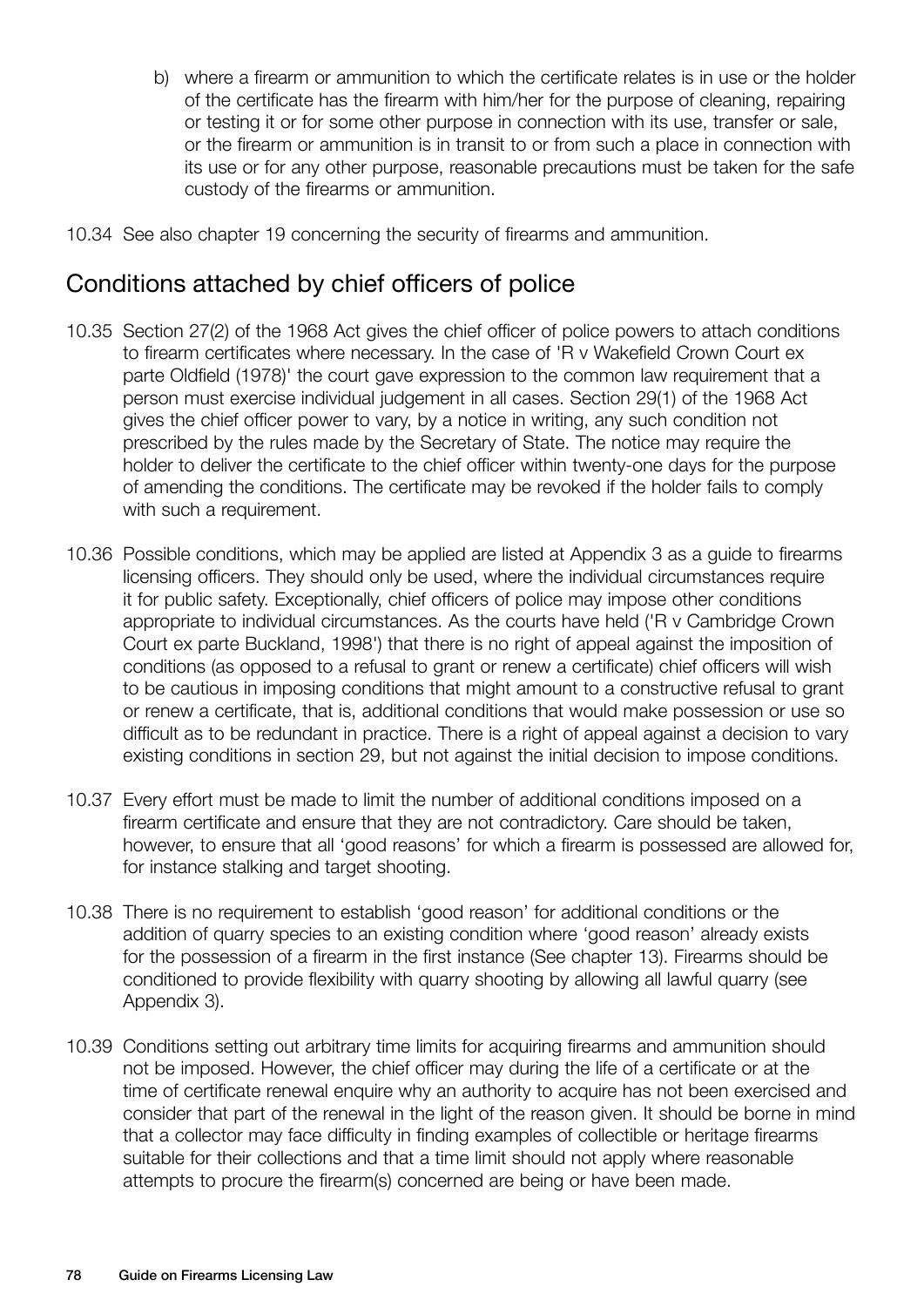b) where a firearm or ammunition to which the certificate relates is in use or the holder of the certificate has the firearm with him/her for the purpose of cleaning, repairing or testing it or for some other purpose in connection with its use, transfer or sale, or the firearm or ammunition is in transit to or from such a place in connection with its use or for any other purpose, reasonable precautions must be taken for the safe custody of the firearms or ammunition.

10.34 See also chapter 19 concerning the security of firearms and ammunition.

## Conditions attached by chief officers of police

10.35 Section 27(2) of the 1968 Act gives the chief officer of police powers to attach conditions to firearm certificates where necessary. In the case of 'R v Wakefield Crown Court ex parte Oldfield (1978)' the court gave expression to the common law requirement that a person must exercise individual judgement in all cases. Section 29(1) of the 1968 Act gives the chief officer power to vary, by a notice in writing, any such condition not prescribed by the rules made by the Secretary of State. The notice may require the holder to deliver the certificate to the chief officer within twenty-one days for the purpose of amending the conditions. The certificate may be revoked if the holder fails to comply with such a requirement.

10.36 Possible conditions, which may be applied are listed at Appendix 3 as a guide to firearms licensing officers. They should only be used, where the individual circumstances require it for public safety. Exceptionally, chief officers of police may impose other conditions appropriate to individual circumstances. As the courts have held ('R v Cambridge Crown Court ex parte Buckland, 1998') that there is no right of appeal against the imposition of conditions (as opposed to a refusal to grant or renew a certificate) chief officers will wish to be cautious in imposing conditions that might amount to a constructive refusal to grant or renew a certificate, that is, additional conditions that would make possession or use so difficult as to be redundant in practice. There is a right of appeal against a decision to vary existing conditions in section 29, but not against the initial decision to impose conditions.

10.37 Every effort must be made to limit the number of additional conditions imposed on a firearm certificate and ensure that they are not contradictory. Care should be taken, however, to ensure that all 'good reasons' for which a firearm is possessed are allowed for, for instance stalking and target shooting.

10.38 There is no requirement to establish 'good reason' for additional conditions or the addition of quarry species to an existing condition where 'good reason' already exists for the possession of a firearm in the first instance (See chapter 13). Firearms should be conditioned to provide flexibility with quarry shooting by allowing all lawful quarry (see Appendix 3).

10.39 Conditions setting out arbitrary time limits for acquiring firearms and ammunition should not be imposed. However, the chief officer may during the life of a certificate or at the time of certificate renewal enquire why an authority to acquire has not been exercised and consider that part of the renewal in the light of the reason given. It should be borne in mind that a collector may face difficulty in finding examples of collectible or heritage firearms suitable for their collections and that a time limit should not apply where reasonable attempts to procure the firearm(s) concerned are being or have been made.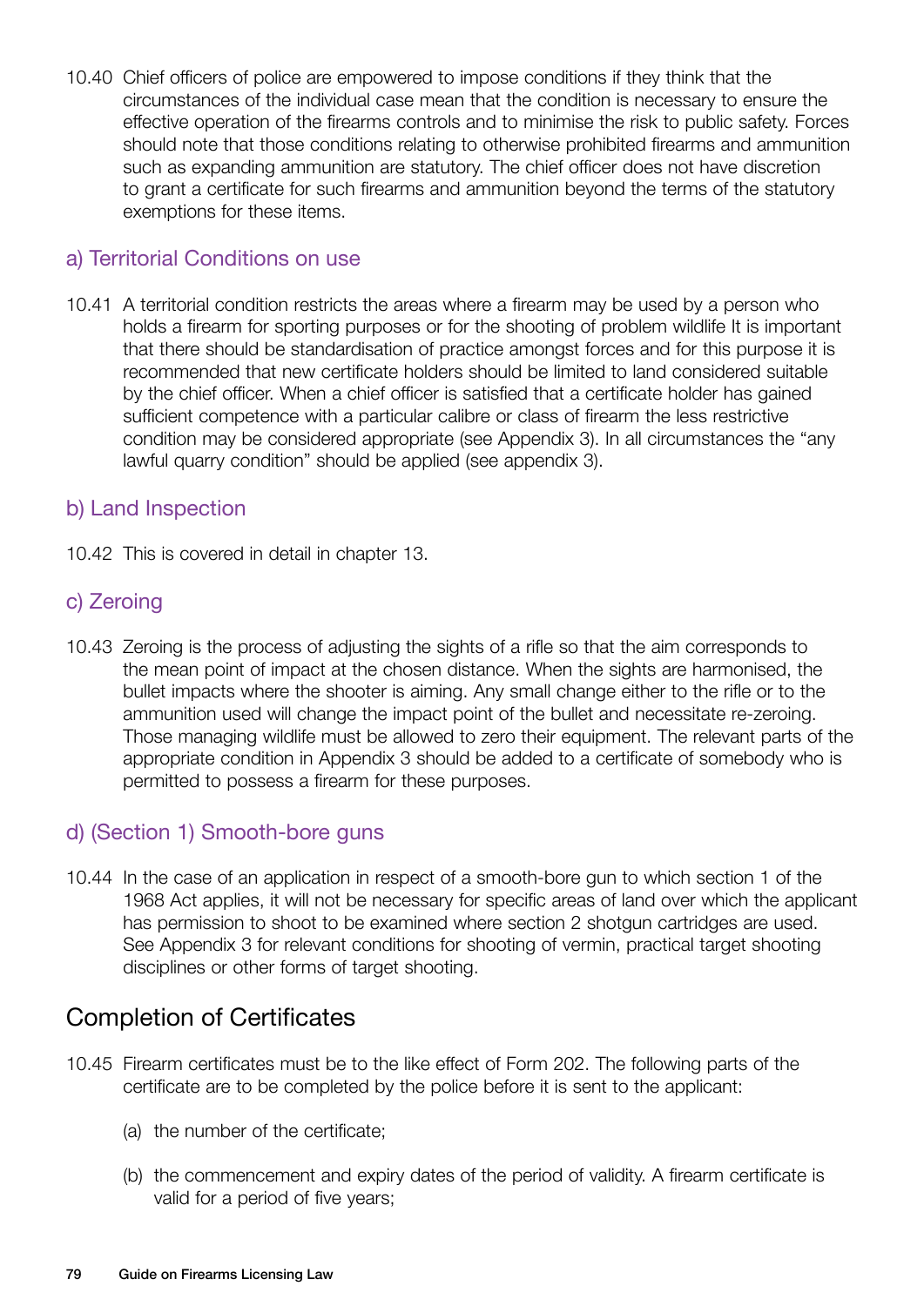10.40 Chief officers of police are empowered to impose conditions if they think that the circumstances of the individual case mean that the condition is necessary to ensure the effective operation of the firearms controls and to minimise the risk to public safety. Forces should note that those conditions relating to otherwise prohibited firearms and ammunition such as expanding ammunition are statutory. The chief officer does not have discretion to grant a certificate for such firearms and ammunition beyond the terms of the statutory exemptions for these items.

### a) Territorial Conditions on use

10.41 A territorial condition restricts the areas where a firearm may be used by a person who holds a firearm for sporting purposes or for the shooting of problem wildlife It is important that there should be standardisation of practice amongst forces and for this purpose it is recommended that new certificate holders should be limited to land considered suitable by the chief officer. When a chief officer is satisfied that a certificate holder has gained sufficient competence with a particular calibre or class of firearm the less restrictive condition may be considered appropriate (see Appendix 3). In all circumstances the "any lawful quarry condition" should be applied (see appendix 3).

### b) Land Inspection

10.42 This is covered in detail in chapter 13.

### c) Zeroing

10.43 Zeroing is the process of adjusting the sights of a rifle so that the aim corresponds to the mean point of impact at the chosen distance. When the sights are harmonised, the bullet impacts where the shooter is aiming. Any small change either to the rifle or to the ammunition used will change the impact point of the bullet and necessitate re-zeroing. Those managing wildlife must be allowed to zero their equipment. The relevant parts of the appropriate condition in Appendix 3 should be added to a certificate of somebody who is permitted to possess a firearm for these purposes.

### d) (Section 1) Smooth-bore guns

10.44 In the case of an application in respect of a smooth-bore gun to which section 1 of the 1968 Act applies, it will not be necessary for specific areas of land over which the applicant has permission to shoot to be examined where section 2 shotgun cartridges are used. See Appendix 3 for relevant conditions for shooting of vermin, practical target shooting disciplines or other forms of target shooting.

## Completion of Certificates

10.45 Firearm certificates must be to the like effect of Form 202. The following parts of the certificate are to be completed by the police before it is sent to the applicant:

(a) the number of the certificate;

(b) the commencement and expiry dates of the period of validity. A firearm certificate is valid for a period of five years;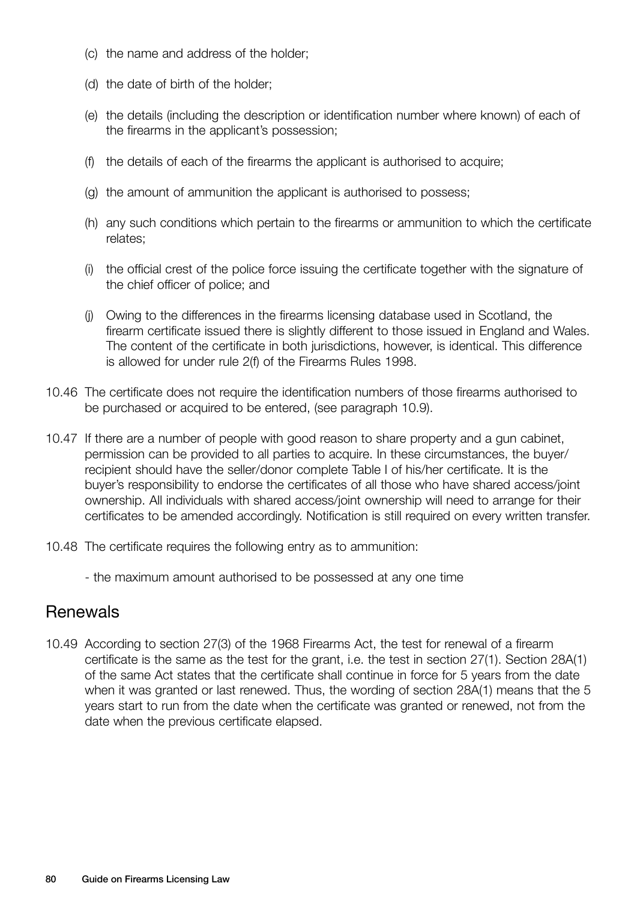(c) the name and address of the holder;

(d) the date of birth of the holder;

(e) the details (including the description or identification number where known) of each of the firearms in the applicant's possession;

(f) the details of each of the firearms the applicant is authorised to acquire;

(g) the amount of ammunition the applicant is authorised to possess;

(h) any such conditions which pertain to the firearms or ammunition to which the certificate relates;

(i) the official crest of the police force issuing the certificate together with the signature of the chief officer of police; and

(j) Owing to the differences in the firearms licensing database used in Scotland, the firearm certificate issued there is slightly different to those issued in England and Wales. The content of the certificate in both jurisdictions, however, is identical. This difference is allowed for under rule 2(f) of the Firearms Rules 1998.

10.46 The certificate does not require the identification numbers of those firearms authorised to be purchased or acquired to be entered, (see paragraph 10.9).

10.47 If there are a number of people with good reason to share property and a gun cabinet, permission can be provided to all parties to acquire. In these circumstances, the buyer/recipient should have the seller/donor complete Table I of his/her certificate. It is the buyer's responsibility to endorse the certificates of all those who have shared access/joint ownership. All individuals with shared access/joint ownership will need to arrange for their certificates to be amended accordingly. Notification is still required on every written transfer.

10.48 The certificate requires the following entry as to ammunition:

- the maximum amount authorised to be possessed at any one time

## Renewals

10.49 According to section 27(3) of the 1968 Firearms Act, the test for renewal of a firearm certificate is the same as the test for the grant, i.e. the test in section 27(1). Section 28A(1) of the same Act states that the certificate shall continue in force for 5 years from the date when it was granted or last renewed. Thus, the wording of section 28A(1) means that the 5 years start to run from the date when the certificate was granted or renewed, not from the date when the previous certificate elapsed.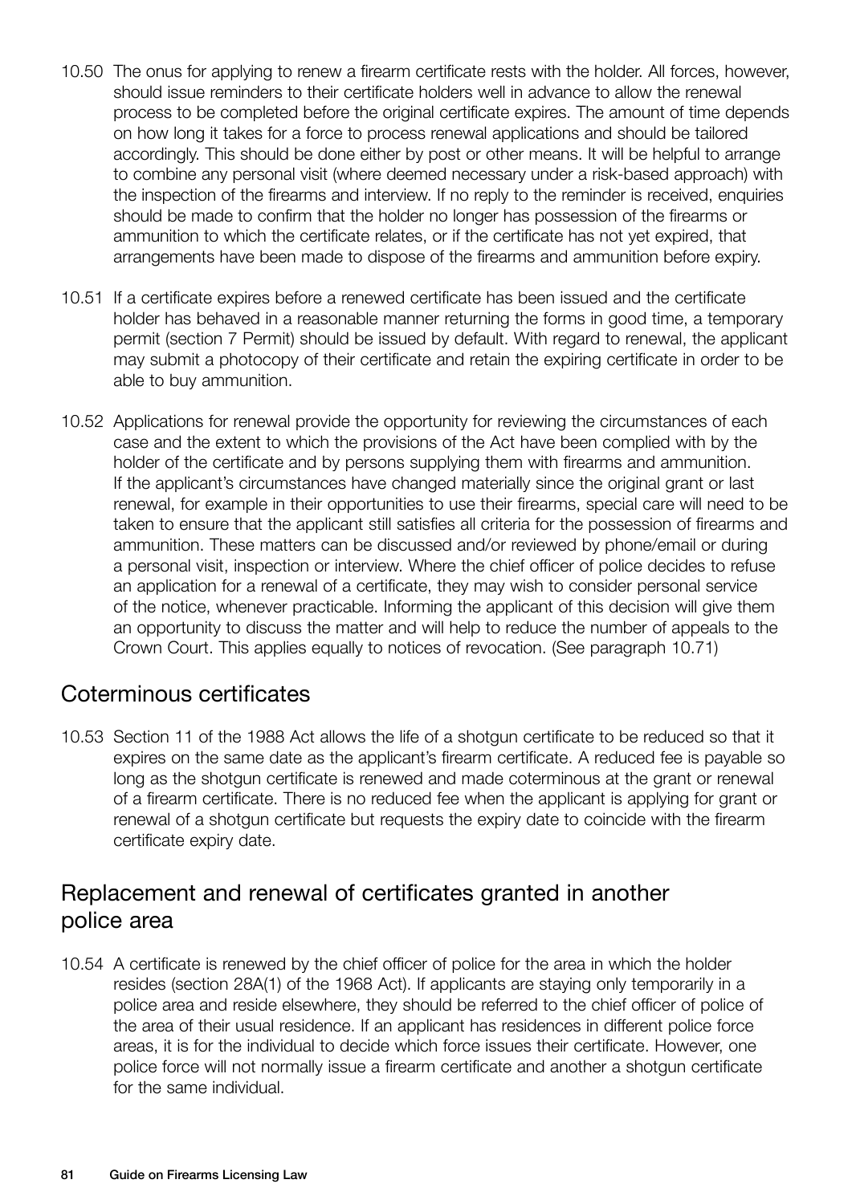10.50 The onus for applying to renew a firearm certificate rests with the holder. All forces, however, should issue reminders to their certificate holders well in advance to allow the renewal process to be completed before the original certificate expires. The amount of time depends on how long it takes for a force to process renewal applications and should be tailored accordingly. This should be done either by post or other means. It will be helpful to arrange to combine any personal visit (where deemed necessary under a risk-based approach) with the inspection of the firearms and interview. If no reply to the reminder is received, enquiries should be made to confirm that the holder no longer has possession of the firearms or ammunition to which the certificate relates, or if the certificate has not yet expired, that arrangements have been made to dispose of the firearms and ammunition before expiry.

10.51 If a certificate expires before a renewed certificate has been issued and the certificate holder has behaved in a reasonable manner returning the forms in good time, a temporary permit (section 7 Permit) should be issued by default. With regard to renewal, the applicant may submit a photocopy of their certificate and retain the expiring certificate in order to be able to buy ammunition.

10.52 Applications for renewal provide the opportunity for reviewing the circumstances of each case and the extent to which the provisions of the Act have been complied with by the holder of the certificate and by persons supplying them with firearms and ammunition. If the applicant's circumstances have changed materially since the original grant or last renewal, for example in their opportunities to use their firearms, special care will need to be taken to ensure that the applicant still satisfies all criteria for the possession of firearms and ammunition. These matters can be discussed and/or reviewed by phone/email or during a personal visit, inspection or interview. Where the chief officer of police decides to refuse an application for a renewal of a certificate, they may wish to consider personal service of the notice, whenever practicable. Informing the applicant of this decision will give them an opportunity to discuss the matter and will help to reduce the number of appeals to the Crown Court. This applies equally to notices of revocation. (See paragraph 10.71)

## Coterminous certificates

10.53 Section 11 of the 1988 Act allows the life of a shotgun certificate to be reduced so that it expires on the same date as the applicant's firearm certificate. A reduced fee is payable so long as the shotgun certificate is renewed and made coterminous at the grant or renewal of a firearm certificate. There is no reduced fee when the applicant is applying for grant or renewal of a shotgun certificate but requests the expiry date to coincide with the firearm certificate expiry date.

## Replacement and renewal of certificates granted in another police area

10.54 A certificate is renewed by the chief officer of police for the area in which the holder resides (section 28A(1) of the 1968 Act). If applicants are staying only temporarily in a police area and reside elsewhere, they should be referred to the chief officer of police of the area of their usual residence. If an applicant has residences in different police force areas, it is for the individual to decide which force issues their certificate. However, one police force will not normally issue a firearm certificate and another a shotgun certificate for the same individual.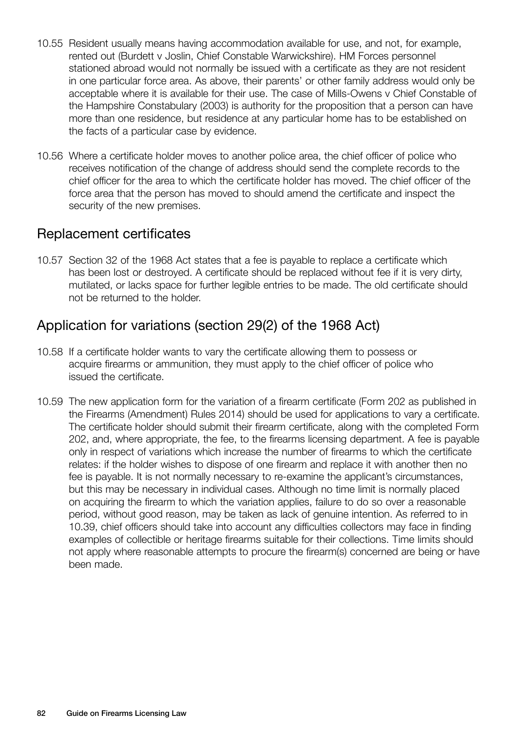10.55 Resident usually means having accommodation available for use, and not, for example, rented out (Burdett v Joslin, Chief Constable Warwickshire). HM Forces personnel stationed abroad would not normally be issued with a certificate as they are not resident in one particular force area. As above, their parents' or other family address would only be acceptable where it is available for their use. The case of Mills-Owens v Chief Constable of the Hampshire Constabulary (2003) is authority for the proposition that a person can have more than one residence, but residence at any particular home has to be established on the facts of a particular case by evidence.

10.56 Where a certificate holder moves to another police area, the chief officer of police who receives notification of the change of address should send the complete records to the chief officer for the area to which the certificate holder has moved. The chief officer of the force area that the person has moved to should amend the certificate and inspect the security of the new premises.

## Replacement certificates

10.57 Section 32 of the 1968 Act states that a fee is payable to replace a certificate which has been lost or destroyed. A certificate should be replaced without fee if it is very dirty, mutilated, or lacks space for further legible entries to be made. The old certificate should not be returned to the holder.

## Application for variations (section 29(2) of the 1968 Act)

10.58 If a certificate holder wants to vary the certificate allowing them to possess or acquire firearms or ammunition, they must apply to the chief officer of police who issued the certificate.

10.59 The new application form for the variation of a firearm certificate (Form 202 as published in the Firearms (Amendment) Rules 2014) should be used for applications to vary a certificate. The certificate holder should submit their firearm certificate, along with the completed Form 202, and, where appropriate, the fee, to the firearms licensing department. A fee is payable only in respect of variations which increase the number of firearms to which the certificate relates: if the holder wishes to dispose of one firearm and replace it with another then no fee is payable. It is not normally necessary to re-examine the applicant's circumstances, but this may be necessary in individual cases. Although no time limit is normally placed on acquiring the firearm to which the variation applies, failure to do so over a reasonable period, without good reason, may be taken as lack of genuine intention. As referred to in 10.39, chief officers should take into account any difficulties collectors may face in finding examples of collectible or heritage firearms suitable for their collections. Time limits should not apply where reasonable attempts to procure the firearm(s) concerned are being or have been made.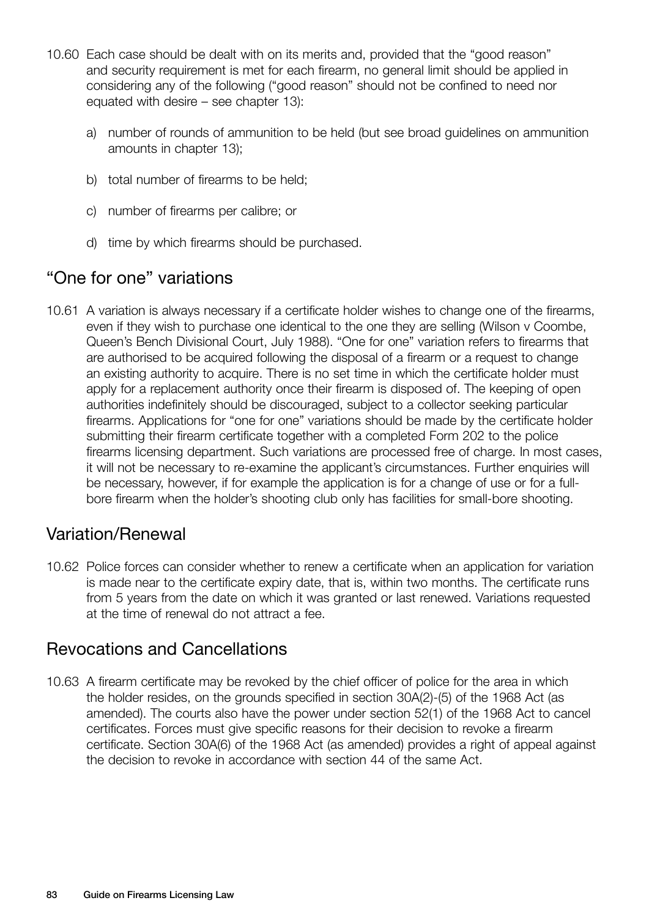10.60 Each case should be dealt with on its merits and, provided that the "good reason" and security requirement is met for each firearm, no general limit should be applied in considering any of the following ("good reason" should not be confined to need nor equated with desire – see chapter 13):

a) number of rounds of ammunition to be held (but see broad guidelines on ammunition amounts in chapter 13);

b) total number of firearms to be held;

c) number of firearms per calibre; or

d) time by which firearms should be purchased.

## "One for one" variations

10.61 A variation is always necessary if a certificate holder wishes to change one of the firearms, even if they wish to purchase one identical to the one they are selling (Wilson v Coombe, Queen's Bench Divisional Court, July 1988). "One for one" variation refers to firearms that are authorised to be acquired following the disposal of a firearm or a request to change an existing authority to acquire. There is no set time in which the certificate holder must apply for a replacement authority once their firearm is disposed of. The keeping of open authorities indefinitely should be discouraged, subject to a collector seeking particular firearms. Applications for "one for one" variations should be made by the certificate holder submitting their firearm certificate together with a completed Form 202 to the police firearms licensing department. Such variations are processed free of charge. In most cases, it will not be necessary to re-examine the applicant's circumstances. Further enquiries will be necessary, however, if for example the application is for a change of use or for a full-bore firearm when the holder's shooting club only has facilities for small-bore shooting.

## Variation/Renewal

10.62 Police forces can consider whether to renew a certificate when an application for variation is made near to the certificate expiry date, that is, within two months. The certificate runs from 5 years from the date on which it was granted or last renewed. Variations requested at the time of renewal do not attract a fee.

## Revocations and Cancellations

10.63 A firearm certificate may be revoked by the chief officer of police for the area in which the holder resides, on the grounds specified in section 30A(2)-(5) of the 1968 Act (as amended). The courts also have the power under section 52(1) of the 1968 Act to cancel certificates. Forces must give specific reasons for their decision to revoke a firearm certificate. Section 30A(6) of the 1968 Act (as amended) provides a right of appeal against the decision to revoke in accordance with section 44 of the same Act.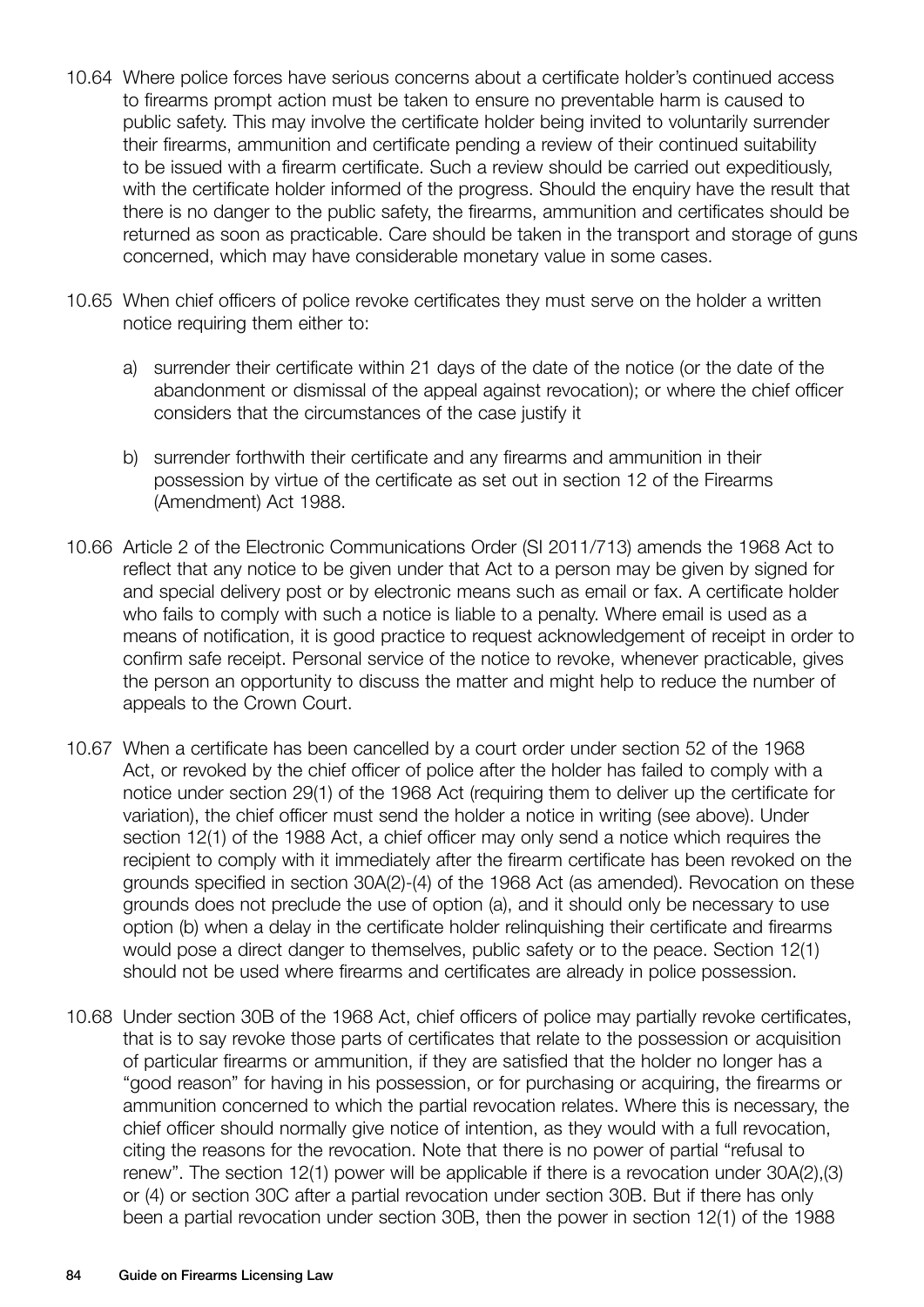10.64 Where police forces have serious concerns about a certificate holder's continued access to firearms prompt action must be taken to ensure no preventable harm is caused to public safety. This may involve the certificate holder being invited to voluntarily surrender their firearms, ammunition and certificate pending a review of their continued suitability to be issued with a firearm certificate. Such a review should be carried out expeditiously, with the certificate holder informed of the progress. Should the enquiry have the result that there is no danger to the public safety, the firearms, ammunition and certificates should be returned as soon as practicable. Care should be taken in the transport and storage of guns concerned, which may have considerable monetary value in some cases.

10.65 When chief officers of police revoke certificates they must serve on the holder a written notice requiring them either to:

a) surrender their certificate within 21 days of the date of the notice (or the date of the abandonment or dismissal of the appeal against revocation); or where the chief officer considers that the circumstances of the case justify it

b) surrender forthwith their certificate and any firearms and ammunition in their possession by virtue of the certificate as set out in section 12 of the Firearms (Amendment) Act 1988.

10.66 Article 2 of the Electronic Communications Order (SI 2011/713) amends the 1968 Act to reflect that any notice to be given under that Act to a person may be given by signed for and special delivery post or by electronic means such as email or fax. A certificate holder who fails to comply with such a notice is liable to a penalty. Where email is used as a means of notification, it is good practice to request acknowledgement of receipt in order to confirm safe receipt. Personal service of the notice to revoke, whenever practicable, gives the person an opportunity to discuss the matter and might help to reduce the number of appeals to the Crown Court.

10.67 When a certificate has been cancelled by a court order under section 52 of the 1968 Act, or revoked by the chief officer of police after the holder has failed to comply with a notice under section 29(1) of the 1968 Act (requiring them to deliver up the certificate for variation), the chief officer must send the holder a notice in writing (see above). Under section 12(1) of the 1988 Act, a chief officer may only send a notice which requires the recipient to comply with it immediately after the firearm certificate has been revoked on the grounds specified in section 30A(2)-(4) of the 1968 Act (as amended). Revocation on these grounds does not preclude the use of option (a), and it should only be necessary to use option (b) when a delay in the certificate holder relinquishing their certificate and firearms would pose a direct danger to themselves, public safety or to the peace. Section 12(1) should not be used where firearms and certificates are already in police possession.

10.68 Under section 30B of the 1968 Act, chief officers of police may partially revoke certificates, that is to say revoke those parts of certificates that relate to the possession or acquisition of particular firearms or ammunition, if they are satisfied that the holder no longer has a "good reason" for having in his possession, or for purchasing or acquiring, the firearms or ammunition concerned to which the partial revocation relates. Where this is necessary, the chief officer should normally give notice of intention, as they would with a full revocation, citing the reasons for the revocation. Note that there is no power of partial "refusal to renew". The section 12(1) power will be applicable if there is a revocation under 30A(2),(3) or (4) or section 30C after a partial revocation under section 30B. But if there has only been a partial revocation under section 30B, then the power in section 12(1) of the 1988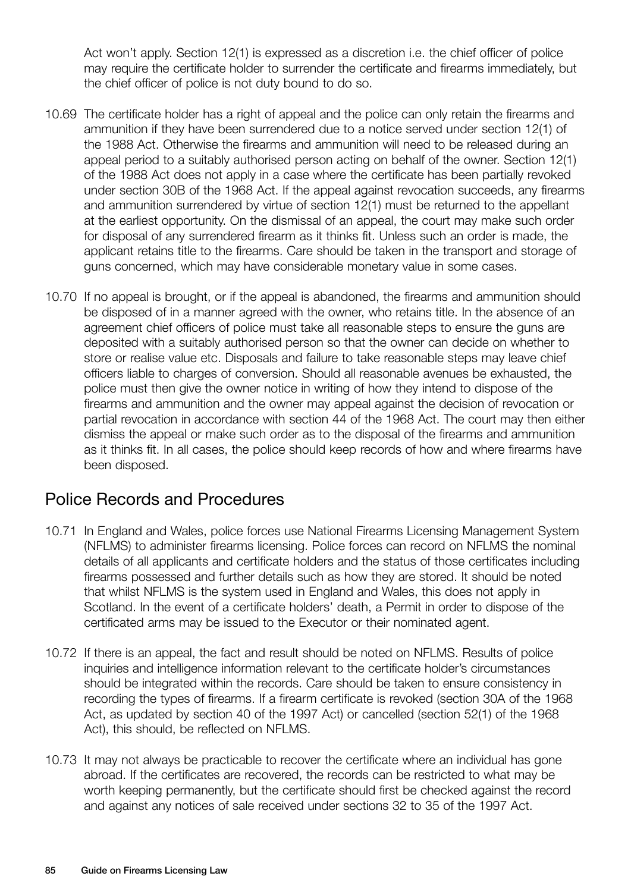Act won't apply. Section 12(1) is expressed as a discretion i.e. the chief officer of police may require the certificate holder to surrender the certificate and firearms immediately, but the chief officer of police is not duty bound to do so.

10.69 The certificate holder has a right of appeal and the police can only retain the firearms and ammunition if they have been surrendered due to a notice served under section 12(1) of the 1988 Act. Otherwise the firearms and ammunition will need to be released during an appeal period to a suitably authorised person acting on behalf of the owner. Section 12(1) of the 1988 Act does not apply in a case where the certificate has been partially revoked under section 30B of the 1968 Act. If the appeal against revocation succeeds, any firearms and ammunition surrendered by virtue of section 12(1) must be returned to the appellant at the earliest opportunity. On the dismissal of an appeal, the court may make such order for disposal of any surrendered firearm as it thinks fit. Unless such an order is made, the applicant retains title to the firearms. Care should be taken in the transport and storage of guns concerned, which may have considerable monetary value in some cases.

10.70 If no appeal is brought, or if the appeal is abandoned, the firearms and ammunition should be disposed of in a manner agreed with the owner, who retains title. In the absence of an agreement chief officers of police must take all reasonable steps to ensure the guns are deposited with a suitably authorised person so that the owner can decide on whether to store or realise value etc. Disposals and failure to take reasonable steps may leave chief officers liable to charges of conversion. Should all reasonable avenues be exhausted, the police must then give the owner notice in writing of how they intend to dispose of the firearms and ammunition and the owner may appeal against the decision of revocation or partial revocation in accordance with section 44 of the 1968 Act. The court may then either dismiss the appeal or make such order as to the disposal of the firearms and ammunition as it thinks fit. In all cases, the police should keep records of how and where firearms have been disposed.

## Police Records and Procedures

10.71 In England and Wales, police forces use National Firearms Licensing Management System (NFLMS) to administer firearms licensing. Police forces can record on NFLMS the nominal details of all applicants and certificate holders and the status of those certificates including firearms possessed and further details such as how they are stored. It should be noted that whilst NFLMS is the system used in England and Wales, this does not apply in Scotland. In the event of a certificate holders' death, a Permit in order to dispose of the certificated arms may be issued to the Executor or their nominated agent.

10.72 If there is an appeal, the fact and result should be noted on NFLMS. Results of police inquiries and intelligence information relevant to the certificate holder's circumstances should be integrated within the records. Care should be taken to ensure consistency in recording the types of firearms. If a firearm certificate is revoked (section 30A of the 1968 Act, as updated by section 40 of the 1997 Act) or cancelled (section 52(1) of the 1968 Act), this should, be reflected on NFLMS.

10.73 It may not always be practicable to recover the certificate where an individual has gone abroad. If the certificates are recovered, the records can be restricted to what may be worth keeping permanently, but the certificate should first be checked against the record and against any notices of sale received under sections 32 to 35 of the 1997 Act.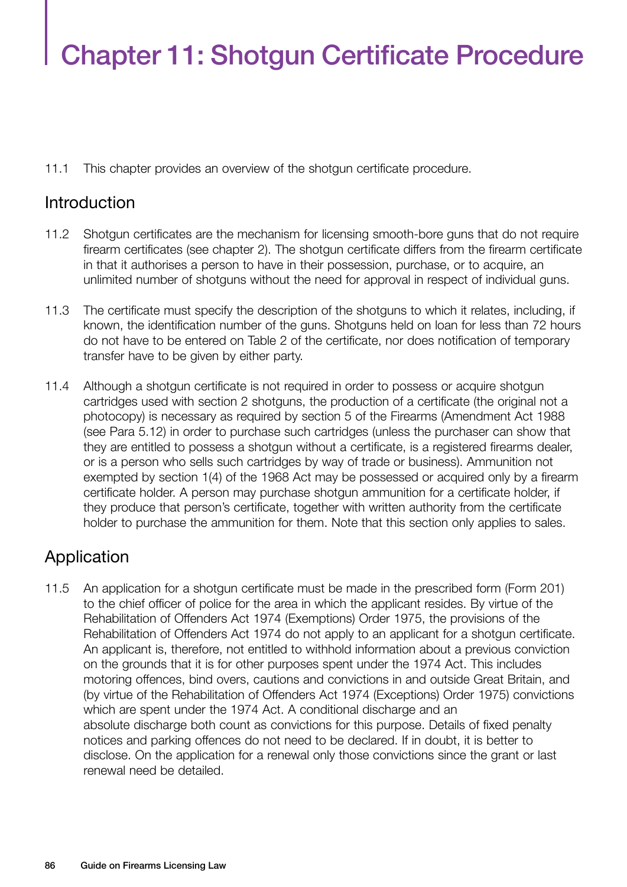# Chapter 11: Shotgun Certificate Procedure

11.1 This chapter provides an overview of the shotgun certificate procedure.

## Introduction

11.2 Shotgun certificates are the mechanism for licensing smooth-bore guns that do not require firearm certificates (see chapter 2). The shotgun certificate differs from the firearm certificate in that it authorises a person to have in their possession, purchase, or to acquire, an unlimited number of shotguns without the need for approval in respect of individual guns.

11.3 The certificate must specify the description of the shotguns to which it relates, including, if known, the identification number of the guns. Shotguns held on loan for less than 72 hours do not have to be entered on Table 2 of the certificate, nor does notification of temporary transfer have to be given by either party.

11.4 Although a shotgun certificate is not required in order to possess or acquire shotgun cartridges used with section 2 shotguns, the production of a certificate (the original not a photocopy) is necessary as required by section 5 of the Firearms (Amendment Act 1988 (see Para 5.12) in order to purchase such cartridges (unless the purchaser can show that they are entitled to possess a shotgun without a certificate, is a registered firearms dealer, or is a person who sells such cartridges by way of trade or business). Ammunition not exempted by section 1(4) of the 1968 Act may be possessed or acquired only by a firearm certificate holder. A person may purchase shotgun ammunition for a certificate holder, if they produce that person's certificate, together with written authority from the certificate holder to purchase the ammunition for them. Note that this section only applies to sales.

## Application

11.5 An application for a shotgun certificate must be made in the prescribed form (Form 201) to the chief officer of police for the area in which the applicant resides. By virtue of the Rehabilitation of Offenders Act 1974 (Exemptions) Order 1975, the provisions of the Rehabilitation of Offenders Act 1974 do not apply to an applicant for a shotgun certificate. An applicant is, therefore, not entitled to withhold information about a previous conviction on the grounds that it is for other purposes spent under the 1974 Act. This includes motoring offences, bind overs, cautions and convictions in and outside Great Britain, and (by virtue of the Rehabilitation of Offenders Act 1974 (Exceptions) Order 1975) convictions which are spent under the 1974 Act. A conditional discharge and an absolute discharge both count as convictions for this purpose. Details of fixed penalty notices and parking offences do not need to be declared. If in doubt, it is better to disclose. On the application for a renewal only those convictions since the grant or last renewal need be detailed.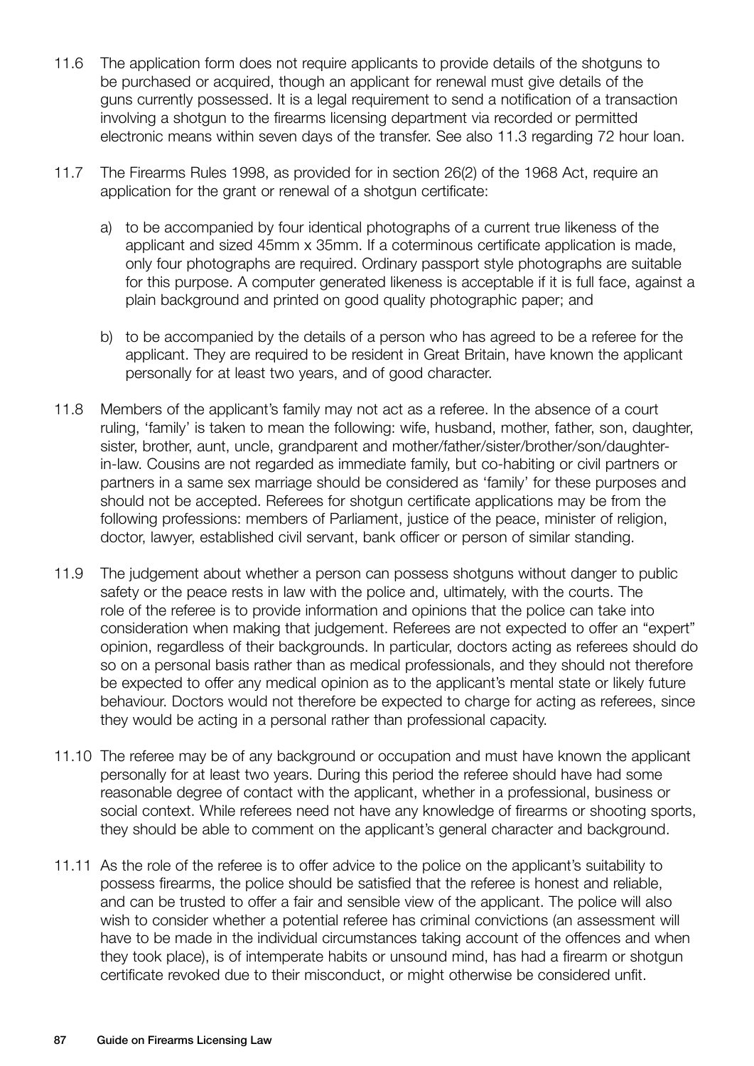11.6 The application form does not require applicants to provide details of the shotguns to be purchased or acquired, though an applicant for renewal must give details of the guns currently possessed. It is a legal requirement to send a notification of a transaction involving a shotgun to the firearms licensing department via recorded or permitted electronic means within seven days of the transfer. See also 11.3 regarding 72 hour loan.

11.7 The Firearms Rules 1998, as provided for in section 26(2) of the 1968 Act, require an application for the grant or renewal of a shotgun certificate:

a) to be accompanied by four identical photographs of a current true likeness of the applicant and sized 45mm x 35mm. If a coterminous certificate application is made, only four photographs are required. Ordinary passport style photographs are suitable for this purpose. A computer generated likeness is acceptable if it is full face, against a plain background and printed on good quality photographic paper; and

b) to be accompanied by the details of a person who has agreed to be a referee for the applicant. They are required to be resident in Great Britain, have known the applicant personally for at least two years, and of good character.

11.8 Members of the applicant's family may not act as a referee. In the absence of a court ruling, 'family' is taken to mean the following: wife, husband, mother, father, son, daughter, sister, brother, aunt, uncle, grandparent and mother/father/sister/brother/son/daughter-in-law. Cousins are not regarded as immediate family, but co-habiting or civil partners or partners in a same sex marriage should be considered as 'family' for these purposes and should not be accepted. Referees for shotgun certificate applications may be from the following professions: members of Parliament, justice of the peace, minister of religion, doctor, lawyer, established civil servant, bank officer or person of similar standing.

11.9 The judgement about whether a person can possess shotguns without danger to public safety or the peace rests in law with the police and, ultimately, with the courts. The role of the referee is to provide information and opinions that the police can take into consideration when making that judgement. Referees are not expected to offer an "expert" opinion, regardless of their backgrounds. In particular, doctors acting as referees should do so on a personal basis rather than as medical professionals, and they should not therefore be expected to offer any medical opinion as to the applicant's mental state or likely future behaviour. Doctors would not therefore be expected to charge for acting as referees, since they would be acting in a personal rather than professional capacity.

11.10 The referee may be of any background or occupation and must have known the applicant personally for at least two years. During this period the referee should have had some reasonable degree of contact with the applicant, whether in a professional, business or social context. While referees need not have any knowledge of firearms or shooting sports, they should be able to comment on the applicant's general character and background.

11.11 As the role of the referee is to offer advice to the police on the applicant's suitability to possess firearms, the police should be satisfied that the referee is honest and reliable, and can be trusted to offer a fair and sensible view of the applicant. The police will also wish to consider whether a potential referee has criminal convictions (an assessment will have to be made in the individual circumstances taking account of the offences and when they took place), is of intemperate habits or unsound mind, has had a firearm or shotgun certificate revoked due to their misconduct, or might otherwise be considered unfit.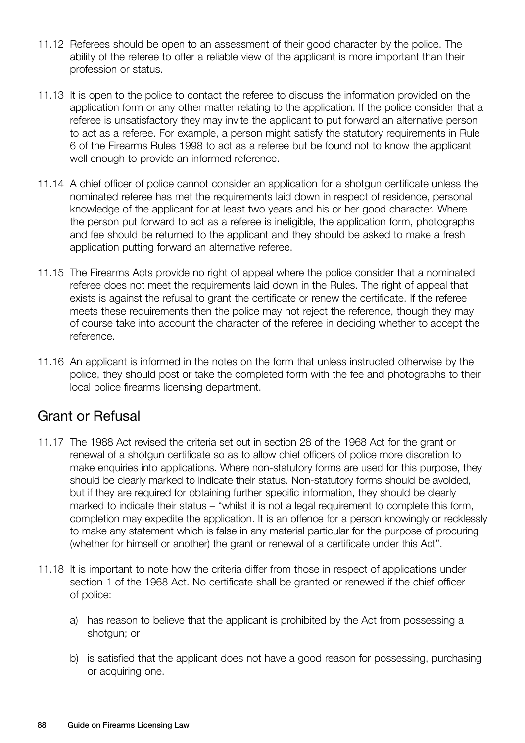11.12 Referees should be open to an assessment of their good character by the police. The ability of the referee to offer a reliable view of the applicant is more important than their profession or status.

11.13 It is open to the police to contact the referee to discuss the information provided on the application form or any other matter relating to the application. If the police consider that a referee is unsatisfactory they may invite the applicant to put forward an alternative person to act as a referee. For example, a person might satisfy the statutory requirements in Rule 6 of the Firearms Rules 1998 to act as a referee but be found not to know the applicant well enough to provide an informed reference.

11.14 A chief officer of police cannot consider an application for a shotgun certificate unless the nominated referee has met the requirements laid down in respect of residence, personal knowledge of the applicant for at least two years and his or her good character. Where the person put forward to act as a referee is ineligible, the application form, photographs and fee should be returned to the applicant and they should be asked to make a fresh application putting forward an alternative referee.

11.15 The Firearms Acts provide no right of appeal where the police consider that a nominated referee does not meet the requirements laid down in the Rules. The right of appeal that exists is against the refusal to grant the certificate or renew the certificate. If the referee meets these requirements then the police may not reject the reference, though they may of course take into account the character of the referee in deciding whether to accept the reference.

11.16 An applicant is informed in the notes on the form that unless instructed otherwise by the police, they should post or take the completed form with the fee and photographs to their local police firearms licensing department.

## Grant or Refusal

11.17 The 1988 Act revised the criteria set out in section 28 of the 1968 Act for the grant or renewal of a shotgun certificate so as to allow chief officers of police more discretion to make enquiries into applications. Where non-statutory forms are used for this purpose, they should be clearly marked to indicate their status. Non-statutory forms should be avoided, but if they are required for obtaining further specific information, they should be clearly marked to indicate their status – "whilst it is not a legal requirement to complete this form, completion may expedite the application. It is an offence for a person knowingly or recklessly to make any statement which is false in any material particular for the purpose of procuring (whether for himself or another) the grant or renewal of a certificate under this Act".

11.18 It is important to note how the criteria differ from those in respect of applications under section 1 of the 1968 Act. No certificate shall be granted or renewed if the chief officer of police:

a) has reason to believe that the applicant is prohibited by the Act from possessing a shotgun; or

b) is satisfied that the applicant does not have a good reason for possessing, purchasing or acquiring one.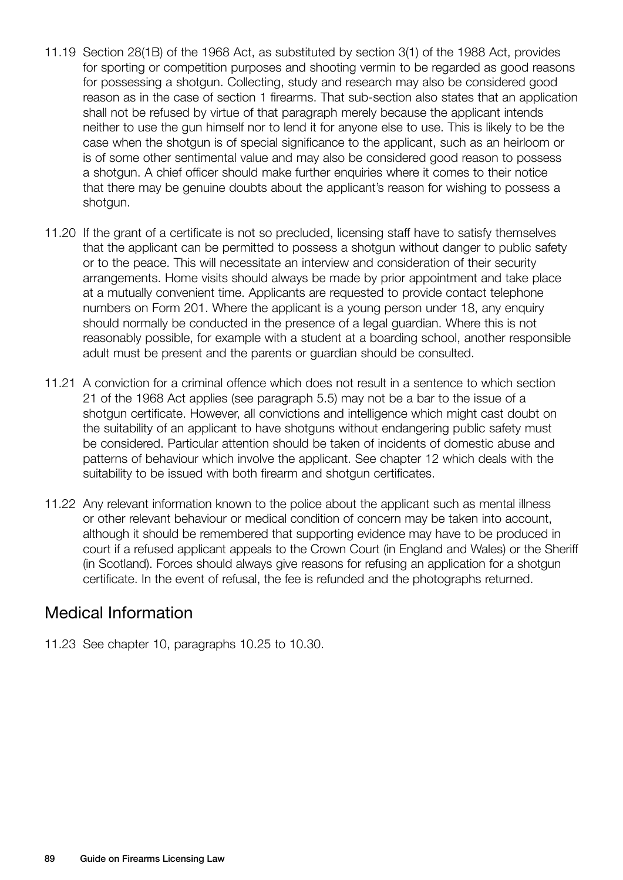11.19 Section 28(1B) of the 1968 Act, as substituted by section 3(1) of the 1988 Act, provides for sporting or competition purposes and shooting vermin to be regarded as good reasons for possessing a shotgun. Collecting, study and research may also be considered good reason as in the case of section 1 firearms. That sub-section also states that an application shall not be refused by virtue of that paragraph merely because the applicant intends neither to use the gun himself nor to lend it for anyone else to use. This is likely to be the case when the shotgun is of special significance to the applicant, such as an heirloom or is of some other sentimental value and may also be considered good reason to possess a shotgun. A chief officer should make further enquiries where it comes to their notice that there may be genuine doubts about the applicant's reason for wishing to possess a shotgun.

11.20 If the grant of a certificate is not so precluded, licensing staff have to satisfy themselves that the applicant can be permitted to possess a shotgun without danger to public safety or to the peace. This will necessitate an interview and consideration of their security arrangements. Home visits should always be made by prior appointment and take place at a mutually convenient time. Applicants are requested to provide contact telephone numbers on Form 201. Where the applicant is a young person under 18, any enquiry should normally be conducted in the presence of a legal guardian. Where this is not reasonably possible, for example with a student at a boarding school, another responsible adult must be present and the parents or guardian should be consulted.

11.21 A conviction for a criminal offence which does not result in a sentence to which section 21 of the 1968 Act applies (see paragraph 5.5) may not be a bar to the issue of a shotgun certificate. However, all convictions and intelligence which might cast doubt on the suitability of an applicant to have shotguns without endangering public safety must be considered. Particular attention should be taken of incidents of domestic abuse and patterns of behaviour which involve the applicant. See chapter 12 which deals with the suitability to be issued with both firearm and shotgun certificates.

11.22 Any relevant information known to the police about the applicant such as mental illness or other relevant behaviour or medical condition of concern may be taken into account, although it should be remembered that supporting evidence may have to be produced in court if a refused applicant appeals to the Crown Court (in England and Wales) or the Sheriff (in Scotland). Forces should always give reasons for refusing an application for a shotgun certificate. In the event of refusal, the fee is refunded and the photographs returned.

## Medical Information

11.23 See chapter 10, paragraphs 10.25 to 10.30.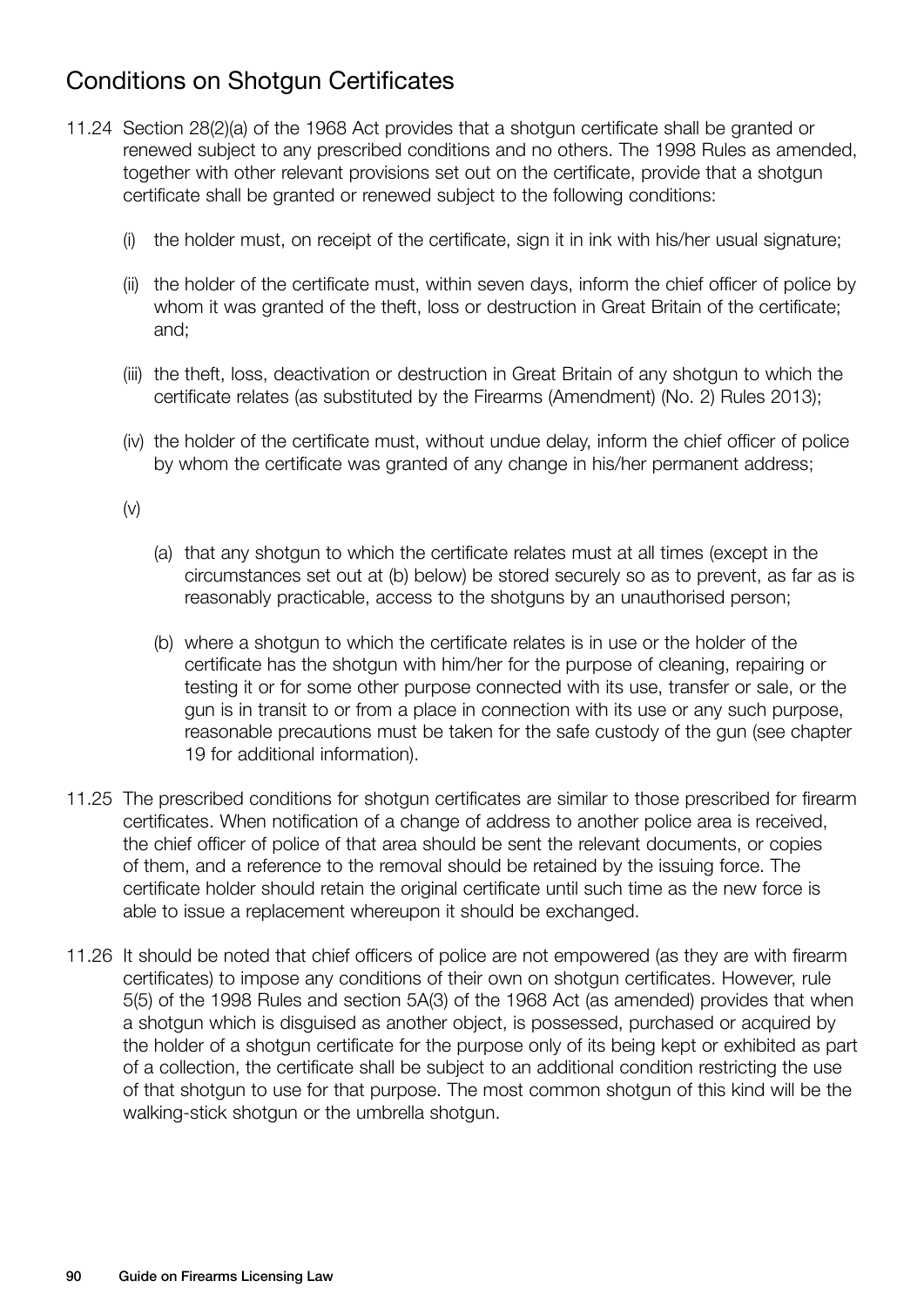## Conditions on Shotgun Certificates

11.24 Section 28(2)(a) of the 1968 Act provides that a shotgun certificate shall be granted or renewed subject to any prescribed conditions and no others. The 1998 Rules as amended, together with other relevant provisions set out on the certificate, provide that a shotgun certificate shall be granted or renewed subject to the following conditions:

(i) the holder must, on receipt of the certificate, sign it in ink with his/her usual signature;

(ii) the holder of the certificate must, within seven days, inform the chief officer of police by whom it was granted of the theft, loss or destruction in Great Britain of the certificate; and;

(iii) the theft, loss, deactivation or destruction in Great Britain of any shotgun to which the certificate relates (as substituted by the Firearms (Amendment) (No. 2) Rules 2013);

(iv) the holder of the certificate must, without undue delay, inform the chief officer of police by whom the certificate was granted of any change in his/her permanent address;

(v)

(a) that any shotgun to which the certificate relates must at all times (except in the circumstances set out at (b) below) be stored securely so as to prevent, as far as is reasonably practicable, access to the shotguns by an unauthorised person;

(b) where a shotgun to which the certificate relates is in use or the holder of the certificate has the shotgun with him/her for the purpose of cleaning, repairing or testing it or for some other purpose connected with its use, transfer or sale, or the gun is in transit to or from a place in connection with its use or any such purpose, reasonable precautions must be taken for the safe custody of the gun (see chapter 19 for additional information).

11.25 The prescribed conditions for shotgun certificates are similar to those prescribed for firearm certificates. When notification of a change of address to another police area is received, the chief officer of police of that area should be sent the relevant documents, or copies of them, and a reference to the removal should be retained by the issuing force. The certificate holder should retain the original certificate until such time as the new force is able to issue a replacement whereupon it should be exchanged.

11.26 It should be noted that chief officers of police are not empowered (as they are with firearm certificates) to impose any conditions of their own on shotgun certificates. However, rule 5(5) of the 1998 Rules and section 5A(3) of the 1968 Act (as amended) provides that when a shotgun which is disguised as another object, is possessed, purchased or acquired by the holder of a shotgun certificate for the purpose only of its being kept or exhibited as part of a collection, the certificate shall be subject to an additional condition restricting the use of that shotgun to use for that purpose. The most common shotgun of this kind will be the walking-stick shotgun or the umbrella shotgun.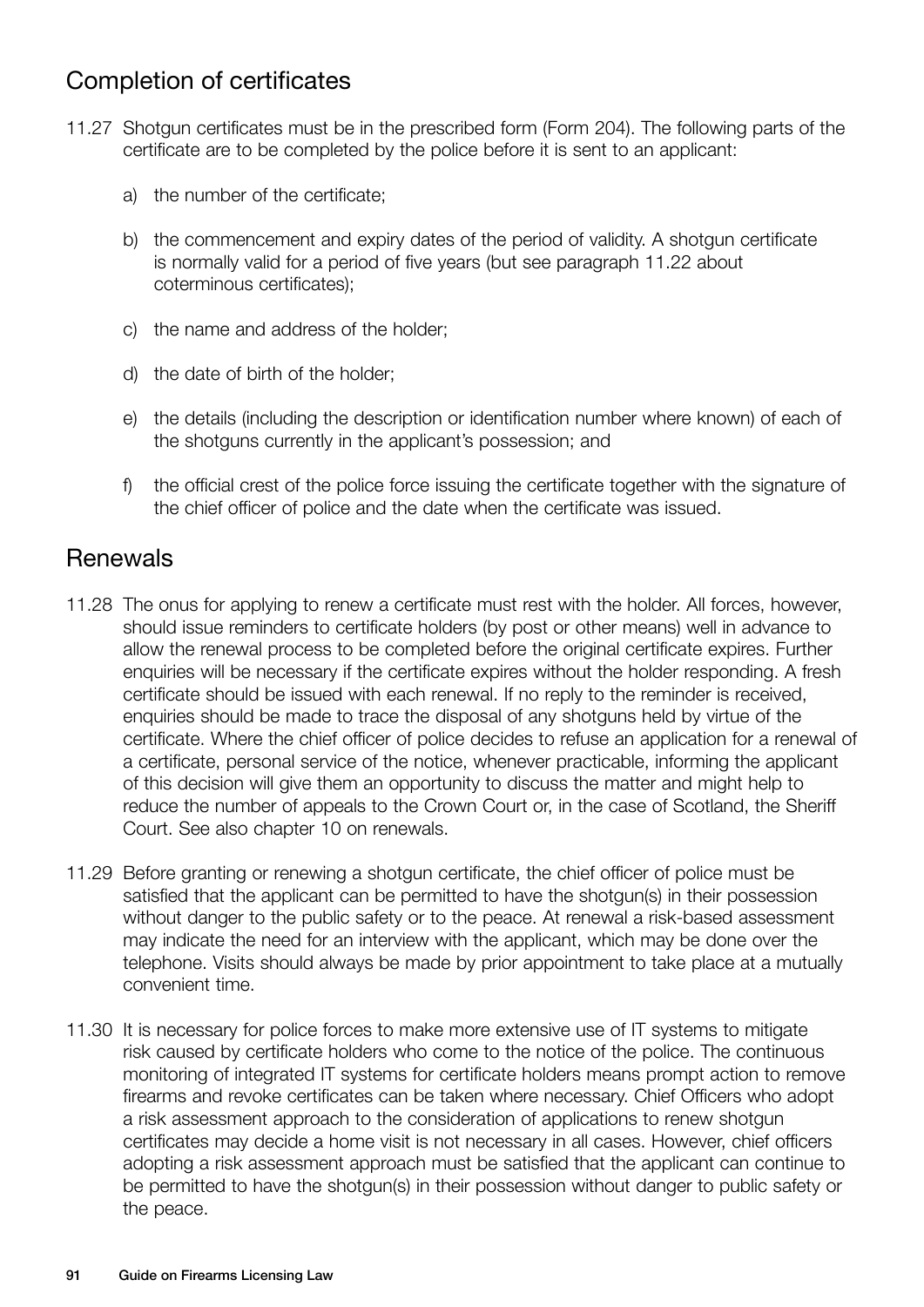## Completion of certificates

11.27 Shotgun certificates must be in the prescribed form (Form 204). The following parts of the certificate are to be completed by the police before it is sent to an applicant:

a) the number of the certificate;

b) the commencement and expiry dates of the period of validity. A shotgun certificate is normally valid for a period of five years (but see paragraph 11.22 about coterminous certificates);

c) the name and address of the holder;

d) the date of birth of the holder;

e) the details (including the description or identification number where known) of each of the shotguns currently in the applicant's possession; and

f) the official crest of the police force issuing the certificate together with the signature of the chief officer of police and the date when the certificate was issued.

## Renewals

11.28 The onus for applying to renew a certificate must rest with the holder. All forces, however, should issue reminders to certificate holders (by post or other means) well in advance to allow the renewal process to be completed before the original certificate expires. Further enquiries will be necessary if the certificate expires without the holder responding. A fresh certificate should be issued with each renewal. If no reply to the reminder is received, enquiries should be made to trace the disposal of any shotguns held by virtue of the certificate. Where the chief officer of police decides to refuse an application for a renewal of a certificate, personal service of the notice, whenever practicable, informing the applicant of this decision will give them an opportunity to discuss the matter and might help to reduce the number of appeals to the Crown Court or, in the case of Scotland, the Sheriff Court. See also chapter 10 on renewals.

11.29 Before granting or renewing a shotgun certificate, the chief officer of police must be satisfied that the applicant can be permitted to have the shotgun(s) in their possession without danger to the public safety or to the peace. At renewal a risk-based assessment may indicate the need for an interview with the applicant, which may be done over the telephone. Visits should always be made by prior appointment to take place at a mutually convenient time.

11.30 It is necessary for police forces to make more extensive use of IT systems to mitigate risk caused by certificate holders who come to the notice of the police. The continuous monitoring of integrated IT systems for certificate holders means prompt action to remove firearms and revoke certificates can be taken where necessary. Chief Officers who adopt a risk assessment approach to the consideration of applications to renew shotgun certificates may decide a home visit is not necessary in all cases. However, chief officers adopting a risk assessment approach must be satisfied that the applicant can continue to be permitted to have the shotgun(s) in their possession without danger to public safety or the peace.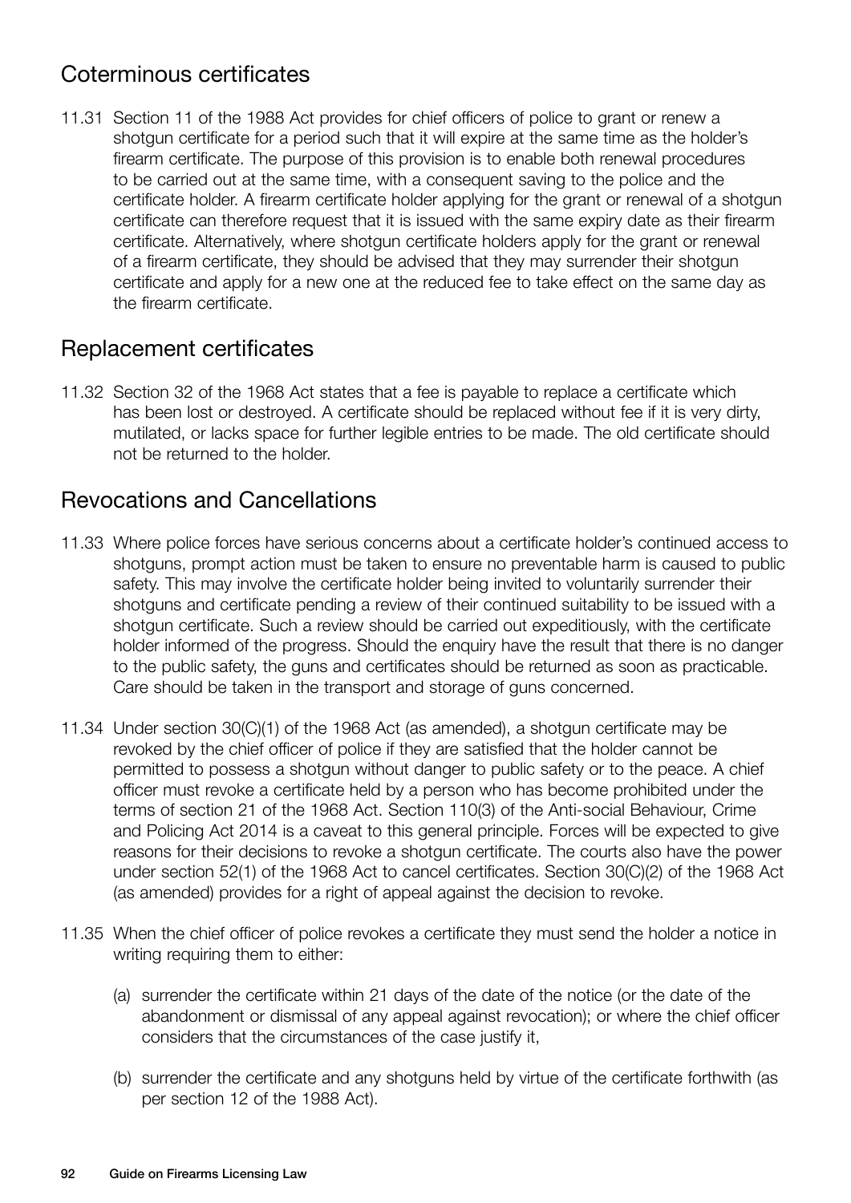## Coterminous certificates

11.31 Section 11 of the 1988 Act provides for chief officers of police to grant or renew a shotgun certificate for a period such that it will expire at the same time as the holder's firearm certificate. The purpose of this provision is to enable both renewal procedures to be carried out at the same time, with a consequent saving to the police and the certificate holder. A firearm certificate holder applying for the grant or renewal of a shotgun certificate can therefore request that it is issued with the same expiry date as their firearm certificate. Alternatively, where shotgun certificate holders apply for the grant or renewal of a firearm certificate, they should be advised that they may surrender their shotgun certificate and apply for a new one at the reduced fee to take effect on the same day as the firearm certificate.

## Replacement certificates

11.32 Section 32 of the 1968 Act states that a fee is payable to replace a certificate which has been lost or destroyed. A certificate should be replaced without fee if it is very dirty, mutilated, or lacks space for further legible entries to be made. The old certificate should not be returned to the holder.

## Revocations and Cancellations

11.33 Where police forces have serious concerns about a certificate holder's continued access to shotguns, prompt action must be taken to ensure no preventable harm is caused to public safety. This may involve the certificate holder being invited to voluntarily surrender their shotguns and certificate pending a review of their continued suitability to be issued with a shotgun certificate. Such a review should be carried out expeditiously, with the certificate holder informed of the progress. Should the enquiry have the result that there is no danger to the public safety, the guns and certificates should be returned as soon as practicable. Care should be taken in the transport and storage of guns concerned.

11.34 Under section 30(C)(1) of the 1968 Act (as amended), a shotgun certificate may be revoked by the chief officer of police if they are satisfied that the holder cannot be permitted to possess a shotgun without danger to public safety or to the peace. A chief officer must revoke a certificate held by a person who has become prohibited under the terms of section 21 of the 1968 Act. Section 110(3) of the Anti-social Behaviour, Crime and Policing Act 2014 is a caveat to this general principle. Forces will be expected to give reasons for their decisions to revoke a shotgun certificate. The courts also have the power under section 52(1) of the 1968 Act to cancel certificates. Section 30(C)(2) of the 1968 Act (as amended) provides for a right of appeal against the decision to revoke.

11.35 When the chief officer of police revokes a certificate they must send the holder a notice in writing requiring them to either:

(a) surrender the certificate within 21 days of the date of the notice (or the date of the abandonment or dismissal of any appeal against revocation); or where the chief officer considers that the circumstances of the case justify it,

(b) surrender the certificate and any shotguns held by virtue of the certificate forthwith (as per section 12 of the 1988 Act).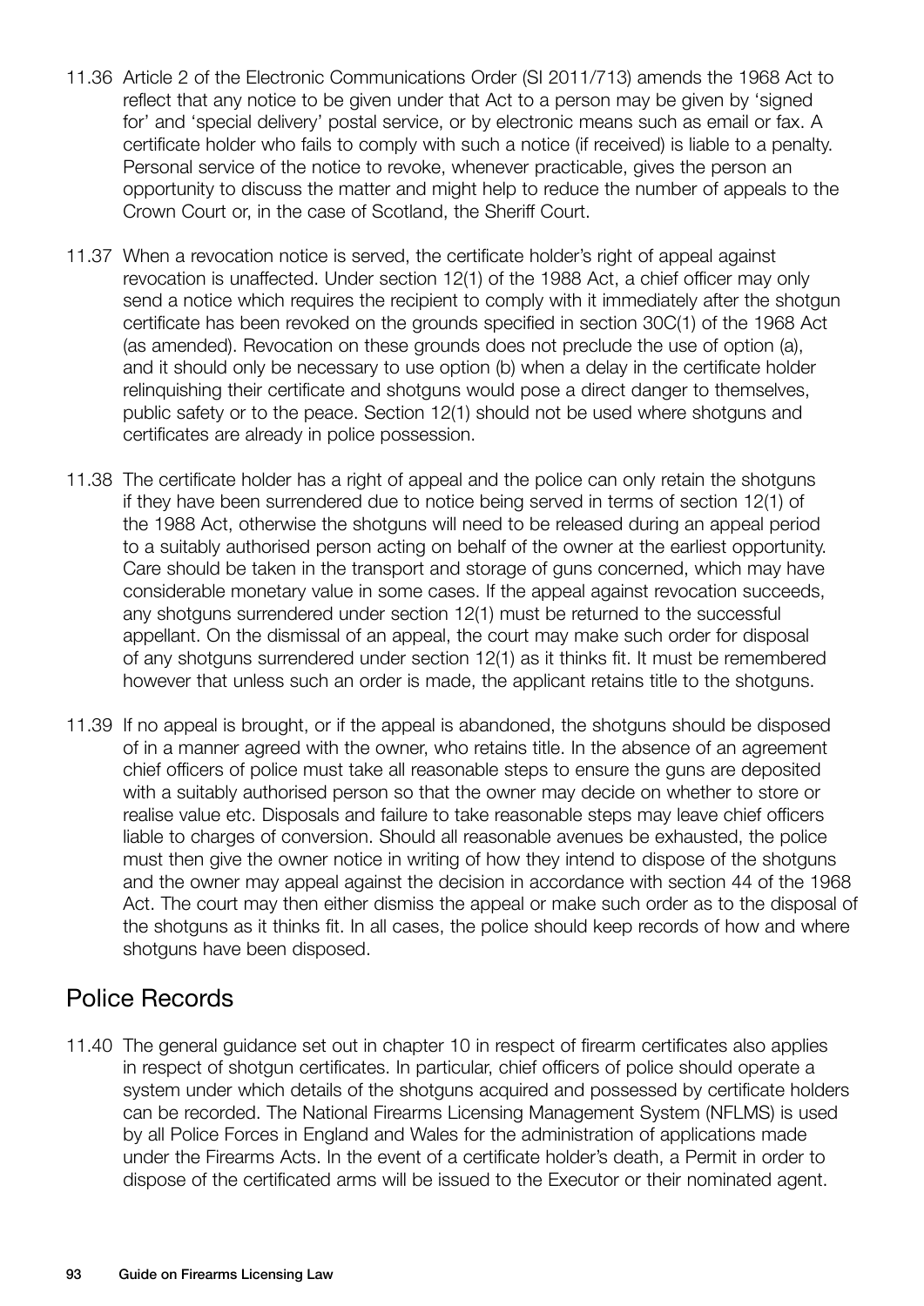11.36 Article 2 of the Electronic Communications Order (SI 2011/713) amends the 1968 Act to reflect that any notice to be given under that Act to a person may be given by 'signed for' and 'special delivery' postal service, or by electronic means such as email or fax. A certificate holder who fails to comply with such a notice (if received) is liable to a penalty. Personal service of the notice to revoke, whenever practicable, gives the person an opportunity to discuss the matter and might help to reduce the number of appeals to the Crown Court or, in the case of Scotland, the Sheriff Court.

11.37 When a revocation notice is served, the certificate holder's right of appeal against revocation is unaffected. Under section 12(1) of the 1988 Act, a chief officer may only send a notice which requires the recipient to comply with it immediately after the shotgun certificate has been revoked on the grounds specified in section 30C(1) of the 1968 Act (as amended). Revocation on these grounds does not preclude the use of option (a), and it should only be necessary to use option (b) when a delay in the certificate holder relinquishing their certificate and shotguns would pose a direct danger to themselves, public safety or to the peace. Section 12(1) should not be used where shotguns and certificates are already in police possession.

11.38 The certificate holder has a right of appeal and the police can only retain the shotguns if they have been surrendered due to notice being served in terms of section 12(1) of the 1988 Act, otherwise the shotguns will need to be released during an appeal period to a suitably authorised person acting on behalf of the owner at the earliest opportunity. Care should be taken in the transport and storage of guns concerned, which may have considerable monetary value in some cases. If the appeal against revocation succeeds, any shotguns surrendered under section 12(1) must be returned to the successful appellant. On the dismissal of an appeal, the court may make such order for disposal of any shotguns surrendered under section 12(1) as it thinks fit. It must be remembered however that unless such an order is made, the applicant retains title to the shotguns.

11.39 If no appeal is brought, or if the appeal is abandoned, the shotguns should be disposed of in a manner agreed with the owner, who retains title. In the absence of an agreement chief officers of police must take all reasonable steps to ensure the guns are deposited with a suitably authorised person so that the owner may decide on whether to store or realise value etc. Disposals and failure to take reasonable steps may leave chief officers liable to charges of conversion. Should all reasonable avenues be exhausted, the police must then give the owner notice in writing of how they intend to dispose of the shotguns and the owner may appeal against the decision in accordance with section 44 of the 1968 Act. The court may then either dismiss the appeal or make such order as to the disposal of the shotguns as it thinks fit. In all cases, the police should keep records of how and where shotguns have been disposed.

## Police Records

11.40 The general guidance set out in chapter 10 in respect of firearm certificates also applies in respect of shotgun certificates. In particular, chief officers of police should operate a system under which details of the shotguns acquired and possessed by certificate holders can be recorded. The National Firearms Licensing Management System (NFLMS) is used by all Police Forces in England and Wales for the administration of applications made under the Firearms Acts. In the event of a certificate holder's death, a Permit in order to dispose of the certificated arms will be issued to the Executor or their nominated agent.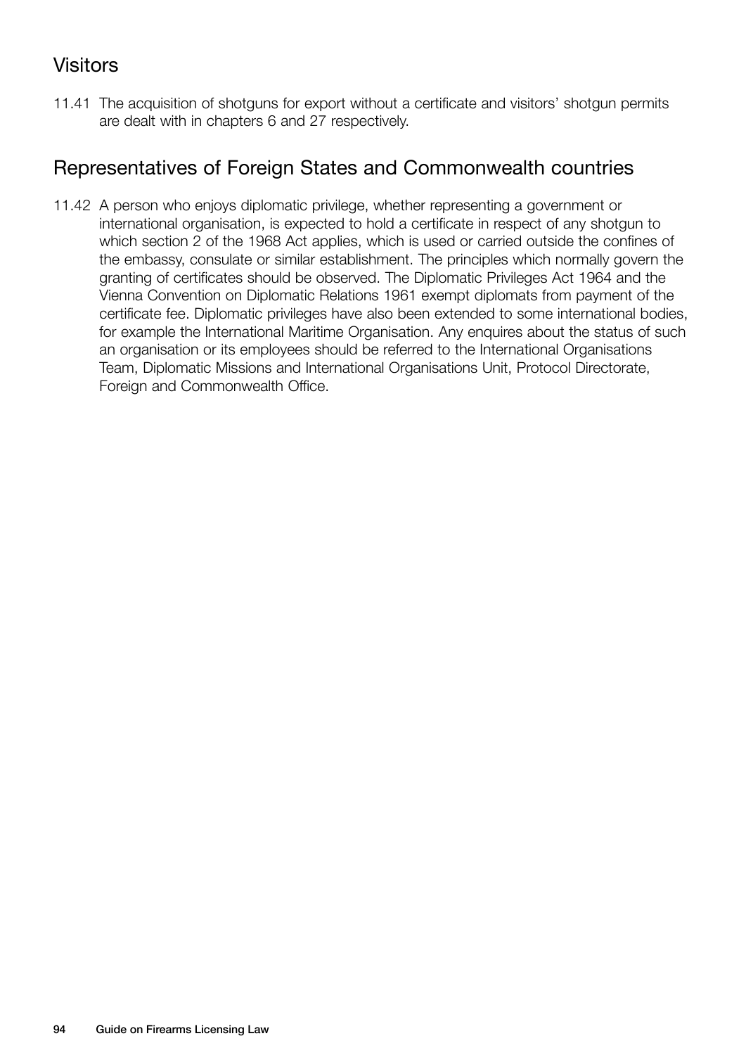## Visitors

11.41 The acquisition of shotguns for export without a certificate and visitors' shotgun permits are dealt with in chapters 6 and 27 respectively.

## Representatives of Foreign States and Commonwealth countries

11.42 A person who enjoys diplomatic privilege, whether representing a government or international organisation, is expected to hold a certificate in respect of any shotgun to which section 2 of the 1968 Act applies, which is used or carried outside the confines of the embassy, consulate or similar establishment. The principles which normally govern the granting of certificates should be observed. The Diplomatic Privileges Act 1964 and the Vienna Convention on Diplomatic Relations 1961 exempt diplomats from payment of the certificate fee. Diplomatic privileges have also been extended to some international bodies, for example the International Maritime Organisation. Any enquires about the status of such an organisation or its employees should be referred to the International Organisations Team, Diplomatic Missions and International Organisations Unit, Protocol Directorate, Foreign and Commonwealth Office.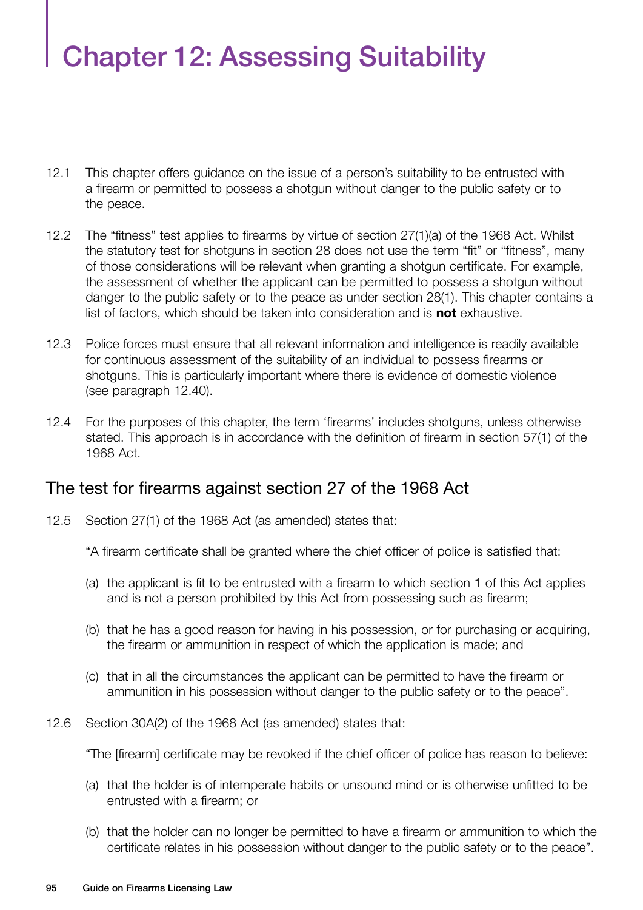# Chapter 12: Assessing Suitability

12.1 This chapter offers guidance on the issue of a person's suitability to be entrusted with a firearm or permitted to possess a shotgun without danger to the public safety or to the peace.

12.2 The "fitness" test applies to firearms by virtue of section 27(1)(a) of the 1968 Act. Whilst the statutory test for shotguns in section 28 does not use the term "fit" or "fitness", many of those considerations will be relevant when granting a shotgun certificate. For example, the assessment of whether the applicant can be permitted to possess a shotgun without danger to the public safety or to the peace as under section 28(1). This chapter contains a list of factors, which should be taken into consideration and is **not** exhaustive.

12.3 Police forces must ensure that all relevant information and intelligence is readily available for continuous assessment of the suitability of an individual to possess firearms or shotguns. This is particularly important where there is evidence of domestic violence (see paragraph 12.40).

12.4 For the purposes of this chapter, the term 'firearms' includes shotguns, unless otherwise stated. This approach is in accordance with the definition of firearm in section 57(1) of the 1968 Act.

## The test for firearms against section 27 of the 1968 Act

12.5 Section 27(1) of the 1968 Act (as amended) states that:

"A firearm certificate shall be granted where the chief officer of police is satisfied that:

(a) the applicant is fit to be entrusted with a firearm to which section 1 of this Act applies and is not a person prohibited by this Act from possessing such as firearm;

(b) that he has a good reason for having in his possession, or for purchasing or acquiring, the firearm or ammunition in respect of which the application is made; and

(c) that in all the circumstances the applicant can be permitted to have the firearm or ammunition in his possession without danger to the public safety or to the peace".

12.6 Section 30A(2) of the 1968 Act (as amended) states that:

"The [firearm] certificate may be revoked if the chief officer of police has reason to believe:

(a) that the holder is of intemperate habits or unsound mind or is otherwise unfitted to be entrusted with a firearm; or

(b) that the holder can no longer be permitted to have a firearm or ammunition to which the certificate relates in his possession without danger to the public safety or to the peace".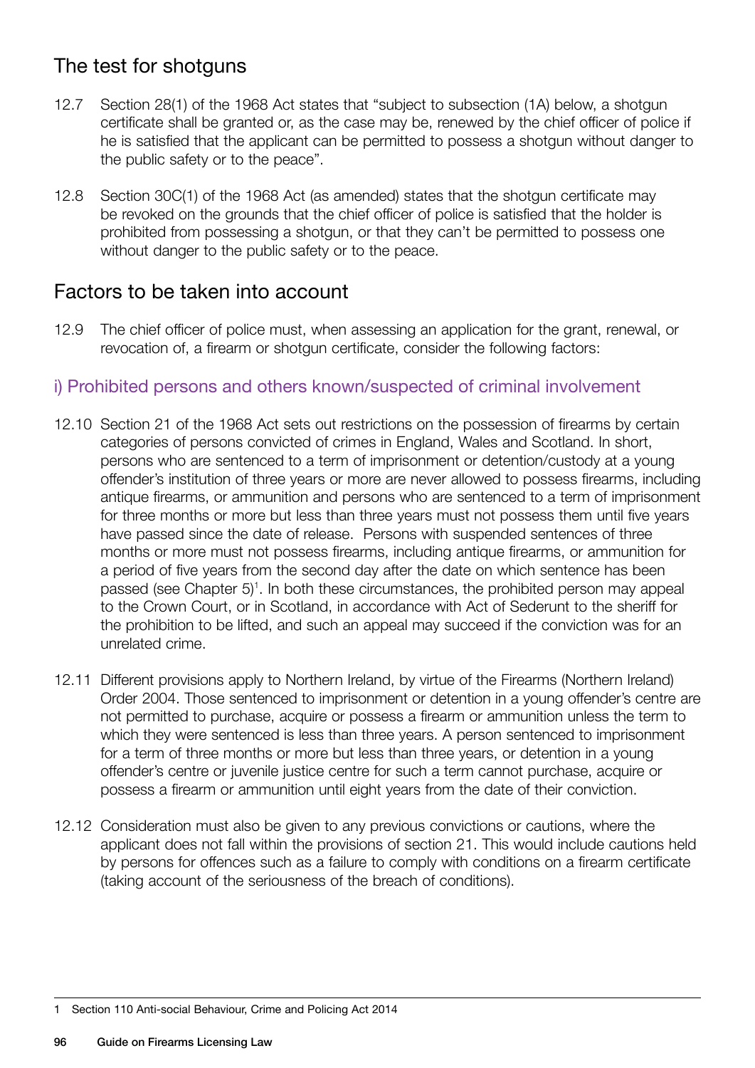## The test for shotguns

12.7 Section 28(1) of the 1968 Act states that "subject to subsection (1A) below, a shotgun certificate shall be granted or, as the case may be, renewed by the chief officer of police if he is satisfied that the applicant can be permitted to possess a shotgun without danger to the public safety or to the peace".

12.8 Section 30C(1) of the 1968 Act (as amended) states that the shotgun certificate may be revoked on the grounds that the chief officer of police is satisfied that the holder is prohibited from possessing a shotgun, or that they can't be permitted to possess one without danger to the public safety or to the peace.

## Factors to be taken into account

12.9 The chief officer of police must, when assessing an application for the grant, renewal, or revocation of, a firearm or shotgun certificate, consider the following factors:

### i) Prohibited persons and others known/suspected of criminal involvement

12.10 Section 21 of the 1968 Act sets out restrictions on the possession of firearms by certain categories of persons convicted of crimes in England, Wales and Scotland. In short, persons who are sentenced to a term of imprisonment or detention/custody at a young offender's institution of three years or more are never allowed to possess firearms, including antique firearms, or ammunition and persons who are sentenced to a term of imprisonment for three months or more but less than three years must not possess them until five years have passed since the date of release. Persons with suspended sentences of three months or more must not possess firearms, including antique firearms, or ammunition for a period of five years from the second day after the date on which sentence has been passed (see Chapter 5)[1]. In both these circumstances, the prohibited person may appeal to the Crown Court, or in Scotland, in accordance with Act of Sederunt to the sheriff for the prohibition to be lifted, and such an appeal may succeed if the conviction was for an unrelated crime.

12.11 Different provisions apply to Northern Ireland, by virtue of the Firearms (Northern Ireland) Order 2004. Those sentenced to imprisonment or detention in a young offender's centre are not permitted to purchase, acquire or possess a firearm or ammunition unless the term to which they were sentenced is less than three years. A person sentenced to imprisonment for a term of three months or more but less than three years, or detention in a young offender's centre or juvenile justice centre for such a term cannot purchase, acquire or possess a firearm or ammunition until eight years from the date of their conviction.

12.12 Consideration must also be given to any previous convictions or cautions, where the applicant does not fall within the provisions of section 21. This would include cautions held by persons for offences such as a failure to comply with conditions on a firearm certificate (taking account of the seriousness of the breach of conditions).

---

1 Section 110 Anti-social Behaviour, Crime and Policing Act 2014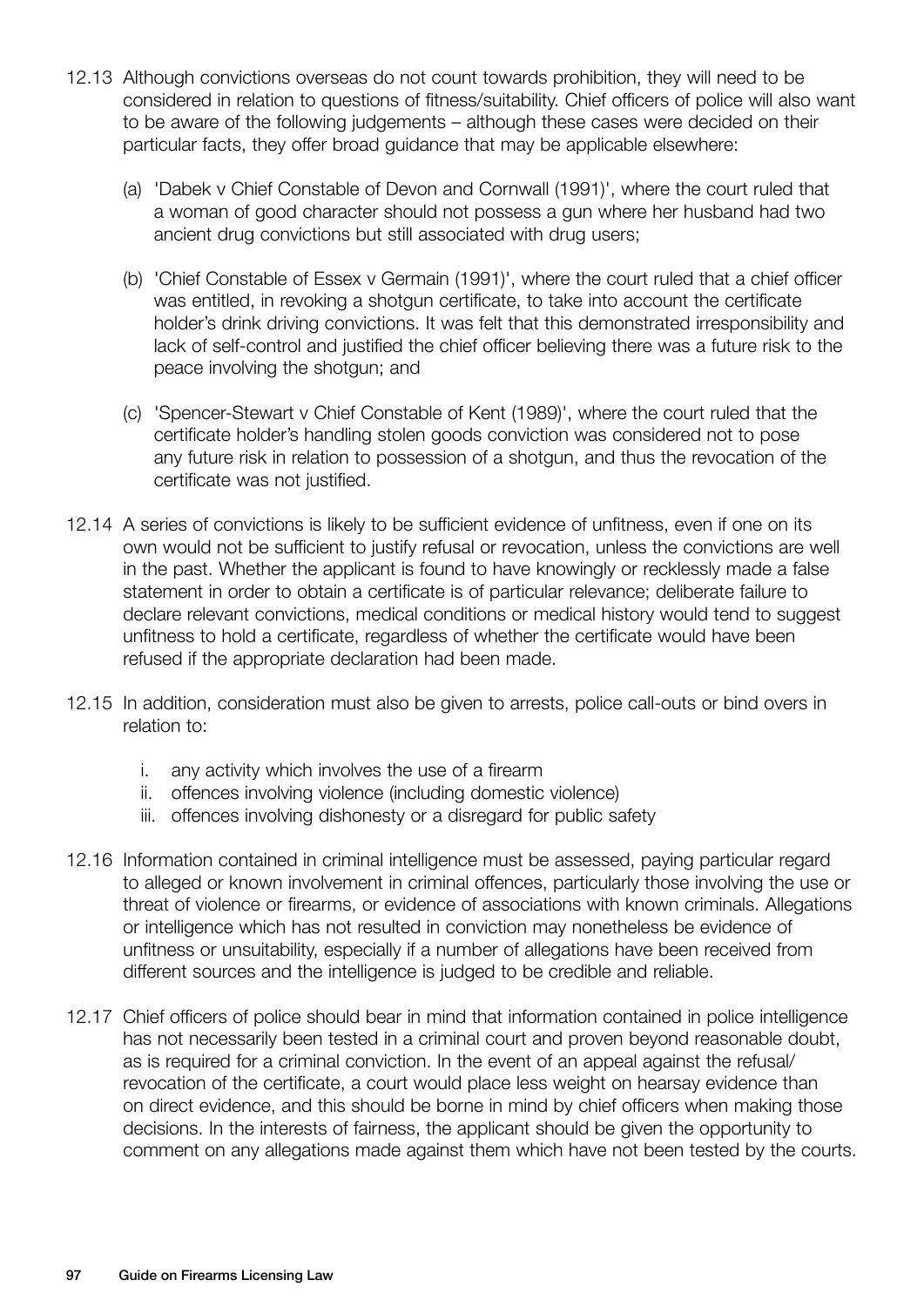12.13 Although convictions overseas do not count towards prohibition, they will need to be considered in relation to questions of fitness/suitability. Chief officers of police will also want to be aware of the following judgements – although these cases were decided on their particular facts, they offer broad guidance that may be applicable elsewhere:

(a) 'Dabek v Chief Constable of Devon and Cornwall (1991)', where the court ruled that a woman of good character should not possess a gun where her husband had two ancient drug convictions but still associated with drug users;

(b) 'Chief Constable of Essex v Germain (1991)', where the court ruled that a chief officer was entitled, in revoking a shotgun certificate, to take into account the certificate holder's drink driving convictions. It was felt that this demonstrated irresponsibility and lack of self-control and justified the chief officer believing there was a future risk to the peace involving the shotgun; and

(c) 'Spencer-Stewart v Chief Constable of Kent (1989)', where the court ruled that the certificate holder's handling stolen goods conviction was considered not to pose any future risk in relation to possession of a shotgun, and thus the revocation of the certificate was not justified.

12.14 A series of convictions is likely to be sufficient evidence of unfitness, even if one on its own would not be sufficient to justify refusal or revocation, unless the convictions are well in the past. Whether the applicant is found to have knowingly or recklessly made a false statement in order to obtain a certificate is of particular relevance; deliberate failure to declare relevant convictions, medical conditions or medical history would tend to suggest unfitness to hold a certificate, regardless of whether the certificate would have been refused if the appropriate declaration had been made.

12.15 In addition, consideration must also be given to arrests, police call-outs or bind overs in relation to:

i. any activity which involves the use of a firearm
ii. offences involving violence (including domestic violence)
iii. offences involving dishonesty or a disregard for public safety

12.16 Information contained in criminal intelligence must be assessed, paying particular regard to alleged or known involvement in criminal offences, particularly those involving the use or threat of violence or firearms, or evidence of associations with known criminals. Allegations or intelligence which has not resulted in conviction may nonetheless be evidence of unfitness or unsuitability, especially if a number of allegations have been received from different sources and the intelligence is judged to be credible and reliable.

12.17 Chief officers of police should bear in mind that information contained in police intelligence has not necessarily been tested in a criminal court and proven beyond reasonable doubt, as is required for a criminal conviction. In the event of an appeal against the refusal/revocation of the certificate, a court would place less weight on hearsay evidence than on direct evidence, and this should be borne in mind by chief officers when making those decisions. In the interests of fairness, the applicant should be given the opportunity to comment on any allegations made against them which have not been tested by the courts.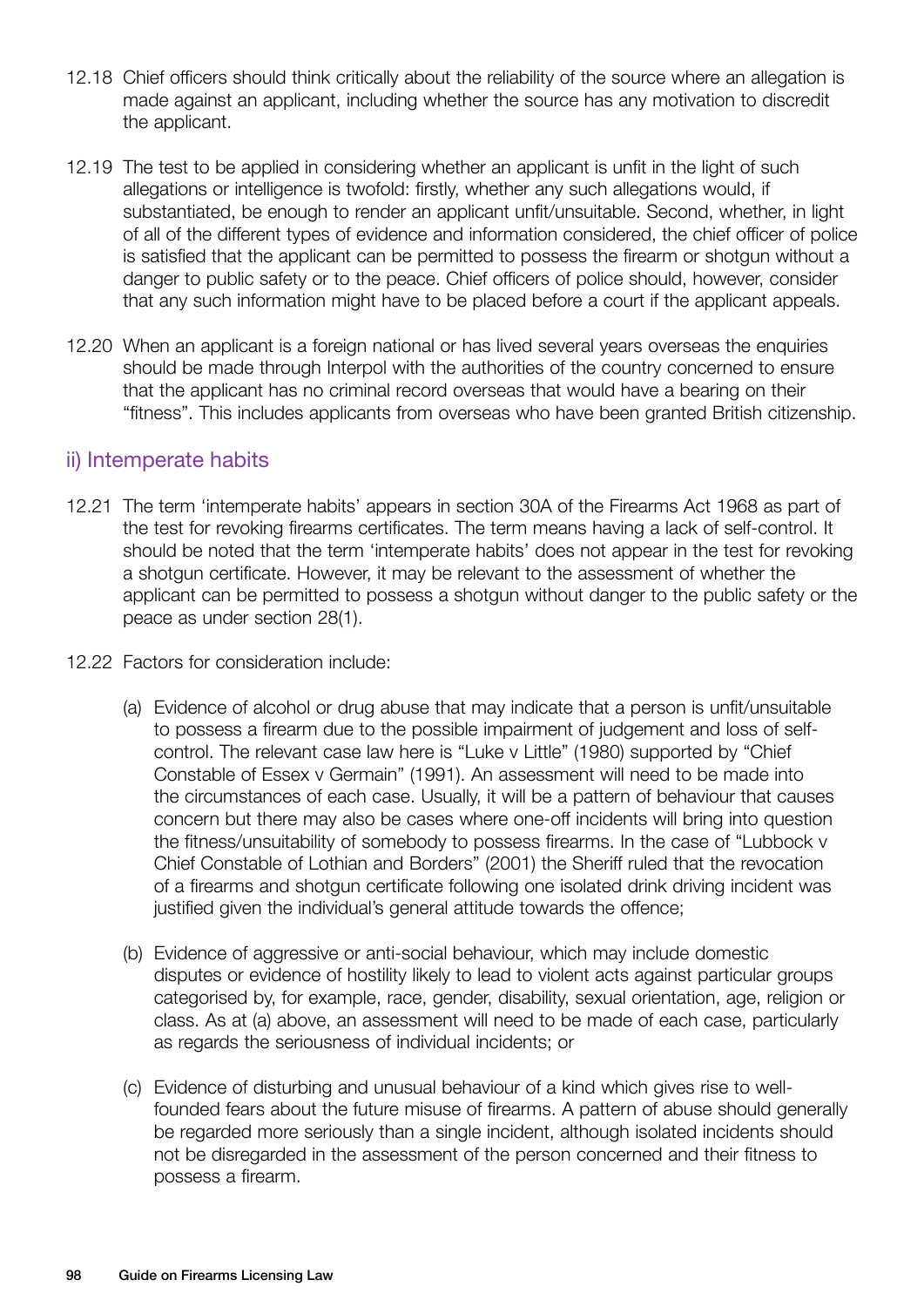12.18 Chief officers should think critically about the reliability of the source where an allegation is made against an applicant, including whether the source has any motivation to discredit the applicant.

12.19 The test to be applied in considering whether an applicant is unfit in the light of such allegations or intelligence is twofold: firstly, whether any such allegations would, if substantiated, be enough to render an applicant unfit/unsuitable. Second, whether, in light of all of the different types of evidence and information considered, the chief officer of police is satisfied that the applicant can be permitted to possess the firearm or shotgun without a danger to public safety or to the peace. Chief officers of police should, however, consider that any such information might have to be placed before a court if the applicant appeals.

12.20 When an applicant is a foreign national or has lived several years overseas the enquiries should be made through Interpol with the authorities of the country concerned to ensure that the applicant has no criminal record overseas that would have a bearing on their "fitness". This includes applicants from overseas who have been granted British citizenship.

## ii) Intemperate habits

12.21 The term 'intemperate habits' appears in section 30A of the Firearms Act 1968 as part of the test for revoking firearms certificates. The term means having a lack of self-control. It should be noted that the term 'intemperate habits' does not appear in the test for revoking a shotgun certificate. However, it may be relevant to the assessment of whether the applicant can be permitted to possess a shotgun without danger to the public safety or the peace as under section 28(1).

12.22 Factors for consideration include:

(a) Evidence of alcohol or drug abuse that may indicate that a person is unfit/unsuitable to possess a firearm due to the possible impairment of judgement and loss of self-control. The relevant case law here is "Luke v Little" (1980) supported by "Chief Constable of Essex v Germain" (1991). An assessment will need to be made into the circumstances of each case. Usually, it will be a pattern of behaviour that causes concern but there may also be cases where one-off incidents will bring into question the fitness/unsuitability of somebody to possess firearms. In the case of "Lubbock v Chief Constable of Lothian and Borders" (2001) the Sheriff ruled that the revocation of a firearms and shotgun certificate following one isolated drink driving incident was justified given the individual's general attitude towards the offence;

(b) Evidence of aggressive or anti-social behaviour, which may include domestic disputes or evidence of hostility likely to lead to violent acts against particular groups categorised by, for example, race, gender, disability, sexual orientation, age, religion or class. As at (a) above, an assessment will need to be made of each case, particularly as regards the seriousness of individual incidents; or

(c) Evidence of disturbing and unusual behaviour of a kind which gives rise to well-founded fears about the future misuse of firearms. A pattern of abuse should generally be regarded more seriously than a single incident, although isolated incidents should not be disregarded in the assessment of the person concerned and their fitness to possess a firearm.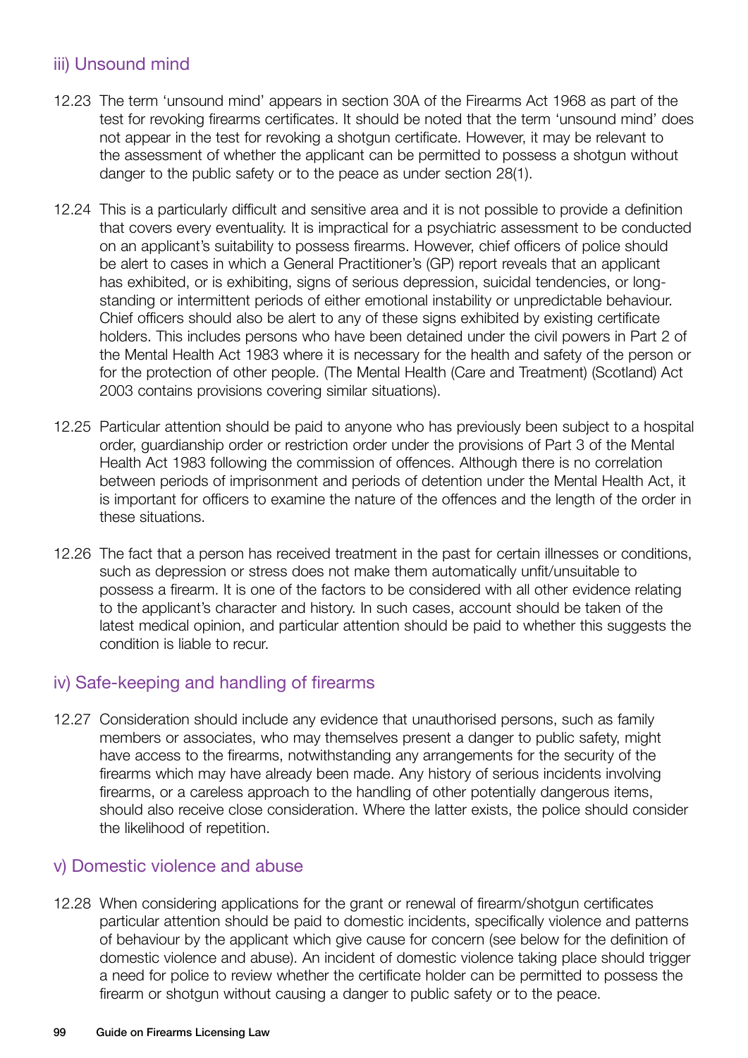### iii) Unsound mind

12.23 The term 'unsound mind' appears in section 30A of the Firearms Act 1968 as part of the test for revoking firearms certificates. It should be noted that the term 'unsound mind' does not appear in the test for revoking a shotgun certificate. However, it may be relevant to the assessment of whether the applicant can be permitted to possess a shotgun without danger to the public safety or to the peace as under section 28(1).

12.24 This is a particularly difficult and sensitive area and it is not possible to provide a definition that covers every eventuality. It is impractical for a psychiatric assessment to be conducted on an applicant's suitability to possess firearms. However, chief officers of police should be alert to cases in which a General Practitioner's (GP) report reveals that an applicant has exhibited, or is exhibiting, signs of serious depression, suicidal tendencies, or long-standing or intermittent periods of either emotional instability or unpredictable behaviour. Chief officers should also be alert to any of these signs exhibited by existing certificate holders. This includes persons who have been detained under the civil powers in Part 2 of the Mental Health Act 1983 where it is necessary for the health and safety of the person or for the protection of other people. (The Mental Health (Care and Treatment) (Scotland) Act 2003 contains provisions covering similar situations).

12.25 Particular attention should be paid to anyone who has previously been subject to a hospital order, guardianship order or restriction order under the provisions of Part 3 of the Mental Health Act 1983 following the commission of offences. Although there is no correlation between periods of imprisonment and periods of detention under the Mental Health Act, it is important for officers to examine the nature of the offences and the length of the order in these situations.

12.26 The fact that a person has received treatment in the past for certain illnesses or conditions, such as depression or stress does not make them automatically unfit/unsuitable to possess a firearm. It is one of the factors to be considered with all other evidence relating to the applicant's character and history. In such cases, account should be taken of the latest medical opinion, and particular attention should be paid to whether this suggests the condition is liable to recur.

### iv) Safe-keeping and handling of firearms

12.27 Consideration should include any evidence that unauthorised persons, such as family members or associates, who may themselves present a danger to public safety, might have access to the firearms, notwithstanding any arrangements for the security of the firearms which may have already been made. Any history of serious incidents involving firearms, or a careless approach to the handling of other potentially dangerous items, should also receive close consideration. Where the latter exists, the police should consider the likelihood of repetition.

### v) Domestic violence and abuse

12.28 When considering applications for the grant or renewal of firearm/shotgun certificates particular attention should be paid to domestic incidents, specifically violence and patterns of behaviour by the applicant which give cause for concern (see below for the definition of domestic violence and abuse). An incident of domestic violence taking place should trigger a need for police to review whether the certificate holder can be permitted to possess the firearm or shotgun without causing a danger to public safety or to the peace.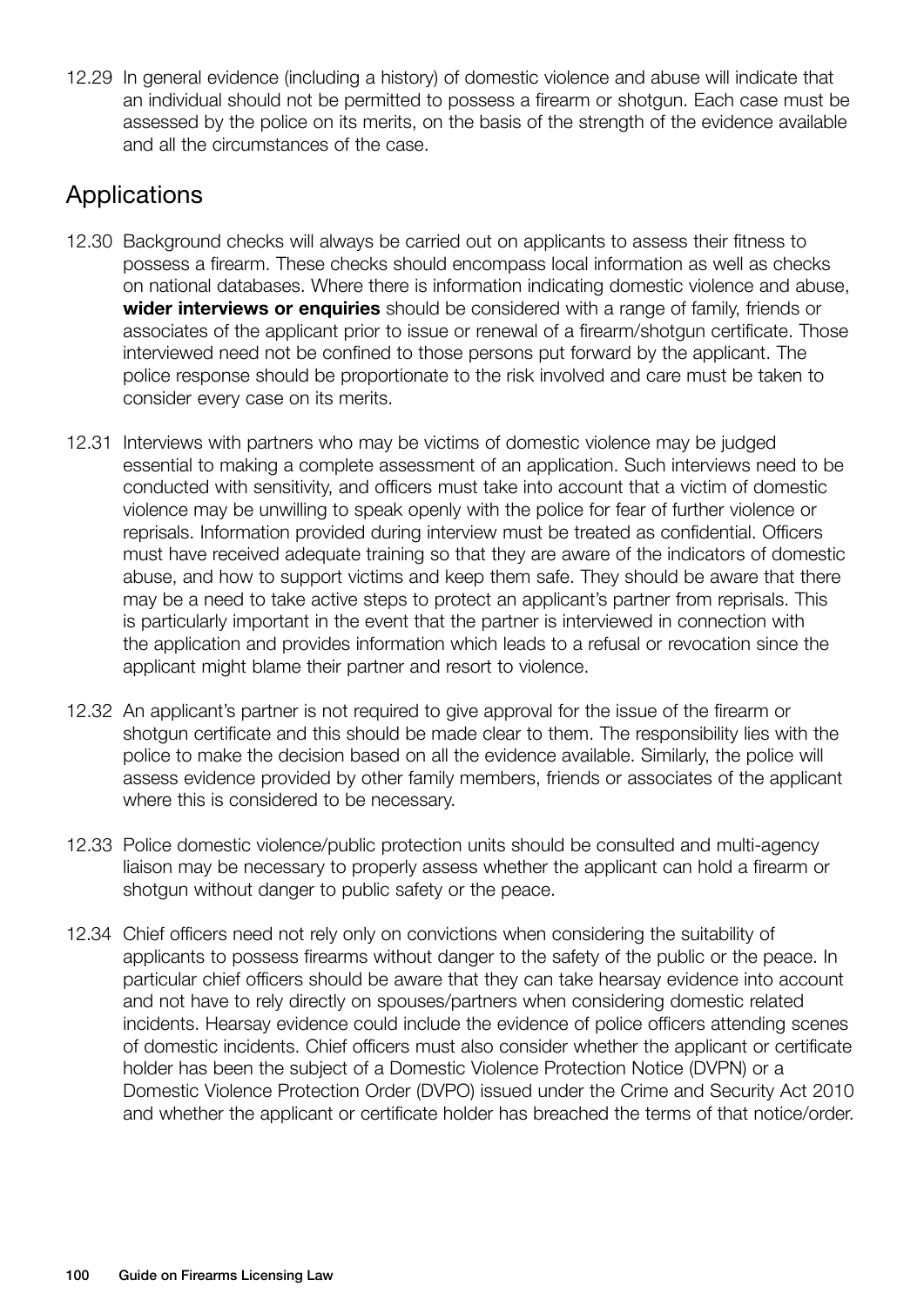12.29 In general evidence (including a history) of domestic violence and abuse will indicate that an individual should not be permitted to possess a firearm or shotgun. Each case must be assessed by the police on its merits, on the basis of the strength of the evidence available and all the circumstances of the case.

## Applications

12.30 Background checks will always be carried out on applicants to assess their fitness to possess a firearm. These checks should encompass local information as well as checks on national databases. Where there is information indicating domestic violence and abuse, **wider interviews or enquiries** should be considered with a range of family, friends or associates of the applicant prior to issue or renewal of a firearm/shotgun certificate. Those interviewed need not be confined to those persons put forward by the applicant. The police response should be proportionate to the risk involved and care must be taken to consider every case on its merits.

12.31 Interviews with partners who may be victims of domestic violence may be judged essential to making a complete assessment of an application. Such interviews need to be conducted with sensitivity, and officers must take into account that a victim of domestic violence may be unwilling to speak openly with the police for fear of further violence or reprisals. Information provided during interview must be treated as confidential. Officers must have received adequate training so that they are aware of the indicators of domestic abuse, and how to support victims and keep them safe. They should be aware that there may be a need to take active steps to protect an applicant's partner from reprisals. This is particularly important in the event that the partner is interviewed in connection with the application and provides information which leads to a refusal or revocation since the applicant might blame their partner and resort to violence.

12.32 An applicant's partner is not required to give approval for the issue of the firearm or shotgun certificate and this should be made clear to them. The responsibility lies with the police to make the decision based on all the evidence available. Similarly, the police will assess evidence provided by other family members, friends or associates of the applicant where this is considered to be necessary.

12.33 Police domestic violence/public protection units should be consulted and multi-agency liaison may be necessary to properly assess whether the applicant can hold a firearm or shotgun without danger to public safety or the peace.

12.34 Chief officers need not rely only on convictions when considering the suitability of applicants to possess firearms without danger to the safety of the public or the peace. In particular chief officers should be aware that they can take hearsay evidence into account and not have to rely directly on spouses/partners when considering domestic related incidents. Hearsay evidence could include the evidence of police officers attending scenes of domestic incidents. Chief officers must also consider whether the applicant or certificate holder has been the subject of a Domestic Violence Protection Notice (DVPN) or a Domestic Violence Protection Order (DVPO) issued under the Crime and Security Act 2010 and whether the applicant or certificate holder has breached the terms of that notice/order.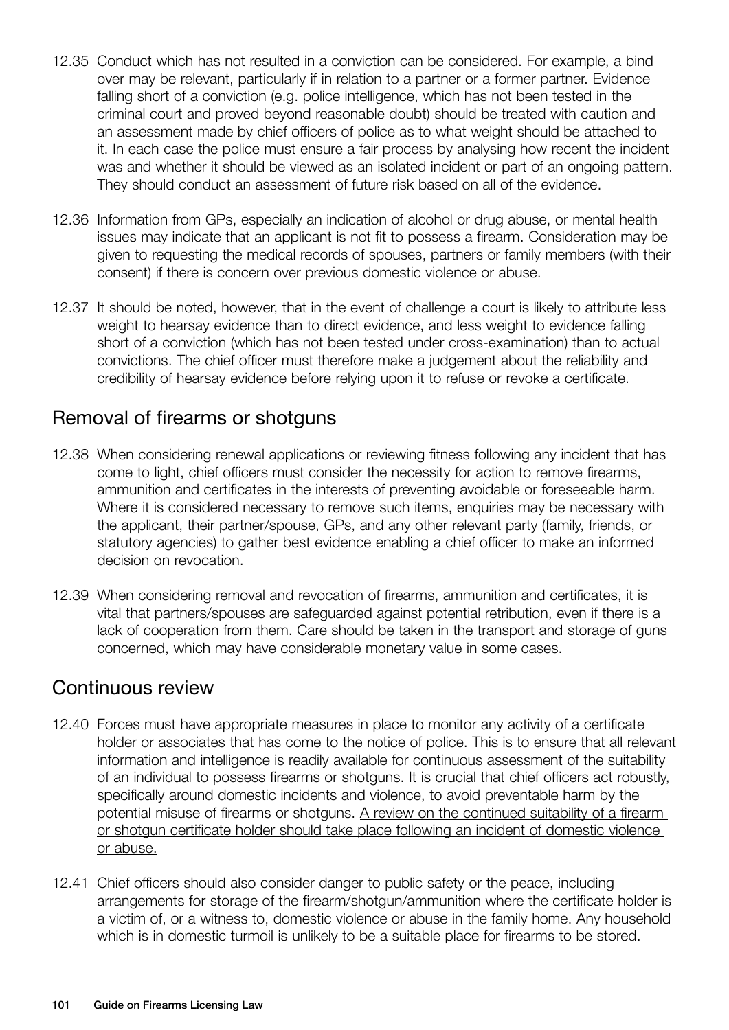12.35 Conduct which has not resulted in a conviction can be considered. For example, a bind over may be relevant, particularly if in relation to a partner or a former partner. Evidence falling short of a conviction (e.g. police intelligence, which has not been tested in the criminal court and proved beyond reasonable doubt) should be treated with caution and an assessment made by chief officers of police as to what weight should be attached to it. In each case the police must ensure a fair process by analysing how recent the incident was and whether it should be viewed as an isolated incident or part of an ongoing pattern. They should conduct an assessment of future risk based on all of the evidence.

12.36 Information from GPs, especially an indication of alcohol or drug abuse, or mental health issues may indicate that an applicant is not fit to possess a firearm. Consideration may be given to requesting the medical records of spouses, partners or family members (with their consent) if there is concern over previous domestic violence or abuse.

12.37 It should be noted, however, that in the event of challenge a court is likely to attribute less weight to hearsay evidence than to direct evidence, and less weight to evidence falling short of a conviction (which has not been tested under cross-examination) than to actual convictions. The chief officer must therefore make a judgement about the reliability and credibility of hearsay evidence before relying upon it to refuse or revoke a certificate.

## Removal of firearms or shotguns

12.38 When considering renewal applications or reviewing fitness following any incident that has come to light, chief officers must consider the necessity for action to remove firearms, ammunition and certificates in the interests of preventing avoidable or foreseeable harm. Where it is considered necessary to remove such items, enquiries may be necessary with the applicant, their partner/spouse, GPs, and any other relevant party (family, friends, or statutory agencies) to gather best evidence enabling a chief officer to make an informed decision on revocation.

12.39 When considering removal and revocation of firearms, ammunition and certificates, it is vital that partners/spouses are safeguarded against potential retribution, even if there is a lack of cooperation from them. Care should be taken in the transport and storage of guns concerned, which may have considerable monetary value in some cases.

## Continuous review

12.40 Forces must have appropriate measures in place to monitor any activity of a certificate holder or associates that has come to the notice of police. This is to ensure that all relevant information and intelligence is readily available for continuous assessment of the suitability of an individual to possess firearms or shotguns. It is crucial that chief officers act robustly, specifically around domestic incidents and violence, to avoid preventable harm by the potential misuse of firearms or shotguns. <u>A review on the continued suitability of a firearm or shotgun certificate holder should take place following an incident of domestic violence or abuse.</u>

12.41 Chief officers should also consider danger to public safety or the peace, including arrangements for storage of the firearm/shotgun/ammunition where the certificate holder is a victim of, or a witness to, domestic violence or abuse in the family home. Any household which is in domestic turmoil is unlikely to be a suitable place for firearms to be stored.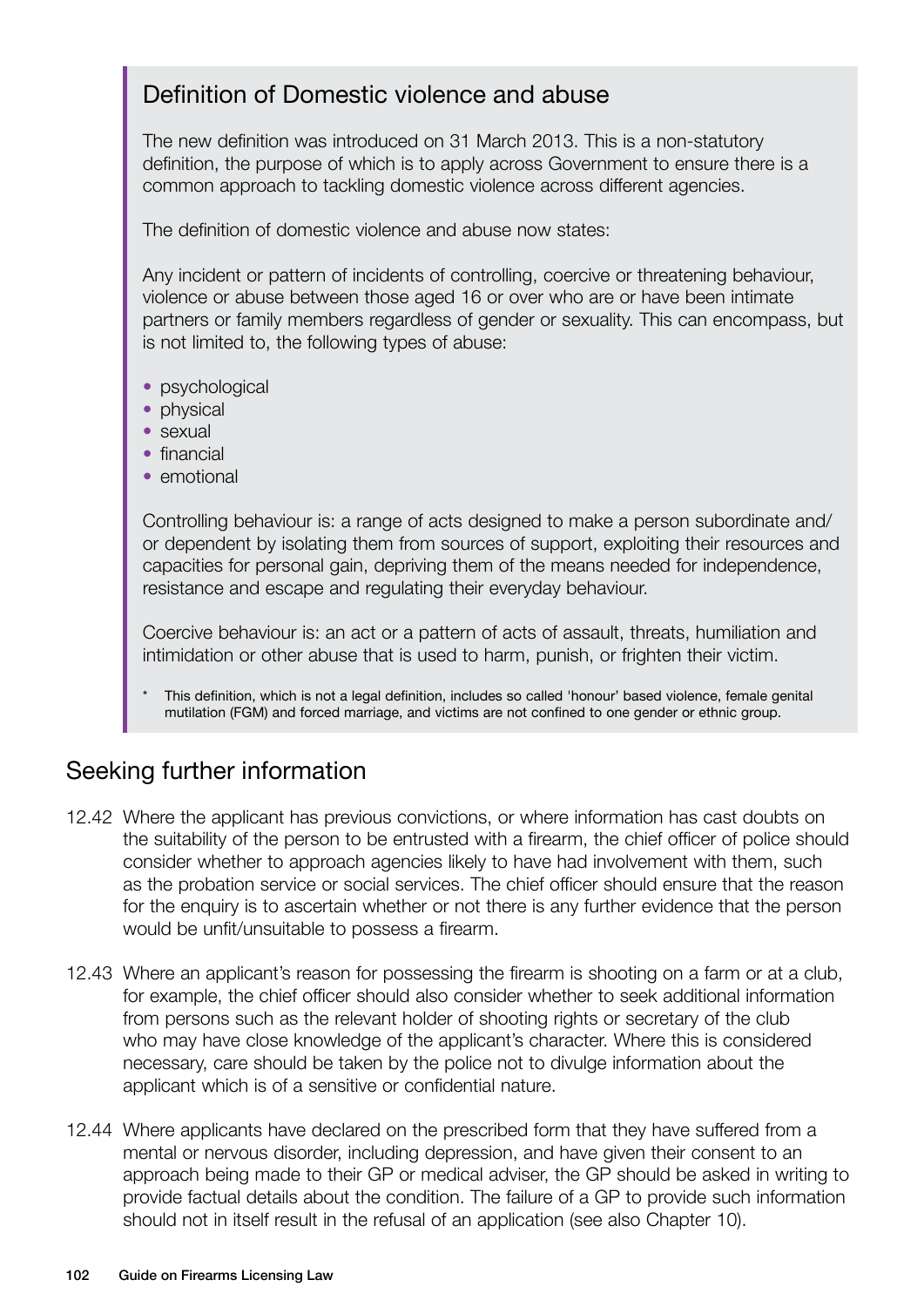## Definition of Domestic violence and abuse

The new definition was introduced on 31 March 2013. This is a non-statutory definition, the purpose of which is to apply across Government to ensure there is a common approach to tackling domestic violence across different agencies.

The definition of domestic violence and abuse now states:

Any incident or pattern of incidents of controlling, coercive or threatening behaviour, violence or abuse between those aged 16 or over who are or have been intimate partners or family members regardless of gender or sexuality. This can encompass, but is not limited to, the following types of abuse:

- psychological
- physical
- sexual
- financial
- emotional

Controlling behaviour is: a range of acts designed to make a person subordinate and/or dependent by isolating them from sources of support, exploiting their resources and capacities for personal gain, depriving them of the means needed for independence, resistance and escape and regulating their everyday behaviour.

Coercive behaviour is: an act or a pattern of acts of assault, threats, humiliation and intimidation or other abuse that is used to harm, punish, or frighten their victim.

\* This definition, which is not a legal definition, includes so called 'honour' based violence, female genital mutilation (FGM) and forced marriage, and victims are not confined to one gender or ethnic group.

## Seeking further information

12.42 Where the applicant has previous convictions, or where information has cast doubts on the suitability of the person to be entrusted with a firearm, the chief officer of police should consider whether to approach agencies likely to have had involvement with them, such as the probation service or social services. The chief officer should ensure that the reason for the enquiry is to ascertain whether or not there is any further evidence that the person would be unfit/unsuitable to possess a firearm.

12.43 Where an applicant's reason for possessing the firearm is shooting on a farm or at a club, for example, the chief officer should also consider whether to seek additional information from persons such as the relevant holder of shooting rights or secretary of the club who may have close knowledge of the applicant's character. Where this is considered necessary, care should be taken by the police not to divulge information about the applicant which is of a sensitive or confidential nature.

12.44 Where applicants have declared on the prescribed form that they have suffered from a mental or nervous disorder, including depression, and have given their consent to an approach being made to their GP or medical adviser, the GP should be asked in writing to provide factual details about the condition. The failure of a GP to provide such information should not in itself result in the refusal of an application (see also Chapter 10).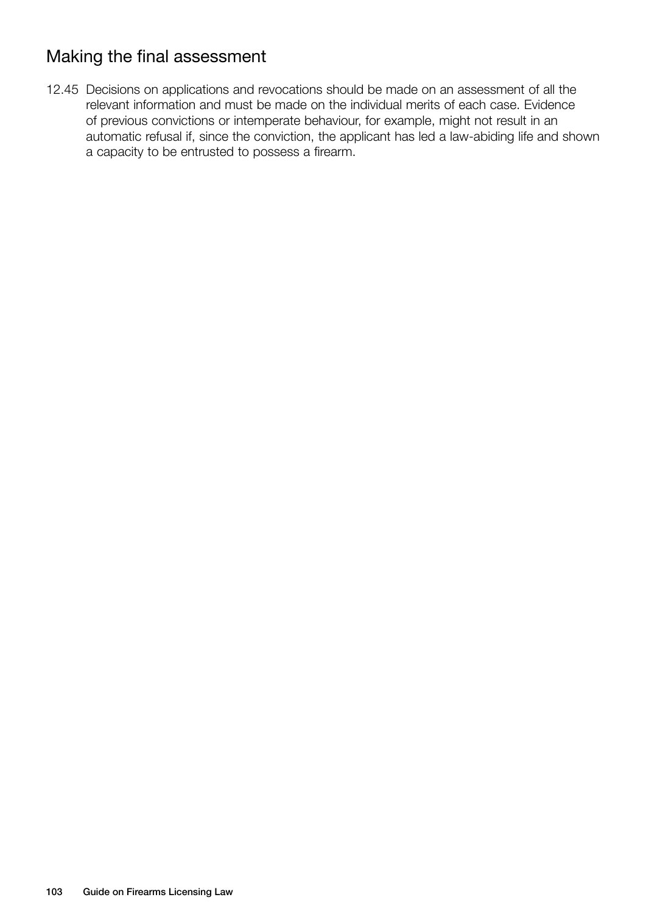## Making the final assessment

12.45 Decisions on applications and revocations should be made on an assessment of all the relevant information and must be made on the individual merits of each case. Evidence of previous convictions or intemperate behaviour, for example, might not result in an automatic refusal if, since the conviction, the applicant has led a law-abiding life and shown a capacity to be entrusted to possess a firearm.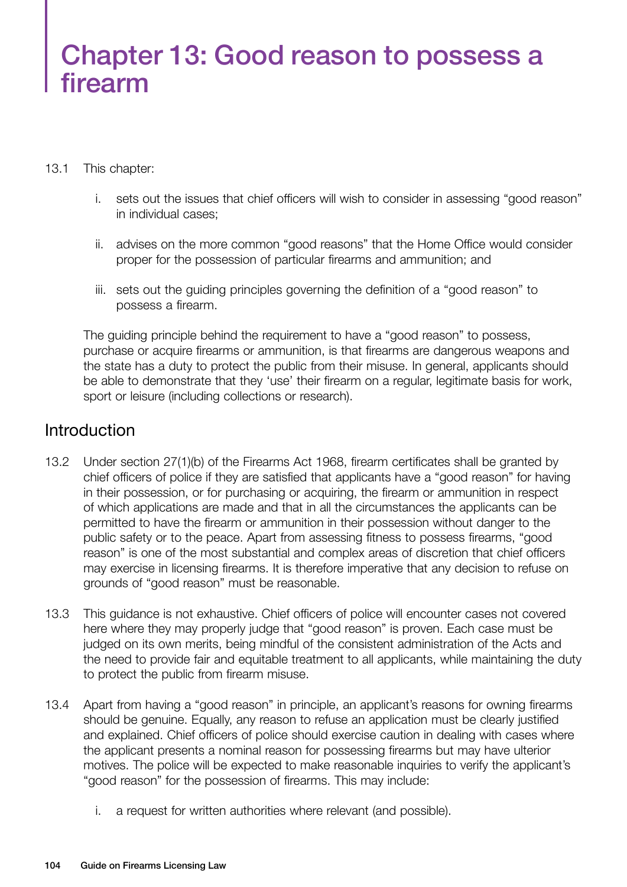# Chapter 13: Good reason to possess a firearm

13.1 This chapter:

i. sets out the issues that chief officers will wish to consider in assessing "good reason" in individual cases;

ii. advises on the more common "good reasons" that the Home Office would consider proper for the possession of particular firearms and ammunition; and

iii. sets out the guiding principles governing the definition of a "good reason" to possess a firearm.

The guiding principle behind the requirement to have a "good reason" to possess, purchase or acquire firearms or ammunition, is that firearms are dangerous weapons and the state has a duty to protect the public from their misuse. In general, applicants should be able to demonstrate that they 'use' their firearm on a regular, legitimate basis for work, sport or leisure (including collections or research).

## Introduction

13.2 Under section 27(1)(b) of the Firearms Act 1968, firearm certificates shall be granted by chief officers of police if they are satisfied that applicants have a "good reason" for having in their possession, or for purchasing or acquiring, the firearm or ammunition in respect of which applications are made and that in all the circumstances the applicants can be permitted to have the firearm or ammunition in their possession without danger to the public safety or to the peace. Apart from assessing fitness to possess firearms, "good reason" is one of the most substantial and complex areas of discretion that chief officers may exercise in licensing firearms. It is therefore imperative that any decision to refuse on grounds of "good reason" must be reasonable.

13.3 This guidance is not exhaustive. Chief officers of police will encounter cases not covered here where they may properly judge that "good reason" is proven. Each case must be judged on its own merits, being mindful of the consistent administration of the Acts and the need to provide fair and equitable treatment to all applicants, while maintaining the duty to protect the public from firearm misuse.

13.4 Apart from having a "good reason" in principle, an applicant's reasons for owning firearms should be genuine. Equally, any reason to refuse an application must be clearly justified and explained. Chief officers of police should exercise caution in dealing with cases where the applicant presents a nominal reason for possessing firearms but may have ulterior motives. The police will be expected to make reasonable inquiries to verify the applicant's "good reason" for the possession of firearms. This may include:

i. a request for written authorities where relevant (and possible).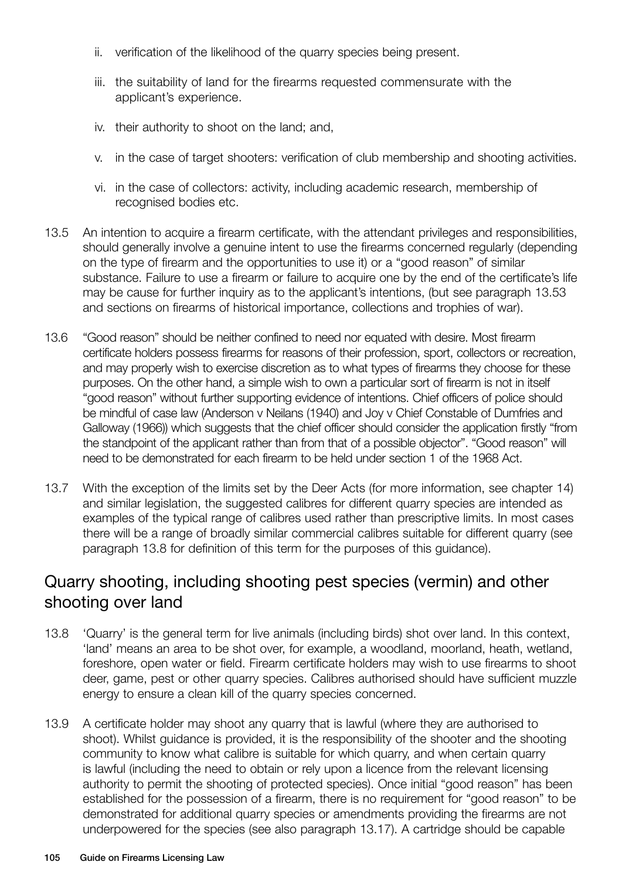ii. verification of the likelihood of the quarry species being present.

iii. the suitability of land for the firearms requested commensurate with the applicant's experience.

iv. their authority to shoot on the land; and,

v. in the case of target shooters: verification of club membership and shooting activities.

vi. in the case of collectors: activity, including academic research, membership of recognised bodies etc.

13.5 An intention to acquire a firearm certificate, with the attendant privileges and responsibilities, should generally involve a genuine intent to use the firearms concerned regularly (depending on the type of firearm and the opportunities to use it) or a "good reason" of similar substance. Failure to use a firearm or failure to acquire one by the end of the certificate's life may be cause for further inquiry as to the applicant's intentions, (but see paragraph 13.53 and sections on firearms of historical importance, collections and trophies of war).

13.6 "Good reason" should be neither confined to need nor equated with desire. Most firearm certificate holders possess firearms for reasons of their profession, sport, collectors or recreation, and may properly wish to exercise discretion as to what types of firearms they choose for these purposes. On the other hand, a simple wish to own a particular sort of firearm is not in itself "good reason" without further supporting evidence of intentions. Chief officers of police should be mindful of case law (Anderson v Neilans (1940) and Joy v Chief Constable of Dumfries and Galloway (1966)) which suggests that the chief officer should consider the application firstly "from the standpoint of the applicant rather than from that of a possible objector". "Good reason" will need to be demonstrated for each firearm to be held under section 1 of the 1968 Act.

13.7 With the exception of the limits set by the Deer Acts (for more information, see chapter 14) and similar legislation, the suggested calibres for different quarry species are intended as examples of the typical range of calibres used rather than prescriptive limits. In most cases there will be a range of broadly similar commercial calibres suitable for different quarry (see paragraph 13.8 for definition of this term for the purposes of this guidance).

## Quarry shooting, including shooting pest species (vermin) and other shooting over land

13.8 'Quarry' is the general term for live animals (including birds) shot over land. In this context, 'land' means an area to be shot over, for example, a woodland, moorland, heath, wetland, foreshore, open water or field. Firearm certificate holders may wish to use firearms to shoot deer, game, pest or other quarry species. Calibres authorised should have sufficient muzzle energy to ensure a clean kill of the quarry species concerned.

13.9 A certificate holder may shoot any quarry that is lawful (where they are authorised to shoot). Whilst guidance is provided, it is the responsibility of the shooter and the shooting community to know what calibre is suitable for which quarry, and when certain quarry is lawful (including the need to obtain or rely upon a licence from the relevant licensing authority to permit the shooting of protected species). Once initial "good reason" has been established for the possession of a firearm, there is no requirement for "good reason" to be demonstrated for additional quarry species or amendments providing the firearms are not underpowered for the species (see also paragraph 13.17). A cartridge should be capable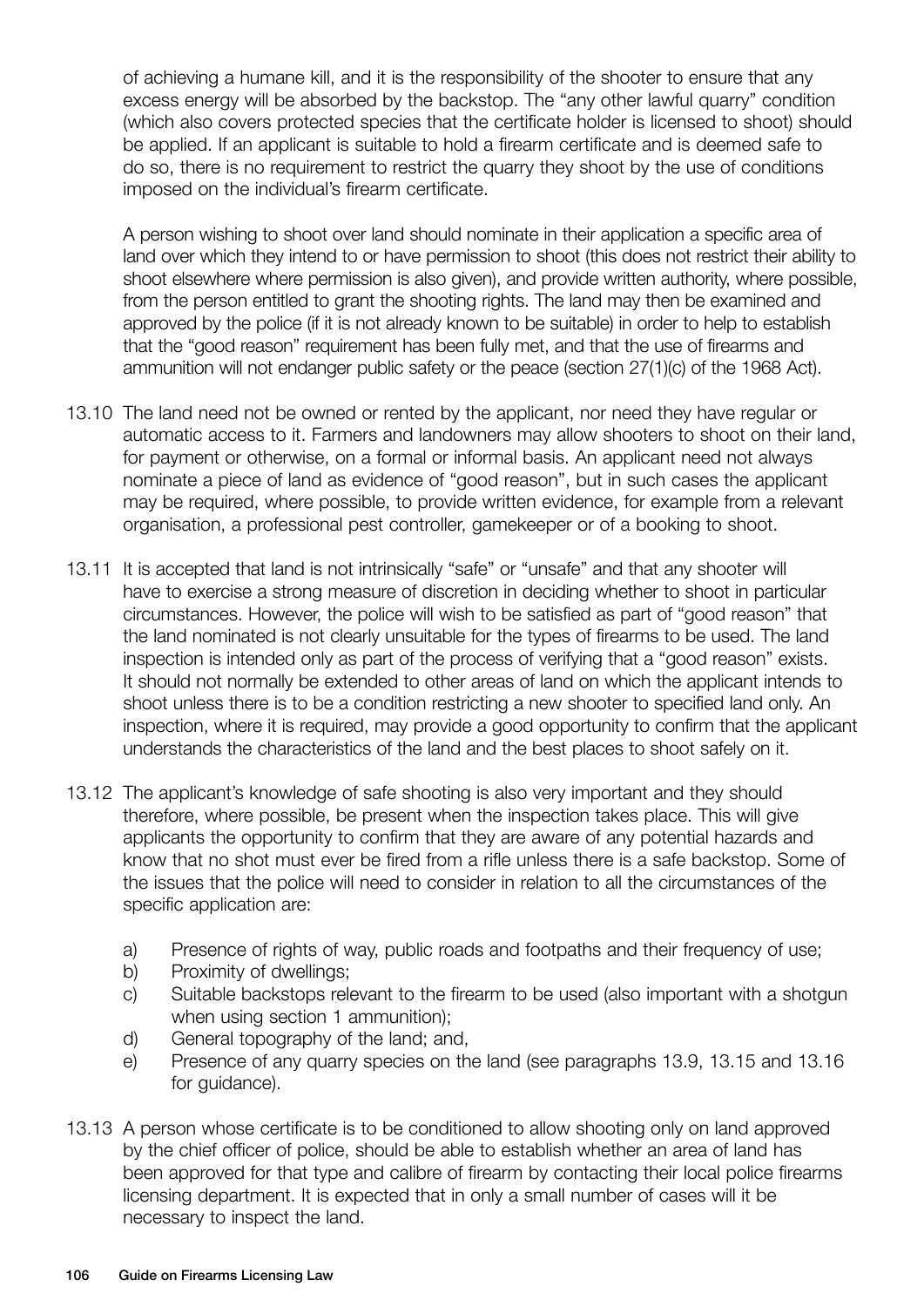of achieving a humane kill, and it is the responsibility of the shooter to ensure that any excess energy will be absorbed by the backstop. The "any other lawful quarry" condition (which also covers protected species that the certificate holder is licensed to shoot) should be applied. If an applicant is suitable to hold a firearm certificate and is deemed safe to do so, there is no requirement to restrict the quarry they shoot by the use of conditions imposed on the individual's firearm certificate.

A person wishing to shoot over land should nominate in their application a specific area of land over which they intend to or have permission to shoot (this does not restrict their ability to shoot elsewhere where permission is also given), and provide written authority, where possible, from the person entitled to grant the shooting rights. The land may then be examined and approved by the police (if it is not already known to be suitable) in order to help to establish that the "good reason" requirement has been fully met, and that the use of firearms and ammunition will not endanger public safety or the peace (section 27(1)(c) of the 1968 Act).

13.10 The land need not be owned or rented by the applicant, nor need they have regular or automatic access to it. Farmers and landowners may allow shooters to shoot on their land, for payment or otherwise, on a formal or informal basis. An applicant need not always nominate a piece of land as evidence of "good reason", but in such cases the applicant may be required, where possible, to provide written evidence, for example from a relevant organisation, a professional pest controller, gamekeeper or of a booking to shoot.

13.11 It is accepted that land is not intrinsically "safe" or "unsafe" and that any shooter will have to exercise a strong measure of discretion in deciding whether to shoot in particular circumstances. However, the police will wish to be satisfied as part of "good reason" that the land nominated is not clearly unsuitable for the types of firearms to be used. The land inspection is intended only as part of the process of verifying that a "good reason" exists. It should not normally be extended to other areas of land on which the applicant intends to shoot unless there is to be a condition restricting a new shooter to specified land only. An inspection, where it is required, may provide a good opportunity to confirm that the applicant understands the characteristics of the land and the best places to shoot safely on it.

13.12 The applicant's knowledge of safe shooting is also very important and they should therefore, where possible, be present when the inspection takes place. This will give applicants the opportunity to confirm that they are aware of any potential hazards and know that no shot must ever be fired from a rifle unless there is a safe backstop. Some of the issues that the police will need to consider in relation to all the circumstances of the specific application are:

a) Presence of rights of way, public roads and footpaths and their frequency of use;
b) Proximity of dwellings;
c) Suitable backstops relevant to the firearm to be used (also important with a shotgun when using section 1 ammunition);
d) General topography of the land; and,
e) Presence of any quarry species on the land (see paragraphs 13.9, 13.15 and 13.16 for guidance).

13.13 A person whose certificate is to be conditioned to allow shooting only on land approved by the chief officer of police, should be able to establish whether an area of land has been approved for that type and calibre of firearm by contacting their local police firearms licensing department. It is expected that in only a small number of cases will it be necessary to inspect the land.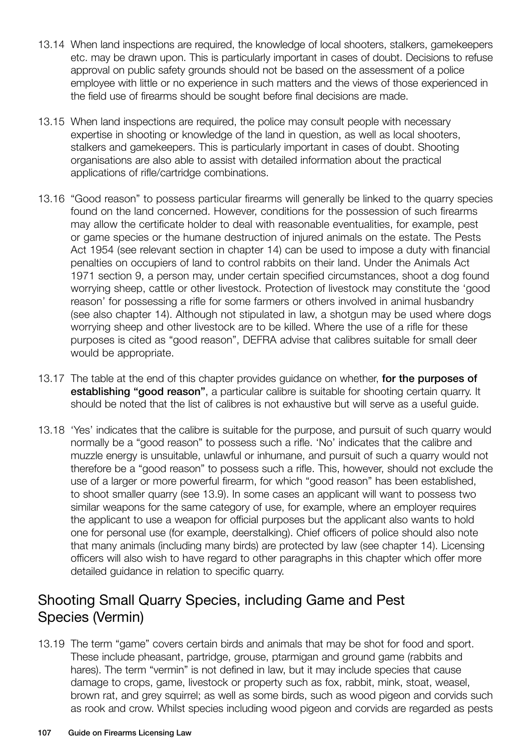13.14 When land inspections are required, the knowledge of local shooters, stalkers, gamekeepers etc. may be drawn upon. This is particularly important in cases of doubt. Decisions to refuse approval on public safety grounds should not be based on the assessment of a police employee with little or no experience in such matters and the views of those experienced in the field use of firearms should be sought before final decisions are made.

13.15 When land inspections are required, the police may consult people with necessary expertise in shooting or knowledge of the land in question, as well as local shooters, stalkers and gamekeepers. This is particularly important in cases of doubt. Shooting organisations are also able to assist with detailed information about the practical applications of rifle/cartridge combinations.

13.16 "Good reason" to possess particular firearms will generally be linked to the quarry species found on the land concerned. However, conditions for the possession of such firearms may allow the certificate holder to deal with reasonable eventualities, for example, pest or game species or the humane destruction of injured animals on the estate. The Pests Act 1954 (see relevant section in chapter 14) can be used to impose a duty with financial penalties on occupiers of land to control rabbits on their land. Under the Animals Act 1971 section 9, a person may, under certain specified circumstances, shoot a dog found worrying sheep, cattle or other livestock. Protection of livestock may constitute the 'good reason' for possessing a rifle for some farmers or others involved in animal husbandry (see also chapter 14). Although not stipulated in law, a shotgun may be used where dogs worrying sheep and other livestock are to be killed. Where the use of a rifle for these purposes is cited as "good reason", DEFRA advise that calibres suitable for small deer would be appropriate.

13.17 The table at the end of this chapter provides guidance on whether, **for the purposes of establishing "good reason"**, a particular calibre is suitable for shooting certain quarry. It should be noted that the list of calibres is not exhaustive but will serve as a useful guide.

13.18 'Yes' indicates that the calibre is suitable for the purpose, and pursuit of such quarry would normally be a "good reason" to possess such a rifle. 'No' indicates that the calibre and muzzle energy is unsuitable, unlawful or inhumane, and pursuit of such a quarry would not therefore be a "good reason" to possess such a rifle. This, however, should not exclude the use of a larger or more powerful firearm, for which "good reason" has been established, to shoot smaller quarry (see 13.9). In some cases an applicant will want to possess two similar weapons for the same category of use, for example, where an employer requires the applicant to use a weapon for official purposes but the applicant also wants to hold one for personal use (for example, deerstalking). Chief officers of police should also note that many animals (including many birds) are protected by law (see chapter 14). Licensing officers will also wish to have regard to other paragraphs in this chapter which offer more detailed guidance in relation to specific quarry.

## Shooting Small Quarry Species, including Game and Pest Species (Vermin)

13.19 The term "game" covers certain birds and animals that may be shot for food and sport. These include pheasant, partridge, grouse, ptarmigan and ground game (rabbits and hares). The term "vermin" is not defined in law, but it may include species that cause damage to crops, game, livestock or property such as fox, rabbit, mink, stoat, weasel, brown rat, and grey squirrel; as well as some birds, such as wood pigeon and corvids such as rook and crow. Whilst species including wood pigeon and corvids are regarded as pests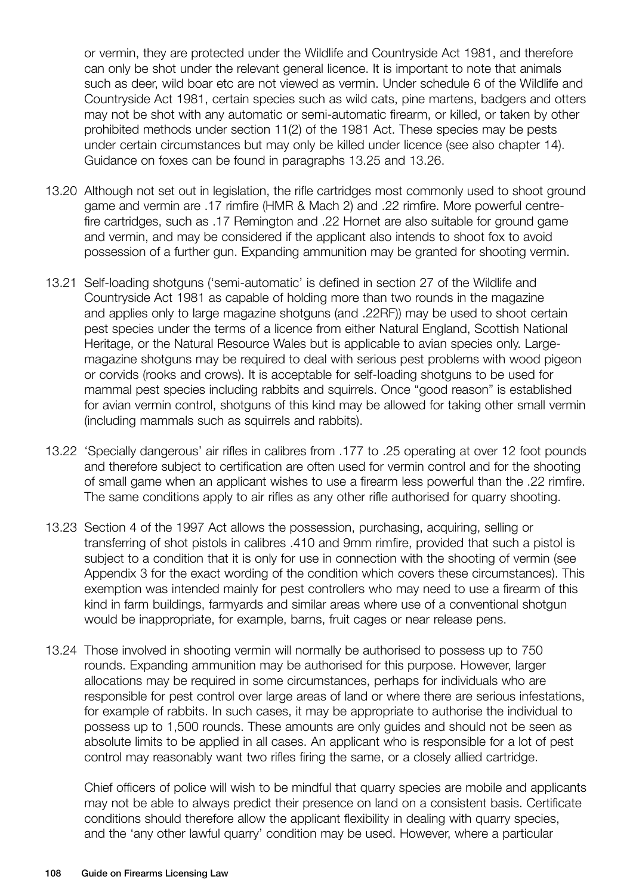or vermin, they are protected under the Wildlife and Countryside Act 1981, and therefore can only be shot under the relevant general licence. It is important to note that animals such as deer, wild boar etc are not viewed as vermin. Under schedule 6 of the Wildlife and Countryside Act 1981, certain species such as wild cats, pine martens, badgers and otters may not be shot with any automatic or semi-automatic firearm, or killed, or taken by other prohibited methods under section 11(2) of the 1981 Act. These species may be pests under certain circumstances but may only be killed under licence (see also chapter 14). Guidance on foxes can be found in paragraphs 13.25 and 13.26.

13.20 Although not set out in legislation, the rifle cartridges most commonly used to shoot ground game and vermin are .17 rimfire (HMR & Mach 2) and .22 rimfire. More powerful centre-fire cartridges, such as .17 Remington and .22 Hornet are also suitable for ground game and vermin, and may be considered if the applicant also intends to shoot fox to avoid possession of a further gun. Expanding ammunition may be granted for shooting vermin.

13.21 Self-loading shotguns ('semi-automatic' is defined in section 27 of the Wildlife and Countryside Act 1981 as capable of holding more than two rounds in the magazine and applies only to large magazine shotguns (and .22RF)) may be used to shoot certain pest species under the terms of a licence from either Natural England, Scottish National Heritage, or the Natural Resource Wales but is applicable to avian species only. Large-magazine shotguns may be required to deal with serious pest problems with wood pigeon or corvids (rooks and crows). It is acceptable for self-loading shotguns to be used for mammal pest species including rabbits and squirrels. Once "good reason" is established for avian vermin control, shotguns of this kind may be allowed for taking other small vermin (including mammals such as squirrels and rabbits).

13.22 'Specially dangerous' air rifles in calibres from .177 to .25 operating at over 12 foot pounds and therefore subject to certification are often used for vermin control and for the shooting of small game when an applicant wishes to use a firearm less powerful than the .22 rimfire. The same conditions apply to air rifles as any other rifle authorised for quarry shooting.

13.23 Section 4 of the 1997 Act allows the possession, purchasing, acquiring, selling or transferring of shot pistols in calibres .410 and 9mm rimfire, provided that such a pistol is subject to a condition that it is only for use in connection with the shooting of vermin (see Appendix 3 for the exact wording of the condition which covers these circumstances). This exemption was intended mainly for pest controllers who may need to use a firearm of this kind in farm buildings, farmyards and similar areas where use of a conventional shotgun would be inappropriate, for example, barns, fruit cages or near release pens.

13.24 Those involved in shooting vermin will normally be authorised to possess up to 750 rounds. Expanding ammunition may be authorised for this purpose. However, larger allocations may be required in some circumstances, perhaps for individuals who are responsible for pest control over large areas of land or where there are serious infestations, for example of rabbits. In such cases, it may be appropriate to authorise the individual to possess up to 1,500 rounds. These amounts are only guides and should not be seen as absolute limits to be applied in all cases. An applicant who is responsible for a lot of pest control may reasonably want two rifles firing the same, or a closely allied cartridge.

Chief officers of police will wish to be mindful that quarry species are mobile and applicants may not be able to always predict their presence on land on a consistent basis. Certificate conditions should therefore allow the applicant flexibility in dealing with quarry species, and the 'any other lawful quarry' condition may be used. However, where a particular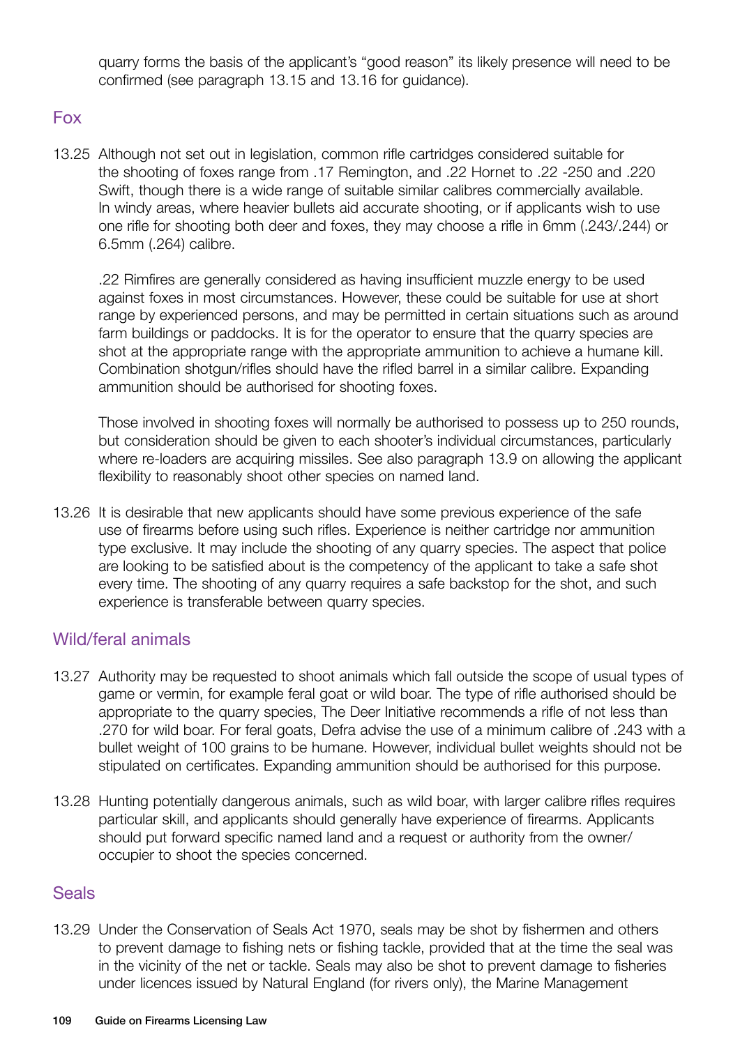quarry forms the basis of the applicant's "good reason" its likely presence will need to be confirmed (see paragraph 13.15 and 13.16 for guidance).

## Fox

13.25 Although not set out in legislation, common rifle cartridges considered suitable for the shooting of foxes range from .17 Remington, and .22 Hornet to .22 -250 and .220 Swift, though there is a wide range of suitable similar calibres commercially available. In windy areas, where heavier bullets aid accurate shooting, or if applicants wish to use one rifle for shooting both deer and foxes, they may choose a rifle in 6mm (.243/.244) or 6.5mm (.264) calibre.

.22 Rimfires are generally considered as having insufficient muzzle energy to be used against foxes in most circumstances. However, these could be suitable for use at short range by experienced persons, and may be permitted in certain situations such as around farm buildings or paddocks. It is for the operator to ensure that the quarry species are shot at the appropriate range with the appropriate ammunition to achieve a humane kill. Combination shotgun/rifles should have the rifled barrel in a similar calibre. Expanding ammunition should be authorised for shooting foxes.

Those involved in shooting foxes will normally be authorised to possess up to 250 rounds, but consideration should be given to each shooter's individual circumstances, particularly where re-loaders are acquiring missiles. See also paragraph 13.9 on allowing the applicant flexibility to reasonably shoot other species on named land.

13.26 It is desirable that new applicants should have some previous experience of the safe use of firearms before using such rifles. Experience is neither cartridge nor ammunition type exclusive. It may include the shooting of any quarry species. The aspect that police are looking to be satisfied about is the competency of the applicant to take a safe shot every time. The shooting of any quarry requires a safe backstop for the shot, and such experience is transferable between quarry species.

## Wild/feral animals

13.27 Authority may be requested to shoot animals which fall outside the scope of usual types of game or vermin, for example feral goat or wild boar. The type of rifle authorised should be appropriate to the quarry species, The Deer Initiative recommends a rifle of not less than .270 for wild boar. For feral goats, Defra advise the use of a minimum calibre of .243 with a bullet weight of 100 grains to be humane. However, individual bullet weights should not be stipulated on certificates. Expanding ammunition should be authorised for this purpose.

13.28 Hunting potentially dangerous animals, such as wild boar, with larger calibre rifles requires particular skill, and applicants should generally have experience of firearms. Applicants should put forward specific named land and a request or authority from the owner/ occupier to shoot the species concerned.

## Seals

13.29 Under the Conservation of Seals Act 1970, seals may be shot by fishermen and others to prevent damage to fishing nets or fishing tackle, provided that at the time the seal was in the vicinity of the net or tackle. Seals may also be shot to prevent damage to fisheries under licences issued by Natural England (for rivers only), the Marine Management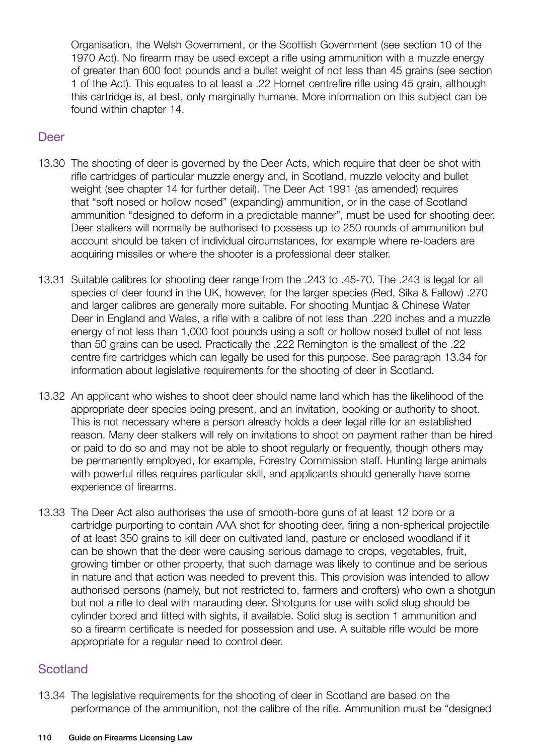Organisation, the Welsh Government, or the Scottish Government (see section 10 of the 1970 Act). No firearm may be used except a rifle using ammunition with a muzzle energy of greater than 600 foot pounds and a bullet weight of not less than 45 grains (see section 1 of the Act). This equates to at least a .22 Hornet centrefire rifle using 45 grain, although this cartridge is, at best, only marginally humane. More information on this subject can be found within chapter 14.

## Deer

13.30 The shooting of deer is governed by the Deer Acts, which require that deer be shot with rifle cartridges of particular muzzle energy and, in Scotland, muzzle velocity and bullet weight (see chapter 14 for further detail). The Deer Act 1991 (as amended) requires that "soft nosed or hollow nosed" (expanding) ammunition, or in the case of Scotland ammunition "designed to deform in a predictable manner", must be used for shooting deer. Deer stalkers will normally be authorised to possess up to 250 rounds of ammunition but account should be taken of individual circumstances, for example where re-loaders are acquiring missiles or where the shooter is a professional deer stalker.

13.31 Suitable calibres for shooting deer range from the .243 to .45-70. The .243 is legal for all species of deer found in the UK, however, for the larger species (Red, Sika & Fallow) .270 and larger calibres are generally more suitable. For shooting Muntjac & Chinese Water Deer in England and Wales, a rifle with a calibre of not less than .220 inches and a muzzle energy of not less than 1,000 foot pounds using a soft or hollow nosed bullet of not less than 50 grains can be used. Practically the .222 Remington is the smallest of the .22 centre fire cartridges which can legally be used for this purpose. See paragraph 13.34 for information about legislative requirements for the shooting of deer in Scotland.

13.32 An applicant who wishes to shoot deer should name land which has the likelihood of the appropriate deer species being present, and an invitation, booking or authority to shoot. This is not necessary where a person already holds a deer legal rifle for an established reason. Many deer stalkers will rely on invitations to shoot on payment rather than be hired or paid to do so and may not be able to shoot regularly or frequently, though others may be permanently employed, for example, Forestry Commission staff. Hunting large animals with powerful rifles requires particular skill, and applicants should generally have some experience of firearms.

13.33 The Deer Act also authorises the use of smooth-bore guns of at least 12 bore or a cartridge purporting to contain AAA shot for shooting deer, firing a non-spherical projectile of at least 350 grains to kill deer on cultivated land, pasture or enclosed woodland if it can be shown that the deer were causing serious damage to crops, vegetables, fruit, growing timber or other property, that such damage was likely to continue and be serious in nature and that action was needed to prevent this. This provision was intended to allow authorised persons (namely, but not restricted to, farmers and crofters) who own a shotgun but not a rifle to deal with marauding deer. Shotguns for use with solid slug should be cylinder bored and fitted with sights, if available. Solid slug is section 1 ammunition and so a firearm certificate is needed for possession and use. A suitable rifle would be more appropriate for a regular need to control deer.

## Scotland

13.34 The legislative requirements for the shooting of deer in Scotland are based on the performance of the ammunition, not the calibre of the rifle. Ammunition must be "designed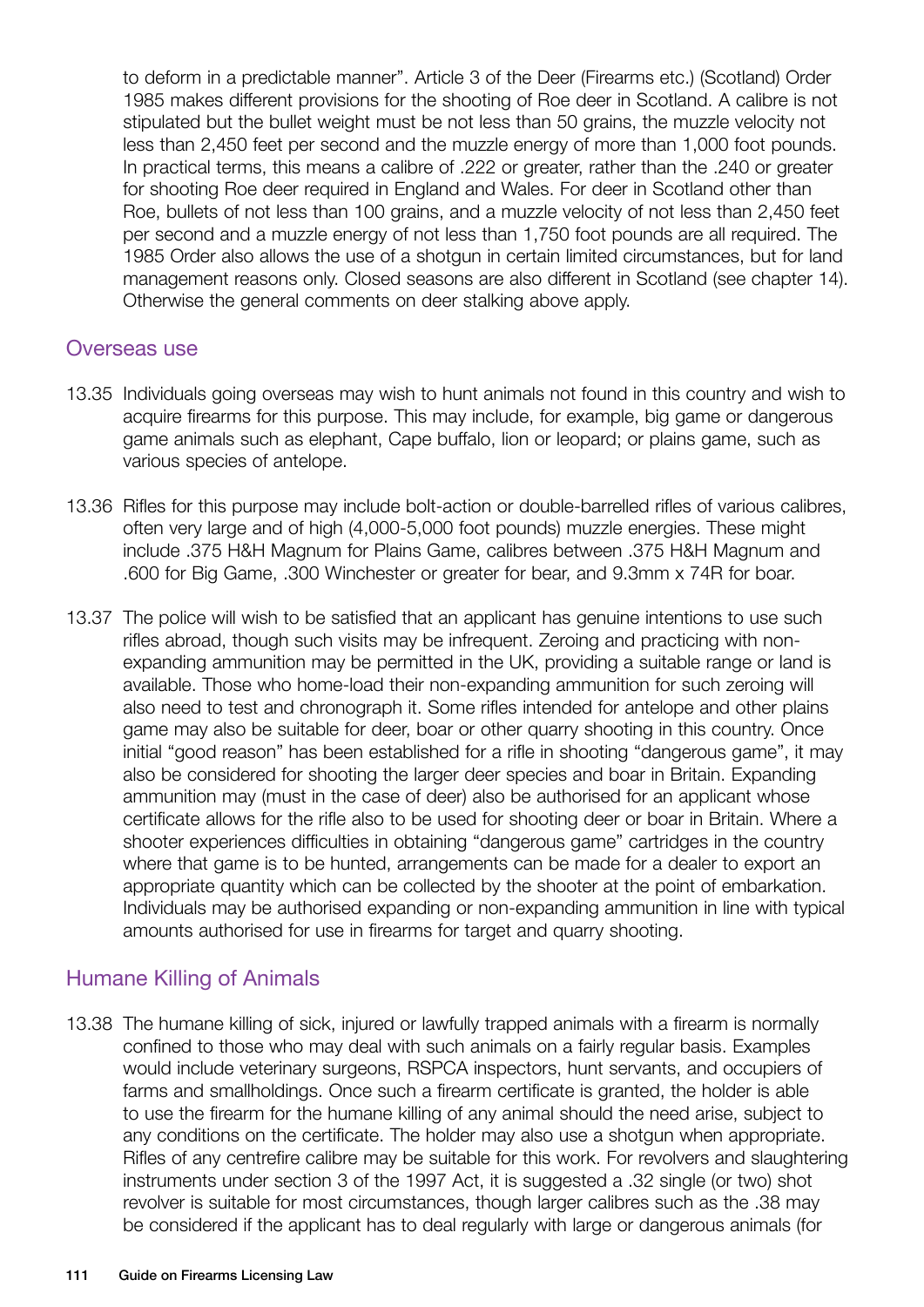to deform in a predictable manner". Article 3 of the Deer (Firearms etc.) (Scotland) Order 1985 makes different provisions for the shooting of Roe deer in Scotland. A calibre is not stipulated but the bullet weight must be not less than 50 grains, the muzzle velocity not less than 2,450 feet per second and the muzzle energy of more than 1,000 foot pounds. In practical terms, this means a calibre of .222 or greater, rather than the .240 or greater for shooting Roe deer required in England and Wales. For deer in Scotland other than Roe, bullets of not less than 100 grains, and a muzzle velocity of not less than 2,450 feet per second and a muzzle energy of not less than 1,750 foot pounds are all required. The 1985 Order also allows the use of a shotgun in certain limited circumstances, but for land management reasons only. Closed seasons are also different in Scotland (see chapter 14). Otherwise the general comments on deer stalking above apply.

## Overseas use

13.35 Individuals going overseas may wish to hunt animals not found in this country and wish to acquire firearms for this purpose. This may include, for example, big game or dangerous game animals such as elephant, Cape buffalo, lion or leopard; or plains game, such as various species of antelope.

13.36 Rifles for this purpose may include bolt-action or double-barrelled rifles of various calibres, often very large and of high (4,000-5,000 foot pounds) muzzle energies. These might include .375 H&H Magnum for Plains Game, calibres between .375 H&H Magnum and .600 for Big Game, .300 Winchester or greater for bear, and 9.3mm x 74R for boar.

13.37 The police will wish to be satisfied that an applicant has genuine intentions to use such rifles abroad, though such visits may be infrequent. Zeroing and practicing with non-expanding ammunition may be permitted in the UK, providing a suitable range or land is available. Those who home-load their non-expanding ammunition for such zeroing will also need to test and chronograph it. Some rifles intended for antelope and other plains game may also be suitable for deer, boar or other quarry shooting in this country. Once initial "good reason" has been established for a rifle in shooting "dangerous game", it may also be considered for shooting the larger deer species and boar in Britain. Expanding ammunition may (must in the case of deer) also be authorised for an applicant whose certificate allows for the rifle also to be used for shooting deer or boar in Britain. Where a shooter experiences difficulties in obtaining "dangerous game" cartridges in the country where that game is to be hunted, arrangements can be made for a dealer to export an appropriate quantity which can be collected by the shooter at the point of embarkation. Individuals may be authorised expanding or non-expanding ammunition in line with typical amounts authorised for use in firearms for target and quarry shooting.

## Humane Killing of Animals

13.38 The humane killing of sick, injured or lawfully trapped animals with a firearm is normally confined to those who may deal with such animals on a fairly regular basis. Examples would include veterinary surgeons, RSPCA inspectors, hunt servants, and occupiers of farms and smallholdings. Once such a firearm certificate is granted, the holder is able to use the firearm for the humane killing of any animal should the need arise, subject to any conditions on the certificate. The holder may also use a shotgun when appropriate. Rifles of any centrefire calibre may be suitable for this work. For revolvers and slaughtering instruments under section 3 of the 1997 Act, it is suggested a .32 single (or two) shot revolver is suitable for most circumstances, though larger calibres such as the .38 may be considered if the applicant has to deal regularly with large or dangerous animals (for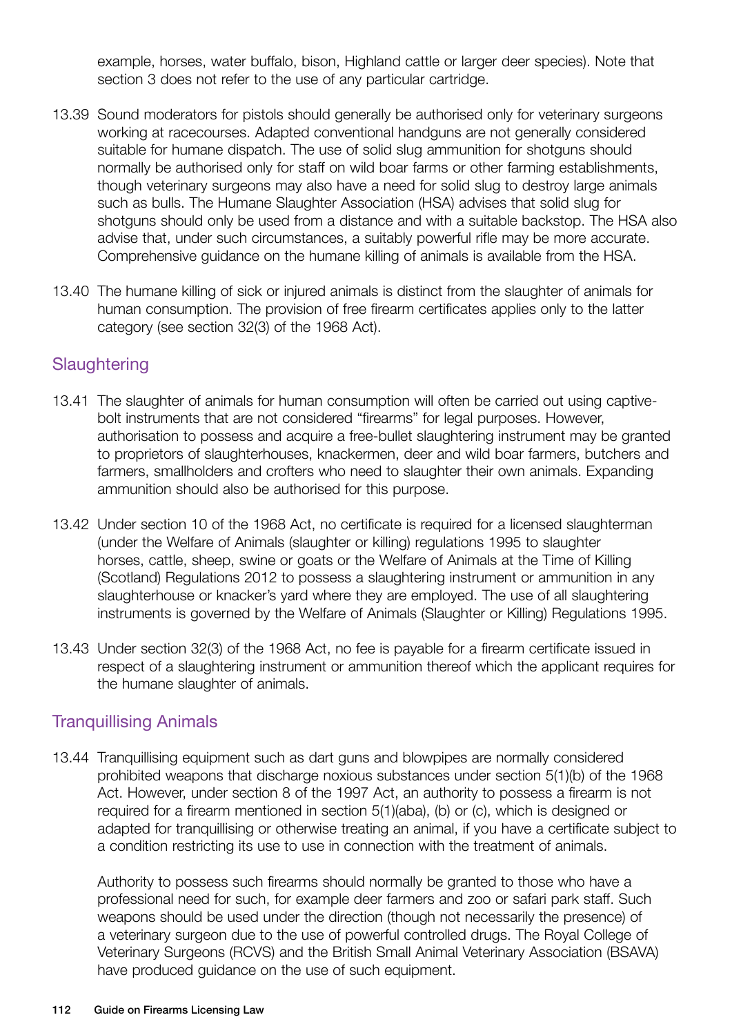example, horses, water buffalo, bison, Highland cattle or larger deer species). Note that section 3 does not refer to the use of any particular cartridge.

13.39 Sound moderators for pistols should generally be authorised only for veterinary surgeons working at racecourses. Adapted conventional handguns are not generally considered suitable for humane dispatch. The use of solid slug ammunition for shotguns should normally be authorised only for staff on wild boar farms or other farming establishments, though veterinary surgeons may also have a need for solid slug to destroy large animals such as bulls. The Humane Slaughter Association (HSA) advises that solid slug for shotguns should only be used from a distance and with a suitable backstop. The HSA also advise that, under such circumstances, a suitably powerful rifle may be more accurate. Comprehensive guidance on the humane killing of animals is available from the HSA.

13.40 The humane killing of sick or injured animals is distinct from the slaughter of animals for human consumption. The provision of free firearm certificates applies only to the latter category (see section 32(3) of the 1968 Act).

## Slaughtering

13.41 The slaughter of animals for human consumption will often be carried out using captive-bolt instruments that are not considered "firearms" for legal purposes. However, authorisation to possess and acquire a free-bullet slaughtering instrument may be granted to proprietors of slaughterhouses, knackermen, deer and wild boar farmers, butchers and farmers, smallholders and crofters who need to slaughter their own animals. Expanding ammunition should also be authorised for this purpose.

13.42 Under section 10 of the 1968 Act, no certificate is required for a licensed slaughterman (under the Welfare of Animals (slaughter or killing) regulations 1995 to slaughter horses, cattle, sheep, swine or goats or the Welfare of Animals at the Time of Killing (Scotland) Regulations 2012 to possess a slaughtering instrument or ammunition in any slaughterhouse or knacker's yard where they are employed. The use of all slaughtering instruments is governed by the Welfare of Animals (Slaughter or Killing) Regulations 1995.

13.43 Under section 32(3) of the 1968 Act, no fee is payable for a firearm certificate issued in respect of a slaughtering instrument or ammunition thereof which the applicant requires for the humane slaughter of animals.

## Tranquillising Animals

13.44 Tranquillising equipment such as dart guns and blowpipes are normally considered prohibited weapons that discharge noxious substances under section 5(1)(b) of the 1968 Act. However, under section 8 of the 1997 Act, an authority to possess a firearm is not required for a firearm mentioned in section 5(1)(aba), (b) or (c), which is designed or adapted for tranquillising or otherwise treating an animal, if you have a certificate subject to a condition restricting its use to use in connection with the treatment of animals.

Authority to possess such firearms should normally be granted to those who have a professional need for such, for example deer farmers and zoo or safari park staff. Such weapons should be used under the direction (though not necessarily the presence) of a veterinary surgeon due to the use of powerful controlled drugs. The Royal College of Veterinary Surgeons (RCVS) and the British Small Animal Veterinary Association (BSAVA) have produced guidance on the use of such equipment.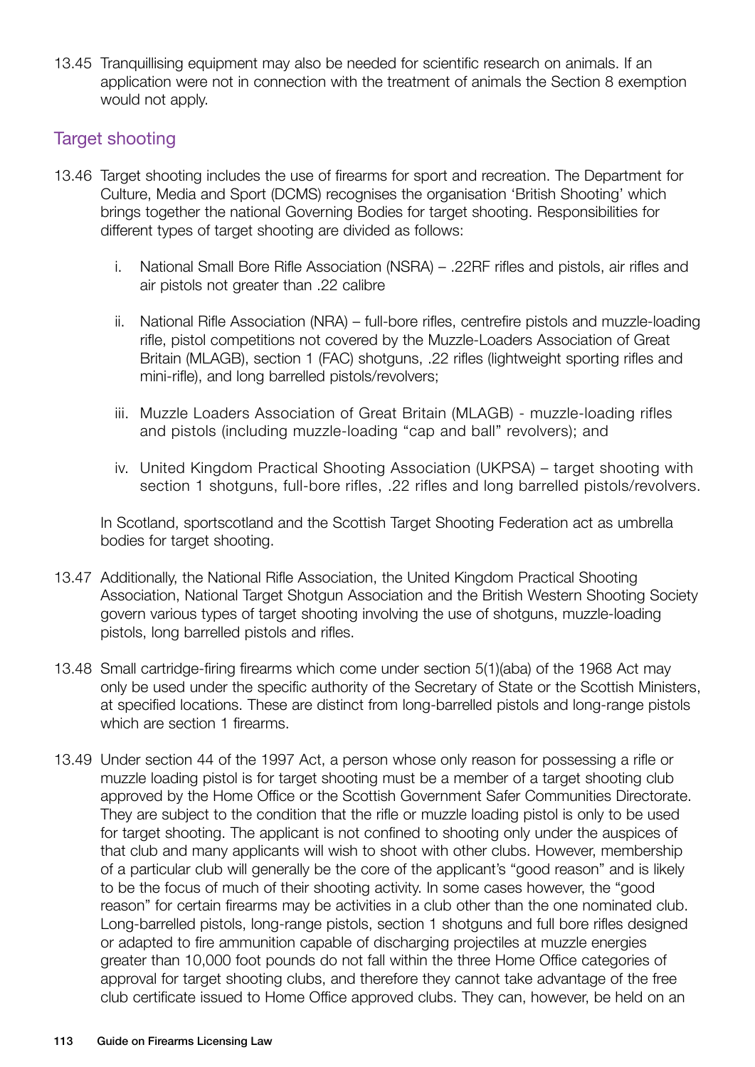13.45 Tranquillising equipment may also be needed for scientific research on animals. If an application were not in connection with the treatment of animals the Section 8 exemption would not apply.

## Target shooting

13.46 Target shooting includes the use of firearms for sport and recreation. The Department for Culture, Media and Sport (DCMS) recognises the organisation 'British Shooting' which brings together the national Governing Bodies for target shooting. Responsibilities for different types of target shooting are divided as follows:

i. National Small Bore Rifle Association (NSRA) – .22RF rifles and pistols, air rifles and air pistols not greater than .22 calibre

ii. National Rifle Association (NRA) – full-bore rifles, centrefire pistols and muzzle-loading rifle, pistol competitions not covered by the Muzzle-Loaders Association of Great Britain (MLAGB), section 1 (FAC) shotguns, .22 rifles (lightweight sporting rifles and mini-rifle), and long barrelled pistols/revolvers;

iii. Muzzle Loaders Association of Great Britain (MLAGB) - muzzle-loading rifles and pistols (including muzzle-loading "cap and ball" revolvers); and

iv. United Kingdom Practical Shooting Association (UKPSA) – target shooting with section 1 shotguns, full-bore rifles, .22 rifles and long barrelled pistols/revolvers.

In Scotland, sportscotland and the Scottish Target Shooting Federation act as umbrella bodies for target shooting.

13.47 Additionally, the National Rifle Association, the United Kingdom Practical Shooting Association, National Target Shotgun Association and the British Western Shooting Society govern various types of target shooting involving the use of shotguns, muzzle-loading pistols, long barrelled pistols and rifles.

13.48 Small cartridge-firing firearms which come under section 5(1)(aba) of the 1968 Act may only be used under the specific authority of the Secretary of State or the Scottish Ministers, at specified locations. These are distinct from long-barrelled pistols and long-range pistols which are section 1 firearms.

13.49 Under section 44 of the 1997 Act, a person whose only reason for possessing a rifle or muzzle loading pistol is for target shooting must be a member of a target shooting club approved by the Home Office or the Scottish Government Safer Communities Directorate. They are subject to the condition that the rifle or muzzle loading pistol is only to be used for target shooting. The applicant is not confined to shooting only under the auspices of that club and many applicants will wish to shoot with other clubs. However, membership of a particular club will generally be the core of the applicant's "good reason" and is likely to be the focus of much of their shooting activity. In some cases however, the "good reason" for certain firearms may be activities in a club other than the one nominated club. Long-barrelled pistols, long-range pistols, section 1 shotguns and full bore rifles designed or adapted to fire ammunition capable of discharging projectiles at muzzle energies greater than 10,000 foot pounds do not fall within the three Home Office categories of approval for target shooting clubs, and therefore they cannot take advantage of the free club certificate issued to Home Office approved clubs. They can, however, be held on an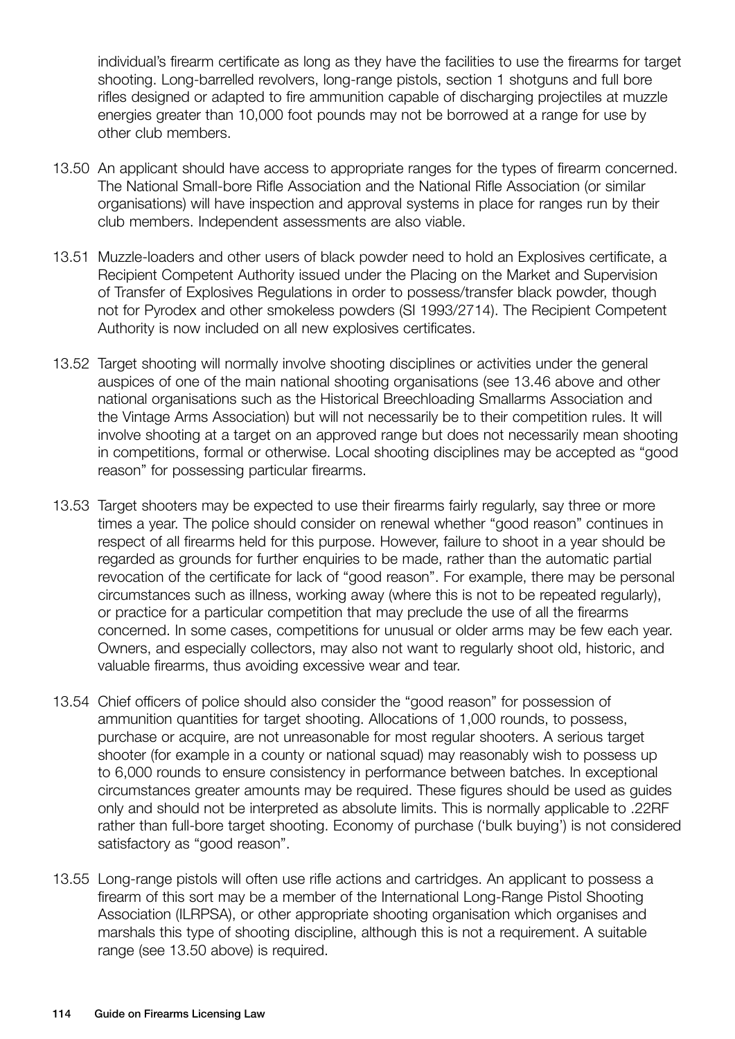individual's firearm certificate as long as they have the facilities to use the firearms for target shooting. Long-barrelled revolvers, long-range pistols, section 1 shotguns and full bore rifles designed or adapted to fire ammunition capable of discharging projectiles at muzzle energies greater than 10,000 foot pounds may not be borrowed at a range for use by other club members.

13.50 An applicant should have access to appropriate ranges for the types of firearm concerned. The National Small-bore Rifle Association and the National Rifle Association (or similar organisations) will have inspection and approval systems in place for ranges run by their club members. Independent assessments are also viable.

13.51 Muzzle-loaders and other users of black powder need to hold an Explosives certificate, a Recipient Competent Authority issued under the Placing on the Market and Supervision of Transfer of Explosives Regulations in order to possess/transfer black powder, though not for Pyrodex and other smokeless powders (SI 1993/2714). The Recipient Competent Authority is now included on all new explosives certificates.

13.52 Target shooting will normally involve shooting disciplines or activities under the general auspices of one of the main national shooting organisations (see 13.46 above and other national organisations such as the Historical Breechloading Smallarms Association and the Vintage Arms Association) but will not necessarily be to their competition rules. It will involve shooting at a target on an approved range but does not necessarily mean shooting in competitions, formal or otherwise. Local shooting disciplines may be accepted as "good reason" for possessing particular firearms.

13.53 Target shooters may be expected to use their firearms fairly regularly, say three or more times a year. The police should consider on renewal whether "good reason" continues in respect of all firearms held for this purpose. However, failure to shoot in a year should be regarded as grounds for further enquiries to be made, rather than the automatic partial revocation of the certificate for lack of "good reason". For example, there may be personal circumstances such as illness, working away (where this is not to be repeated regularly), or practice for a particular competition that may preclude the use of all the firearms concerned. In some cases, competitions for unusual or older arms may be few each year. Owners, and especially collectors, may also not want to regularly shoot old, historic, and valuable firearms, thus avoiding excessive wear and tear.

13.54 Chief officers of police should also consider the "good reason" for possession of ammunition quantities for target shooting. Allocations of 1,000 rounds, to possess, purchase or acquire, are not unreasonable for most regular shooters. A serious target shooter (for example in a county or national squad) may reasonably wish to possess up to 6,000 rounds to ensure consistency in performance between batches. In exceptional circumstances greater amounts may be required. These figures should be used as guides only and should not be interpreted as absolute limits. This is normally applicable to .22RF rather than full-bore target shooting. Economy of purchase ('bulk buying') is not considered satisfactory as "good reason".

13.55 Long-range pistols will often use rifle actions and cartridges. An applicant to possess a firearm of this sort may be a member of the International Long-Range Pistol Shooting Association (ILRPSA), or other appropriate shooting organisation which organises and marshals this type of shooting discipline, although this is not a requirement. A suitable range (see 13.50 above) is required.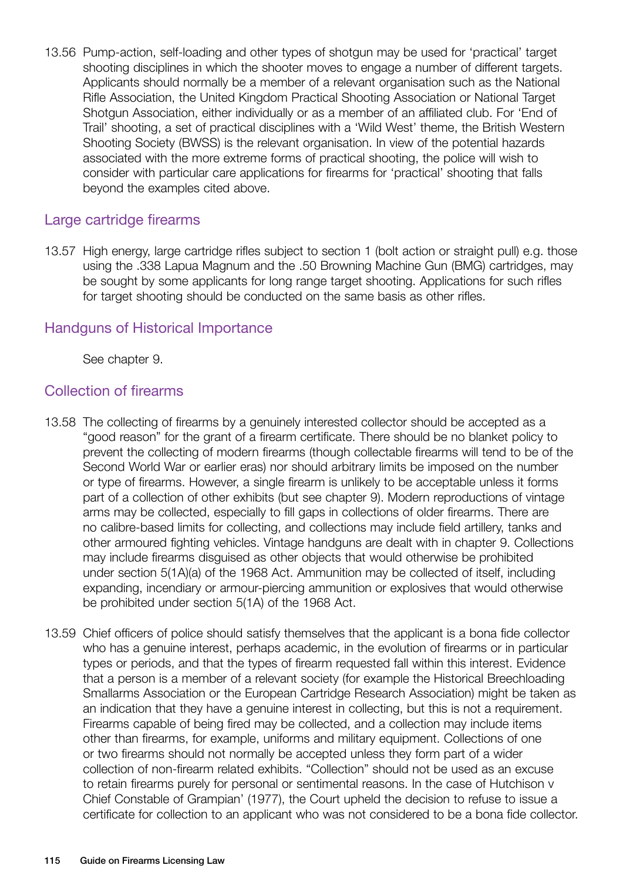13.56 Pump-action, self-loading and other types of shotgun may be used for 'practical' target shooting disciplines in which the shooter moves to engage a number of different targets. Applicants should normally be a member of a relevant organisation such as the National Rifle Association, the United Kingdom Practical Shooting Association or National Target Shotgun Association, either individually or as a member of an affiliated club. For 'End of Trail' shooting, a set of practical disciplines with a 'Wild West' theme, the British Western Shooting Society (BWSS) is the relevant organisation. In view of the potential hazards associated with the more extreme forms of practical shooting, the police will wish to consider with particular care applications for firearms for 'practical' shooting that falls beyond the examples cited above.

## Large cartridge firearms

13.57 High energy, large cartridge rifles subject to section 1 (bolt action or straight pull) e.g. those using the .338 Lapua Magnum and the .50 Browning Machine Gun (BMG) cartridges, may be sought by some applicants for long range target shooting. Applications for such rifles for target shooting should be conducted on the same basis as other rifles.

## Handguns of Historical Importance

See chapter 9.

## Collection of firearms

13.58 The collecting of firearms by a genuinely interested collector should be accepted as a "good reason" for the grant of a firearm certificate. There should be no blanket policy to prevent the collecting of modern firearms (though collectable firearms will tend to be of the Second World War or earlier eras) nor should arbitrary limits be imposed on the number or type of firearms. However, a single firearm is unlikely to be acceptable unless it forms part of a collection of other exhibits (but see chapter 9). Modern reproductions of vintage arms may be collected, especially to fill gaps in collections of older firearms. There are no calibre-based limits for collecting, and collections may include field artillery, tanks and other armoured fighting vehicles. Vintage handguns are dealt with in chapter 9. Collections may include firearms disguised as other objects that would otherwise be prohibited under section 5(1A)(a) of the 1968 Act. Ammunition may be collected of itself, including expanding, incendiary or armour-piercing ammunition or explosives that would otherwise be prohibited under section 5(1A) of the 1968 Act.

13.59 Chief officers of police should satisfy themselves that the applicant is a bona fide collector who has a genuine interest, perhaps academic, in the evolution of firearms or in particular types or periods, and that the types of firearm requested fall within this interest. Evidence that a person is a member of a relevant society (for example the Historical Breechloading Smallarms Association or the European Cartridge Research Association) might be taken as an indication that they have a genuine interest in collecting, but this is not a requirement. Firearms capable of being fired may be collected, and a collection may include items other than firearms, for example, uniforms and military equipment. Collections of one or two firearms should not normally be accepted unless they form part of a wider collection of non-firearm related exhibits. "Collection" should not be used as an excuse to retain firearms purely for personal or sentimental reasons. In the case of Hutchison v Chief Constable of Grampian' (1977), the Court upheld the decision to refuse to issue a certificate for collection to an applicant who was not considered to be a bona fide collector.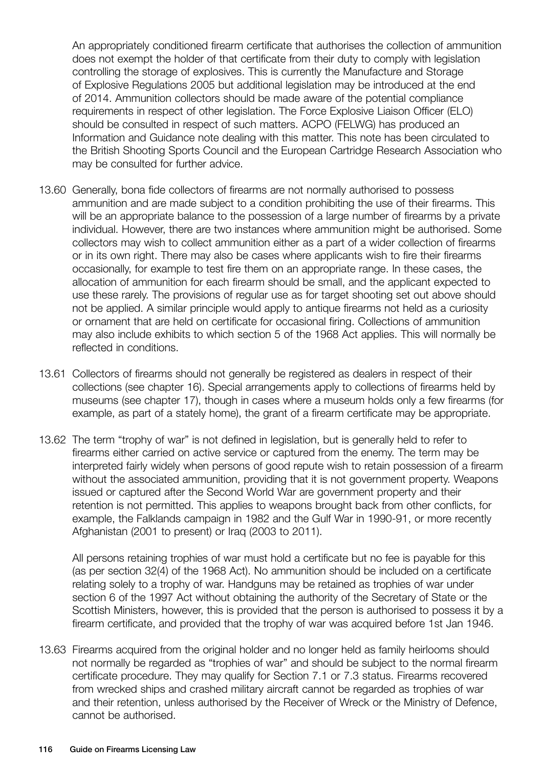An appropriately conditioned firearm certificate that authorises the collection of ammunition does not exempt the holder of that certificate from their duty to comply with legislation controlling the storage of explosives. This is currently the Manufacture and Storage of Explosive Regulations 2005 but additional legislation may be introduced at the end of 2014. Ammunition collectors should be made aware of the potential compliance requirements in respect of other legislation. The Force Explosive Liaison Officer (ELO) should be consulted in respect of such matters. ACPO (FELWG) has produced an Information and Guidance note dealing with this matter. This note has been circulated to the British Shooting Sports Council and the European Cartridge Research Association who may be consulted for further advice.

13.60 Generally, bona fide collectors of firearms are not normally authorised to possess ammunition and are made subject to a condition prohibiting the use of their firearms. This will be an appropriate balance to the possession of a large number of firearms by a private individual. However, there are two instances where ammunition might be authorised. Some collectors may wish to collect ammunition either as a part of a wider collection of firearms or in its own right. There may also be cases where applicants wish to fire their firearms occasionally, for example to test fire them on an appropriate range. In these cases, the allocation of ammunition for each firearm should be small, and the applicant expected to use these rarely. The provisions of regular use as for target shooting set out above should not be applied. A similar principle would apply to antique firearms not held as a curiosity or ornament that are held on certificate for occasional firing. Collections of ammunition may also include exhibits to which section 5 of the 1968 Act applies. This will normally be reflected in conditions.

13.61 Collectors of firearms should not generally be registered as dealers in respect of their collections (see chapter 16). Special arrangements apply to collections of firearms held by museums (see chapter 17), though in cases where a museum holds only a few firearms (for example, as part of a stately home), the grant of a firearm certificate may be appropriate.

13.62 The term "trophy of war" is not defined in legislation, but is generally held to refer to firearms either carried on active service or captured from the enemy. The term may be interpreted fairly widely when persons of good repute wish to retain possession of a firearm without the associated ammunition, providing that it is not government property. Weapons issued or captured after the Second World War are government property and their retention is not permitted. This applies to weapons brought back from other conflicts, for example, the Falklands campaign in 1982 and the Gulf War in 1990-91, or more recently Afghanistan (2001 to present) or Iraq (2003 to 2011).

All persons retaining trophies of war must hold a certificate but no fee is payable for this (as per section 32(4) of the 1968 Act). No ammunition should be included on a certificate relating solely to a trophy of war. Handguns may be retained as trophies of war under section 6 of the 1997 Act without obtaining the authority of the Secretary of State or the Scottish Ministers, however, this is provided that the person is authorised to possess it by a firearm certificate, and provided that the trophy of war was acquired before 1st Jan 1946.

13.63 Firearms acquired from the original holder and no longer held as family heirlooms should not normally be regarded as "trophies of war" and should be subject to the normal firearm certificate procedure. They may qualify for Section 7.1 or 7.3 status. Firearms recovered from wrecked ships and crashed military aircraft cannot be regarded as trophies of war and their retention, unless authorised by the Receiver of Wreck or the Ministry of Defence, cannot be authorised.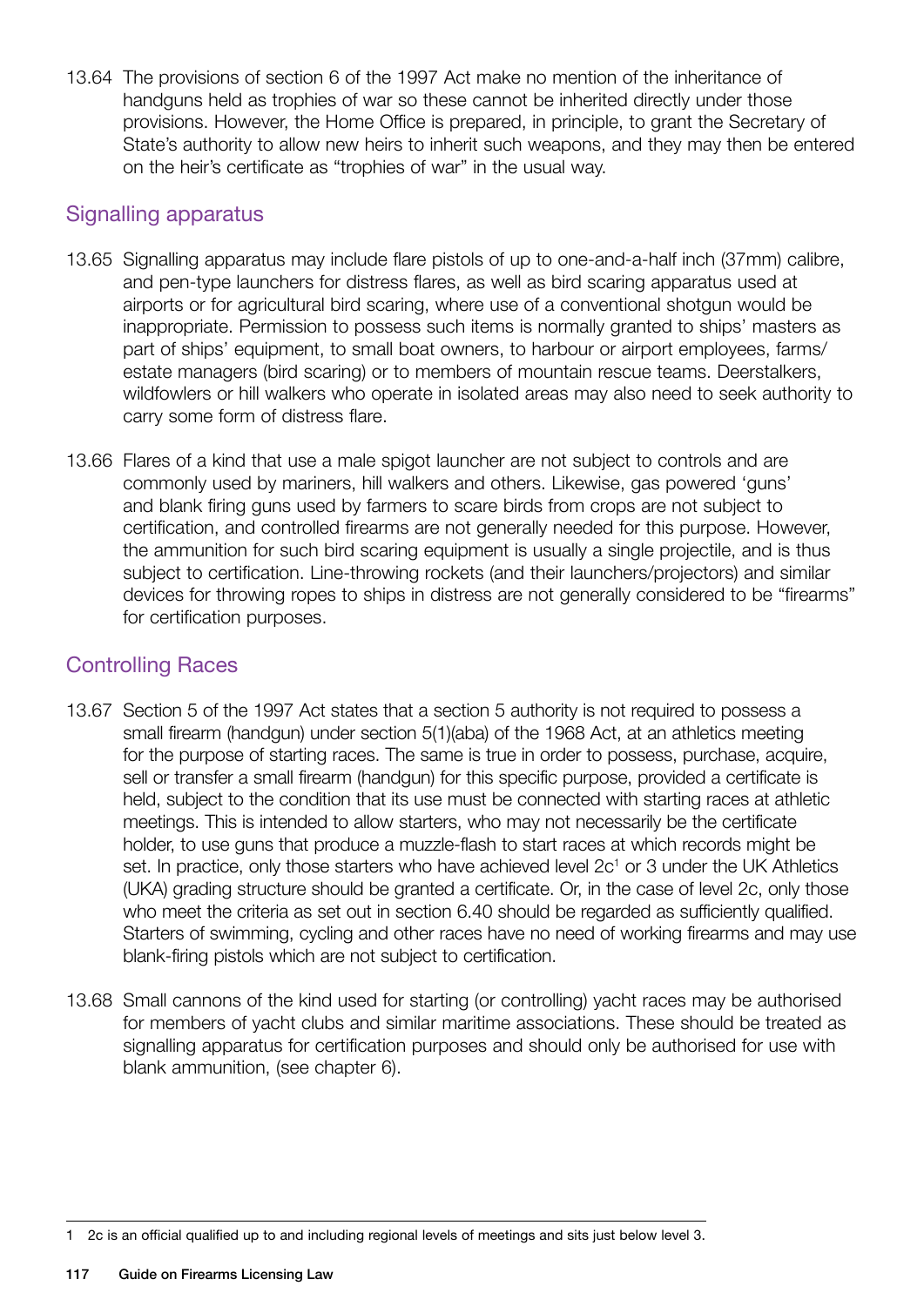13.64 The provisions of section 6 of the 1997 Act make no mention of the inheritance of handguns held as trophies of war so these cannot be inherited directly under those provisions. However, the Home Office is prepared, in principle, to grant the Secretary of State's authority to allow new heirs to inherit such weapons, and they may then be entered on the heir's certificate as "trophies of war" in the usual way.

## Signalling apparatus

13.65 Signalling apparatus may include flare pistols of up to one-and-a-half inch (37mm) calibre, and pen-type launchers for distress flares, as well as bird scaring apparatus used at airports or for agricultural bird scaring, where use of a conventional shotgun would be inappropriate. Permission to possess such items is normally granted to ships' masters as part of ships' equipment, to small boat owners, to harbour or airport employees, farms/estate managers (bird scaring) or to members of mountain rescue teams. Deerstalkers, wildfowlers or hill walkers who operate in isolated areas may also need to seek authority to carry some form of distress flare.

13.66 Flares of a kind that use a male spigot launcher are not subject to controls and are commonly used by mariners, hill walkers and others. Likewise, gas powered 'guns' and blank firing guns used by farmers to scare birds from crops are not subject to certification, and controlled firearms are not generally needed for this purpose. However, the ammunition for such bird scaring equipment is usually a single projectile, and is thus subject to certification. Line-throwing rockets (and their launchers/projectors) and similar devices for throwing ropes to ships in distress are not generally considered to be "firearms" for certification purposes.

## Controlling Races

13.67 Section 5 of the 1997 Act states that a section 5 authority is not required to possess a small firearm (handgun) under section 5(1)(aba) of the 1968 Act, at an athletics meeting for the purpose of starting races. The same is true in order to possess, purchase, acquire, sell or transfer a small firearm (handgun) for this specific purpose, provided a certificate is held, subject to the condition that its use must be connected with starting races at athletic meetings. This is intended to allow starters, who may not necessarily be the certificate holder, to use guns that produce a muzzle-flash to start races at which records might be set. In practice, only those starters who have achieved level 2c[1] or 3 under the UK Athletics (UKA) grading structure should be granted a certificate. Or, in the case of level 2c, only those who meet the criteria as set out in section 6.40 should be regarded as sufficiently qualified. Starters of swimming, cycling and other races have no need of working firearms and may use blank-firing pistols which are not subject to certification.

13.68 Small cannons of the kind used for starting (or controlling) yacht races may be authorised for members of yacht clubs and similar maritime associations. These should be treated as signalling apparatus for certification purposes and should only be authorised for use with blank ammunition, (see chapter 6).

---

1 2c is an official qualified up to and including regional levels of meetings and sits just below level 3.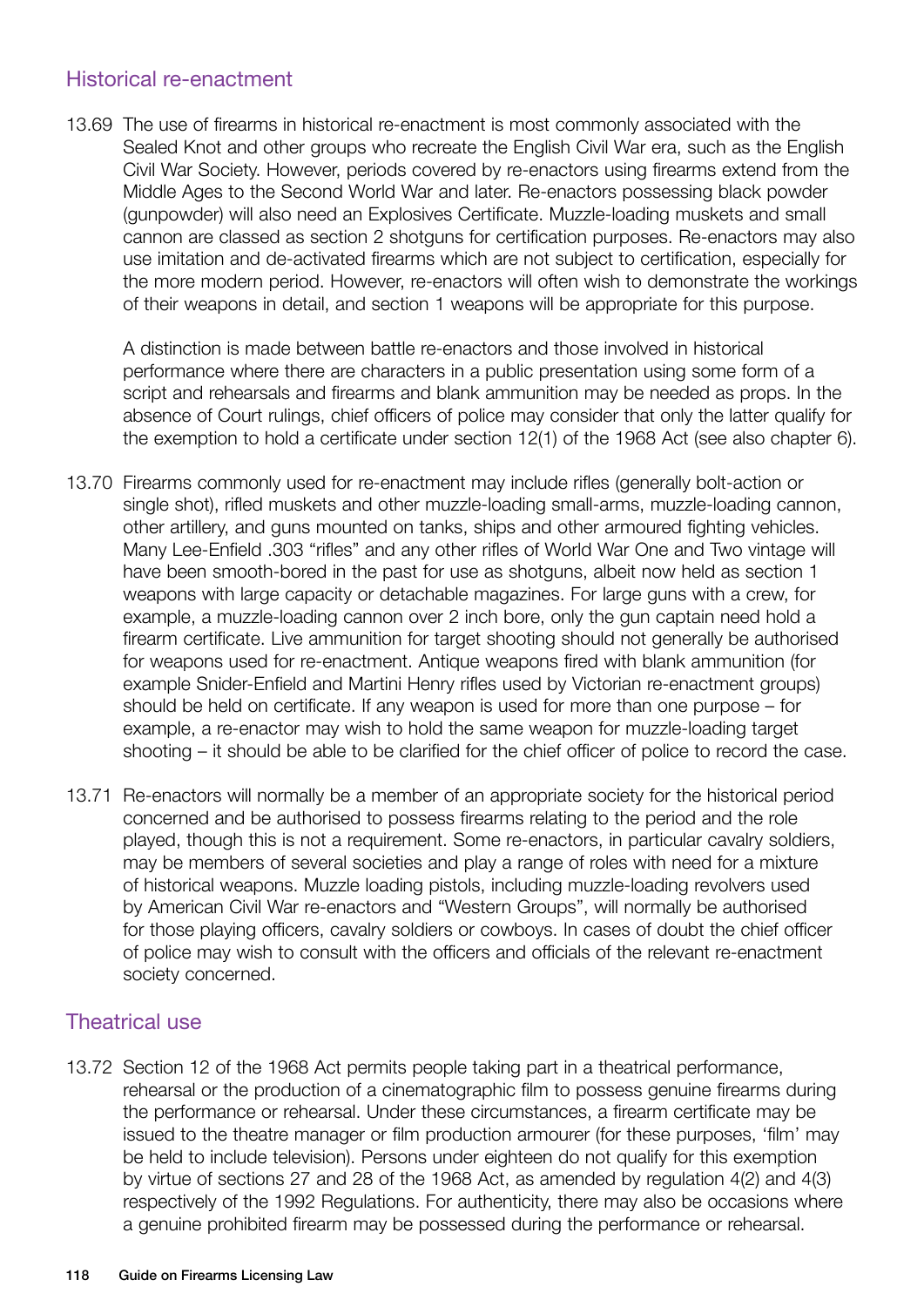## Historical re-enactment

13.69 The use of firearms in historical re-enactment is most commonly associated with the Sealed Knot and other groups who recreate the English Civil War era, such as the English Civil War Society. However, periods covered by re-enactors using firearms extend from the Middle Ages to the Second World War and later. Re-enactors possessing black powder (gunpowder) will also need an Explosives Certificate. Muzzle-loading muskets and small cannon are classed as section 2 shotguns for certification purposes. Re-enactors may also use imitation and de-activated firearms which are not subject to certification, especially for the more modern period. However, re-enactors will often wish to demonstrate the workings of their weapons in detail, and section 1 weapons will be appropriate for this purpose.

A distinction is made between battle re-enactors and those involved in historical performance where there are characters in a public presentation using some form of a script and rehearsals and firearms and blank ammunition may be needed as props. In the absence of Court rulings, chief officers of police may consider that only the latter qualify for the exemption to hold a certificate under section 12(1) of the 1968 Act (see also chapter 6).

13.70 Firearms commonly used for re-enactment may include rifles (generally bolt-action or single shot), rifled muskets and other muzzle-loading small-arms, muzzle-loading cannon, other artillery, and guns mounted on tanks, ships and other armoured fighting vehicles. Many Lee-Enfield .303 "rifles" and any other rifles of World War One and Two vintage will have been smooth-bored in the past for use as shotguns, albeit now held as section 1 weapons with large capacity or detachable magazines. For large guns with a crew, for example, a muzzle-loading cannon over 2 inch bore, only the gun captain need hold a firearm certificate. Live ammunition for target shooting should not generally be authorised for weapons used for re-enactment. Antique weapons fired with blank ammunition (for example Snider-Enfield and Martini Henry rifles used by Victorian re-enactment groups) should be held on certificate. If any weapon is used for more than one purpose – for example, a re-enactor may wish to hold the same weapon for muzzle-loading target shooting – it should be able to be clarified for the chief officer of police to record the case.

13.71 Re-enactors will normally be a member of an appropriate society for the historical period concerned and be authorised to possess firearms relating to the period and the role played, though this is not a requirement. Some re-enactors, in particular cavalry soldiers, may be members of several societies and play a range of roles with need for a mixture of historical weapons. Muzzle loading pistols, including muzzle-loading revolvers used by American Civil War re-enactors and "Western Groups", will normally be authorised for those playing officers, cavalry soldiers or cowboys. In cases of doubt the chief officer of police may wish to consult with the officers and officials of the relevant re-enactment society concerned.

## Theatrical use

13.72 Section 12 of the 1968 Act permits people taking part in a theatrical performance, rehearsal or the production of a cinematographic film to possess genuine firearms during the performance or rehearsal. Under these circumstances, a firearm certificate may be issued to the theatre manager or film production armourer (for these purposes, 'film' may be held to include television). Persons under eighteen do not qualify for this exemption by virtue of sections 27 and 28 of the 1968 Act, as amended by regulation 4(2) and 4(3) respectively of the 1992 Regulations. For authenticity, there may also be occasions where a genuine prohibited firearm may be possessed during the performance or rehearsal.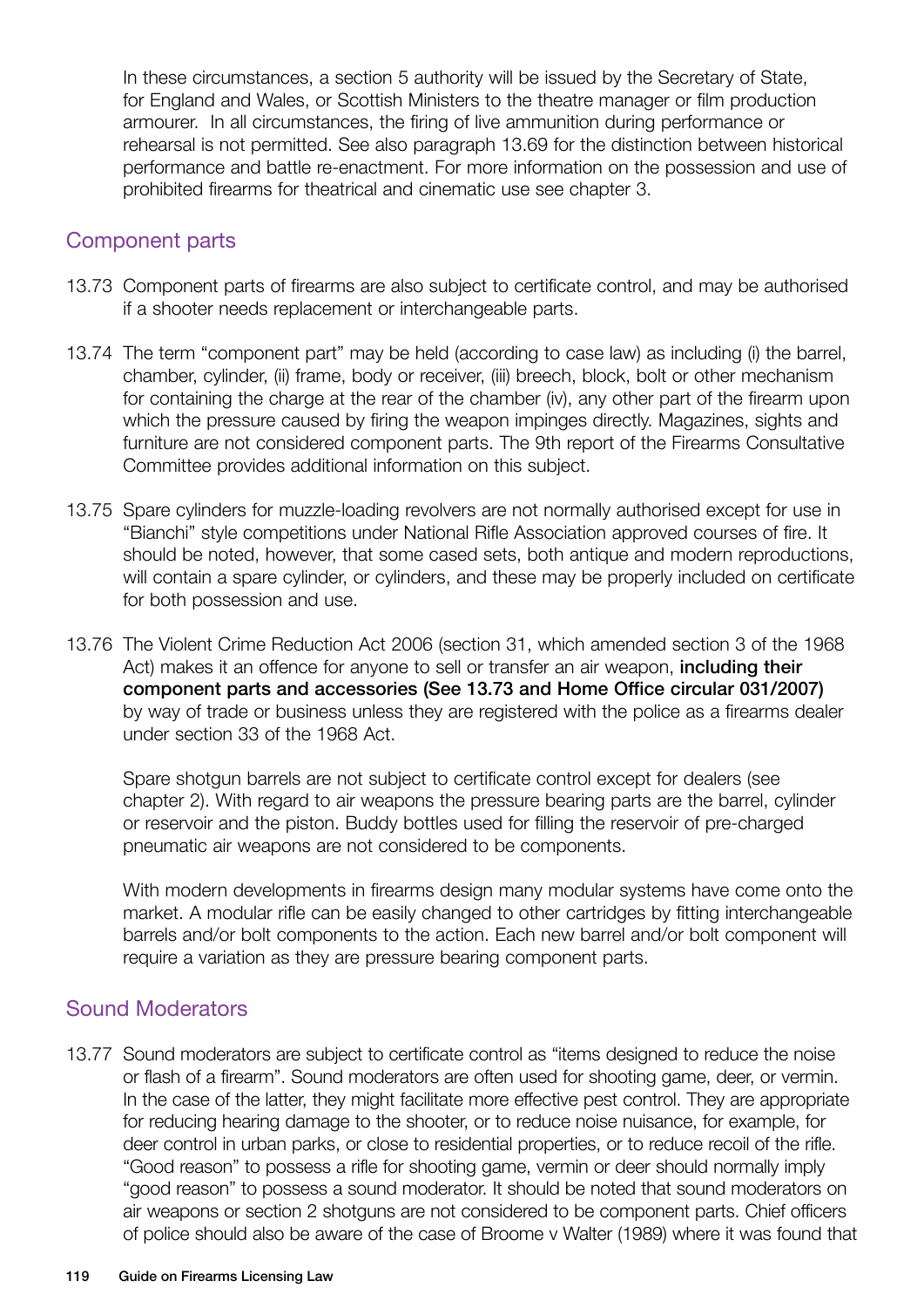In these circumstances, a section 5 authority will be issued by the Secretary of State, for England and Wales, or Scottish Ministers to the theatre manager or film production armourer. In all circumstances, the firing of live ammunition during performance or rehearsal is not permitted. See also paragraph 13.69 for the distinction between historical performance and battle re-enactment. For more information on the possession and use of prohibited firearms for theatrical and cinematic use see chapter 3.

## Component parts

13.73 Component parts of firearms are also subject to certificate control, and may be authorised if a shooter needs replacement or interchangeable parts.

13.74 The term "component part" may be held (according to case law) as including (i) the barrel, chamber, cylinder, (ii) frame, body or receiver, (iii) breech, block, bolt or other mechanism for containing the charge at the rear of the chamber (iv), any other part of the firearm upon which the pressure caused by firing the weapon impinges directly. Magazines, sights and furniture are not considered component parts. The 9th report of the Firearms Consultative Committee provides additional information on this subject.

13.75 Spare cylinders for muzzle-loading revolvers are not normally authorised except for use in "Bianchi" style competitions under National Rifle Association approved courses of fire. It should be noted, however, that some cased sets, both antique and modern reproductions, will contain a spare cylinder, or cylinders, and these may be properly included on certificate for both possession and use.

13.76 The Violent Crime Reduction Act 2006 (section 31, which amended section 3 of the 1968 Act) makes it an offence for anyone to sell or transfer an air weapon, **including their component parts and accessories (See 13.73 and Home Office circular 031/2007)** by way of trade or business unless they are registered with the police as a firearms dealer under section 33 of the 1968 Act.

Spare shotgun barrels are not subject to certificate control except for dealers (see chapter 2). With regard to air weapons the pressure bearing parts are the barrel, cylinder or reservoir and the piston. Buddy bottles used for filling the reservoir of pre-charged pneumatic air weapons are not considered to be components.

With modern developments in firearms design many modular systems have come onto the market. A modular rifle can be easily changed to other cartridges by fitting interchangeable barrels and/or bolt components to the action. Each new barrel and/or bolt component will require a variation as they are pressure bearing component parts.

## Sound Moderators

13.77 Sound moderators are subject to certificate control as "items designed to reduce the noise or flash of a firearm". Sound moderators are often used for shooting game, deer, or vermin. In the case of the latter, they might facilitate more effective pest control. They are appropriate for reducing hearing damage to the shooter, or to reduce noise nuisance, for example, for deer control in urban parks, or close to residential properties, or to reduce recoil of the rifle. "Good reason" to possess a rifle for shooting game, vermin or deer should normally imply "good reason" to possess a sound moderator. It should be noted that sound moderators on air weapons or section 2 shotguns are not considered to be component parts. Chief officers of police should also be aware of the case of Broome v Walter (1989) where it was found that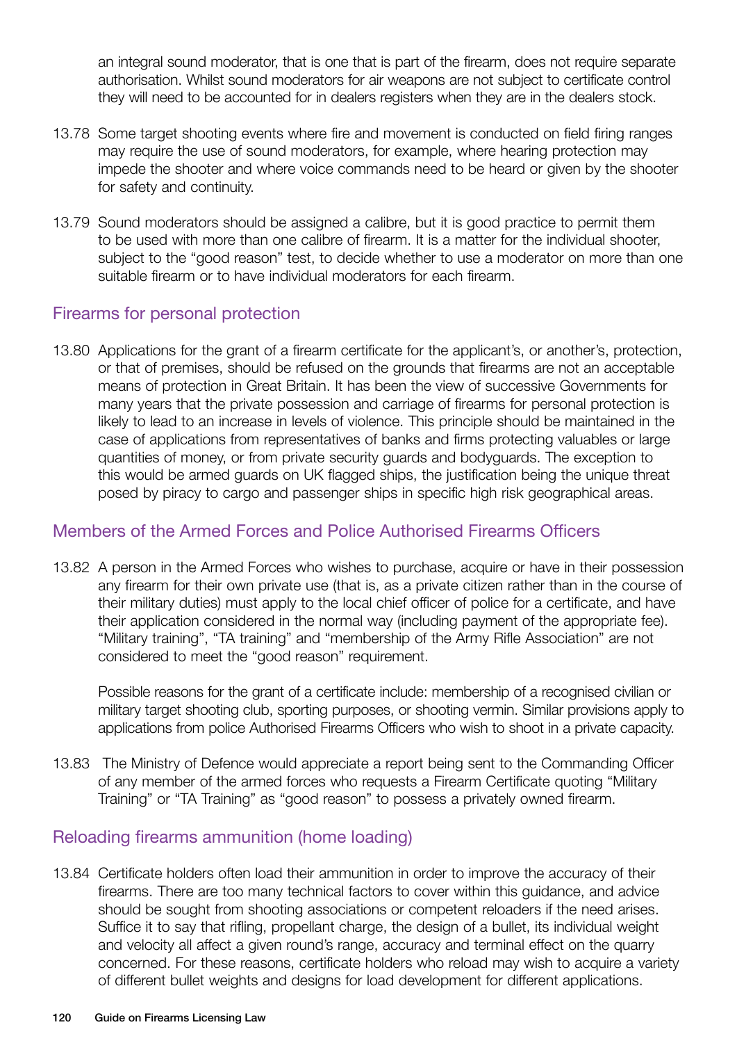an integral sound moderator, that is one that is part of the firearm, does not require separate authorisation. Whilst sound moderators for air weapons are not subject to certificate control they will need to be accounted for in dealers registers when they are in the dealers stock.

13.78 Some target shooting events where fire and movement is conducted on field firing ranges may require the use of sound moderators, for example, where hearing protection may impede the shooter and where voice commands need to be heard or given by the shooter for safety and continuity.

13.79 Sound moderators should be assigned a calibre, but it is good practice to permit them to be used with more than one calibre of firearm. It is a matter for the individual shooter, subject to the "good reason" test, to decide whether to use a moderator on more than one suitable firearm or to have individual moderators for each firearm.

## Firearms for personal protection

13.80 Applications for the grant of a firearm certificate for the applicant's, or another's, protection, or that of premises, should be refused on the grounds that firearms are not an acceptable means of protection in Great Britain. It has been the view of successive Governments for many years that the private possession and carriage of firearms for personal protection is likely to lead to an increase in levels of violence. This principle should be maintained in the case of applications from representatives of banks and firms protecting valuables or large quantities of money, or from private security guards and bodyguards. The exception to this would be armed guards on UK flagged ships, the justification being the unique threat posed by piracy to cargo and passenger ships in specific high risk geographical areas.

## Members of the Armed Forces and Police Authorised Firearms Officers

13.82 A person in the Armed Forces who wishes to purchase, acquire or have in their possession any firearm for their own private use (that is, as a private citizen rather than in the course of their military duties) must apply to the local chief officer of police for a certificate, and have their application considered in the normal way (including payment of the appropriate fee). "Military training", "TA training" and "membership of the Army Rifle Association" are not considered to meet the "good reason" requirement.

Possible reasons for the grant of a certificate include: membership of a recognised civilian or military target shooting club, sporting purposes, or shooting vermin. Similar provisions apply to applications from police Authorised Firearms Officers who wish to shoot in a private capacity.

13.83 The Ministry of Defence would appreciate a report being sent to the Commanding Officer of any member of the armed forces who requests a Firearm Certificate quoting "Military Training" or "TA Training" as "good reason" to possess a privately owned firearm.

## Reloading firearms ammunition (home loading)

13.84 Certificate holders often load their ammunition in order to improve the accuracy of their firearms. There are too many technical factors to cover within this guidance, and advice should be sought from shooting associations or competent reloaders if the need arises. Suffice it to say that rifling, propellant charge, the design of a bullet, its individual weight and velocity all affect a given round's range, accuracy and terminal effect on the quarry concerned. For these reasons, certificate holders who reload may wish to acquire a variety of different bullet weights and designs for load development for different applications.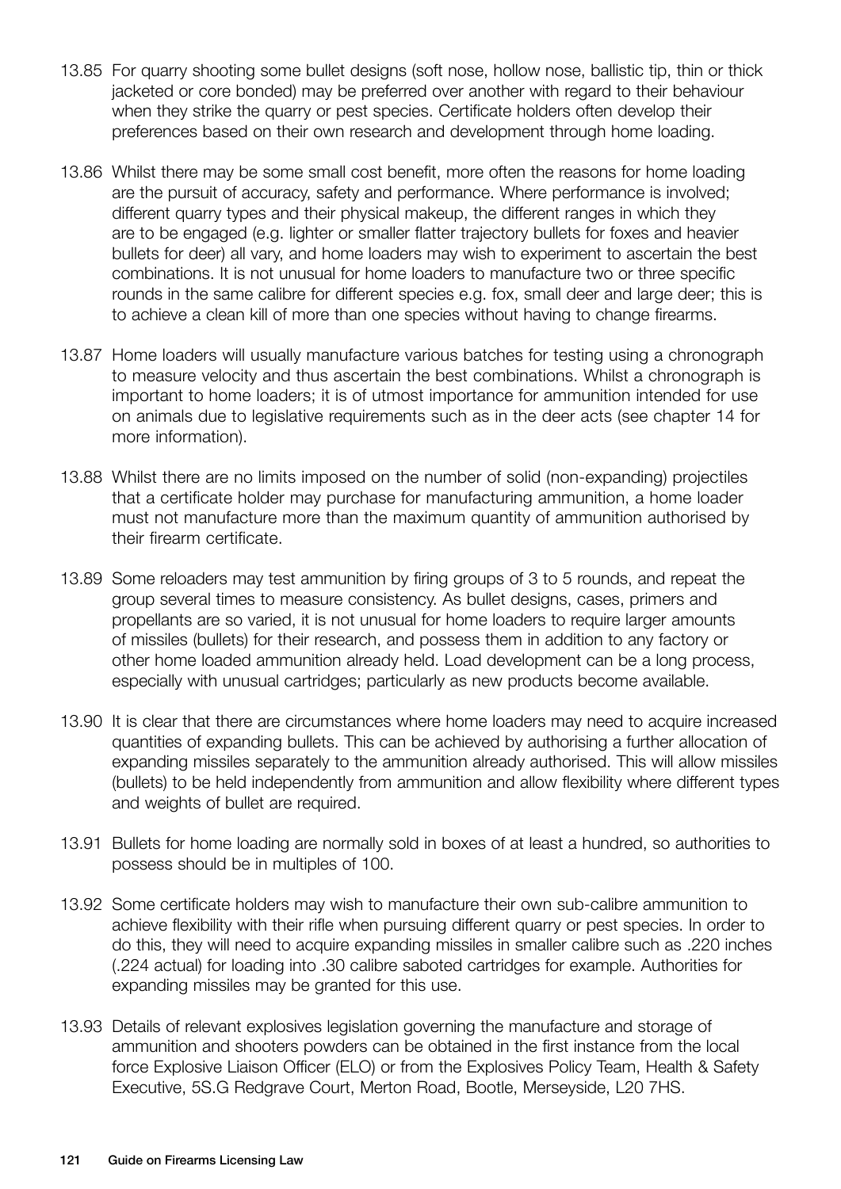13.85 For quarry shooting some bullet designs (soft nose, hollow nose, ballistic tip, thin or thick jacketed or core bonded) may be preferred over another with regard to their behaviour when they strike the quarry or pest species. Certificate holders often develop their preferences based on their own research and development through home loading.

13.86 Whilst there may be some small cost benefit, more often the reasons for home loading are the pursuit of accuracy, safety and performance. Where performance is involved; different quarry types and their physical makeup, the different ranges in which they are to be engaged (e.g. lighter or smaller flatter trajectory bullets for foxes and heavier bullets for deer) all vary, and home loaders may wish to experiment to ascertain the best combinations. It is not unusual for home loaders to manufacture two or three specific rounds in the same calibre for different species e.g. fox, small deer and large deer; this is to achieve a clean kill of more than one species without having to change firearms.

13.87 Home loaders will usually manufacture various batches for testing using a chronograph to measure velocity and thus ascertain the best combinations. Whilst a chronograph is important to home loaders; it is of utmost importance for ammunition intended for use on animals due to legislative requirements such as in the deer acts (see chapter 14 for more information).

13.88 Whilst there are no limits imposed on the number of solid (non-expanding) projectiles that a certificate holder may purchase for manufacturing ammunition, a home loader must not manufacture more than the maximum quantity of ammunition authorised by their firearm certificate.

13.89 Some reloaders may test ammunition by firing groups of 3 to 5 rounds, and repeat the group several times to measure consistency. As bullet designs, cases, primers and propellants are so varied, it is not unusual for home loaders to require larger amounts of missiles (bullets) for their research, and possess them in addition to any factory or other home loaded ammunition already held. Load development can be a long process, especially with unusual cartridges; particularly as new products become available.

13.90 It is clear that there are circumstances where home loaders may need to acquire increased quantities of expanding bullets. This can be achieved by authorising a further allocation of expanding missiles separately to the ammunition already authorised. This will allow missiles (bullets) to be held independently from ammunition and allow flexibility where different types and weights of bullet are required.

13.91 Bullets for home loading are normally sold in boxes of at least a hundred, so authorities to possess should be in multiples of 100.

13.92 Some certificate holders may wish to manufacture their own sub-calibre ammunition to achieve flexibility with their rifle when pursuing different quarry or pest species. In order to do this, they will need to acquire expanding missiles in smaller calibre such as .220 inches (.224 actual) for loading into .30 calibre saboted cartridges for example. Authorities for expanding missiles may be granted for this use.

13.93 Details of relevant explosives legislation governing the manufacture and storage of ammunition and shooters powders can be obtained in the first instance from the local force Explosive Liaison Officer (ELO) or from the Explosives Policy Team, Health & Safety Executive, 5S.G Redgrave Court, Merton Road, Bootle, Merseyside, L20 7HS.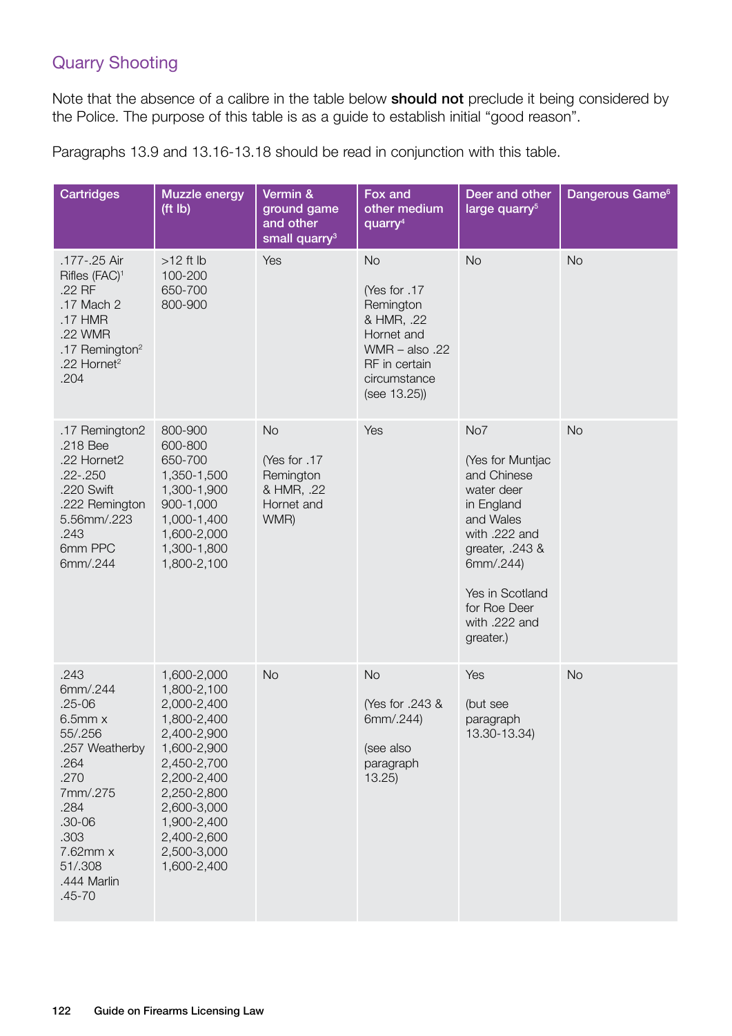## Quarry Shooting

Note that the absence of a calibre in the table below **should not** preclude it being considered by the Police. The purpose of this table is as a guide to establish initial "good reason".

Paragraphs 13.9 and 13.16-13.18 should be read in conjunction with this table.

| Cartridges | Muzzle energy (ft lb) | Vermin & ground game and other small quarry[3] | Fox and other medium quarry[4] | Deer and other large quarry[5] | Dangerous Game[6] |
|---|---|---|---|---|---|
| .177-.25 Air Rifles (FAC)[1]<br>.22 RF<br>.17 Mach 2<br>.17 HMR<br>.22 WMR<br>.17 Remington[2]<br>.22 Hornet[2]<br>.204 | >12 ft lb<br>100-200<br>650-700<br>800-900 | Yes | No<br><br>(Yes for .17 Remington & HMR, .22 Hornet and WMR – also .22 RF in certain circumstance (see 13.25)) | No | No |
| .17 Remington2<br>.218 Bee<br>.22 Hornet2<br>.22-.250<br>.220 Swift<br>.222 Remington<br>5.56mm/.223<br>.243<br>6mm PPC<br>6mm/.244 | 800-900<br>600-800<br>650-700<br>1,350-1,500<br>1,300-1,900<br>900-1,000<br>1,000-1,400<br>1,600-2,000<br>1,300-1,800<br>1,800-2,100 | No<br><br>(Yes for .17 Remington & HMR, .22 Hornet and WMR) | Yes | No7<br><br>(Yes for Muntjac and Chinese water deer in England and Wales with .222 and greater, .243 & 6mm/.244)<br><br>Yes in Scotland for Roe Deer with .222 and greater.) | No |
| .243<br>6mm/.244<br>.25-06<br>6.5mm x 55/.256<br>.257 Weatherby<br>.264<br>.270<br>7mm/.275<br>.284<br>.30-06<br>.303<br>7.62mm x 51/.308<br>.444 Marlin<br>.45-70 | 1,600-2,000<br>1,800-2,100<br>2,000-2,400<br>1,800-2,400<br>2,400-2,900<br>1,600-2,900<br>2,450-2,700<br>2,200-2,400<br>2,250-2,800<br>2,600-3,000<br>1,900-2,400<br>2,400-2,600<br>2,500-3,000<br>1,600-2,400 | No | No<br><br>(Yes for .243 & 6mm/.244)<br><br>(see also paragraph 13.25) | Yes<br><br>(but see paragraph 13.30-13.34) | No |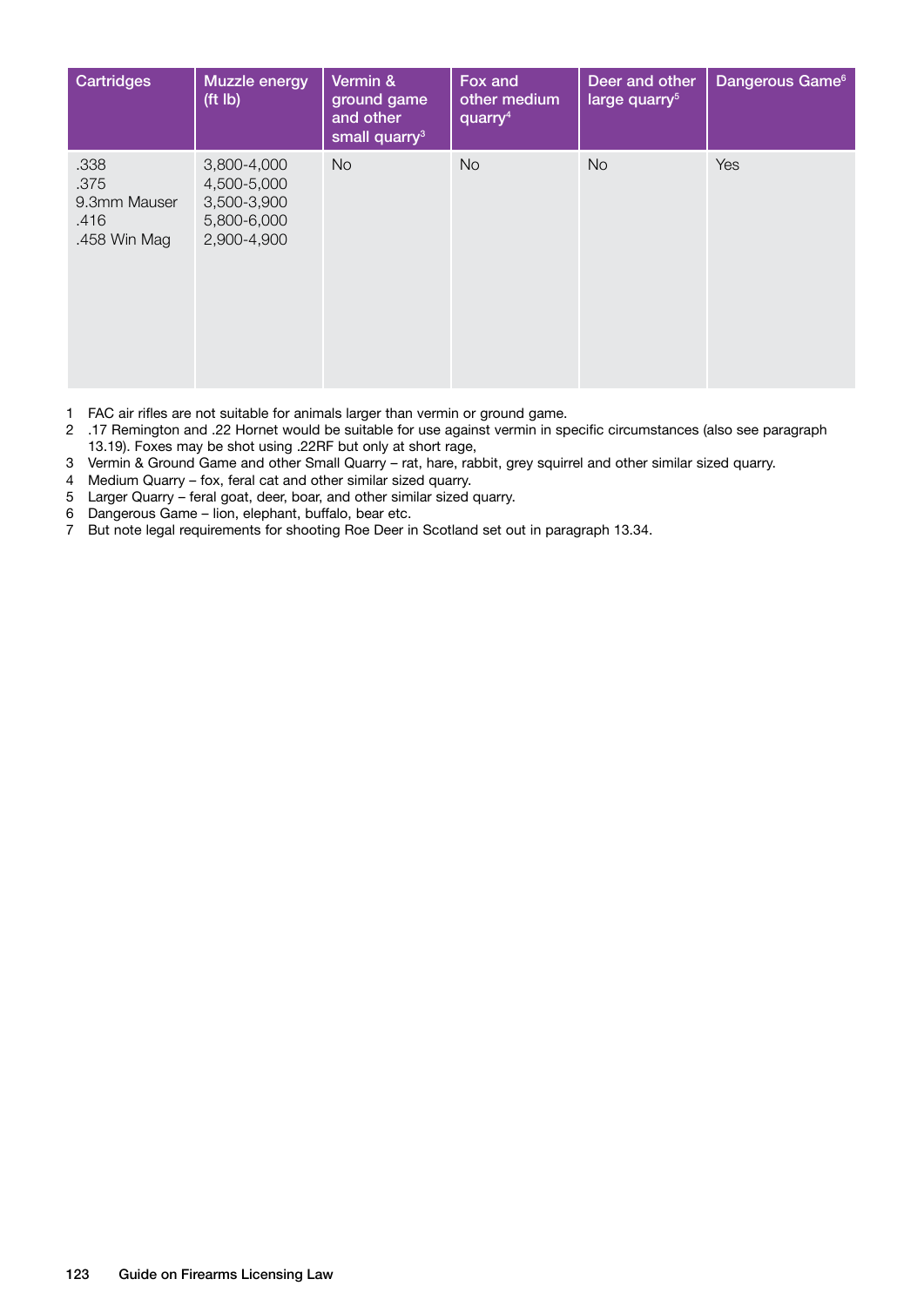| Cartridges | Muzzle energy (ft lb) | Vermin & ground game and other small quarry[3] | Fox and other medium quarry[4] | Deer and other large quarry[5] | Dangerous Game[6] |
|---|---|---|---|---|---|
| .338<br>.375<br>9.3mm Mauser<br>.416<br>.458 Win Mag | 3,800-4,000<br>4,500-5,000<br>3,500-3,900<br>5,800-6,000<br>2,900-4,900 | No | No | No | Yes |

1 FAC air rifles are not suitable for animals larger than vermin or ground game.
2 .17 Remington and .22 Hornet would be suitable for use against vermin in specific circumstances (also see paragraph 13.19). Foxes may be shot using .22RF but only at short rage,
3 Vermin & Ground Game and other Small Quarry – rat, hare, rabbit, grey squirrel and other similar sized quarry.
4 Medium Quarry – fox, feral cat and other similar sized quarry.
5 Larger Quarry – feral goat, deer, boar, and other similar sized quarry.
6 Dangerous Game – lion, elephant, buffalo, bear etc.
7 But note legal requirements for shooting Roe Deer in Scotland set out in paragraph 13.34.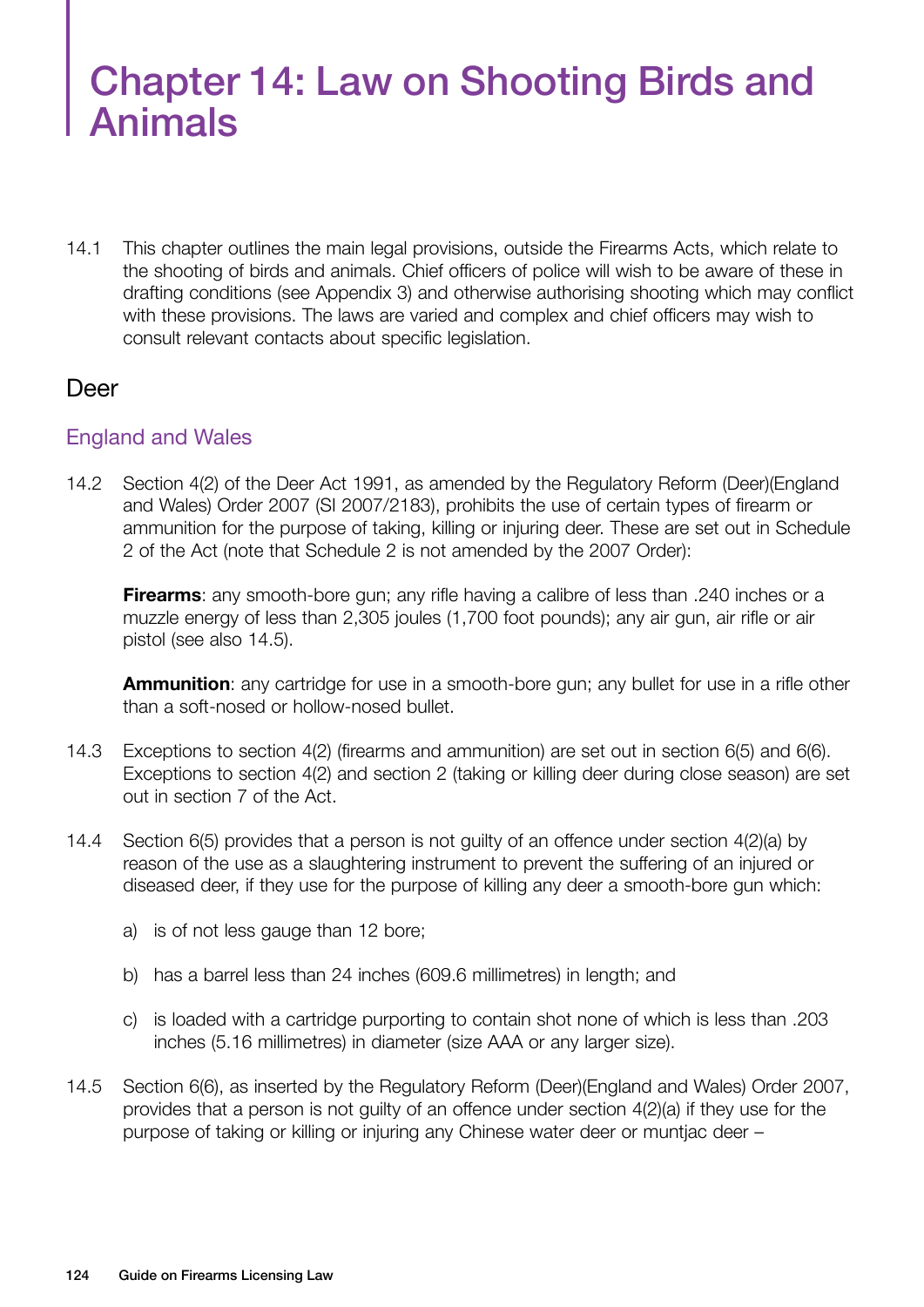# Chapter 14: Law on Shooting Birds and Animals

14.1 This chapter outlines the main legal provisions, outside the Firearms Acts, which relate to the shooting of birds and animals. Chief officers of police will wish to be aware of these in drafting conditions (see Appendix 3) and otherwise authorising shooting which may conflict with these provisions. The laws are varied and complex and chief officers may wish to consult relevant contacts about specific legislation.

## Deer

### England and Wales

14.2 Section 4(2) of the Deer Act 1991, as amended by the Regulatory Reform (Deer)(England and Wales) Order 2007 (SI 2007/2183), prohibits the use of certain types of firearm or ammunition for the purpose of taking, killing or injuring deer. These are set out in Schedule 2 of the Act (note that Schedule 2 is not amended by the 2007 Order):

**Firearms**: any smooth-bore gun; any rifle having a calibre of less than .240 inches or a muzzle energy of less than 2,305 joules (1,700 foot pounds); any air gun, air rifle or air pistol (see also 14.5).

**Ammunition**: any cartridge for use in a smooth-bore gun; any bullet for use in a rifle other than a soft-nosed or hollow-nosed bullet.

14.3 Exceptions to section 4(2) (firearms and ammunition) are set out in section 6(5) and 6(6). Exceptions to section 4(2) and section 2 (taking or killing deer during close season) are set out in section 7 of the Act.

14.4 Section 6(5) provides that a person is not guilty of an offence under section 4(2)(a) by reason of the use as a slaughtering instrument to prevent the suffering of an injured or diseased deer, if they use for the purpose of killing any deer a smooth-bore gun which:

a) is of not less gauge than 12 bore;

b) has a barrel less than 24 inches (609.6 millimetres) in length; and

c) is loaded with a cartridge purporting to contain shot none of which is less than .203 inches (5.16 millimetres) in diameter (size AAA or any larger size).

14.5 Section 6(6), as inserted by the Regulatory Reform (Deer)(England and Wales) Order 2007, provides that a person is not guilty of an offence under section 4(2)(a) if they use for the purpose of taking or killing or injuring any Chinese water deer or muntjac deer –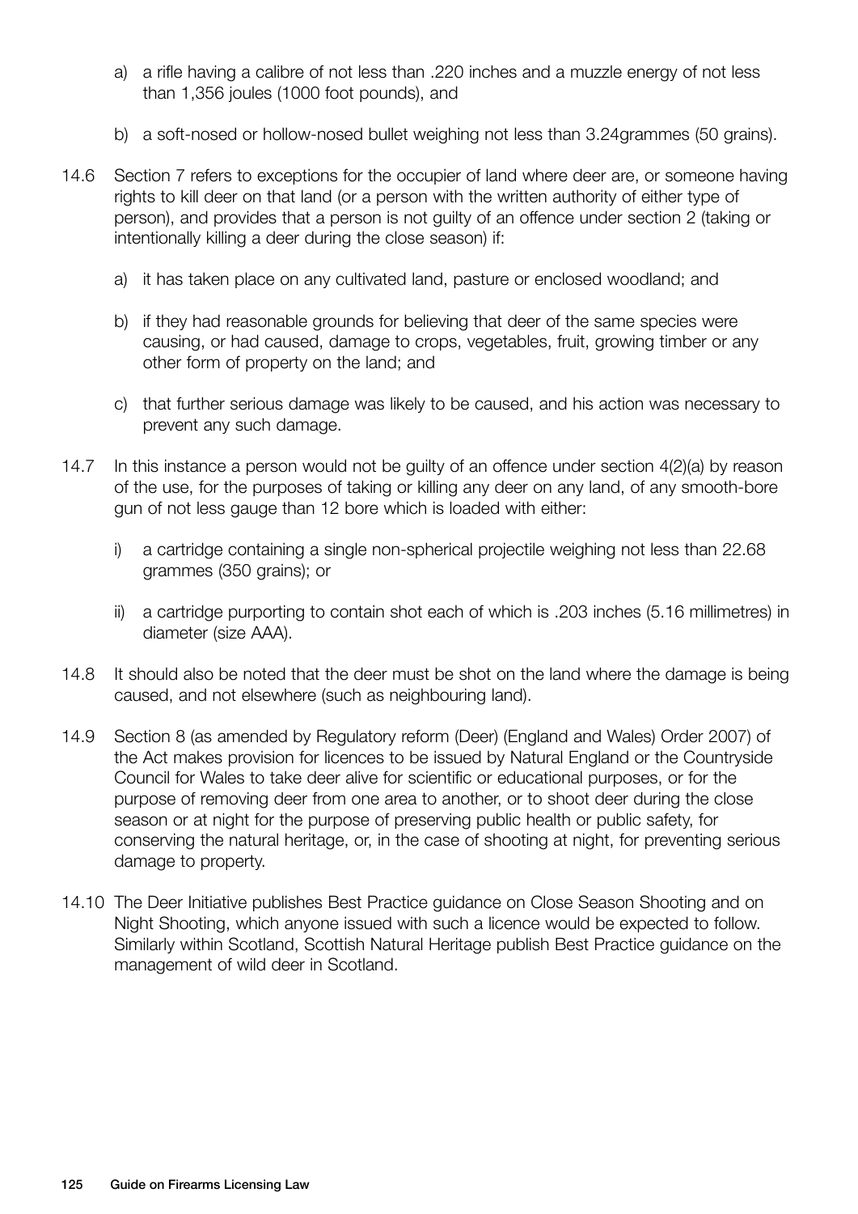a) a rifle having a calibre of not less than .220 inches and a muzzle energy of not less than 1,356 joules (1000 foot pounds), and

b) a soft-nosed or hollow-nosed bullet weighing not less than 3.24grammes (50 grains).

14.6 Section 7 refers to exceptions for the occupier of land where deer are, or someone having rights to kill deer on that land (or a person with the written authority of either type of person), and provides that a person is not guilty of an offence under section 2 (taking or intentionally killing a deer during the close season) if:

a) it has taken place on any cultivated land, pasture or enclosed woodland; and

b) if they had reasonable grounds for believing that deer of the same species were causing, or had caused, damage to crops, vegetables, fruit, growing timber or any other form of property on the land; and

c) that further serious damage was likely to be caused, and his action was necessary to prevent any such damage.

14.7 In this instance a person would not be guilty of an offence under section 4(2)(a) by reason of the use, for the purposes of taking or killing any deer on any land, of any smooth-bore gun of not less gauge than 12 bore which is loaded with either:

i) a cartridge containing a single non-spherical projectile weighing not less than 22.68 grammes (350 grains); or

ii) a cartridge purporting to contain shot each of which is .203 inches (5.16 millimetres) in diameter (size AAA).

14.8 It should also be noted that the deer must be shot on the land where the damage is being caused, and not elsewhere (such as neighbouring land).

14.9 Section 8 (as amended by Regulatory reform (Deer) (England and Wales) Order 2007) of the Act makes provision for licences to be issued by Natural England or the Countryside Council for Wales to take deer alive for scientific or educational purposes, or for the purpose of removing deer from one area to another, or to shoot deer during the close season or at night for the purpose of preserving public health or public safety, for conserving the natural heritage, or, in the case of shooting at night, for preventing serious damage to property.

14.10 The Deer Initiative publishes Best Practice guidance on Close Season Shooting and on Night Shooting, which anyone issued with such a licence would be expected to follow. Similarly within Scotland, Scottish Natural Heritage publish Best Practice guidance on the management of wild deer in Scotland.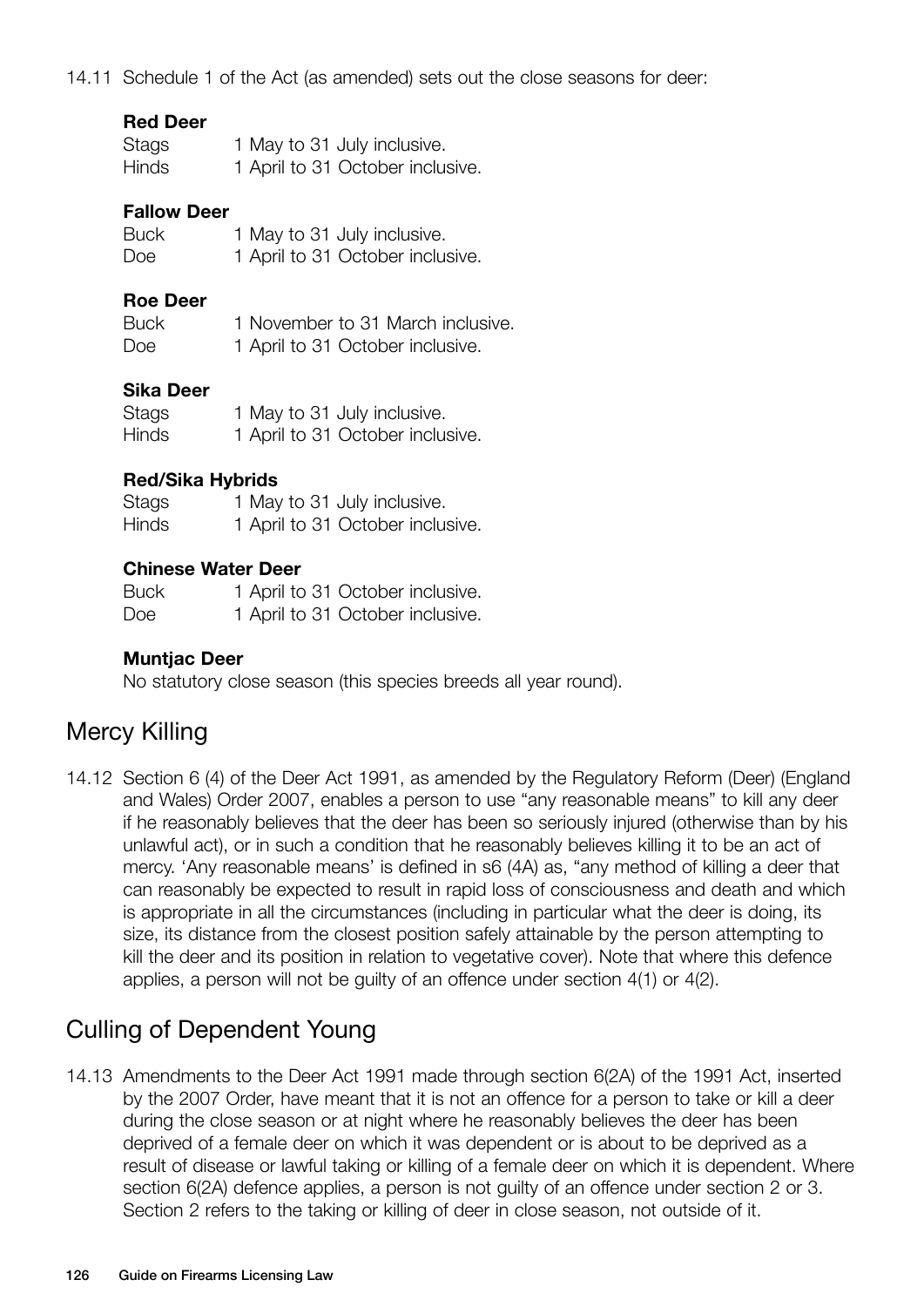14.11 Schedule 1 of the Act (as amended) sets out the close seasons for deer:

**Red Deer**

Stags 1 May to 31 July inclusive.
Hinds 1 April to 31 October inclusive.

**Fallow Deer**

Buck 1 May to 31 July inclusive.
Doe 1 April to 31 October inclusive.

**Roe Deer**

Buck 1 November to 31 March inclusive.
Doe 1 April to 31 October inclusive.

**Sika Deer**

Stags 1 May to 31 July inclusive.
Hinds 1 April to 31 October inclusive.

**Red/Sika Hybrids**

Stags 1 May to 31 July inclusive.
Hinds 1 April to 31 October inclusive.

**Chinese Water Deer**

Buck 1 April to 31 October inclusive.
Doe 1 April to 31 October inclusive.

**Muntjac Deer**

No statutory close season (this species breeds all year round).

## Mercy Killing

14.12 Section 6 (4) of the Deer Act 1991, as amended by the Regulatory Reform (Deer) (England and Wales) Order 2007, enables a person to use "any reasonable means" to kill any deer if he reasonably believes that the deer has been so seriously injured (otherwise than by his unlawful act), or in such a condition that he reasonably believes killing it to be an act of mercy. 'Any reasonable means' is defined in s6 (4A) as, "any method of killing a deer that can reasonably be expected to result in rapid loss of consciousness and death and which is appropriate in all the circumstances (including in particular what the deer is doing, its size, its distance from the closest position safely attainable by the person attempting to kill the deer and its position in relation to vegetative cover). Note that where this defence applies, a person will not be guilty of an offence under section 4(1) or 4(2).

## Culling of Dependent Young

14.13 Amendments to the Deer Act 1991 made through section 6(2A) of the 1991 Act, inserted by the 2007 Order, have meant that it is not an offence for a person to take or kill a deer during the close season or at night where he reasonably believes the deer has been deprived of a female deer on which it was dependent or is about to be deprived as a result of disease or lawful taking or killing of a female deer on which it is dependent. Where section 6(2A) defence applies, a person is not guilty of an offence under section 2 or 3. Section 2 refers to the taking or killing of deer in close season, not outside of it.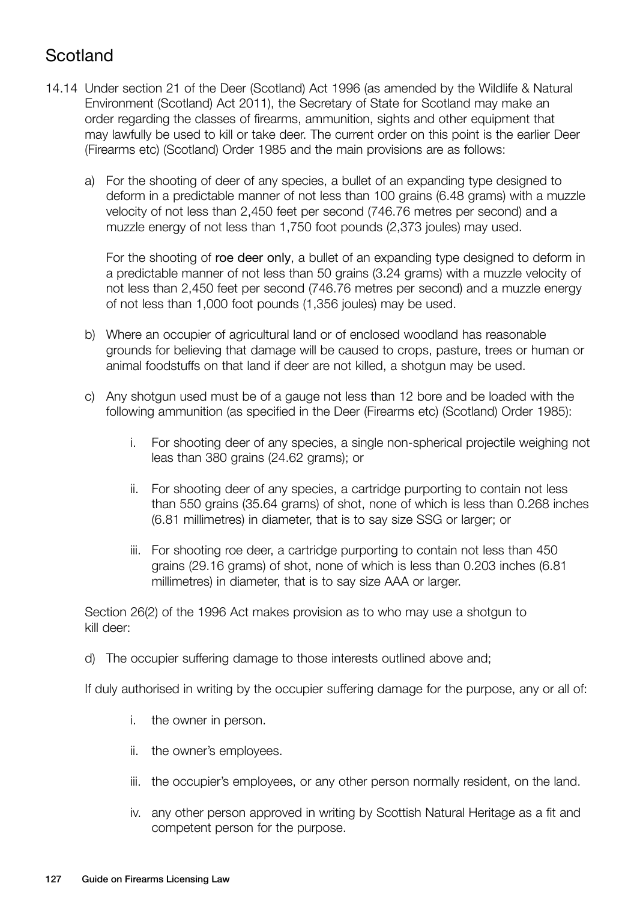## Scotland

14.14 Under section 21 of the Deer (Scotland) Act 1996 (as amended by the Wildlife & Natural Environment (Scotland) Act 2011), the Secretary of State for Scotland may make an order regarding the classes of firearms, ammunition, sights and other equipment that may lawfully be used to kill or take deer. The current order on this point is the earlier Deer (Firearms etc) (Scotland) Order 1985 and the main provisions are as follows:

a) For the shooting of deer of any species, a bullet of an expanding type designed to deform in a predictable manner of not less than 100 grains (6.48 grams) with a muzzle velocity of not less than 2,450 feet per second (746.76 metres per second) and a muzzle energy of not less than 1,750 foot pounds (2,373 joules) may used.

   For the shooting of roe deer only, a bullet of an expanding type designed to deform in a predictable manner of not less than 50 grains (3.24 grams) with a muzzle velocity of not less than 2,450 feet per second (746.76 metres per second) and a muzzle energy of not less than 1,000 foot pounds (1,356 joules) may be used.

b) Where an occupier of agricultural land or of enclosed woodland has reasonable grounds for believing that damage will be caused to crops, pasture, trees or human or animal foodstuffs on that land if deer are not killed, a shotgun may be used.

c) Any shotgun used must be of a gauge not less than 12 bore and be loaded with the following ammunition (as specified in the Deer (Firearms etc) (Scotland) Order 1985):

   i. For shooting deer of any species, a single non-spherical projectile weighing not leas than 380 grains (24.62 grams); or

   ii. For shooting deer of any species, a cartridge purporting to contain not less than 550 grains (35.64 grams) of shot, none of which is less than 0.268 inches (6.81 millimetres) in diameter, that is to say size SSG or larger; or

   iii. For shooting roe deer, a cartridge purporting to contain not less than 450 grains (29.16 grams) of shot, none of which is less than 0.203 inches (6.81 millimetres) in diameter, that is to say size AAA or larger.

Section 26(2) of the 1996 Act makes provision as to who may use a shotgun to kill deer:

d) The occupier suffering damage to those interests outlined above and;

If duly authorised in writing by the occupier suffering damage for the purpose, any or all of:

   i. the owner in person.

   ii. the owner's employees.

   iii. the occupier's employees, or any other person normally resident, on the land.

   iv. any other person approved in writing by Scottish Natural Heritage as a fit and competent person for the purpose.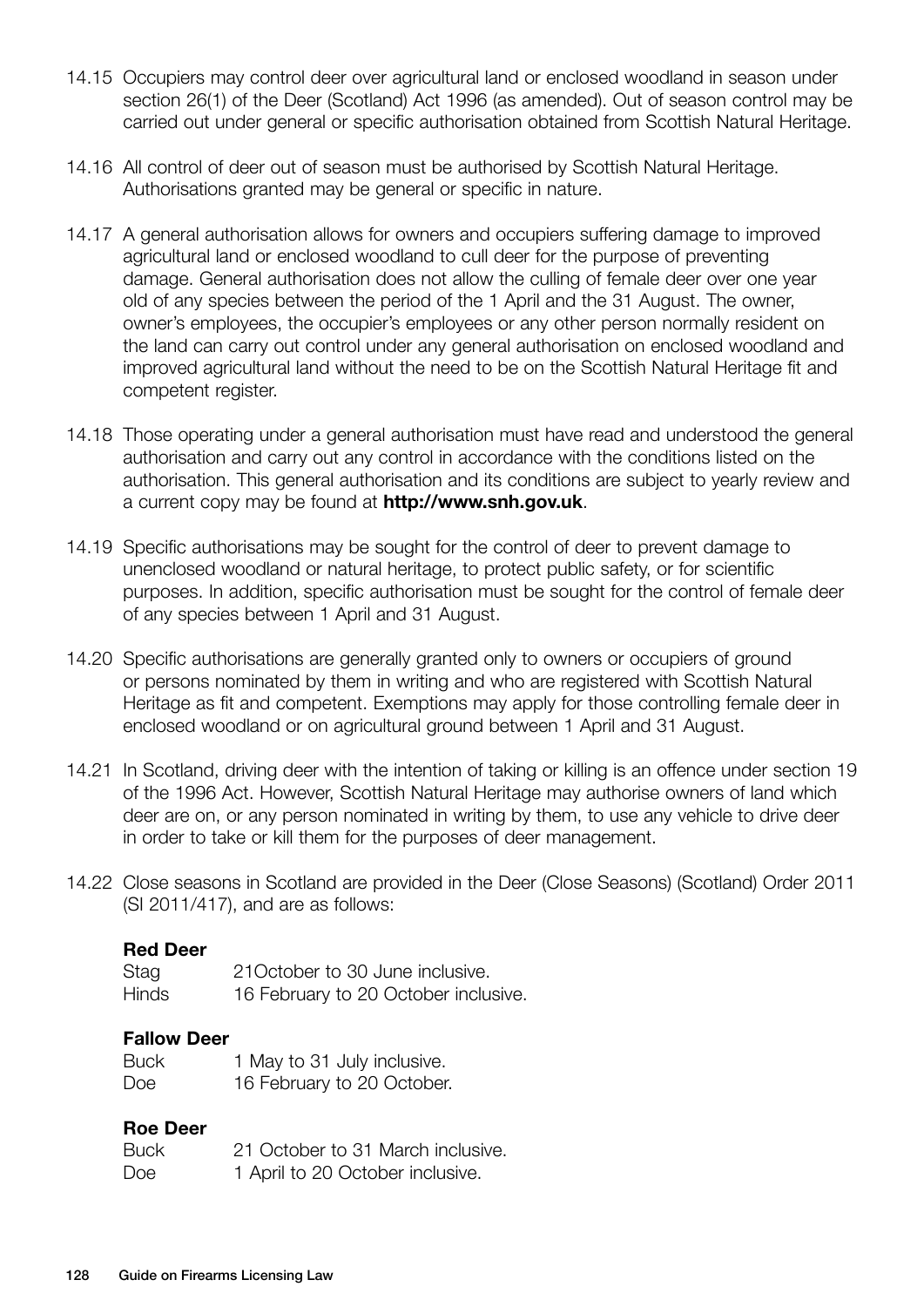14.15 Occupiers may control deer over agricultural land or enclosed woodland in season under section 26(1) of the Deer (Scotland) Act 1996 (as amended). Out of season control may be carried out under general or specific authorisation obtained from Scottish Natural Heritage.

14.16 All control of deer out of season must be authorised by Scottish Natural Heritage. Authorisations granted may be general or specific in nature.

14.17 A general authorisation allows for owners and occupiers suffering damage to improved agricultural land or enclosed woodland to cull deer for the purpose of preventing damage. General authorisation does not allow the culling of female deer over one year old of any species between the period of the 1 April and the 31 August. The owner, owner's employees, the occupier's employees or any other person normally resident on the land can carry out control under any general authorisation on enclosed woodland and improved agricultural land without the need to be on the Scottish Natural Heritage fit and competent register.

14.18 Those operating under a general authorisation must have read and understood the general authorisation and carry out any control in accordance with the conditions listed on the authorisation. This general authorisation and its conditions are subject to yearly review and a current copy may be found at **http://www.snh.gov.uk**.

14.19 Specific authorisations may be sought for the control of deer to prevent damage to unenclosed woodland or natural heritage, to protect public safety, or for scientific purposes. In addition, specific authorisation must be sought for the control of female deer of any species between 1 April and 31 August.

14.20 Specific authorisations are generally granted only to owners or occupiers of ground or persons nominated by them in writing and who are registered with Scottish Natural Heritage as fit and competent. Exemptions may apply for those controlling female deer in enclosed woodland or on agricultural ground between 1 April and 31 August.

14.21 In Scotland, driving deer with the intention of taking or killing is an offence under section 19 of the 1996 Act. However, Scottish Natural Heritage may authorise owners of land which deer are on, or any person nominated in writing by them, to use any vehicle to drive deer in order to take or kill them for the purposes of deer management.

14.22 Close seasons in Scotland are provided in the Deer (Close Seasons) (Scotland) Order 2011 (SI 2011/417), and are as follows:

**Red Deer**

| | |
|---|---|
| Stag | 21October to 30 June inclusive. |
| Hinds | 16 February to 20 October inclusive. |

**Fallow Deer**

| | |
|---|---|
| Buck | 1 May to 31 July inclusive. |
| Doe | 16 February to 20 October. |

**Roe Deer**

| | |
|---|---|
| Buck | 21 October to 31 March inclusive. |
| Doe | 1 April to 20 October inclusive. |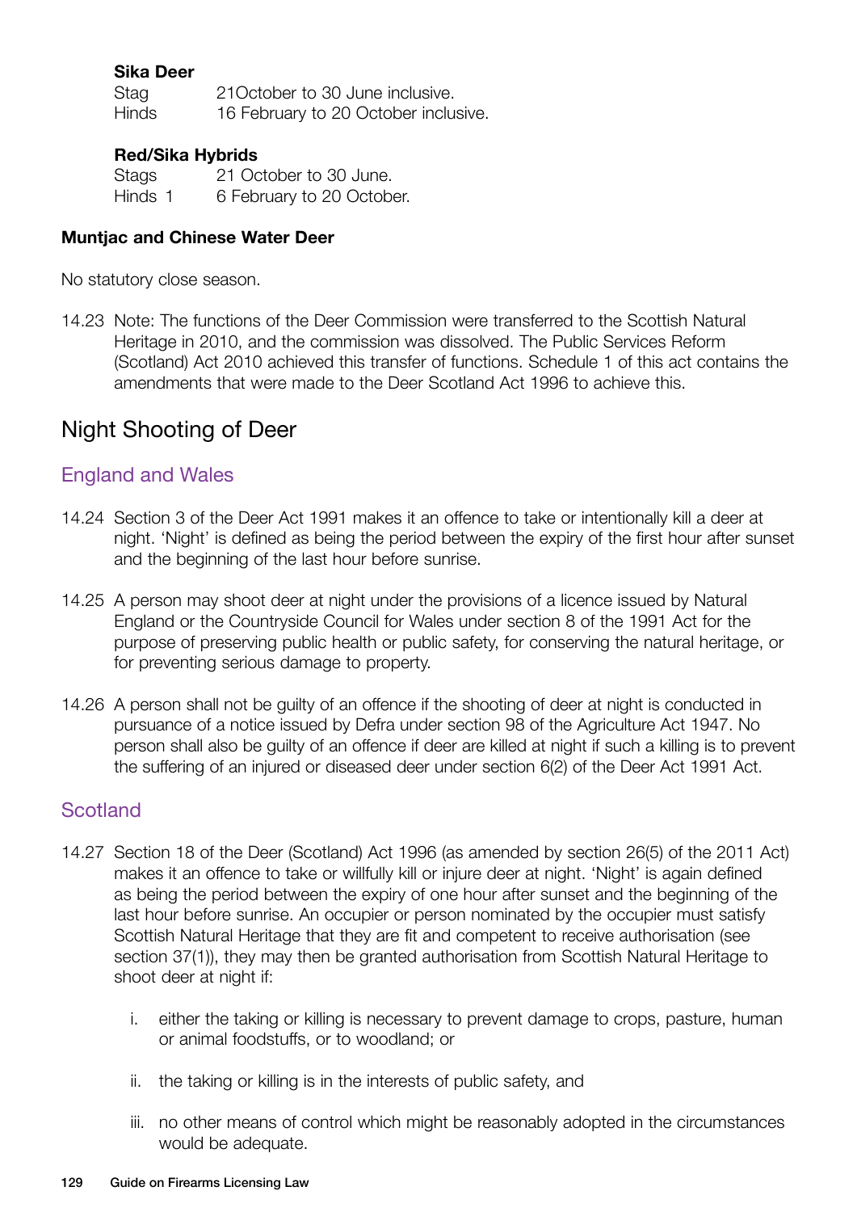**Sika Deer**

Stag 21October to 30 June inclusive.
Hinds 16 February to 20 October inclusive.

**Red/Sika Hybrids**

Stags 21 October to 30 June.
Hinds 1 6 February to 20 October.

**Muntjac and Chinese Water Deer**

No statutory close season.

14.23 Note: The functions of the Deer Commission were transferred to the Scottish Natural Heritage in 2010, and the commission was dissolved. The Public Services Reform (Scotland) Act 2010 achieved this transfer of functions. Schedule 1 of this act contains the amendments that were made to the Deer Scotland Act 1996 to achieve this.

## Night Shooting of Deer

### England and Wales

14.24 Section 3 of the Deer Act 1991 makes it an offence to take or intentionally kill a deer at night. 'Night' is defined as being the period between the expiry of the first hour after sunset and the beginning of the last hour before sunrise.

14.25 A person may shoot deer at night under the provisions of a licence issued by Natural England or the Countryside Council for Wales under section 8 of the 1991 Act for the purpose of preserving public health or public safety, for conserving the natural heritage, or for preventing serious damage to property.

14.26 A person shall not be guilty of an offence if the shooting of deer at night is conducted in pursuance of a notice issued by Defra under section 98 of the Agriculture Act 1947. No person shall also be guilty of an offence if deer are killed at night if such a killing is to prevent the suffering of an injured or diseased deer under section 6(2) of the Deer Act 1991 Act.

### Scotland

14.27 Section 18 of the Deer (Scotland) Act 1996 (as amended by section 26(5) of the 2011 Act) makes it an offence to take or willfully kill or injure deer at night. 'Night' is again defined as being the period between the expiry of one hour after sunset and the beginning of the last hour before sunrise. An occupier or person nominated by the occupier must satisfy Scottish Natural Heritage that they are fit and competent to receive authorisation (see section 37(1)), they may then be granted authorisation from Scottish Natural Heritage to shoot deer at night if:

i. either the taking or killing is necessary to prevent damage to crops, pasture, human or animal foodstuffs, or to woodland; or

ii. the taking or killing is in the interests of public safety, and

iii. no other means of control which might be reasonably adopted in the circumstances would be adequate.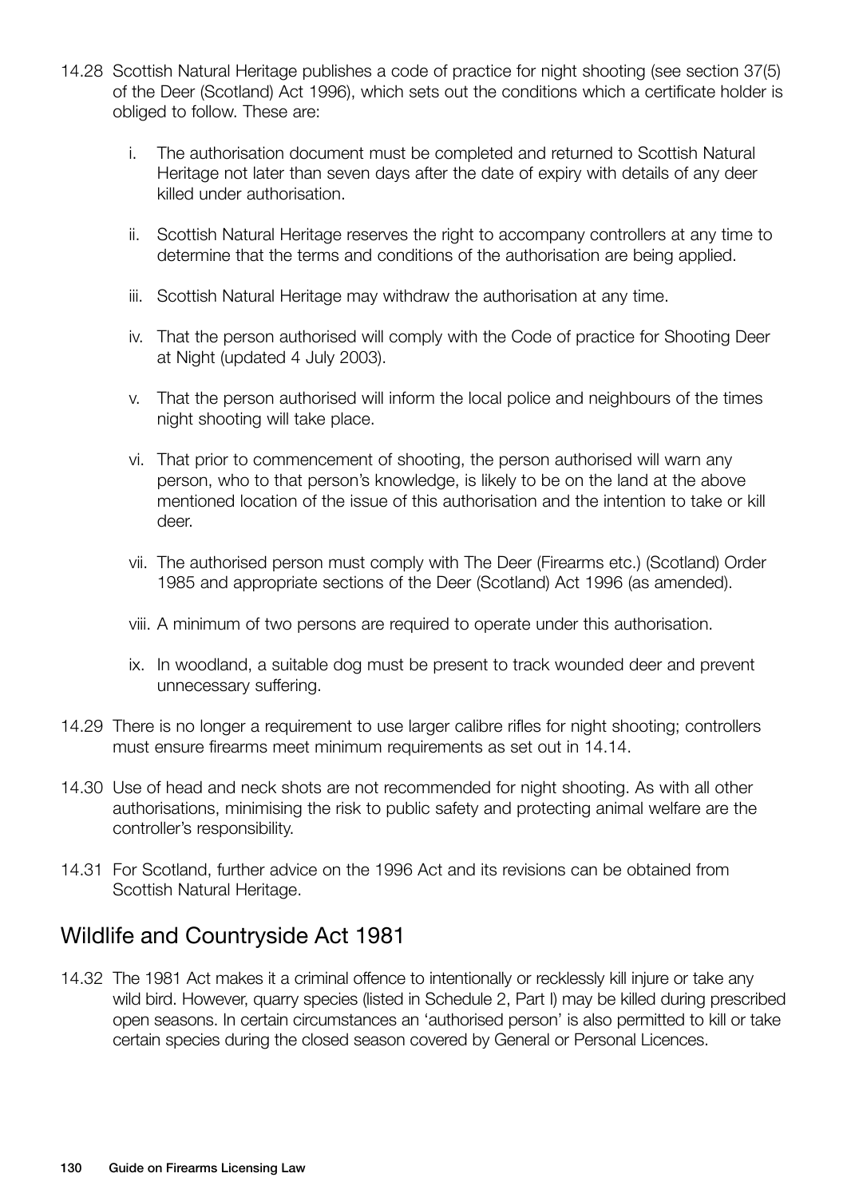14.28 Scottish Natural Heritage publishes a code of practice for night shooting (see section 37(5) of the Deer (Scotland) Act 1996), which sets out the conditions which a certificate holder is obliged to follow. These are:

i. The authorisation document must be completed and returned to Scottish Natural Heritage not later than seven days after the date of expiry with details of any deer killed under authorisation.

ii. Scottish Natural Heritage reserves the right to accompany controllers at any time to determine that the terms and conditions of the authorisation are being applied.

iii. Scottish Natural Heritage may withdraw the authorisation at any time.

iv. That the person authorised will comply with the Code of practice for Shooting Deer at Night (updated 4 July 2003).

v. That the person authorised will inform the local police and neighbours of the times night shooting will take place.

vi. That prior to commencement of shooting, the person authorised will warn any person, who to that person's knowledge, is likely to be on the land at the above mentioned location of the issue of this authorisation and the intention to take or kill deer.

vii. The authorised person must comply with The Deer (Firearms etc.) (Scotland) Order 1985 and appropriate sections of the Deer (Scotland) Act 1996 (as amended).

viii. A minimum of two persons are required to operate under this authorisation.

ix. In woodland, a suitable dog must be present to track wounded deer and prevent unnecessary suffering.

14.29 There is no longer a requirement to use larger calibre rifles for night shooting; controllers must ensure firearms meet minimum requirements as set out in 14.14.

14.30 Use of head and neck shots are not recommended for night shooting. As with all other authorisations, minimising the risk to public safety and protecting animal welfare are the controller's responsibility.

14.31 For Scotland, further advice on the 1996 Act and its revisions can be obtained from Scottish Natural Heritage.

## Wildlife and Countryside Act 1981

14.32 The 1981 Act makes it a criminal offence to intentionally or recklessly kill injure or take any wild bird. However, quarry species (listed in Schedule 2, Part I) may be killed during prescribed open seasons. In certain circumstances an 'authorised person' is also permitted to kill or take certain species during the closed season covered by General or Personal Licences.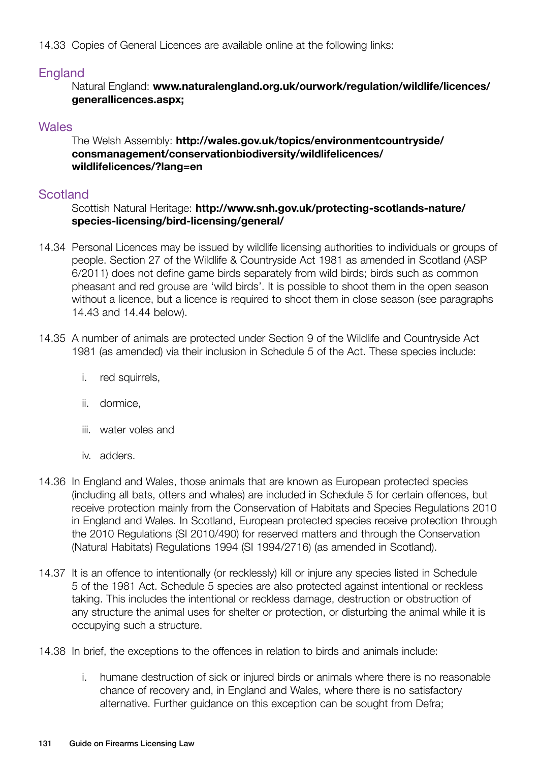14.33 Copies of General Licences are available online at the following links:

## England

Natural England: **www.naturalengland.org.uk/ourwork/regulation/wildlife/licences/generallicences.aspx;**

## Wales

The Welsh Assembly: **http://wales.gov.uk/topics/environmentcountryside/consmanagement/conservationbiodiversity/wildlifelicences/wildlifelicences/?lang=en**

## Scotland

Scottish Natural Heritage: **http://www.snh.gov.uk/protecting-scotlands-nature/species-licensing/bird-licensing/general/**

14.34 Personal Licences may be issued by wildlife licensing authorities to individuals or groups of people. Section 27 of the Wildlife & Countryside Act 1981 as amended in Scotland (ASP 6/2011) does not define game birds separately from wild birds; birds such as common pheasant and red grouse are 'wild birds'. It is possible to shoot them in the open season without a licence, but a licence is required to shoot them in close season (see paragraphs 14.43 and 14.44 below).

14.35 A number of animals are protected under Section 9 of the Wildlife and Countryside Act 1981 (as amended) via their inclusion in Schedule 5 of the Act. These species include:

i. red squirrels,

ii. dormice,

iii. water voles and

iv. adders.

14.36 In England and Wales, those animals that are known as European protected species (including all bats, otters and whales) are included in Schedule 5 for certain offences, but receive protection mainly from the Conservation of Habitats and Species Regulations 2010 in England and Wales. In Scotland, European protected species receive protection through the 2010 Regulations (SI 2010/490) for reserved matters and through the Conservation (Natural Habitats) Regulations 1994 (SI 1994/2716) (as amended in Scotland).

14.37 It is an offence to intentionally (or recklessly) kill or injure any species listed in Schedule 5 of the 1981 Act. Schedule 5 species are also protected against intentional or reckless taking. This includes the intentional or reckless damage, destruction or obstruction of any structure the animal uses for shelter or protection, or disturbing the animal while it is occupying such a structure.

14.38 In brief, the exceptions to the offences in relation to birds and animals include:

i. humane destruction of sick or injured birds or animals where there is no reasonable chance of recovery and, in England and Wales, where there is no satisfactory alternative. Further guidance on this exception can be sought from Defra;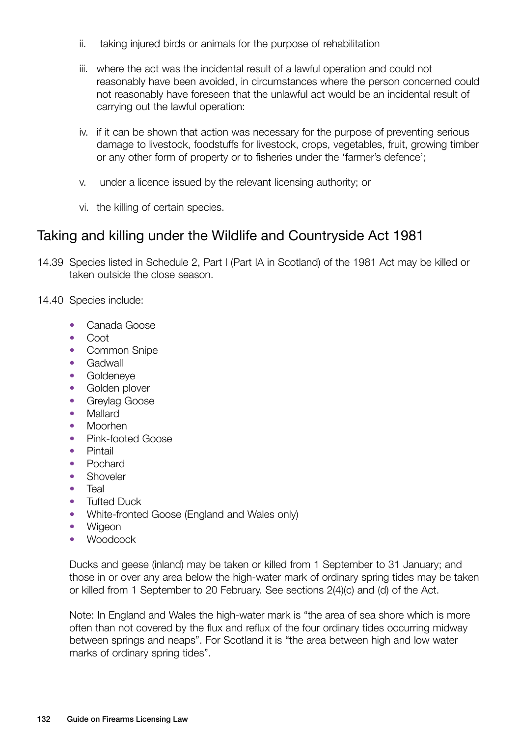ii. taking injured birds or animals for the purpose of rehabilitation

iii. where the act was the incidental result of a lawful operation and could not reasonably have been avoided, in circumstances where the person concerned could not reasonably have foreseen that the unlawful act would be an incidental result of carrying out the lawful operation:

iv. if it can be shown that action was necessary for the purpose of preventing serious damage to livestock, foodstuffs for livestock, crops, vegetables, fruit, growing timber or any other form of property or to fisheries under the 'farmer's defence';

v. under a licence issued by the relevant licensing authority; or

vi. the killing of certain species.

## Taking and killing under the Wildlife and Countryside Act 1981

14.39 Species listed in Schedule 2, Part I (Part IA in Scotland) of the 1981 Act may be killed or taken outside the close season.

14.40 Species include:

- Canada Goose
- Coot
- Common Snipe
- Gadwall
- Goldeneye
- Golden plover
- Greylag Goose
- Mallard
- Moorhen
- Pink-footed Goose
- Pintail
- Pochard
- Shoveler
- Teal
- Tufted Duck
- White-fronted Goose (England and Wales only)
- Wigeon
- Woodcock

Ducks and geese (inland) may be taken or killed from 1 September to 31 January; and those in or over any area below the high-water mark of ordinary spring tides may be taken or killed from 1 September to 20 February. See sections 2(4)(c) and (d) of the Act.

Note: In England and Wales the high-water mark is "the area of sea shore which is more often than not covered by the flux and reflux of the four ordinary tides occurring midway between springs and neaps". For Scotland it is "the area between high and low water marks of ordinary spring tides".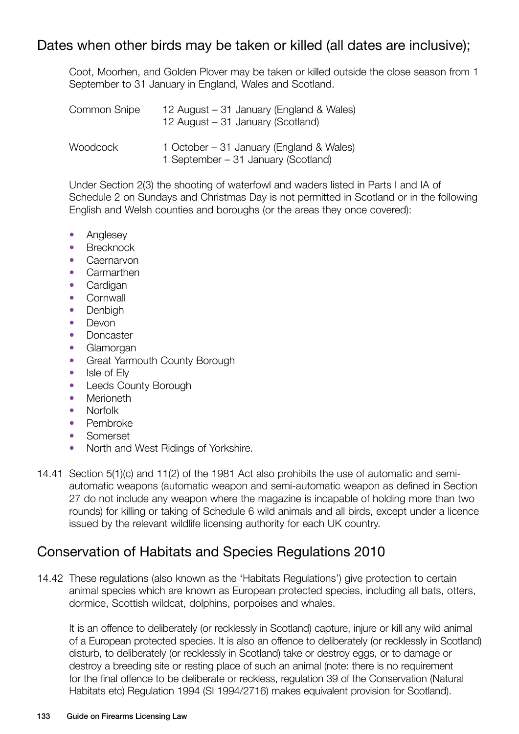## Dates when other birds may be taken or killed (all dates are inclusive);

Coot, Moorhen, and Golden Plover may be taken or killed outside the close season from 1 September to 31 January in England, Wales and Scotland.

| | |
|---|---|
| Common Snipe | 12 August – 31 January (England & Wales)<br>12 August – 31 January (Scotland) |
| Woodcock | 1 October – 31 January (England & Wales)<br>1 September – 31 January (Scotland) |

Under Section 2(3) the shooting of waterfowl and waders listed in Parts I and IA of Schedule 2 on Sundays and Christmas Day is not permitted in Scotland or in the following English and Welsh counties and boroughs (or the areas they once covered):

- Anglesey
- Brecknock
- Caernarvon
- Carmarthen
- Cardigan
- Cornwall
- Denbigh
- Devon
- Doncaster
- Glamorgan
- Great Yarmouth County Borough
- Isle of Ely
- Leeds County Borough
- Merioneth
- Norfolk
- Pembroke
- Somerset
- North and West Ridings of Yorkshire.

14.41 Section 5(1)(c) and 11(2) of the 1981 Act also prohibits the use of automatic and semi-automatic weapons (automatic weapon and semi-automatic weapon as defined in Section 27 do not include any weapon where the magazine is incapable of holding more than two rounds) for killing or taking of Schedule 6 wild animals and all birds, except under a licence issued by the relevant wildlife licensing authority for each UK country.

## Conservation of Habitats and Species Regulations 2010

14.42 These regulations (also known as the 'Habitats Regulations') give protection to certain animal species which are known as European protected species, including all bats, otters, dormice, Scottish wildcat, dolphins, porpoises and whales.

It is an offence to deliberately (or recklessly in Scotland) capture, injure or kill any wild animal of a European protected species. It is also an offence to deliberately (or recklessly in Scotland) disturb, to deliberately (or recklessly in Scotland) take or destroy eggs, or to damage or destroy a breeding site or resting place of such an animal (note: there is no requirement for the final offence to be deliberate or reckless, regulation 39 of the Conservation (Natural Habitats etc) Regulation 1994 (SI 1994/2716) makes equivalent provision for Scotland).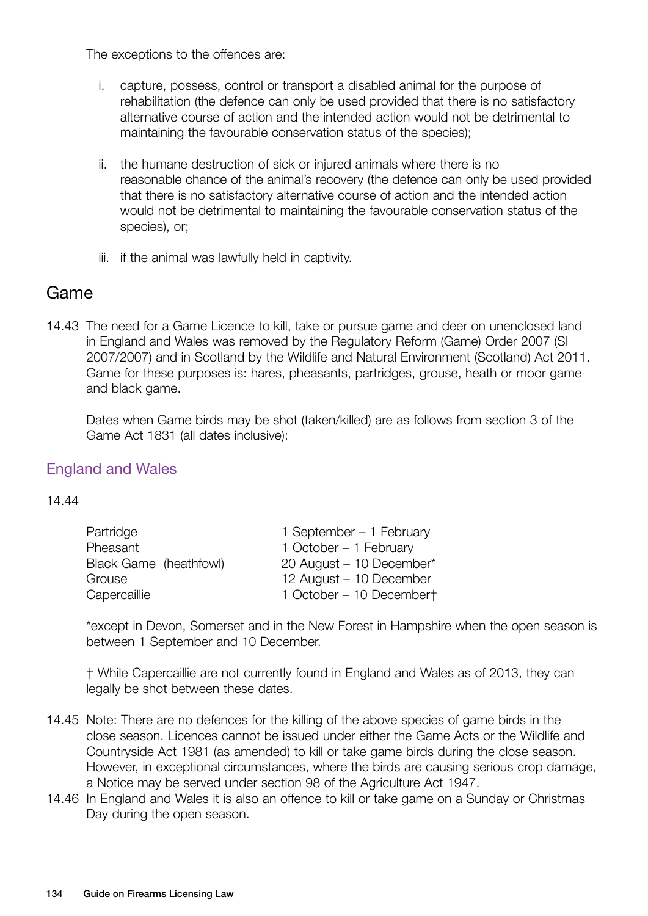The exceptions to the offences are:

i. capture, possess, control or transport a disabled animal for the purpose of rehabilitation (the defence can only be used provided that there is no satisfactory alternative course of action and the intended action would not be detrimental to maintaining the favourable conservation status of the species);

ii. the humane destruction of sick or injured animals where there is no reasonable chance of the animal's recovery (the defence can only be used provided that there is no satisfactory alternative course of action and the intended action would not be detrimental to maintaining the favourable conservation status of the species), or;

iii. if the animal was lawfully held in captivity.

## Game

14.43 The need for a Game Licence to kill, take or pursue game and deer on unenclosed land in England and Wales was removed by the Regulatory Reform (Game) Order 2007 (SI 2007/2007) and in Scotland by the Wildlife and Natural Environment (Scotland) Act 2011. Game for these purposes is: hares, pheasants, partridges, grouse, heath or moor game and black game.

Dates when Game birds may be shot (taken/killed) are as follows from section 3 of the Game Act 1831 (all dates inclusive):

### England and Wales

14.44

| | |
|---|---|
| Partridge | 1 September – 1 February |
| Pheasant | 1 October – 1 February |
| Black Game (heathfowl) | 20 August – 10 December* |
| Grouse | 12 August – 10 December |
| Capercaillie | 1 October – 10 December† |

*except in Devon, Somerset and in the New Forest in Hampshire when the open season is between 1 September and 10 December.

† While Capercaillie are not currently found in England and Wales as of 2013, they can legally be shot between these dates.

14.45 Note: There are no defences for the killing of the above species of game birds in the close season. Licences cannot be issued under either the Game Acts or the Wildlife and Countryside Act 1981 (as amended) to kill or take game birds during the close season. However, in exceptional circumstances, where the birds are causing serious crop damage, a Notice may be served under section 98 of the Agriculture Act 1947.

14.46 In England and Wales it is also an offence to kill or take game on a Sunday or Christmas Day during the open season.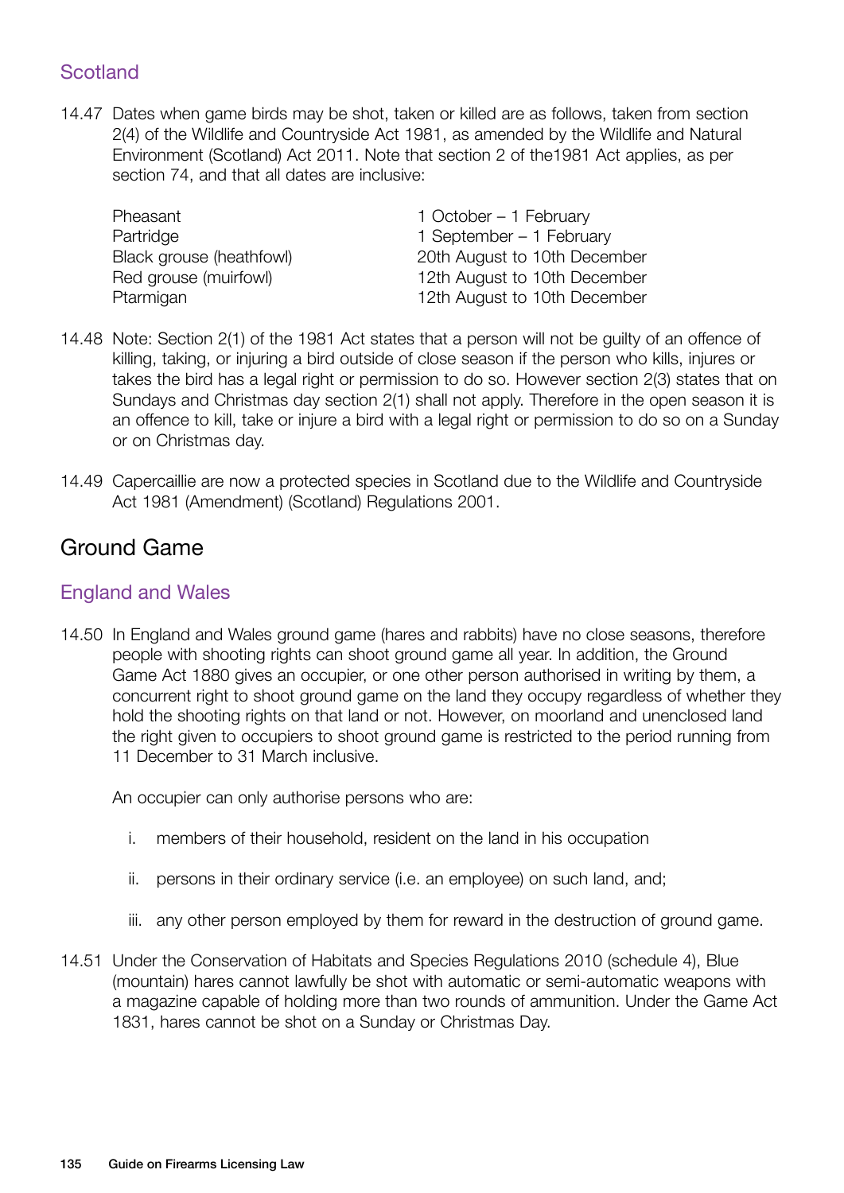### Scotland

14.47 Dates when game birds may be shot, taken or killed are as follows, taken from section 2(4) of the Wildlife and Countryside Act 1981, as amended by the Wildlife and Natural Environment (Scotland) Act 2011. Note that section 2 of the1981 Act applies, as per section 74, and that all dates are inclusive:

| | |
|---|---|
| Pheasant | 1 October – 1 February |
| Partridge | 1 September – 1 February |
| Black grouse (heathfowl) | 20th August to 10th December |
| Red grouse (muirfowl) | 12th August to 10th December |
| Ptarmigan | 12th August to 10th December |

14.48 Note: Section 2(1) of the 1981 Act states that a person will not be guilty of an offence of killing, taking, or injuring a bird outside of close season if the person who kills, injures or takes the bird has a legal right or permission to do so. However section 2(3) states that on Sundays and Christmas day section 2(1) shall not apply. Therefore in the open season it is an offence to kill, take or injure a bird with a legal right or permission to do so on a Sunday or on Christmas day.

14.49 Capercaillie are now a protected species in Scotland due to the Wildlife and Countryside Act 1981 (Amendment) (Scotland) Regulations 2001.

## Ground Game

### England and Wales

14.50 In England and Wales ground game (hares and rabbits) have no close seasons, therefore people with shooting rights can shoot ground game all year. In addition, the Ground Game Act 1880 gives an occupier, or one other person authorised in writing by them, a concurrent right to shoot ground game on the land they occupy regardless of whether they hold the shooting rights on that land or not. However, on moorland and unenclosed land the right given to occupiers to shoot ground game is restricted to the period running from 11 December to 31 March inclusive.

An occupier can only authorise persons who are:

i. members of their household, resident on the land in his occupation

ii. persons in their ordinary service (i.e. an employee) on such land, and;

iii. any other person employed by them for reward in the destruction of ground game.

14.51 Under the Conservation of Habitats and Species Regulations 2010 (schedule 4), Blue (mountain) hares cannot lawfully be shot with automatic or semi-automatic weapons with a magazine capable of holding more than two rounds of ammunition. Under the Game Act 1831, hares cannot be shot on a Sunday or Christmas Day.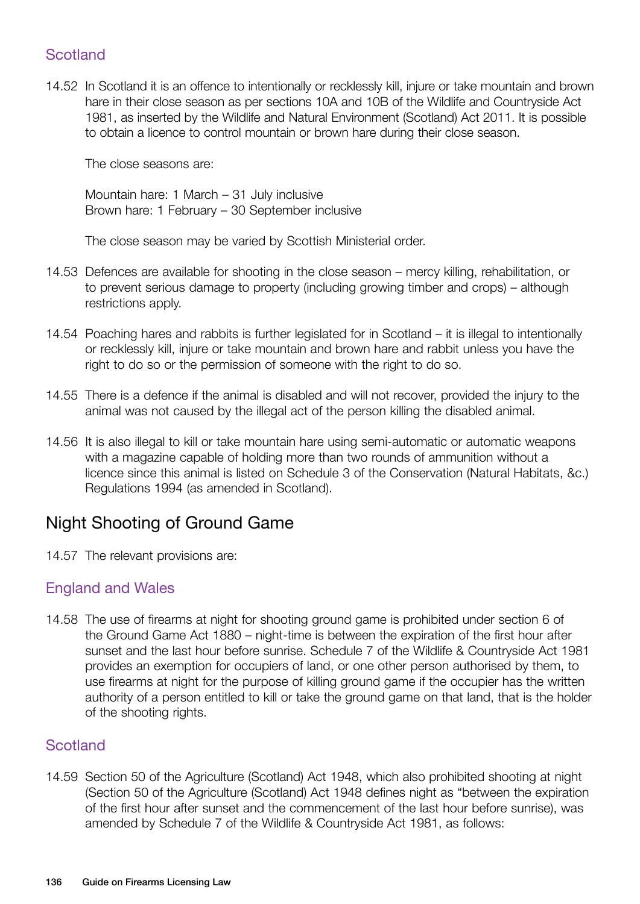### Scotland

14.52 In Scotland it is an offence to intentionally or recklessly kill, injure or take mountain and brown hare in their close season as per sections 10A and 10B of the Wildlife and Countryside Act 1981, as inserted by the Wildlife and Natural Environment (Scotland) Act 2011. It is possible to obtain a licence to control mountain or brown hare during their close season.

The close seasons are:

Mountain hare: 1 March – 31 July inclusive
Brown hare: 1 February – 30 September inclusive

The close season may be varied by Scottish Ministerial order.

14.53 Defences are available for shooting in the close season – mercy killing, rehabilitation, or to prevent serious damage to property (including growing timber and crops) – although restrictions apply.

14.54 Poaching hares and rabbits is further legislated for in Scotland – it is illegal to intentionally or recklessly kill, injure or take mountain and brown hare and rabbit unless you have the right to do so or the permission of someone with the right to do so.

14.55 There is a defence if the animal is disabled and will not recover, provided the injury to the animal was not caused by the illegal act of the person killing the disabled animal.

14.56 It is also illegal to kill or take mountain hare using semi-automatic or automatic weapons with a magazine capable of holding more than two rounds of ammunition without a licence since this animal is listed on Schedule 3 of the Conservation (Natural Habitats, &c.) Regulations 1994 (as amended in Scotland).

## Night Shooting of Ground Game

14.57 The relevant provisions are:

### England and Wales

14.58 The use of firearms at night for shooting ground game is prohibited under section 6 of the Ground Game Act 1880 – night-time is between the expiration of the first hour after sunset and the last hour before sunrise. Schedule 7 of the Wildlife & Countryside Act 1981 provides an exemption for occupiers of land, or one other person authorised by them, to use firearms at night for the purpose of killing ground game if the occupier has the written authority of a person entitled to kill or take the ground game on that land, that is the holder of the shooting rights.

### Scotland

14.59 Section 50 of the Agriculture (Scotland) Act 1948, which also prohibited shooting at night (Section 50 of the Agriculture (Scotland) Act 1948 defines night as "between the expiration of the first hour after sunset and the commencement of the last hour before sunrise), was amended by Schedule 7 of the Wildlife & Countryside Act 1981, as follows: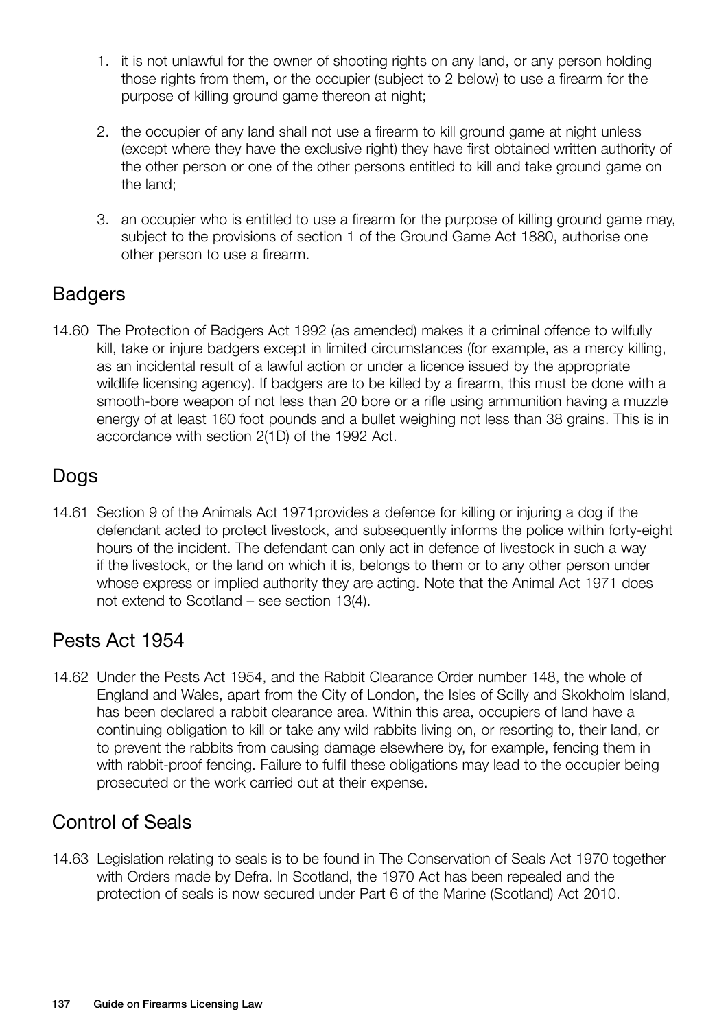1. it is not unlawful for the owner of shooting rights on any land, or any person holding those rights from them, or the occupier (subject to 2 below) to use a firearm for the purpose of killing ground game thereon at night;

2. the occupier of any land shall not use a firearm to kill ground game at night unless (except where they have the exclusive right) they have first obtained written authority of the other person or one of the other persons entitled to kill and take ground game on the land;

3. an occupier who is entitled to use a firearm for the purpose of killing ground game may, subject to the provisions of section 1 of the Ground Game Act 1880, authorise one other person to use a firearm.

## Badgers

14.60 The Protection of Badgers Act 1992 (as amended) makes it a criminal offence to wilfully kill, take or injure badgers except in limited circumstances (for example, as a mercy killing, as an incidental result of a lawful action or under a licence issued by the appropriate wildlife licensing agency). If badgers are to be killed by a firearm, this must be done with a smooth-bore weapon of not less than 20 bore or a rifle using ammunition having a muzzle energy of at least 160 foot pounds and a bullet weighing not less than 38 grains. This is in accordance with section 2(1D) of the 1992 Act.

## Dogs

14.61 Section 9 of the Animals Act 1971provides a defence for killing or injuring a dog if the defendant acted to protect livestock, and subsequently informs the police within forty-eight hours of the incident. The defendant can only act in defence of livestock in such a way if the livestock, or the land on which it is, belongs to them or to any other person under whose express or implied authority they are acting. Note that the Animal Act 1971 does not extend to Scotland – see section 13(4).

## Pests Act 1954

14.62 Under the Pests Act 1954, and the Rabbit Clearance Order number 148, the whole of England and Wales, apart from the City of London, the Isles of Scilly and Skokholm Island, has been declared a rabbit clearance area. Within this area, occupiers of land have a continuing obligation to kill or take any wild rabbits living on, or resorting to, their land, or to prevent the rabbits from causing damage elsewhere by, for example, fencing them in with rabbit-proof fencing. Failure to fulfil these obligations may lead to the occupier being prosecuted or the work carried out at their expense.

## Control of Seals

14.63 Legislation relating to seals is to be found in The Conservation of Seals Act 1970 together with Orders made by Defra. In Scotland, the 1970 Act has been repealed and the protection of seals is now secured under Part 6 of the Marine (Scotland) Act 2010.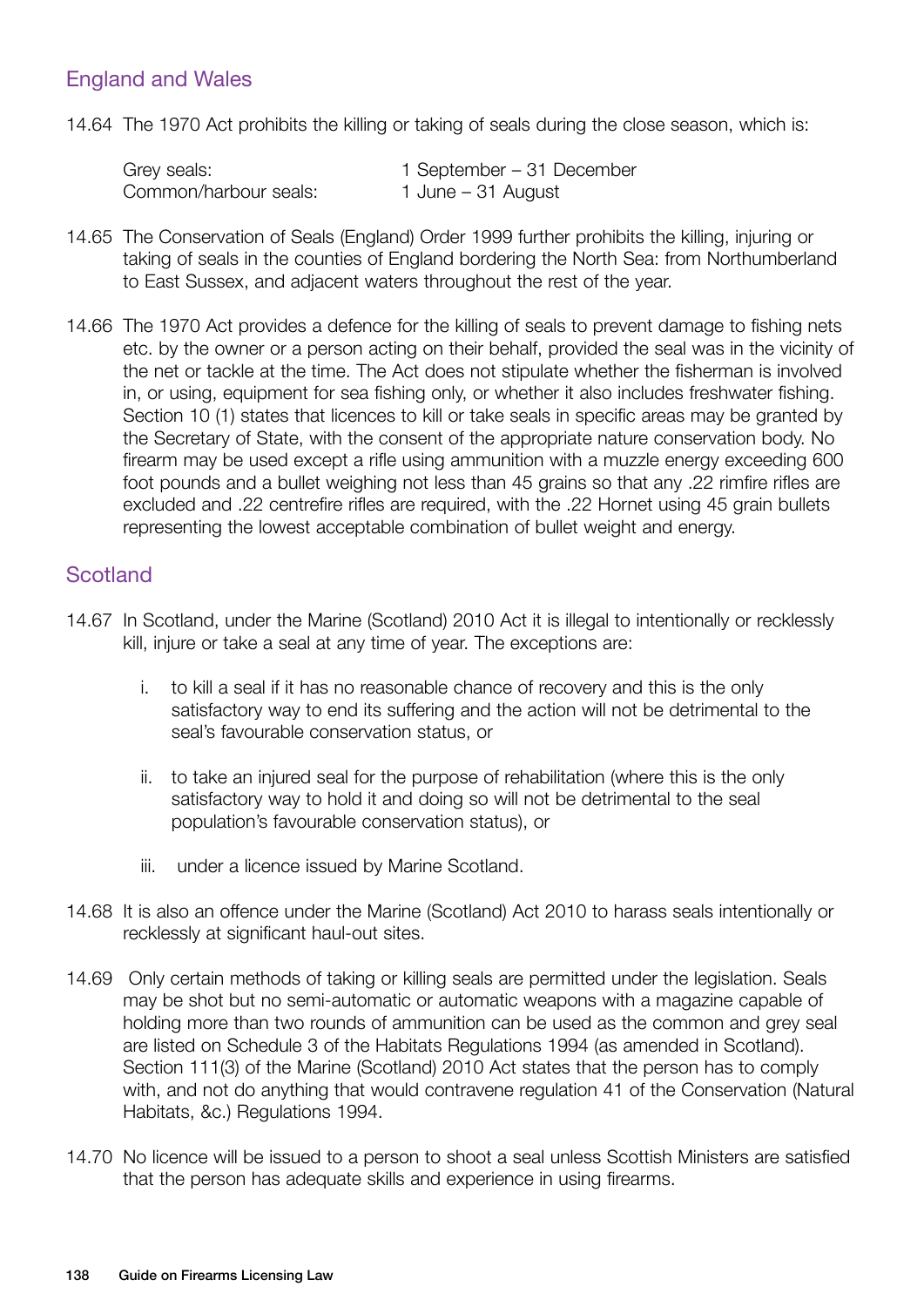## England and Wales

14.64 The 1970 Act prohibits the killing or taking of seals during the close season, which is:

| | |
|---|---|
| Grey seals: | 1 September – 31 December |
| Common/harbour seals: | 1 June – 31 August |

14.65 The Conservation of Seals (England) Order 1999 further prohibits the killing, injuring or taking of seals in the counties of England bordering the North Sea: from Northumberland to East Sussex, and adjacent waters throughout the rest of the year.

14.66 The 1970 Act provides a defence for the killing of seals to prevent damage to fishing nets etc. by the owner or a person acting on their behalf, provided the seal was in the vicinity of the net or tackle at the time. The Act does not stipulate whether the fisherman is involved in, or using, equipment for sea fishing only, or whether it also includes freshwater fishing. Section 10 (1) states that licences to kill or take seals in specific areas may be granted by the Secretary of State, with the consent of the appropriate nature conservation body. No firearm may be used except a rifle using ammunition with a muzzle energy exceeding 600 foot pounds and a bullet weighing not less than 45 grains so that any .22 rimfire rifles are excluded and .22 centrefire rifles are required, with the .22 Hornet using 45 grain bullets representing the lowest acceptable combination of bullet weight and energy.

## Scotland

14.67 In Scotland, under the Marine (Scotland) 2010 Act it is illegal to intentionally or recklessly kill, injure or take a seal at any time of year. The exceptions are:

i. to kill a seal if it has no reasonable chance of recovery and this is the only satisfactory way to end its suffering and the action will not be detrimental to the seal's favourable conservation status, or

ii. to take an injured seal for the purpose of rehabilitation (where this is the only satisfactory way to hold it and doing so will not be detrimental to the seal population's favourable conservation status), or

iii. under a licence issued by Marine Scotland.

14.68 It is also an offence under the Marine (Scotland) Act 2010 to harass seals intentionally or recklessly at significant haul-out sites.

14.69 Only certain methods of taking or killing seals are permitted under the legislation. Seals may be shot but no semi-automatic or automatic weapons with a magazine capable of holding more than two rounds of ammunition can be used as the common and grey seal are listed on Schedule 3 of the Habitats Regulations 1994 (as amended in Scotland). Section 111(3) of the Marine (Scotland) 2010 Act states that the person has to comply with, and not do anything that would contravene regulation 41 of the Conservation (Natural Habitats, &c.) Regulations 1994.

14.70 No licence will be issued to a person to shoot a seal unless Scottish Ministers are satisfied that the person has adequate skills and experience in using firearms.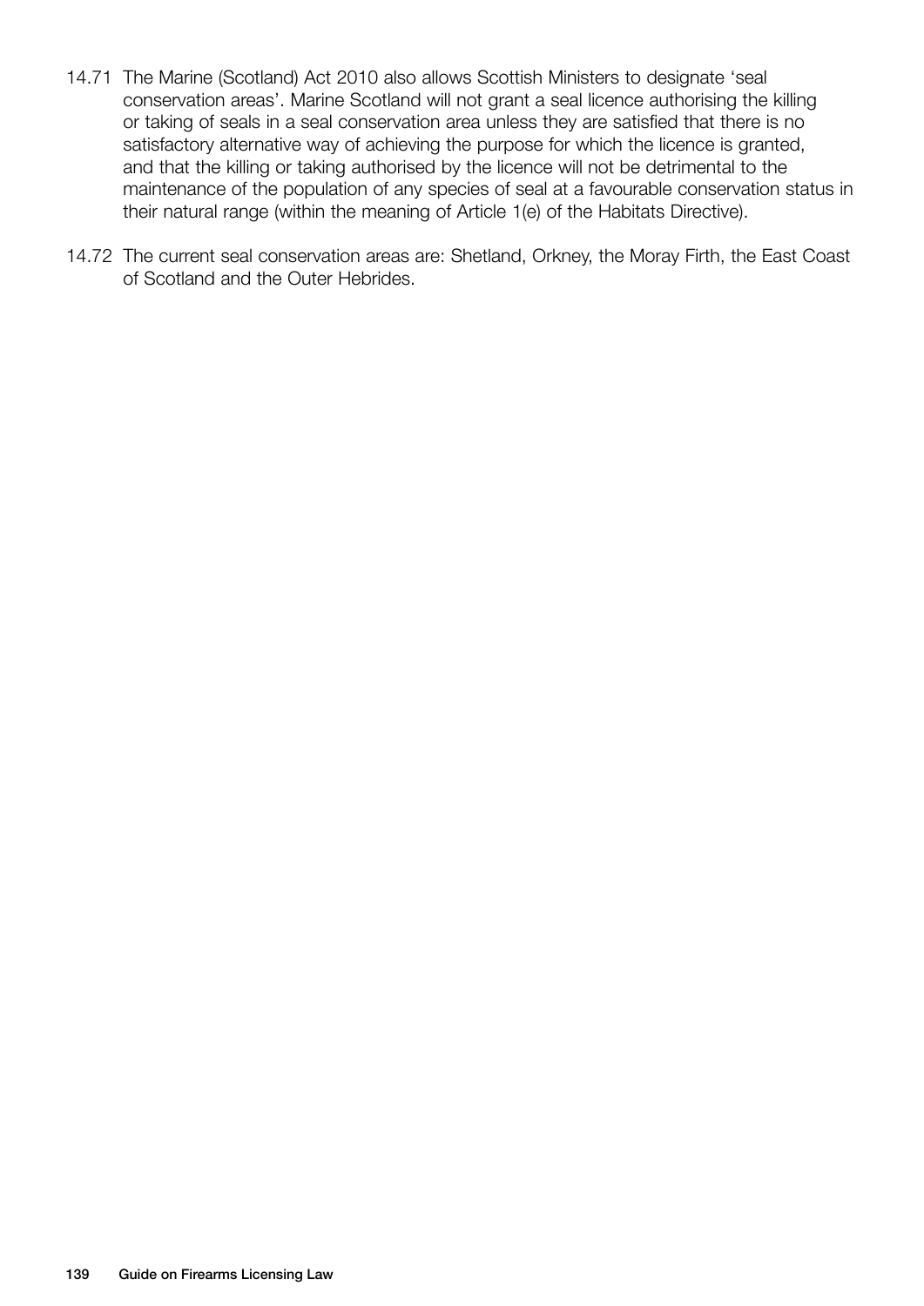14.71 The Marine (Scotland) Act 2010 also allows Scottish Ministers to designate 'seal conservation areas'. Marine Scotland will not grant a seal licence authorising the killing or taking of seals in a seal conservation area unless they are satisfied that there is no satisfactory alternative way of achieving the purpose for which the licence is granted, and that the killing or taking authorised by the licence will not be detrimental to the maintenance of the population of any species of seal at a favourable conservation status in their natural range (within the meaning of Article 1(e) of the Habitats Directive).

14.72 The current seal conservation areas are: Shetland, Orkney, the Moray Firth, the East Coast of Scotland and the Outer Hebrides.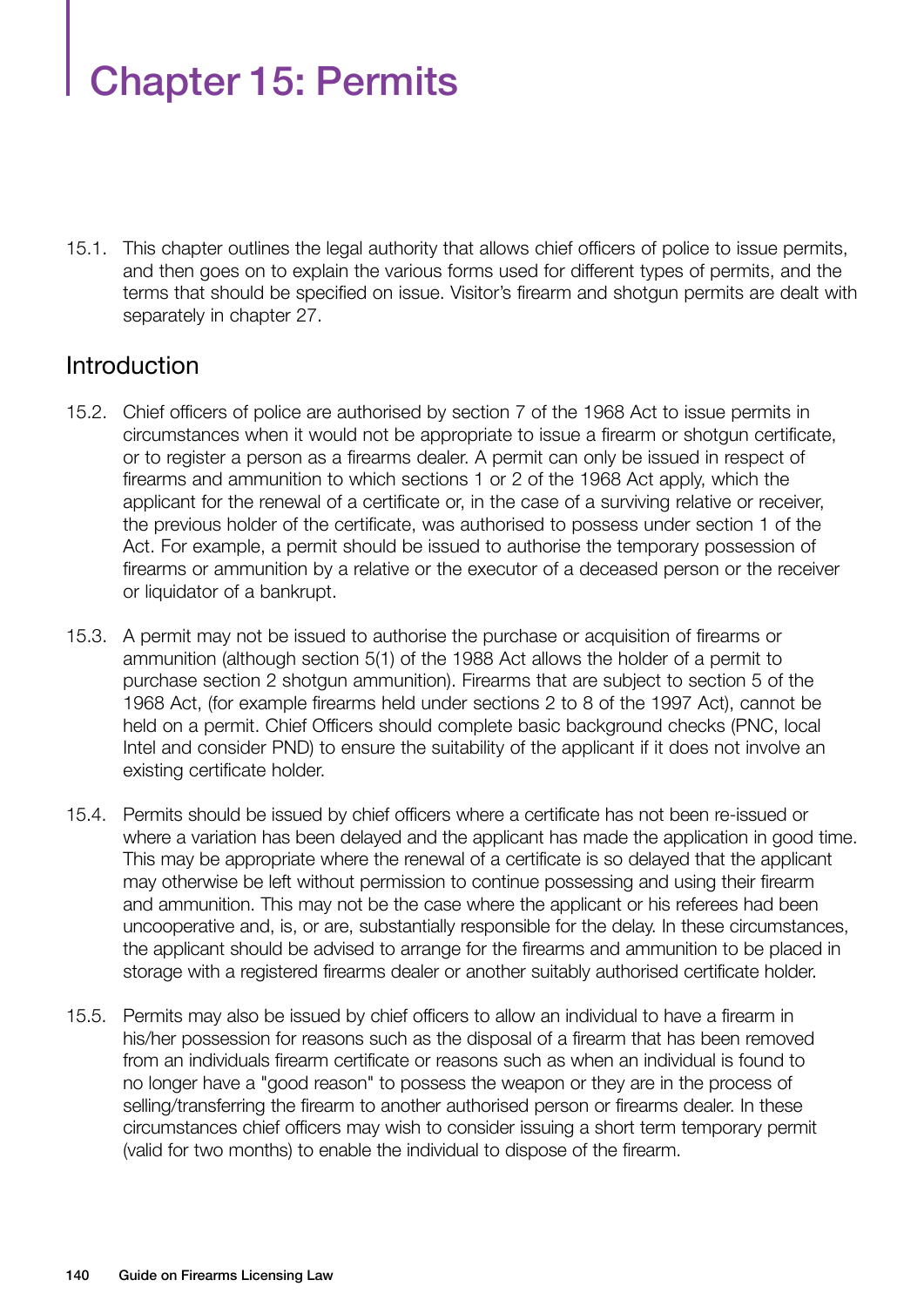# Chapter 15: Permits

15.1. This chapter outlines the legal authority that allows chief officers of police to issue permits, and then goes on to explain the various forms used for different types of permits, and the terms that should be specified on issue. Visitor's firearm and shotgun permits are dealt with separately in chapter 27.

## Introduction

15.2. Chief officers of police are authorised by section 7 of the 1968 Act to issue permits in circumstances when it would not be appropriate to issue a firearm or shotgun certificate, or to register a person as a firearms dealer. A permit can only be issued in respect of firearms and ammunition to which sections 1 or 2 of the 1968 Act apply, which the applicant for the renewal of a certificate or, in the case of a surviving relative or receiver, the previous holder of the certificate, was authorised to possess under section 1 of the Act. For example, a permit should be issued to authorise the temporary possession of firearms or ammunition by a relative or the executor of a deceased person or the receiver or liquidator of a bankrupt.

15.3. A permit may not be issued to authorise the purchase or acquisition of firearms or ammunition (although section 5(1) of the 1988 Act allows the holder of a permit to purchase section 2 shotgun ammunition). Firearms that are subject to section 5 of the 1968 Act, (for example firearms held under sections 2 to 8 of the 1997 Act), cannot be held on a permit. Chief Officers should complete basic background checks (PNC, local Intel and consider PND) to ensure the suitability of the applicant if it does not involve an existing certificate holder.

15.4. Permits should be issued by chief officers where a certificate has not been re-issued or where a variation has been delayed and the applicant has made the application in good time. This may be appropriate where the renewal of a certificate is so delayed that the applicant may otherwise be left without permission to continue possessing and using their firearm and ammunition. This may not be the case where the applicant or his referees had been uncooperative and, is, or are, substantially responsible for the delay. In these circumstances, the applicant should be advised to arrange for the firearms and ammunition to be placed in storage with a registered firearms dealer or another suitably authorised certificate holder.

15.5. Permits may also be issued by chief officers to allow an individual to have a firearm in his/her possession for reasons such as the disposal of a firearm that has been removed from an individuals firearm certificate or reasons such as when an individual is found to no longer have a "good reason" to possess the weapon or they are in the process of selling/transferring the firearm to another authorised person or firearms dealer. In these circumstances chief officers may wish to consider issuing a short term temporary permit (valid for two months) to enable the individual to dispose of the firearm.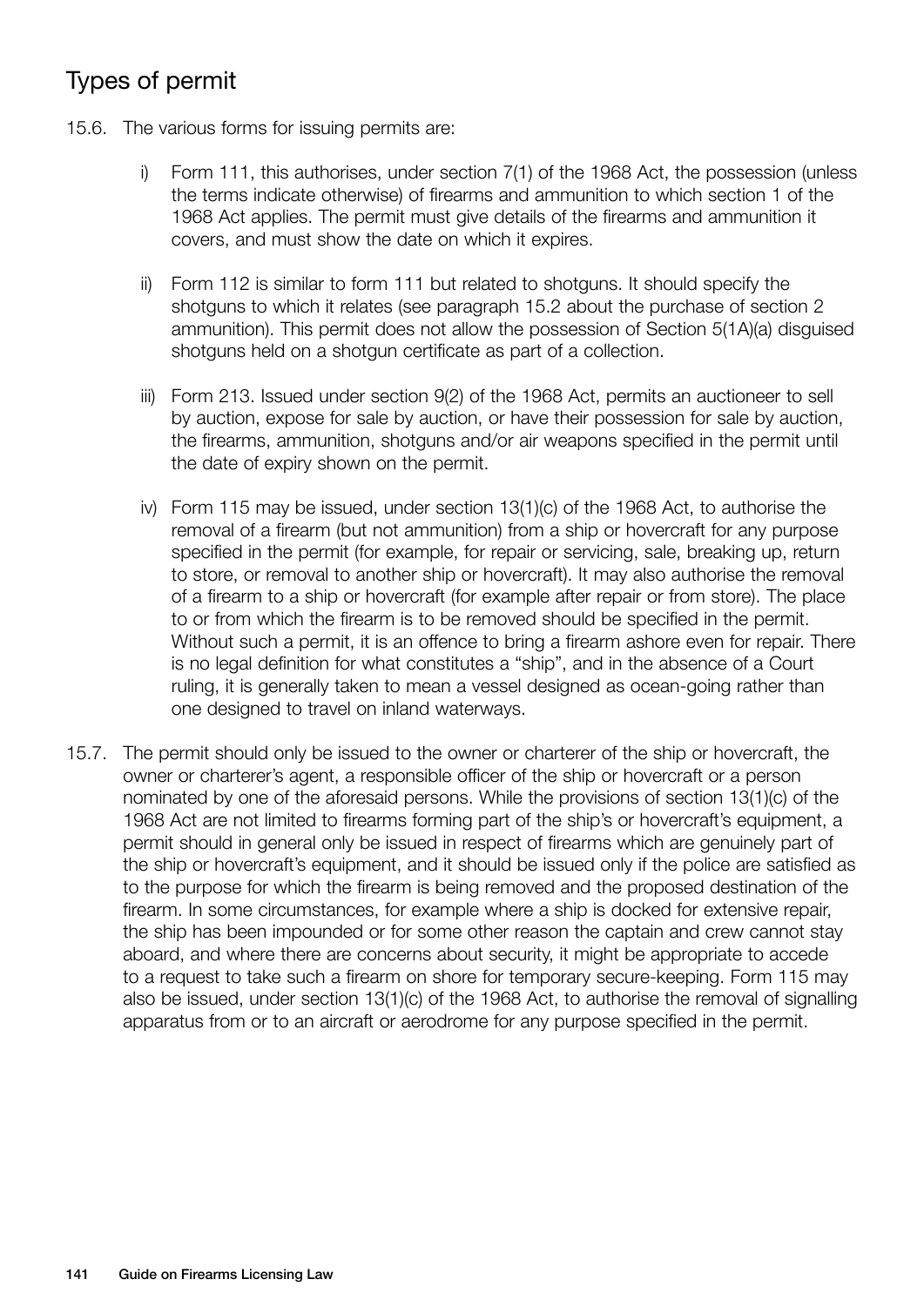## Types of permit

15.6. The various forms for issuing permits are:

i) Form 111, this authorises, under section 7(1) of the 1968 Act, the possession (unless the terms indicate otherwise) of firearms and ammunition to which section 1 of the 1968 Act applies. The permit must give details of the firearms and ammunition it covers, and must show the date on which it expires.

ii) Form 112 is similar to form 111 but related to shotguns. It should specify the shotguns to which it relates (see paragraph 15.2 about the purchase of section 2 ammunition). This permit does not allow the possession of Section 5(1A)(a) disguised shotguns held on a shotgun certificate as part of a collection.

iii) Form 213. Issued under section 9(2) of the 1968 Act, permits an auctioneer to sell by auction, expose for sale by auction, or have their possession for sale by auction, the firearms, ammunition, shotguns and/or air weapons specified in the permit until the date of expiry shown on the permit.

iv) Form 115 may be issued, under section 13(1)(c) of the 1968 Act, to authorise the removal of a firearm (but not ammunition) from a ship or hovercraft for any purpose specified in the permit (for example, for repair or servicing, sale, breaking up, return to store, or removal to another ship or hovercraft). It may also authorise the removal of a firearm to a ship or hovercraft (for example after repair or from store). The place to or from which the firearm is to be removed should be specified in the permit. Without such a permit, it is an offence to bring a firearm ashore even for repair. There is no legal definition for what constitutes a "ship", and in the absence of a Court ruling, it is generally taken to mean a vessel designed as ocean-going rather than one designed to travel on inland waterways.

15.7. The permit should only be issued to the owner or charterer of the ship or hovercraft, the owner or charterer's agent, a responsible officer of the ship or hovercraft or a person nominated by one of the aforesaid persons. While the provisions of section 13(1)(c) of the 1968 Act are not limited to firearms forming part of the ship's or hovercraft's equipment, a permit should in general only be issued in respect of firearms which are genuinely part of the ship or hovercraft's equipment, and it should be issued only if the police are satisfied as to the purpose for which the firearm is being removed and the proposed destination of the firearm. In some circumstances, for example where a ship is docked for extensive repair, the ship has been impounded or for some other reason the captain and crew cannot stay aboard, and where there are concerns about security, it might be appropriate to accede to a request to take such a firearm on shore for temporary secure-keeping. Form 115 may also be issued, under section 13(1)(c) of the 1968 Act, to authorise the removal of signalling apparatus from or to an aircraft or aerodrome for any purpose specified in the permit.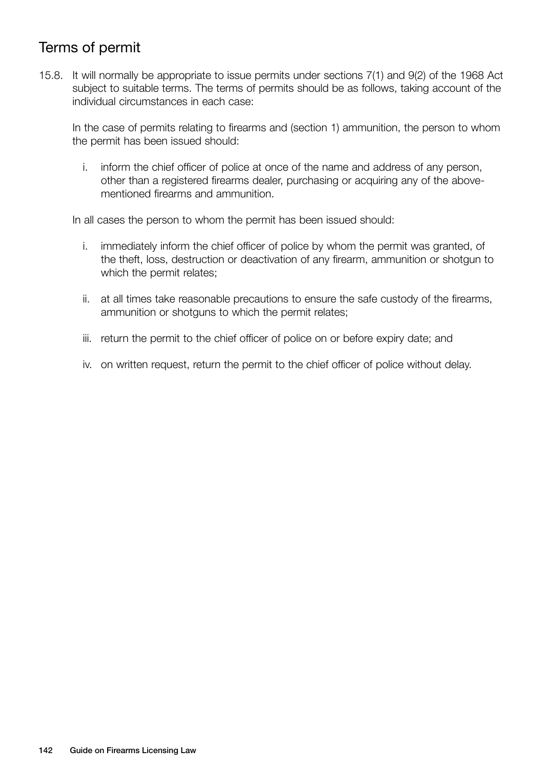## Terms of permit

15.8. It will normally be appropriate to issue permits under sections 7(1) and 9(2) of the 1968 Act subject to suitable terms. The terms of permits should be as follows, taking account of the individual circumstances in each case:

In the case of permits relating to firearms and (section 1) ammunition, the person to whom the permit has been issued should:

i. inform the chief officer of police at once of the name and address of any person, other than a registered firearms dealer, purchasing or acquiring any of the above-mentioned firearms and ammunition.

In all cases the person to whom the permit has been issued should:

i. immediately inform the chief officer of police by whom the permit was granted, of the theft, loss, destruction or deactivation of any firearm, ammunition or shotgun to which the permit relates;

ii. at all times take reasonable precautions to ensure the safe custody of the firearms, ammunition or shotguns to which the permit relates;

iii. return the permit to the chief officer of police on or before expiry date; and

iv. on written request, return the permit to the chief officer of police without delay.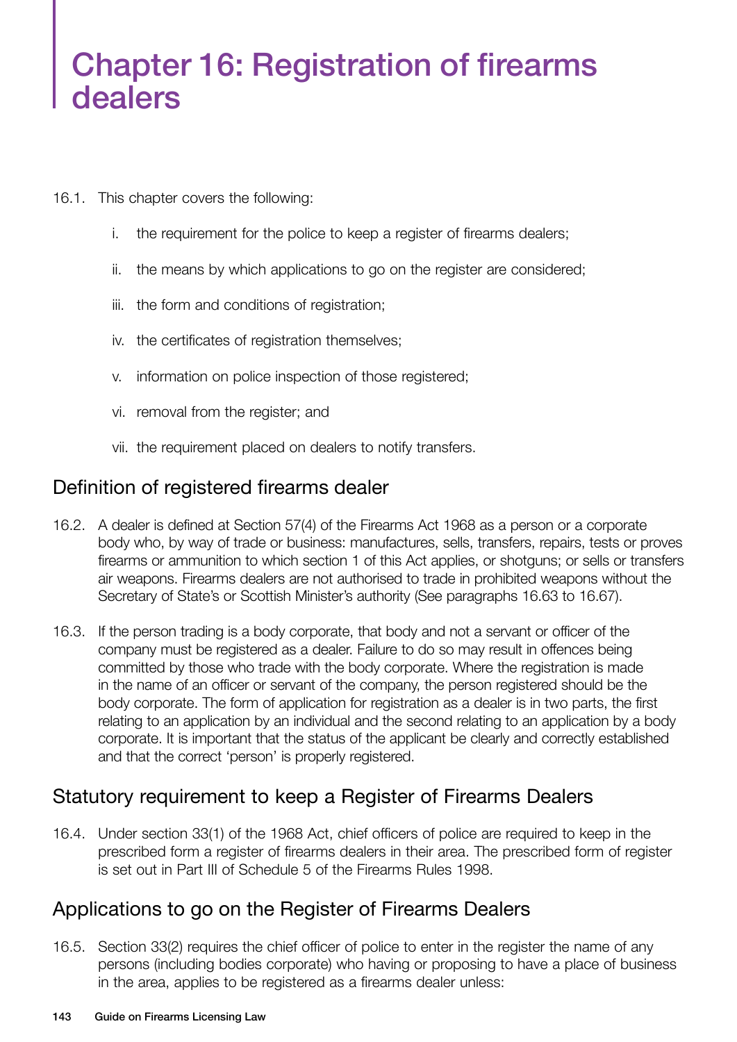# Chapter 16: Registration of firearms dealers

16.1. This chapter covers the following:

   i. the requirement for the police to keep a register of firearms dealers;

   ii. the means by which applications to go on the register are considered;

   iii. the form and conditions of registration;

   iv. the certificates of registration themselves;

   v. information on police inspection of those registered;

   vi. removal from the register; and

   vii. the requirement placed on dealers to notify transfers.

## Definition of registered firearms dealer

16.2. A dealer is defined at Section 57(4) of the Firearms Act 1968 as a person or a corporate body who, by way of trade or business: manufactures, sells, transfers, repairs, tests or proves firearms or ammunition to which section 1 of this Act applies, or shotguns; or sells or transfers air weapons. Firearms dealers are not authorised to trade in prohibited weapons without the Secretary of State's or Scottish Minister's authority (See paragraphs 16.63 to 16.67).

16.3. If the person trading is a body corporate, that body and not a servant or officer of the company must be registered as a dealer. Failure to do so may result in offences being committed by those who trade with the body corporate. Where the registration is made in the name of an officer or servant of the company, the person registered should be the body corporate. The form of application for registration as a dealer is in two parts, the first relating to an application by an individual and the second relating to an application by a body corporate. It is important that the status of the applicant be clearly and correctly established and that the correct 'person' is properly registered.

## Statutory requirement to keep a Register of Firearms Dealers

16.4. Under section 33(1) of the 1968 Act, chief officers of police are required to keep in the prescribed form a register of firearms dealers in their area. The prescribed form of register is set out in Part III of Schedule 5 of the Firearms Rules 1998.

## Applications to go on the Register of Firearms Dealers

16.5. Section 33(2) requires the chief officer of police to enter in the register the name of any persons (including bodies corporate) who having or proposing to have a place of business in the area, applies to be registered as a firearms dealer unless: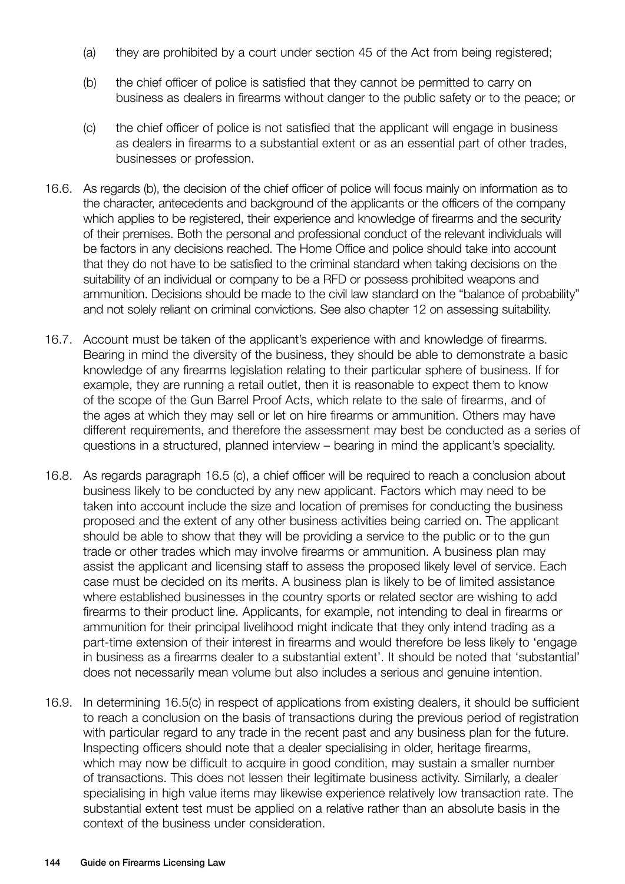(a) they are prohibited by a court under section 45 of the Act from being registered;

(b) the chief officer of police is satisfied that they cannot be permitted to carry on business as dealers in firearms without danger to the public safety or to the peace; or

(c) the chief officer of police is not satisfied that the applicant will engage in business as dealers in firearms to a substantial extent or as an essential part of other trades, businesses or profession.

16.6. As regards (b), the decision of the chief officer of police will focus mainly on information as to the character, antecedents and background of the applicants or the officers of the company which applies to be registered, their experience and knowledge of firearms and the security of their premises. Both the personal and professional conduct of the relevant individuals will be factors in any decisions reached. The Home Office and police should take into account that they do not have to be satisfied to the criminal standard when taking decisions on the suitability of an individual or company to be a RFD or possess prohibited weapons and ammunition. Decisions should be made to the civil law standard on the "balance of probability" and not solely reliant on criminal convictions. See also chapter 12 on assessing suitability.

16.7. Account must be taken of the applicant's experience with and knowledge of firearms. Bearing in mind the diversity of the business, they should be able to demonstrate a basic knowledge of any firearms legislation relating to their particular sphere of business. If for example, they are running a retail outlet, then it is reasonable to expect them to know of the scope of the Gun Barrel Proof Acts, which relate to the sale of firearms, and of the ages at which they may sell or let on hire firearms or ammunition. Others may have different requirements, and therefore the assessment may best be conducted as a series of questions in a structured, planned interview – bearing in mind the applicant's speciality.

16.8. As regards paragraph 16.5 (c), a chief officer will be required to reach a conclusion about business likely to be conducted by any new applicant. Factors which may need to be taken into account include the size and location of premises for conducting the business proposed and the extent of any other business activities being carried on. The applicant should be able to show that they will be providing a service to the public or to the gun trade or other trades which may involve firearms or ammunition. A business plan may assist the applicant and licensing staff to assess the proposed likely level of service. Each case must be decided on its merits. A business plan is likely to be of limited assistance where established businesses in the country sports or related sector are wishing to add firearms to their product line. Applicants, for example, not intending to deal in firearms or ammunition for their principal livelihood might indicate that they only intend trading as a part-time extension of their interest in firearms and would therefore be less likely to 'engage in business as a firearms dealer to a substantial extent'. It should be noted that 'substantial' does not necessarily mean volume but also includes a serious and genuine intention.

16.9. In determining 16.5(c) in respect of applications from existing dealers, it should be sufficient to reach a conclusion on the basis of transactions during the previous period of registration with particular regard to any trade in the recent past and any business plan for the future. Inspecting officers should note that a dealer specialising in older, heritage firearms, which may now be difficult to acquire in good condition, may sustain a smaller number of transactions. This does not lessen their legitimate business activity. Similarly, a dealer specialising in high value items may likewise experience relatively low transaction rate. The substantial extent test must be applied on a relative rather than an absolute basis in the context of the business under consideration.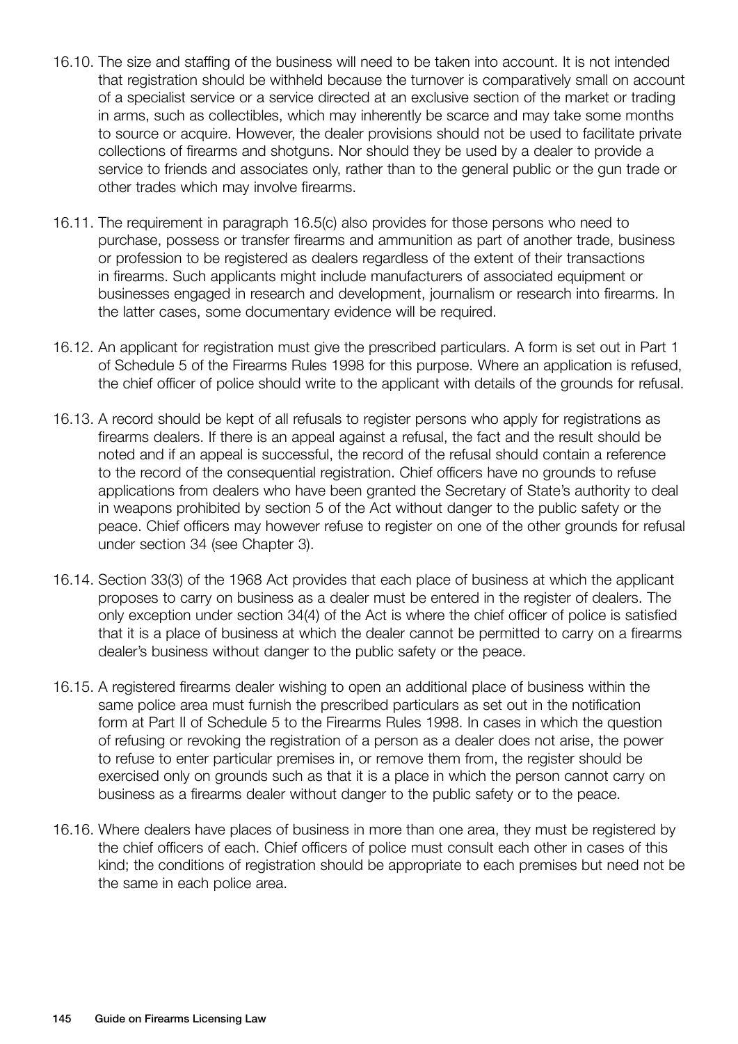16.10. The size and staffing of the business will need to be taken into account. It is not intended that registration should be withheld because the turnover is comparatively small on account of a specialist service or a service directed at an exclusive section of the market or trading in arms, such as collectibles, which may inherently be scarce and may take some months to source or acquire. However, the dealer provisions should not be used to facilitate private collections of firearms and shotguns. Nor should they be used by a dealer to provide a service to friends and associates only, rather than to the general public or the gun trade or other trades which may involve firearms.

16.11. The requirement in paragraph 16.5(c) also provides for those persons who need to purchase, possess or transfer firearms and ammunition as part of another trade, business or profession to be registered as dealers regardless of the extent of their transactions in firearms. Such applicants might include manufacturers of associated equipment or businesses engaged in research and development, journalism or research into firearms. In the latter cases, some documentary evidence will be required.

16.12. An applicant for registration must give the prescribed particulars. A form is set out in Part 1 of Schedule 5 of the Firearms Rules 1998 for this purpose. Where an application is refused, the chief officer of police should write to the applicant with details of the grounds for refusal.

16.13. A record should be kept of all refusals to register persons who apply for registrations as firearms dealers. If there is an appeal against a refusal, the fact and the result should be noted and if an appeal is successful, the record of the refusal should contain a reference to the record of the consequential registration. Chief officers have no grounds to refuse applications from dealers who have been granted the Secretary of State's authority to deal in weapons prohibited by section 5 of the Act without danger to the public safety or the peace. Chief officers may however refuse to register on one of the other grounds for refusal under section 34 (see Chapter 3).

16.14. Section 33(3) of the 1968 Act provides that each place of business at which the applicant proposes to carry on business as a dealer must be entered in the register of dealers. The only exception under section 34(4) of the Act is where the chief officer of police is satisfied that it is a place of business at which the dealer cannot be permitted to carry on a firearms dealer's business without danger to the public safety or the peace.

16.15. A registered firearms dealer wishing to open an additional place of business within the same police area must furnish the prescribed particulars as set out in the notification form at Part II of Schedule 5 to the Firearms Rules 1998. In cases in which the question of refusing or revoking the registration of a person as a dealer does not arise, the power to refuse to enter particular premises in, or remove them from, the register should be exercised only on grounds such as that it is a place in which the person cannot carry on business as a firearms dealer without danger to the public safety or to the peace.

16.16. Where dealers have places of business in more than one area, they must be registered by the chief officers of each. Chief officers of police must consult each other in cases of this kind; the conditions of registration should be appropriate to each premises but need not be the same in each police area.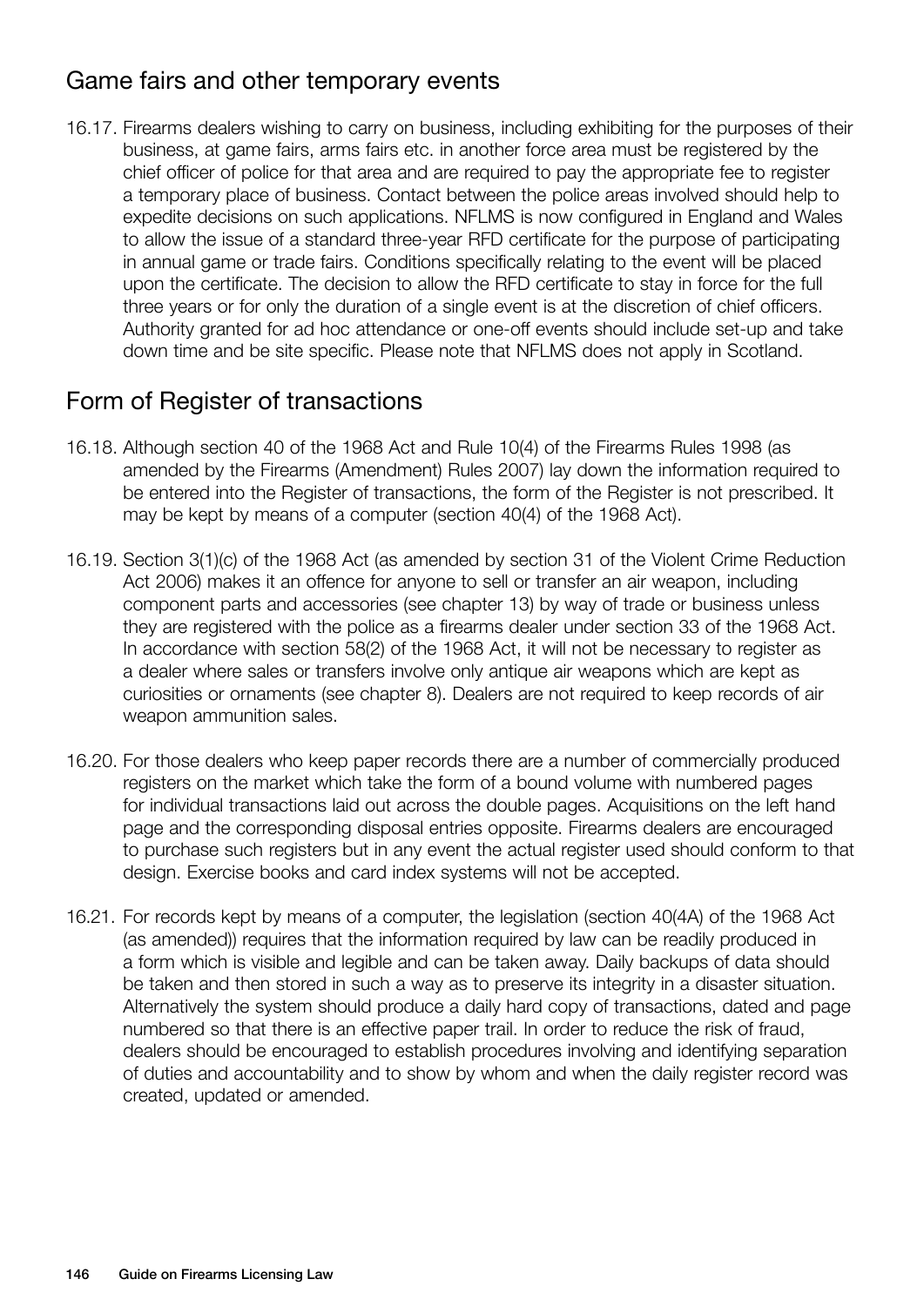## Game fairs and other temporary events

16.17. Firearms dealers wishing to carry on business, including exhibiting for the purposes of their business, at game fairs, arms fairs etc. in another force area must be registered by the chief officer of police for that area and are required to pay the appropriate fee to register a temporary place of business. Contact between the police areas involved should help to expedite decisions on such applications. NFLMS is now configured in England and Wales to allow the issue of a standard three-year RFD certificate for the purpose of participating in annual game or trade fairs. Conditions specifically relating to the event will be placed upon the certificate. The decision to allow the RFD certificate to stay in force for the full three years or for only the duration of a single event is at the discretion of chief officers. Authority granted for ad hoc attendance or one-off events should include set-up and take down time and be site specific. Please note that NFLMS does not apply in Scotland.

## Form of Register of transactions

16.18. Although section 40 of the 1968 Act and Rule 10(4) of the Firearms Rules 1998 (as amended by the Firearms (Amendment) Rules 2007) lay down the information required to be entered into the Register of transactions, the form of the Register is not prescribed. It may be kept by means of a computer (section 40(4) of the 1968 Act).

16.19. Section 3(1)(c) of the 1968 Act (as amended by section 31 of the Violent Crime Reduction Act 2006) makes it an offence for anyone to sell or transfer an air weapon, including component parts and accessories (see chapter 13) by way of trade or business unless they are registered with the police as a firearms dealer under section 33 of the 1968 Act. In accordance with section 58(2) of the 1968 Act, it will not be necessary to register as a dealer where sales or transfers involve only antique air weapons which are kept as curiosities or ornaments (see chapter 8). Dealers are not required to keep records of air weapon ammunition sales.

16.20. For those dealers who keep paper records there are a number of commercially produced registers on the market which take the form of a bound volume with numbered pages for individual transactions laid out across the double pages. Acquisitions on the left hand page and the corresponding disposal entries opposite. Firearms dealers are encouraged to purchase such registers but in any event the actual register used should conform to that design. Exercise books and card index systems will not be accepted.

16.21. For records kept by means of a computer, the legislation (section 40(4A) of the 1968 Act (as amended)) requires that the information required by law can be readily produced in a form which is visible and legible and can be taken away. Daily backups of data should be taken and then stored in such a way as to preserve its integrity in a disaster situation. Alternatively the system should produce a daily hard copy of transactions, dated and page numbered so that there is an effective paper trail. In order to reduce the risk of fraud, dealers should be encouraged to establish procedures involving and identifying separation of duties and accountability and to show by whom and when the daily register record was created, updated or amended.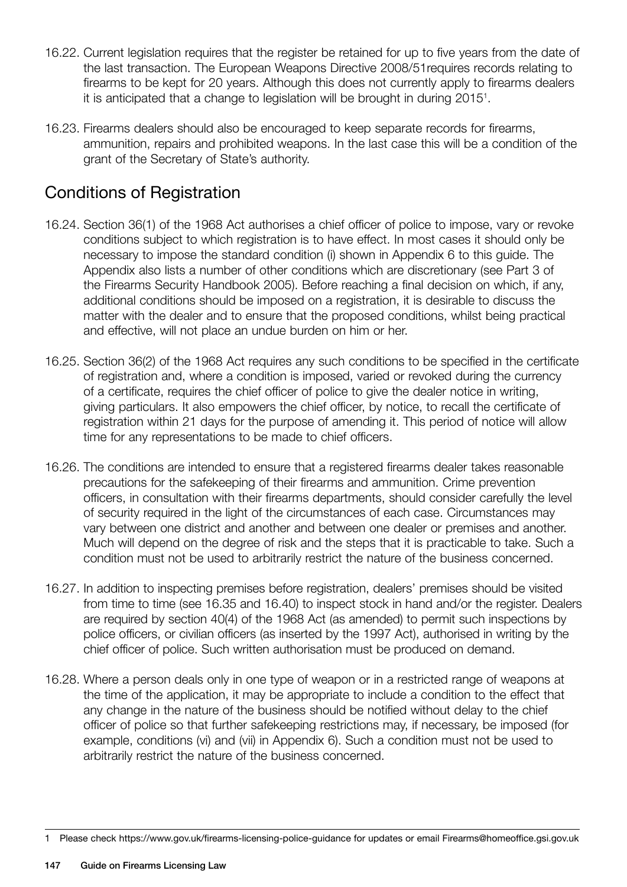16.22. Current legislation requires that the register be retained for up to five years from the date of the last transaction. The European Weapons Directive 2008/51requires records relating to firearms to be kept for 20 years. Although this does not currently apply to firearms dealers it is anticipated that a change to legislation will be brought in during 2015[1].

16.23. Firearms dealers should also be encouraged to keep separate records for firearms, ammunition, repairs and prohibited weapons. In the last case this will be a condition of the grant of the Secretary of State's authority.

## Conditions of Registration

16.24. Section 36(1) of the 1968 Act authorises a chief officer of police to impose, vary or revoke conditions subject to which registration is to have effect. In most cases it should only be necessary to impose the standard condition (i) shown in Appendix 6 to this guide. The Appendix also lists a number of other conditions which are discretionary (see Part 3 of the Firearms Security Handbook 2005). Before reaching a final decision on which, if any, additional conditions should be imposed on a registration, it is desirable to discuss the matter with the dealer and to ensure that the proposed conditions, whilst being practical and effective, will not place an undue burden on him or her.

16.25. Section 36(2) of the 1968 Act requires any such conditions to be specified in the certificate of registration and, where a condition is imposed, varied or revoked during the currency of a certificate, requires the chief officer of police to give the dealer notice in writing, giving particulars. It also empowers the chief officer, by notice, to recall the certificate of registration within 21 days for the purpose of amending it. This period of notice will allow time for any representations to be made to chief officers.

16.26. The conditions are intended to ensure that a registered firearms dealer takes reasonable precautions for the safekeeping of their firearms and ammunition. Crime prevention officers, in consultation with their firearms departments, should consider carefully the level of security required in the light of the circumstances of each case. Circumstances may vary between one district and another and between one dealer or premises and another. Much will depend on the degree of risk and the steps that it is practicable to take. Such a condition must not be used to arbitrarily restrict the nature of the business concerned.

16.27. In addition to inspecting premises before registration, dealers' premises should be visited from time to time (see 16.35 and 16.40) to inspect stock in hand and/or the register. Dealers are required by section 40(4) of the 1968 Act (as amended) to permit such inspections by police officers, or civilian officers (as inserted by the 1997 Act), authorised in writing by the chief officer of police. Such written authorisation must be produced on demand.

16.28. Where a person deals only in one type of weapon or in a restricted range of weapons at the time of the application, it may be appropriate to include a condition to the effect that any change in the nature of the business should be notified without delay to the chief officer of police so that further safekeeping restrictions may, if necessary, be imposed (for example, conditions (vi) and (vii) in Appendix 6). Such a condition must not be used to arbitrarily restrict the nature of the business concerned.

---

[1] Please check https://www.gov.uk/firearms-licensing-police-guidance for updates or email Firearms@homeoffice.gsi.gov.uk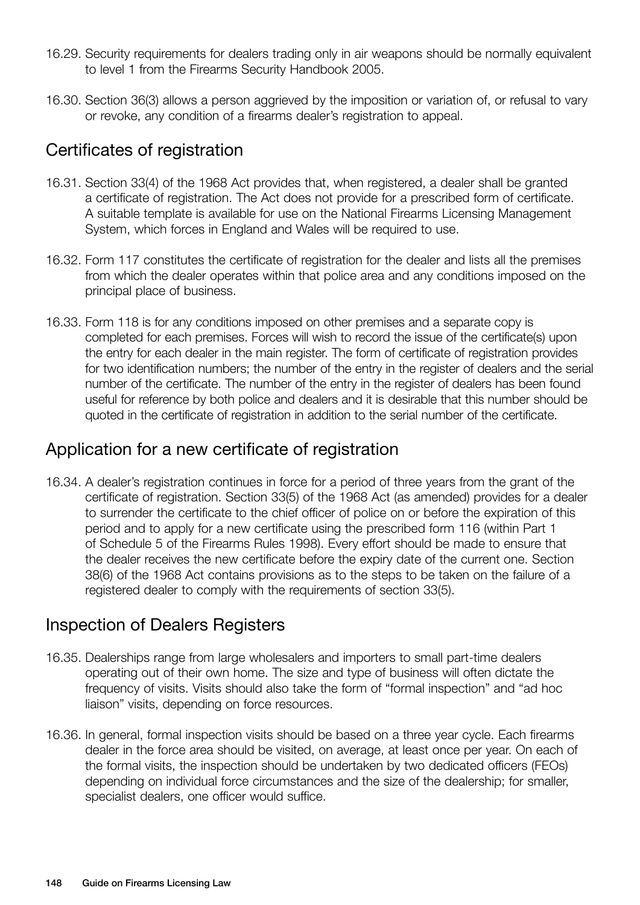16.29. Security requirements for dealers trading only in air weapons should be normally equivalent to level 1 from the Firearms Security Handbook 2005.

16.30. Section 36(3) allows a person aggrieved by the imposition or variation of, or refusal to vary or revoke, any condition of a firearms dealer's registration to appeal.

## Certificates of registration

16.31. Section 33(4) of the 1968 Act provides that, when registered, a dealer shall be granted a certificate of registration. The Act does not provide for a prescribed form of certificate. A suitable template is available for use on the National Firearms Licensing Management System, which forces in England and Wales will be required to use.

16.32. Form 117 constitutes the certificate of registration for the dealer and lists all the premises from which the dealer operates within that police area and any conditions imposed on the principal place of business.

16.33. Form 118 is for any conditions imposed on other premises and a separate copy is completed for each premises. Forces will wish to record the issue of the certificate(s) upon the entry for each dealer in the main register. The form of certificate of registration provides for two identification numbers; the number of the entry in the register of dealers and the serial number of the certificate. The number of the entry in the register of dealers has been found useful for reference by both police and dealers and it is desirable that this number should be quoted in the certificate of registration in addition to the serial number of the certificate.

## Application for a new certificate of registration

16.34. A dealer's registration continues in force for a period of three years from the grant of the certificate of registration. Section 33(5) of the 1968 Act (as amended) provides for a dealer to surrender the certificate to the chief officer of police on or before the expiration of this period and to apply for a new certificate using the prescribed form 116 (within Part 1 of Schedule 5 of the Firearms Rules 1998). Every effort should be made to ensure that the dealer receives the new certificate before the expiry date of the current one. Section 38(6) of the 1968 Act contains provisions as to the steps to be taken on the failure of a registered dealer to comply with the requirements of section 33(5).

## Inspection of Dealers Registers

16.35. Dealerships range from large wholesalers and importers to small part-time dealers operating out of their own home. The size and type of business will often dictate the frequency of visits. Visits should also take the form of "formal inspection" and "ad hoc liaison" visits, depending on force resources.

16.36. In general, formal inspection visits should be based on a three year cycle. Each firearms dealer in the force area should be visited, on average, at least once per year. On each of the formal visits, the inspection should be undertaken by two dedicated officers (FEOs) depending on individual force circumstances and the size of the dealership; for smaller, specialist dealers, one officer would suffice.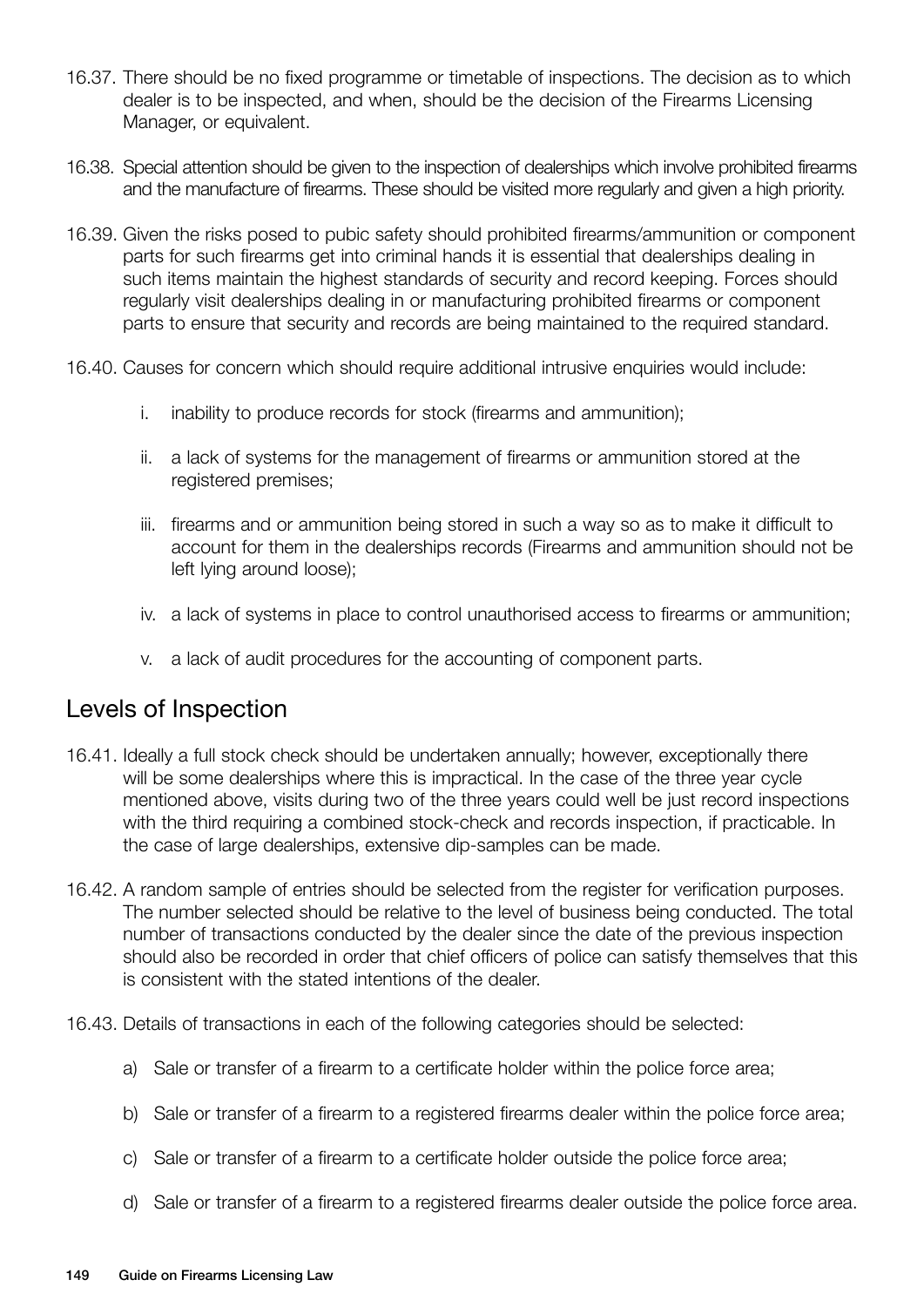16.37. There should be no fixed programme or timetable of inspections. The decision as to which dealer is to be inspected, and when, should be the decision of the Firearms Licensing Manager, or equivalent.

16.38. Special attention should be given to the inspection of dealerships which involve prohibited firearms and the manufacture of firearms. These should be visited more regularly and given a high priority.

16.39. Given the risks posed to pubic safety should prohibited firearms/ammunition or component parts for such firearms get into criminal hands it is essential that dealerships dealing in such items maintain the highest standards of security and record keeping. Forces should regularly visit dealerships dealing in or manufacturing prohibited firearms or component parts to ensure that security and records are being maintained to the required standard.

16.40. Causes for concern which should require additional intrusive enquiries would include:

i. inability to produce records for stock (firearms and ammunition);

ii. a lack of systems for the management of firearms or ammunition stored at the registered premises;

iii. firearms and or ammunition being stored in such a way so as to make it difficult to account for them in the dealerships records (Firearms and ammunition should not be left lying around loose);

iv. a lack of systems in place to control unauthorised access to firearms or ammunition;

v. a lack of audit procedures for the accounting of component parts.

## Levels of Inspection

16.41. Ideally a full stock check should be undertaken annually; however, exceptionally there will be some dealerships where this is impractical. In the case of the three year cycle mentioned above, visits during two of the three years could well be just record inspections with the third requiring a combined stock-check and records inspection, if practicable. In the case of large dealerships, extensive dip-samples can be made.

16.42. A random sample of entries should be selected from the register for verification purposes. The number selected should be relative to the level of business being conducted. The total number of transactions conducted by the dealer since the date of the previous inspection should also be recorded in order that chief officers of police can satisfy themselves that this is consistent with the stated intentions of the dealer.

16.43. Details of transactions in each of the following categories should be selected:

a) Sale or transfer of a firearm to a certificate holder within the police force area;

b) Sale or transfer of a firearm to a registered firearms dealer within the police force area;

c) Sale or transfer of a firearm to a certificate holder outside the police force area;

d) Sale or transfer of a firearm to a registered firearms dealer outside the police force area.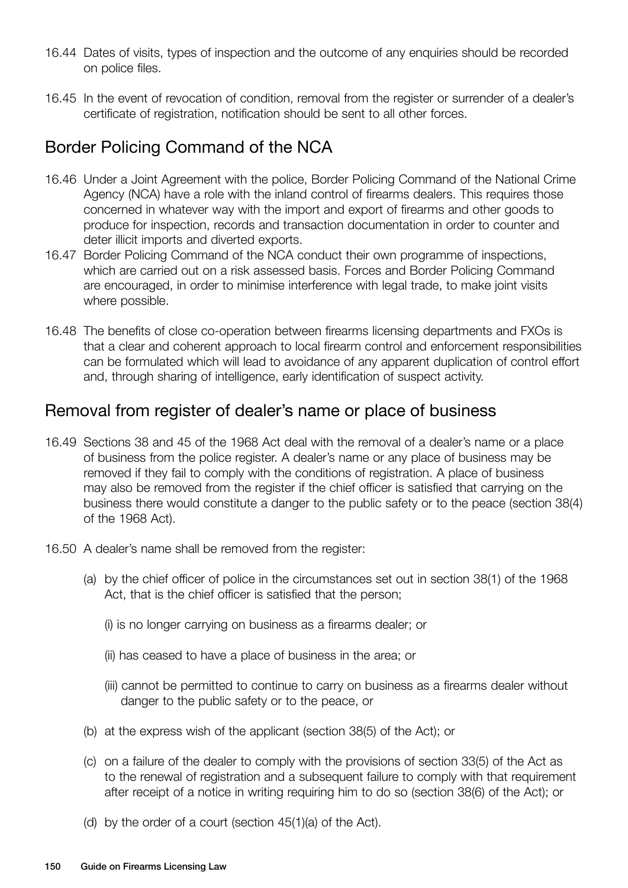16.44 Dates of visits, types of inspection and the outcome of any enquiries should be recorded on police files.

16.45 In the event of revocation of condition, removal from the register or surrender of a dealer's certificate of registration, notification should be sent to all other forces.

## Border Policing Command of the NCA

16.46 Under a Joint Agreement with the police, Border Policing Command of the National Crime Agency (NCA) have a role with the inland control of firearms dealers. This requires those concerned in whatever way with the import and export of firearms and other goods to produce for inspection, records and transaction documentation in order to counter and deter illicit imports and diverted exports.

16.47 Border Policing Command of the NCA conduct their own programme of inspections, which are carried out on a risk assessed basis. Forces and Border Policing Command are encouraged, in order to minimise interference with legal trade, to make joint visits where possible.

16.48 The benefits of close co-operation between firearms licensing departments and FXOs is that a clear and coherent approach to local firearm control and enforcement responsibilities can be formulated which will lead to avoidance of any apparent duplication of control effort and, through sharing of intelligence, early identification of suspect activity.

## Removal from register of dealer's name or place of business

16.49 Sections 38 and 45 of the 1968 Act deal with the removal of a dealer's name or a place of business from the police register. A dealer's name or any place of business may be removed if they fail to comply with the conditions of registration. A place of business may also be removed from the register if the chief officer is satisfied that carrying on the business there would constitute a danger to the public safety or to the peace (section 38(4) of the 1968 Act).

16.50 A dealer's name shall be removed from the register:

(a) by the chief officer of police in the circumstances set out in section 38(1) of the 1968 Act, that is the chief officer is satisfied that the person;

(i) is no longer carrying on business as a firearms dealer; or

(ii) has ceased to have a place of business in the area; or

(iii) cannot be permitted to continue to carry on business as a firearms dealer without danger to the public safety or to the peace, or

(b) at the express wish of the applicant (section 38(5) of the Act); or

(c) on a failure of the dealer to comply with the provisions of section 33(5) of the Act as to the renewal of registration and a subsequent failure to comply with that requirement after receipt of a notice in writing requiring him to do so (section 38(6) of the Act); or

(d) by the order of a court (section 45(1)(a) of the Act).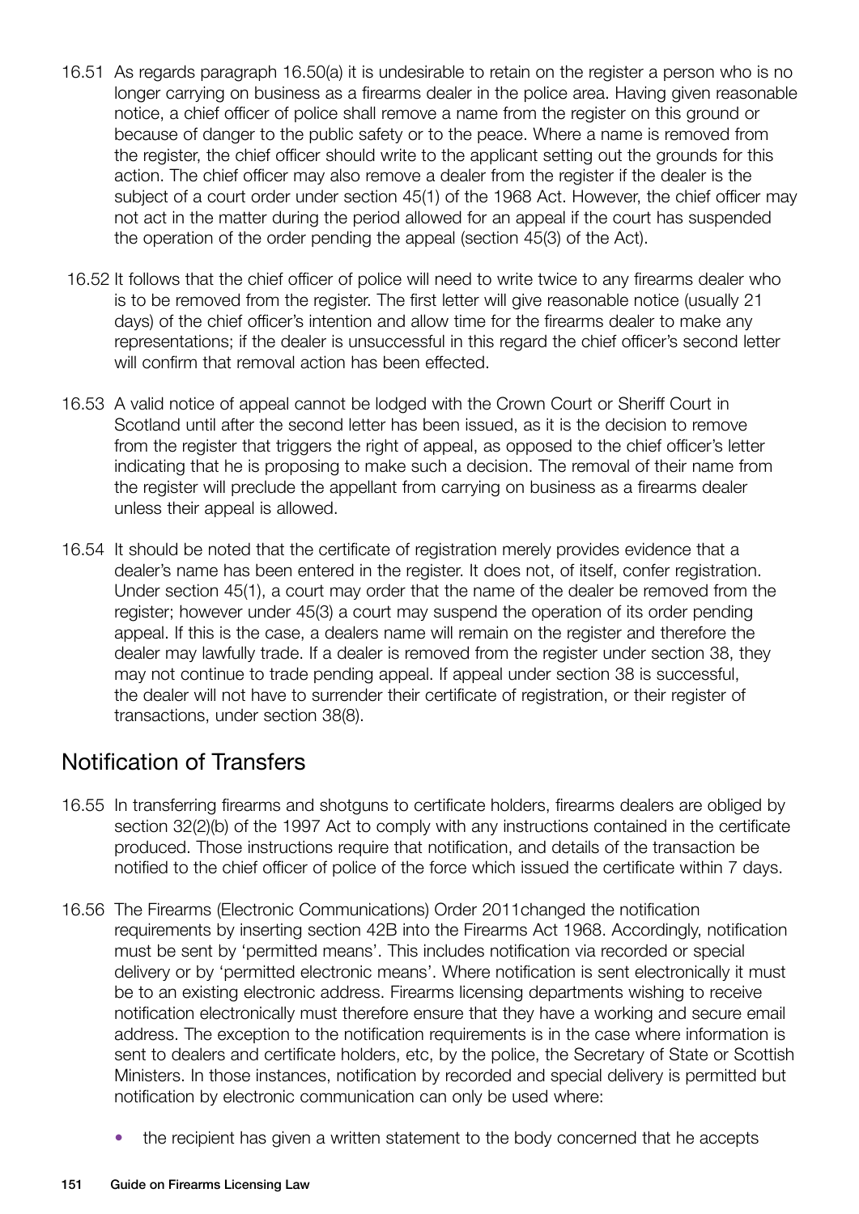16.51 As regards paragraph 16.50(a) it is undesirable to retain on the register a person who is no longer carrying on business as a firearms dealer in the police area. Having given reasonable notice, a chief officer of police shall remove a name from the register on this ground or because of danger to the public safety or to the peace. Where a name is removed from the register, the chief officer should write to the applicant setting out the grounds for this action. The chief officer may also remove a dealer from the register if the dealer is the subject of a court order under section 45(1) of the 1968 Act. However, the chief officer may not act in the matter during the period allowed for an appeal if the court has suspended the operation of the order pending the appeal (section 45(3) of the Act).

16.52 It follows that the chief officer of police will need to write twice to any firearms dealer who is to be removed from the register. The first letter will give reasonable notice (usually 21 days) of the chief officer's intention and allow time for the firearms dealer to make any representations; if the dealer is unsuccessful in this regard the chief officer's second letter will confirm that removal action has been effected.

16.53 A valid notice of appeal cannot be lodged with the Crown Court or Sheriff Court in Scotland until after the second letter has been issued, as it is the decision to remove from the register that triggers the right of appeal, as opposed to the chief officer's letter indicating that he is proposing to make such a decision. The removal of their name from the register will preclude the appellant from carrying on business as a firearms dealer unless their appeal is allowed.

16.54 It should be noted that the certificate of registration merely provides evidence that a dealer's name has been entered in the register. It does not, of itself, confer registration. Under section 45(1), a court may order that the name of the dealer be removed from the register; however under 45(3) a court may suspend the operation of its order pending appeal. If this is the case, a dealers name will remain on the register and therefore the dealer may lawfully trade. If a dealer is removed from the register under section 38, they may not continue to trade pending appeal. If appeal under section 38 is successful, the dealer will not have to surrender their certificate of registration, or their register of transactions, under section 38(8).

## Notification of Transfers

16.55 In transferring firearms and shotguns to certificate holders, firearms dealers are obliged by section 32(2)(b) of the 1997 Act to comply with any instructions contained in the certificate produced. Those instructions require that notification, and details of the transaction be notified to the chief officer of police of the force which issued the certificate within 7 days.

16.56 The Firearms (Electronic Communications) Order 2011changed the notification requirements by inserting section 42B into the Firearms Act 1968. Accordingly, notification must be sent by 'permitted means'. This includes notification via recorded or special delivery or by 'permitted electronic means'. Where notification is sent electronically it must be to an existing electronic address. Firearms licensing departments wishing to receive notification electronically must therefore ensure that they have a working and secure email address. The exception to the notification requirements is in the case where information is sent to dealers and certificate holders, etc, by the police, the Secretary of State or Scottish Ministers. In those instances, notification by recorded and special delivery is permitted but notification by electronic communication can only be used where:

- the recipient has given a written statement to the body concerned that he accepts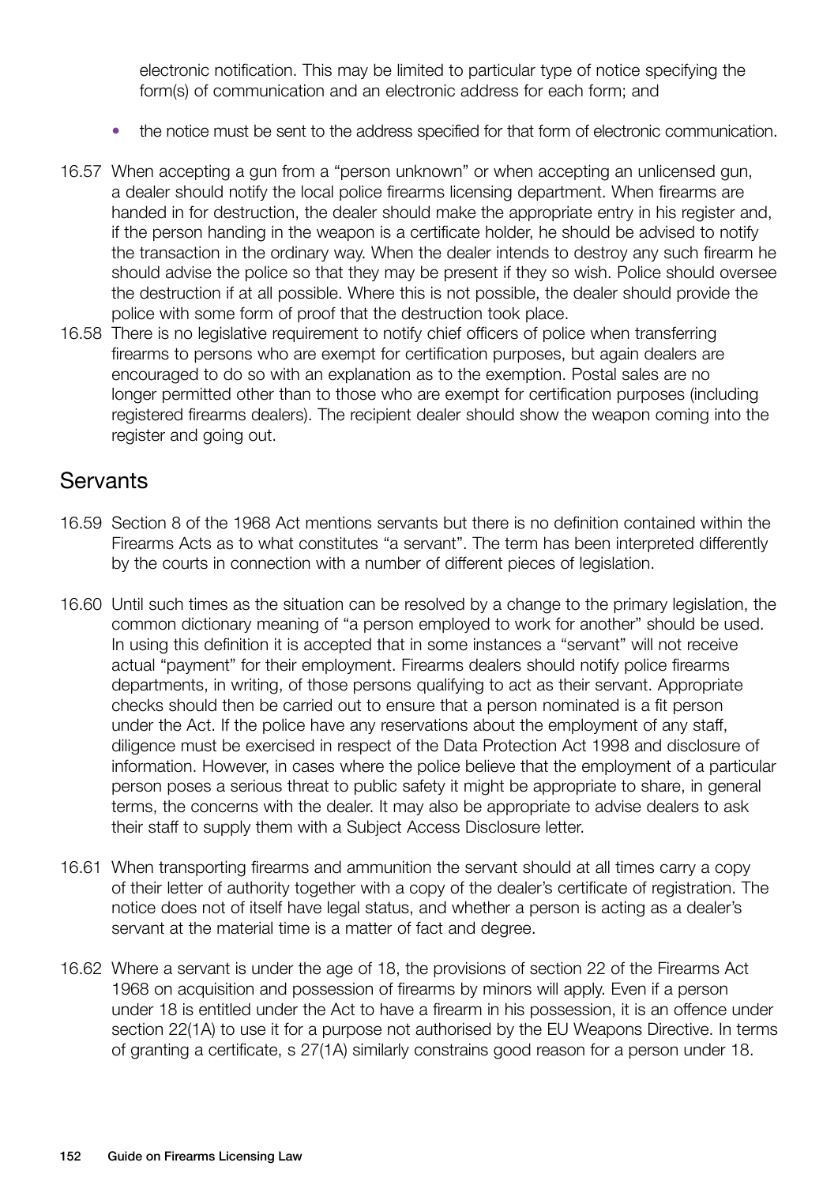electronic notification. This may be limited to particular type of notice specifying the form(s) of communication and an electronic address for each form; and

- the notice must be sent to the address specified for that form of electronic communication.

16.57 When accepting a gun from a "person unknown" or when accepting an unlicensed gun, a dealer should notify the local police firearms licensing department. When firearms are handed in for destruction, the dealer should make the appropriate entry in his register and, if the person handing in the weapon is a certificate holder, he should be advised to notify the transaction in the ordinary way. When the dealer intends to destroy any such firearm he should advise the police so that they may be present if they so wish. Police should oversee the destruction if at all possible. Where this is not possible, the dealer should provide the police with some form of proof that the destruction took place.

16.58 There is no legislative requirement to notify chief officers of police when transferring firearms to persons who are exempt for certification purposes, but again dealers are encouraged to do so with an explanation as to the exemption. Postal sales are no longer permitted other than to those who are exempt for certification purposes (including registered firearms dealers). The recipient dealer should show the weapon coming into the register and going out.

## Servants

16.59 Section 8 of the 1968 Act mentions servants but there is no definition contained within the Firearms Acts as to what constitutes "a servant". The term has been interpreted differently by the courts in connection with a number of different pieces of legislation.

16.60 Until such times as the situation can be resolved by a change to the primary legislation, the common dictionary meaning of "a person employed to work for another" should be used. In using this definition it is accepted that in some instances a "servant" will not receive actual "payment" for their employment. Firearms dealers should notify police firearms departments, in writing, of those persons qualifying to act as their servant. Appropriate checks should then be carried out to ensure that a person nominated is a fit person under the Act. If the police have any reservations about the employment of any staff, diligence must be exercised in respect of the Data Protection Act 1998 and disclosure of information. However, in cases where the police believe that the employment of a particular person poses a serious threat to public safety it might be appropriate to share, in general terms, the concerns with the dealer. It may also be appropriate to advise dealers to ask their staff to supply them with a Subject Access Disclosure letter.

16.61 When transporting firearms and ammunition the servant should at all times carry a copy of their letter of authority together with a copy of the dealer's certificate of registration. The notice does not of itself have legal status, and whether a person is acting as a dealer's servant at the material time is a matter of fact and degree.

16.62 Where a servant is under the age of 18, the provisions of section 22 of the Firearms Act 1968 on acquisition and possession of firearms by minors will apply. Even if a person under 18 is entitled under the Act to have a firearm in his possession, it is an offence under section 22(1A) to use it for a purpose not authorised by the EU Weapons Directive. In terms of granting a certificate, s 27(1A) similarly constrains good reason for a person under 18.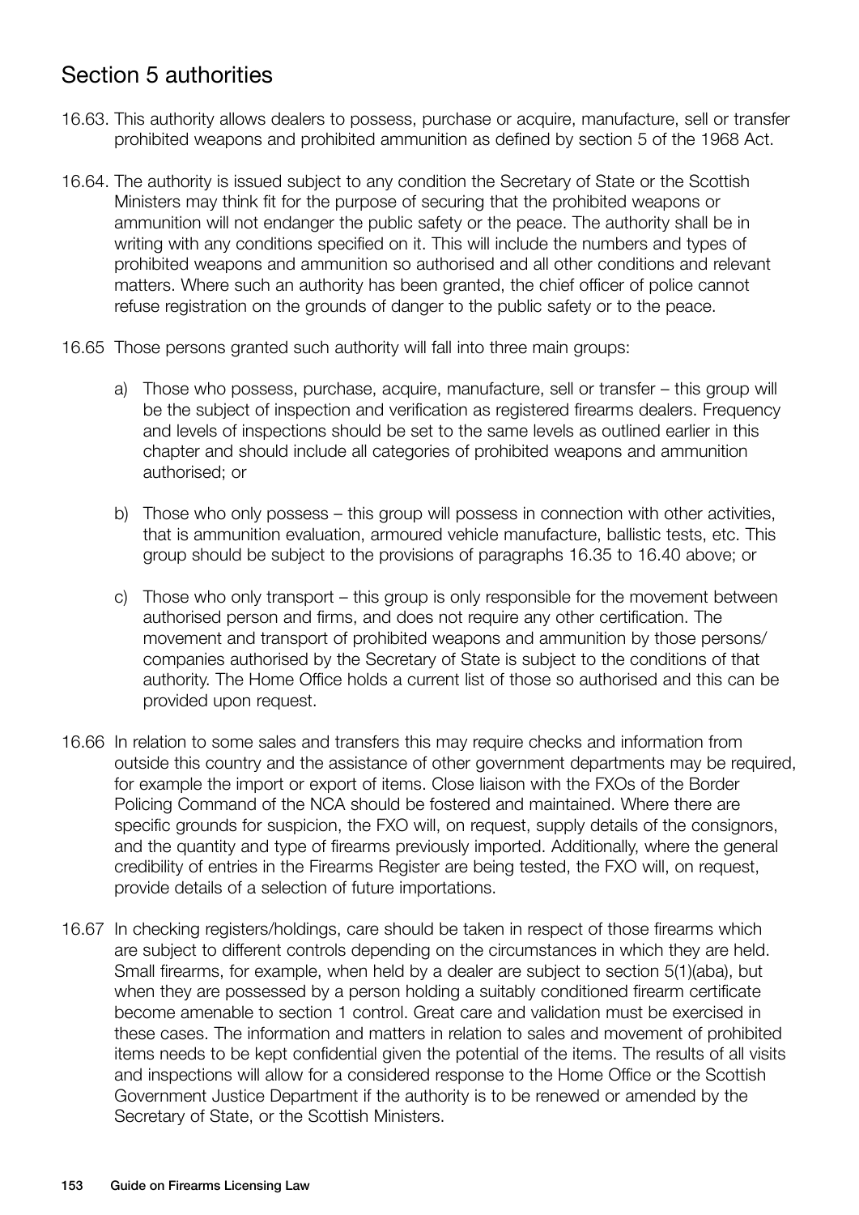## Section 5 authorities

16.63. This authority allows dealers to possess, purchase or acquire, manufacture, sell or transfer prohibited weapons and prohibited ammunition as defined by section 5 of the 1968 Act.

16.64. The authority is issued subject to any condition the Secretary of State or the Scottish Ministers may think fit for the purpose of securing that the prohibited weapons or ammunition will not endanger the public safety or the peace. The authority shall be in writing with any conditions specified on it. This will include the numbers and types of prohibited weapons and ammunition so authorised and all other conditions and relevant matters. Where such an authority has been granted, the chief officer of police cannot refuse registration on the grounds of danger to the public safety or to the peace.

16.65 Those persons granted such authority will fall into three main groups:

a) Those who possess, purchase, acquire, manufacture, sell or transfer – this group will be the subject of inspection and verification as registered firearms dealers. Frequency and levels of inspections should be set to the same levels as outlined earlier in this chapter and should include all categories of prohibited weapons and ammunition authorised; or

b) Those who only possess – this group will possess in connection with other activities, that is ammunition evaluation, armoured vehicle manufacture, ballistic tests, etc. This group should be subject to the provisions of paragraphs 16.35 to 16.40 above; or

c) Those who only transport – this group is only responsible for the movement between authorised person and firms, and does not require any other certification. The movement and transport of prohibited weapons and ammunition by those persons/ companies authorised by the Secretary of State is subject to the conditions of that authority. The Home Office holds a current list of those so authorised and this can be provided upon request.

16.66 In relation to some sales and transfers this may require checks and information from outside this country and the assistance of other government departments may be required, for example the import or export of items. Close liaison with the FXOs of the Border Policing Command of the NCA should be fostered and maintained. Where there are specific grounds for suspicion, the FXO will, on request, supply details of the consignors, and the quantity and type of firearms previously imported. Additionally, where the general credibility of entries in the Firearms Register are being tested, the FXO will, on request, provide details of a selection of future importations.

16.67 In checking registers/holdings, care should be taken in respect of those firearms which are subject to different controls depending on the circumstances in which they are held. Small firearms, for example, when held by a dealer are subject to section 5(1)(aba), but when they are possessed by a person holding a suitably conditioned firearm certificate become amenable to section 1 control. Great care and validation must be exercised in these cases. The information and matters in relation to sales and movement of prohibited items needs to be kept confidential given the potential of the items. The results of all visits and inspections will allow for a considered response to the Home Office or the Scottish Government Justice Department if the authority is to be renewed or amended by the Secretary of State, or the Scottish Ministers.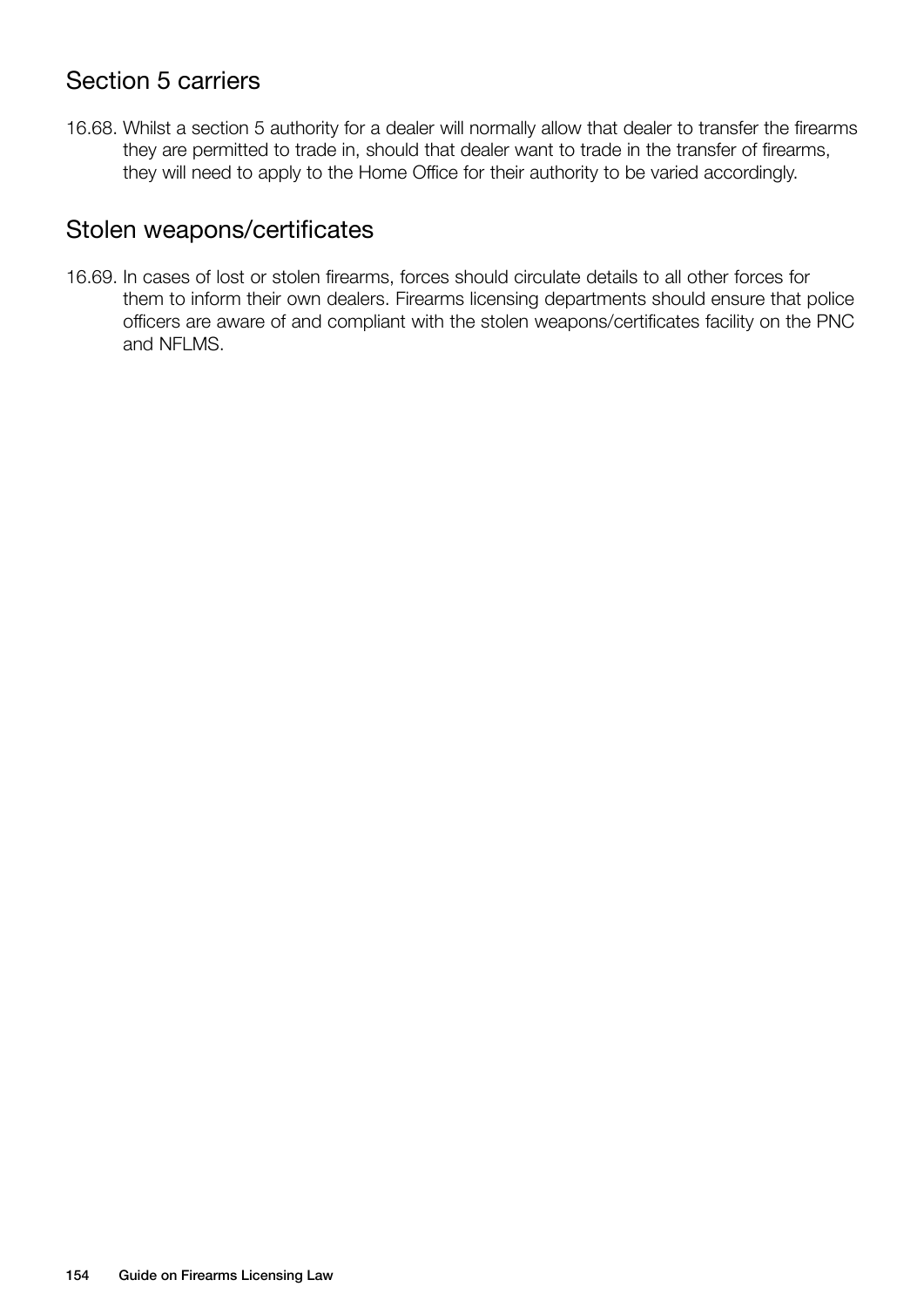## Section 5 carriers

16.68. Whilst a section 5 authority for a dealer will normally allow that dealer to transfer the firearms they are permitted to trade in, should that dealer want to trade in the transfer of firearms, they will need to apply to the Home Office for their authority to be varied accordingly.

## Stolen weapons/certificates

16.69. In cases of lost or stolen firearms, forces should circulate details to all other forces for them to inform their own dealers. Firearms licensing departments should ensure that police officers are aware of and compliant with the stolen weapons/certificates facility on the PNC and NFLMS.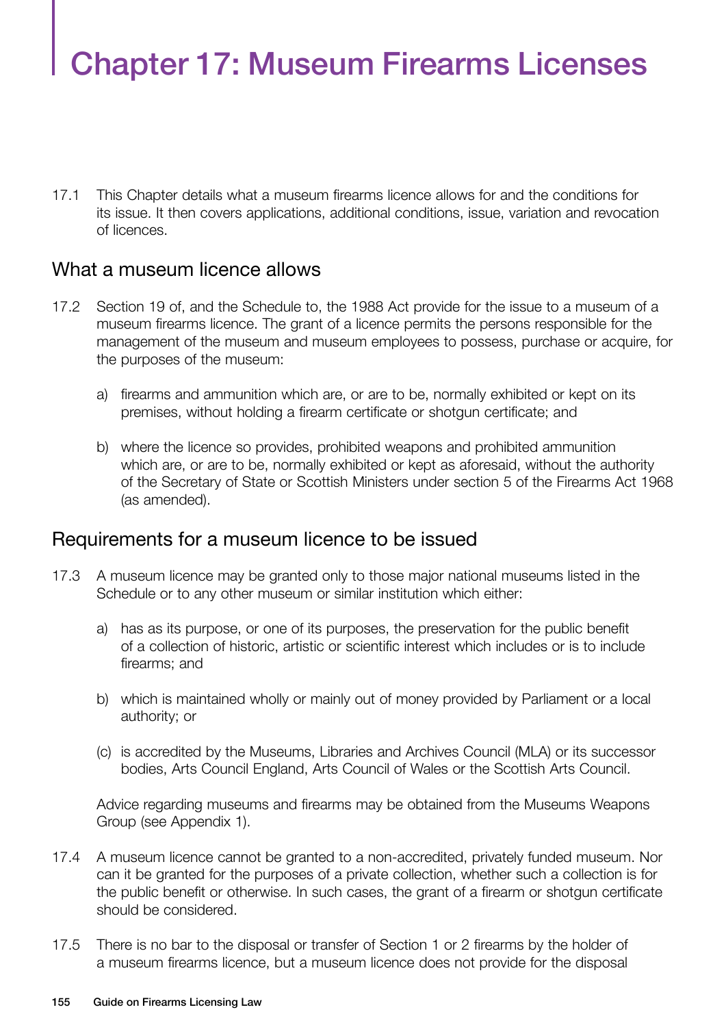# Chapter 17: Museum Firearms Licenses

17.1 This Chapter details what a museum firearms licence allows for and the conditions for its issue. It then covers applications, additional conditions, issue, variation and revocation of licences.

## What a museum licence allows

17.2 Section 19 of, and the Schedule to, the 1988 Act provide for the issue to a museum of a museum firearms licence. The grant of a licence permits the persons responsible for the management of the museum and museum employees to possess, purchase or acquire, for the purposes of the museum:

a) firearms and ammunition which are, or are to be, normally exhibited or kept on its premises, without holding a firearm certificate or shotgun certificate; and

b) where the licence so provides, prohibited weapons and prohibited ammunition which are, or are to be, normally exhibited or kept as aforesaid, without the authority of the Secretary of State or Scottish Ministers under section 5 of the Firearms Act 1968 (as amended).

## Requirements for a museum licence to be issued

17.3 A museum licence may be granted only to those major national museums listed in the Schedule or to any other museum or similar institution which either:

a) has as its purpose, or one of its purposes, the preservation for the public benefit of a collection of historic, artistic or scientific interest which includes or is to include firearms; and

b) which is maintained wholly or mainly out of money provided by Parliament or a local authority; or

(c) is accredited by the Museums, Libraries and Archives Council (MLA) or its successor bodies, Arts Council England, Arts Council of Wales or the Scottish Arts Council.

Advice regarding museums and firearms may be obtained from the Museums Weapons Group (see Appendix 1).

17.4 A museum licence cannot be granted to a non-accredited, privately funded museum. Nor can it be granted for the purposes of a private collection, whether such a collection is for the public benefit or otherwise. In such cases, the grant of a firearm or shotgun certificate should be considered.

17.5 There is no bar to the disposal or transfer of Section 1 or 2 firearms by the holder of a museum firearms licence, but a museum licence does not provide for the disposal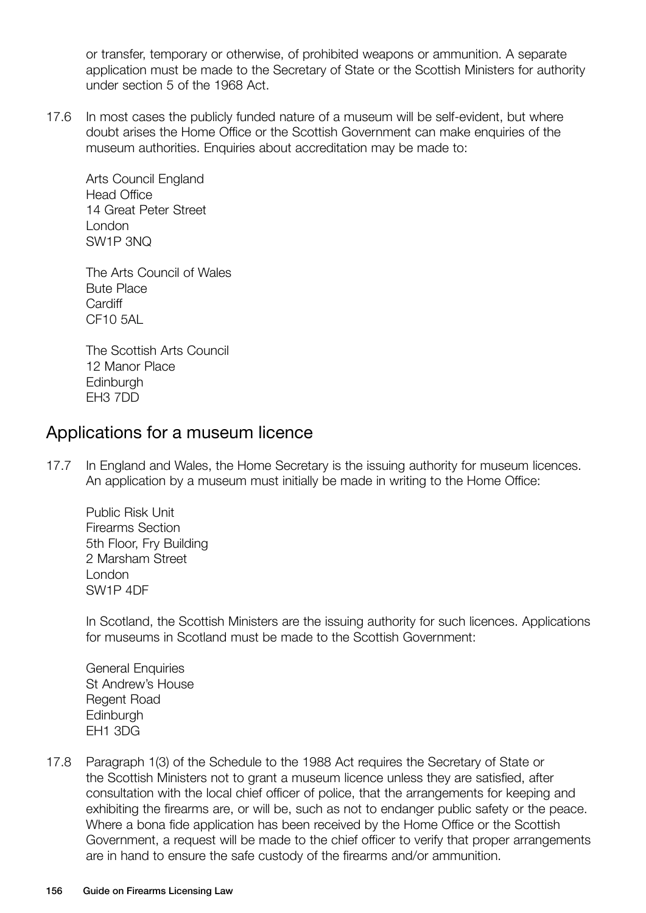or transfer, temporary or otherwise, of prohibited weapons or ammunition. A separate application must be made to the Secretary of State or the Scottish Ministers for authority under section 5 of the 1968 Act.

17.6 In most cases the publicly funded nature of a museum will be self-evident, but where doubt arises the Home Office or the Scottish Government can make enquiries of the museum authorities. Enquiries about accreditation may be made to:

Arts Council England  
Head Office  
14 Great Peter Street  
London  
SW1P 3NQ

The Arts Council of Wales  
Bute Place  
Cardiff  
CF10 5AL

The Scottish Arts Council  
12 Manor Place  
Edinburgh  
EH3 7DD

## Applications for a museum licence

17.7 In England and Wales, the Home Secretary is the issuing authority for museum licences. An application by a museum must initially be made in writing to the Home Office:

Public Risk Unit  
Firearms Section  
5th Floor, Fry Building  
2 Marsham Street  
London  
SW1P 4DF

In Scotland, the Scottish Ministers are the issuing authority for such licences. Applications for museums in Scotland must be made to the Scottish Government:

General Enquiries  
St Andrew's House  
Regent Road  
Edinburgh  
EH1 3DG

17.8 Paragraph 1(3) of the Schedule to the 1988 Act requires the Secretary of State or the Scottish Ministers not to grant a museum licence unless they are satisfied, after consultation with the local chief officer of police, that the arrangements for keeping and exhibiting the firearms are, or will be, such as not to endanger public safety or the peace. Where a bona fide application has been received by the Home Office or the Scottish Government, a request will be made to the chief officer to verify that proper arrangements are in hand to ensure the safe custody of the firearms and/or ammunition.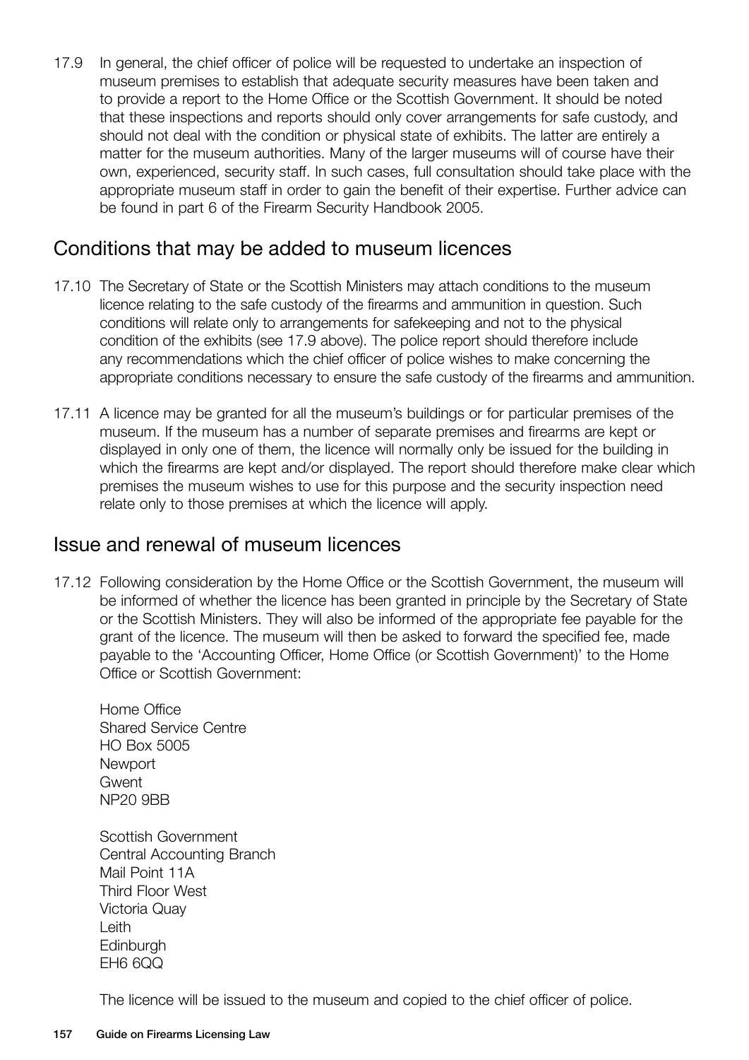17.9 In general, the chief officer of police will be requested to undertake an inspection of museum premises to establish that adequate security measures have been taken and to provide a report to the Home Office or the Scottish Government. It should be noted that these inspections and reports should only cover arrangements for safe custody, and should not deal with the condition or physical state of exhibits. The latter are entirely a matter for the museum authorities. Many of the larger museums will of course have their own, experienced, security staff. In such cases, full consultation should take place with the appropriate museum staff in order to gain the benefit of their expertise. Further advice can be found in part 6 of the Firearm Security Handbook 2005.

## Conditions that may be added to museum licences

17.10 The Secretary of State or the Scottish Ministers may attach conditions to the museum licence relating to the safe custody of the firearms and ammunition in question. Such conditions will relate only to arrangements for safekeeping and not to the physical condition of the exhibits (see 17.9 above). The police report should therefore include any recommendations which the chief officer of police wishes to make concerning the appropriate conditions necessary to ensure the safe custody of the firearms and ammunition.

17.11 A licence may be granted for all the museum's buildings or for particular premises of the museum. If the museum has a number of separate premises and firearms are kept or displayed in only one of them, the licence will normally only be issued for the building in which the firearms are kept and/or displayed. The report should therefore make clear which premises the museum wishes to use for this purpose and the security inspection need relate only to those premises at which the licence will apply.

## Issue and renewal of museum licences

17.12 Following consideration by the Home Office or the Scottish Government, the museum will be informed of whether the licence has been granted in principle by the Secretary of State or the Scottish Ministers. They will also be informed of the appropriate fee payable for the grant of the licence. The museum will then be asked to forward the specified fee, made payable to the 'Accounting Officer, Home Office (or Scottish Government)' to the Home Office or Scottish Government:

Home Office
Shared Service Centre
HO Box 5005
Newport
Gwent
NP20 9BB

Scottish Government
Central Accounting Branch
Mail Point 11A
Third Floor West
Victoria Quay
Leith
Edinburgh
EH6 6QQ

The licence will be issued to the museum and copied to the chief officer of police.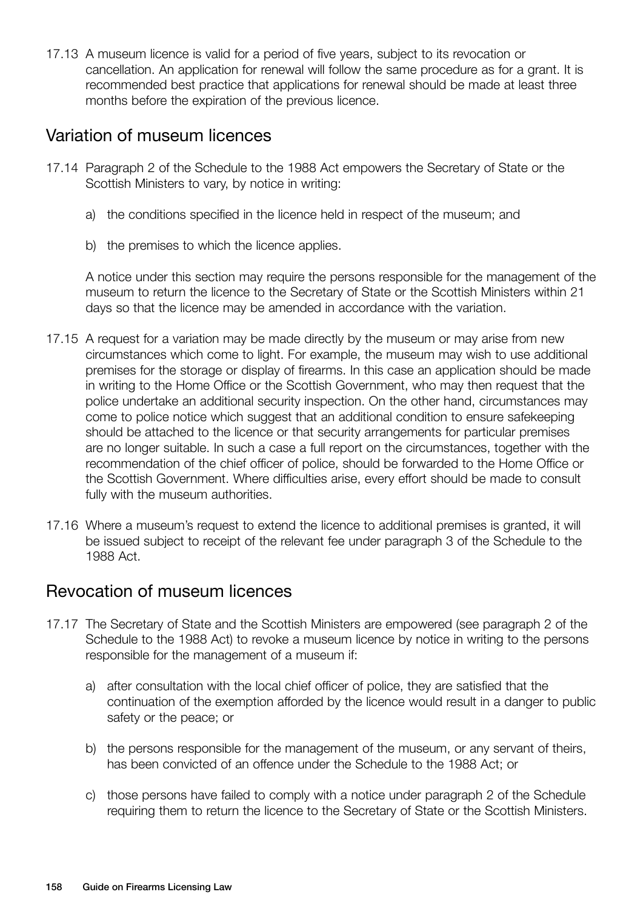17.13 A museum licence is valid for a period of five years, subject to its revocation or cancellation. An application for renewal will follow the same procedure as for a grant. It is recommended best practice that applications for renewal should be made at least three months before the expiration of the previous licence.

## Variation of museum licences

17.14 Paragraph 2 of the Schedule to the 1988 Act empowers the Secretary of State or the Scottish Ministers to vary, by notice in writing:

a) the conditions specified in the licence held in respect of the museum; and

b) the premises to which the licence applies.

A notice under this section may require the persons responsible for the management of the museum to return the licence to the Secretary of State or the Scottish Ministers within 21 days so that the licence may be amended in accordance with the variation.

17.15 A request for a variation may be made directly by the museum or may arise from new circumstances which come to light. For example, the museum may wish to use additional premises for the storage or display of firearms. In this case an application should be made in writing to the Home Office or the Scottish Government, who may then request that the police undertake an additional security inspection. On the other hand, circumstances may come to police notice which suggest that an additional condition to ensure safekeeping should be attached to the licence or that security arrangements for particular premises are no longer suitable. In such a case a full report on the circumstances, together with the recommendation of the chief officer of police, should be forwarded to the Home Office or the Scottish Government. Where difficulties arise, every effort should be made to consult fully with the museum authorities.

17.16 Where a museum's request to extend the licence to additional premises is granted, it will be issued subject to receipt of the relevant fee under paragraph 3 of the Schedule to the 1988 Act.

## Revocation of museum licences

17.17 The Secretary of State and the Scottish Ministers are empowered (see paragraph 2 of the Schedule to the 1988 Act) to revoke a museum licence by notice in writing to the persons responsible for the management of a museum if:

a) after consultation with the local chief officer of police, they are satisfied that the continuation of the exemption afforded by the licence would result in a danger to public safety or the peace; or

b) the persons responsible for the management of the museum, or any servant of theirs, has been convicted of an offence under the Schedule to the 1988 Act; or

c) those persons have failed to comply with a notice under paragraph 2 of the Schedule requiring them to return the licence to the Secretary of State or the Scottish Ministers.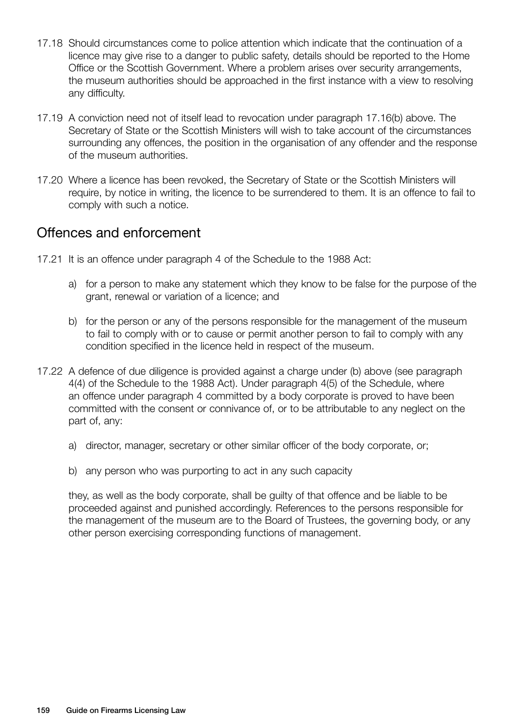17.18 Should circumstances come to police attention which indicate that the continuation of a licence may give rise to a danger to public safety, details should be reported to the Home Office or the Scottish Government. Where a problem arises over security arrangements, the museum authorities should be approached in the first instance with a view to resolving any difficulty.

17.19 A conviction need not of itself lead to revocation under paragraph 17.16(b) above. The Secretary of State or the Scottish Ministers will wish to take account of the circumstances surrounding any offences, the position in the organisation of any offender and the response of the museum authorities.

17.20 Where a licence has been revoked, the Secretary of State or the Scottish Ministers will require, by notice in writing, the licence to be surrendered to them. It is an offence to fail to comply with such a notice.

## Offences and enforcement

17.21 It is an offence under paragraph 4 of the Schedule to the 1988 Act:

a) for a person to make any statement which they know to be false for the purpose of the grant, renewal or variation of a licence; and

b) for the person or any of the persons responsible for the management of the museum to fail to comply with or to cause or permit another person to fail to comply with any condition specified in the licence held in respect of the museum.

17.22 A defence of due diligence is provided against a charge under (b) above (see paragraph 4(4) of the Schedule to the 1988 Act). Under paragraph 4(5) of the Schedule, where an offence under paragraph 4 committed by a body corporate is proved to have been committed with the consent or connivance of, or to be attributable to any neglect on the part of, any:

a) director, manager, secretary or other similar officer of the body corporate, or;

b) any person who was purporting to act in any such capacity

they, as well as the body corporate, shall be guilty of that offence and be liable to be proceeded against and punished accordingly. References to the persons responsible for the management of the museum are to the Board of Trustees, the governing body, or any other person exercising corresponding functions of management.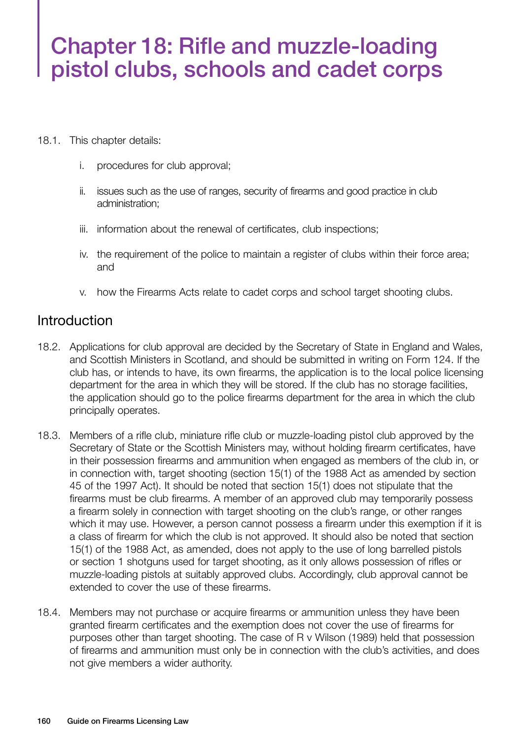# Chapter 18: Rifle and muzzle-loading pistol clubs, schools and cadet corps

18.1. This chapter details:

i. procedures for club approval;

ii. issues such as the use of ranges, security of firearms and good practice in club administration;

iii. information about the renewal of certificates, club inspections;

iv. the requirement of the police to maintain a register of clubs within their force area; and

v. how the Firearms Acts relate to cadet corps and school target shooting clubs.

## Introduction

18.2. Applications for club approval are decided by the Secretary of State in England and Wales, and Scottish Ministers in Scotland, and should be submitted in writing on Form 124. If the club has, or intends to have, its own firearms, the application is to the local police licensing department for the area in which they will be stored. If the club has no storage facilities, the application should go to the police firearms department for the area in which the club principally operates.

18.3. Members of a rifle club, miniature rifle club or muzzle-loading pistol club approved by the Secretary of State or the Scottish Ministers may, without holding firearm certificates, have in their possession firearms and ammunition when engaged as members of the club in, or in connection with, target shooting (section 15(1) of the 1988 Act as amended by section 45 of the 1997 Act). It should be noted that section 15(1) does not stipulate that the firearms must be club firearms. A member of an approved club may temporarily possess a firearm solely in connection with target shooting on the club's range, or other ranges which it may use. However, a person cannot possess a firearm under this exemption if it is a class of firearm for which the club is not approved. It should also be noted that section 15(1) of the 1988 Act, as amended, does not apply to the use of long barrelled pistols or section 1 shotguns used for target shooting, as it only allows possession of rifles or muzzle-loading pistols at suitably approved clubs. Accordingly, club approval cannot be extended to cover the use of these firearms.

18.4. Members may not purchase or acquire firearms or ammunition unless they have been granted firearm certificates and the exemption does not cover the use of firearms for purposes other than target shooting. The case of R v Wilson (1989) held that possession of firearms and ammunition must only be in connection with the club's activities, and does not give members a wider authority.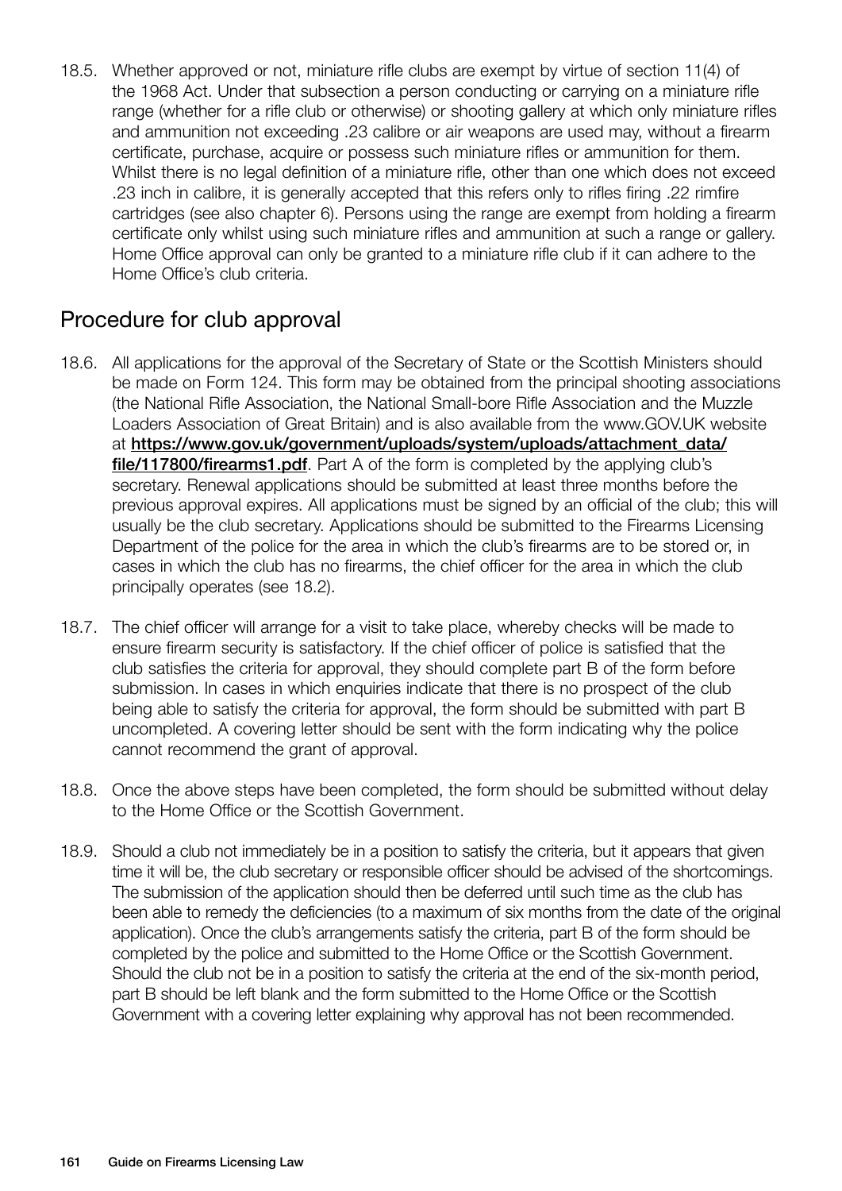18.5. Whether approved or not, miniature rifle clubs are exempt by virtue of section 11(4) of the 1968 Act. Under that subsection a person conducting or carrying on a miniature rifle range (whether for a rifle club or otherwise) or shooting gallery at which only miniature rifles and ammunition not exceeding .23 calibre or air weapons are used may, without a firearm certificate, purchase, acquire or possess such miniature rifles or ammunition for them. Whilst there is no legal definition of a miniature rifle, other than one which does not exceed .23 inch in calibre, it is generally accepted that this refers only to rifles firing .22 rimfire cartridges (see also chapter 6). Persons using the range are exempt from holding a firearm certificate only whilst using such miniature rifles and ammunition at such a range or gallery. Home Office approval can only be granted to a miniature rifle club if it can adhere to the Home Office's club criteria.

## Procedure for club approval

18.6. All applications for the approval of the Secretary of State or the Scottish Ministers should be made on Form 124. This form may be obtained from the principal shooting associations (the National Rifle Association, the National Small-bore Rifle Association and the Muzzle Loaders Association of Great Britain) and is also available from the www.GOV.UK website at **https://www.gov.uk/government/uploads/system/uploads/attachment_data/file/117800/firearms1.pdf**. Part A of the form is completed by the applying club's secretary. Renewal applications should be submitted at least three months before the previous approval expires. All applications must be signed by an official of the club; this will usually be the club secretary. Applications should be submitted to the Firearms Licensing Department of the police for the area in which the club's firearms are to be stored or, in cases in which the club has no firearms, the chief officer for the area in which the club principally operates (see 18.2).

18.7. The chief officer will arrange for a visit to take place, whereby checks will be made to ensure firearm security is satisfactory. If the chief officer of police is satisfied that the club satisfies the criteria for approval, they should complete part B of the form before submission. In cases in which enquiries indicate that there is no prospect of the club being able to satisfy the criteria for approval, the form should be submitted with part B uncompleted. A covering letter should be sent with the form indicating why the police cannot recommend the grant of approval.

18.8. Once the above steps have been completed, the form should be submitted without delay to the Home Office or the Scottish Government.

18.9. Should a club not immediately be in a position to satisfy the criteria, but it appears that given time it will be, the club secretary or responsible officer should be advised of the shortcomings. The submission of the application should then be deferred until such time as the club has been able to remedy the deficiencies (to a maximum of six months from the date of the original application). Once the club's arrangements satisfy the criteria, part B of the form should be completed by the police and submitted to the Home Office or the Scottish Government. Should the club not be in a position to satisfy the criteria at the end of the six-month period, part B should be left blank and the form submitted to the Home Office or the Scottish Government with a covering letter explaining why approval has not been recommended.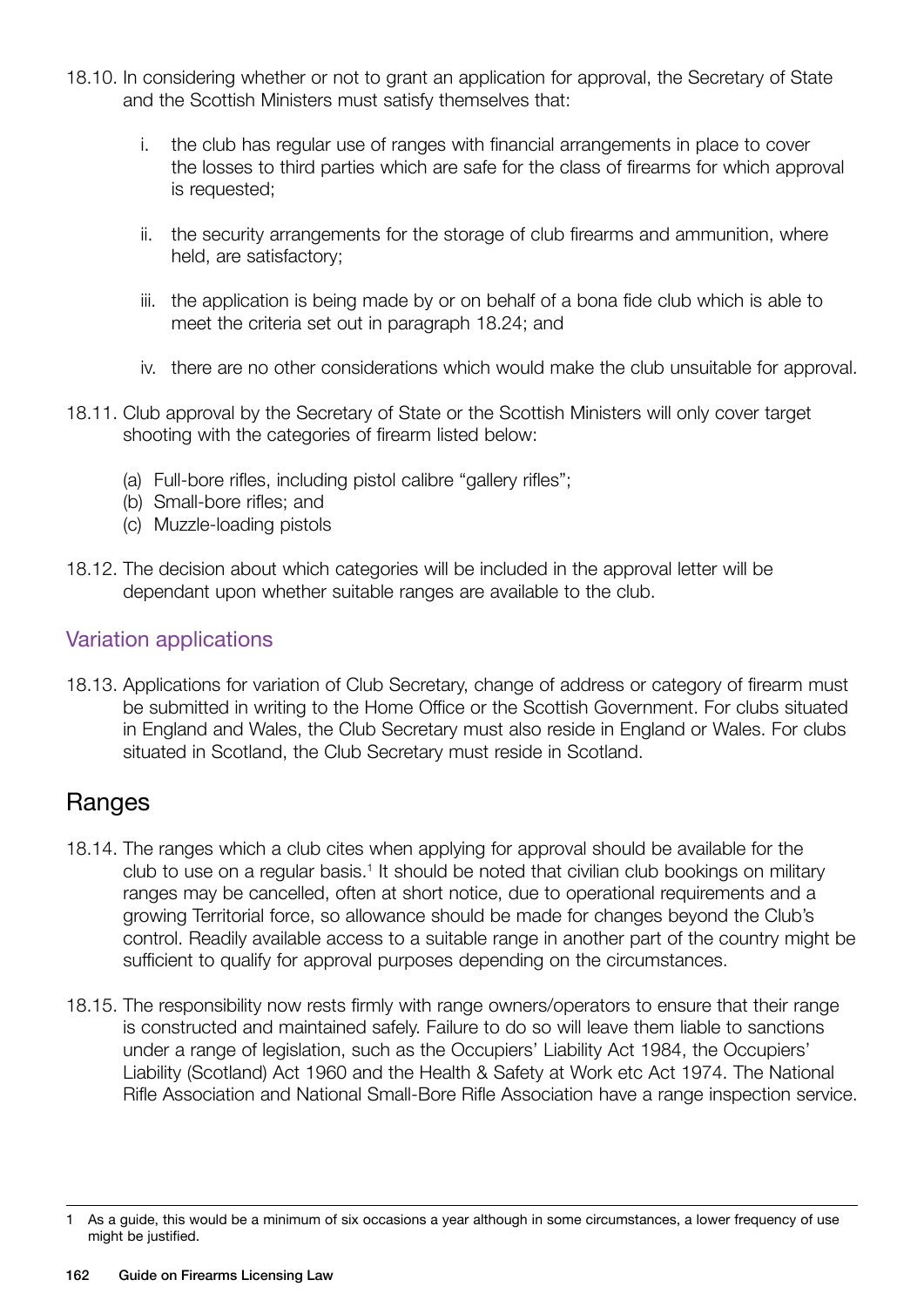18.10. In considering whether or not to grant an application for approval, the Secretary of State and the Scottish Ministers must satisfy themselves that:

i. the club has regular use of ranges with financial arrangements in place to cover the losses to third parties which are safe for the class of firearms for which approval is requested;

ii. the security arrangements for the storage of club firearms and ammunition, where held, are satisfactory;

iii. the application is being made by or on behalf of a bona fide club which is able to meet the criteria set out in paragraph 18.24; and

iv. there are no other considerations which would make the club unsuitable for approval.

18.11. Club approval by the Secretary of State or the Scottish Ministers will only cover target shooting with the categories of firearm listed below:

(a) Full-bore rifles, including pistol calibre "gallery rifles";
(b) Small-bore rifles; and
(c) Muzzle-loading pistols

18.12. The decision about which categories will be included in the approval letter will be dependant upon whether suitable ranges are available to the club.

### Variation applications

18.13. Applications for variation of Club Secretary, change of address or category of firearm must be submitted in writing to the Home Office or the Scottish Government. For clubs situated in England and Wales, the Club Secretary must also reside in England or Wales. For clubs situated in Scotland, the Club Secretary must reside in Scotland.

## Ranges

18.14. The ranges which a club cites when applying for approval should be available for the club to use on a regular basis.[1] It should be noted that civilian club bookings on military ranges may be cancelled, often at short notice, due to operational requirements and a growing Territorial force, so allowance should be made for changes beyond the Club's control. Readily available access to a suitable range in another part of the country might be sufficient to qualify for approval purposes depending on the circumstances.

18.15. The responsibility now rests firmly with range owners/operators to ensure that their range is constructed and maintained safely. Failure to do so will leave them liable to sanctions under a range of legislation, such as the Occupiers' Liability Act 1984, the Occupiers' Liability (Scotland) Act 1960 and the Health & Safety at Work etc Act 1974. The National Rifle Association and National Small-Bore Rifle Association have a range inspection service.

---

1 As a guide, this would be a minimum of six occasions a year although in some circumstances, a lower frequency of use might be justified.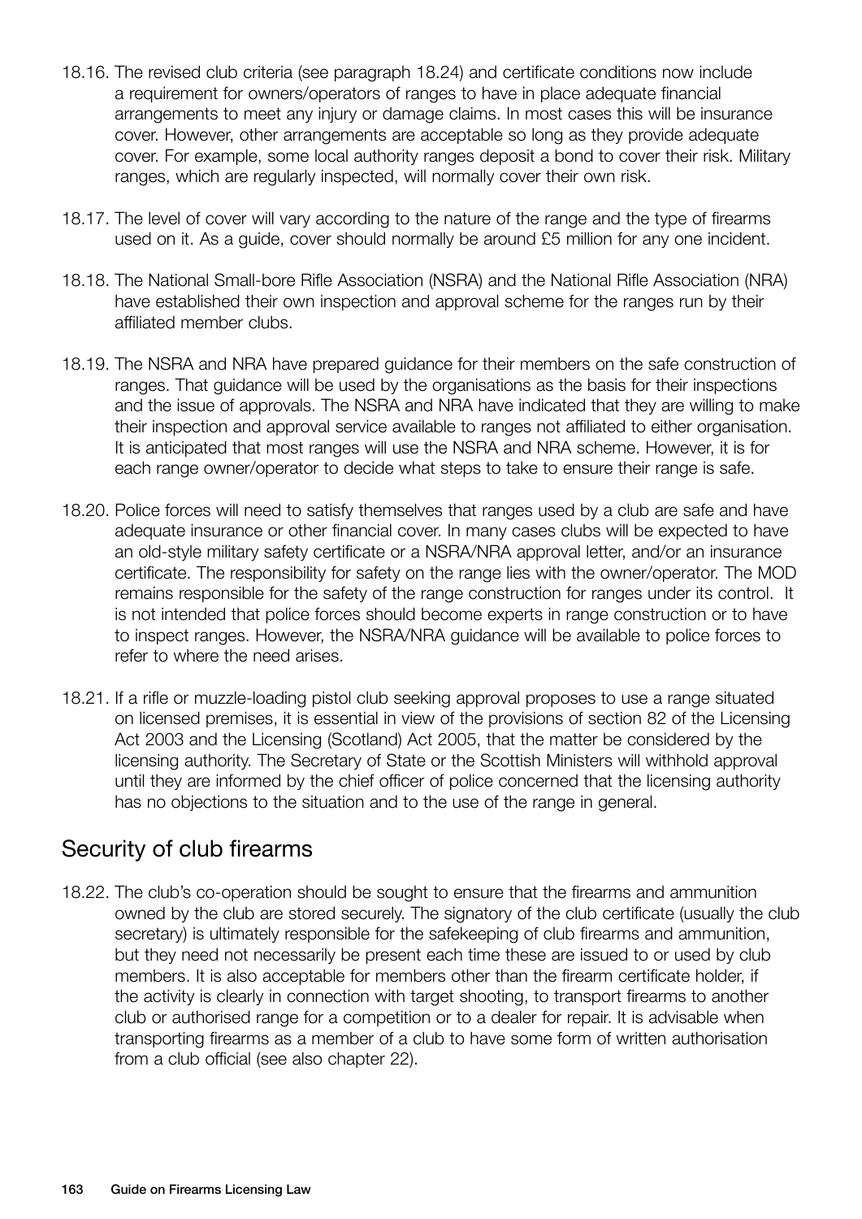18.16. The revised club criteria (see paragraph 18.24) and certificate conditions now include a requirement for owners/operators of ranges to have in place adequate financial arrangements to meet any injury or damage claims. In most cases this will be insurance cover. However, other arrangements are acceptable so long as they provide adequate cover. For example, some local authority ranges deposit a bond to cover their risk. Military ranges, which are regularly inspected, will normally cover their own risk.

18.17. The level of cover will vary according to the nature of the range and the type of firearms used on it. As a guide, cover should normally be around £5 million for any one incident.

18.18. The National Small-bore Rifle Association (NSRA) and the National Rifle Association (NRA) have established their own inspection and approval scheme for the ranges run by their affiliated member clubs.

18.19. The NSRA and NRA have prepared guidance for their members on the safe construction of ranges. That guidance will be used by the organisations as the basis for their inspections and the issue of approvals. The NSRA and NRA have indicated that they are willing to make their inspection and approval service available to ranges not affiliated to either organisation. It is anticipated that most ranges will use the NSRA and NRA scheme. However, it is for each range owner/operator to decide what steps to take to ensure their range is safe.

18.20. Police forces will need to satisfy themselves that ranges used by a club are safe and have adequate insurance or other financial cover. In many cases clubs will be expected to have an old-style military safety certificate or a NSRA/NRA approval letter, and/or an insurance certificate. The responsibility for safety on the range lies with the owner/operator. The MOD remains responsible for the safety of the range construction for ranges under its control. It is not intended that police forces should become experts in range construction or to have to inspect ranges. However, the NSRA/NRA guidance will be available to police forces to refer to where the need arises.

18.21. If a rifle or muzzle-loading pistol club seeking approval proposes to use a range situated on licensed premises, it is essential in view of the provisions of section 82 of the Licensing Act 2003 and the Licensing (Scotland) Act 2005, that the matter be considered by the licensing authority. The Secretary of State or the Scottish Ministers will withhold approval until they are informed by the chief officer of police concerned that the licensing authority has no objections to the situation and to the use of the range in general.

## Security of club firearms

18.22. The club's co-operation should be sought to ensure that the firearms and ammunition owned by the club are stored securely. The signatory of the club certificate (usually the club secretary) is ultimately responsible for the safekeeping of club firearms and ammunition, but they need not necessarily be present each time these are issued to or used by club members. It is also acceptable for members other than the firearm certificate holder, if the activity is clearly in connection with target shooting, to transport firearms to another club or authorised range for a competition or to a dealer for repair. It is advisable when transporting firearms as a member of a club to have some form of written authorisation from a club official (see also chapter 22).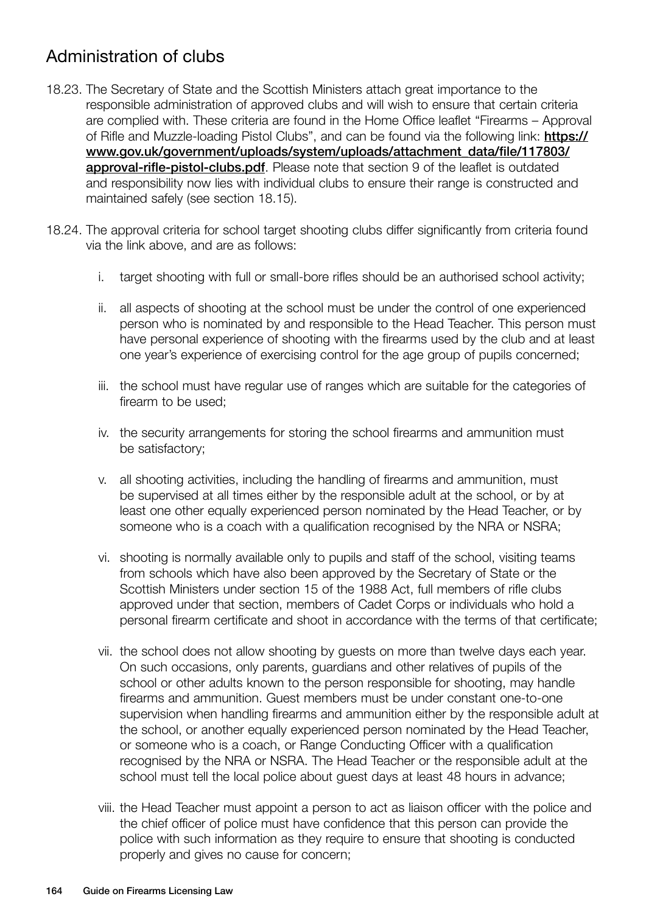## Administration of clubs

18.23. The Secretary of State and the Scottish Ministers attach great importance to the responsible administration of approved clubs and will wish to ensure that certain criteria are complied with. These criteria are found in the Home Office leaflet "Firearms – Approval of Rifle and Muzzle-loading Pistol Clubs", and can be found via the following link: **[https://www.gov.uk/government/uploads/system/uploads/attachment_data/file/117803/approval-rifle-pistol-clubs.pdf](https://www.gov.uk/government/uploads/system/uploads/attachment_data/file/117803/approval-rifle-pistol-clubs.pdf)**. Please note that section 9 of the leaflet is outdated and responsibility now lies with individual clubs to ensure their range is constructed and maintained safely (see section 18.15).

18.24. The approval criteria for school target shooting clubs differ significantly from criteria found via the link above, and are as follows:

i. target shooting with full or small-bore rifles should be an authorised school activity;

ii. all aspects of shooting at the school must be under the control of one experienced person who is nominated by and responsible to the Head Teacher. This person must have personal experience of shooting with the firearms used by the club and at least one year's experience of exercising control for the age group of pupils concerned;

iii. the school must have regular use of ranges which are suitable for the categories of firearm to be used;

iv. the security arrangements for storing the school firearms and ammunition must be satisfactory;

v. all shooting activities, including the handling of firearms and ammunition, must be supervised at all times either by the responsible adult at the school, or by at least one other equally experienced person nominated by the Head Teacher, or by someone who is a coach with a qualification recognised by the NRA or NSRA;

vi. shooting is normally available only to pupils and staff of the school, visiting teams from schools which have also been approved by the Secretary of State or the Scottish Ministers under section 15 of the 1988 Act, full members of rifle clubs approved under that section, members of Cadet Corps or individuals who hold a personal firearm certificate and shoot in accordance with the terms of that certificate;

vii. the school does not allow shooting by guests on more than twelve days each year. On such occasions, only parents, guardians and other relatives of pupils of the school or other adults known to the person responsible for shooting, may handle firearms and ammunition. Guest members must be under constant one-to-one supervision when handling firearms and ammunition either by the responsible adult at the school, or another equally experienced person nominated by the Head Teacher, or someone who is a coach, or Range Conducting Officer with a qualification recognised by the NRA or NSRA. The Head Teacher or the responsible adult at the school must tell the local police about guest days at least 48 hours in advance;

viii. the Head Teacher must appoint a person to act as liaison officer with the police and the chief officer of police must have confidence that this person can provide the police with such information as they require to ensure that shooting is conducted properly and gives no cause for concern;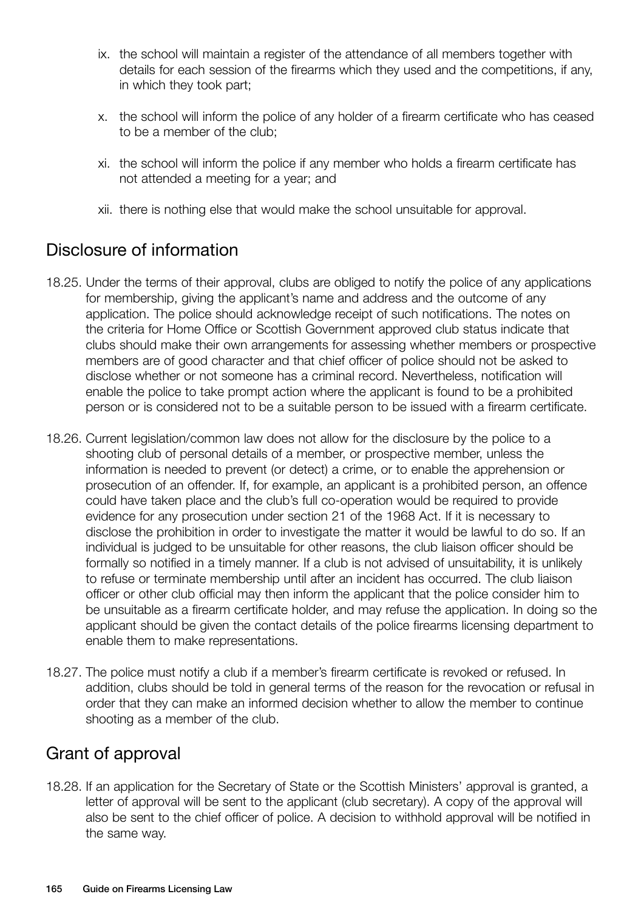ix. the school will maintain a register of the attendance of all members together with details for each session of the firearms which they used and the competitions, if any, in which they took part;

x. the school will inform the police of any holder of a firearm certificate who has ceased to be a member of the club;

xi. the school will inform the police if any member who holds a firearm certificate has not attended a meeting for a year; and

xii. there is nothing else that would make the school unsuitable for approval.

## Disclosure of information

18.25. Under the terms of their approval, clubs are obliged to notify the police of any applications for membership, giving the applicant's name and address and the outcome of any application. The police should acknowledge receipt of such notifications. The notes on the criteria for Home Office or Scottish Government approved club status indicate that clubs should make their own arrangements for assessing whether members or prospective members are of good character and that chief officer of police should not be asked to disclose whether or not someone has a criminal record. Nevertheless, notification will enable the police to take prompt action where the applicant is found to be a prohibited person or is considered not to be a suitable person to be issued with a firearm certificate.

18.26. Current legislation/common law does not allow for the disclosure by the police to a shooting club of personal details of a member, or prospective member, unless the information is needed to prevent (or detect) a crime, or to enable the apprehension or prosecution of an offender. If, for example, an applicant is a prohibited person, an offence could have taken place and the club's full co-operation would be required to provide evidence for any prosecution under section 21 of the 1968 Act. If it is necessary to disclose the prohibition in order to investigate the matter it would be lawful to do so. If an individual is judged to be unsuitable for other reasons, the club liaison officer should be formally so notified in a timely manner. If a club is not advised of unsuitability, it is unlikely to refuse or terminate membership until after an incident has occurred. The club liaison officer or other club official may then inform the applicant that the police consider him to be unsuitable as a firearm certificate holder, and may refuse the application. In doing so the applicant should be given the contact details of the police firearms licensing department to enable them to make representations.

18.27. The police must notify a club if a member's firearm certificate is revoked or refused. In addition, clubs should be told in general terms of the reason for the revocation or refusal in order that they can make an informed decision whether to allow the member to continue shooting as a member of the club.

## Grant of approval

18.28. If an application for the Secretary of State or the Scottish Ministers' approval is granted, a letter of approval will be sent to the applicant (club secretary). A copy of the approval will also be sent to the chief officer of police. A decision to withhold approval will be notified in the same way.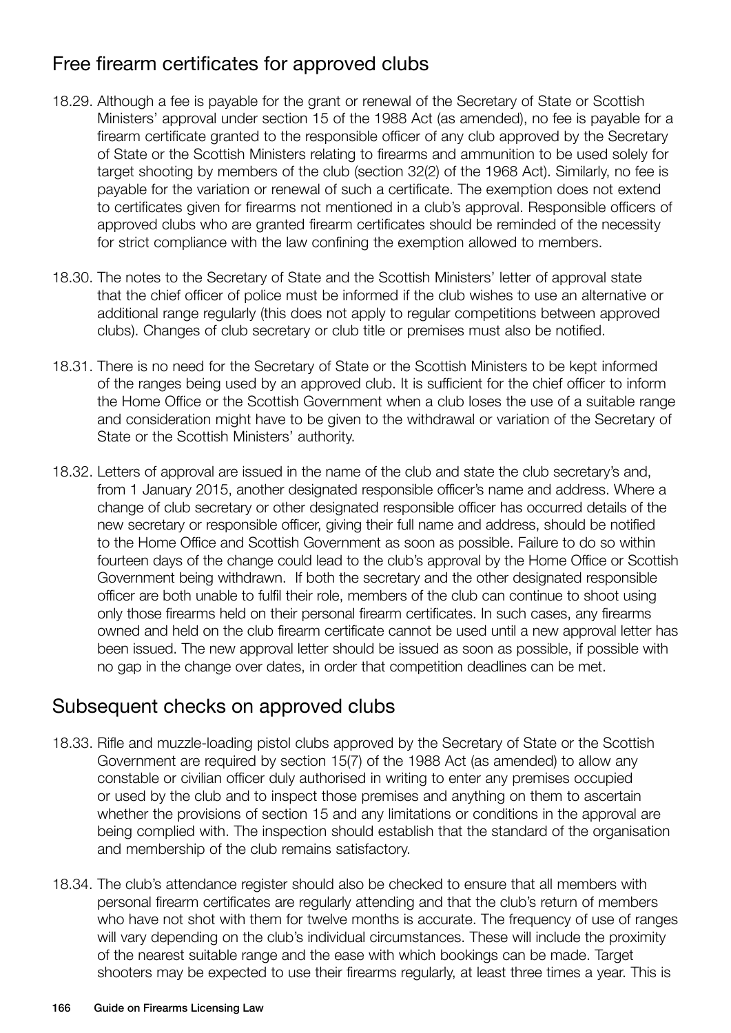## Free firearm certificates for approved clubs

18.29. Although a fee is payable for the grant or renewal of the Secretary of State or Scottish Ministers' approval under section 15 of the 1988 Act (as amended), no fee is payable for a firearm certificate granted to the responsible officer of any club approved by the Secretary of State or the Scottish Ministers relating to firearms and ammunition to be used solely for target shooting by members of the club (section 32(2) of the 1968 Act). Similarly, no fee is payable for the variation or renewal of such a certificate. The exemption does not extend to certificates given for firearms not mentioned in a club's approval. Responsible officers of approved clubs who are granted firearm certificates should be reminded of the necessity for strict compliance with the law confining the exemption allowed to members.

18.30. The notes to the Secretary of State and the Scottish Ministers' letter of approval state that the chief officer of police must be informed if the club wishes to use an alternative or additional range regularly (this does not apply to regular competitions between approved clubs). Changes of club secretary or club title or premises must also be notified.

18.31. There is no need for the Secretary of State or the Scottish Ministers to be kept informed of the ranges being used by an approved club. It is sufficient for the chief officer to inform the Home Office or the Scottish Government when a club loses the use of a suitable range and consideration might have to be given to the withdrawal or variation of the Secretary of State or the Scottish Ministers' authority.

18.32. Letters of approval are issued in the name of the club and state the club secretary's and, from 1 January 2015, another designated responsible officer's name and address. Where a change of club secretary or other designated responsible officer has occurred details of the new secretary or responsible officer, giving their full name and address, should be notified to the Home Office and Scottish Government as soon as possible. Failure to do so within fourteen days of the change could lead to the club's approval by the Home Office or Scottish Government being withdrawn. If both the secretary and the other designated responsible officer are both unable to fulfil their role, members of the club can continue to shoot using only those firearms held on their personal firearm certificates. In such cases, any firearms owned and held on the club firearm certificate cannot be used until a new approval letter has been issued. The new approval letter should be issued as soon as possible, if possible with no gap in the change over dates, in order that competition deadlines can be met.

## Subsequent checks on approved clubs

18.33. Rifle and muzzle-loading pistol clubs approved by the Secretary of State or the Scottish Government are required by section 15(7) of the 1988 Act (as amended) to allow any constable or civilian officer duly authorised in writing to enter any premises occupied or used by the club and to inspect those premises and anything on them to ascertain whether the provisions of section 15 and any limitations or conditions in the approval are being complied with. The inspection should establish that the standard of the organisation and membership of the club remains satisfactory.

18.34. The club's attendance register should also be checked to ensure that all members with personal firearm certificates are regularly attending and that the club's return of members who have not shot with them for twelve months is accurate. The frequency of use of ranges will vary depending on the club's individual circumstances. These will include the proximity of the nearest suitable range and the ease with which bookings can be made. Target shooters may be expected to use their firearms regularly, at least three times a year. This is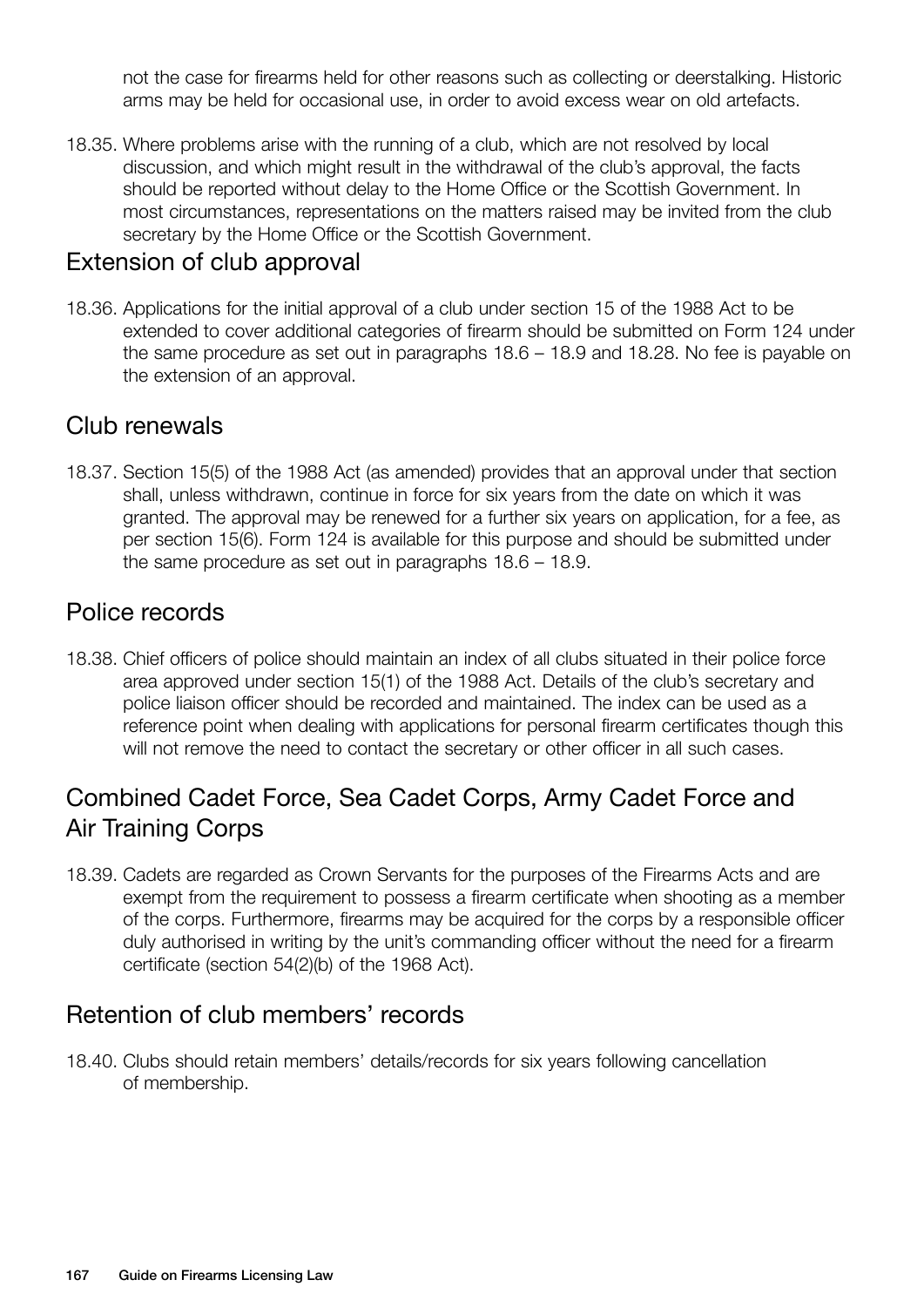not the case for firearms held for other reasons such as collecting or deerstalking. Historic arms may be held for occasional use, in order to avoid excess wear on old artefacts.

18.35. Where problems arise with the running of a club, which are not resolved by local discussion, and which might result in the withdrawal of the club's approval, the facts should be reported without delay to the Home Office or the Scottish Government. In most circumstances, representations on the matters raised may be invited from the club secretary by the Home Office or the Scottish Government.

## Extension of club approval

18.36. Applications for the initial approval of a club under section 15 of the 1988 Act to be extended to cover additional categories of firearm should be submitted on Form 124 under the same procedure as set out in paragraphs 18.6 – 18.9 and 18.28. No fee is payable on the extension of an approval.

## Club renewals

18.37. Section 15(5) of the 1988 Act (as amended) provides that an approval under that section shall, unless withdrawn, continue in force for six years from the date on which it was granted. The approval may be renewed for a further six years on application, for a fee, as per section 15(6). Form 124 is available for this purpose and should be submitted under the same procedure as set out in paragraphs 18.6 – 18.9.

## Police records

18.38. Chief officers of police should maintain an index of all clubs situated in their police force area approved under section 15(1) of the 1988 Act. Details of the club's secretary and police liaison officer should be recorded and maintained. The index can be used as a reference point when dealing with applications for personal firearm certificates though this will not remove the need to contact the secretary or other officer in all such cases.

## Combined Cadet Force, Sea Cadet Corps, Army Cadet Force and Air Training Corps

18.39. Cadets are regarded as Crown Servants for the purposes of the Firearms Acts and are exempt from the requirement to possess a firearm certificate when shooting as a member of the corps. Furthermore, firearms may be acquired for the corps by a responsible officer duly authorised in writing by the unit's commanding officer without the need for a firearm certificate (section 54(2)(b) of the 1968 Act).

## Retention of club members' records

18.40. Clubs should retain members' details/records for six years following cancellation of membership.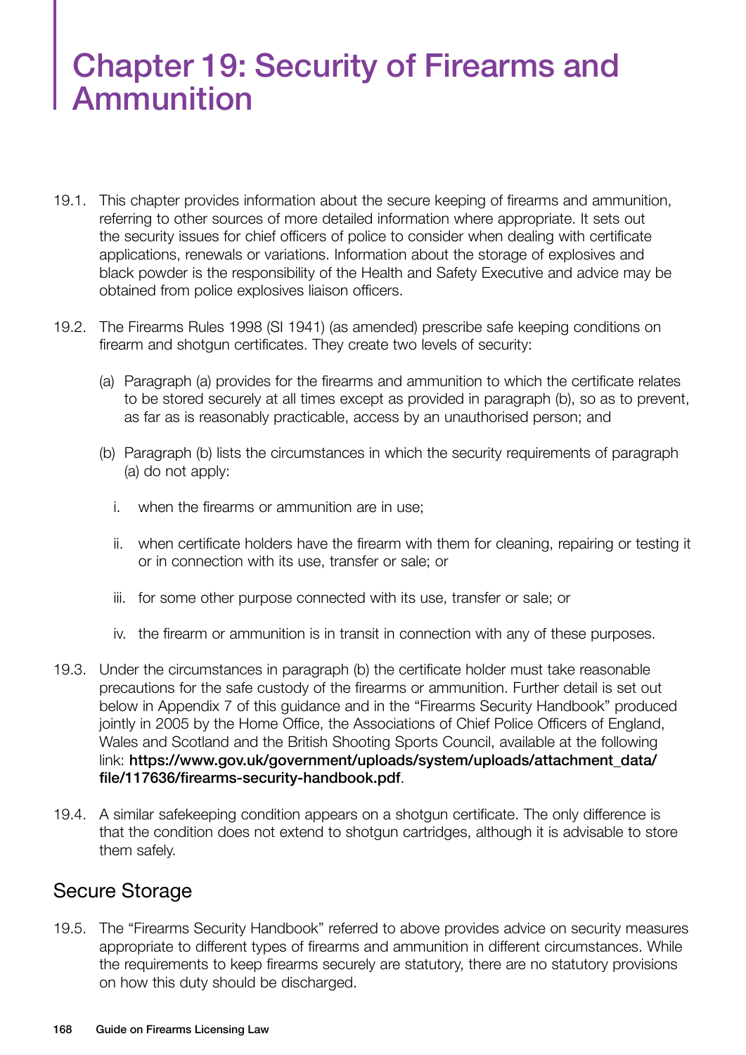# Chapter 19: Security of Firearms and Ammunition

19.1. This chapter provides information about the secure keeping of firearms and ammunition, referring to other sources of more detailed information where appropriate. It sets out the security issues for chief officers of police to consider when dealing with certificate applications, renewals or variations. Information about the storage of explosives and black powder is the responsibility of the Health and Safety Executive and advice may be obtained from police explosives liaison officers.

19.2. The Firearms Rules 1998 (SI 1941) (as amended) prescribe safe keeping conditions on firearm and shotgun certificates. They create two levels of security:

(a) Paragraph (a) provides for the firearms and ammunition to which the certificate relates to be stored securely at all times except as provided in paragraph (b), so as to prevent, as far as is reasonably practicable, access by an unauthorised person; and

(b) Paragraph (b) lists the circumstances in which the security requirements of paragraph (a) do not apply:

i. when the firearms or ammunition are in use;

ii. when certificate holders have the firearm with them for cleaning, repairing or testing it or in connection with its use, transfer or sale; or

iii. for some other purpose connected with its use, transfer or sale; or

iv. the firearm or ammunition is in transit in connection with any of these purposes.

19.3. Under the circumstances in paragraph (b) the certificate holder must take reasonable precautions for the safe custody of the firearms or ammunition. Further detail is set out below in Appendix 7 of this guidance and in the "Firearms Security Handbook" produced jointly in 2005 by the Home Office, the Associations of Chief Police Officers of England, Wales and Scotland and the British Shooting Sports Council, available at the following link: **https://www.gov.uk/government/uploads/system/uploads/attachment_data/file/117636/firearms-security-handbook.pdf**.

19.4. A similar safekeeping condition appears on a shotgun certificate. The only difference is that the condition does not extend to shotgun cartridges, although it is advisable to store them safely.

## Secure Storage

19.5. The "Firearms Security Handbook" referred to above provides advice on security measures appropriate to different types of firearms and ammunition in different circumstances. While the requirements to keep firearms securely are statutory, there are no statutory provisions on how this duty should be discharged.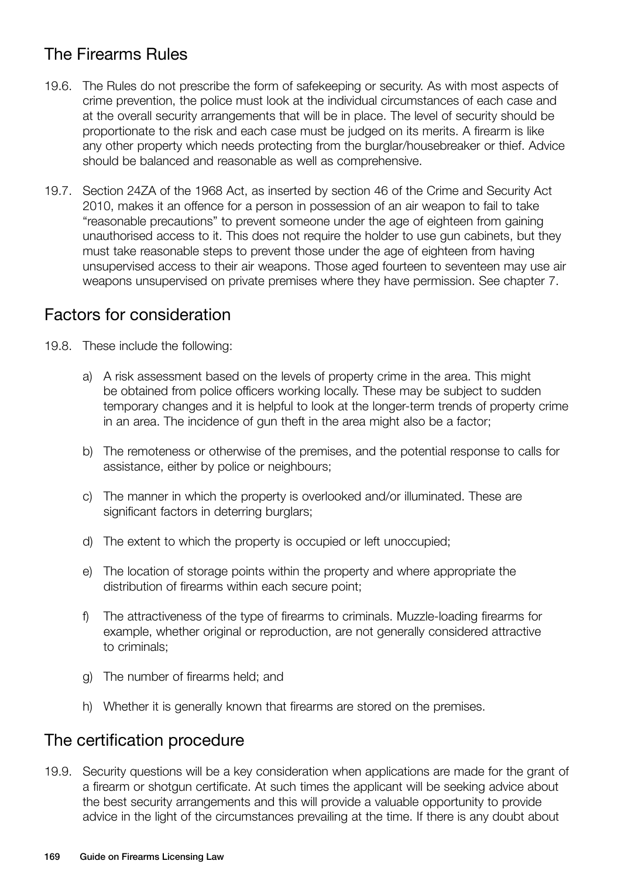## The Firearms Rules

19.6. The Rules do not prescribe the form of safekeeping or security. As with most aspects of crime prevention, the police must look at the individual circumstances of each case and at the overall security arrangements that will be in place. The level of security should be proportionate to the risk and each case must be judged on its merits. A firearm is like any other property which needs protecting from the burglar/housebreaker or thief. Advice should be balanced and reasonable as well as comprehensive.

19.7. Section 24ZA of the 1968 Act, as inserted by section 46 of the Crime and Security Act 2010, makes it an offence for a person in possession of an air weapon to fail to take "reasonable precautions" to prevent someone under the age of eighteen from gaining unauthorised access to it. This does not require the holder to use gun cabinets, but they must take reasonable steps to prevent those under the age of eighteen from having unsupervised access to their air weapons. Those aged fourteen to seventeen may use air weapons unsupervised on private premises where they have permission. See chapter 7.

## Factors for consideration

19.8. These include the following:

a) A risk assessment based on the levels of property crime in the area. This might be obtained from police officers working locally. These may be subject to sudden temporary changes and it is helpful to look at the longer-term trends of property crime in an area. The incidence of gun theft in the area might also be a factor;

b) The remoteness or otherwise of the premises, and the potential response to calls for assistance, either by police or neighbours;

c) The manner in which the property is overlooked and/or illuminated. These are significant factors in deterring burglars;

d) The extent to which the property is occupied or left unoccupied;

e) The location of storage points within the property and where appropriate the distribution of firearms within each secure point;

f) The attractiveness of the type of firearms to criminals. Muzzle-loading firearms for example, whether original or reproduction, are not generally considered attractive to criminals;

g) The number of firearms held; and

h) Whether it is generally known that firearms are stored on the premises.

## The certification procedure

19.9. Security questions will be a key consideration when applications are made for the grant of a firearm or shotgun certificate. At such times the applicant will be seeking advice about the best security arrangements and this will provide a valuable opportunity to provide advice in the light of the circumstances prevailing at the time. If there is any doubt about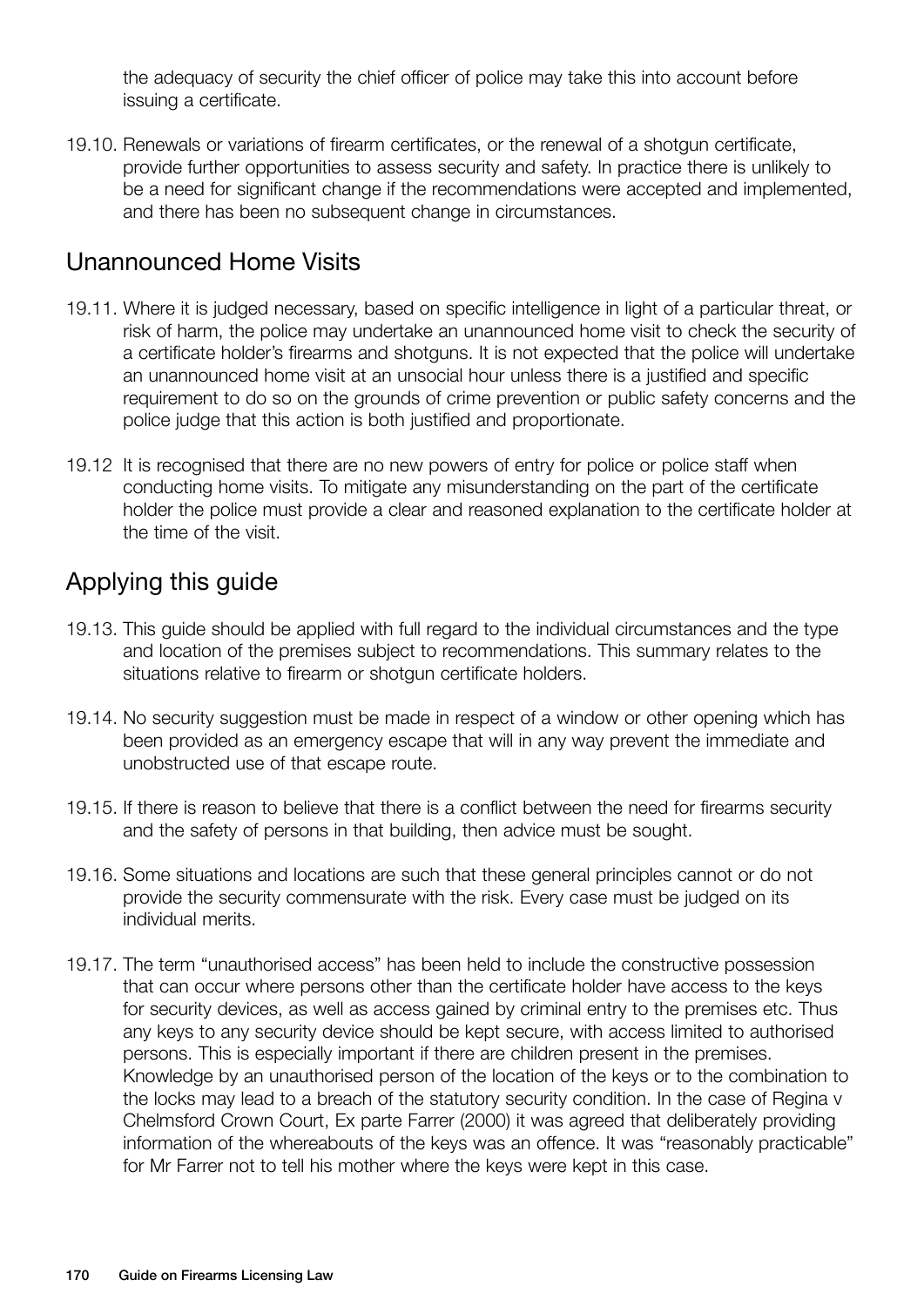the adequacy of security the chief officer of police may take this into account before issuing a certificate.

19.10. Renewals or variations of firearm certificates, or the renewal of a shotgun certificate, provide further opportunities to assess security and safety. In practice there is unlikely to be a need for significant change if the recommendations were accepted and implemented, and there has been no subsequent change in circumstances.

## Unannounced Home Visits

19.11. Where it is judged necessary, based on specific intelligence in light of a particular threat, or risk of harm, the police may undertake an unannounced home visit to check the security of a certificate holder's firearms and shotguns. It is not expected that the police will undertake an unannounced home visit at an unsocial hour unless there is a justified and specific requirement to do so on the grounds of crime prevention or public safety concerns and the police judge that this action is both justified and proportionate.

19.12 It is recognised that there are no new powers of entry for police or police staff when conducting home visits. To mitigate any misunderstanding on the part of the certificate holder the police must provide a clear and reasoned explanation to the certificate holder at the time of the visit.

## Applying this guide

19.13. This guide should be applied with full regard to the individual circumstances and the type and location of the premises subject to recommendations. This summary relates to the situations relative to firearm or shotgun certificate holders.

19.14. No security suggestion must be made in respect of a window or other opening which has been provided as an emergency escape that will in any way prevent the immediate and unobstructed use of that escape route.

19.15. If there is reason to believe that there is a conflict between the need for firearms security and the safety of persons in that building, then advice must be sought.

19.16. Some situations and locations are such that these general principles cannot or do not provide the security commensurate with the risk. Every case must be judged on its individual merits.

19.17. The term "unauthorised access" has been held to include the constructive possession that can occur where persons other than the certificate holder have access to the keys for security devices, as well as access gained by criminal entry to the premises etc. Thus any keys to any security device should be kept secure, with access limited to authorised persons. This is especially important if there are children present in the premises. Knowledge by an unauthorised person of the location of the keys or to the combination to the locks may lead to a breach of the statutory security condition. In the case of Regina v Chelmsford Crown Court, Ex parte Farrer (2000) it was agreed that deliberately providing information of the whereabouts of the keys was an offence. It was "reasonably practicable" for Mr Farrer not to tell his mother where the keys were kept in this case.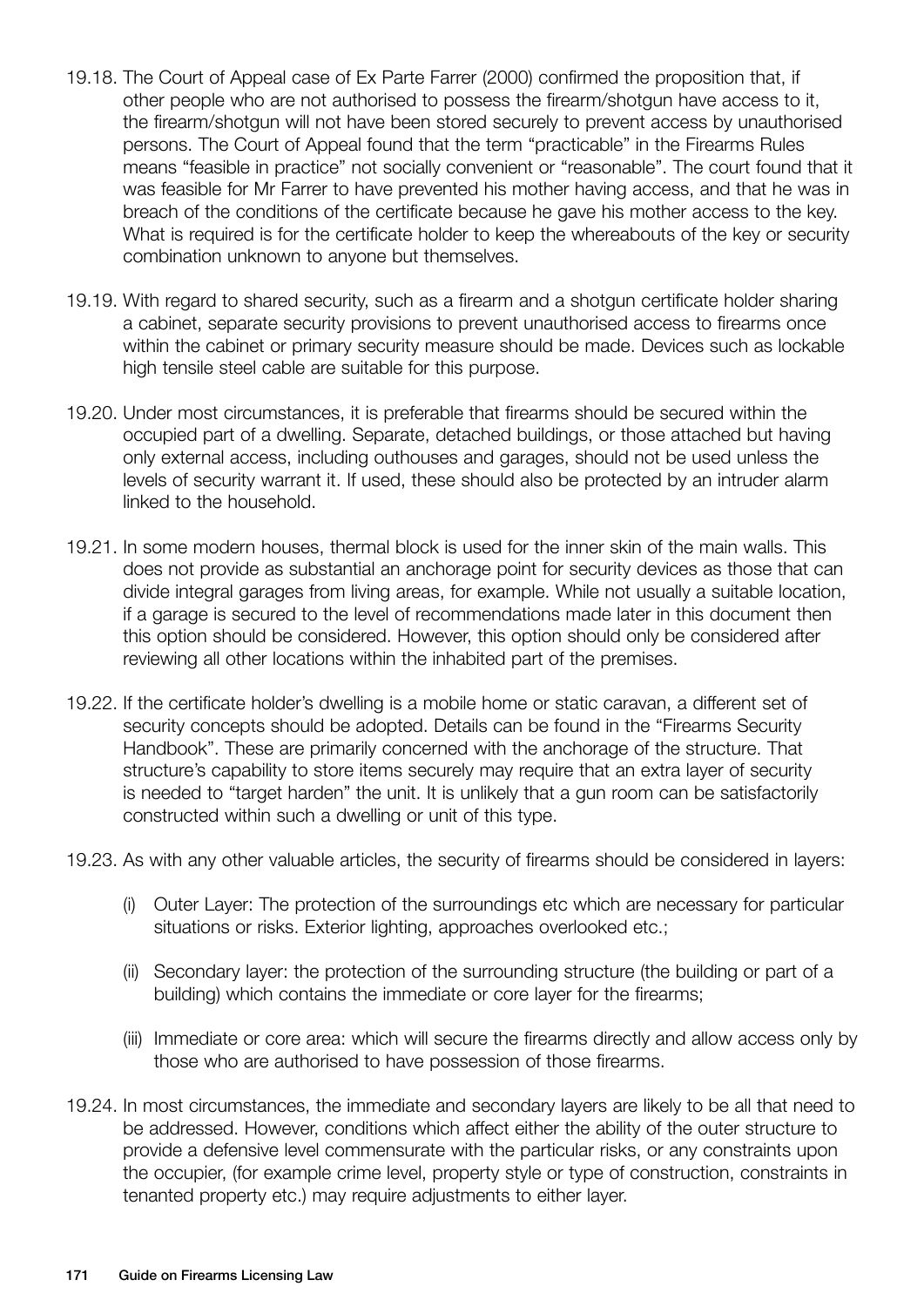19.18. The Court of Appeal case of Ex Parte Farrer (2000) confirmed the proposition that, if other people who are not authorised to possess the firearm/shotgun have access to it, the firearm/shotgun will not have been stored securely to prevent access by unauthorised persons. The Court of Appeal found that the term "practicable" in the Firearms Rules means "feasible in practice" not socially convenient or "reasonable". The court found that it was feasible for Mr Farrer to have prevented his mother having access, and that he was in breach of the conditions of the certificate because he gave his mother access to the key. What is required is for the certificate holder to keep the whereabouts of the key or security combination unknown to anyone but themselves.

19.19. With regard to shared security, such as a firearm and a shotgun certificate holder sharing a cabinet, separate security provisions to prevent unauthorised access to firearms once within the cabinet or primary security measure should be made. Devices such as lockable high tensile steel cable are suitable for this purpose.

19.20. Under most circumstances, it is preferable that firearms should be secured within the occupied part of a dwelling. Separate, detached buildings, or those attached but having only external access, including outhouses and garages, should not be used unless the levels of security warrant it. If used, these should also be protected by an intruder alarm linked to the household.

19.21. In some modern houses, thermal block is used for the inner skin of the main walls. This does not provide as substantial an anchorage point for security devices as those that can divide integral garages from living areas, for example. While not usually a suitable location, if a garage is secured to the level of recommendations made later in this document then this option should be considered. However, this option should only be considered after reviewing all other locations within the inhabited part of the premises.

19.22. If the certificate holder's dwelling is a mobile home or static caravan, a different set of security concepts should be adopted. Details can be found in the "Firearms Security Handbook". These are primarily concerned with the anchorage of the structure. That structure's capability to store items securely may require that an extra layer of security is needed to "target harden" the unit. It is unlikely that a gun room can be satisfactorily constructed within such a dwelling or unit of this type.

19.23. As with any other valuable articles, the security of firearms should be considered in layers:

(i) Outer Layer: The protection of the surroundings etc which are necessary for particular situations or risks. Exterior lighting, approaches overlooked etc.;

(ii) Secondary layer: the protection of the surrounding structure (the building or part of a building) which contains the immediate or core layer for the firearms;

(iii) Immediate or core area: which will secure the firearms directly and allow access only by those who are authorised to have possession of those firearms.

19.24. In most circumstances, the immediate and secondary layers are likely to be all that need to be addressed. However, conditions which affect either the ability of the outer structure to provide a defensive level commensurate with the particular risks, or any constraints upon the occupier, (for example crime level, property style or type of construction, constraints in tenanted property etc.) may require adjustments to either layer.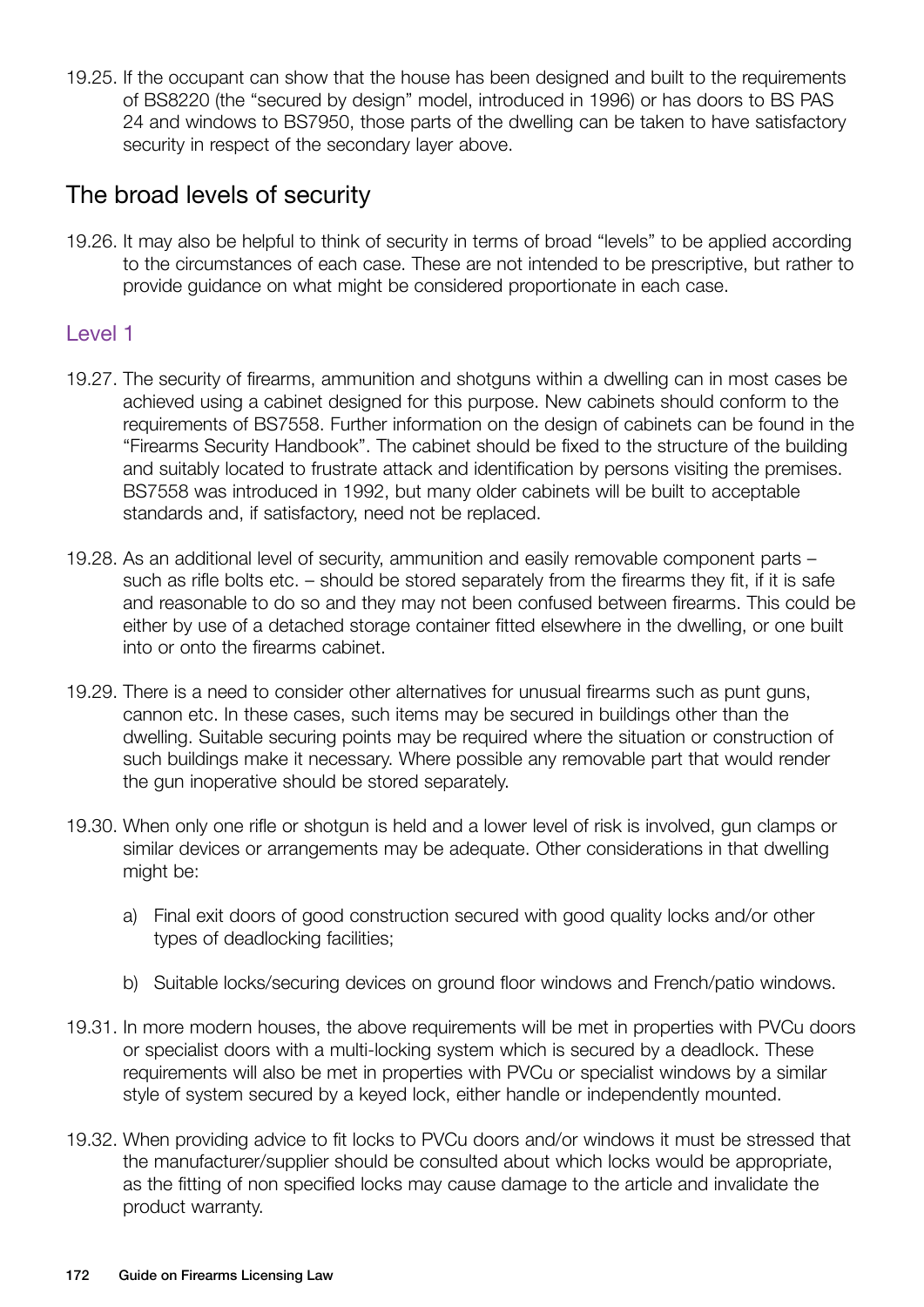19.25. If the occupant can show that the house has been designed and built to the requirements of BS8220 (the “secured by design” model, introduced in 1996) or has doors to BS PAS 24 and windows to BS7950, those parts of the dwelling can be taken to have satisfactory security in respect of the secondary layer above.

## The broad levels of security

19.26. It may also be helpful to think of security in terms of broad “levels” to be applied according to the circumstances of each case. These are not intended to be prescriptive, but rather to provide guidance on what might be considered proportionate in each case.

### Level 1

19.27. The security of firearms, ammunition and shotguns within a dwelling can in most cases be achieved using a cabinet designed for this purpose. New cabinets should conform to the requirements of BS7558. Further information on the design of cabinets can be found in the “Firearms Security Handbook”. The cabinet should be fixed to the structure of the building and suitably located to frustrate attack and identification by persons visiting the premises. BS7558 was introduced in 1992, but many older cabinets will be built to acceptable standards and, if satisfactory, need not be replaced.

19.28. As an additional level of security, ammunition and easily removable component parts – such as rifle bolts etc. – should be stored separately from the firearms they fit, if it is safe and reasonable to do so and they may not been confused between firearms. This could be either by use of a detached storage container fitted elsewhere in the dwelling, or one built into or onto the firearms cabinet.

19.29. There is a need to consider other alternatives for unusual firearms such as punt guns, cannon etc. In these cases, such items may be secured in buildings other than the dwelling. Suitable securing points may be required where the situation or construction of such buildings make it necessary. Where possible any removable part that would render the gun inoperative should be stored separately.

19.30. When only one rifle or shotgun is held and a lower level of risk is involved, gun clamps or similar devices or arrangements may be adequate. Other considerations in that dwelling might be:

a) Final exit doors of good construction secured with good quality locks and/or other types of deadlocking facilities;

b) Suitable locks/securing devices on ground floor windows and French/patio windows.

19.31. In more modern houses, the above requirements will be met in properties with PVCu doors or specialist doors with a multi-locking system which is secured by a deadlock. These requirements will also be met in properties with PVCu or specialist windows by a similar style of system secured by a keyed lock, either handle or independently mounted.

19.32. When providing advice to fit locks to PVCu doors and/or windows it must be stressed that the manufacturer/supplier should be consulted about which locks would be appropriate, as the fitting of non specified locks may cause damage to the article and invalidate the product warranty.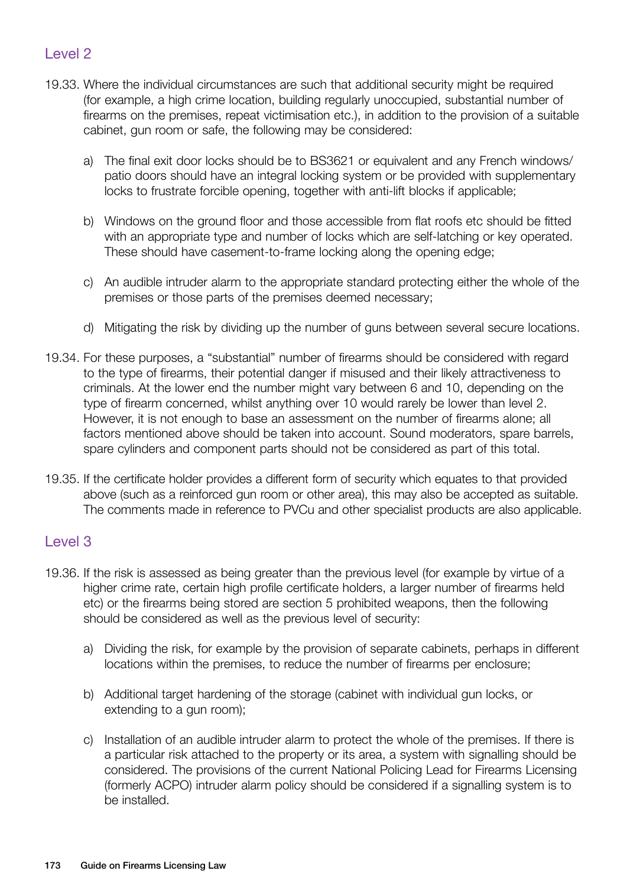## Level 2

19.33. Where the individual circumstances are such that additional security might be required (for example, a high crime location, building regularly unoccupied, substantial number of firearms on the premises, repeat victimisation etc.), in addition to the provision of a suitable cabinet, gun room or safe, the following may be considered:

a) The final exit door locks should be to BS3621 or equivalent and any French windows/ patio doors should have an integral locking system or be provided with supplementary locks to frustrate forcible opening, together with anti-lift blocks if applicable;

b) Windows on the ground floor and those accessible from flat roofs etc should be fitted with an appropriate type and number of locks which are self-latching or key operated. These should have casement-to-frame locking along the opening edge;

c) An audible intruder alarm to the appropriate standard protecting either the whole of the premises or those parts of the premises deemed necessary;

d) Mitigating the risk by dividing up the number of guns between several secure locations.

19.34. For these purposes, a "substantial" number of firearms should be considered with regard to the type of firearms, their potential danger if misused and their likely attractiveness to criminals. At the lower end the number might vary between 6 and 10, depending on the type of firearm concerned, whilst anything over 10 would rarely be lower than level 2. However, it is not enough to base an assessment on the number of firearms alone; all factors mentioned above should be taken into account. Sound moderators, spare barrels, spare cylinders and component parts should not be considered as part of this total.

19.35. If the certificate holder provides a different form of security which equates to that provided above (such as a reinforced gun room or other area), this may also be accepted as suitable. The comments made in reference to PVCu and other specialist products are also applicable.

## Level 3

19.36. If the risk is assessed as being greater than the previous level (for example by virtue of a higher crime rate, certain high profile certificate holders, a larger number of firearms held etc) or the firearms being stored are section 5 prohibited weapons, then the following should be considered as well as the previous level of security:

a) Dividing the risk, for example by the provision of separate cabinets, perhaps in different locations within the premises, to reduce the number of firearms per enclosure;

b) Additional target hardening of the storage (cabinet with individual gun locks, or extending to a gun room);

c) Installation of an audible intruder alarm to protect the whole of the premises. If there is a particular risk attached to the property or its area, a system with signalling should be considered. The provisions of the current National Policing Lead for Firearms Licensing (formerly ACPO) intruder alarm policy should be considered if a signalling system is to be installed.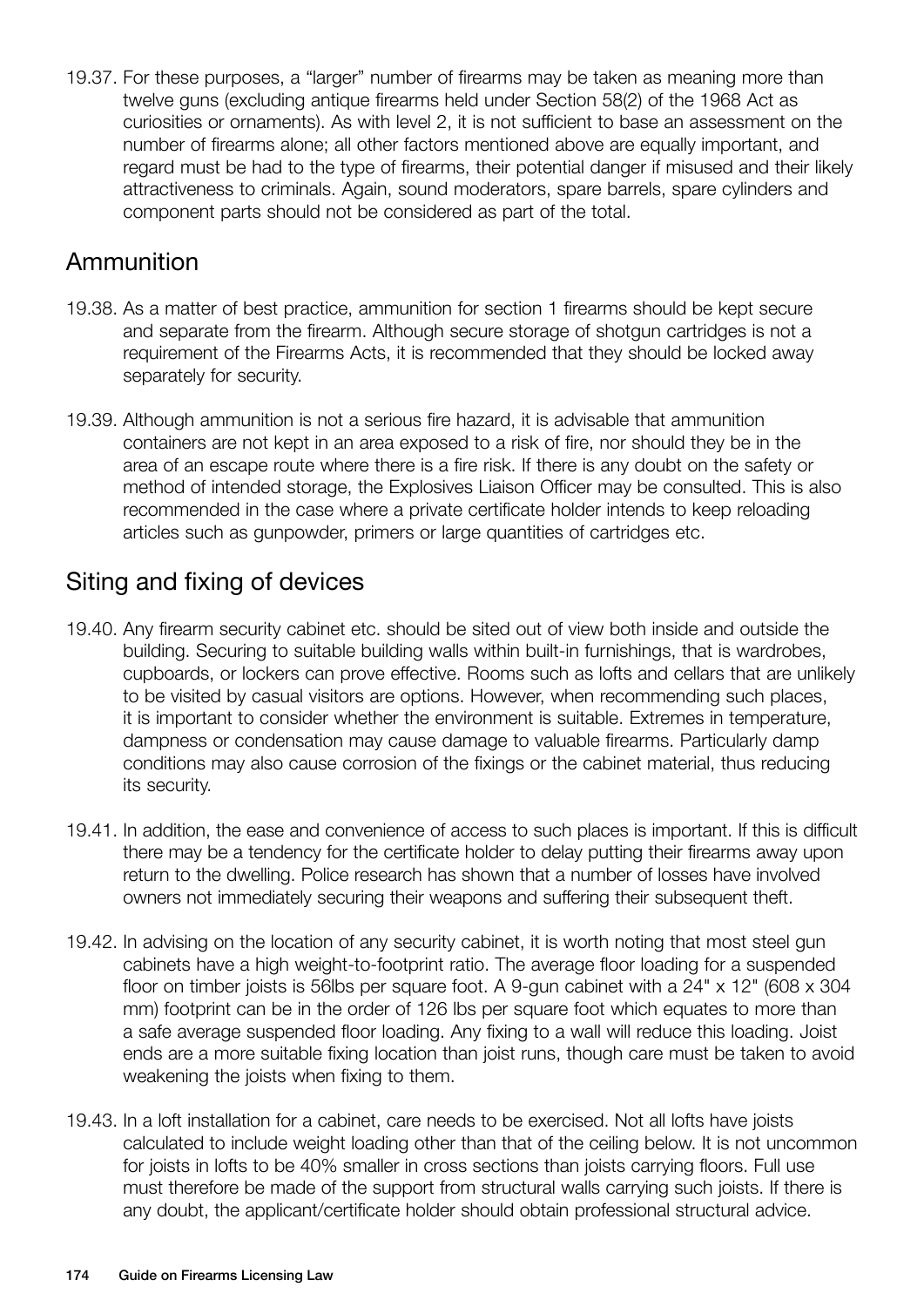19.37. For these purposes, a "larger" number of firearms may be taken as meaning more than twelve guns (excluding antique firearms held under Section 58(2) of the 1968 Act as curiosities or ornaments). As with level 2, it is not sufficient to base an assessment on the number of firearms alone; all other factors mentioned above are equally important, and regard must be had to the type of firearms, their potential danger if misused and their likely attractiveness to criminals. Again, sound moderators, spare barrels, spare cylinders and component parts should not be considered as part of the total.

## Ammunition

19.38. As a matter of best practice, ammunition for section 1 firearms should be kept secure and separate from the firearm. Although secure storage of shotgun cartridges is not a requirement of the Firearms Acts, it is recommended that they should be locked away separately for security.

19.39. Although ammunition is not a serious fire hazard, it is advisable that ammunition containers are not kept in an area exposed to a risk of fire, nor should they be in the area of an escape route where there is a fire risk. If there is any doubt on the safety or method of intended storage, the Explosives Liaison Officer may be consulted. This is also recommended in the case where a private certificate holder intends to keep reloading articles such as gunpowder, primers or large quantities of cartridges etc.

## Siting and fixing of devices

19.40. Any firearm security cabinet etc. should be sited out of view both inside and outside the building. Securing to suitable building walls within built-in furnishings, that is wardrobes, cupboards, or lockers can prove effective. Rooms such as lofts and cellars that are unlikely to be visited by casual visitors are options. However, when recommending such places, it is important to consider whether the environment is suitable. Extremes in temperature, dampness or condensation may cause damage to valuable firearms. Particularly damp conditions may also cause corrosion of the fixings or the cabinet material, thus reducing its security.

19.41. In addition, the ease and convenience of access to such places is important. If this is difficult there may be a tendency for the certificate holder to delay putting their firearms away upon return to the dwelling. Police research has shown that a number of losses have involved owners not immediately securing their weapons and suffering their subsequent theft.

19.42. In advising on the location of any security cabinet, it is worth noting that most steel gun cabinets have a high weight-to-footprint ratio. The average floor loading for a suspended floor on timber joists is 56lbs per square foot. A 9-gun cabinet with a 24" x 12" (608 x 304 mm) footprint can be in the order of 126 lbs per square foot which equates to more than a safe average suspended floor loading. Any fixing to a wall will reduce this loading. Joist ends are a more suitable fixing location than joist runs, though care must be taken to avoid weakening the joists when fixing to them.

19.43. In a loft installation for a cabinet, care needs to be exercised. Not all lofts have joists calculated to include weight loading other than that of the ceiling below. It is not uncommon for joists in lofts to be 40% smaller in cross sections than joists carrying floors. Full use must therefore be made of the support from structural walls carrying such joists. If there is any doubt, the applicant/certificate holder should obtain professional structural advice.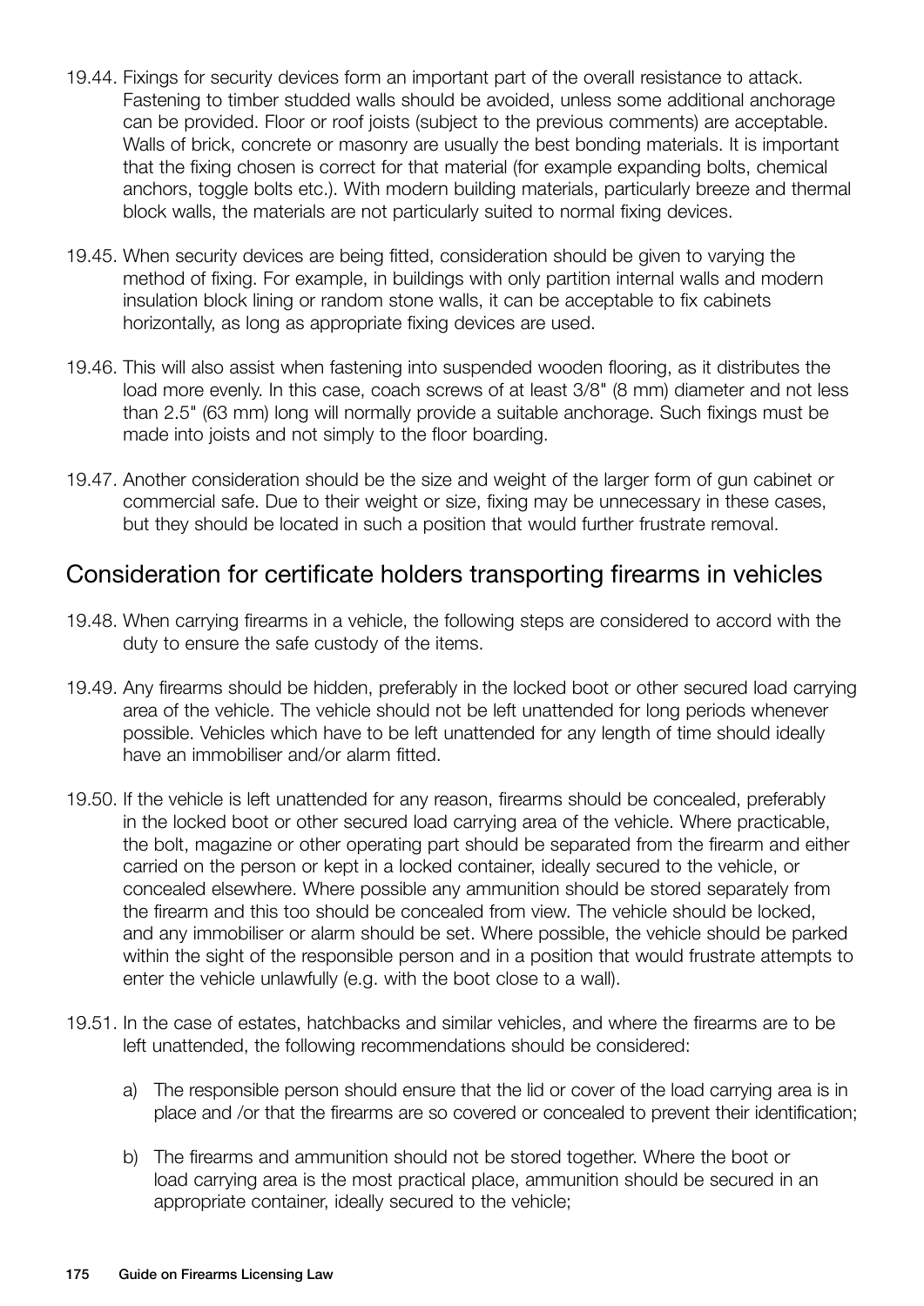19.44. Fixings for security devices form an important part of the overall resistance to attack. Fastening to timber studded walls should be avoided, unless some additional anchorage can be provided. Floor or roof joists (subject to the previous comments) are acceptable. Walls of brick, concrete or masonry are usually the best bonding materials. It is important that the fixing chosen is correct for that material (for example expanding bolts, chemical anchors, toggle bolts etc.). With modern building materials, particularly breeze and thermal block walls, the materials are not particularly suited to normal fixing devices.

19.45. When security devices are being fitted, consideration should be given to varying the method of fixing. For example, in buildings with only partition internal walls and modern insulation block lining or random stone walls, it can be acceptable to fix cabinets horizontally, as long as appropriate fixing devices are used.

19.46. This will also assist when fastening into suspended wooden flooring, as it distributes the load more evenly. In this case, coach screws of at least 3/8" (8 mm) diameter and not less than 2.5" (63 mm) long will normally provide a suitable anchorage. Such fixings must be made into joists and not simply to the floor boarding.

19.47. Another consideration should be the size and weight of the larger form of gun cabinet or commercial safe. Due to their weight or size, fixing may be unnecessary in these cases, but they should be located in such a position that would further frustrate removal.

## Consideration for certificate holders transporting firearms in vehicles

19.48. When carrying firearms in a vehicle, the following steps are considered to accord with the duty to ensure the safe custody of the items.

19.49. Any firearms should be hidden, preferably in the locked boot or other secured load carrying area of the vehicle. The vehicle should not be left unattended for long periods whenever possible. Vehicles which have to be left unattended for any length of time should ideally have an immobiliser and/or alarm fitted.

19.50. If the vehicle is left unattended for any reason, firearms should be concealed, preferably in the locked boot or other secured load carrying area of the vehicle. Where practicable, the bolt, magazine or other operating part should be separated from the firearm and either carried on the person or kept in a locked container, ideally secured to the vehicle, or concealed elsewhere. Where possible any ammunition should be stored separately from the firearm and this too should be concealed from view. The vehicle should be locked, and any immobiliser or alarm should be set. Where possible, the vehicle should be parked within the sight of the responsible person and in a position that would frustrate attempts to enter the vehicle unlawfully (e.g. with the boot close to a wall).

19.51. In the case of estates, hatchbacks and similar vehicles, and where the firearms are to be left unattended, the following recommendations should be considered:

a) The responsible person should ensure that the lid or cover of the load carrying area is in place and /or that the firearms are so covered or concealed to prevent their identification;

b) The firearms and ammunition should not be stored together. Where the boot or load carrying area is the most practical place, ammunition should be secured in an appropriate container, ideally secured to the vehicle;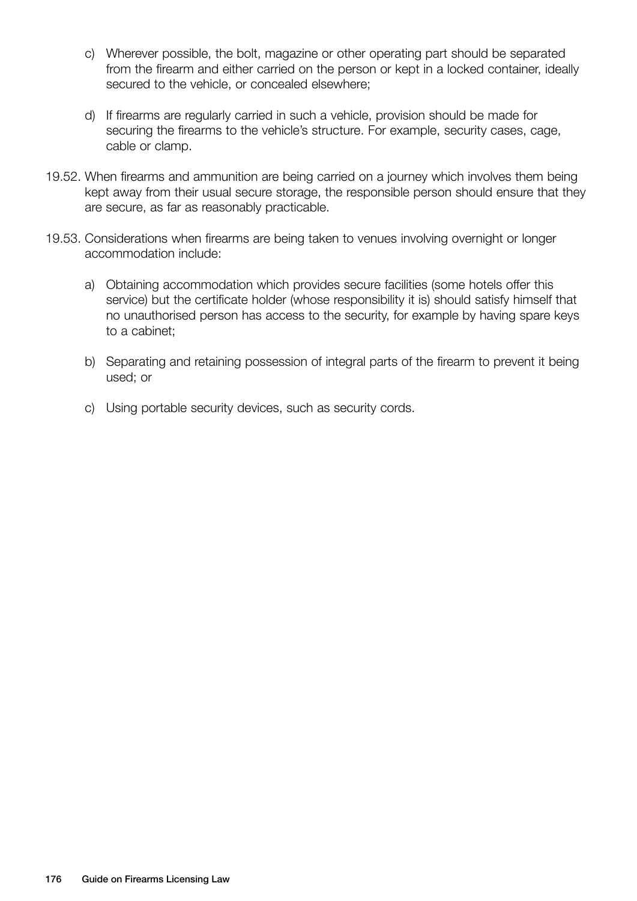c) Wherever possible, the bolt, magazine or other operating part should be separated from the firearm and either carried on the person or kept in a locked container, ideally secured to the vehicle, or concealed elsewhere;

d) If firearms are regularly carried in such a vehicle, provision should be made for securing the firearms to the vehicle's structure. For example, security cases, cage, cable or clamp.

19.52. When firearms and ammunition are being carried on a journey which involves them being kept away from their usual secure storage, the responsible person should ensure that they are secure, as far as reasonably practicable.

19.53. Considerations when firearms are being taken to venues involving overnight or longer accommodation include:

a) Obtaining accommodation which provides secure facilities (some hotels offer this service) but the certificate holder (whose responsibility it is) should satisfy himself that no unauthorised person has access to the security, for example by having spare keys to a cabinet;

b) Separating and retaining possession of integral parts of the firearm to prevent it being used; or

c) Using portable security devices, such as security cords.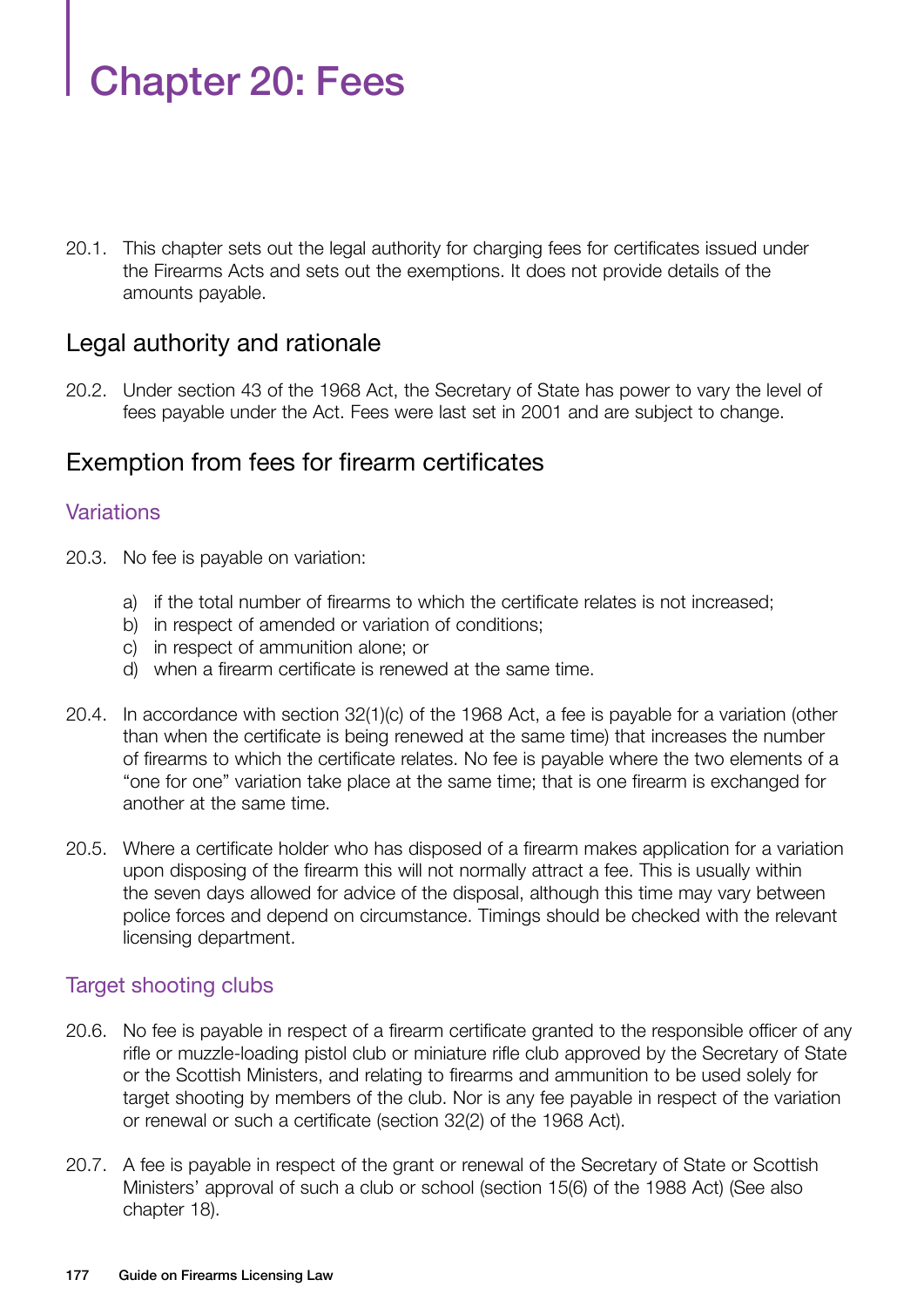# Chapter 20: Fees

20.1. This chapter sets out the legal authority for charging fees for certificates issued under the Firearms Acts and sets out the exemptions. It does not provide details of the amounts payable.

## Legal authority and rationale

20.2. Under section 43 of the 1968 Act, the Secretary of State has power to vary the level of fees payable under the Act. Fees were last set in 2001 and are subject to change.

## Exemption from fees for firearm certificates

### Variations

20.3. No fee is payable on variation:

a) if the total number of firearms to which the certificate relates is not increased;
b) in respect of amended or variation of conditions;
c) in respect of ammunition alone; or
d) when a firearm certificate is renewed at the same time.

20.4. In accordance with section 32(1)(c) of the 1968 Act, a fee is payable for a variation (other than when the certificate is being renewed at the same time) that increases the number of firearms to which the certificate relates. No fee is payable where the two elements of a "one for one" variation take place at the same time; that is one firearm is exchanged for another at the same time.

20.5. Where a certificate holder who has disposed of a firearm makes application for a variation upon disposing of the firearm this will not normally attract a fee. This is usually within the seven days allowed for advice of the disposal, although this time may vary between police forces and depend on circumstance. Timings should be checked with the relevant licensing department.

### Target shooting clubs

20.6. No fee is payable in respect of a firearm certificate granted to the responsible officer of any rifle or muzzle-loading pistol club or miniature rifle club approved by the Secretary of State or the Scottish Ministers, and relating to firearms and ammunition to be used solely for target shooting by members of the club. Nor is any fee payable in respect of the variation or renewal or such a certificate (section 32(2) of the 1968 Act).

20.7. A fee is payable in respect of the grant or renewal of the Secretary of State or Scottish Ministers' approval of such a club or school (section 15(6) of the 1988 Act) (See also chapter 18).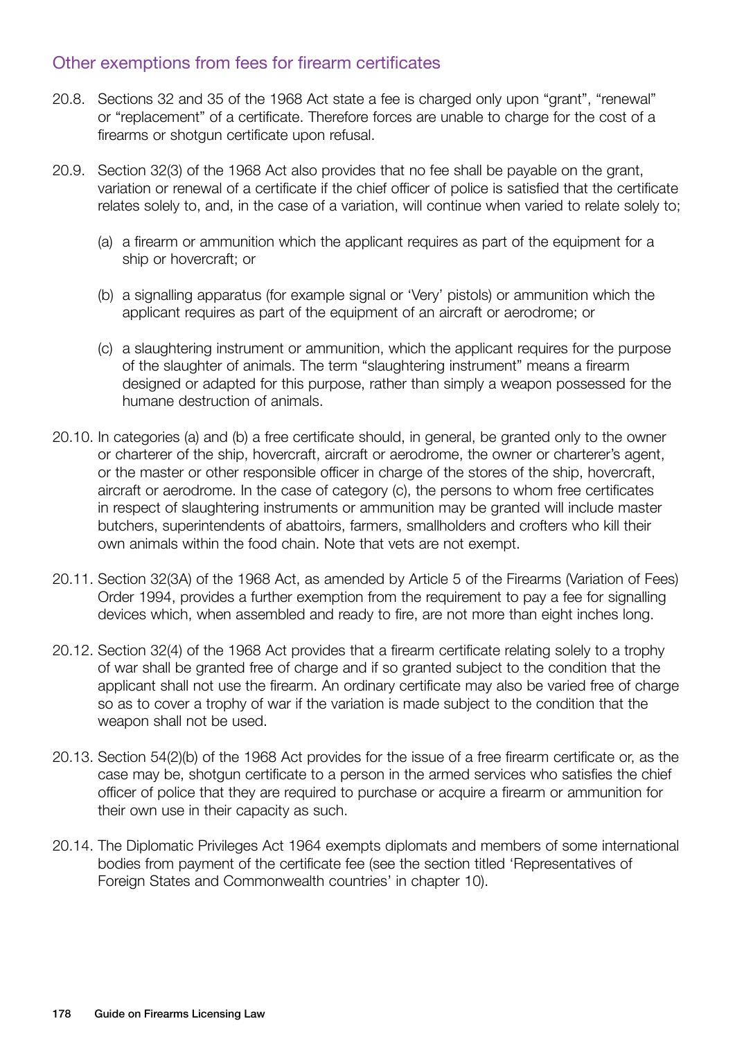## Other exemptions from fees for firearm certificates

20.8. Sections 32 and 35 of the 1968 Act state a fee is charged only upon "grant", "renewal" or "replacement" of a certificate. Therefore forces are unable to charge for the cost of a firearms or shotgun certificate upon refusal.

20.9. Section 32(3) of the 1968 Act also provides that no fee shall be payable on the grant, variation or renewal of a certificate if the chief officer of police is satisfied that the certificate relates solely to, and, in the case of a variation, will continue when varied to relate solely to;

(a) a firearm or ammunition which the applicant requires as part of the equipment for a ship or hovercraft; or

(b) a signalling apparatus (for example signal or 'Very' pistols) or ammunition which the applicant requires as part of the equipment of an aircraft or aerodrome; or

(c) a slaughtering instrument or ammunition, which the applicant requires for the purpose of the slaughter of animals. The term "slaughtering instrument" means a firearm designed or adapted for this purpose, rather than simply a weapon possessed for the humane destruction of animals.

20.10. In categories (a) and (b) a free certificate should, in general, be granted only to the owner or charterer of the ship, hovercraft, aircraft or aerodrome, the owner or charterer's agent, or the master or other responsible officer in charge of the stores of the ship, hovercraft, aircraft or aerodrome. In the case of category (c), the persons to whom free certificates in respect of slaughtering instruments or ammunition may be granted will include master butchers, superintendents of abattoirs, farmers, smallholders and crofters who kill their own animals within the food chain. Note that vets are not exempt.

20.11. Section 32(3A) of the 1968 Act, as amended by Article 5 of the Firearms (Variation of Fees) Order 1994, provides a further exemption from the requirement to pay a fee for signalling devices which, when assembled and ready to fire, are not more than eight inches long.

20.12. Section 32(4) of the 1968 Act provides that a firearm certificate relating solely to a trophy of war shall be granted free of charge and if so granted subject to the condition that the applicant shall not use the firearm. An ordinary certificate may also be varied free of charge so as to cover a trophy of war if the variation is made subject to the condition that the weapon shall not be used.

20.13. Section 54(2)(b) of the 1968 Act provides for the issue of a free firearm certificate or, as the case may be, shotgun certificate to a person in the armed services who satisfies the chief officer of police that they are required to purchase or acquire a firearm or ammunition for their own use in their capacity as such.

20.14. The Diplomatic Privileges Act 1964 exempts diplomats and members of some international bodies from payment of the certificate fee (see the section titled 'Representatives of Foreign States and Commonwealth countries' in chapter 10).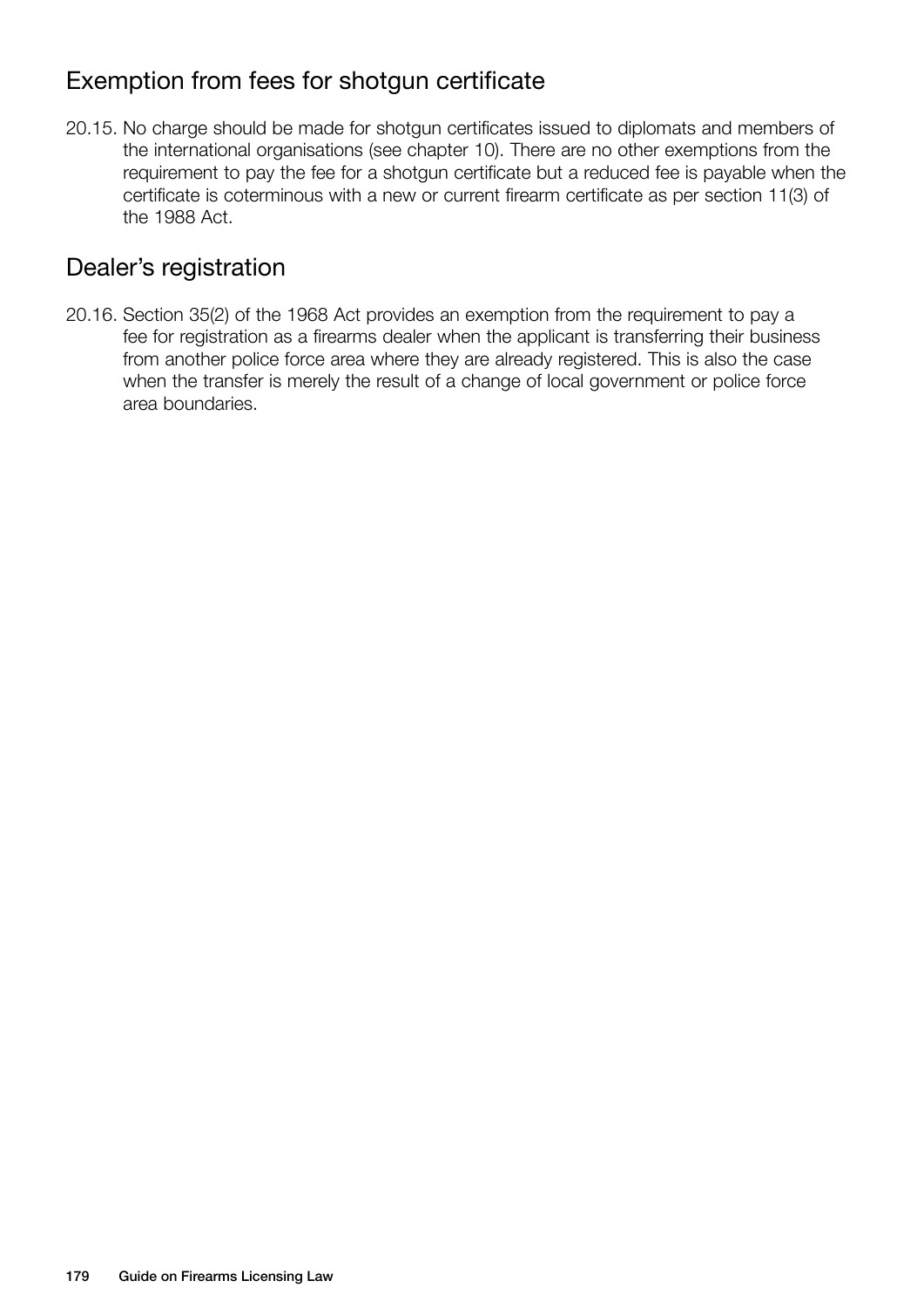## Exemption from fees for shotgun certificate

20.15. No charge should be made for shotgun certificates issued to diplomats and members of the international organisations (see chapter 10). There are no other exemptions from the requirement to pay the fee for a shotgun certificate but a reduced fee is payable when the certificate is coterminous with a new or current firearm certificate as per section 11(3) of the 1988 Act.

## Dealer's registration

20.16. Section 35(2) of the 1968 Act provides an exemption from the requirement to pay a fee for registration as a firearms dealer when the applicant is transferring their business from another police force area where they are already registered. This is also the case when the transfer is merely the result of a change of local government or police force area boundaries.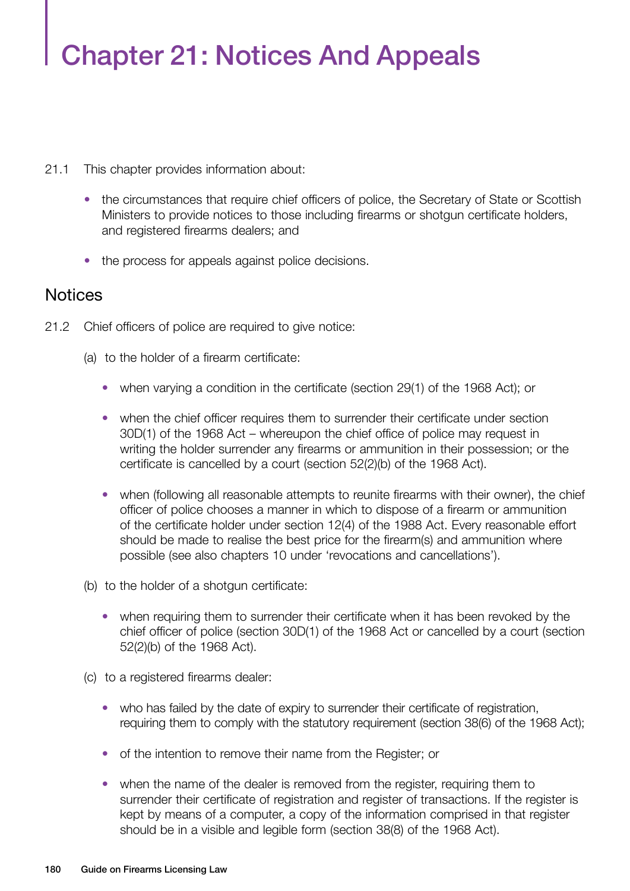# Chapter 21: Notices And Appeals

21.1 This chapter provides information about:

- the circumstances that require chief officers of police, the Secretary of State or Scottish Ministers to provide notices to those including firearms or shotgun certificate holders, and registered firearms dealers; and
- the process for appeals against police decisions.

## Notices

21.2 Chief officers of police are required to give notice:

(a) to the holder of a firearm certificate:

- when varying a condition in the certificate (section 29(1) of the 1968 Act); or
- when the chief officer requires them to surrender their certificate under section 30D(1) of the 1968 Act – whereupon the chief office of police may request in writing the holder surrender any firearms or ammunition in their possession; or the certificate is cancelled by a court (section 52(2)(b) of the 1968 Act).
- when (following all reasonable attempts to reunite firearms with their owner), the chief officer of police chooses a manner in which to dispose of a firearm or ammunition of the certificate holder under section 12(4) of the 1988 Act. Every reasonable effort should be made to realise the best price for the firearm(s) and ammunition where possible (see also chapters 10 under 'revocations and cancellations').

(b) to the holder of a shotgun certificate:

- when requiring them to surrender their certificate when it has been revoked by the chief officer of police (section 30D(1) of the 1968 Act or cancelled by a court (section 52(2)(b) of the 1968 Act).

(c) to a registered firearms dealer:

- who has failed by the date of expiry to surrender their certificate of registration, requiring them to comply with the statutory requirement (section 38(6) of the 1968 Act);
- of the intention to remove their name from the Register; or
- when the name of the dealer is removed from the register, requiring them to surrender their certificate of registration and register of transactions. If the register is kept by means of a computer, a copy of the information comprised in that register should be in a visible and legible form (section 38(8) of the 1968 Act).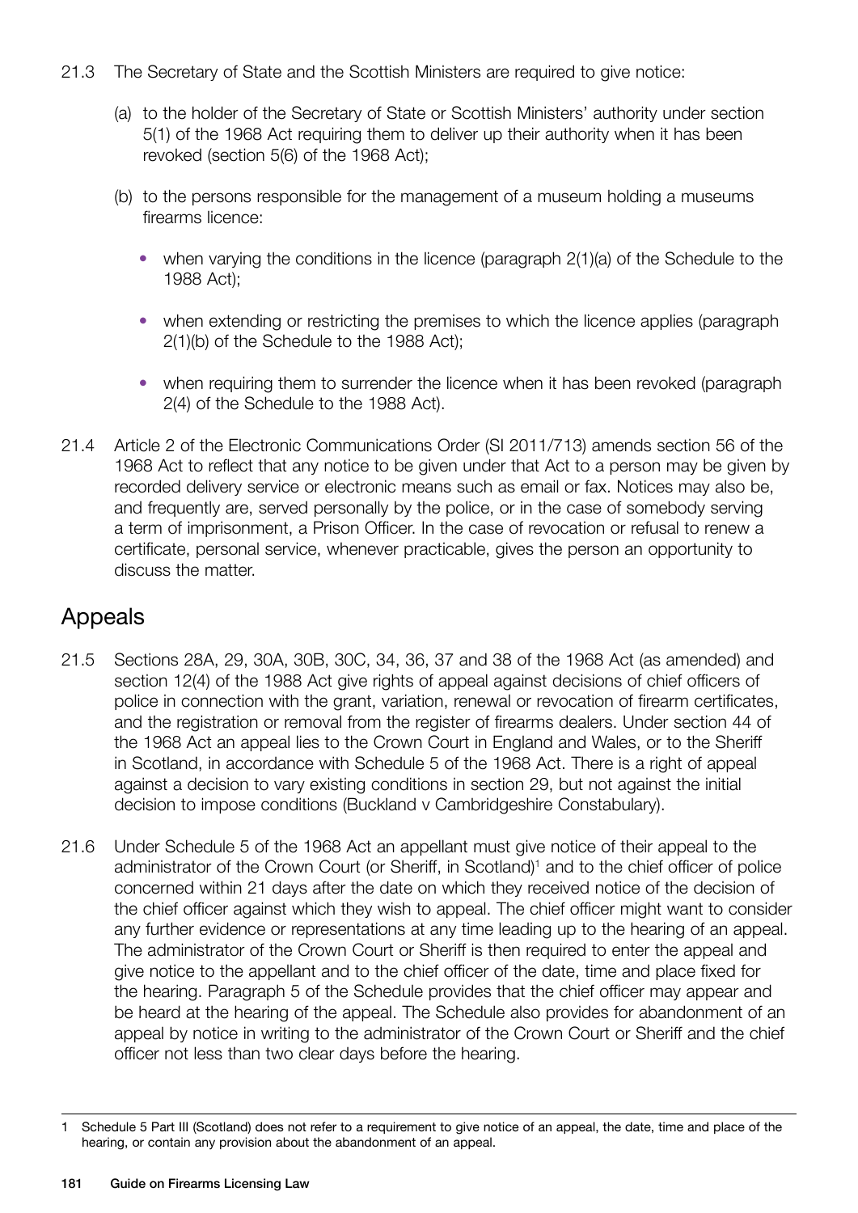21.3 The Secretary of State and the Scottish Ministers are required to give notice:

(a) to the holder of the Secretary of State or Scottish Ministers' authority under section 5(1) of the 1968 Act requiring them to deliver up their authority when it has been revoked (section 5(6) of the 1968 Act);

(b) to the persons responsible for the management of a museum holding a museums firearms licence:

- when varying the conditions in the licence (paragraph 2(1)(a) of the Schedule to the 1988 Act);
- when extending or restricting the premises to which the licence applies (paragraph 2(1)(b) of the Schedule to the 1988 Act);
- when requiring them to surrender the licence when it has been revoked (paragraph 2(4) of the Schedule to the 1988 Act).

21.4 Article 2 of the Electronic Communications Order (SI 2011/713) amends section 56 of the 1968 Act to reflect that any notice to be given under that Act to a person may be given by recorded delivery service or electronic means such as email or fax. Notices may also be, and frequently are, served personally by the police, or in the case of somebody serving a term of imprisonment, a Prison Officer. In the case of revocation or refusal to renew a certificate, personal service, whenever practicable, gives the person an opportunity to discuss the matter.

## Appeals

21.5 Sections 28A, 29, 30A, 30B, 30C, 34, 36, 37 and 38 of the 1968 Act (as amended) and section 12(4) of the 1988 Act give rights of appeal against decisions of chief officers of police in connection with the grant, variation, renewal or revocation of firearm certificates, and the registration or removal from the register of firearms dealers. Under section 44 of the 1968 Act an appeal lies to the Crown Court in England and Wales, or to the Sheriff in Scotland, in accordance with Schedule 5 of the 1968 Act. There is a right of appeal against a decision to vary existing conditions in section 29, but not against the initial decision to impose conditions (Buckland v Cambridgeshire Constabulary).

21.6 Under Schedule 5 of the 1968 Act an appellant must give notice of their appeal to the administrator of the Crown Court (or Sheriff, in Scotland)[1] and to the chief officer of police concerned within 21 days after the date on which they received notice of the decision of the chief officer against which they wish to appeal. The chief officer might want to consider any further evidence or representations at any time leading up to the hearing of an appeal. The administrator of the Crown Court or Sheriff is then required to enter the appeal and give notice to the appellant and to the chief officer of the date, time and place fixed for the hearing. Paragraph 5 of the Schedule provides that the chief officer may appear and be heard at the hearing of the appeal. The Schedule also provides for abandonment of an appeal by notice in writing to the administrator of the Crown Court or Sheriff and the chief officer not less than two clear days before the hearing.

---

1 Schedule 5 Part III (Scotland) does not refer to a requirement to give notice of an appeal, the date, time and place of the hearing, or contain any provision about the abandonment of an appeal.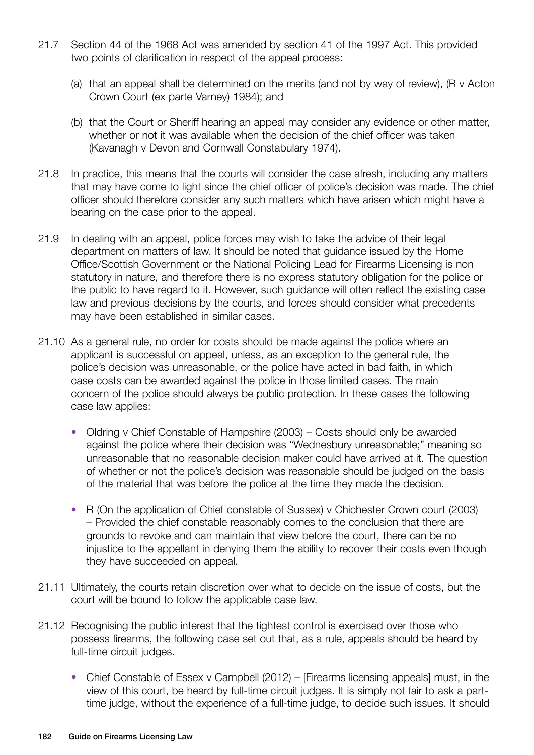21.7 Section 44 of the 1968 Act was amended by section 41 of the 1997 Act. This provided two points of clarification in respect of the appeal process:

(a) that an appeal shall be determined on the merits (and not by way of review), (R v Acton Crown Court (ex parte Varney) 1984); and

(b) that the Court or Sheriff hearing an appeal may consider any evidence or other matter, whether or not it was available when the decision of the chief officer was taken (Kavanagh v Devon and Cornwall Constabulary 1974).

21.8 In practice, this means that the courts will consider the case afresh, including any matters that may have come to light since the chief officer of police's decision was made. The chief officer should therefore consider any such matters which have arisen which might have a bearing on the case prior to the appeal.

21.9 In dealing with an appeal, police forces may wish to take the advice of their legal department on matters of law. It should be noted that guidance issued by the Home Office/Scottish Government or the National Policing Lead for Firearms Licensing is non statutory in nature, and therefore there is no express statutory obligation for the police or the public to have regard to it. However, such guidance will often reflect the existing case law and previous decisions by the courts, and forces should consider what precedents may have been established in similar cases.

21.10 As a general rule, no order for costs should be made against the police where an applicant is successful on appeal, unless, as an exception to the general rule, the police's decision was unreasonable, or the police have acted in bad faith, in which case costs can be awarded against the police in those limited cases. The main concern of the police should always be public protection. In these cases the following case law applies:

- Oldring v Chief Constable of Hampshire (2003) – Costs should only be awarded against the police where their decision was "Wednesbury unreasonable;" meaning so unreasonable that no reasonable decision maker could have arrived at it. The question of whether or not the police's decision was reasonable should be judged on the basis of the material that was before the police at the time they made the decision.

- R (On the application of Chief constable of Sussex) v Chichester Crown court (2003) – Provided the chief constable reasonably comes to the conclusion that there are grounds to revoke and can maintain that view before the court, there can be no injustice to the appellant in denying them the ability to recover their costs even though they have succeeded on appeal.

21.11 Ultimately, the courts retain discretion over what to decide on the issue of costs, but the court will be bound to follow the applicable case law.

21.12 Recognising the public interest that the tightest control is exercised over those who possess firearms, the following case set out that, as a rule, appeals should be heard by full-time circuit judges.

- Chief Constable of Essex v Campbell (2012) – [Firearms licensing appeals] must, in the view of this court, be heard by full-time circuit judges. It is simply not fair to ask a part-time judge, without the experience of a full-time judge, to decide such issues. It should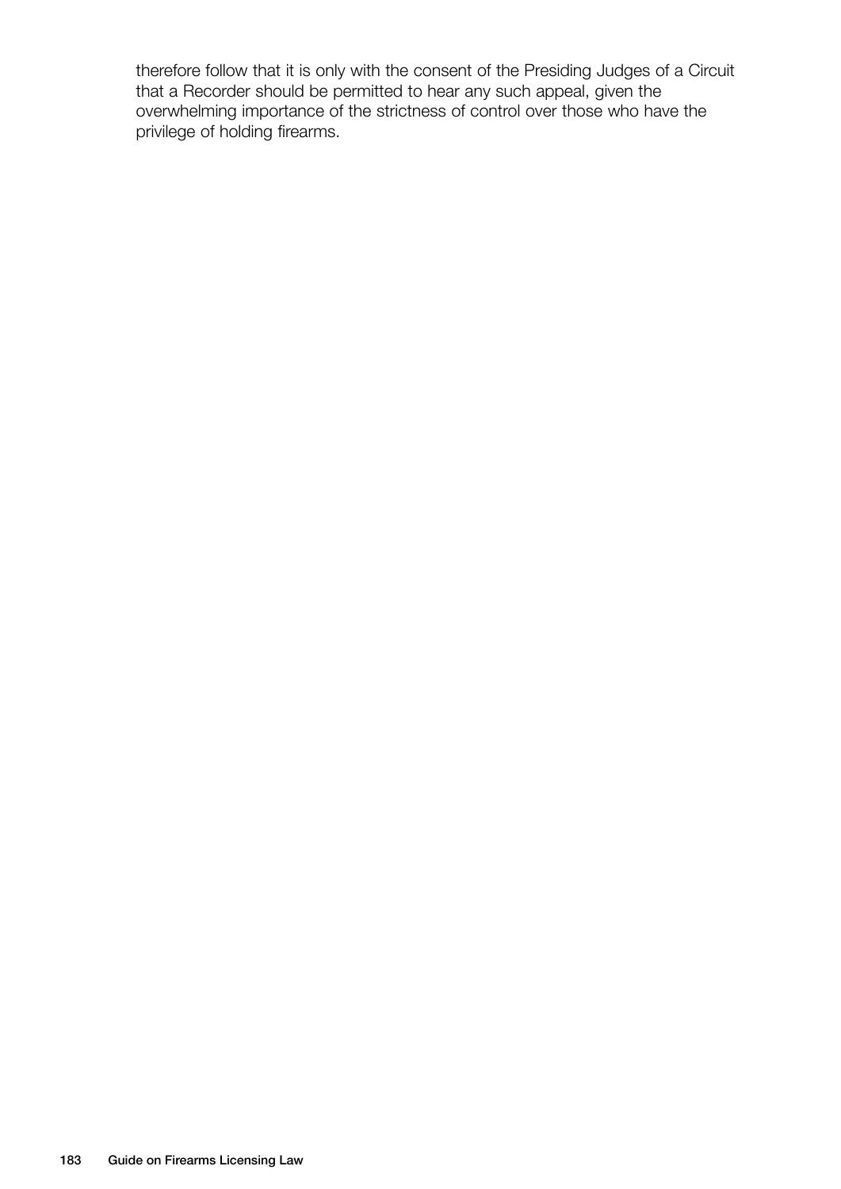therefore follow that it is only with the consent of the Presiding Judges of a Circuit that a Recorder should be permitted to hear any such appeal, given the overwhelming importance of the strictness of control over those who have the privilege of holding firearms.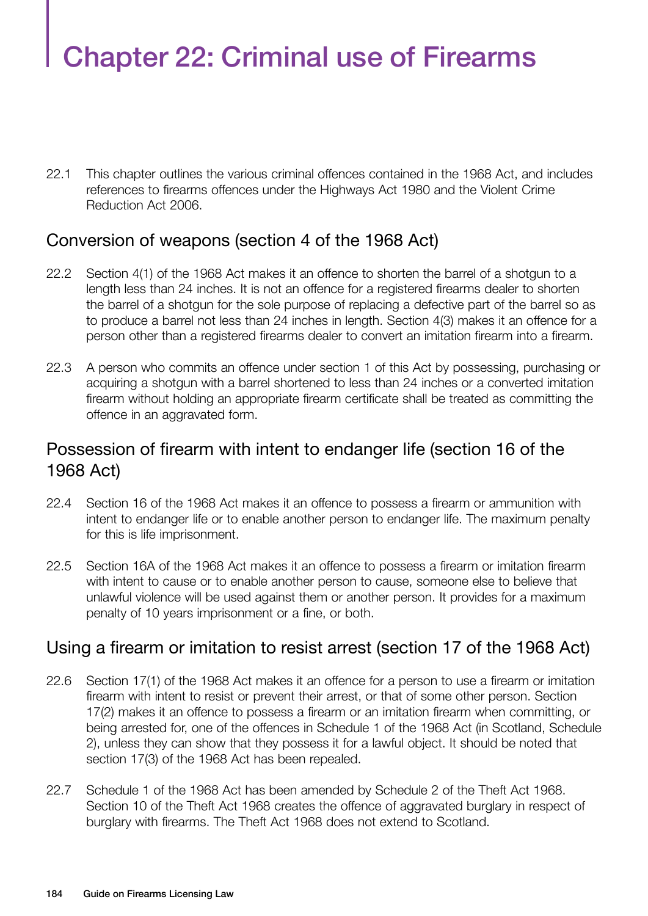# Chapter 22: Criminal use of Firearms

22.1 This chapter outlines the various criminal offences contained in the 1968 Act, and includes references to firearms offences under the Highways Act 1980 and the Violent Crime Reduction Act 2006.

## Conversion of weapons (section 4 of the 1968 Act)

22.2 Section 4(1) of the 1968 Act makes it an offence to shorten the barrel of a shotgun to a length less than 24 inches. It is not an offence for a registered firearms dealer to shorten the barrel of a shotgun for the sole purpose of replacing a defective part of the barrel so as to produce a barrel not less than 24 inches in length. Section 4(3) makes it an offence for a person other than a registered firearms dealer to convert an imitation firearm into a firearm.

22.3 A person who commits an offence under section 1 of this Act by possessing, purchasing or acquiring a shotgun with a barrel shortened to less than 24 inches or a converted imitation firearm without holding an appropriate firearm certificate shall be treated as committing the offence in an aggravated form.

## Possession of firearm with intent to endanger life (section 16 of the 1968 Act)

22.4 Section 16 of the 1968 Act makes it an offence to possess a firearm or ammunition with intent to endanger life or to enable another person to endanger life. The maximum penalty for this is life imprisonment.

22.5 Section 16A of the 1968 Act makes it an offence to possess a firearm or imitation firearm with intent to cause or to enable another person to cause, someone else to believe that unlawful violence will be used against them or another person. It provides for a maximum penalty of 10 years imprisonment or a fine, or both.

## Using a firearm or imitation to resist arrest (section 17 of the 1968 Act)

22.6 Section 17(1) of the 1968 Act makes it an offence for a person to use a firearm or imitation firearm with intent to resist or prevent their arrest, or that of some other person. Section 17(2) makes it an offence to possess a firearm or an imitation firearm when committing, or being arrested for, one of the offences in Schedule 1 of the 1968 Act (in Scotland, Schedule 2), unless they can show that they possess it for a lawful object. It should be noted that section 17(3) of the 1968 Act has been repealed.

22.7 Schedule 1 of the 1968 Act has been amended by Schedule 2 of the Theft Act 1968. Section 10 of the Theft Act 1968 creates the offence of aggravated burglary in respect of burglary with firearms. The Theft Act 1968 does not extend to Scotland.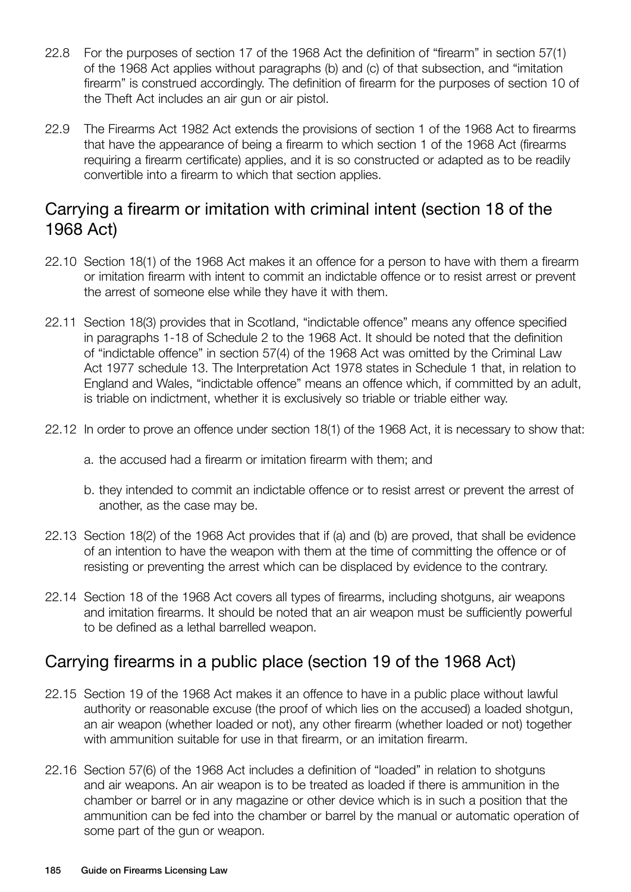22.8 For the purposes of section 17 of the 1968 Act the definition of "firearm" in section 57(1) of the 1968 Act applies without paragraphs (b) and (c) of that subsection, and "imitation firearm" is construed accordingly. The definition of firearm for the purposes of section 10 of the Theft Act includes an air gun or air pistol.

22.9 The Firearms Act 1982 Act extends the provisions of section 1 of the 1968 Act to firearms that have the appearance of being a firearm to which section 1 of the 1968 Act (firearms requiring a firearm certificate) applies, and it is so constructed or adapted as to be readily convertible into a firearm to which that section applies.

## Carrying a firearm or imitation with criminal intent (section 18 of the 1968 Act)

22.10 Section 18(1) of the 1968 Act makes it an offence for a person to have with them a firearm or imitation firearm with intent to commit an indictable offence or to resist arrest or prevent the arrest of someone else while they have it with them.

22.11 Section 18(3) provides that in Scotland, "indictable offence" means any offence specified in paragraphs 1-18 of Schedule 2 to the 1968 Act. It should be noted that the definition of "indictable offence" in section 57(4) of the 1968 Act was omitted by the Criminal Law Act 1977 schedule 13. The Interpretation Act 1978 states in Schedule 1 that, in relation to England and Wales, "indictable offence" means an offence which, if committed by an adult, is triable on indictment, whether it is exclusively so triable or triable either way.

22.12 In order to prove an offence under section 18(1) of the 1968 Act, it is necessary to show that:

a. the accused had a firearm or imitation firearm with them; and

b. they intended to commit an indictable offence or to resist arrest or prevent the arrest of another, as the case may be.

22.13 Section 18(2) of the 1968 Act provides that if (a) and (b) are proved, that shall be evidence of an intention to have the weapon with them at the time of committing the offence or of resisting or preventing the arrest which can be displaced by evidence to the contrary.

22.14 Section 18 of the 1968 Act covers all types of firearms, including shotguns, air weapons and imitation firearms. It should be noted that an air weapon must be sufficiently powerful to be defined as a lethal barrelled weapon.

## Carrying firearms in a public place (section 19 of the 1968 Act)

22.15 Section 19 of the 1968 Act makes it an offence to have in a public place without lawful authority or reasonable excuse (the proof of which lies on the accused) a loaded shotgun, an air weapon (whether loaded or not), any other firearm (whether loaded or not) together with ammunition suitable for use in that firearm, or an imitation firearm.

22.16 Section 57(6) of the 1968 Act includes a definition of "loaded" in relation to shotguns and air weapons. An air weapon is to be treated as loaded if there is ammunition in the chamber or barrel or in any magazine or other device which is in such a position that the ammunition can be fed into the chamber or barrel by the manual or automatic operation of some part of the gun or weapon.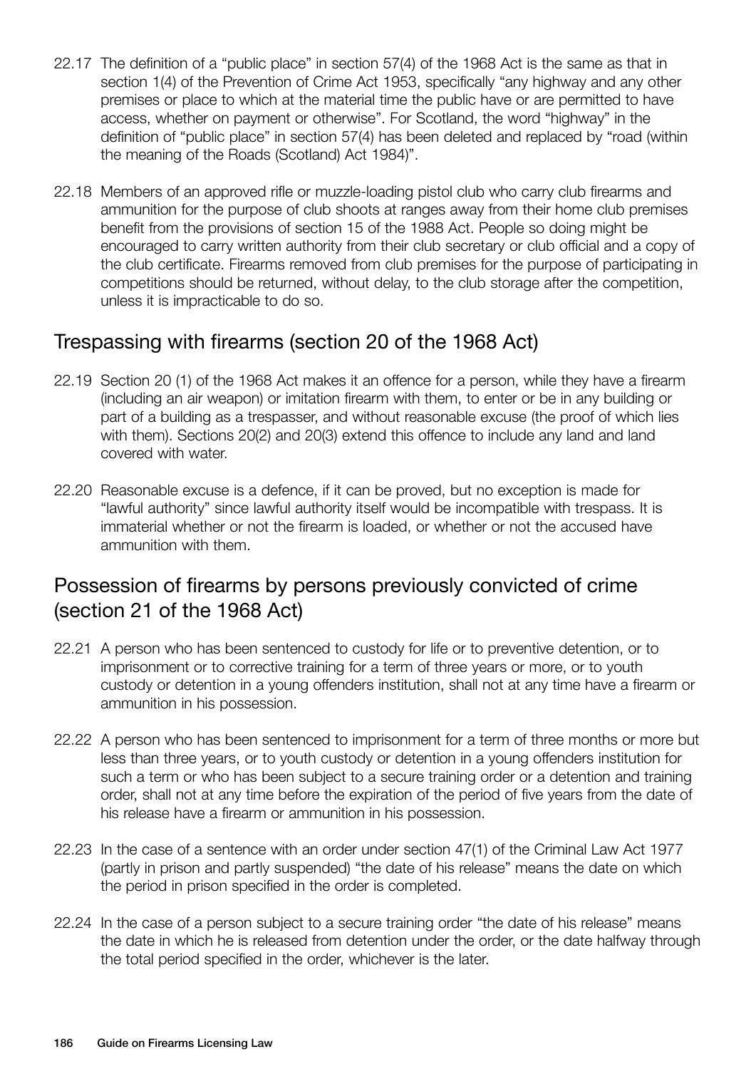22.17 The definition of a "public place" in section 57(4) of the 1968 Act is the same as that in section 1(4) of the Prevention of Crime Act 1953, specifically "any highway and any other premises or place to which at the material time the public have or are permitted to have access, whether on payment or otherwise". For Scotland, the word "highway" in the definition of "public place" in section 57(4) has been deleted and replaced by "road (within the meaning of the Roads (Scotland) Act 1984)".

22.18 Members of an approved rifle or muzzle-loading pistol club who carry club firearms and ammunition for the purpose of club shoots at ranges away from their home club premises benefit from the provisions of section 15 of the 1988 Act. People so doing might be encouraged to carry written authority from their club secretary or club official and a copy of the club certificate. Firearms removed from club premises for the purpose of participating in competitions should be returned, without delay, to the club storage after the competition, unless it is impracticable to do so.

## Trespassing with firearms (section 20 of the 1968 Act)

22.19 Section 20 (1) of the 1968 Act makes it an offence for a person, while they have a firearm (including an air weapon) or imitation firearm with them, to enter or be in any building or part of a building as a trespasser, and without reasonable excuse (the proof of which lies with them). Sections 20(2) and 20(3) extend this offence to include any land and land covered with water.

22.20 Reasonable excuse is a defence, if it can be proved, but no exception is made for "lawful authority" since lawful authority itself would be incompatible with trespass. It is immaterial whether or not the firearm is loaded, or whether or not the accused have ammunition with them.

## Possession of firearms by persons previously convicted of crime (section 21 of the 1968 Act)

22.21 A person who has been sentenced to custody for life or to preventive detention, or to imprisonment or to corrective training for a term of three years or more, or to youth custody or detention in a young offenders institution, shall not at any time have a firearm or ammunition in his possession.

22.22 A person who has been sentenced to imprisonment for a term of three months or more but less than three years, or to youth custody or detention in a young offenders institution for such a term or who has been subject to a secure training order or a detention and training order, shall not at any time before the expiration of the period of five years from the date of his release have a firearm or ammunition in his possession.

22.23 In the case of a sentence with an order under section 47(1) of the Criminal Law Act 1977 (partly in prison and partly suspended) "the date of his release" means the date on which the period in prison specified in the order is completed.

22.24 In the case of a person subject to a secure training order "the date of his release" means the date in which he is released from detention under the order, or the date halfway through the total period specified in the order, whichever is the later.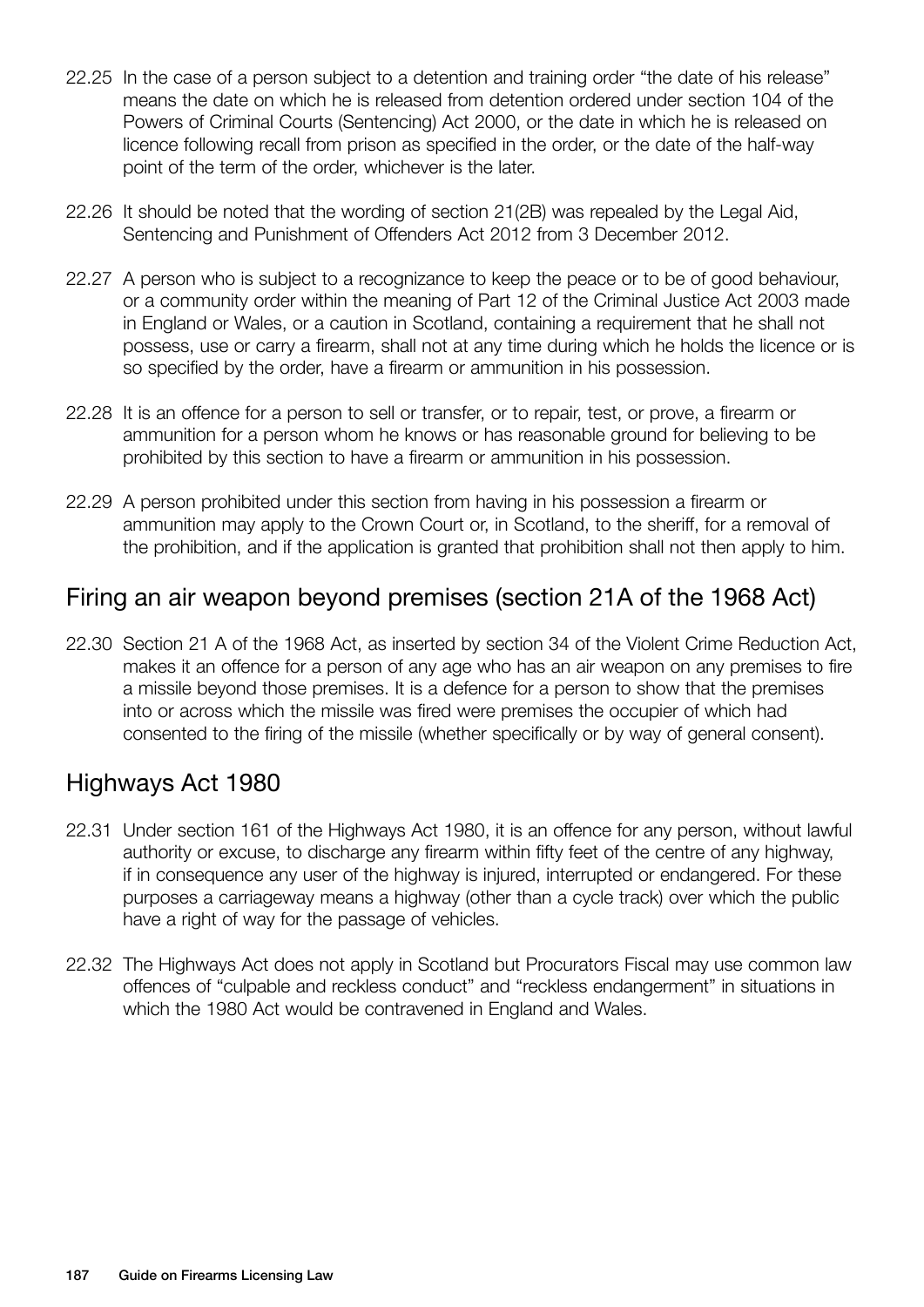22.25 In the case of a person subject to a detention and training order "the date of his release" means the date on which he is released from detention ordered under section 104 of the Powers of Criminal Courts (Sentencing) Act 2000, or the date in which he is released on licence following recall from prison as specified in the order, or the date of the half-way point of the term of the order, whichever is the later.

22.26 It should be noted that the wording of section 21(2B) was repealed by the Legal Aid, Sentencing and Punishment of Offenders Act 2012 from 3 December 2012.

22.27 A person who is subject to a recognizance to keep the peace or to be of good behaviour, or a community order within the meaning of Part 12 of the Criminal Justice Act 2003 made in England or Wales, or a caution in Scotland, containing a requirement that he shall not possess, use or carry a firearm, shall not at any time during which he holds the licence or is so specified by the order, have a firearm or ammunition in his possession.

22.28 It is an offence for a person to sell or transfer, or to repair, test, or prove, a firearm or ammunition for a person whom he knows or has reasonable ground for believing to be prohibited by this section to have a firearm or ammunition in his possession.

22.29 A person prohibited under this section from having in his possession a firearm or ammunition may apply to the Crown Court or, in Scotland, to the sheriff, for a removal of the prohibition, and if the application is granted that prohibition shall not then apply to him.

## Firing an air weapon beyond premises (section 21A of the 1968 Act)

22.30 Section 21 A of the 1968 Act, as inserted by section 34 of the Violent Crime Reduction Act, makes it an offence for a person of any age who has an air weapon on any premises to fire a missile beyond those premises. It is a defence for a person to show that the premises into or across which the missile was fired were premises the occupier of which had consented to the firing of the missile (whether specifically or by way of general consent).

## Highways Act 1980

22.31 Under section 161 of the Highways Act 1980, it is an offence for any person, without lawful authority or excuse, to discharge any firearm within fifty feet of the centre of any highway, if in consequence any user of the highway is injured, interrupted or endangered. For these purposes a carriageway means a highway (other than a cycle track) over which the public have a right of way for the passage of vehicles.

22.32 The Highways Act does not apply in Scotland but Procurators Fiscal may use common law offences of "culpable and reckless conduct" and "reckless endangerment" in situations in which the 1980 Act would be contravened in England and Wales.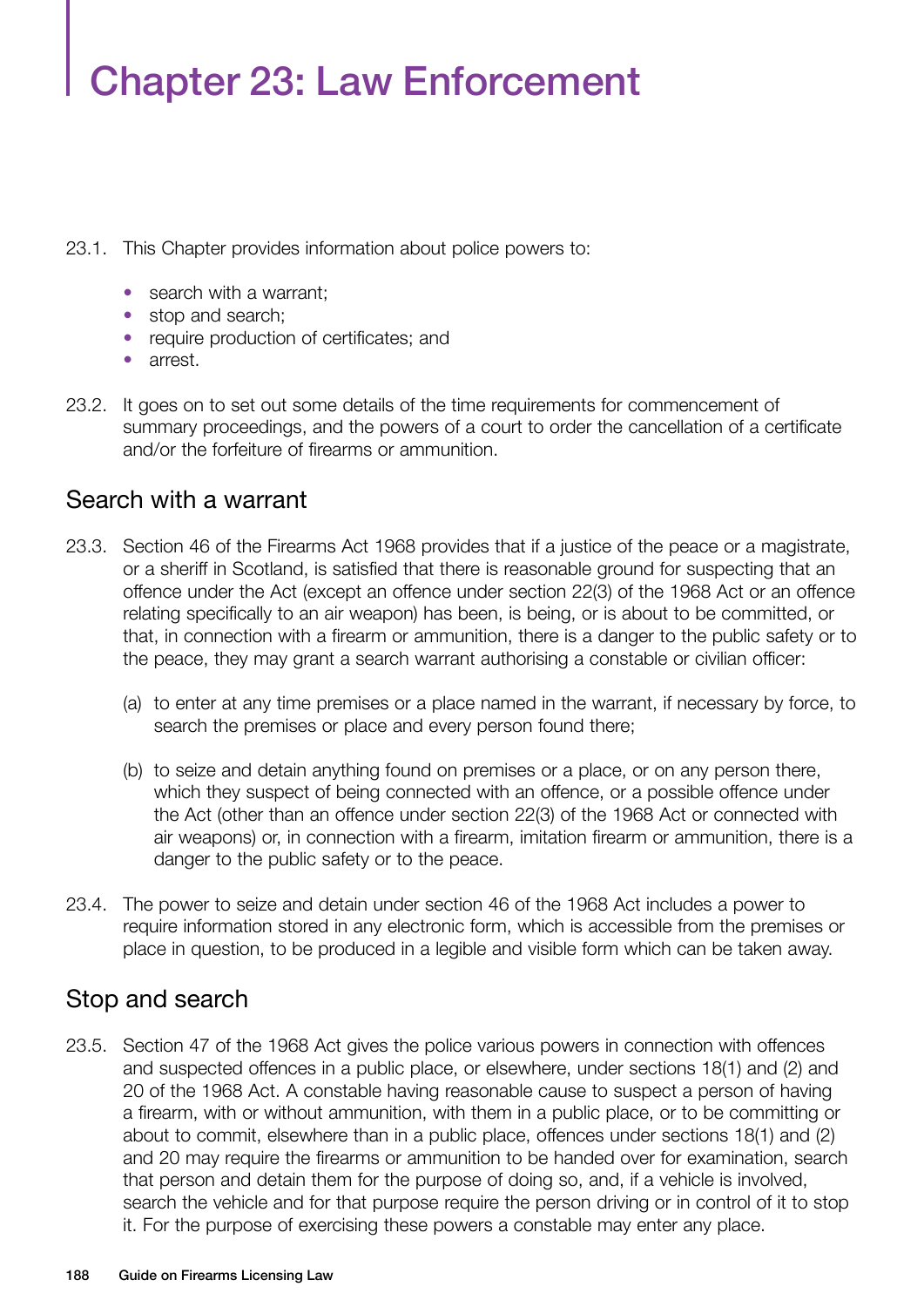# Chapter 23: Law Enforcement

23.1. This Chapter provides information about police powers to:

- search with a warrant;
- stop and search;
- require production of certificates; and
- arrest.

23.2. It goes on to set out some details of the time requirements for commencement of summary proceedings, and the powers of a court to order the cancellation of a certificate and/or the forfeiture of firearms or ammunition.

## Search with a warrant

23.3. Section 46 of the Firearms Act 1968 provides that if a justice of the peace or a magistrate, or a sheriff in Scotland, is satisfied that there is reasonable ground for suspecting that an offence under the Act (except an offence under section 22(3) of the 1968 Act or an offence relating specifically to an air weapon) has been, is being, or is about to be committed, or that, in connection with a firearm or ammunition, there is a danger to the public safety or to the peace, they may grant a search warrant authorising a constable or civilian officer:

(a) to enter at any time premises or a place named in the warrant, if necessary by force, to search the premises or place and every person found there;

(b) to seize and detain anything found on premises or a place, or on any person there, which they suspect of being connected with an offence, or a possible offence under the Act (other than an offence under section 22(3) of the 1968 Act or connected with air weapons) or, in connection with a firearm, imitation firearm or ammunition, there is a danger to the public safety or to the peace.

23.4. The power to seize and detain under section 46 of the 1968 Act includes a power to require information stored in any electronic form, which is accessible from the premises or place in question, to be produced in a legible and visible form which can be taken away.

## Stop and search

23.5. Section 47 of the 1968 Act gives the police various powers in connection with offences and suspected offences in a public place, or elsewhere, under sections 18(1) and (2) and 20 of the 1968 Act. A constable having reasonable cause to suspect a person of having a firearm, with or without ammunition, with them in a public place, or to be committing or about to commit, elsewhere than in a public place, offences under sections 18(1) and (2) and 20 may require the firearms or ammunition to be handed over for examination, search that person and detain them for the purpose of doing so, and, if a vehicle is involved, search the vehicle and for that purpose require the person driving or in control of it to stop it. For the purpose of exercising these powers a constable may enter any place.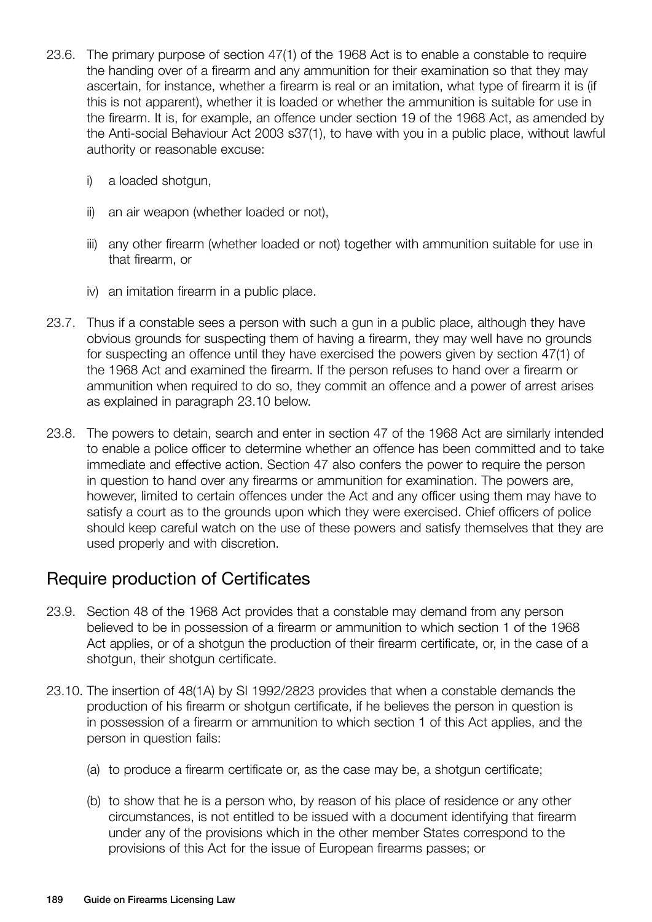23.6. The primary purpose of section 47(1) of the 1968 Act is to enable a constable to require the handing over of a firearm and any ammunition for their examination so that they may ascertain, for instance, whether a firearm is real or an imitation, what type of firearm it is (if this is not apparent), whether it is loaded or whether the ammunition is suitable for use in the firearm. It is, for example, an offence under section 19 of the 1968 Act, as amended by the Anti-social Behaviour Act 2003 s37(1), to have with you in a public place, without lawful authority or reasonable excuse:

   i) a loaded shotgun,

   ii) an air weapon (whether loaded or not),

   iii) any other firearm (whether loaded or not) together with ammunition suitable for use in that firearm, or

   iv) an imitation firearm in a public place.

23.7. Thus if a constable sees a person with such a gun in a public place, although they have obvious grounds for suspecting them of having a firearm, they may well have no grounds for suspecting an offence until they have exercised the powers given by section 47(1) of the 1968 Act and examined the firearm. If the person refuses to hand over a firearm or ammunition when required to do so, they commit an offence and a power of arrest arises as explained in paragraph 23.10 below.

23.8. The powers to detain, search and enter in section 47 of the 1968 Act are similarly intended to enable a police officer to determine whether an offence has been committed and to take immediate and effective action. Section 47 also confers the power to require the person in question to hand over any firearms or ammunition for examination. The powers are, however, limited to certain offences under the Act and any officer using them may have to satisfy a court as to the grounds upon which they were exercised. Chief officers of police should keep careful watch on the use of these powers and satisfy themselves that they are used properly and with discretion.

## Require production of Certificates

23.9. Section 48 of the 1968 Act provides that a constable may demand from any person believed to be in possession of a firearm or ammunition to which section 1 of the 1968 Act applies, or of a shotgun the production of their firearm certificate, or, in the case of a shotgun, their shotgun certificate.

23.10. The insertion of 48(1A) by SI 1992/2823 provides that when a constable demands the production of his firearm or shotgun certificate, if he believes the person in question is in possession of a firearm or ammunition to which section 1 of this Act applies, and the person in question fails:

   (a) to produce a firearm certificate or, as the case may be, a shotgun certificate;

   (b) to show that he is a person who, by reason of his place of residence or any other circumstances, is not entitled to be issued with a document identifying that firearm under any of the provisions which in the other member States correspond to the provisions of this Act for the issue of European firearms passes; or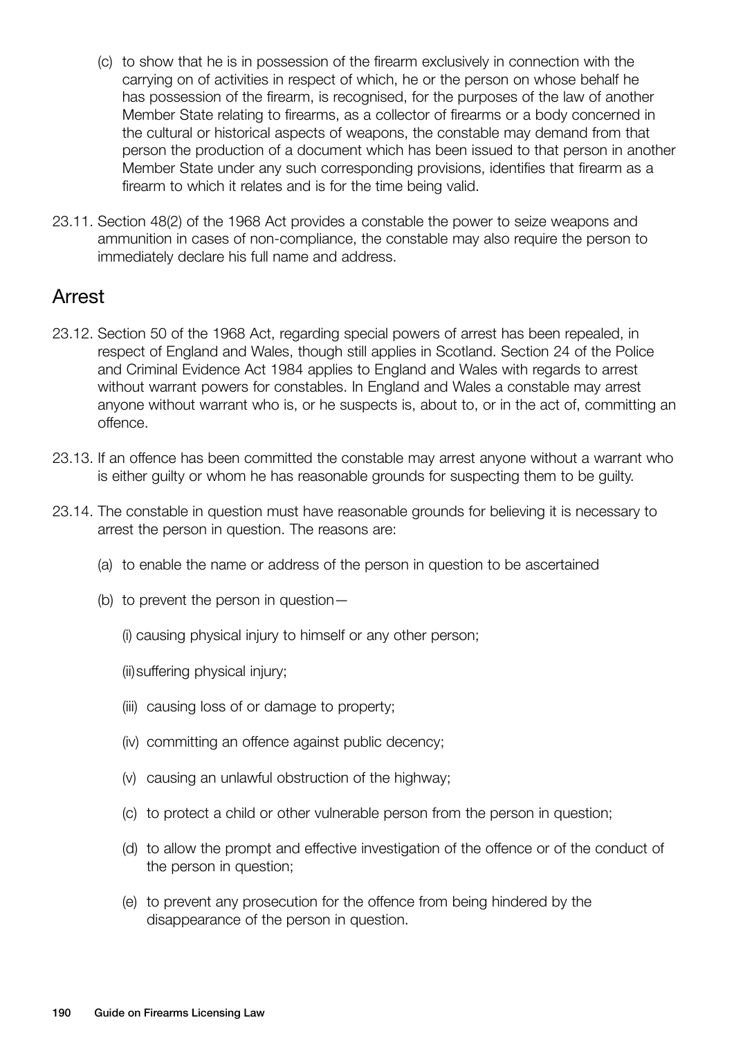(c) to show that he is in possession of the firearm exclusively in connection with the carrying on of activities in respect of which, he or the person on whose behalf he has possession of the firearm, is recognised, for the purposes of the law of another Member State relating to firearms, as a collector of firearms or a body concerned in the cultural or historical aspects of weapons, the constable may demand from that person the production of a document which has been issued to that person in another Member State under any such corresponding provisions, identifies that firearm as a firearm to which it relates and is for the time being valid.

23.11. Section 48(2) of the 1968 Act provides a constable the power to seize weapons and ammunition in cases of non-compliance, the constable may also require the person to immediately declare his full name and address.

## Arrest

23.12. Section 50 of the 1968 Act, regarding special powers of arrest has been repealed, in respect of England and Wales, though still applies in Scotland. Section 24 of the Police and Criminal Evidence Act 1984 applies to England and Wales with regards to arrest without warrant powers for constables. In England and Wales a constable may arrest anyone without warrant who is, or he suspects is, about to, or in the act of, committing an offence.

23.13. If an offence has been committed the constable may arrest anyone without a warrant who is either guilty or whom he has reasonable grounds for suspecting them to be guilty.

23.14. The constable in question must have reasonable grounds for believing it is necessary to arrest the person in question. The reasons are:

(a) to enable the name or address of the person in question to be ascertained

(b) to prevent the person in question—

(i) causing physical injury to himself or any other person;

(ii) suffering physical injury;

(iii) causing loss of or damage to property;

(iv) committing an offence against public decency;

(v) causing an unlawful obstruction of the highway;

(c) to protect a child or other vulnerable person from the person in question;

(d) to allow the prompt and effective investigation of the offence or of the conduct of the person in question;

(e) to prevent any prosecution for the offence from being hindered by the disappearance of the person in question.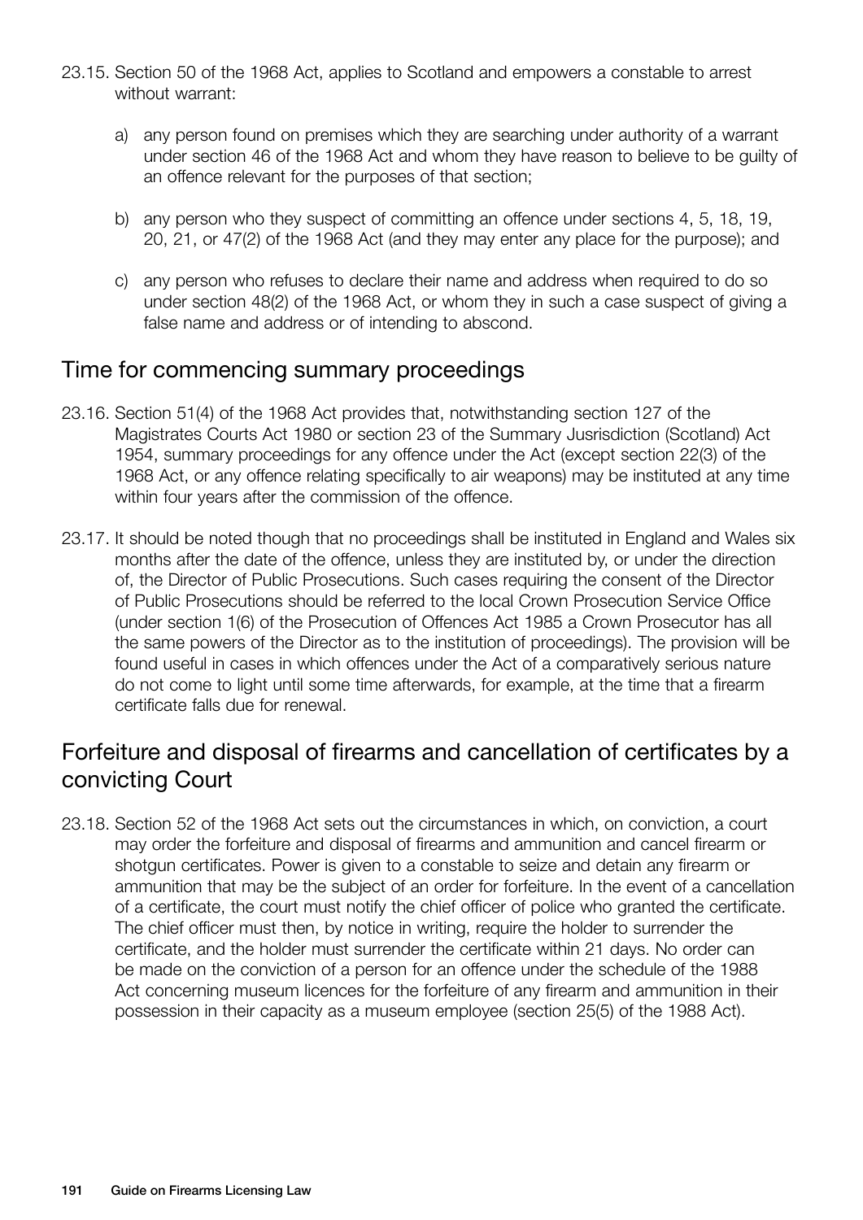23.15. Section 50 of the 1968 Act, applies to Scotland and empowers a constable to arrest without warrant:

a) any person found on premises which they are searching under authority of a warrant under section 46 of the 1968 Act and whom they have reason to believe to be guilty of an offence relevant for the purposes of that section;

b) any person who they suspect of committing an offence under sections 4, 5, 18, 19, 20, 21, or 47(2) of the 1968 Act (and they may enter any place for the purpose); and

c) any person who refuses to declare their name and address when required to do so under section 48(2) of the 1968 Act, or whom they in such a case suspect of giving a false name and address or of intending to abscond.

## Time for commencing summary proceedings

23.16. Section 51(4) of the 1968 Act provides that, notwithstanding section 127 of the Magistrates Courts Act 1980 or section 23 of the Summary Jusrisdiction (Scotland) Act 1954, summary proceedings for any offence under the Act (except section 22(3) of the 1968 Act, or any offence relating specifically to air weapons) may be instituted at any time within four years after the commission of the offence.

23.17. It should be noted though that no proceedings shall be instituted in England and Wales six months after the date of the offence, unless they are instituted by, or under the direction of, the Director of Public Prosecutions. Such cases requiring the consent of the Director of Public Prosecutions should be referred to the local Crown Prosecution Service Office (under section 1(6) of the Prosecution of Offences Act 1985 a Crown Prosecutor has all the same powers of the Director as to the institution of proceedings). The provision will be found useful in cases in which offences under the Act of a comparatively serious nature do not come to light until some time afterwards, for example, at the time that a firearm certificate falls due for renewal.

## Forfeiture and disposal of firearms and cancellation of certificates by a convicting Court

23.18. Section 52 of the 1968 Act sets out the circumstances in which, on conviction, a court may order the forfeiture and disposal of firearms and ammunition and cancel firearm or shotgun certificates. Power is given to a constable to seize and detain any firearm or ammunition that may be the subject of an order for forfeiture. In the event of a cancellation of a certificate, the court must notify the chief officer of police who granted the certificate. The chief officer must then, by notice in writing, require the holder to surrender the certificate, and the holder must surrender the certificate within 21 days. No order can be made on the conviction of a person for an offence under the schedule of the 1988 Act concerning museum licences for the forfeiture of any firearm and ammunition in their possession in their capacity as a museum employee (section 25(5) of the 1988 Act).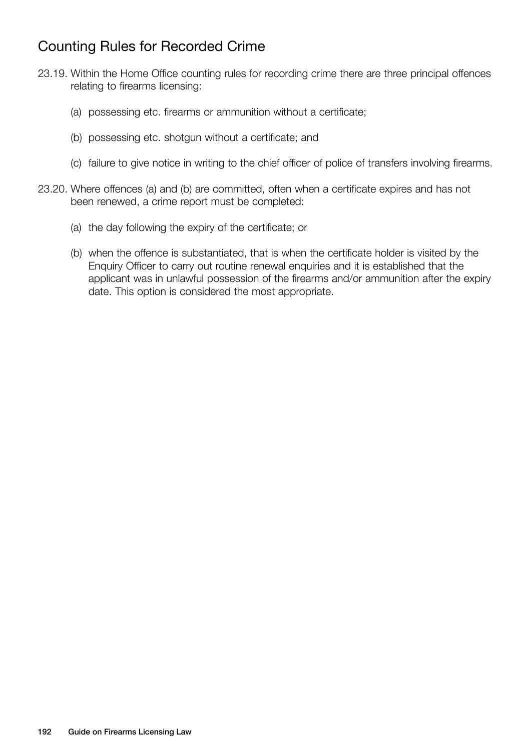## Counting Rules for Recorded Crime

23.19. Within the Home Office counting rules for recording crime there are three principal offences relating to firearms licensing:

(a) possessing etc. firearms or ammunition without a certificate;

(b) possessing etc. shotgun without a certificate; and

(c) failure to give notice in writing to the chief officer of police of transfers involving firearms.

23.20. Where offences (a) and (b) are committed, often when a certificate expires and has not been renewed, a crime report must be completed:

(a) the day following the expiry of the certificate; or

(b) when the offence is substantiated, that is when the certificate holder is visited by the Enquiry Officer to carry out routine renewal enquiries and it is established that the applicant was in unlawful possession of the firearms and/or ammunition after the expiry date. This option is considered the most appropriate.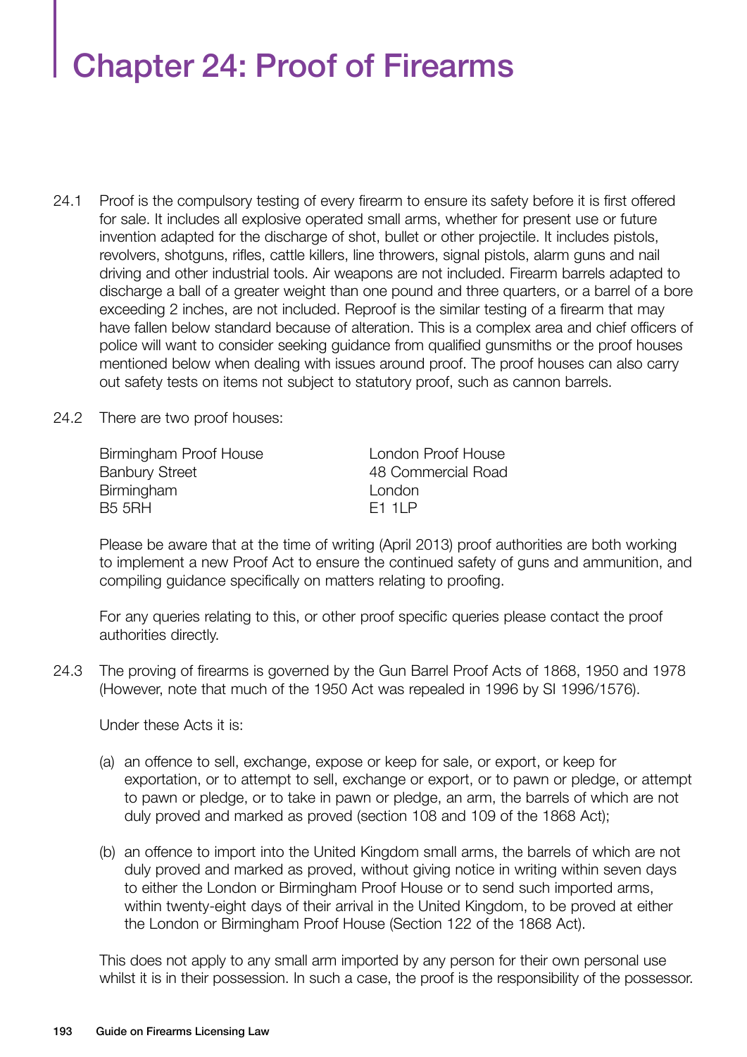# Chapter 24: Proof of Firearms

24.1 Proof is the compulsory testing of every firearm to ensure its safety before it is first offered for sale. It includes all explosive operated small arms, whether for present use or future invention adapted for the discharge of shot, bullet or other projectile. It includes pistols, revolvers, shotguns, rifles, cattle killers, line throwers, signal pistols, alarm guns and nail driving and other industrial tools. Air weapons are not included. Firearm barrels adapted to discharge a ball of a greater weight than one pound and three quarters, or a barrel of a bore exceeding 2 inches, are not included. Reproof is the similar testing of a firearm that may have fallen below standard because of alteration. This is a complex area and chief officers of police will want to consider seeking guidance from qualified gunsmiths or the proof houses mentioned below when dealing with issues around proof. The proof houses can also carry out safety tests on items not subject to statutory proof, such as cannon barrels.

24.2 There are two proof houses:

Birmingham Proof House
Banbury Street
Birmingham
B5 5RH

London Proof House
48 Commercial Road
London
E1 1LP

Please be aware that at the time of writing (April 2013) proof authorities are both working to implement a new Proof Act to ensure the continued safety of guns and ammunition, and compiling guidance specifically on matters relating to proofing.

For any queries relating to this, or other proof specific queries please contact the proof authorities directly.

24.3 The proving of firearms is governed by the Gun Barrel Proof Acts of 1868, 1950 and 1978 (However, note that much of the 1950 Act was repealed in 1996 by SI 1996/1576).

Under these Acts it is:

(a) an offence to sell, exchange, expose or keep for sale, or export, or keep for exportation, or to attempt to sell, exchange or export, or to pawn or pledge, or attempt to pawn or pledge, or to take in pawn or pledge, an arm, the barrels of which are not duly proved and marked as proved (section 108 and 109 of the 1868 Act);

(b) an offence to import into the United Kingdom small arms, the barrels of which are not duly proved and marked as proved, without giving notice in writing within seven days to either the London or Birmingham Proof House or to send such imported arms, within twenty-eight days of their arrival in the United Kingdom, to be proved at either the London or Birmingham Proof House (Section 122 of the 1868 Act).

This does not apply to any small arm imported by any person for their own personal use whilst it is in their possession. In such a case, the proof is the responsibility of the possessor.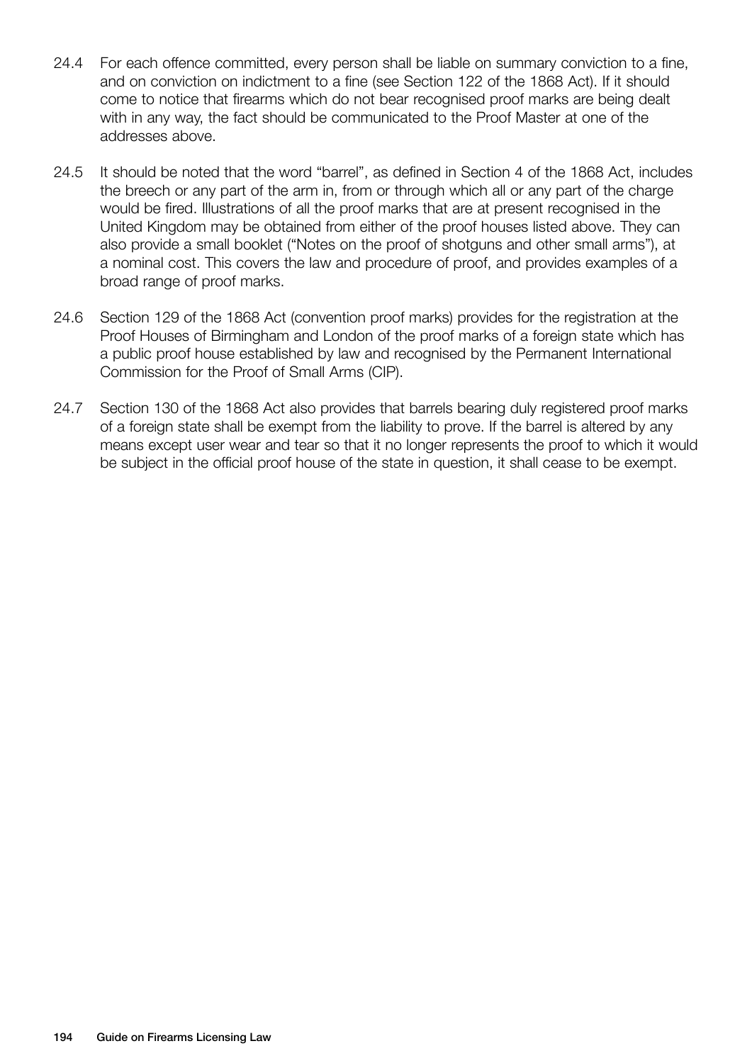24.4 For each offence committed, every person shall be liable on summary conviction to a fine, and on conviction on indictment to a fine (see Section 122 of the 1868 Act). If it should come to notice that firearms which do not bear recognised proof marks are being dealt with in any way, the fact should be communicated to the Proof Master at one of the addresses above.

24.5 It should be noted that the word "barrel", as defined in Section 4 of the 1868 Act, includes the breech or any part of the arm in, from or through which all or any part of the charge would be fired. Illustrations of all the proof marks that are at present recognised in the United Kingdom may be obtained from either of the proof houses listed above. They can also provide a small booklet ("Notes on the proof of shotguns and other small arms"), at a nominal cost. This covers the law and procedure of proof, and provides examples of a broad range of proof marks.

24.6 Section 129 of the 1868 Act (convention proof marks) provides for the registration at the Proof Houses of Birmingham and London of the proof marks of a foreign state which has a public proof house established by law and recognised by the Permanent International Commission for the Proof of Small Arms (CIP).

24.7 Section 130 of the 1868 Act also provides that barrels bearing duly registered proof marks of a foreign state shall be exempt from the liability to prove. If the barrel is altered by any means except user wear and tear so that it no longer represents the proof to which it would be subject in the official proof house of the state in question, it shall cease to be exempt.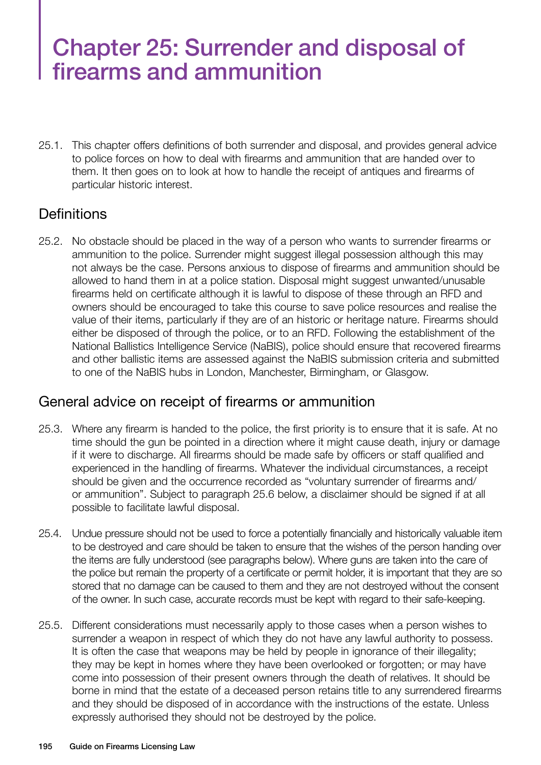# Chapter 25: Surrender and disposal of firearms and ammunition

25.1. This chapter offers definitions of both surrender and disposal, and provides general advice to police forces on how to deal with firearms and ammunition that are handed over to them. It then goes on to look at how to handle the receipt of antiques and firearms of particular historic interest.

## Definitions

25.2. No obstacle should be placed in the way of a person who wants to surrender firearms or ammunition to the police. Surrender might suggest illegal possession although this may not always be the case. Persons anxious to dispose of firearms and ammunition should be allowed to hand them in at a police station. Disposal might suggest unwanted/unusable firearms held on certificate although it is lawful to dispose of these through an RFD and owners should be encouraged to take this course to save police resources and realise the value of their items, particularly if they are of an historic or heritage nature. Firearms should either be disposed of through the police, or to an RFD. Following the establishment of the National Ballistics Intelligence Service (NaBIS), police should ensure that recovered firearms and other ballistic items are assessed against the NaBIS submission criteria and submitted to one of the NaBIS hubs in London, Manchester, Birmingham, or Glasgow.

## General advice on receipt of firearms or ammunition

25.3. Where any firearm is handed to the police, the first priority is to ensure that it is safe. At no time should the gun be pointed in a direction where it might cause death, injury or damage if it were to discharge. All firearms should be made safe by officers or staff qualified and experienced in the handling of firearms. Whatever the individual circumstances, a receipt should be given and the occurrence recorded as "voluntary surrender of firearms and/or ammunition". Subject to paragraph 25.6 below, a disclaimer should be signed if at all possible to facilitate lawful disposal.

25.4. Undue pressure should not be used to force a potentially financially and historically valuable item to be destroyed and care should be taken to ensure that the wishes of the person handing over the items are fully understood (see paragraphs below). Where guns are taken into the care of the police but remain the property of a certificate or permit holder, it is important that they are so stored that no damage can be caused to them and they are not destroyed without the consent of the owner. In such case, accurate records must be kept with regard to their safe-keeping.

25.5. Different considerations must necessarily apply to those cases when a person wishes to surrender a weapon in respect of which they do not have any lawful authority to possess. It is often the case that weapons may be held by people in ignorance of their illegality; they may be kept in homes where they have been overlooked or forgotten; or may have come into possession of their present owners through the death of relatives. It should be borne in mind that the estate of a deceased person retains title to any surrendered firearms and they should be disposed of in accordance with the instructions of the estate. Unless expressly authorised they should not be destroyed by the police.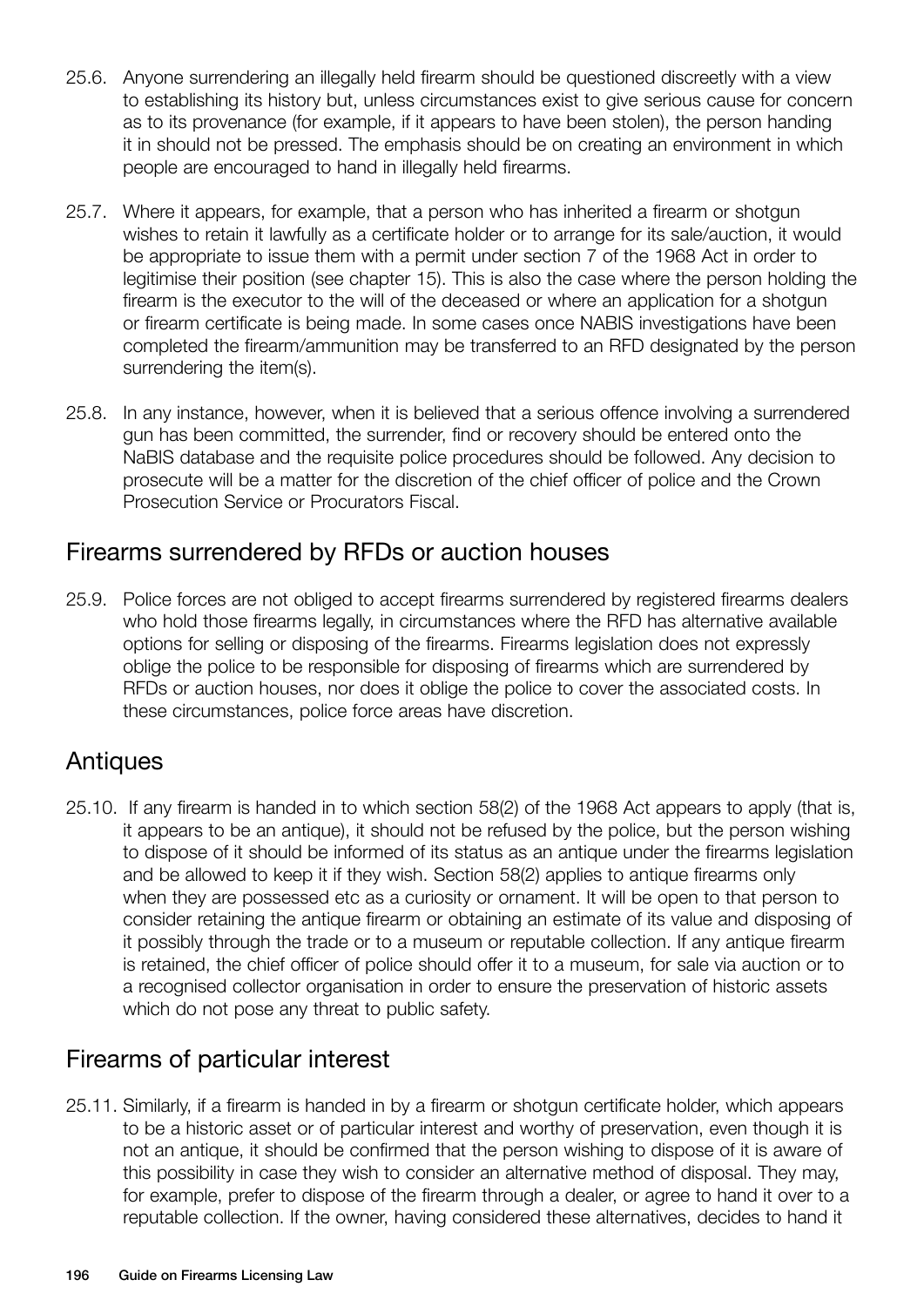25.6. Anyone surrendering an illegally held firearm should be questioned discreetly with a view to establishing its history but, unless circumstances exist to give serious cause for concern as to its provenance (for example, if it appears to have been stolen), the person handing it in should not be pressed. The emphasis should be on creating an environment in which people are encouraged to hand in illegally held firearms.

25.7. Where it appears, for example, that a person who has inherited a firearm or shotgun wishes to retain it lawfully as a certificate holder or to arrange for its sale/auction, it would be appropriate to issue them with a permit under section 7 of the 1968 Act in order to legitimise their position (see chapter 15). This is also the case where the person holding the firearm is the executor to the will of the deceased or where an application for a shotgun or firearm certificate is being made. In some cases once NABIS investigations have been completed the firearm/ammunition may be transferred to an RFD designated by the person surrendering the item(s).

25.8. In any instance, however, when it is believed that a serious offence involving a surrendered gun has been committed, the surrender, find or recovery should be entered onto the NaBIS database and the requisite police procedures should be followed. Any decision to prosecute will be a matter for the discretion of the chief officer of police and the Crown Prosecution Service or Procurators Fiscal.

## Firearms surrendered by RFDs or auction houses

25.9. Police forces are not obliged to accept firearms surrendered by registered firearms dealers who hold those firearms legally, in circumstances where the RFD has alternative available options for selling or disposing of the firearms. Firearms legislation does not expressly oblige the police to be responsible for disposing of firearms which are surrendered by RFDs or auction houses, nor does it oblige the police to cover the associated costs. In these circumstances, police force areas have discretion.

## Antiques

25.10. If any firearm is handed in to which section 58(2) of the 1968 Act appears to apply (that is, it appears to be an antique), it should not be refused by the police, but the person wishing to dispose of it should be informed of its status as an antique under the firearms legislation and be allowed to keep it if they wish. Section 58(2) applies to antique firearms only when they are possessed etc as a curiosity or ornament. It will be open to that person to consider retaining the antique firearm or obtaining an estimate of its value and disposing of it possibly through the trade or to a museum or reputable collection. If any antique firearm is retained, the chief officer of police should offer it to a museum, for sale via auction or to a recognised collector organisation in order to ensure the preservation of historic assets which do not pose any threat to public safety.

## Firearms of particular interest

25.11. Similarly, if a firearm is handed in by a firearm or shotgun certificate holder, which appears to be a historic asset or of particular interest and worthy of preservation, even though it is not an antique, it should be confirmed that the person wishing to dispose of it is aware of this possibility in case they wish to consider an alternative method of disposal. They may, for example, prefer to dispose of the firearm through a dealer, or agree to hand it over to a reputable collection. If the owner, having considered these alternatives, decides to hand it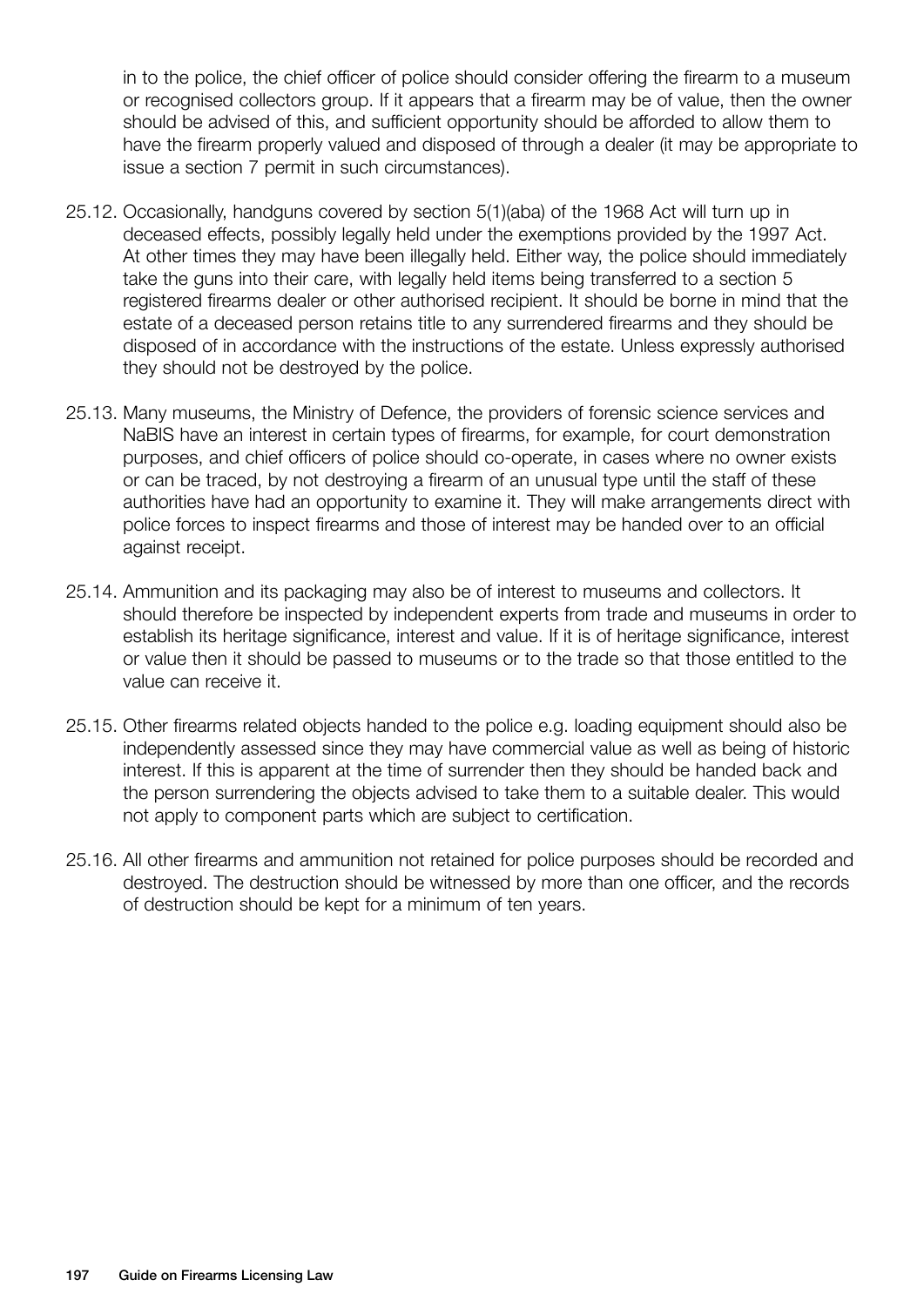in to the police, the chief officer of police should consider offering the firearm to a museum or recognised collectors group. If it appears that a firearm may be of value, then the owner should be advised of this, and sufficient opportunity should be afforded to allow them to have the firearm properly valued and disposed of through a dealer (it may be appropriate to issue a section 7 permit in such circumstances).

25.12. Occasionally, handguns covered by section 5(1)(aba) of the 1968 Act will turn up in deceased effects, possibly legally held under the exemptions provided by the 1997 Act. At other times they may have been illegally held. Either way, the police should immediately take the guns into their care, with legally held items being transferred to a section 5 registered firearms dealer or other authorised recipient. It should be borne in mind that the estate of a deceased person retains title to any surrendered firearms and they should be disposed of in accordance with the instructions of the estate. Unless expressly authorised they should not be destroyed by the police.

25.13. Many museums, the Ministry of Defence, the providers of forensic science services and NaBIS have an interest in certain types of firearms, for example, for court demonstration purposes, and chief officers of police should co-operate, in cases where no owner exists or can be traced, by not destroying a firearm of an unusual type until the staff of these authorities have had an opportunity to examine it. They will make arrangements direct with police forces to inspect firearms and those of interest may be handed over to an official against receipt.

25.14. Ammunition and its packaging may also be of interest to museums and collectors. It should therefore be inspected by independent experts from trade and museums in order to establish its heritage significance, interest and value. If it is of heritage significance, interest or value then it should be passed to museums or to the trade so that those entitled to the value can receive it.

25.15. Other firearms related objects handed to the police e.g. loading equipment should also be independently assessed since they may have commercial value as well as being of historic interest. If this is apparent at the time of surrender then they should be handed back and the person surrendering the objects advised to take them to a suitable dealer. This would not apply to component parts which are subject to certification.

25.16. All other firearms and ammunition not retained for police purposes should be recorded and destroyed. The destruction should be witnessed by more than one officer, and the records of destruction should be kept for a minimum of ten years.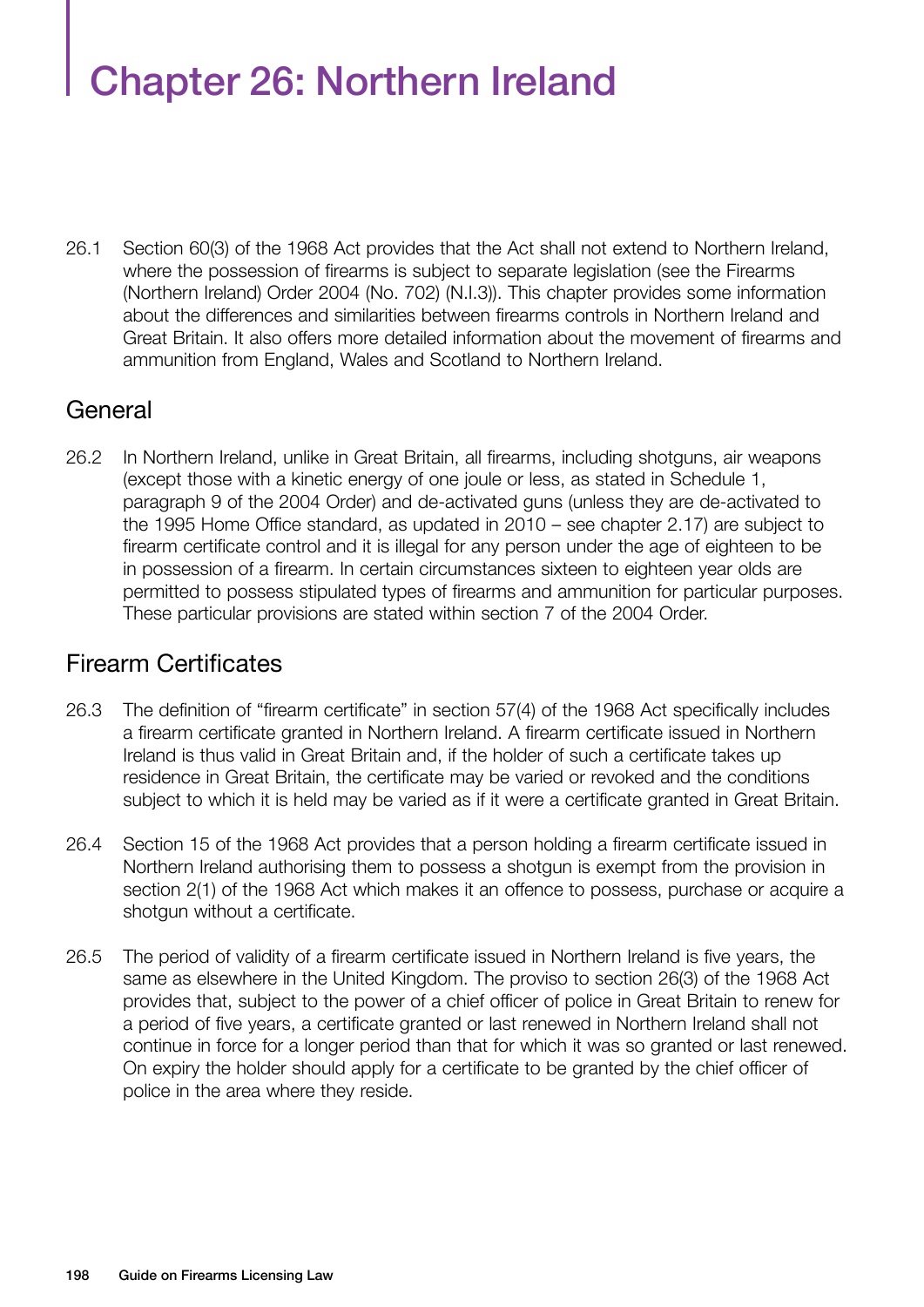# Chapter 26: Northern Ireland

26.1 Section 60(3) of the 1968 Act provides that the Act shall not extend to Northern Ireland, where the possession of firearms is subject to separate legislation (see the Firearms (Northern Ireland) Order 2004 (No. 702) (N.I.3)). This chapter provides some information about the differences and similarities between firearms controls in Northern Ireland and Great Britain. It also offers more detailed information about the movement of firearms and ammunition from England, Wales and Scotland to Northern Ireland.

## General

26.2 In Northern Ireland, unlike in Great Britain, all firearms, including shotguns, air weapons (except those with a kinetic energy of one joule or less, as stated in Schedule 1, paragraph 9 of the 2004 Order) and de-activated guns (unless they are de-activated to the 1995 Home Office standard, as updated in 2010 – see chapter 2.17) are subject to firearm certificate control and it is illegal for any person under the age of eighteen to be in possession of a firearm. In certain circumstances sixteen to eighteen year olds are permitted to possess stipulated types of firearms and ammunition for particular purposes. These particular provisions are stated within section 7 of the 2004 Order.

## Firearm Certificates

26.3 The definition of "firearm certificate" in section 57(4) of the 1968 Act specifically includes a firearm certificate granted in Northern Ireland. A firearm certificate issued in Northern Ireland is thus valid in Great Britain and, if the holder of such a certificate takes up residence in Great Britain, the certificate may be varied or revoked and the conditions subject to which it is held may be varied as if it were a certificate granted in Great Britain.

26.4 Section 15 of the 1968 Act provides that a person holding a firearm certificate issued in Northern Ireland authorising them to possess a shotgun is exempt from the provision in section 2(1) of the 1968 Act which makes it an offence to possess, purchase or acquire a shotgun without a certificate.

26.5 The period of validity of a firearm certificate issued in Northern Ireland is five years, the same as elsewhere in the United Kingdom. The proviso to section 26(3) of the 1968 Act provides that, subject to the power of a chief officer of police in Great Britain to renew for a period of five years, a certificate granted or last renewed in Northern Ireland shall not continue in force for a longer period than that for which it was so granted or last renewed. On expiry the holder should apply for a certificate to be granted by the chief officer of police in the area where they reside.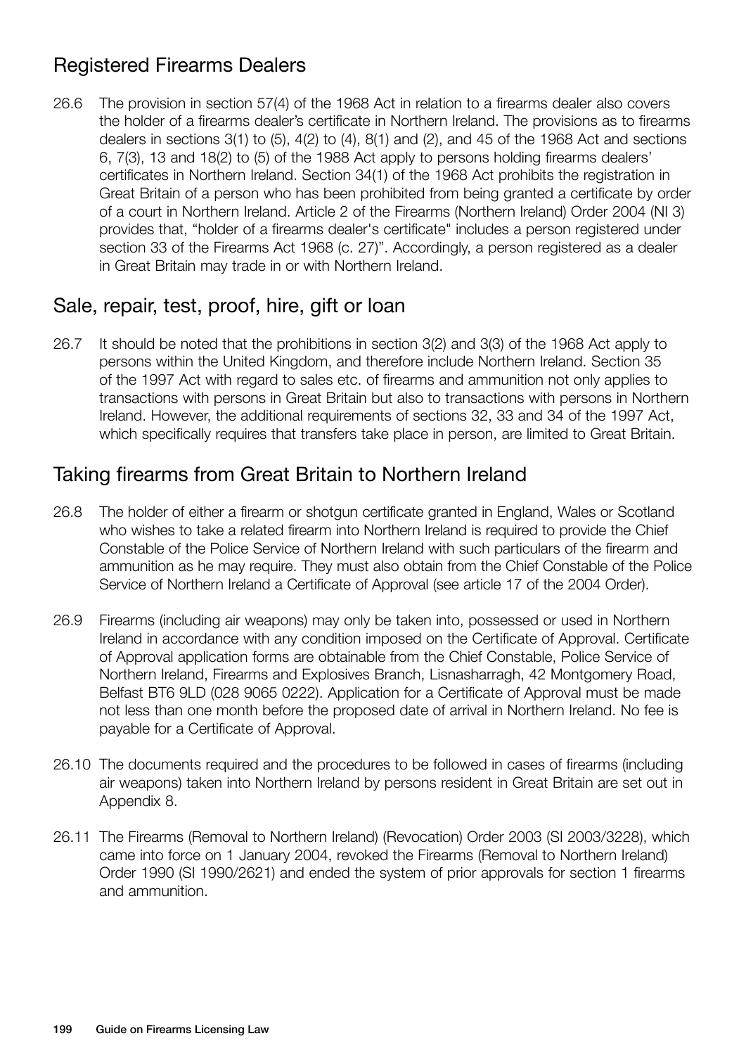## Registered Firearms Dealers

26.6 The provision in section 57(4) of the 1968 Act in relation to a firearms dealer also covers the holder of a firearms dealer's certificate in Northern Ireland. The provisions as to firearms dealers in sections 3(1) to (5), 4(2) to (4), 8(1) and (2), and 45 of the 1968 Act and sections 6, 7(3), 13 and 18(2) to (5) of the 1988 Act apply to persons holding firearms dealers' certificates in Northern Ireland. Section 34(1) of the 1968 Act prohibits the registration in Great Britain of a person who has been prohibited from being granted a certificate by order of a court in Northern Ireland. Article 2 of the Firearms (Northern Ireland) Order 2004 (NI 3) provides that, "holder of a firearms dealer's certificate" includes a person registered under section 33 of the Firearms Act 1968 (c. 27)". Accordingly, a person registered as a dealer in Great Britain may trade in or with Northern Ireland.

## Sale, repair, test, proof, hire, gift or loan

26.7 It should be noted that the prohibitions in section 3(2) and 3(3) of the 1968 Act apply to persons within the United Kingdom, and therefore include Northern Ireland. Section 35 of the 1997 Act with regard to sales etc. of firearms and ammunition not only applies to transactions with persons in Great Britain but also to transactions with persons in Northern Ireland. However, the additional requirements of sections 32, 33 and 34 of the 1997 Act, which specifically requires that transfers take place in person, are limited to Great Britain.

## Taking firearms from Great Britain to Northern Ireland

26.8 The holder of either a firearm or shotgun certificate granted in England, Wales or Scotland who wishes to take a related firearm into Northern Ireland is required to provide the Chief Constable of the Police Service of Northern Ireland with such particulars of the firearm and ammunition as he may require. They must also obtain from the Chief Constable of the Police Service of Northern Ireland a Certificate of Approval (see article 17 of the 2004 Order).

26.9 Firearms (including air weapons) may only be taken into, possessed or used in Northern Ireland in accordance with any condition imposed on the Certificate of Approval. Certificate of Approval application forms are obtainable from the Chief Constable, Police Service of Northern Ireland, Firearms and Explosives Branch, Lisnasharragh, 42 Montgomery Road, Belfast BT6 9LD (028 9065 0222). Application for a Certificate of Approval must be made not less than one month before the proposed date of arrival in Northern Ireland. No fee is payable for a Certificate of Approval.

26.10 The documents required and the procedures to be followed in cases of firearms (including air weapons) taken into Northern Ireland by persons resident in Great Britain are set out in Appendix 8.

26.11 The Firearms (Removal to Northern Ireland) (Revocation) Order 2003 (SI 2003/3228), which came into force on 1 January 2004, revoked the Firearms (Removal to Northern Ireland) Order 1990 (SI 1990/2621) and ended the system of prior approvals for section 1 firearms and ammunition.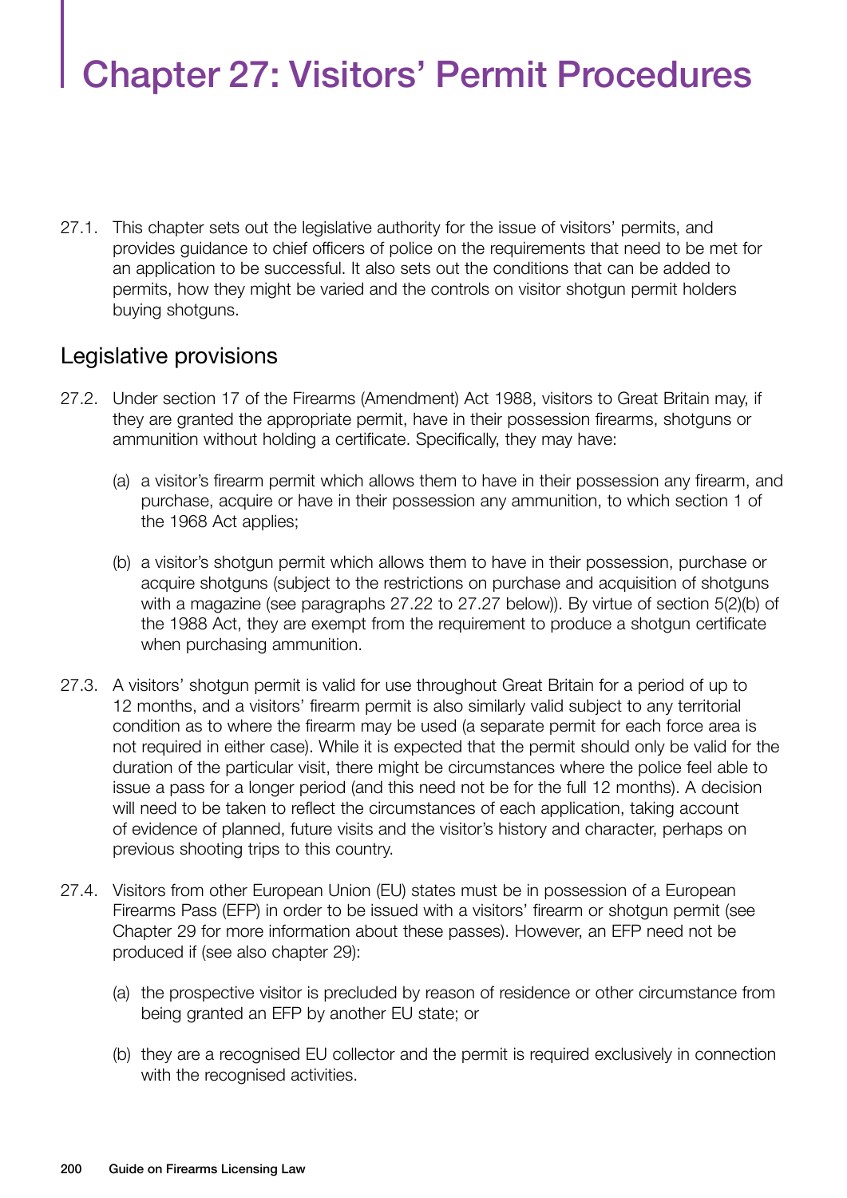# Chapter 27: Visitors' Permit Procedures

27.1. This chapter sets out the legislative authority for the issue of visitors' permits, and provides guidance to chief officers of police on the requirements that need to be met for an application to be successful. It also sets out the conditions that can be added to permits, how they might be varied and the controls on visitor shotgun permit holders buying shotguns.

## Legislative provisions

27.2. Under section 17 of the Firearms (Amendment) Act 1988, visitors to Great Britain may, if they are granted the appropriate permit, have in their possession firearms, shotguns or ammunition without holding a certificate. Specifically, they may have:

(a) a visitor's firearm permit which allows them to have in their possession any firearm, and purchase, acquire or have in their possession any ammunition, to which section 1 of the 1968 Act applies;

(b) a visitor's shotgun permit which allows them to have in their possession, purchase or acquire shotguns (subject to the restrictions on purchase and acquisition of shotguns with a magazine (see paragraphs 27.22 to 27.27 below)). By virtue of section 5(2)(b) of the 1988 Act, they are exempt from the requirement to produce a shotgun certificate when purchasing ammunition.

27.3. A visitors' shotgun permit is valid for use throughout Great Britain for a period of up to 12 months, and a visitors' firearm permit is also similarly valid subject to any territorial condition as to where the firearm may be used (a separate permit for each force area is not required in either case). While it is expected that the permit should only be valid for the duration of the particular visit, there might be circumstances where the police feel able to issue a pass for a longer period (and this need not be for the full 12 months). A decision will need to be taken to reflect the circumstances of each application, taking account of evidence of planned, future visits and the visitor's history and character, perhaps on previous shooting trips to this country.

27.4. Visitors from other European Union (EU) states must be in possession of a European Firearms Pass (EFP) in order to be issued with a visitors' firearm or shotgun permit (see Chapter 29 for more information about these passes). However, an EFP need not be produced if (see also chapter 29):

(a) the prospective visitor is precluded by reason of residence or other circumstance from being granted an EFP by another EU state; or

(b) they are a recognised EU collector and the permit is required exclusively in connection with the recognised activities.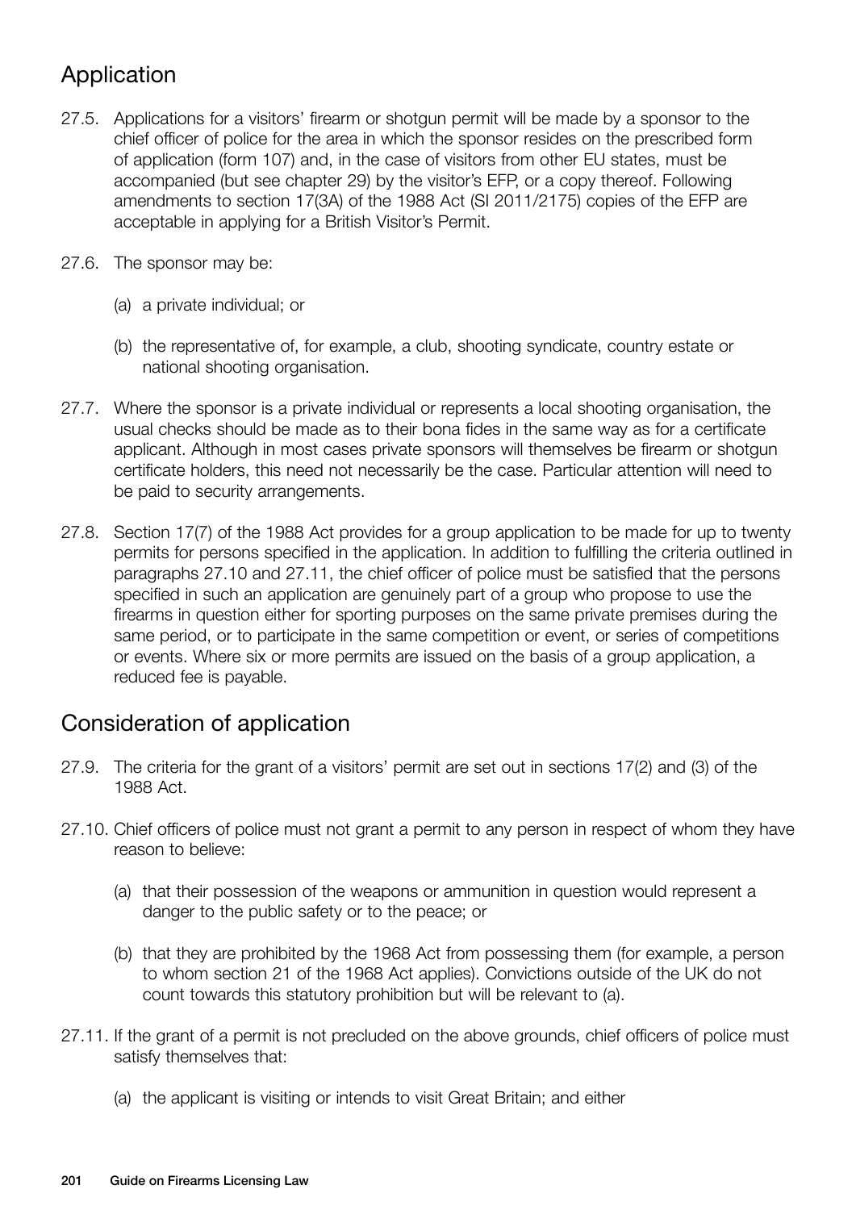## Application

27.5. Applications for a visitors' firearm or shotgun permit will be made by a sponsor to the chief officer of police for the area in which the sponsor resides on the prescribed form of application (form 107) and, in the case of visitors from other EU states, must be accompanied (but see chapter 29) by the visitor's EFP, or a copy thereof. Following amendments to section 17(3A) of the 1988 Act (SI 2011/2175) copies of the EFP are acceptable in applying for a British Visitor's Permit.

27.6. The sponsor may be:

(a) a private individual; or

(b) the representative of, for example, a club, shooting syndicate, country estate or national shooting organisation.

27.7. Where the sponsor is a private individual or represents a local shooting organisation, the usual checks should be made as to their bona fides in the same way as for a certificate applicant. Although in most cases private sponsors will themselves be firearm or shotgun certificate holders, this need not necessarily be the case. Particular attention will need to be paid to security arrangements.

27.8. Section 17(7) of the 1988 Act provides for a group application to be made for up to twenty permits for persons specified in the application. In addition to fulfilling the criteria outlined in paragraphs 27.10 and 27.11, the chief officer of police must be satisfied that the persons specified in such an application are genuinely part of a group who propose to use the firearms in question either for sporting purposes on the same private premises during the same period, or to participate in the same competition or event, or series of competitions or events. Where six or more permits are issued on the basis of a group application, a reduced fee is payable.

## Consideration of application

27.9. The criteria for the grant of a visitors' permit are set out in sections 17(2) and (3) of the 1988 Act.

27.10. Chief officers of police must not grant a permit to any person in respect of whom they have reason to believe:

(a) that their possession of the weapons or ammunition in question would represent a danger to the public safety or to the peace; or

(b) that they are prohibited by the 1968 Act from possessing them (for example, a person to whom section 21 of the 1968 Act applies). Convictions outside of the UK do not count towards this statutory prohibition but will be relevant to (a).

27.11. If the grant of a permit is not precluded on the above grounds, chief officers of police must satisfy themselves that:

(a) the applicant is visiting or intends to visit Great Britain; and either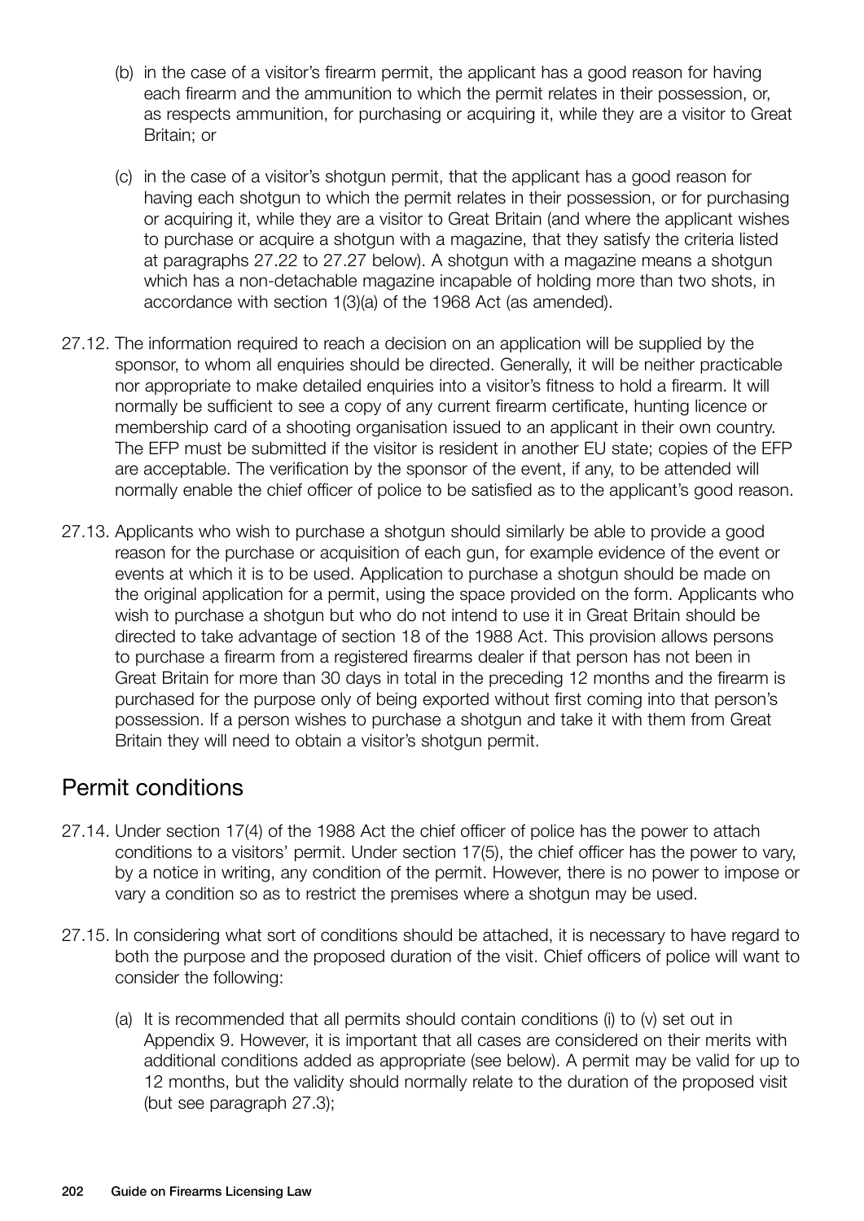(b) in the case of a visitor's firearm permit, the applicant has a good reason for having each firearm and the ammunition to which the permit relates in their possession, or, as respects ammunition, for purchasing or acquiring it, while they are a visitor to Great Britain; or

(c) in the case of a visitor's shotgun permit, that the applicant has a good reason for having each shotgun to which the permit relates in their possession, or for purchasing or acquiring it, while they are a visitor to Great Britain (and where the applicant wishes to purchase or acquire a shotgun with a magazine, that they satisfy the criteria listed at paragraphs 27.22 to 27.27 below). A shotgun with a magazine means a shotgun which has a non-detachable magazine incapable of holding more than two shots, in accordance with section 1(3)(a) of the 1968 Act (as amended).

27.12. The information required to reach a decision on an application will be supplied by the sponsor, to whom all enquiries should be directed. Generally, it will be neither practicable nor appropriate to make detailed enquiries into a visitor's fitness to hold a firearm. It will normally be sufficient to see a copy of any current firearm certificate, hunting licence or membership card of a shooting organisation issued to an applicant in their own country. The EFP must be submitted if the visitor is resident in another EU state; copies of the EFP are acceptable. The verification by the sponsor of the event, if any, to be attended will normally enable the chief officer of police to be satisfied as to the applicant's good reason.

27.13. Applicants who wish to purchase a shotgun should similarly be able to provide a good reason for the purchase or acquisition of each gun, for example evidence of the event or events at which it is to be used. Application to purchase a shotgun should be made on the original application for a permit, using the space provided on the form. Applicants who wish to purchase a shotgun but who do not intend to use it in Great Britain should be directed to take advantage of section 18 of the 1988 Act. This provision allows persons to purchase a firearm from a registered firearms dealer if that person has not been in Great Britain for more than 30 days in total in the preceding 12 months and the firearm is purchased for the purpose only of being exported without first coming into that person's possession. If a person wishes to purchase a shotgun and take it with them from Great Britain they will need to obtain a visitor's shotgun permit.

## Permit conditions

27.14. Under section 17(4) of the 1988 Act the chief officer of police has the power to attach conditions to a visitors' permit. Under section 17(5), the chief officer has the power to vary, by a notice in writing, any condition of the permit. However, there is no power to impose or vary a condition so as to restrict the premises where a shotgun may be used.

27.15. In considering what sort of conditions should be attached, it is necessary to have regard to both the purpose and the proposed duration of the visit. Chief officers of police will want to consider the following:

(a) It is recommended that all permits should contain conditions (i) to (v) set out in Appendix 9. However, it is important that all cases are considered on their merits with additional conditions added as appropriate (see below). A permit may be valid for up to 12 months, but the validity should normally relate to the duration of the proposed visit (but see paragraph 27.3);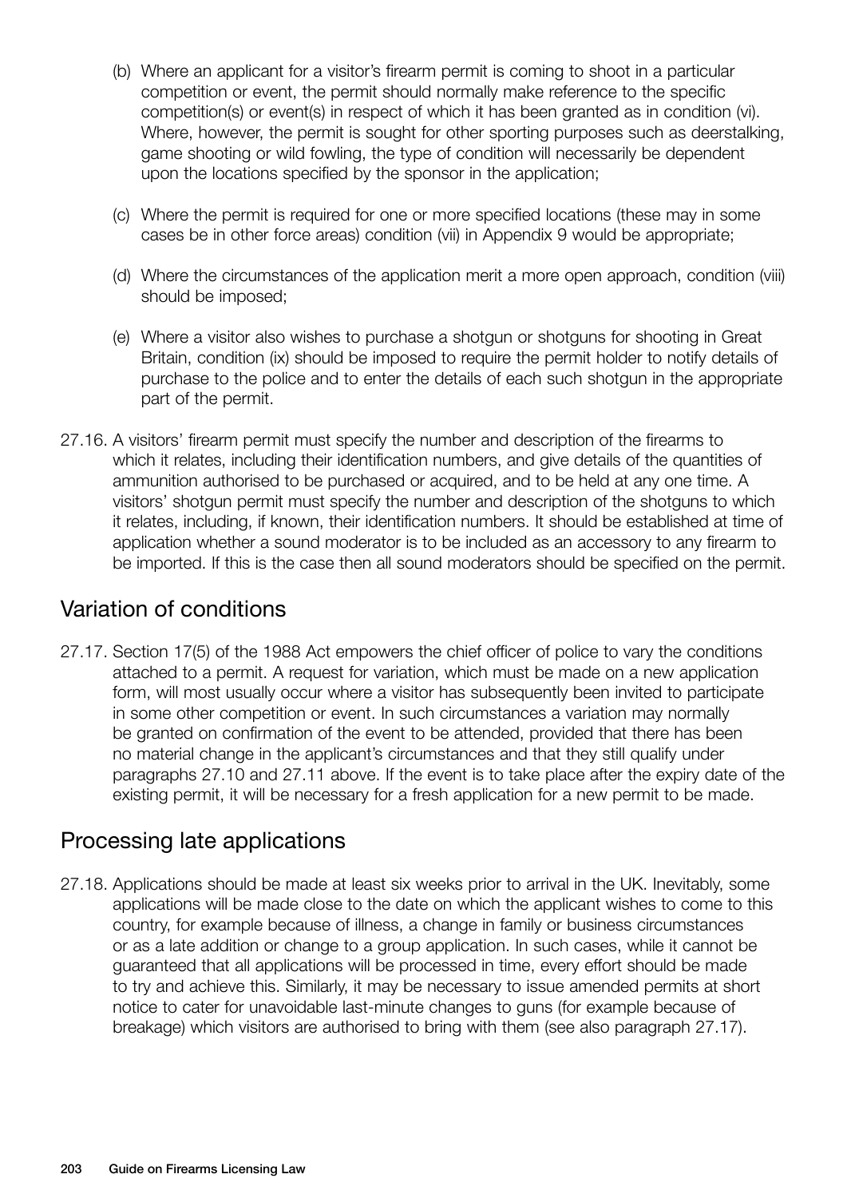(b) Where an applicant for a visitor's firearm permit is coming to shoot in a particular competition or event, the permit should normally make reference to the specific competition(s) or event(s) in respect of which it has been granted as in condition (vi). Where, however, the permit is sought for other sporting purposes such as deerstalking, game shooting or wild fowling, the type of condition will necessarily be dependent upon the locations specified by the sponsor in the application;

(c) Where the permit is required for one or more specified locations (these may in some cases be in other force areas) condition (vii) in Appendix 9 would be appropriate;

(d) Where the circumstances of the application merit a more open approach, condition (viii) should be imposed;

(e) Where a visitor also wishes to purchase a shotgun or shotguns for shooting in Great Britain, condition (ix) should be imposed to require the permit holder to notify details of purchase to the police and to enter the details of each such shotgun in the appropriate part of the permit.

27.16. A visitors' firearm permit must specify the number and description of the firearms to which it relates, including their identification numbers, and give details of the quantities of ammunition authorised to be purchased or acquired, and to be held at any one time. A visitors' shotgun permit must specify the number and description of the shotguns to which it relates, including, if known, their identification numbers. It should be established at time of application whether a sound moderator is to be included as an accessory to any firearm to be imported. If this is the case then all sound moderators should be specified on the permit.

## Variation of conditions

27.17. Section 17(5) of the 1988 Act empowers the chief officer of police to vary the conditions attached to a permit. A request for variation, which must be made on a new application form, will most usually occur where a visitor has subsequently been invited to participate in some other competition or event. In such circumstances a variation may normally be granted on confirmation of the event to be attended, provided that there has been no material change in the applicant's circumstances and that they still qualify under paragraphs 27.10 and 27.11 above. If the event is to take place after the expiry date of the existing permit, it will be necessary for a fresh application for a new permit to be made.

## Processing late applications

27.18. Applications should be made at least six weeks prior to arrival in the UK. Inevitably, some applications will be made close to the date on which the applicant wishes to come to this country, for example because of illness, a change in family or business circumstances or as a late addition or change to a group application. In such cases, while it cannot be guaranteed that all applications will be processed in time, every effort should be made to try and achieve this. Similarly, it may be necessary to issue amended permits at short notice to cater for unavoidable last-minute changes to guns (for example because of breakage) which visitors are authorised to bring with them (see also paragraph 27.17).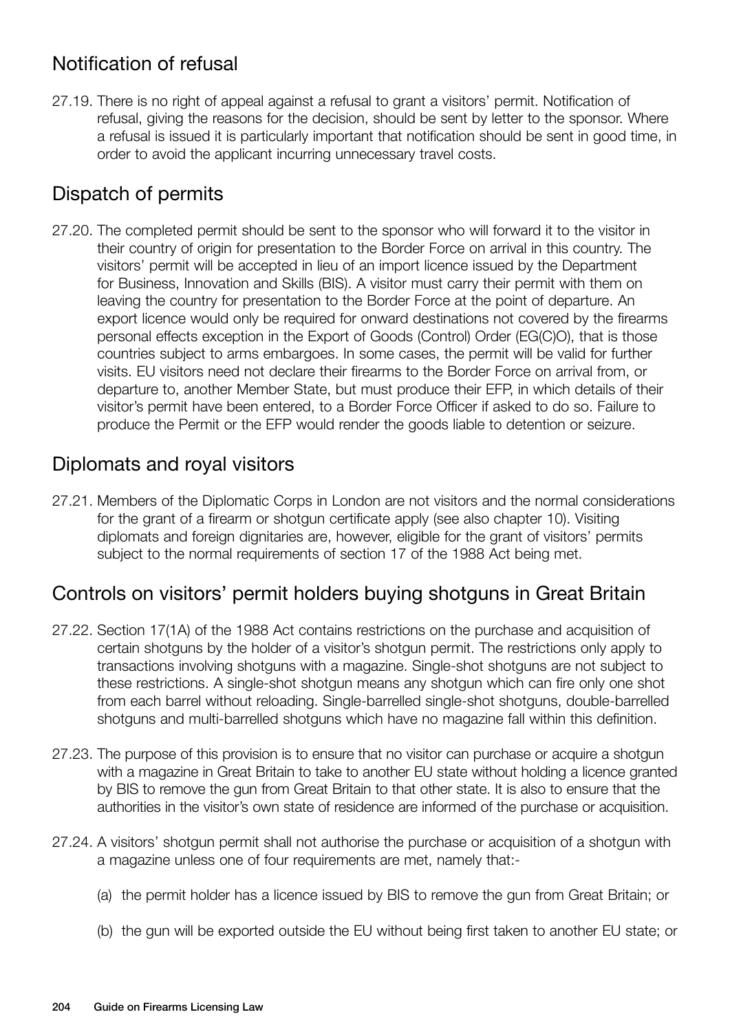## Notification of refusal

27.19. There is no right of appeal against a refusal to grant a visitors' permit. Notification of refusal, giving the reasons for the decision, should be sent by letter to the sponsor. Where a refusal is issued it is particularly important that notification should be sent in good time, in order to avoid the applicant incurring unnecessary travel costs.

## Dispatch of permits

27.20. The completed permit should be sent to the sponsor who will forward it to the visitor in their country of origin for presentation to the Border Force on arrival in this country. The visitors' permit will be accepted in lieu of an import licence issued by the Department for Business, Innovation and Skills (BIS). A visitor must carry their permit with them on leaving the country for presentation to the Border Force at the point of departure. An export licence would only be required for onward destinations not covered by the firearms personal effects exception in the Export of Goods (Control) Order (EG(C)O), that is those countries subject to arms embargoes. In some cases, the permit will be valid for further visits. EU visitors need not declare their firearms to the Border Force on arrival from, or departure to, another Member State, but must produce their EFP, in which details of their visitor's permit have been entered, to a Border Force Officer if asked to do so. Failure to produce the Permit or the EFP would render the goods liable to detention or seizure.

## Diplomats and royal visitors

27.21. Members of the Diplomatic Corps in London are not visitors and the normal considerations for the grant of a firearm or shotgun certificate apply (see also chapter 10). Visiting diplomats and foreign dignitaries are, however, eligible for the grant of visitors' permits subject to the normal requirements of section 17 of the 1988 Act being met.

## Controls on visitors' permit holders buying shotguns in Great Britain

27.22. Section 17(1A) of the 1988 Act contains restrictions on the purchase and acquisition of certain shotguns by the holder of a visitor's shotgun permit. The restrictions only apply to transactions involving shotguns with a magazine. Single-shot shotguns are not subject to these restrictions. A single-shot shotgun means any shotgun which can fire only one shot from each barrel without reloading. Single-barrelled single-shot shotguns, double-barrelled shotguns and multi-barrelled shotguns which have no magazine fall within this definition.

27.23. The purpose of this provision is to ensure that no visitor can purchase or acquire a shotgun with a magazine in Great Britain to take to another EU state without holding a licence granted by BIS to remove the gun from Great Britain to that other state. It is also to ensure that the authorities in the visitor's own state of residence are informed of the purchase or acquisition.

27.24. A visitors' shotgun permit shall not authorise the purchase or acquisition of a shotgun with a magazine unless one of four requirements are met, namely that:-

(a) the permit holder has a licence issued by BIS to remove the gun from Great Britain; or

(b) the gun will be exported outside the EU without being first taken to another EU state; or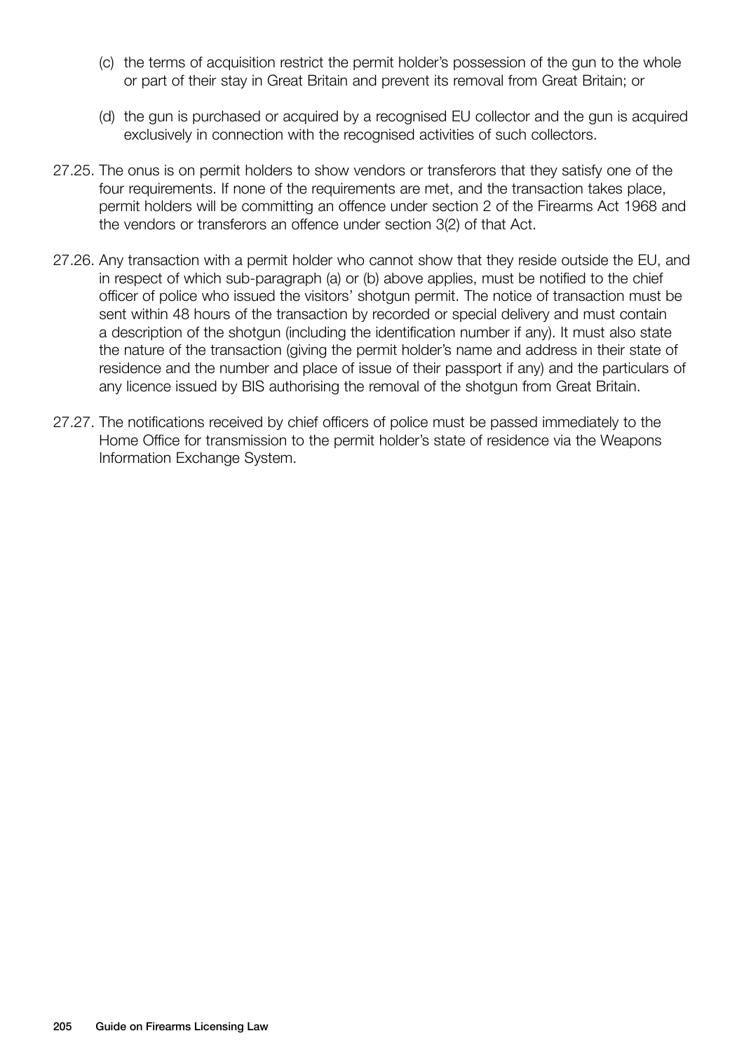(c) the terms of acquisition restrict the permit holder's possession of the gun to the whole or part of their stay in Great Britain and prevent its removal from Great Britain; or

(d) the gun is purchased or acquired by a recognised EU collector and the gun is acquired exclusively in connection with the recognised activities of such collectors.

27.25. The onus is on permit holders to show vendors or transferors that they satisfy one of the four requirements. If none of the requirements are met, and the transaction takes place, permit holders will be committing an offence under section 2 of the Firearms Act 1968 and the vendors or transferors an offence under section 3(2) of that Act.

27.26. Any transaction with a permit holder who cannot show that they reside outside the EU, and in respect of which sub-paragraph (a) or (b) above applies, must be notified to the chief officer of police who issued the visitors' shotgun permit. The notice of transaction must be sent within 48 hours of the transaction by recorded or special delivery and must contain a description of the shotgun (including the identification number if any). It must also state the nature of the transaction (giving the permit holder's name and address in their state of residence and the number and place of issue of their passport if any) and the particulars of any licence issued by BIS authorising the removal of the shotgun from Great Britain.

27.27. The notifications received by chief officers of police must be passed immediately to the Home Office for transmission to the permit holder's state of residence via the Weapons Information Exchange System.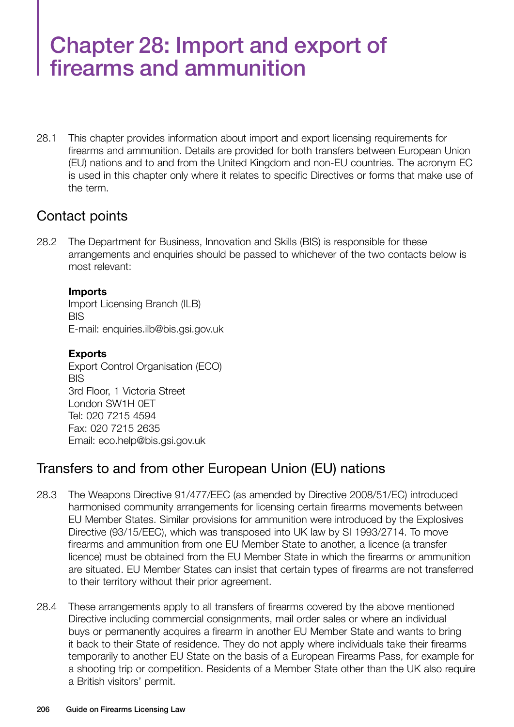# Chapter 28: Import and export of firearms and ammunition

28.1 This chapter provides information about import and export licensing requirements for firearms and ammunition. Details are provided for both transfers between European Union (EU) nations and to and from the United Kingdom and non-EU countries. The acronym EC is used in this chapter only where it relates to specific Directives or forms that make use of the term.

## Contact points

28.2 The Department for Business, Innovation and Skills (BIS) is responsible for these arrangements and enquiries should be passed to whichever of the two contacts below is most relevant:

**Imports**
Import Licensing Branch (ILB)
BIS
E-mail: enquiries.ilb@bis.gsi.gov.uk

**Exports**
Export Control Organisation (ECO)
BIS
3rd Floor, 1 Victoria Street
London SW1H 0ET
Tel: 020 7215 4594
Fax: 020 7215 2635
Email: eco.help@bis.gsi.gov.uk

## Transfers to and from other European Union (EU) nations

28.3 The Weapons Directive 91/477/EEC (as amended by Directive 2008/51/EC) introduced harmonised community arrangements for licensing certain firearms movements between EU Member States. Similar provisions for ammunition were introduced by the Explosives Directive (93/15/EEC), which was transposed into UK law by SI 1993/2714. To move firearms and ammunition from one EU Member State to another, a licence (a transfer licence) must be obtained from the EU Member State in which the firearms or ammunition are situated. EU Member States can insist that certain types of firearms are not transferred to their territory without their prior agreement.

28.4 These arrangements apply to all transfers of firearms covered by the above mentioned Directive including commercial consignments, mail order sales or where an individual buys or permanently acquires a firearm in another EU Member State and wants to bring it back to their State of residence. They do not apply where individuals take their firearms temporarily to another EU State on the basis of a European Firearms Pass, for example for a shooting trip or competition. Residents of a Member State other than the UK also require a British visitors' permit.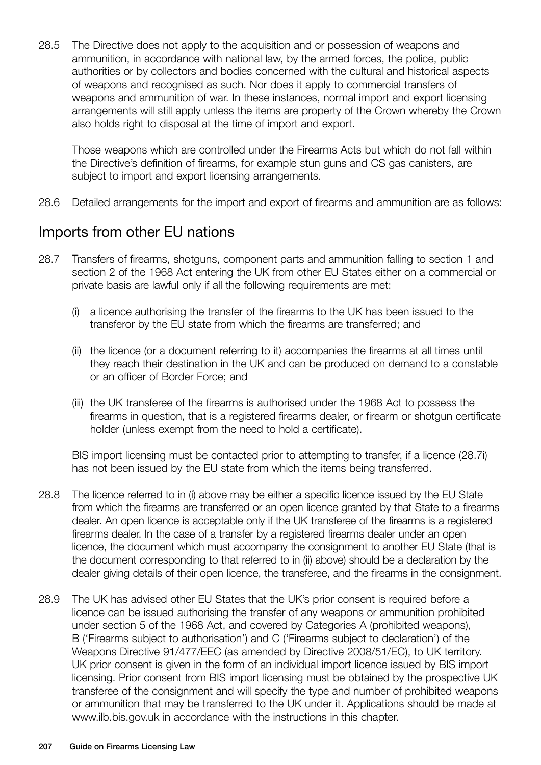28.5 The Directive does not apply to the acquisition and or possession of weapons and ammunition, in accordance with national law, by the armed forces, the police, public authorities or by collectors and bodies concerned with the cultural and historical aspects of weapons and recognised as such. Nor does it apply to commercial transfers of weapons and ammunition of war. In these instances, normal import and export licensing arrangements will still apply unless the items are property of the Crown whereby the Crown also holds right to disposal at the time of import and export.

Those weapons which are controlled under the Firearms Acts but which do not fall within the Directive's definition of firearms, for example stun guns and CS gas canisters, are subject to import and export licensing arrangements.

28.6 Detailed arrangements for the import and export of firearms and ammunition are as follows:

## Imports from other EU nations

28.7 Transfers of firearms, shotguns, component parts and ammunition falling to section 1 and section 2 of the 1968 Act entering the UK from other EU States either on a commercial or private basis are lawful only if all the following requirements are met:

(i) a licence authorising the transfer of the firearms to the UK has been issued to the transferor by the EU state from which the firearms are transferred; and

(ii) the licence (or a document referring to it) accompanies the firearms at all times until they reach their destination in the UK and can be produced on demand to a constable or an officer of Border Force; and

(iii) the UK transferee of the firearms is authorised under the 1968 Act to possess the firearms in question, that is a registered firearms dealer, or firearm or shotgun certificate holder (unless exempt from the need to hold a certificate).

BIS import licensing must be contacted prior to attempting to transfer, if a licence (28.7i) has not been issued by the EU state from which the items being transferred.

28.8 The licence referred to in (i) above may be either a specific licence issued by the EU State from which the firearms are transferred or an open licence granted by that State to a firearms dealer. An open licence is acceptable only if the UK transferee of the firearms is a registered firearms dealer. In the case of a transfer by a registered firearms dealer under an open licence, the document which must accompany the consignment to another EU State (that is the document corresponding to that referred to in (ii) above) should be a declaration by the dealer giving details of their open licence, the transferee, and the firearms in the consignment.

28.9 The UK has advised other EU States that the UK's prior consent is required before a licence can be issued authorising the transfer of any weapons or ammunition prohibited under section 5 of the 1968 Act, and covered by Categories A (prohibited weapons), B ('Firearms subject to authorisation') and C ('Firearms subject to declaration') of the Weapons Directive 91/477/EEC (as amended by Directive 2008/51/EC), to UK territory. UK prior consent is given in the form of an individual import licence issued by BIS import licensing. Prior consent from BIS import licensing must be obtained by the prospective UK transferee of the consignment and will specify the type and number of prohibited weapons or ammunition that may be transferred to the UK under it. Applications should be made at www.ilb.bis.gov.uk in accordance with the instructions in this chapter.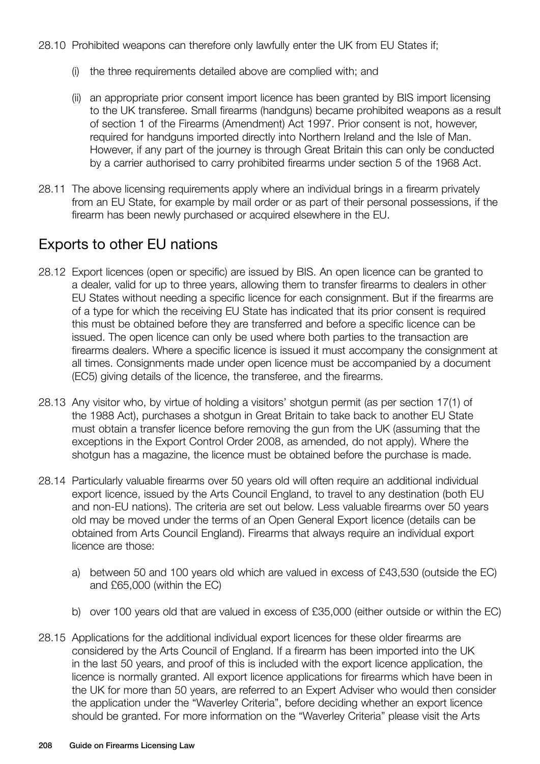28.10 Prohibited weapons can therefore only lawfully enter the UK from EU States if;

(i) the three requirements detailed above are complied with; and

(ii) an appropriate prior consent import licence has been granted by BIS import licensing to the UK transferee. Small firearms (handguns) became prohibited weapons as a result of section 1 of the Firearms (Amendment) Act 1997. Prior consent is not, however, required for handguns imported directly into Northern Ireland and the Isle of Man. However, if any part of the journey is through Great Britain this can only be conducted by a carrier authorised to carry prohibited firearms under section 5 of the 1968 Act.

28.11 The above licensing requirements apply where an individual brings in a firearm privately from an EU State, for example by mail order or as part of their personal possessions, if the firearm has been newly purchased or acquired elsewhere in the EU.

## Exports to other EU nations

28.12 Export licences (open or specific) are issued by BIS. An open licence can be granted to a dealer, valid for up to three years, allowing them to transfer firearms to dealers in other EU States without needing a specific licence for each consignment. But if the firearms are of a type for which the receiving EU State has indicated that its prior consent is required this must be obtained before they are transferred and before a specific licence can be issued. The open licence can only be used where both parties to the transaction are firearms dealers. Where a specific licence is issued it must accompany the consignment at all times. Consignments made under open licence must be accompanied by a document (EC5) giving details of the licence, the transferee, and the firearms.

28.13 Any visitor who, by virtue of holding a visitors' shotgun permit (as per section 17(1) of the 1988 Act), purchases a shotgun in Great Britain to take back to another EU State must obtain a transfer licence before removing the gun from the UK (assuming that the exceptions in the Export Control Order 2008, as amended, do not apply). Where the shotgun has a magazine, the licence must be obtained before the purchase is made.

28.14 Particularly valuable firearms over 50 years old will often require an additional individual export licence, issued by the Arts Council England, to travel to any destination (both EU and non-EU nations). The criteria are set out below. Less valuable firearms over 50 years old may be moved under the terms of an Open General Export licence (details can be obtained from Arts Council England). Firearms that always require an individual export licence are those:

a) between 50 and 100 years old which are valued in excess of £43,530 (outside the EC) and £65,000 (within the EC)

b) over 100 years old that are valued in excess of £35,000 (either outside or within the EC)

28.15 Applications for the additional individual export licences for these older firearms are considered by the Arts Council of England. If a firearm has been imported into the UK in the last 50 years, and proof of this is included with the export licence application, the licence is normally granted. All export licence applications for firearms which have been in the UK for more than 50 years, are referred to an Expert Adviser who would then consider the application under the "Waverley Criteria", before deciding whether an export licence should be granted. For more information on the "Waverley Criteria" please visit the Arts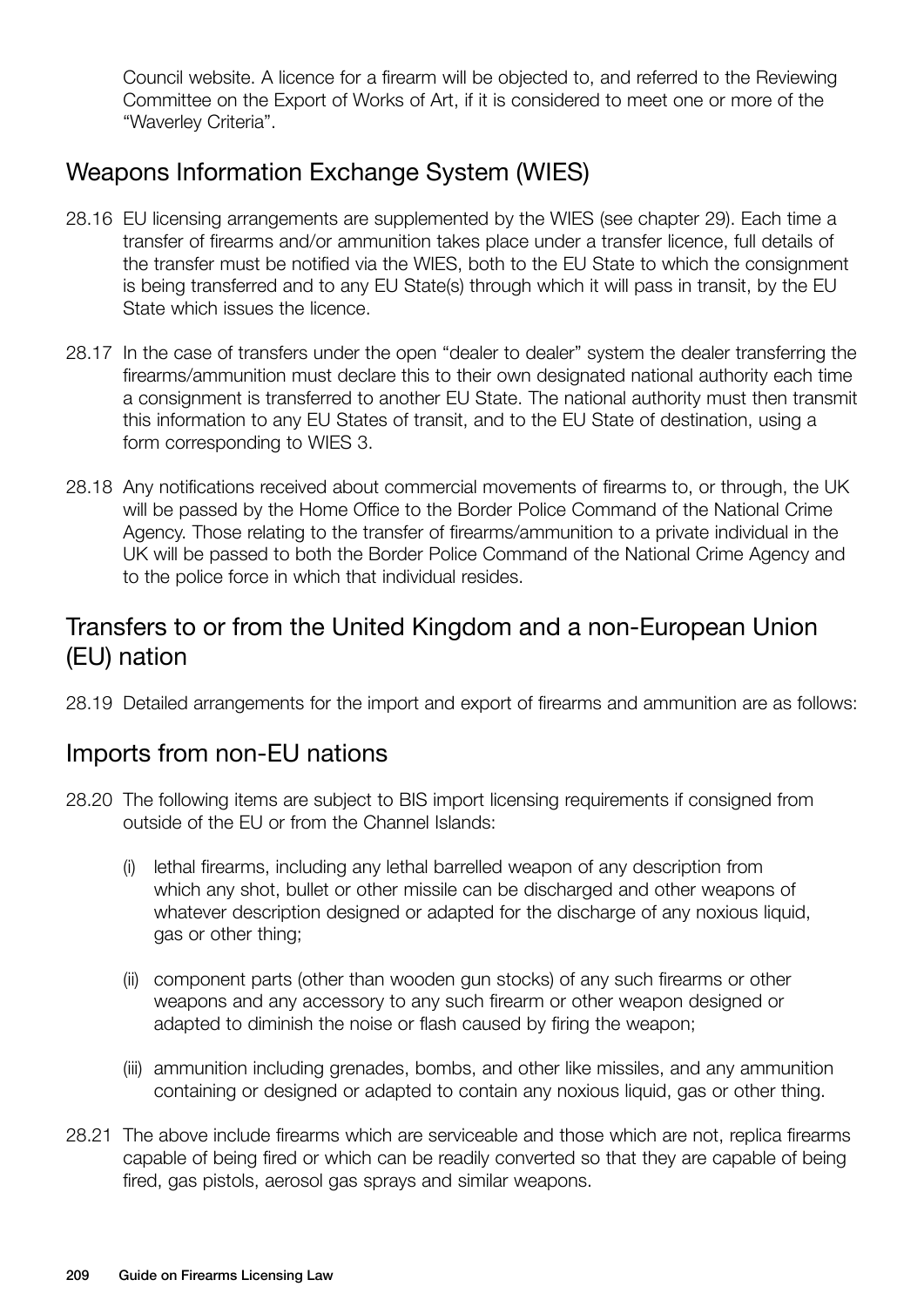Council website. A licence for a firearm will be objected to, and referred to the Reviewing Committee on the Export of Works of Art, if it is considered to meet one or more of the "Waverley Criteria".

## Weapons Information Exchange System (WIES)

28.16 EU licensing arrangements are supplemented by the WIES (see chapter 29). Each time a transfer of firearms and/or ammunition takes place under a transfer licence, full details of the transfer must be notified via the WIES, both to the EU State to which the consignment is being transferred and to any EU State(s) through which it will pass in transit, by the EU State which issues the licence.

28.17 In the case of transfers under the open "dealer to dealer" system the dealer transferring the firearms/ammunition must declare this to their own designated national authority each time a consignment is transferred to another EU State. The national authority must then transmit this information to any EU States of transit, and to the EU State of destination, using a form corresponding to WIES 3.

28.18 Any notifications received about commercial movements of firearms to, or through, the UK will be passed by the Home Office to the Border Police Command of the National Crime Agency. Those relating to the transfer of firearms/ammunition to a private individual in the UK will be passed to both the Border Police Command of the National Crime Agency and to the police force in which that individual resides.

## Transfers to or from the United Kingdom and a non-European Union (EU) nation

28.19 Detailed arrangements for the import and export of firearms and ammunition are as follows:

## Imports from non-EU nations

28.20 The following items are subject to BIS import licensing requirements if consigned from outside of the EU or from the Channel Islands:

(i) lethal firearms, including any lethal barrelled weapon of any description from which any shot, bullet or other missile can be discharged and other weapons of whatever description designed or adapted for the discharge of any noxious liquid, gas or other thing;

(ii) component parts (other than wooden gun stocks) of any such firearms or other weapons and any accessory to any such firearm or other weapon designed or adapted to diminish the noise or flash caused by firing the weapon;

(iii) ammunition including grenades, bombs, and other like missiles, and any ammunition containing or designed or adapted to contain any noxious liquid, gas or other thing.

28.21 The above include firearms which are serviceable and those which are not, replica firearms capable of being fired or which can be readily converted so that they are capable of being fired, gas pistols, aerosol gas sprays and similar weapons.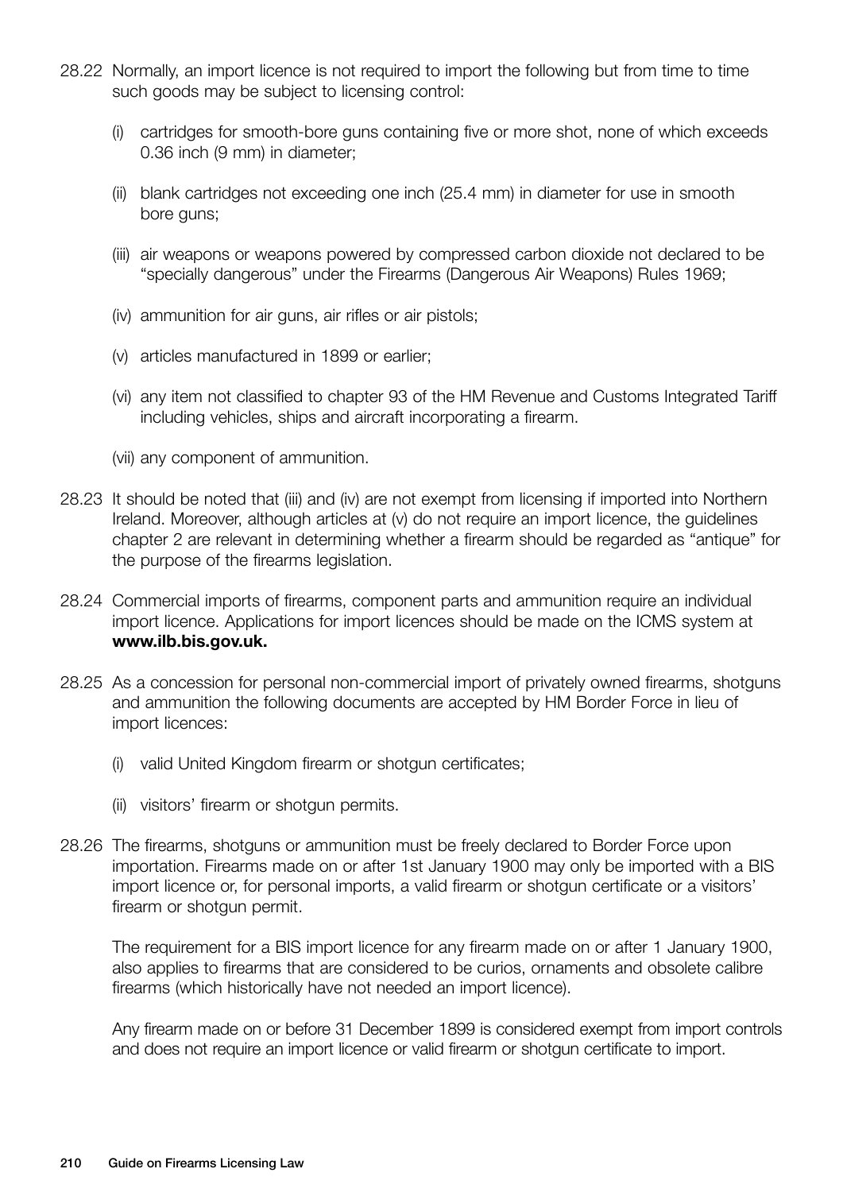28.22 Normally, an import licence is not required to import the following but from time to time such goods may be subject to licensing control:

(i) cartridges for smooth-bore guns containing five or more shot, none of which exceeds 0.36 inch (9 mm) in diameter;

(ii) blank cartridges not exceeding one inch (25.4 mm) in diameter for use in smooth bore guns;

(iii) air weapons or weapons powered by compressed carbon dioxide not declared to be "specially dangerous" under the Firearms (Dangerous Air Weapons) Rules 1969;

(iv) ammunition for air guns, air rifles or air pistols;

(v) articles manufactured in 1899 or earlier;

(vi) any item not classified to chapter 93 of the HM Revenue and Customs Integrated Tariff including vehicles, ships and aircraft incorporating a firearm.

(vii) any component of ammunition.

28.23 It should be noted that (iii) and (iv) are not exempt from licensing if imported into Northern Ireland. Moreover, although articles at (v) do not require an import licence, the guidelines chapter 2 are relevant in determining whether a firearm should be regarded as "antique" for the purpose of the firearms legislation.

28.24 Commercial imports of firearms, component parts and ammunition require an individual import licence. Applications for import licences should be made on the ICMS system at **www.ilb.bis.gov.uk.**

28.25 As a concession for personal non-commercial import of privately owned firearms, shotguns and ammunition the following documents are accepted by HM Border Force in lieu of import licences:

(i) valid United Kingdom firearm or shotgun certificates;

(ii) visitors' firearm or shotgun permits.

28.26 The firearms, shotguns or ammunition must be freely declared to Border Force upon importation. Firearms made on or after 1st January 1900 may only be imported with a BIS import licence or, for personal imports, a valid firearm or shotgun certificate or a visitors' firearm or shotgun permit.

The requirement for a BIS import licence for any firearm made on or after 1 January 1900, also applies to firearms that are considered to be curios, ornaments and obsolete calibre firearms (which historically have not needed an import licence).

Any firearm made on or before 31 December 1899 is considered exempt from import controls and does not require an import licence or valid firearm or shotgun certificate to import.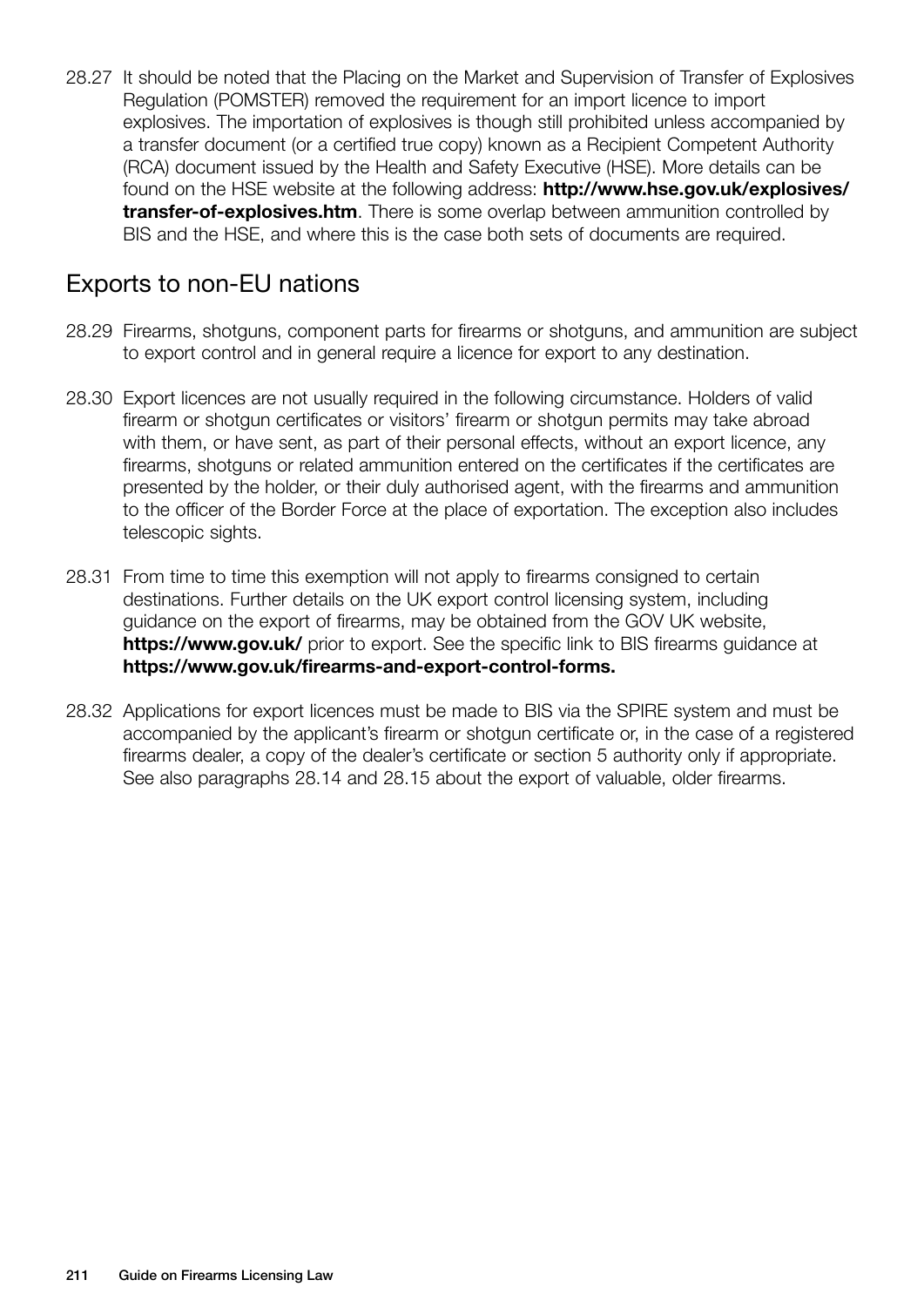28.27 It should be noted that the Placing on the Market and Supervision of Transfer of Explosives Regulation (POMSTER) removed the requirement for an import licence to import explosives. The importation of explosives is though still prohibited unless accompanied by a transfer document (or a certified true copy) known as a Recipient Competent Authority (RCA) document issued by the Health and Safety Executive (HSE). More details can be found on the HSE website at the following address: **http://www.hse.gov.uk/explosives/transfer-of-explosives.htm**. There is some overlap between ammunition controlled by BIS and the HSE, and where this is the case both sets of documents are required.

## Exports to non-EU nations

28.29 Firearms, shotguns, component parts for firearms or shotguns, and ammunition are subject to export control and in general require a licence for export to any destination.

28.30 Export licences are not usually required in the following circumstance. Holders of valid firearm or shotgun certificates or visitors' firearm or shotgun permits may take abroad with them, or have sent, as part of their personal effects, without an export licence, any firearms, shotguns or related ammunition entered on the certificates if the certificates are presented by the holder, or their duly authorised agent, with the firearms and ammunition to the officer of the Border Force at the place of exportation. The exception also includes telescopic sights.

28.31 From time to time this exemption will not apply to firearms consigned to certain destinations. Further details on the UK export control licensing system, including guidance on the export of firearms, may be obtained from the GOV UK website, **https://www.gov.uk/** prior to export. See the specific link to BIS firearms guidance at **https://www.gov.uk/firearms-and-export-control-forms.**

28.32 Applications for export licences must be made to BIS via the SPIRE system and must be accompanied by the applicant's firearm or shotgun certificate or, in the case of a registered firearms dealer, a copy of the dealer's certificate or section 5 authority only if appropriate. See also paragraphs 28.14 and 28.15 about the export of valuable, older firearms.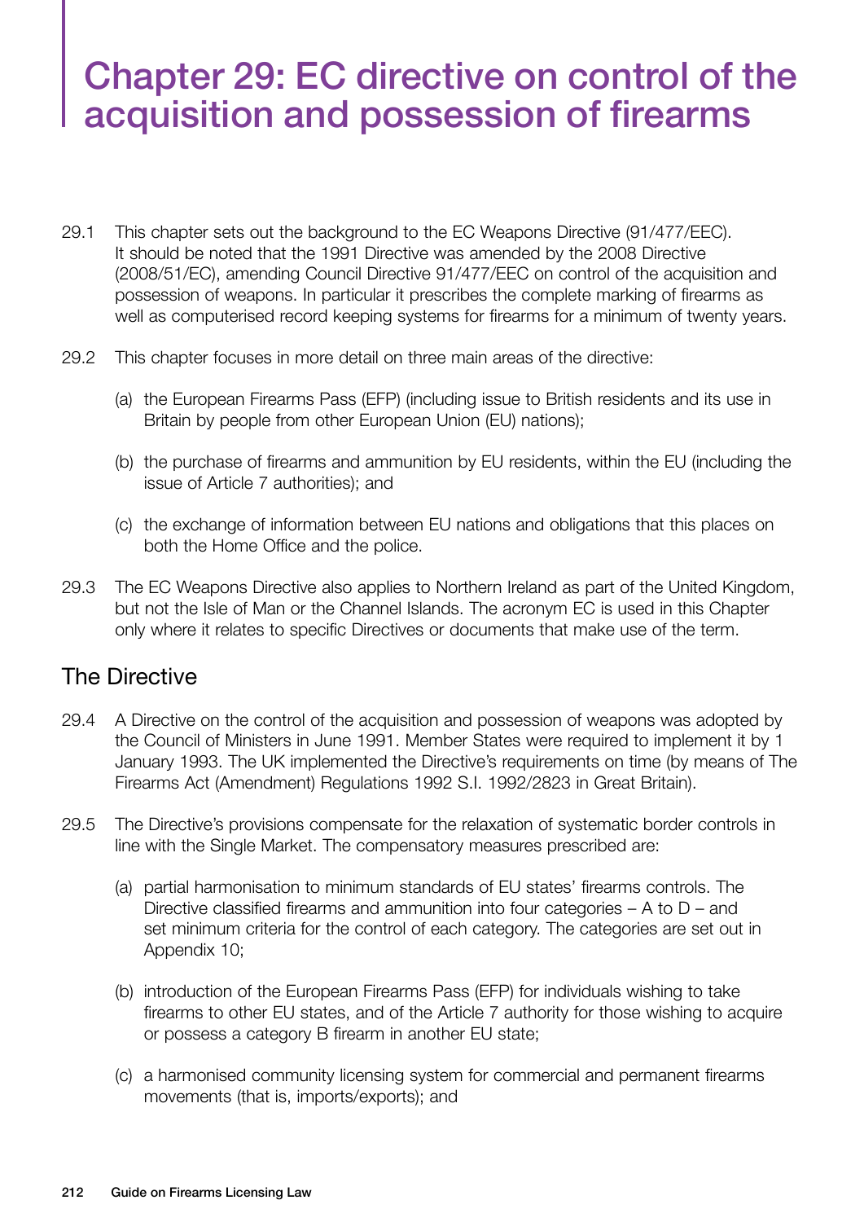# Chapter 29: EC directive on control of the acquisition and possession of firearms

29.1 This chapter sets out the background to the EC Weapons Directive (91/477/EEC). It should be noted that the 1991 Directive was amended by the 2008 Directive (2008/51/EC), amending Council Directive 91/477/EEC on control of the acquisition and possession of weapons. In particular it prescribes the complete marking of firearms as well as computerised record keeping systems for firearms for a minimum of twenty years.

29.2 This chapter focuses in more detail on three main areas of the directive:

(a) the European Firearms Pass (EFP) (including issue to British residents and its use in Britain by people from other European Union (EU) nations);

(b) the purchase of firearms and ammunition by EU residents, within the EU (including the issue of Article 7 authorities); and

(c) the exchange of information between EU nations and obligations that this places on both the Home Office and the police.

29.3 The EC Weapons Directive also applies to Northern Ireland as part of the United Kingdom, but not the Isle of Man or the Channel Islands. The acronym EC is used in this Chapter only where it relates to specific Directives or documents that make use of the term.

## The Directive

29.4 A Directive on the control of the acquisition and possession of weapons was adopted by the Council of Ministers in June 1991. Member States were required to implement it by 1 January 1993. The UK implemented the Directive's requirements on time (by means of The Firearms Act (Amendment) Regulations 1992 S.I. 1992/2823 in Great Britain).

29.5 The Directive's provisions compensate for the relaxation of systematic border controls in line with the Single Market. The compensatory measures prescribed are:

(a) partial harmonisation to minimum standards of EU states' firearms controls. The Directive classified firearms and ammunition into four categories – A to D – and set minimum criteria for the control of each category. The categories are set out in Appendix 10;

(b) introduction of the European Firearms Pass (EFP) for individuals wishing to take firearms to other EU states, and of the Article 7 authority for those wishing to acquire or possess a category B firearm in another EU state;

(c) a harmonised community licensing system for commercial and permanent firearms movements (that is, imports/exports); and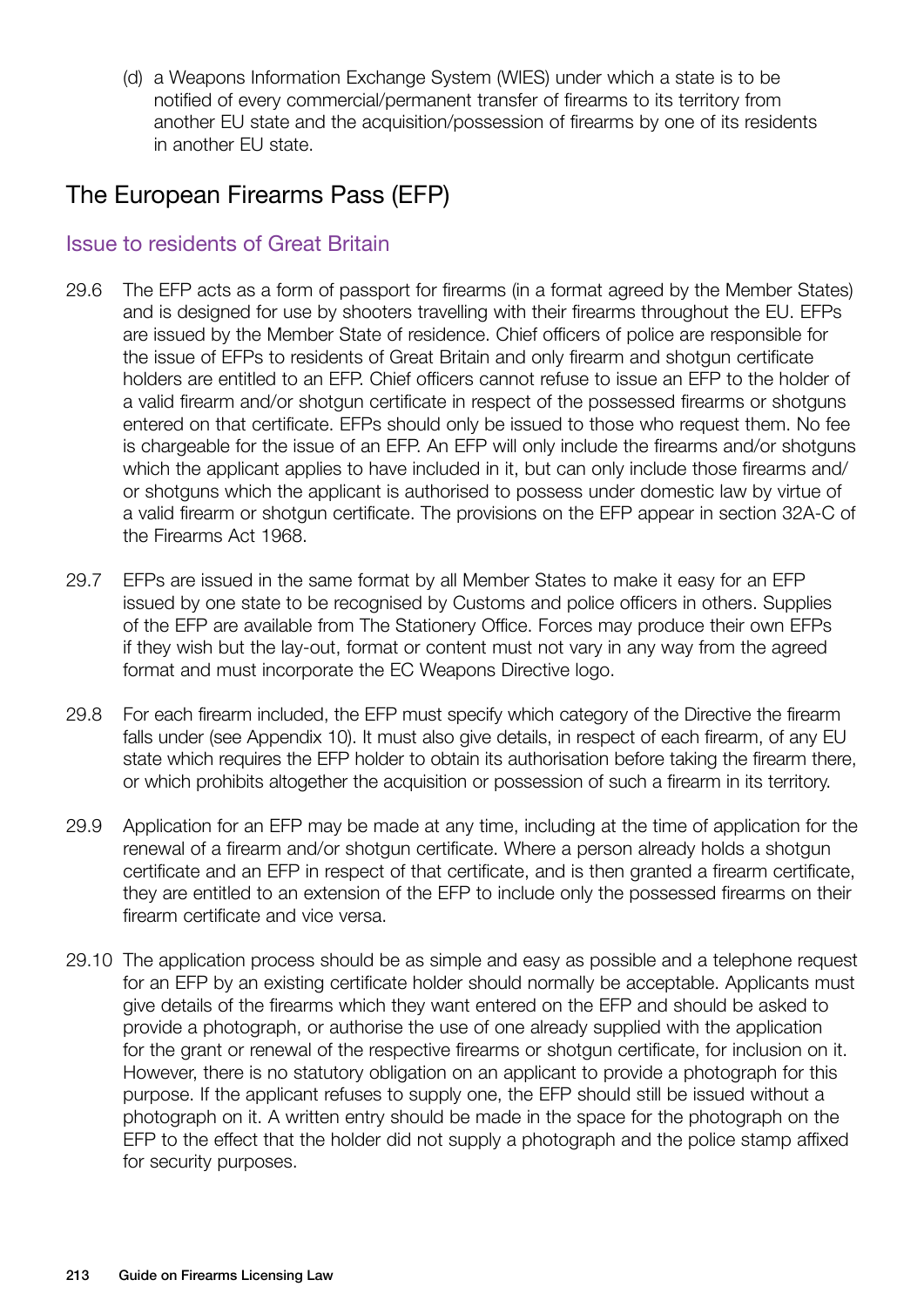(d) a Weapons Information Exchange System (WIES) under which a state is to be notified of every commercial/permanent transfer of firearms to its territory from another EU state and the acquisition/possession of firearms by one of its residents in another EU state.

## The European Firearms Pass (EFP)

### Issue to residents of Great Britain

29.6 The EFP acts as a form of passport for firearms (in a format agreed by the Member States) and is designed for use by shooters travelling with their firearms throughout the EU. EFPs are issued by the Member State of residence. Chief officers of police are responsible for the issue of EFPs to residents of Great Britain and only firearm and shotgun certificate holders are entitled to an EFP. Chief officers cannot refuse to issue an EFP to the holder of a valid firearm and/or shotgun certificate in respect of the possessed firearms or shotguns entered on that certificate. EFPs should only be issued to those who request them. No fee is chargeable for the issue of an EFP. An EFP will only include the firearms and/or shotguns which the applicant applies to have included in it, but can only include those firearms and/or shotguns which the applicant is authorised to possess under domestic law by virtue of a valid firearm or shotgun certificate. The provisions on the EFP appear in section 32A-C of the Firearms Act 1968.

29.7 EFPs are issued in the same format by all Member States to make it easy for an EFP issued by one state to be recognised by Customs and police officers in others. Supplies of the EFP are available from The Stationery Office. Forces may produce their own EFPs if they wish but the lay-out, format or content must not vary in any way from the agreed format and must incorporate the EC Weapons Directive logo.

29.8 For each firearm included, the EFP must specify which category of the Directive the firearm falls under (see Appendix 10). It must also give details, in respect of each firearm, of any EU state which requires the EFP holder to obtain its authorisation before taking the firearm there, or which prohibits altogether the acquisition or possession of such a firearm in its territory.

29.9 Application for an EFP may be made at any time, including at the time of application for the renewal of a firearm and/or shotgun certificate. Where a person already holds a shotgun certificate and an EFP in respect of that certificate, and is then granted a firearm certificate, they are entitled to an extension of the EFP to include only the possessed firearms on their firearm certificate and vice versa.

29.10 The application process should be as simple and easy as possible and a telephone request for an EFP by an existing certificate holder should normally be acceptable. Applicants must give details of the firearms which they want entered on the EFP and should be asked to provide a photograph, or authorise the use of one already supplied with the application for the grant or renewal of the respective firearms or shotgun certificate, for inclusion on it. However, there is no statutory obligation on an applicant to provide a photograph for this purpose. If the applicant refuses to supply one, the EFP should still be issued without a photograph on it. A written entry should be made in the space for the photograph on the EFP to the effect that the holder did not supply a photograph and the police stamp affixed for security purposes.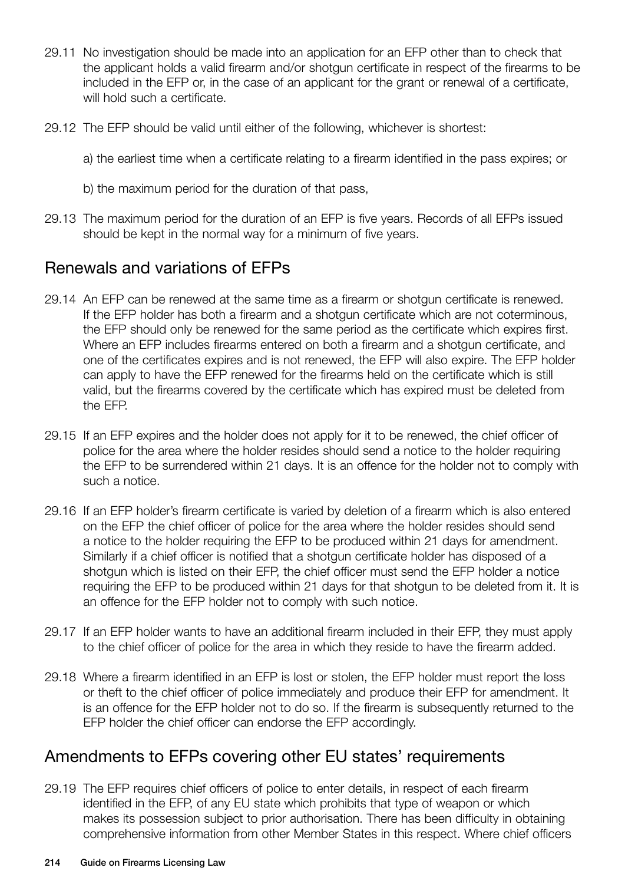29.11 No investigation should be made into an application for an EFP other than to check that the applicant holds a valid firearm and/or shotgun certificate in respect of the firearms to be included in the EFP or, in the case of an applicant for the grant or renewal of a certificate, will hold such a certificate.

29.12 The EFP should be valid until either of the following, whichever is shortest:

a) the earliest time when a certificate relating to a firearm identified in the pass expires; or

b) the maximum period for the duration of that pass,

29.13 The maximum period for the duration of an EFP is five years. Records of all EFPs issued should be kept in the normal way for a minimum of five years.

## Renewals and variations of EFPs

29.14 An EFP can be renewed at the same time as a firearm or shotgun certificate is renewed. If the EFP holder has both a firearm and a shotgun certificate which are not coterminous, the EFP should only be renewed for the same period as the certificate which expires first. Where an EFP includes firearms entered on both a firearm and a shotgun certificate, and one of the certificates expires and is not renewed, the EFP will also expire. The EFP holder can apply to have the EFP renewed for the firearms held on the certificate which is still valid, but the firearms covered by the certificate which has expired must be deleted from the EFP.

29.15 If an EFP expires and the holder does not apply for it to be renewed, the chief officer of police for the area where the holder resides should send a notice to the holder requiring the EFP to be surrendered within 21 days. It is an offence for the holder not to comply with such a notice.

29.16 If an EFP holder's firearm certificate is varied by deletion of a firearm which is also entered on the EFP the chief officer of police for the area where the holder resides should send a notice to the holder requiring the EFP to be produced within 21 days for amendment. Similarly if a chief officer is notified that a shotgun certificate holder has disposed of a shotgun which is listed on their EFP, the chief officer must send the EFP holder a notice requiring the EFP to be produced within 21 days for that shotgun to be deleted from it. It is an offence for the EFP holder not to comply with such notice.

29.17 If an EFP holder wants to have an additional firearm included in their EFP, they must apply to the chief officer of police for the area in which they reside to have the firearm added.

29.18 Where a firearm identified in an EFP is lost or stolen, the EFP holder must report the loss or theft to the chief officer of police immediately and produce their EFP for amendment. It is an offence for the EFP holder not to do so. If the firearm is subsequently returned to the EFP holder the chief officer can endorse the EFP accordingly.

## Amendments to EFPs covering other EU states' requirements

29.19 The EFP requires chief officers of police to enter details, in respect of each firearm identified in the EFP, of any EU state which prohibits that type of weapon or which makes its possession subject to prior authorisation. There has been difficulty in obtaining comprehensive information from other Member States in this respect. Where chief officers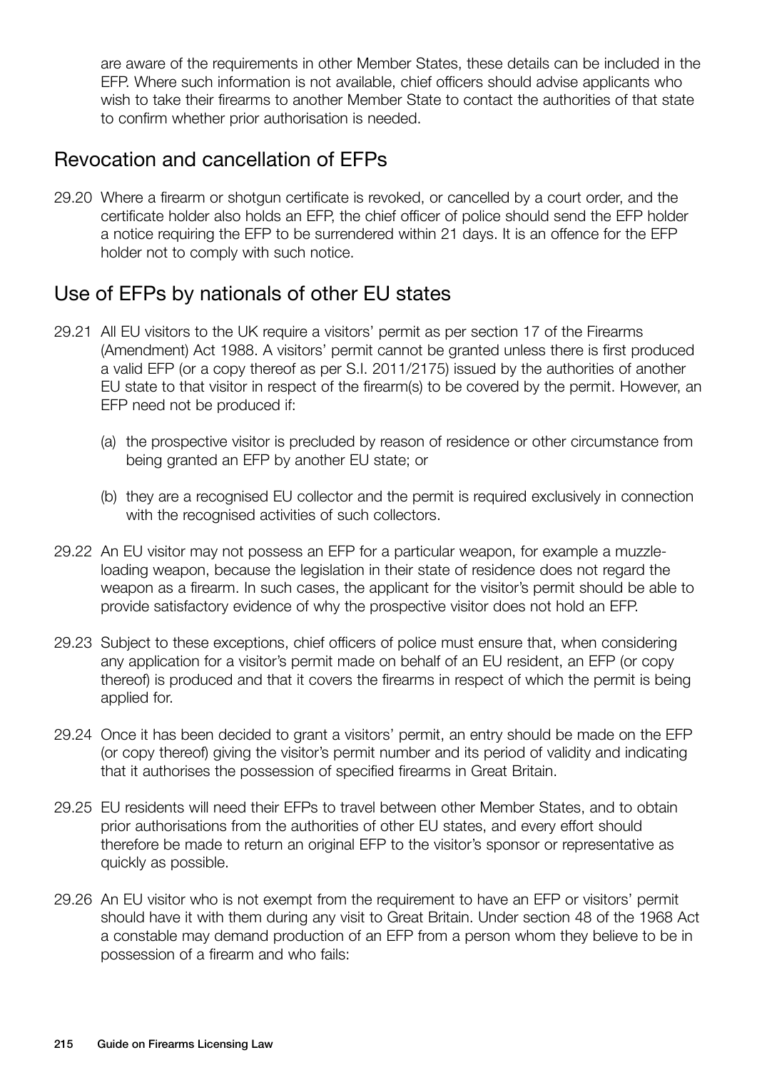are aware of the requirements in other Member States, these details can be included in the EFP. Where such information is not available, chief officers should advise applicants who wish to take their firearms to another Member State to contact the authorities of that state to confirm whether prior authorisation is needed.

## Revocation and cancellation of EFPs

29.20 Where a firearm or shotgun certificate is revoked, or cancelled by a court order, and the certificate holder also holds an EFP, the chief officer of police should send the EFP holder a notice requiring the EFP to be surrendered within 21 days. It is an offence for the EFP holder not to comply with such notice.

## Use of EFPs by nationals of other EU states

29.21 All EU visitors to the UK require a visitors' permit as per section 17 of the Firearms (Amendment) Act 1988. A visitors' permit cannot be granted unless there is first produced a valid EFP (or a copy thereof as per S.I. 2011/2175) issued by the authorities of another EU state to that visitor in respect of the firearm(s) to be covered by the permit. However, an EFP need not be produced if:

(a) the prospective visitor is precluded by reason of residence or other circumstance from being granted an EFP by another EU state; or

(b) they are a recognised EU collector and the permit is required exclusively in connection with the recognised activities of such collectors.

29.22 An EU visitor may not possess an EFP for a particular weapon, for example a muzzle-loading weapon, because the legislation in their state of residence does not regard the weapon as a firearm. In such cases, the applicant for the visitor's permit should be able to provide satisfactory evidence of why the prospective visitor does not hold an EFP.

29.23 Subject to these exceptions, chief officers of police must ensure that, when considering any application for a visitor's permit made on behalf of an EU resident, an EFP (or copy thereof) is produced and that it covers the firearms in respect of which the permit is being applied for.

29.24 Once it has been decided to grant a visitors' permit, an entry should be made on the EFP (or copy thereof) giving the visitor's permit number and its period of validity and indicating that it authorises the possession of specified firearms in Great Britain.

29.25 EU residents will need their EFPs to travel between other Member States, and to obtain prior authorisations from the authorities of other EU states, and every effort should therefore be made to return an original EFP to the visitor's sponsor or representative as quickly as possible.

29.26 An EU visitor who is not exempt from the requirement to have an EFP or visitors' permit should have it with them during any visit to Great Britain. Under section 48 of the 1968 Act a constable may demand production of an EFP from a person whom they believe to be in possession of a firearm and who fails: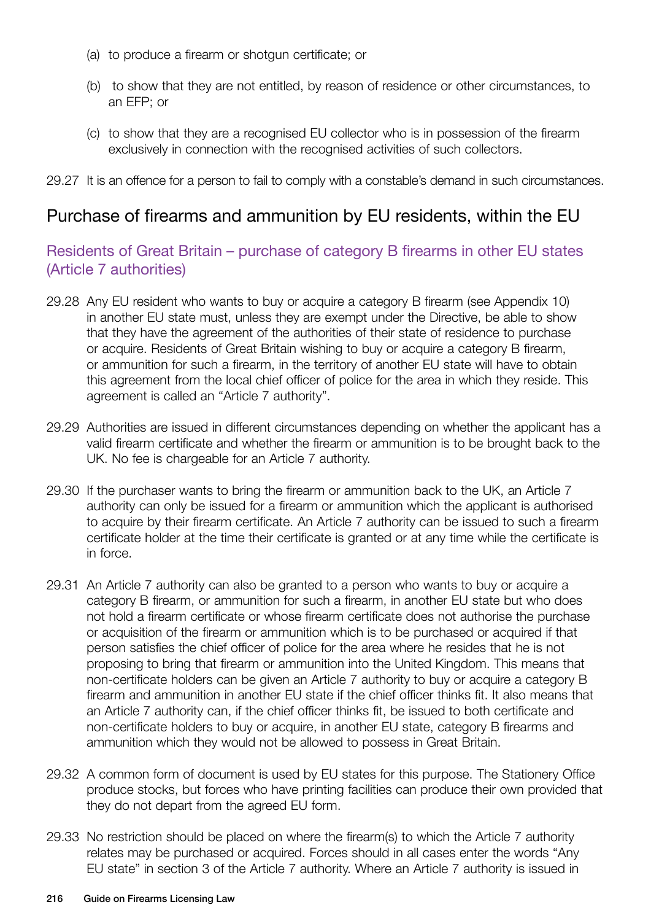(a) to produce a firearm or shotgun certificate; or

(b) to show that they are not entitled, by reason of residence or other circumstances, to an EFP; or

(c) to show that they are a recognised EU collector who is in possession of the firearm exclusively in connection with the recognised activities of such collectors.

29.27 It is an offence for a person to fail to comply with a constable's demand in such circumstances.

## Purchase of firearms and ammunition by EU residents, within the EU

### Residents of Great Britain – purchase of category B firearms in other EU states (Article 7 authorities)

29.28 Any EU resident who wants to buy or acquire a category B firearm (see Appendix 10) in another EU state must, unless they are exempt under the Directive, be able to show that they have the agreement of the authorities of their state of residence to purchase or acquire. Residents of Great Britain wishing to buy or acquire a category B firearm, or ammunition for such a firearm, in the territory of another EU state will have to obtain this agreement from the local chief officer of police for the area in which they reside. This agreement is called an "Article 7 authority".

29.29 Authorities are issued in different circumstances depending on whether the applicant has a valid firearm certificate and whether the firearm or ammunition is to be brought back to the UK. No fee is chargeable for an Article 7 authority.

29.30 If the purchaser wants to bring the firearm or ammunition back to the UK, an Article 7 authority can only be issued for a firearm or ammunition which the applicant is authorised to acquire by their firearm certificate. An Article 7 authority can be issued to such a firearm certificate holder at the time their certificate is granted or at any time while the certificate is in force.

29.31 An Article 7 authority can also be granted to a person who wants to buy or acquire a category B firearm, or ammunition for such a firearm, in another EU state but who does not hold a firearm certificate or whose firearm certificate does not authorise the purchase or acquisition of the firearm or ammunition which is to be purchased or acquired if that person satisfies the chief officer of police for the area where he resides that he is not proposing to bring that firearm or ammunition into the United Kingdom. This means that non-certificate holders can be given an Article 7 authority to buy or acquire a category B firearm and ammunition in another EU state if the chief officer thinks fit. It also means that an Article 7 authority can, if the chief officer thinks fit, be issued to both certificate and non-certificate holders to buy or acquire, in another EU state, category B firearms and ammunition which they would not be allowed to possess in Great Britain.

29.32 A common form of document is used by EU states for this purpose. The Stationery Office produce stocks, but forces who have printing facilities can produce their own provided that they do not depart from the agreed EU form.

29.33 No restriction should be placed on where the firearm(s) to which the Article 7 authority relates may be purchased or acquired. Forces should in all cases enter the words "Any EU state" in section 3 of the Article 7 authority. Where an Article 7 authority is issued in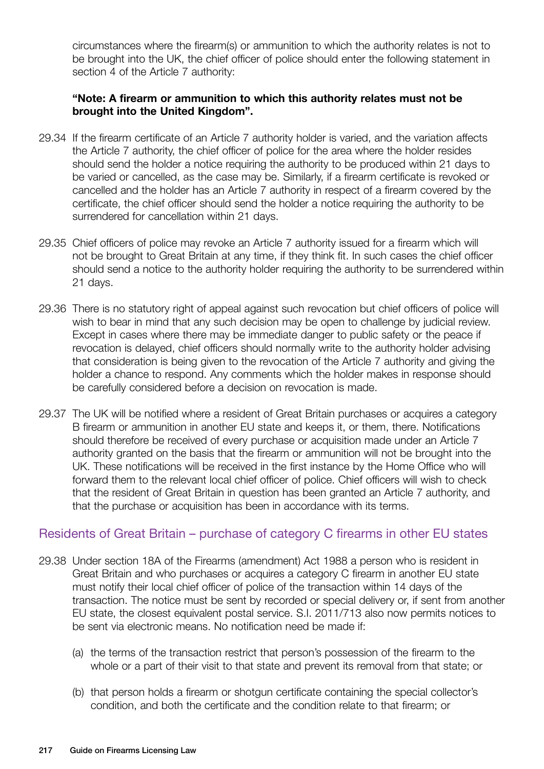circumstances where the firearm(s) or ammunition to which the authority relates is not to be brought into the UK, the chief officer of police should enter the following statement in section 4 of the Article 7 authority:

**"Note: A firearm or ammunition to which this authority relates must not be brought into the United Kingdom".**

29.34 If the firearm certificate of an Article 7 authority holder is varied, and the variation affects the Article 7 authority, the chief officer of police for the area where the holder resides should send the holder a notice requiring the authority to be produced within 21 days to be varied or cancelled, as the case may be. Similarly, if a firearm certificate is revoked or cancelled and the holder has an Article 7 authority in respect of a firearm covered by the certificate, the chief officer should send the holder a notice requiring the authority to be surrendered for cancellation within 21 days.

29.35 Chief officers of police may revoke an Article 7 authority issued for a firearm which will not be brought to Great Britain at any time, if they think fit. In such cases the chief officer should send a notice to the authority holder requiring the authority to be surrendered within 21 days.

29.36 There is no statutory right of appeal against such revocation but chief officers of police will wish to bear in mind that any such decision may be open to challenge by judicial review. Except in cases where there may be immediate danger to public safety or the peace if revocation is delayed, chief officers should normally write to the authority holder advising that consideration is being given to the revocation of the Article 7 authority and giving the holder a chance to respond. Any comments which the holder makes in response should be carefully considered before a decision on revocation is made.

29.37 The UK will be notified where a resident of Great Britain purchases or acquires a category B firearm or ammunition in another EU state and keeps it, or them, there. Notifications should therefore be received of every purchase or acquisition made under an Article 7 authority granted on the basis that the firearm or ammunition will not be brought into the UK. These notifications will be received in the first instance by the Home Office who will forward them to the relevant local chief officer of police. Chief officers will wish to check that the resident of Great Britain in question has been granted an Article 7 authority, and that the purchase or acquisition has been in accordance with its terms.

## Residents of Great Britain – purchase of category C firearms in other EU states

29.38 Under section 18A of the Firearms (amendment) Act 1988 a person who is resident in Great Britain and who purchases or acquires a category C firearm in another EU state must notify their local chief officer of police of the transaction within 14 days of the transaction. The notice must be sent by recorded or special delivery or, if sent from another EU state, the closest equivalent postal service. S.I. 2011/713 also now permits notices to be sent via electronic means. No notification need be made if:

(a) the terms of the transaction restrict that person's possession of the firearm to the whole or a part of their visit to that state and prevent its removal from that state; or

(b) that person holds a firearm or shotgun certificate containing the special collector's condition, and both the certificate and the condition relate to that firearm; or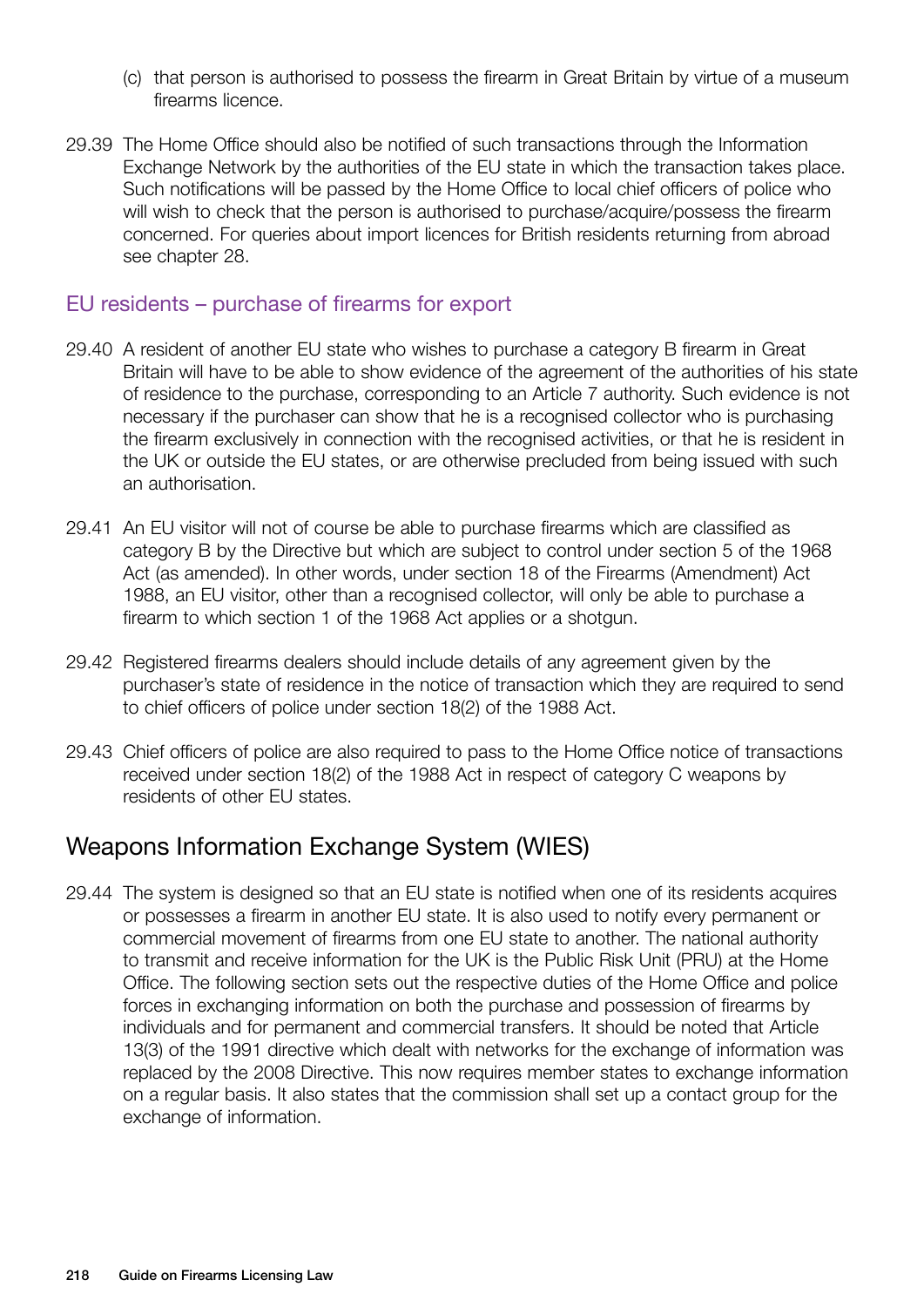(c) that person is authorised to possess the firearm in Great Britain by virtue of a museum firearms licence.

29.39 The Home Office should also be notified of such transactions through the Information Exchange Network by the authorities of the EU state in which the transaction takes place. Such notifications will be passed by the Home Office to local chief officers of police who will wish to check that the person is authorised to purchase/acquire/possess the firearm concerned. For queries about import licences for British residents returning from abroad see chapter 28.

### EU residents – purchase of firearms for export

29.40 A resident of another EU state who wishes to purchase a category B firearm in Great Britain will have to be able to show evidence of the agreement of the authorities of his state of residence to the purchase, corresponding to an Article 7 authority. Such evidence is not necessary if the purchaser can show that he is a recognised collector who is purchasing the firearm exclusively in connection with the recognised activities, or that he is resident in the UK or outside the EU states, or are otherwise precluded from being issued with such an authorisation.

29.41 An EU visitor will not of course be able to purchase firearms which are classified as category B by the Directive but which are subject to control under section 5 of the 1968 Act (as amended). In other words, under section 18 of the Firearms (Amendment) Act 1988, an EU visitor, other than a recognised collector, will only be able to purchase a firearm to which section 1 of the 1968 Act applies or a shotgun.

29.42 Registered firearms dealers should include details of any agreement given by the purchaser's state of residence in the notice of transaction which they are required to send to chief officers of police under section 18(2) of the 1988 Act.

29.43 Chief officers of police are also required to pass to the Home Office notice of transactions received under section 18(2) of the 1988 Act in respect of category C weapons by residents of other EU states.

## Weapons Information Exchange System (WIES)

29.44 The system is designed so that an EU state is notified when one of its residents acquires or possesses a firearm in another EU state. It is also used to notify every permanent or commercial movement of firearms from one EU state to another. The national authority to transmit and receive information for the UK is the Public Risk Unit (PRU) at the Home Office. The following section sets out the respective duties of the Home Office and police forces in exchanging information on both the purchase and possession of firearms by individuals and for permanent and commercial transfers. It should be noted that Article 13(3) of the 1991 directive which dealt with networks for the exchange of information was replaced by the 2008 Directive. This now requires member states to exchange information on a regular basis. It also states that the commission shall set up a contact group for the exchange of information.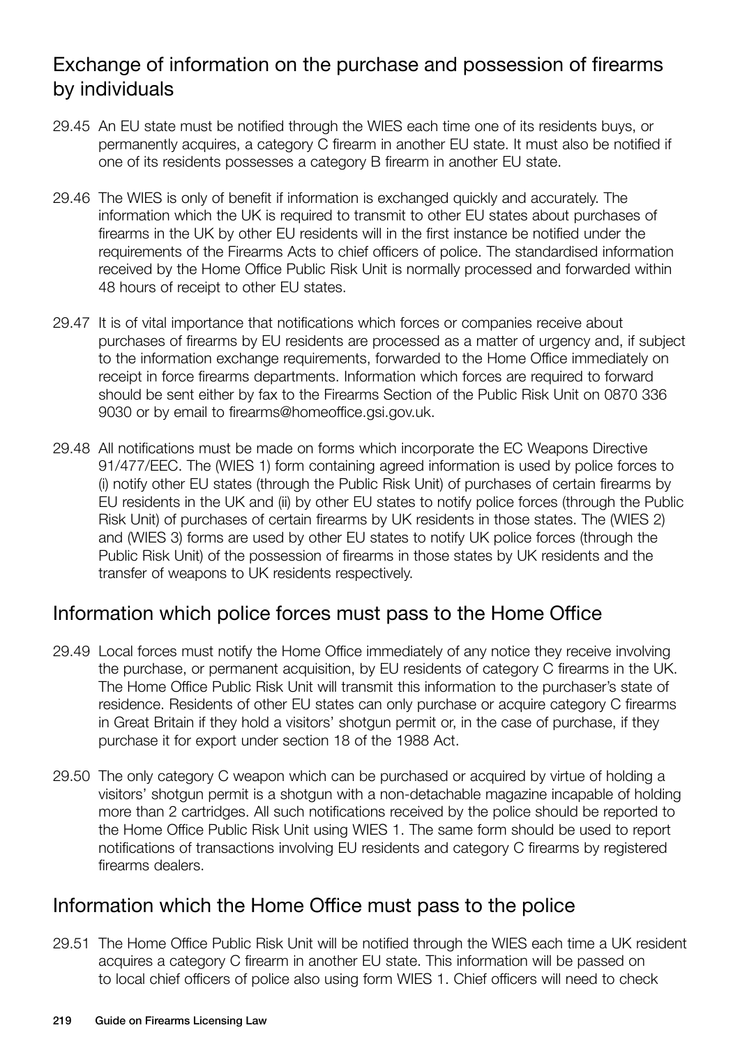## Exchange of information on the purchase and possession of firearms by individuals

29.45 An EU state must be notified through the WIES each time one of its residents buys, or permanently acquires, a category C firearm in another EU state. It must also be notified if one of its residents possesses a category B firearm in another EU state.

29.46 The WIES is only of benefit if information is exchanged quickly and accurately. The information which the UK is required to transmit to other EU states about purchases of firearms in the UK by other EU residents will in the first instance be notified under the requirements of the Firearms Acts to chief officers of police. The standardised information received by the Home Office Public Risk Unit is normally processed and forwarded within 48 hours of receipt to other EU states.

29.47 It is of vital importance that notifications which forces or companies receive about purchases of firearms by EU residents are processed as a matter of urgency and, if subject to the information exchange requirements, forwarded to the Home Office immediately on receipt in force firearms departments. Information which forces are required to forward should be sent either by fax to the Firearms Section of the Public Risk Unit on 0870 336 9030 or by email to firearms@homeoffice.gsi.gov.uk.

29.48 All notifications must be made on forms which incorporate the EC Weapons Directive 91/477/EEC. The (WIES 1) form containing agreed information is used by police forces to (i) notify other EU states (through the Public Risk Unit) of purchases of certain firearms by EU residents in the UK and (ii) by other EU states to notify police forces (through the Public Risk Unit) of purchases of certain firearms by UK residents in those states. The (WIES 2) and (WIES 3) forms are used by other EU states to notify UK police forces (through the Public Risk Unit) of the possession of firearms in those states by UK residents and the transfer of weapons to UK residents respectively.

## Information which police forces must pass to the Home Office

29.49 Local forces must notify the Home Office immediately of any notice they receive involving the purchase, or permanent acquisition, by EU residents of category C firearms in the UK. The Home Office Public Risk Unit will transmit this information to the purchaser's state of residence. Residents of other EU states can only purchase or acquire category C firearms in Great Britain if they hold a visitors' shotgun permit or, in the case of purchase, if they purchase it for export under section 18 of the 1988 Act.

29.50 The only category C weapon which can be purchased or acquired by virtue of holding a visitors' shotgun permit is a shotgun with a non-detachable magazine incapable of holding more than 2 cartridges. All such notifications received by the police should be reported to the Home Office Public Risk Unit using WIES 1. The same form should be used to report notifications of transactions involving EU residents and category C firearms by registered firearms dealers.

## Information which the Home Office must pass to the police

29.51 The Home Office Public Risk Unit will be notified through the WIES each time a UK resident acquires a category C firearm in another EU state. This information will be passed on to local chief officers of police also using form WIES 1. Chief officers will need to check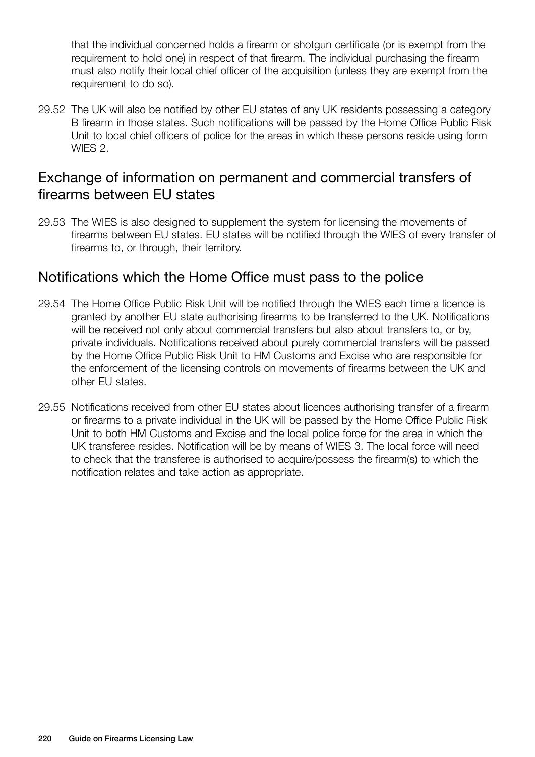that the individual concerned holds a firearm or shotgun certificate (or is exempt from the requirement to hold one) in respect of that firearm. The individual purchasing the firearm must also notify their local chief officer of the acquisition (unless they are exempt from the requirement to do so).

29.52 The UK will also be notified by other EU states of any UK residents possessing a category B firearm in those states. Such notifications will be passed by the Home Office Public Risk Unit to local chief officers of police for the areas in which these persons reside using form WIES 2.

## Exchange of information on permanent and commercial transfers of firearms between EU states

29.53 The WIES is also designed to supplement the system for licensing the movements of firearms between EU states. EU states will be notified through the WIES of every transfer of firearms to, or through, their territory.

## Notifications which the Home Office must pass to the police

29.54 The Home Office Public Risk Unit will be notified through the WIES each time a licence is granted by another EU state authorising firearms to be transferred to the UK. Notifications will be received not only about commercial transfers but also about transfers to, or by, private individuals. Notifications received about purely commercial transfers will be passed by the Home Office Public Risk Unit to HM Customs and Excise who are responsible for the enforcement of the licensing controls on movements of firearms between the UK and other EU states.

29.55 Notifications received from other EU states about licences authorising transfer of a firearm or firearms to a private individual in the UK will be passed by the Home Office Public Risk Unit to both HM Customs and Excise and the local police force for the area in which the UK transferee resides. Notification will be by means of WIES 3. The local force will need to check that the transferee is authorised to acquire/possess the firearm(s) to which the notification relates and take action as appropriate.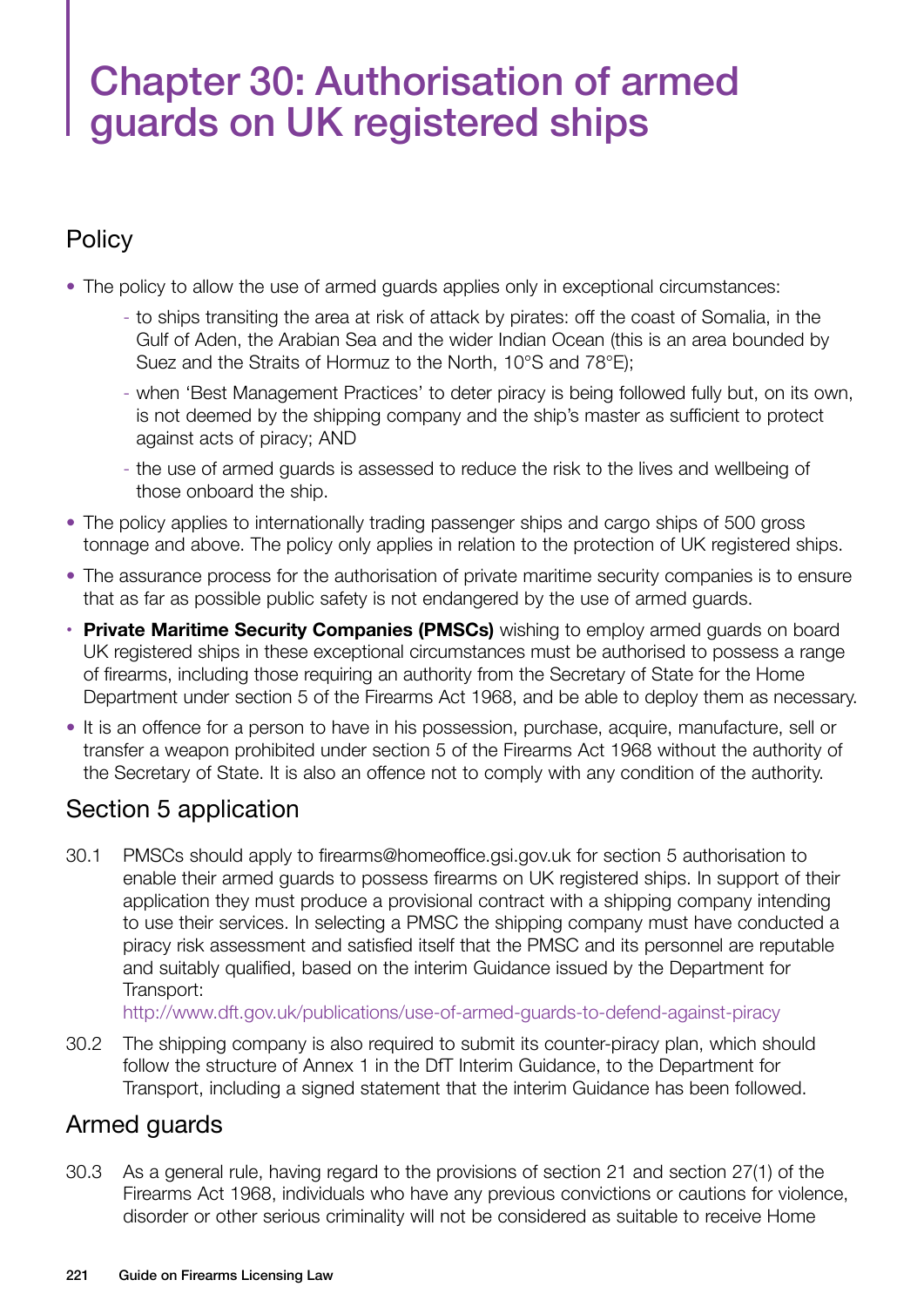# Chapter 30: Authorisation of armed guards on UK registered ships

## Policy

- The policy to allow the use of armed guards applies only in exceptional circumstances:
  - to ships transiting the area at risk of attack by pirates: off the coast of Somalia, in the Gulf of Aden, the Arabian Sea and the wider Indian Ocean (this is an area bounded by Suez and the Straits of Hormuz to the North, 10°S and 78°E);
  - when 'Best Management Practices' to deter piracy is being followed fully but, on its own, is not deemed by the shipping company and the ship's master as sufficient to protect against acts of piracy; AND
  - the use of armed guards is assessed to reduce the risk to the lives and wellbeing of those onboard the ship.
- The policy applies to internationally trading passenger ships and cargo ships of 500 gross tonnage and above. The policy only applies in relation to the protection of UK registered ships.
- The assurance process for the authorisation of private maritime security companies is to ensure that as far as possible public safety is not endangered by the use of armed guards.
- **Private Maritime Security Companies (PMSCs)** wishing to employ armed guards on board UK registered ships in these exceptional circumstances must be authorised to possess a range of firearms, including those requiring an authority from the Secretary of State for the Home Department under section 5 of the Firearms Act 1968, and be able to deploy them as necessary.
- It is an offence for a person to have in his possession, purchase, acquire, manufacture, sell or transfer a weapon prohibited under section 5 of the Firearms Act 1968 without the authority of the Secretary of State. It is also an offence not to comply with any condition of the authority.

## Section 5 application

30.1 PMSCs should apply to firearms@homeoffice.gsi.gov.uk for section 5 authorisation to enable their armed guards to possess firearms on UK registered ships. In support of their application they must produce a provisional contract with a shipping company intending to use their services. In selecting a PMSC the shipping company must have conducted a piracy risk assessment and satisfied itself that the PMSC and its personnel are reputable and suitably qualified, based on the interim Guidance issued by the Department for Transport:
http://www.dft.gov.uk/publications/use-of-armed-guards-to-defend-against-piracy

30.2 The shipping company is also required to submit its counter-piracy plan, which should follow the structure of Annex 1 in the DfT Interim Guidance, to the Department for Transport, including a signed statement that the interim Guidance has been followed.

## Armed guards

30.3 As a general rule, having regard to the provisions of section 21 and section 27(1) of the Firearms Act 1968, individuals who have any previous convictions or cautions for violence, disorder or other serious criminality will not be considered as suitable to receive Home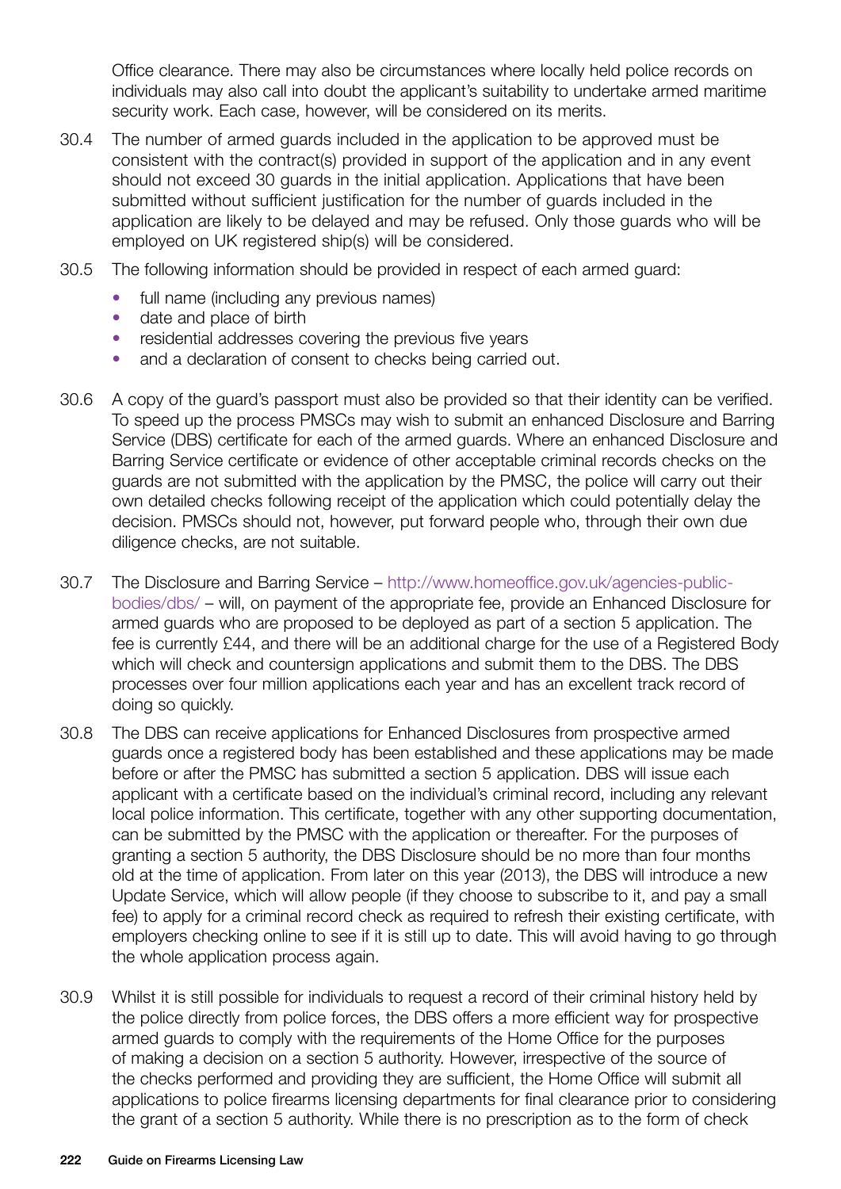Office clearance. There may also be circumstances where locally held police records on individuals may also call into doubt the applicant's suitability to undertake armed maritime security work. Each case, however, will be considered on its merits.

30.4 The number of armed guards included in the application to be approved must be consistent with the contract(s) provided in support of the application and in any event should not exceed 30 guards in the initial application. Applications that have been submitted without sufficient justification for the number of guards included in the application are likely to be delayed and may be refused. Only those guards who will be employed on UK registered ship(s) will be considered.

30.5 The following information should be provided in respect of each armed guard:

- full name (including any previous names)
- date and place of birth
- residential addresses covering the previous five years
- and a declaration of consent to checks being carried out.

30.6 A copy of the guard's passport must also be provided so that their identity can be verified. To speed up the process PMSCs may wish to submit an enhanced Disclosure and Barring Service (DBS) certificate for each of the armed guards. Where an enhanced Disclosure and Barring Service certificate or evidence of other acceptable criminal records checks on the guards are not submitted with the application by the PMSC, the police will carry out their own detailed checks following receipt of the application which could potentially delay the decision. PMSCs should not, however, put forward people who, through their own due diligence checks, are not suitable.

30.7 The Disclosure and Barring Service – http://www.homeoffice.gov.uk/agencies-public-bodies/dbs/ – will, on payment of the appropriate fee, provide an Enhanced Disclosure for armed guards who are proposed to be deployed as part of a section 5 application. The fee is currently £44, and there will be an additional charge for the use of a Registered Body which will check and countersign applications and submit them to the DBS. The DBS processes over four million applications each year and has an excellent track record of doing so quickly.

30.8 The DBS can receive applications for Enhanced Disclosures from prospective armed guards once a registered body has been established and these applications may be made before or after the PMSC has submitted a section 5 application. DBS will issue each applicant with a certificate based on the individual's criminal record, including any relevant local police information. This certificate, together with any other supporting documentation, can be submitted by the PMSC with the application or thereafter. For the purposes of granting a section 5 authority, the DBS Disclosure should be no more than four months old at the time of application. From later on this year (2013), the DBS will introduce a new Update Service, which will allow people (if they choose to subscribe to it, and pay a small fee) to apply for a criminal record check as required to refresh their existing certificate, with employers checking online to see if it is still up to date. This will avoid having to go through the whole application process again.

30.9 Whilst it is still possible for individuals to request a record of their criminal history held by the police directly from police forces, the DBS offers a more efficient way for prospective armed guards to comply with the requirements of the Home Office for the purposes of making a decision on a section 5 authority. However, irrespective of the source of the checks performed and providing they are sufficient, the Home Office will submit all applications to police firearms licensing departments for final clearance prior to considering the grant of a section 5 authority. While there is no prescription as to the form of check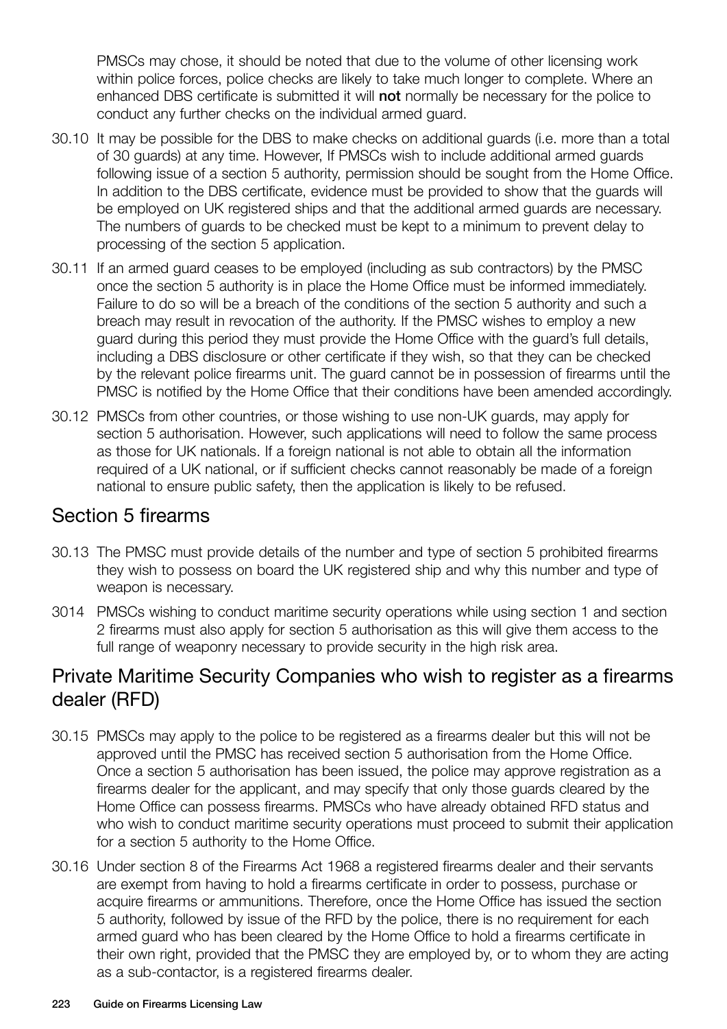PMSCs may chose, it should be noted that due to the volume of other licensing work within police forces, police checks are likely to take much longer to complete. Where an enhanced DBS certificate is submitted it will **not** normally be necessary for the police to conduct any further checks on the individual armed guard.

30.10 It may be possible for the DBS to make checks on additional guards (i.e. more than a total of 30 guards) at any time. However, If PMSCs wish to include additional armed guards following issue of a section 5 authority, permission should be sought from the Home Office. In addition to the DBS certificate, evidence must be provided to show that the guards will be employed on UK registered ships and that the additional armed guards are necessary. The numbers of guards to be checked must be kept to a minimum to prevent delay to processing of the section 5 application.

30.11 If an armed guard ceases to be employed (including as sub contractors) by the PMSC once the section 5 authority is in place the Home Office must be informed immediately. Failure to do so will be a breach of the conditions of the section 5 authority and such a breach may result in revocation of the authority. If the PMSC wishes to employ a new guard during this period they must provide the Home Office with the guard's full details, including a DBS disclosure or other certificate if they wish, so that they can be checked by the relevant police firearms unit. The guard cannot be in possession of firearms until the PMSC is notified by the Home Office that their conditions have been amended accordingly.

30.12 PMSCs from other countries, or those wishing to use non-UK guards, may apply for section 5 authorisation. However, such applications will need to follow the same process as those for UK nationals. If a foreign national is not able to obtain all the information required of a UK national, or if sufficient checks cannot reasonably be made of a foreign national to ensure public safety, then the application is likely to be refused.

## Section 5 firearms

30.13 The PMSC must provide details of the number and type of section 5 prohibited firearms they wish to possess on board the UK registered ship and why this number and type of weapon is necessary.

3014 PMSCs wishing to conduct maritime security operations while using section 1 and section 2 firearms must also apply for section 5 authorisation as this will give them access to the full range of weaponry necessary to provide security in the high risk area.

## Private Maritime Security Companies who wish to register as a firearms dealer (RFD)

30.15 PMSCs may apply to the police to be registered as a firearms dealer but this will not be approved until the PMSC has received section 5 authorisation from the Home Office. Once a section 5 authorisation has been issued, the police may approve registration as a firearms dealer for the applicant, and may specify that only those guards cleared by the Home Office can possess firearms. PMSCs who have already obtained RFD status and who wish to conduct maritime security operations must proceed to submit their application for a section 5 authority to the Home Office.

30.16 Under section 8 of the Firearms Act 1968 a registered firearms dealer and their servants are exempt from having to hold a firearms certificate in order to possess, purchase or acquire firearms or ammunitions. Therefore, once the Home Office has issued the section 5 authority, followed by issue of the RFD by the police, there is no requirement for each armed guard who has been cleared by the Home Office to hold a firearms certificate in their own right, provided that the PMSC they are employed by, or to whom they are acting as a sub-contactor, is a registered firearms dealer.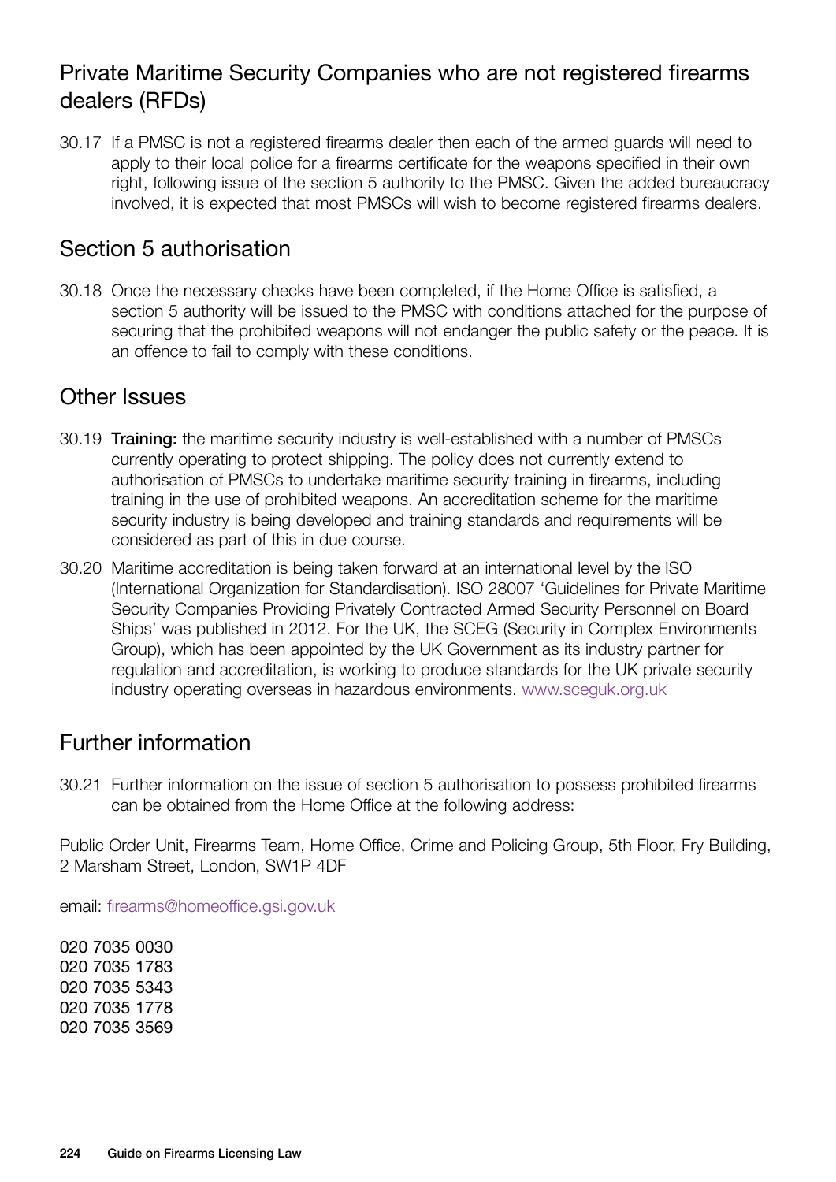## Private Maritime Security Companies who are not registered firearms dealers (RFDs)

30.17 If a PMSC is not a registered firearms dealer then each of the armed guards will need to apply to their local police for a firearms certificate for the weapons specified in their own right, following issue of the section 5 authority to the PMSC. Given the added bureaucracy involved, it is expected that most PMSCs will wish to become registered firearms dealers.

## Section 5 authorisation

30.18 Once the necessary checks have been completed, if the Home Office is satisfied, a section 5 authority will be issued to the PMSC with conditions attached for the purpose of securing that the prohibited weapons will not endanger the public safety or the peace. It is an offence to fail to comply with these conditions.

## Other Issues

30.19 **Training:** the maritime security industry is well-established with a number of PMSCs currently operating to protect shipping. The policy does not currently extend to authorisation of PMSCs to undertake maritime security training in firearms, including training in the use of prohibited weapons. An accreditation scheme for the maritime security industry is being developed and training standards and requirements will be considered as part of this in due course.

30.20 Maritime accreditation is being taken forward at an international level by the ISO (International Organization for Standardisation). ISO 28007 'Guidelines for Private Maritime Security Companies Providing Privately Contracted Armed Security Personnel on Board Ships' was published in 2012. For the UK, the SCEG (Security in Complex Environments Group), which has been appointed by the UK Government as its industry partner for regulation and accreditation, is working to produce standards for the UK private security industry operating overseas in hazardous environments. www.sceguk.org.uk

## Further information

30.21 Further information on the issue of section 5 authorisation to possess prohibited firearms can be obtained from the Home Office at the following address:

Public Order Unit, Firearms Team, Home Office, Crime and Policing Group, 5th Floor, Fry Building, 2 Marsham Street, London, SW1P 4DF

email: firearms@homeoffice.gsi.gov.uk

020 7035 0030
020 7035 1783
020 7035 5343
020 7035 1778
020 7035 3569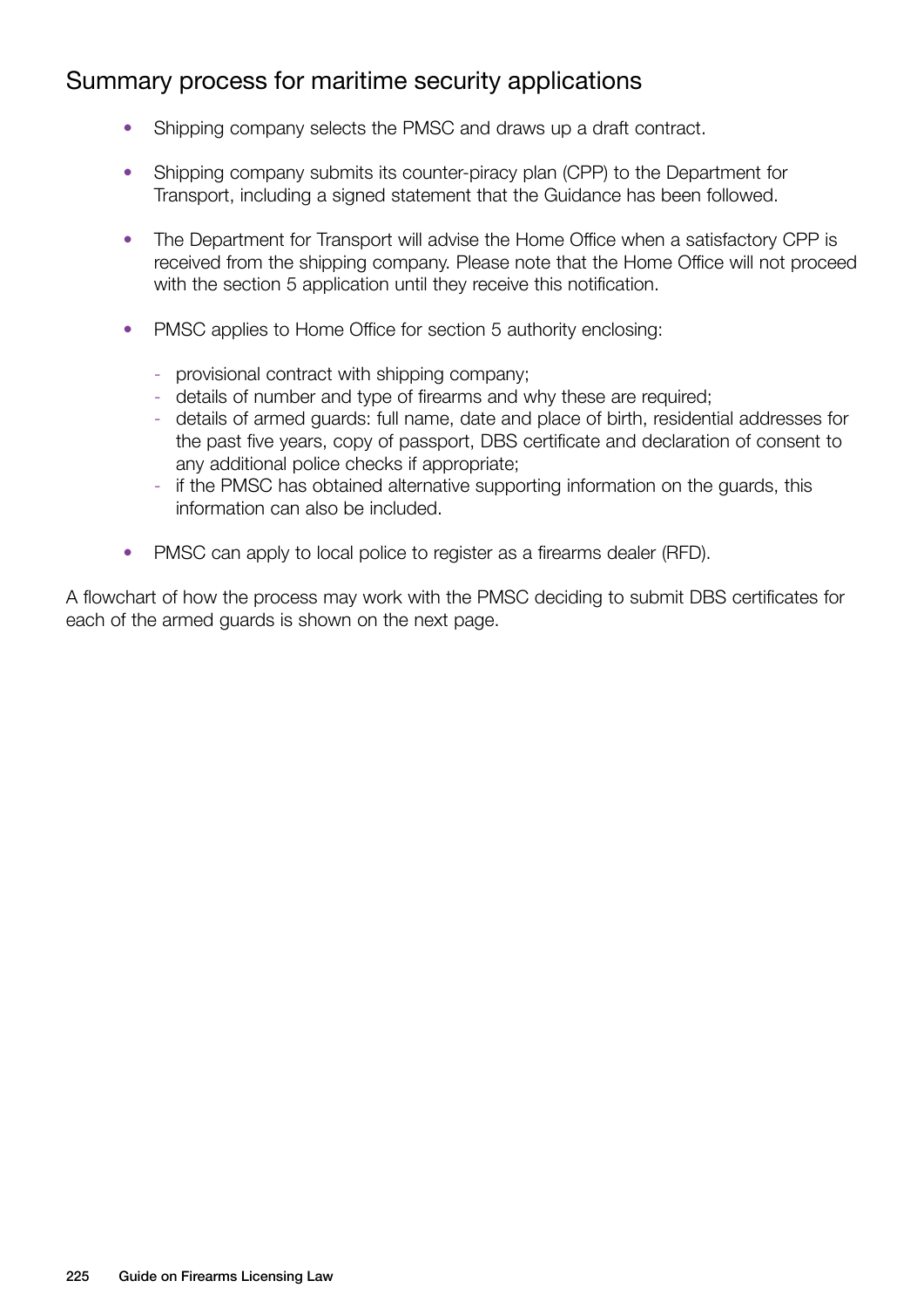## Summary process for maritime security applications

- Shipping company selects the PMSC and draws up a draft contract.

- Shipping company submits its counter-piracy plan (CPP) to the Department for Transport, including a signed statement that the Guidance has been followed.

- The Department for Transport will advise the Home Office when a satisfactory CPP is received from the shipping company. Please note that the Home Office will not proceed with the section 5 application until they receive this notification.

- PMSC applies to Home Office for section 5 authority enclosing:
  - provisional contract with shipping company;
  - details of number and type of firearms and why these are required;
  - details of armed guards: full name, date and place of birth, residential addresses for the past five years, copy of passport, DBS certificate and declaration of consent to any additional police checks if appropriate;
  - if the PMSC has obtained alternative supporting information on the guards, this information can also be included.

- PMSC can apply to local police to register as a firearms dealer (RFD).

A flowchart of how the process may work with the PMSC deciding to submit DBS certificates for each of the armed guards is shown on the next page.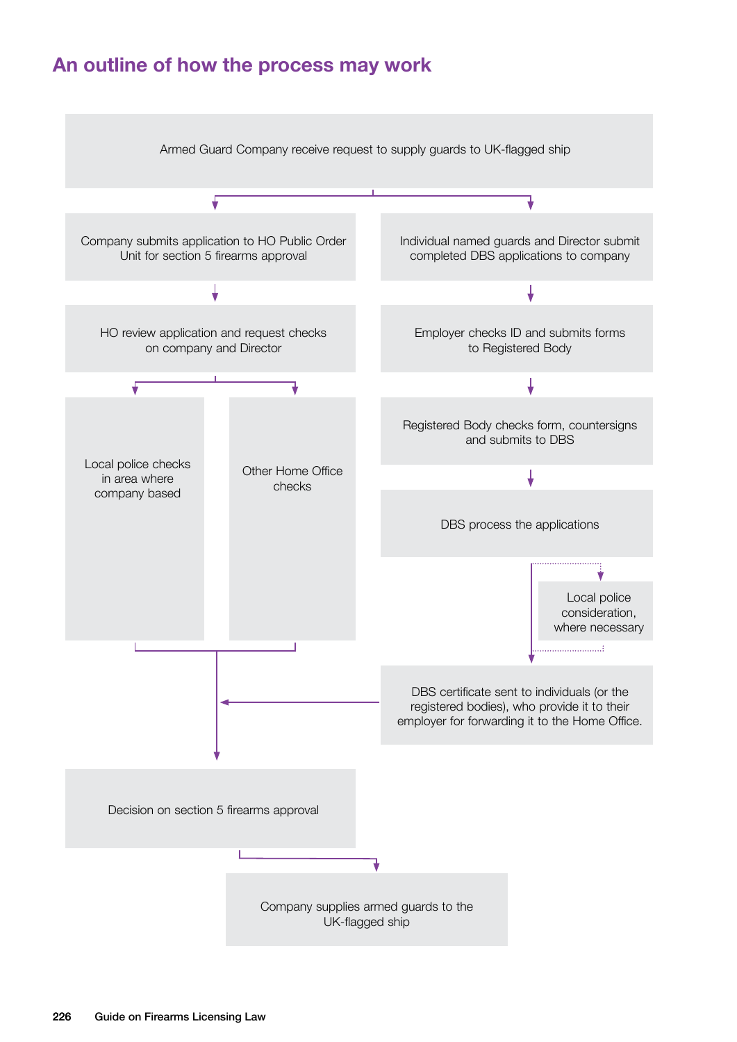## An outline of how the process may work

Armed Guard Company receive request to supply guards to UK-flagged ship

Company submits application to HO Public Order Unit for section 5 firearms approval

HO review application and request checks on company and Director

Local police checks in area where company based

Other Home Office checks

Individual named guards and Director submit completed DBS applications to company

Employer checks ID and submits forms to Registered Body

Registered Body checks form, countersigns and submits to DBS

DBS process the applications

Local police consideration, where necessary

DBS certificate sent to individuals (or the registered bodies), who provide it to their employer for forwarding it to the Home Office.

Decision on section 5 firearms approval

Company supplies armed guards to the UK-flagged ship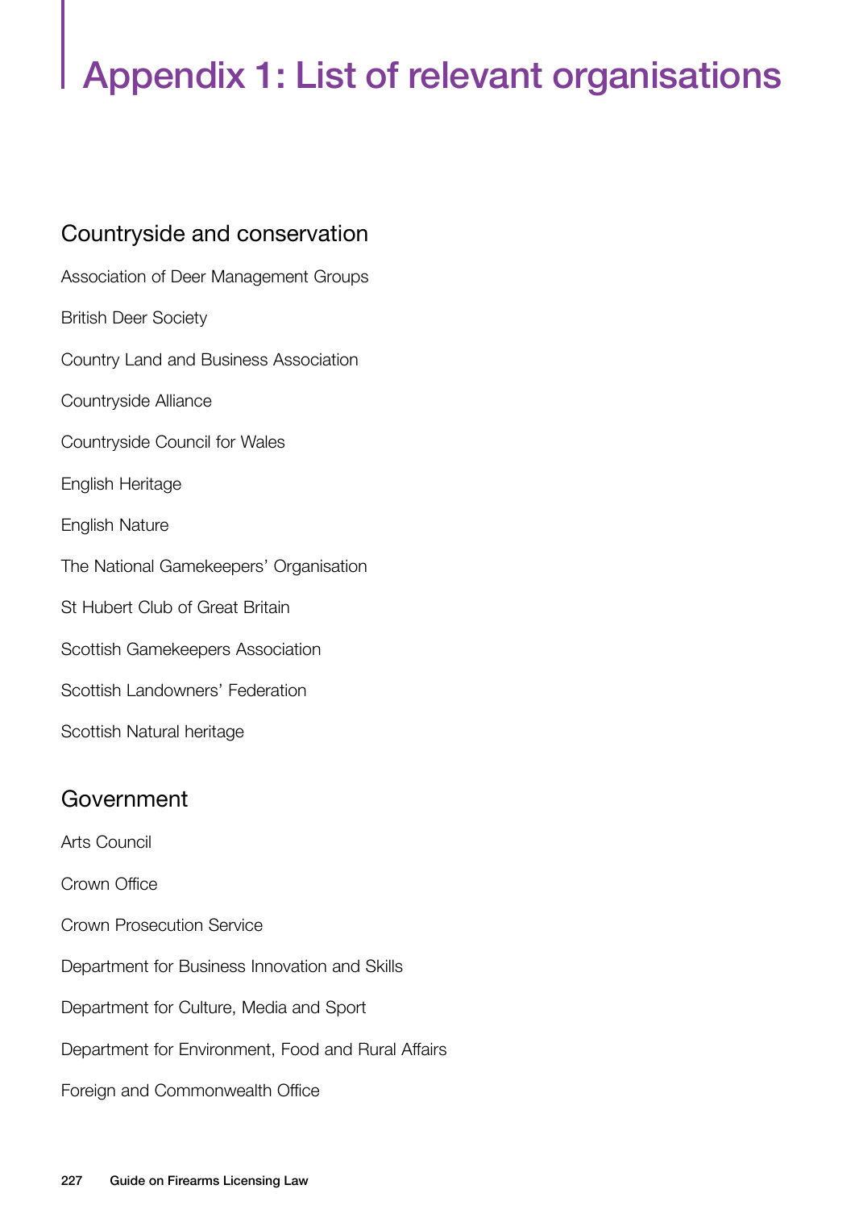# Appendix 1: List of relevant organisations

## Countryside and conservation

Association of Deer Management Groups

British Deer Society

Country Land and Business Association

Countryside Alliance

Countryside Council for Wales

English Heritage

English Nature

The National Gamekeepers' Organisation

St Hubert Club of Great Britain

Scottish Gamekeepers Association

Scottish Landowners' Federation

Scottish Natural heritage

## Government

Arts Council

Crown Office

Crown Prosecution Service

Department for Business Innovation and Skills

Department for Culture, Media and Sport

Department for Environment, Food and Rural Affairs

Foreign and Commonwealth Office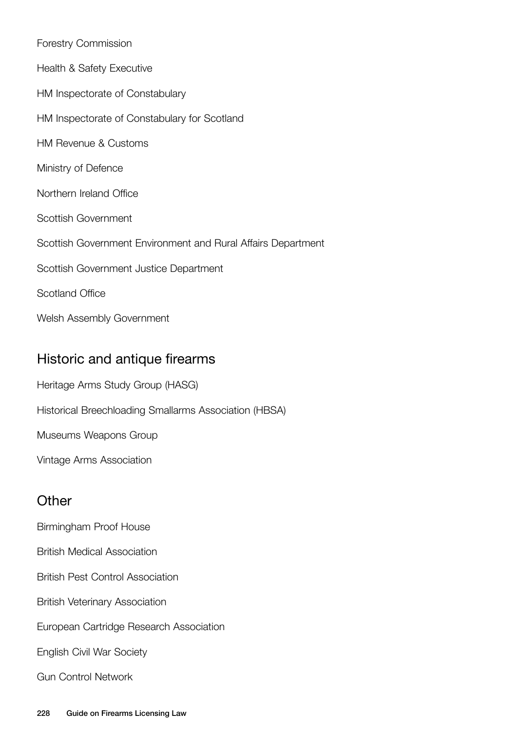Forestry Commission

Health & Safety Executive

HM Inspectorate of Constabulary

HM Inspectorate of Constabulary for Scotland

HM Revenue & Customs

Ministry of Defence

Northern Ireland Office

Scottish Government

Scottish Government Environment and Rural Affairs Department

Scottish Government Justice Department

Scotland Office

Welsh Assembly Government

## Historic and antique firearms

Heritage Arms Study Group (HASG)

Historical Breechloading Smallarms Association (HBSA)

Museums Weapons Group

Vintage Arms Association

## Other

Birmingham Proof House

British Medical Association

British Pest Control Association

British Veterinary Association

European Cartridge Research Association

English Civil War Society

Gun Control Network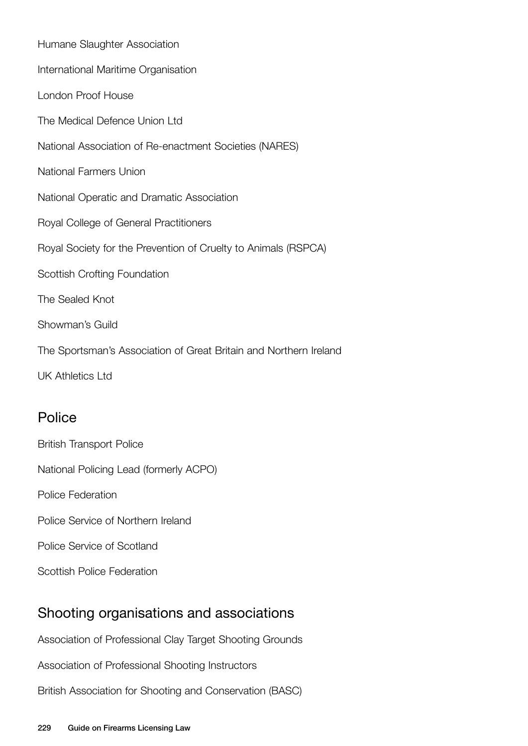Humane Slaughter Association

International Maritime Organisation

London Proof House

The Medical Defence Union Ltd

National Association of Re-enactment Societies (NARES)

National Farmers Union

National Operatic and Dramatic Association

Royal College of General Practitioners

Royal Society for the Prevention of Cruelty to Animals (RSPCA)

Scottish Crofting Foundation

The Sealed Knot

Showman's Guild

The Sportsman's Association of Great Britain and Northern Ireland

UK Athletics Ltd

## Police

British Transport Police

National Policing Lead (formerly ACPO)

Police Federation

Police Service of Northern Ireland

Police Service of Scotland

Scottish Police Federation

## Shooting organisations and associations

Association of Professional Clay Target Shooting Grounds

Association of Professional Shooting Instructors

British Association for Shooting and Conservation (BASC)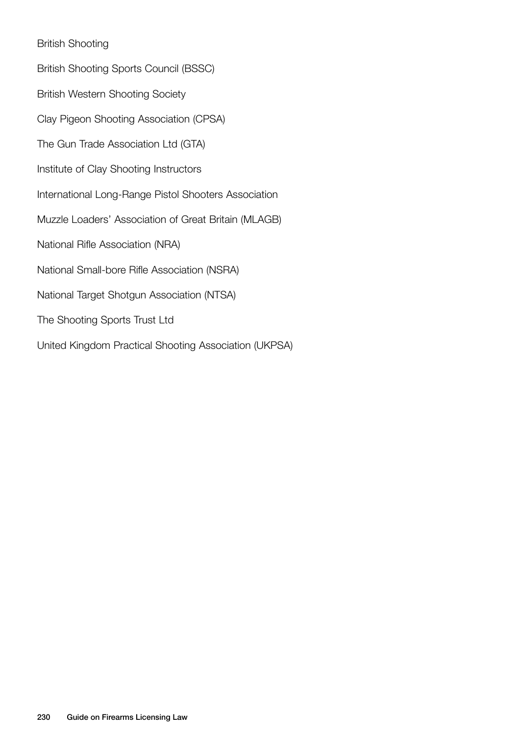British Shooting

British Shooting Sports Council (BSSC)

British Western Shooting Society

Clay Pigeon Shooting Association (CPSA)

The Gun Trade Association Ltd (GTA)

Institute of Clay Shooting Instructors

International Long-Range Pistol Shooters Association

Muzzle Loaders' Association of Great Britain (MLAGB)

National Rifle Association (NRA)

National Small-bore Rifle Association (NSRA)

National Target Shotgun Association (NTSA)

The Shooting Sports Trust Ltd

United Kingdom Practical Shooting Association (UKPSA)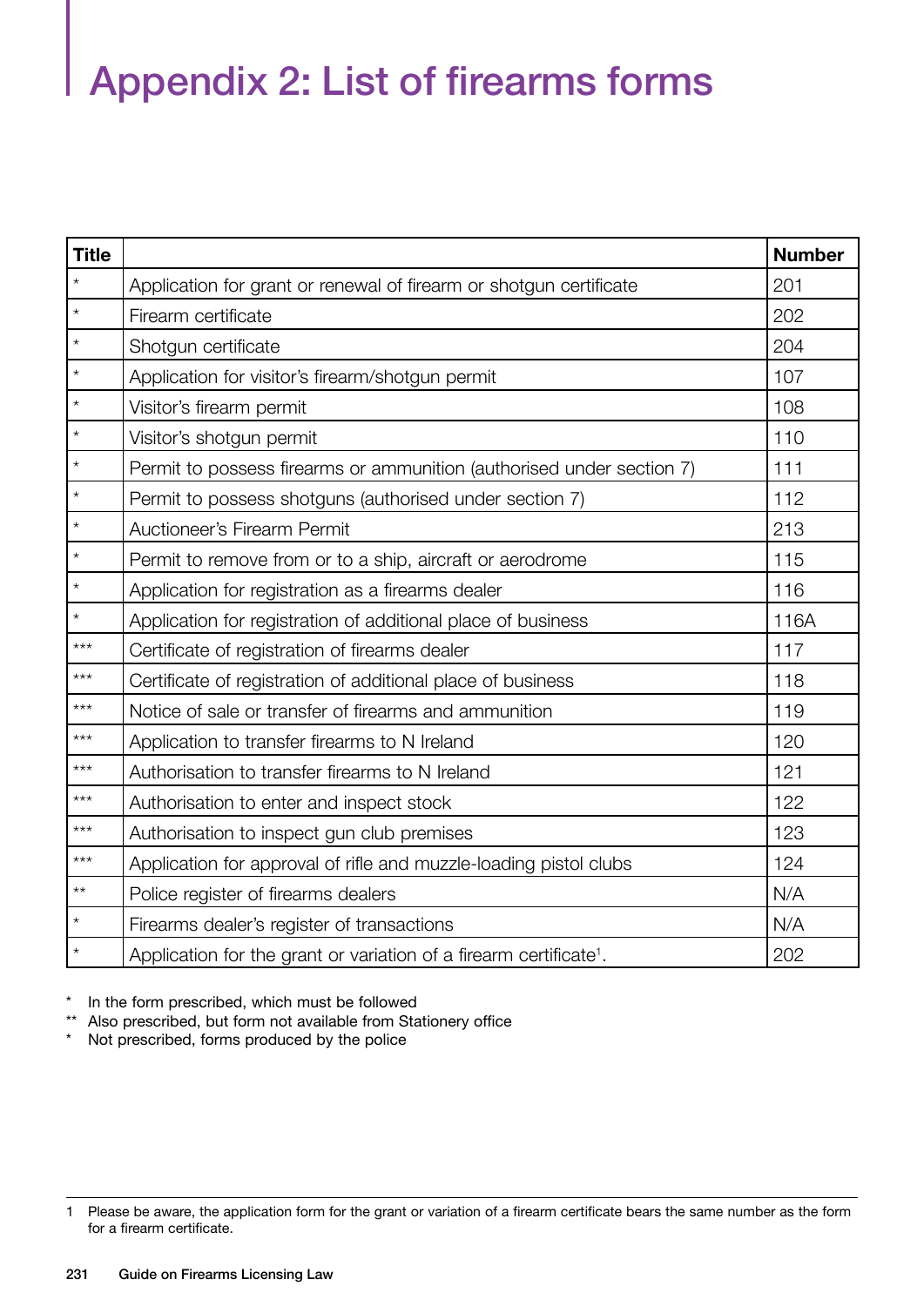# Appendix 2: List of firearms forms

| Title | | Number |
|---|---|---|
| * | Application for grant or renewal of firearm or shotgun certificate | 201 |
| * | Firearm certificate | 202 |
| * | Shotgun certificate | 204 |
| * | Application for visitor's firearm/shotgun permit | 107 |
| * | Visitor's firearm permit | 108 |
| * | Visitor's shotgun permit | 110 |
| * | Permit to possess firearms or ammunition (authorised under section 7) | 111 |
| * | Permit to possess shotguns (authorised under section 7) | 112 |
| * | Auctioneer's Firearm Permit | 213 |
| * | Permit to remove from or to a ship, aircraft or aerodrome | 115 |
| * | Application for registration as a firearms dealer | 116 |
| * | Application for registration of additional place of business | 116A |
| *** | Certificate of registration of firearms dealer | 117 |
| *** | Certificate of registration of additional place of business | 118 |
| *** | Notice of sale or transfer of firearms and ammunition | 119 |
| *** | Application to transfer firearms to N Ireland | 120 |
| *** | Authorisation to transfer firearms to N Ireland | 121 |
| *** | Authorisation to enter and inspect stock | 122 |
| *** | Authorisation to inspect gun club premises | 123 |
| *** | Application for approval of rifle and muzzle-loading pistol clubs | 124 |
| ** | Police register of firearms dealers | N/A |
| * | Firearms dealer's register of transactions | N/A |
| * | Application for the grant or variation of a firearm certificate[1]. | 202 |

\* In the form prescribed, which must be followed

** Also prescribed, but form not available from Stationery office

\* Not prescribed, forms produced by the police

1 Please be aware, the application form for the grant or variation of a firearm certificate bears the same number as the form for a firearm certificate.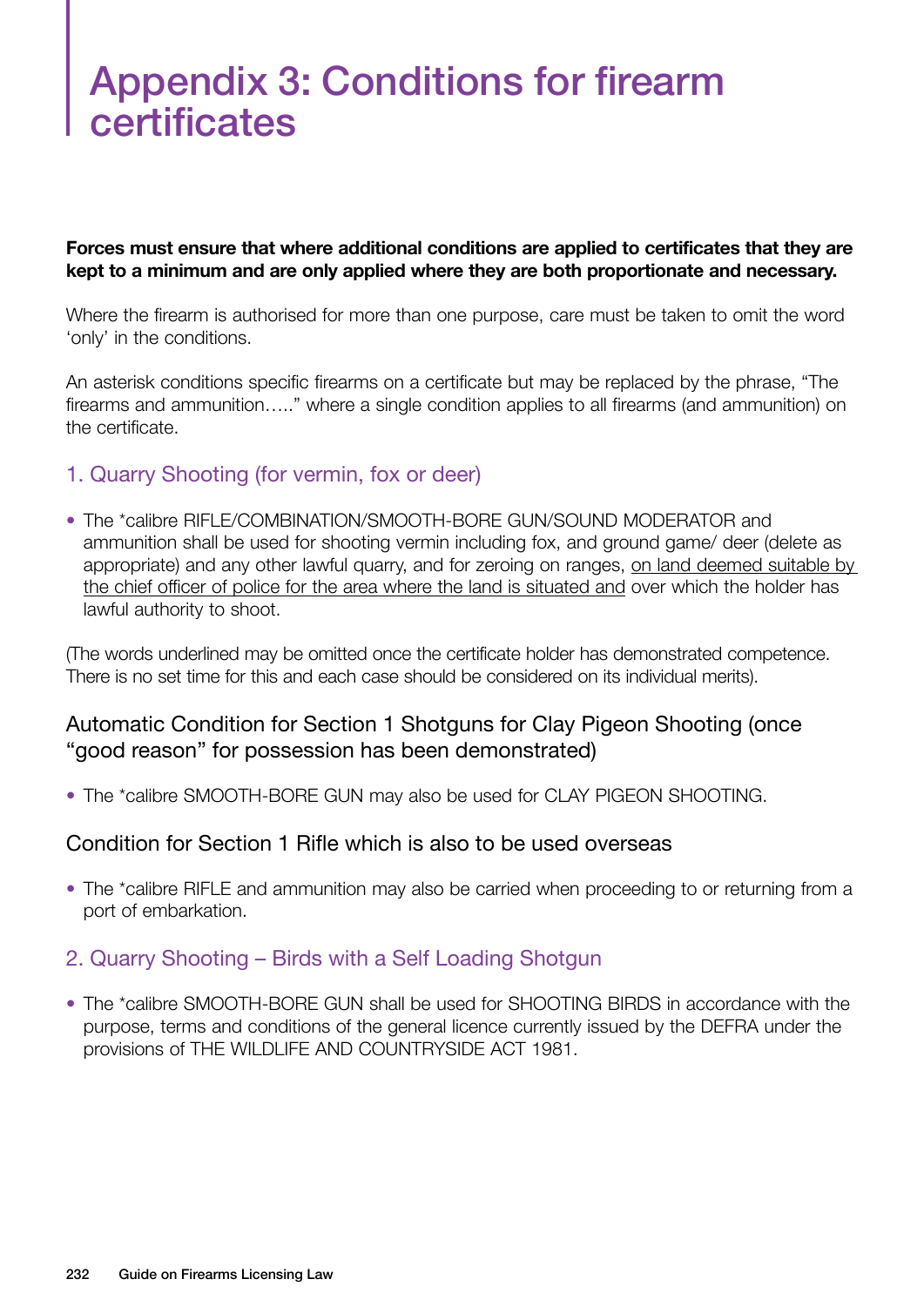# Appendix 3: Conditions for firearm certificates

**Forces must ensure that where additional conditions are applied to certificates that they are kept to a minimum and are only applied where they are both proportionate and necessary.**

Where the firearm is authorised for more than one purpose, care must be taken to omit the word 'only' in the conditions.

An asterisk conditions specific firearms on a certificate but may be replaced by the phrase, "The firearms and ammunition….." where a single condition applies to all firearms (and ammunition) on the certificate.

## 1. Quarry Shooting (for vermin, fox or deer)

- The *calibre RIFLE/COMBINATION/SMOOTH-BORE GUN/SOUND MODERATOR and ammunition shall be used for shooting vermin including fox, and ground game/ deer (delete as appropriate) and any other lawful quarry, and for zeroing on ranges, <u>on land deemed suitable by the chief officer of police for the area where the land is situated and</u> over which the holder has lawful authority to shoot.

(The words underlined may be omitted once the certificate holder has demonstrated competence. There is no set time for this and each case should be considered on its individual merits).

### Automatic Condition for Section 1 Shotguns for Clay Pigeon Shooting (once "good reason" for possession has been demonstrated)

- The *calibre SMOOTH-BORE GUN may also be used for CLAY PIGEON SHOOTING.

### Condition for Section 1 Rifle which is also to be used overseas

- The *calibre RIFLE and ammunition may also be carried when proceeding to or returning from a port of embarkation.

## 2. Quarry Shooting – Birds with a Self Loading Shotgun

- The *calibre SMOOTH-BORE GUN shall be used for SHOOTING BIRDS in accordance with the purpose, terms and conditions of the general licence currently issued by the DEFRA under the provisions of THE WILDLIFE AND COUNTRYSIDE ACT 1981.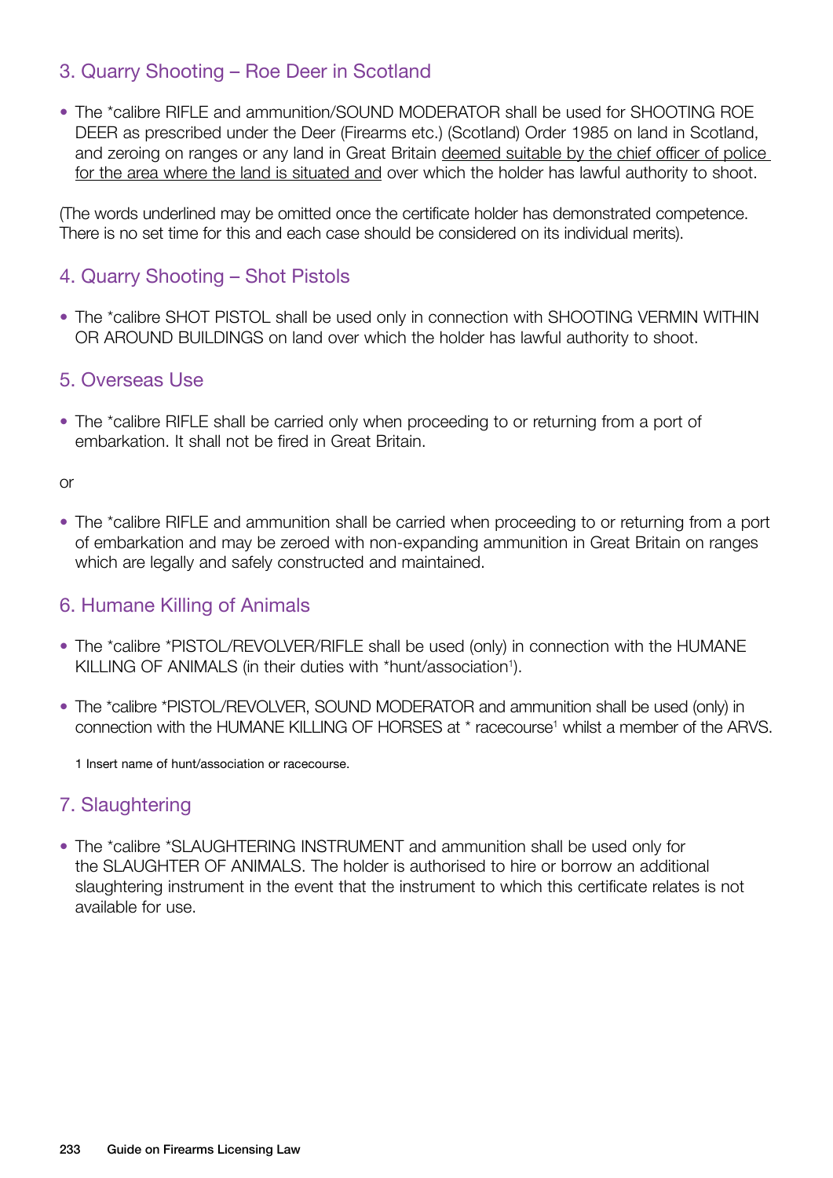### 3. Quarry Shooting – Roe Deer in Scotland

- The *calibre RIFLE and ammunition/SOUND MODERATOR shall be used for SHOOTING ROE DEER as prescribed under the Deer (Firearms etc.) (Scotland) Order 1985 on land in Scotland, and zeroing on ranges or any land in Great Britain <u>deemed suitable by the chief officer of police for the area where the land is situated and</u> over which the holder has lawful authority to shoot.

(The words underlined may be omitted once the certificate holder has demonstrated competence. There is no set time for this and each case should be considered on its individual merits).

### 4. Quarry Shooting – Shot Pistols

- The *calibre SHOT PISTOL shall be used only in connection with SHOOTING VERMIN WITHIN OR AROUND BUILDINGS on land over which the holder has lawful authority to shoot.

### 5. Overseas Use

- The *calibre RIFLE shall be carried only when proceeding to or returning from a port of embarkation. It shall not be fired in Great Britain.

or

- The *calibre RIFLE and ammunition shall be carried when proceeding to or returning from a port of embarkation and may be zeroed with non-expanding ammunition in Great Britain on ranges which are legally and safely constructed and maintained.

### 6. Humane Killing of Animals

- The *calibre *PISTOL/REVOLVER/RIFLE shall be used (only) in connection with the HUMANE KILLING OF ANIMALS (in their duties with *hunt/association[1]).

- The *calibre *PISTOL/REVOLVER, SOUND MODERATOR and ammunition shall be used (only) in connection with the HUMANE KILLING OF HORSES at * racecourse[1] whilst a member of the ARVS.

1 Insert name of hunt/association or racecourse.

### 7. Slaughtering

- The *calibre *SLAUGHTERING INSTRUMENT and ammunition shall be used only for the SLAUGHTER OF ANIMALS. The holder is authorised to hire or borrow an additional slaughtering instrument in the event that the instrument to which this certificate relates is not available for use.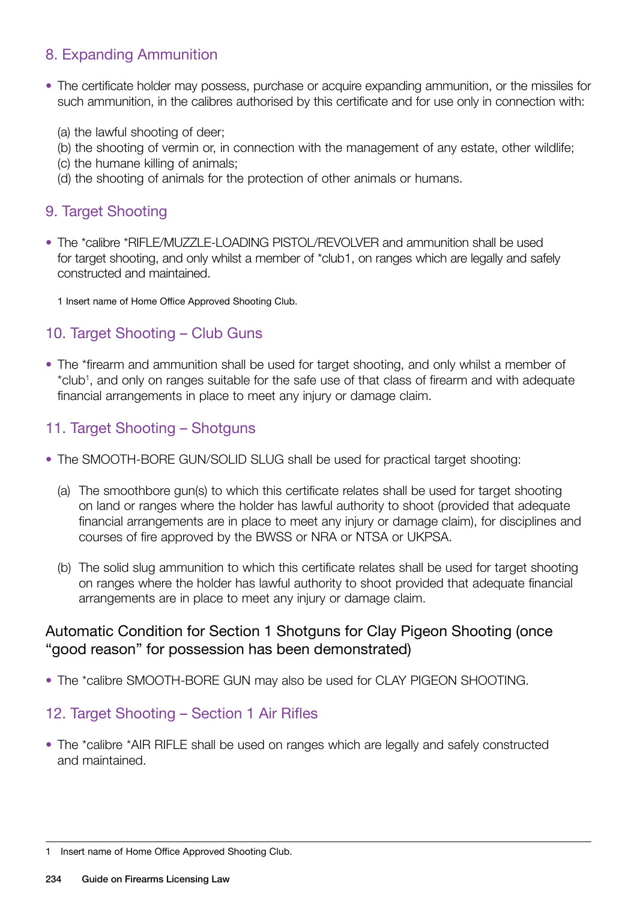## 8. Expanding Ammunition

- The certificate holder may possess, purchase or acquire expanding ammunition, or the missiles for such ammunition, in the calibres authorised by this certificate and for use only in connection with:

  (a) the lawful shooting of deer;
  (b) the shooting of vermin or, in connection with the management of any estate, other wildlife;
  (c) the humane killing of animals;
  (d) the shooting of animals for the protection of other animals or humans.

## 9. Target Shooting

- The *calibre *RIFLE/MUZZLE-LOADING PISTOL/REVOLVER and ammunition shall be used for target shooting, and only whilst a member of *club1, on ranges which are legally and safely constructed and maintained.

  1 Insert name of Home Office Approved Shooting Club.

## 10. Target Shooting – Club Guns

- The *firearm and ammunition shall be used for target shooting, and only whilst a member of *club[1], and only on ranges suitable for the safe use of that class of firearm and with adequate financial arrangements in place to meet any injury or damage claim.

## 11. Target Shooting – Shotguns

- The SMOOTH-BORE GUN/SOLID SLUG shall be used for practical target shooting:

  (a) The smoothbore gun(s) to which this certificate relates shall be used for target shooting on land or ranges where the holder has lawful authority to shoot (provided that adequate financial arrangements are in place to meet any injury or damage claim), for disciplines and courses of fire approved by the BWSS or NRA or NTSA or UKPSA.

  (b) The solid slug ammunition to which this certificate relates shall be used for target shooting on ranges where the holder has lawful authority to shoot provided that adequate financial arrangements are in place to meet any injury or damage claim.

### Automatic Condition for Section 1 Shotguns for Clay Pigeon Shooting (once "good reason" for possession has been demonstrated)

- The *calibre SMOOTH-BORE GUN may also be used for CLAY PIGEON SHOOTING.

## 12. Target Shooting – Section 1 Air Rifles

- The *calibre *AIR RIFLE shall be used on ranges which are legally and safely constructed and maintained.

---

1 Insert name of Home Office Approved Shooting Club.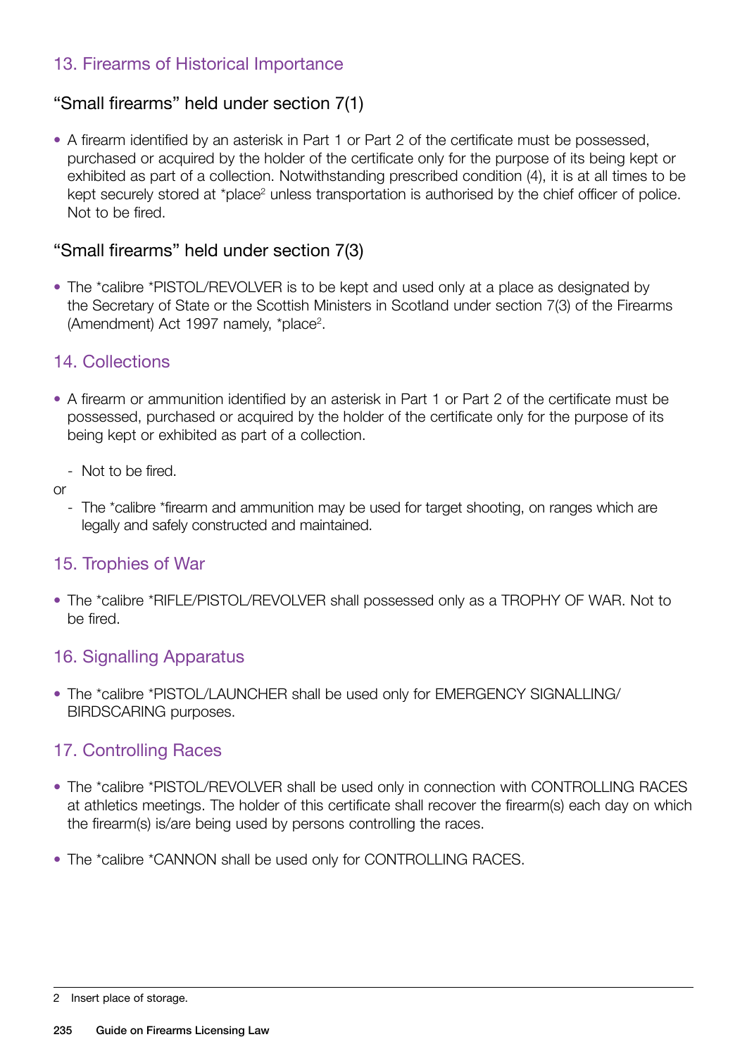## 13. Firearms of Historical Importance

### "Small firearms" held under section 7(1)

- A firearm identified by an asterisk in Part 1 or Part 2 of the certificate must be possessed, purchased or acquired by the holder of the certificate only for the purpose of its being kept or exhibited as part of a collection. Notwithstanding prescribed condition (4), it is at all times to be kept securely stored at *place[2] unless transportation is authorised by the chief officer of police. Not to be fired.

### "Small firearms" held under section 7(3)

- The *calibre *PISTOL/REVOLVER is to be kept and used only at a place as designated by the Secretary of State or the Scottish Ministers in Scotland under section 7(3) of the Firearms (Amendment) Act 1997 namely, *place[2].

## 14. Collections

- A firearm or ammunition identified by an asterisk in Part 1 or Part 2 of the certificate must be possessed, purchased or acquired by the holder of the certificate only for the purpose of its being kept or exhibited as part of a collection.

  - Not to be fired.

or

  - The *calibre *firearm and ammunition may be used for target shooting, on ranges which are legally and safely constructed and maintained.

## 15. Trophies of War

- The *calibre *RIFLE/PISTOL/REVOLVER shall possessed only as a TROPHY OF WAR. Not to be fired.

## 16. Signalling Apparatus

- The *calibre *PISTOL/LAUNCHER shall be used only for EMERGENCY SIGNALLING/ BIRDSCARING purposes.

## 17. Controlling Races

- The *calibre *PISTOL/REVOLVER shall be used only in connection with CONTROLLING RACES at athletics meetings. The holder of this certificate shall recover the firearm(s) each day on which the firearm(s) is/are being used by persons controlling the races.

- The *calibre *CANNON shall be used only for CONTROLLING RACES.

---

2 Insert place of storage.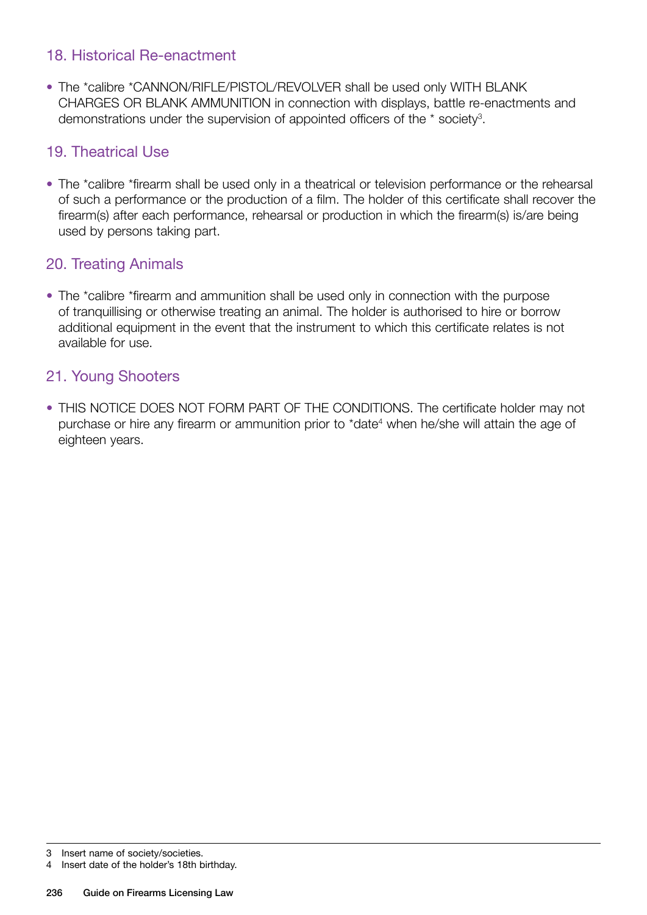## 18. Historical Re-enactment

- The *calibre *CANNON/RIFLE/PISTOL/REVOLVER shall be used only WITH BLANK CHARGES OR BLANK AMMUNITION in connection with displays, battle re-enactments and demonstrations under the supervision of appointed officers of the * society[3].

## 19. Theatrical Use

- The *calibre *firearm shall be used only in a theatrical or television performance or the rehearsal of such a performance or the production of a film. The holder of this certificate shall recover the firearm(s) after each performance, rehearsal or production in which the firearm(s) is/are being used by persons taking part.

## 20. Treating Animals

- The *calibre *firearm and ammunition shall be used only in connection with the purpose of tranquillising or otherwise treating an animal. The holder is authorised to hire or borrow additional equipment in the event that the instrument to which this certificate relates is not available for use.

## 21. Young Shooters

- THIS NOTICE DOES NOT FORM PART OF THE CONDITIONS. The certificate holder may not purchase or hire any firearm or ammunition prior to *date[4] when he/she will attain the age of eighteen years.

---

3 Insert name of society/societies.

4 Insert date of the holder's 18th birthday.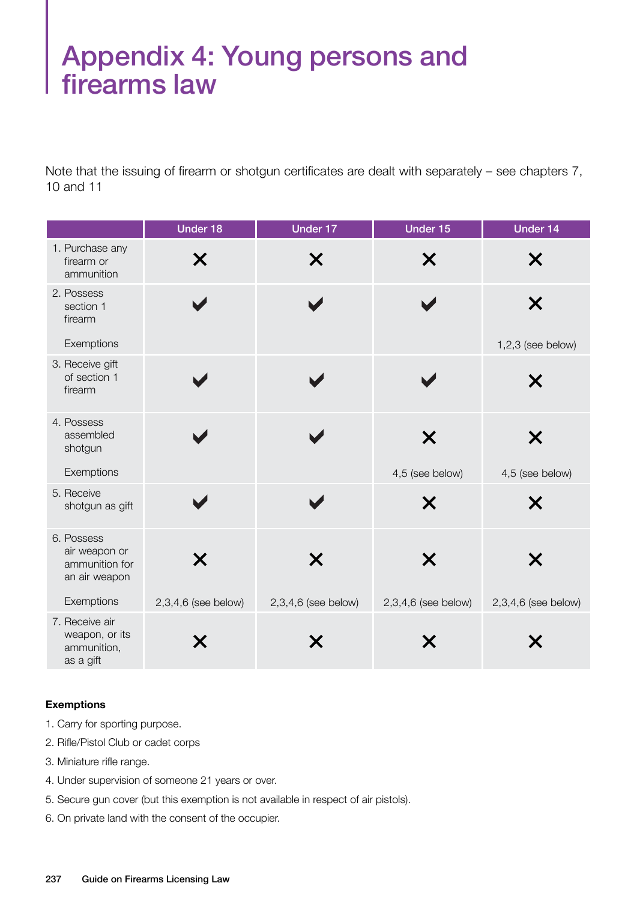# Appendix 4: Young persons and firearms law

Note that the issuing of firearm or shotgun certificates are dealt with separately – see chapters 7, 10 and 11

| | Under 18 | Under 17 | Under 15 | Under 14 |
|---|---|---|---|---|
| 1. Purchase any firearm or ammunition | ✗ | ✗ | ✗ | ✗ |
| 2. Possess section 1 firearm<br><br>Exemptions | ✔ | ✔ | ✔ | ✗<br><br>1,2,3 (see below) |
| 3. Receive gift of section 1 firearm | ✔ | ✔ | ✔ | ✗ |
| 4. Possess assembled shotgun<br><br>Exemptions | ✔ | ✔ | ✗<br><br>4,5 (see below) | ✗<br><br>4,5 (see below) |
| 5. Receive shotgun as gift | ✔ | ✔ | ✗ | ✗ |
| 6. Possess air weapon or ammunition for an air weapon<br><br>Exemptions | ✗<br><br>2,3,4,6 (see below) | ✗<br><br>2,3,4,6 (see below) | ✗<br><br>2,3,4,6 (see below) | ✗<br><br>2,3,4,6 (see below) |
| 7. Receive air weapon, or its ammunition, as a gift | ✗ | ✗ | ✗ | ✗ |

**Exemptions**

1. Carry for sporting purpose.
2. Rifle/Pistol Club or cadet corps
3. Miniature rifle range.
4. Under supervision of someone 21 years or over.
5. Secure gun cover (but this exemption is not available in respect of air pistols).
6. On private land with the consent of the occupier.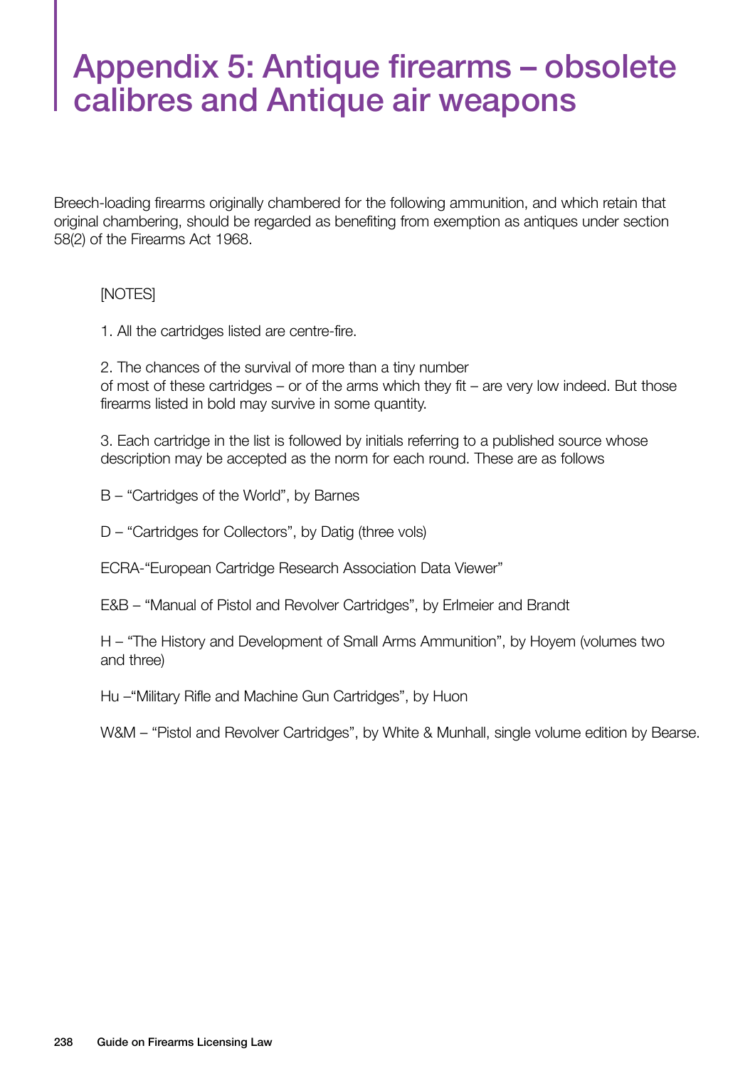# Appendix 5: Antique firearms – obsolete calibres and Antique air weapons

Breech-loading firearms originally chambered for the following ammunition, and which retain that original chambering, should be regarded as benefiting from exemption as antiques under section 58(2) of the Firearms Act 1968.

[NOTES]

1. All the cartridges listed are centre-fire.

2. The chances of the survival of more than a tiny number of most of these cartridges – or of the arms which they fit – are very low indeed. But those firearms listed in bold may survive in some quantity.

3. Each cartridge in the list is followed by initials referring to a published source whose description may be accepted as the norm for each round. These are as follows

B – "Cartridges of the World", by Barnes

D – "Cartridges for Collectors", by Datig (three vols)

ECRA-"European Cartridge Research Association Data Viewer"

E&B – "Manual of Pistol and Revolver Cartridges", by Erlmeier and Brandt

H – "The History and Development of Small Arms Ammunition", by Hoyem (volumes two and three)

Hu –"Military Rifle and Machine Gun Cartridges", by Huon

W&M – "Pistol and Revolver Cartridges", by White & Munhall, single volume edition by Bearse.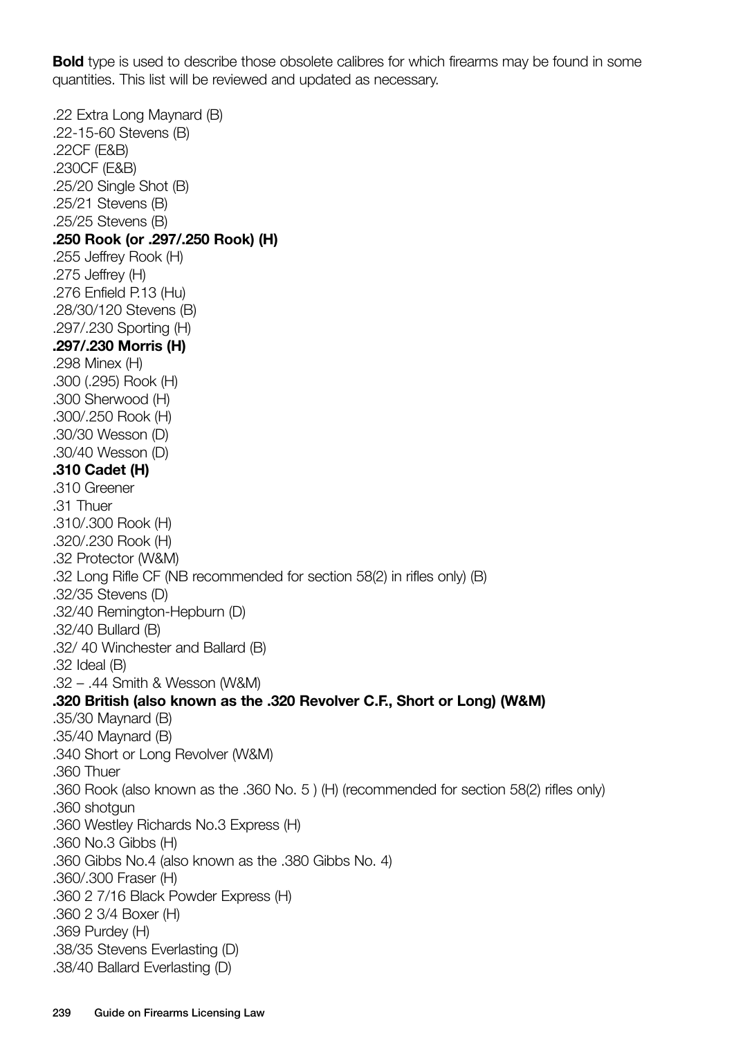**Bold** type is used to describe those obsolete calibres for which firearms may be found in some quantities. This list will be reviewed and updated as necessary.

.22 Extra Long Maynard (B)
.22-15-60 Stevens (B)
.22CF (E&B)
.230CF (E&B)
.25/20 Single Shot (B)
.25/21 Stevens (B)
.25/25 Stevens (B)
**.250 Rook (or .297/.250 Rook) (H)**
.255 Jeffrey Rook (H)
.275 Jeffrey (H)
.276 Enfield P.13 (Hu)
.28/30/120 Stevens (B)
.297/.230 Sporting (H)
**.297/.230 Morris (H)**
.298 Minex (H)
.300 (.295) Rook (H)
.300 Sherwood (H)
.300/.250 Rook (H)
.30/30 Wesson (D)
.30/40 Wesson (D)
**.310 Cadet (H)**
.310 Greener
.31 Thuer
.310/.300 Rook (H)
.320/.230 Rook (H)
.32 Protector (W&M)
.32 Long Rifle CF (NB recommended for section 58(2) in rifles only) (B)
.32/35 Stevens (D)
.32/40 Remington-Hepburn (D)
.32/40 Bullard (B)
.32/ 40 Winchester and Ballard (B)
.32 Ideal (B)
.32 – .44 Smith & Wesson (W&M)
**.320 British (also known as the .320 Revolver C.F., Short or Long) (W&M)**
.35/30 Maynard (B)
.35/40 Maynard (B)
.340 Short or Long Revolver (W&M)
.360 Thuer
.360 Rook (also known as the .360 No. 5 ) (H) (recommended for section 58(2) rifles only)
.360 shotgun
.360 Westley Richards No.3 Express (H)
.360 No.3 Gibbs (H)
.360 Gibbs No.4 (also known as the .380 Gibbs No. 4)
.360/.300 Fraser (H)
.360 2 7/16 Black Powder Express (H)
.360 2 3/4 Boxer (H)
.369 Purdey (H)
.38/35 Stevens Everlasting (D)
.38/40 Ballard Everlasting (D)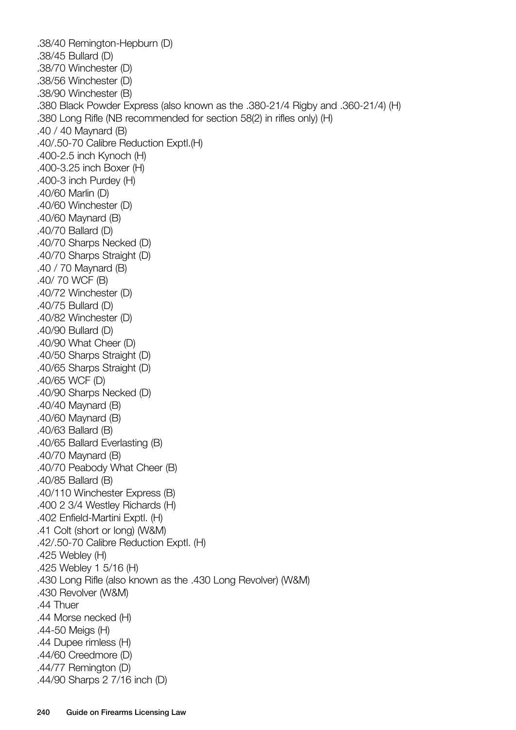.38/40 Remington-Hepburn (D)
.38/45 Bullard (D)
.38/70 Winchester (D)
.38/56 Winchester (D)
.38/90 Winchester (B)
.380 Black Powder Express (also known as the .380-21/4 Rigby and .360-21/4) (H)
.380 Long Rifle (NB recommended for section 58(2) in rifles only) (H)
.40 / 40 Maynard (B)
.40/.50-70 Calibre Reduction Exptl.(H)
.400-2.5 inch Kynoch (H)
.400-3.25 inch Boxer (H)
.400-3 inch Purdey (H)
.40/60 Marlin (D)
.40/60 Winchester (D)
.40/60 Maynard (B)
.40/70 Ballard (D)
.40/70 Sharps Necked (D)
.40/70 Sharps Straight (D)
.40 / 70 Maynard (B)
.40/ 70 WCF (B)
.40/72 Winchester (D)
.40/75 Bullard (D)
.40/82 Winchester (D)
.40/90 Bullard (D)
.40/90 What Cheer (D)
.40/50 Sharps Straight (D)
.40/65 Sharps Straight (D)
.40/65 WCF (D)
.40/90 Sharps Necked (D)
.40/40 Maynard (B)
.40/60 Maynard (B)
.40/63 Ballard (B)
.40/65 Ballard Everlasting (B)
.40/70 Maynard (B)
.40/70 Peabody What Cheer (B)
.40/85 Ballard (B)
.40/110 Winchester Express (B)
.400 2 3/4 Westley Richards (H)
.402 Enfield-Martini Exptl. (H)
.41 Colt (short or long) (W&M)
.42/.50-70 Calibre Reduction Exptl. (H)
.425 Webley (H)
.425 Webley 1 5/16 (H)
.430 Long Rifle (also known as the .430 Long Revolver) (W&M)
.430 Revolver (W&M)
.44 Thuer
.44 Morse necked (H)
.44-50 Meigs (H)
.44 Dupee rimless (H)
.44/60 Creedmore (D)
.44/77 Remington (D)
.44/90 Sharps 2 7/16 inch (D)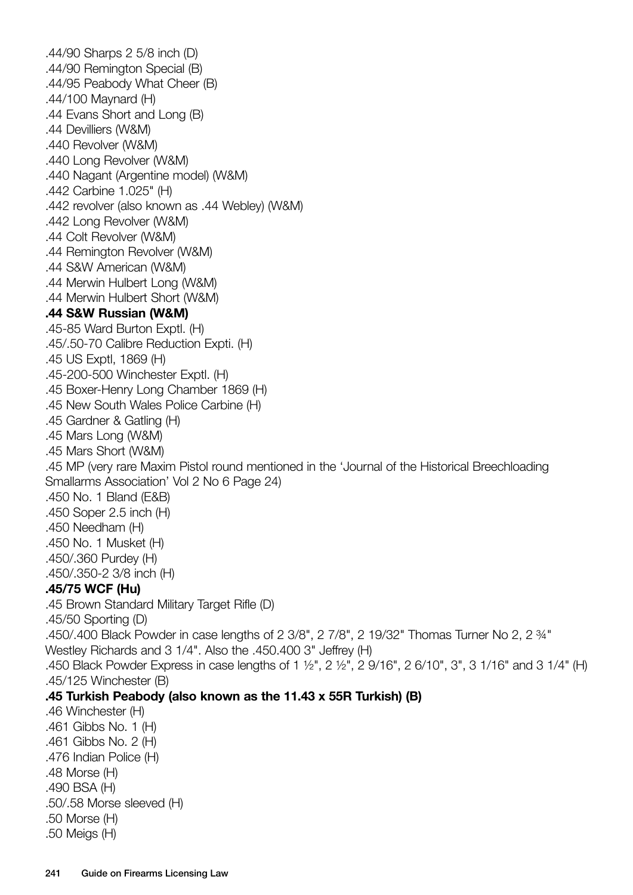.44/90 Sharps 2 5/8 inch (D)
.44/90 Remington Special (B)
.44/95 Peabody What Cheer (B)
.44/100 Maynard (H)
.44 Evans Short and Long (B)
.44 Devilliers (W&M)
.440 Revolver (W&M)
.440 Long Revolver (W&M)
.440 Nagant (Argentine model) (W&M)
.442 Carbine 1.025" (H)
.442 revolver (also known as .44 Webley) (W&M)
.442 Long Revolver (W&M)
.44 Colt Revolver (W&M)
.44 Remington Revolver (W&M)
.44 S&W American (W&M)
.44 Merwin Hulbert Long (W&M)
.44 Merwin Hulbert Short (W&M)
**.44 S&W Russian (W&M)**
.45-85 Ward Burton Exptl. (H)
.45/.50-70 Calibre Reduction Expti. (H)
.45 US Exptl, 1869 (H)
.45-200-500 Winchester Exptl. (H)
.45 Boxer-Henry Long Chamber 1869 (H)
.45 New South Wales Police Carbine (H)
.45 Gardner & Gatling (H)
.45 Mars Long (W&M)
.45 Mars Short (W&M)
.45 MP (very rare Maxim Pistol round mentioned in the 'Journal of the Historical Breechloading Smallarms Association' Vol 2 No 6 Page 24)
.450 No. 1 Bland (E&B)
.450 Soper 2.5 inch (H)
.450 Needham (H)
.450 No. 1 Musket (H)
.450/.360 Purdey (H)
.450/.350-2 3/8 inch (H)
**.45/75 WCF (Hu)**
.45 Brown Standard Military Target Rifle (D)
.45/50 Sporting (D)
.450/.400 Black Powder in case lengths of 2 3/8", 2 7/8", 2 19/32" Thomas Turner No 2, 2 ¾" Westley Richards and 3 1/4". Also the .450.400 3" Jeffrey (H)
.450 Black Powder Express in case lengths of 1 ½", 2 ½", 2 9/16", 2 6/10", 3", 3 1/16" and 3 1/4" (H)
.45/125 Winchester (B)
**.45 Turkish Peabody (also known as the 11.43 x 55R Turkish) (B)**
.46 Winchester (H)
.461 Gibbs No. 1 (H)
.461 Gibbs No. 2 (H)
.476 Indian Police (H)
.48 Morse (H)
.490 BSA (H)
.50/.58 Morse sleeved (H)
.50 Morse (H)
.50 Meigs (H)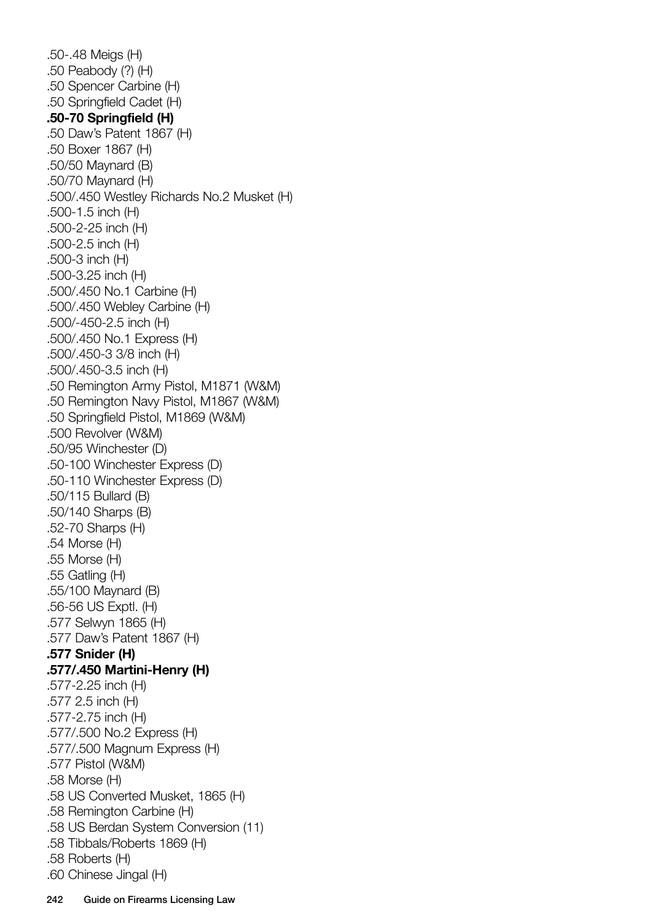.50-.48 Meigs (H)
.50 Peabody (?) (H)
.50 Spencer Carbine (H)
.50 Springfield Cadet (H)
**.50-70 Springfield (H)**
.50 Daw's Patent 1867 (H)
.50 Boxer 1867 (H)
.50/50 Maynard (B)
.50/70 Maynard (H)
.500/.450 Westley Richards No.2 Musket (H)
.500-1.5 inch (H)
.500-2-25 inch (H)
.500-2.5 inch (H)
.500-3 inch (H)
.500-3.25 inch (H)
.500/.450 No.1 Carbine (H)
.500/.450 Webley Carbine (H)
.500/-450-2.5 inch (H)
.500/.450 No.1 Express (H)
.500/.450-3 3/8 inch (H)
.500/.450-3.5 inch (H)
.50 Remington Army Pistol, M1871 (W&M)
.50 Remington Navy Pistol, M1867 (W&M)
.50 Springfield Pistol, M1869 (W&M)
.500 Revolver (W&M)
.50/95 Winchester (D)
.50-100 Winchester Express (D)
.50-110 Winchester Express (D)
.50/115 Bullard (B)
.50/140 Sharps (B)
.52-70 Sharps (H)
.54 Morse (H)
.55 Morse (H)
.55 Gatling (H)
.55/100 Maynard (B)
.56-56 US Exptl. (H)
.577 Selwyn 1865 (H)
.577 Daw's Patent 1867 (H)
**.577 Snider (H)**
**.577/.450 Martini-Henry (H)**
.577-2.25 inch (H)
.577 2.5 inch (H)
.577-2.75 inch (H)
.577/.500 No.2 Express (H)
.577/.500 Magnum Express (H)
.577 Pistol (W&M)
.58 Morse (H)
.58 US Converted Musket, 1865 (H)
.58 Remington Carbine (H)
.58 US Berdan System Conversion (11)
.58 Tibbals/Roberts 1869 (H)
.58 Roberts (H)
.60 Chinese Jingal (H)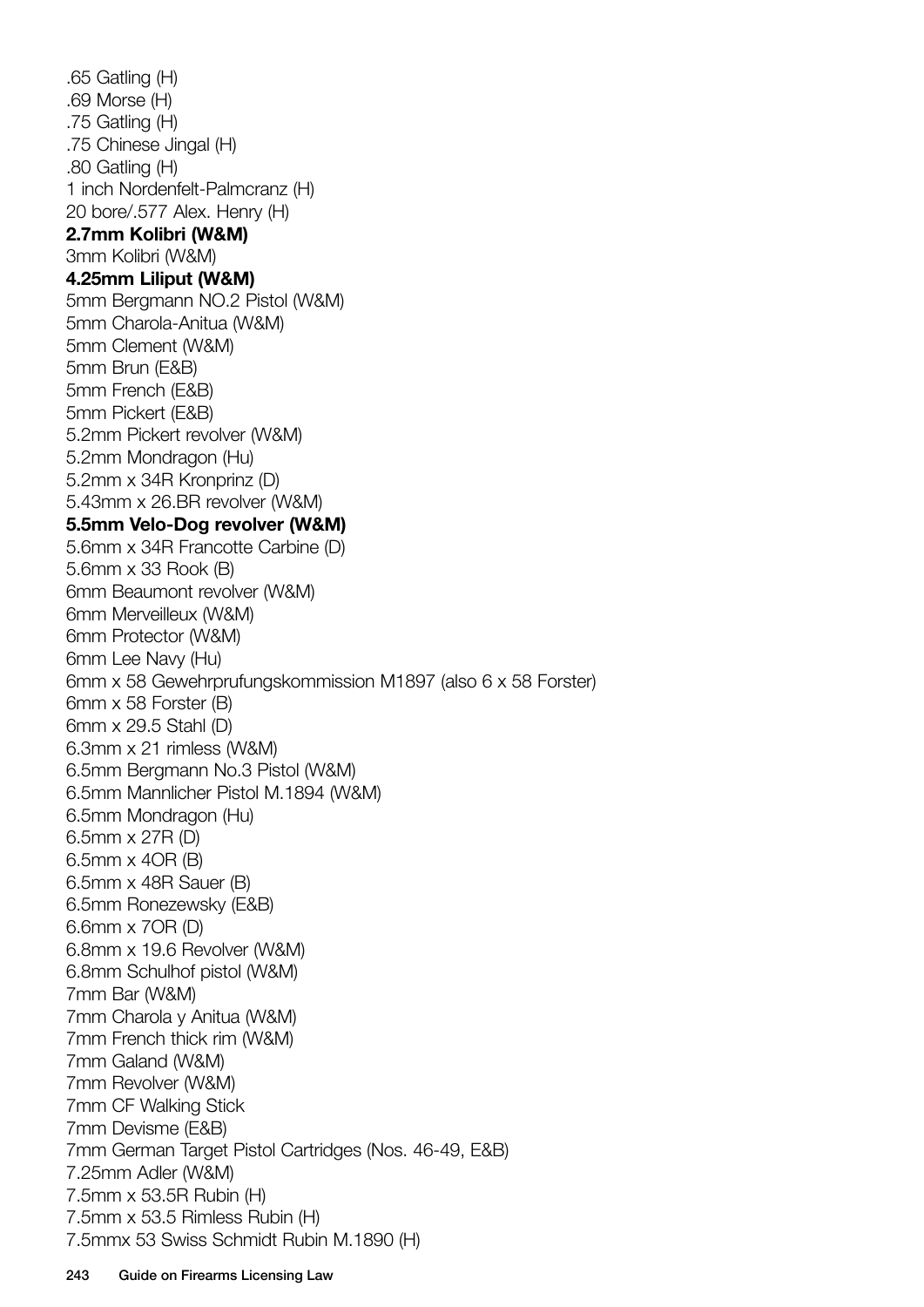.65 Gatling (H)
.69 Morse (H)
.75 Gatling (H)
.75 Chinese Jingal (H)
.80 Gatling (H)
1 inch Nordenfelt-Palmcranz (H)
20 bore/.577 Alex. Henry (H)
**2.7mm Kolibri (W&M)**
3mm Kolibri (W&M)
**4.25mm Liliput (W&M)**
5mm Bergmann NO.2 Pistol (W&M)
5mm Charola-Anitua (W&M)
5mm Clement (W&M)
5mm Brun (E&B)
5mm French (E&B)
5mm Pickert (E&B)
5.2mm Pickert revolver (W&M)
5.2mm Mondragon (Hu)
5.2mm x 34R Kronprinz (D)
5.43mm x 26.BR revolver (W&M)
**5.5mm Velo-Dog revolver (W&M)**
5.6mm x 34R Francotte Carbine (D)
5.6mm x 33 Rook (B)
6mm Beaumont revolver (W&M)
6mm Merveilleux (W&M)
6mm Protector (W&M)
6mm Lee Navy (Hu)
6mm x 58 Gewehrprufungskommission M1897 (also 6 x 58 Forster)
6mm x 58 Forster (B)
6mm x 29.5 Stahl (D)
6.3mm x 21 rimless (W&M)
6.5mm Bergmann No.3 Pistol (W&M)
6.5mm Mannlicher Pistol M.1894 (W&M)
6.5mm Mondragon (Hu)
6.5mm x 27R (D)
6.5mm x 4OR (B)
6.5mm x 48R Sauer (B)
6.5mm Ronezewsky (E&B)
6.6mm x 7OR (D)
6.8mm x 19.6 Revolver (W&M)
6.8mm Schulhof pistol (W&M)
7mm Bar (W&M)
7mm Charola y Anitua (W&M)
7mm French thick rim (W&M)
7mm Galand (W&M)
7mm Revolver (W&M)
7mm CF Walking Stick
7mm Devisme (E&B)
7mm German Target Pistol Cartridges (Nos. 46-49, E&B)
7.25mm Adler (W&M)
7.5mm x 53.5R Rubin (H)
7.5mm x 53.5 Rimless Rubin (H)
7.5mmx 53 Swiss Schmidt Rubin M.1890 (H)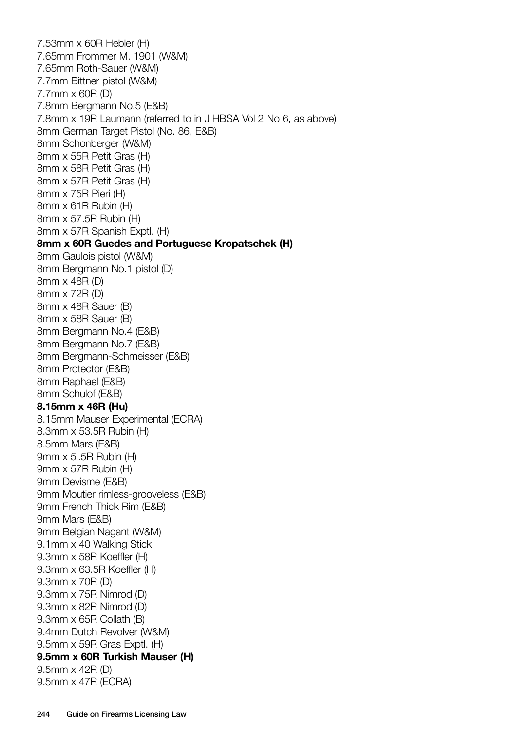7.53mm x 60R Hebler (H)
7.65mm Frommer M. 1901 (W&M)
7.65mm Roth-Sauer (W&M)
7.7mm Bittner pistol (W&M)
7.7mm x 60R (D)
7.8mm Bergmann No.5 (E&B)
7.8mm x 19R Laumann (referred to in J.HBSA Vol 2 No 6, as above)
8mm German Target Pistol (No. 86, E&B)
8mm Schonberger (W&M)
8mm x 55R Petit Gras (H)
8mm x 58R Petit Gras (H)
8mm x 57R Petit Gras (H)
8mm x 75R Pieri (H)
8mm x 61R Rubin (H)
8mm x 57.5R Rubin (H)
8mm x 57R Spanish Exptl. (H)
**8mm x 60R Guedes and Portuguese Kropatschek (H)**
8mm Gaulois pistol (W&M)
8mm Bergmann No.1 pistol (D)
8mm x 48R (D)
8mm x 72R (D)
8mm x 48R Sauer (B)
8mm x 58R Sauer (B)
8mm Bergmann No.4 (E&B)
8mm Bergmann No.7 (E&B)
8mm Bergmann-Schmeisser (E&B)
8mm Protector (E&B)
8mm Raphael (E&B)
8mm Schulof (E&B)
**8.15mm x 46R (Hu)**
8.15mm Mauser Experimental (ECRA)
8.3mm x 53.5R Rubin (H)
8.5mm Mars (E&B)
9mm x 5l.5R Rubin (H)
9mm x 57R Rubin (H)
9mm Devisme (E&B)
9mm Moutier rimless-grooveless (E&B)
9mm French Thick Rim (E&B)
9mm Mars (E&B)
9mm Belgian Nagant (W&M)
9.1mm x 40 Walking Stick
9.3mm x 58R Koeffler (H)
9.3mm x 63.5R Koeffler (H)
9.3mm x 70R (D)
9.3mm x 75R Nimrod (D)
9.3mm x 82R Nimrod (D)
9.3mm x 65R Collath (B)
9.4mm Dutch Revolver (W&M)
9.5mm x 59R Gras Exptl. (H)
**9.5mm x 60R Turkish Mauser (H)**
9.5mm x 42R (D)
9.5mm x 47R (ECRA)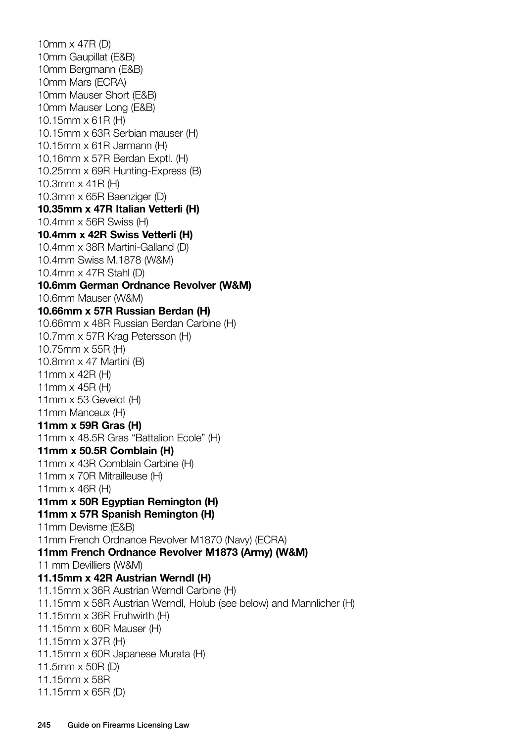10mm x 47R (D)
10mm Gaupillat (E&B)
10mm Bergmann (E&B)
10mm Mars (ECRA)
10mm Mauser Short (E&B)
10mm Mauser Long (E&B)
10.15mm x 61R (H)
10.15mm x 63R Serbian mauser (H)
10.15mm x 61R Jarmann (H)
10.16mm x 57R Berdan Exptl. (H)
10.25mm x 69R Hunting-Express (B)
10.3mm x 41R (H)
10.3mm x 65R Baenziger (D)
**10.35mm x 47R Italian Vetterli (H)**
10.4mm x 56R Swiss (H)
**10.4mm x 42R Swiss Vetterli (H)**
10.4mm x 38R Martini-Galland (D)
10.4mm Swiss M.1878 (W&M)
10.4mm x 47R Stahl (D)
**10.6mm German Ordnance Revolver (W&M)**
10.6mm Mauser (W&M)
**10.66mm x 57R Russian Berdan (H)**
10.66mm x 48R Russian Berdan Carbine (H)
10.7mm x 57R Krag Petersson (H)
10.75mm x 55R (H)
10.8mm x 47 Martini (B)
11mm x 42R (H)
11mm x 45R (H)
11mm x 53 Gevelot (H)
11mm Manceux (H)
**11mm x 59R Gras (H)**
11mm x 48.5R Gras "Battalion Ecole" (H)
**11mm x 50.5R Comblain (H)**
11mm x 43R Comblain Carbine (H)
11mm x 70R Mitrailleuse (H)
11mm x 46R (H)
**11mm x 50R Egyptian Remington (H)**
**11mm x 57R Spanish Remington (H)**
11mm Devisme (E&B)
11mm French Ordnance Revolver M1870 (Navy) (ECRA)
**11mm French Ordnance Revolver M1873 (Army) (W&M)**
11 mm Devilliers (W&M)
**11.15mm x 42R Austrian Werndl (H)**
11.15mm x 36R Austrian Werndl Carbine (H)
11.15mm x 58R Austrian Werndl, Holub (see below) and Mannlicher (H)
11.15mm x 36R Fruhwirth (H)
11.15mm x 60R Mauser (H)
11.15mm x 37R (H)
11.15mm x 60R Japanese Murata (H)
11.5mm x 50R (D)
11.15mm x 58R
11.15mm x 65R (D)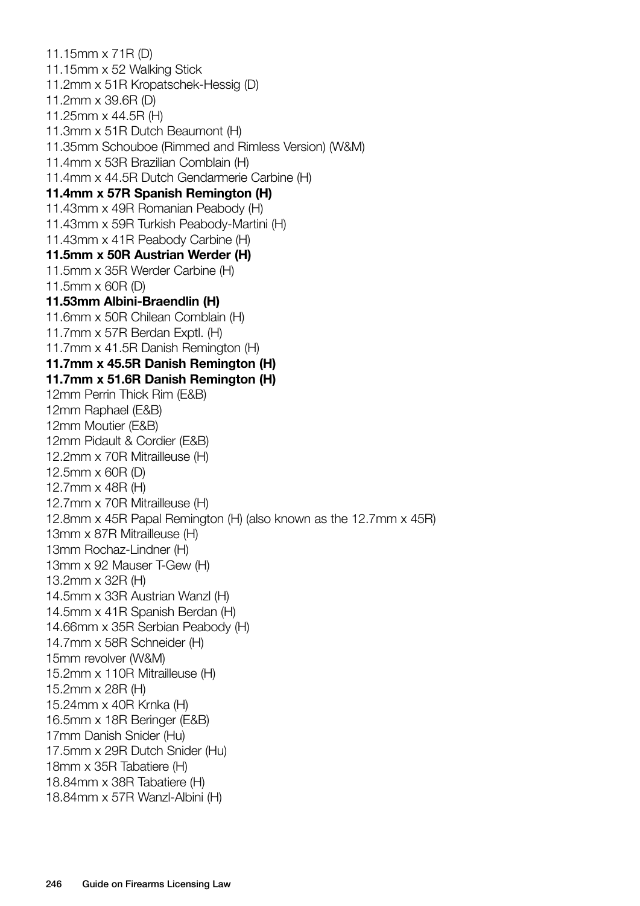11.15mm x 71R (D)
11.15mm x 52 Walking Stick
11.2mm x 51R Kropatschek-Hessig (D)
11.2mm x 39.6R (D)
11.25mm x 44.5R (H)
11.3mm x 51R Dutch Beaumont (H)
11.35mm Schouboe (Rimmed and Rimless Version) (W&M)
11.4mm x 53R Brazilian Comblain (H)
11.4mm x 44.5R Dutch Gendarmerie Carbine (H)
**11.4mm x 57R Spanish Remington (H)**
11.43mm x 49R Romanian Peabody (H)
11.43mm x 59R Turkish Peabody-Martini (H)
11.43mm x 41R Peabody Carbine (H)
**11.5mm x 50R Austrian Werder (H)**
11.5mm x 35R Werder Carbine (H)
11.5mm x 60R (D)
**11.53mm Albini-Braendlin (H)**
11.6mm x 50R Chilean Comblain (H)
11.7mm x 57R Berdan Exptl. (H)
11.7mm x 41.5R Danish Remington (H)
**11.7mm x 45.5R Danish Remington (H)**
**11.7mm x 51.6R Danish Remington (H)**
12mm Perrin Thick Rim (E&B)
12mm Raphael (E&B)
12mm Moutier (E&B)
12mm Pidault & Cordier (E&B)
12.2mm x 70R Mitrailleuse (H)
12.5mm x 60R (D)
12.7mm x 48R (H)
12.7mm x 70R Mitrailleuse (H)
12.8mm x 45R Papal Remington (H) (also known as the 12.7mm x 45R)
13mm x 87R Mitrailleuse (H)
13mm Rochaz-Lindner (H)
13mm x 92 Mauser T-Gew (H)
13.2mm x 32R (H)
14.5mm x 33R Austrian Wanzl (H)
14.5mm x 41R Spanish Berdan (H)
14.66mm x 35R Serbian Peabody (H)
14.7mm x 58R Schneider (H)
15mm revolver (W&M)
15.2mm x 110R Mitrailleuse (H)
15.2mm x 28R (H)
15.24mm x 40R Krnka (H)
16.5mm x 18R Beringer (E&B)
17mm Danish Snider (Hu)
17.5mm x 29R Dutch Snider (Hu)
18mm x 35R Tabatiere (H)
18.84mm x 38R Tabatiere (H)
18.84mm x 57R Wanzl-Albini (H)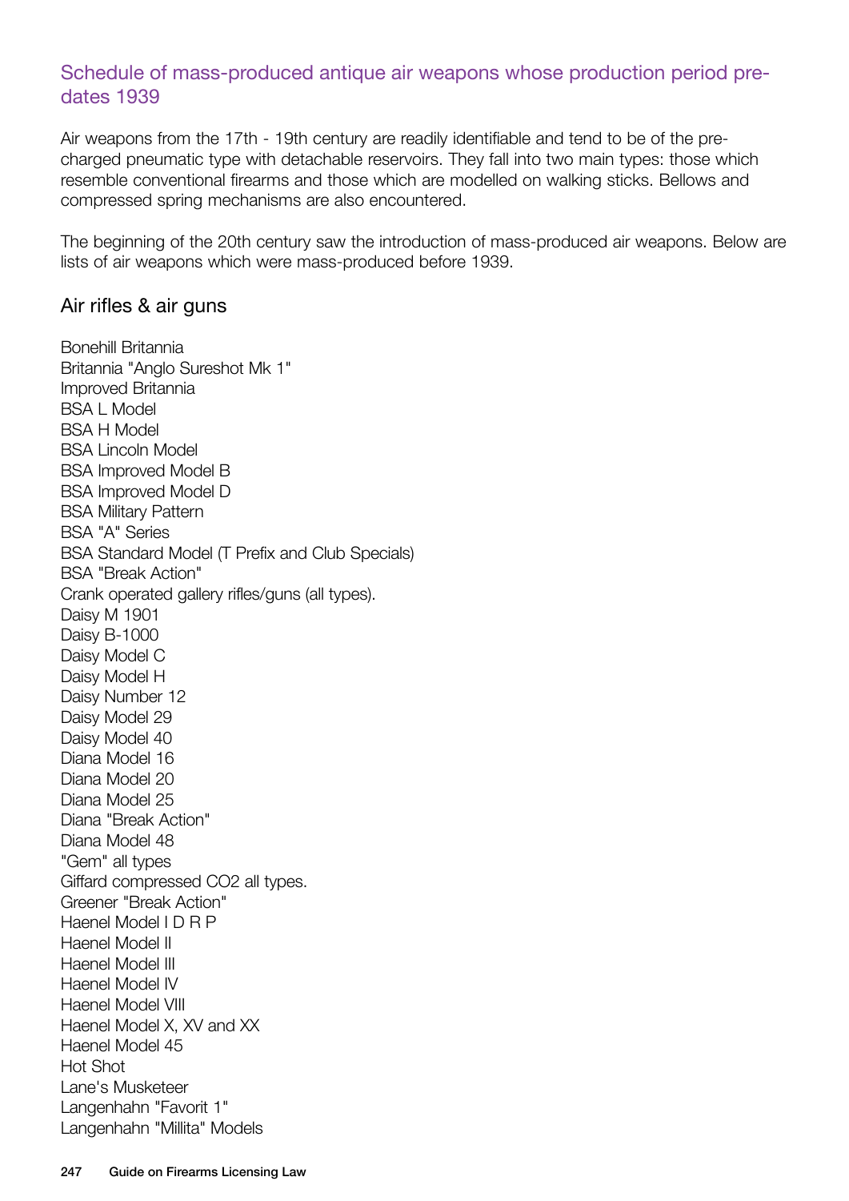## Schedule of mass-produced antique air weapons whose production period pre-dates 1939

Air weapons from the 17th - 19th century are readily identifiable and tend to be of the pre-charged pneumatic type with detachable reservoirs. They fall into two main types: those which resemble conventional firearms and those which are modelled on walking sticks. Bellows and compressed spring mechanisms are also encountered.

The beginning of the 20th century saw the introduction of mass-produced air weapons. Below are lists of air weapons which were mass-produced before 1939.

### Air rifles & air guns

Bonehill Britannia
Britannia "Anglo Sureshot Mk 1"
Improved Britannia
BSA L Model
BSA H Model
BSA Lincoln Model
BSA Improved Model B
BSA Improved Model D
BSA Military Pattern
BSA "A" Series
BSA Standard Model (T Prefix and Club Specials)
BSA "Break Action"
Crank operated gallery rifles/guns (all types).
Daisy M 1901
Daisy B-1000
Daisy Model C
Daisy Model H
Daisy Number 12
Daisy Model 29
Daisy Model 40
Diana Model 16
Diana Model 20
Diana Model 25
Diana "Break Action"
Diana Model 48
"Gem" all types
Giffard compressed CO2 all types.
Greener "Break Action"
Haenel Model I D R P
Haenel Model II
Haenel Model III
Haenel Model IV
Haenel Model VIII
Haenel Model X, XV and XX
Haenel Model 45
Hot Shot
Lane's Musketeer
Langenhahn "Favorit 1"
Langenhahn "Millita" Models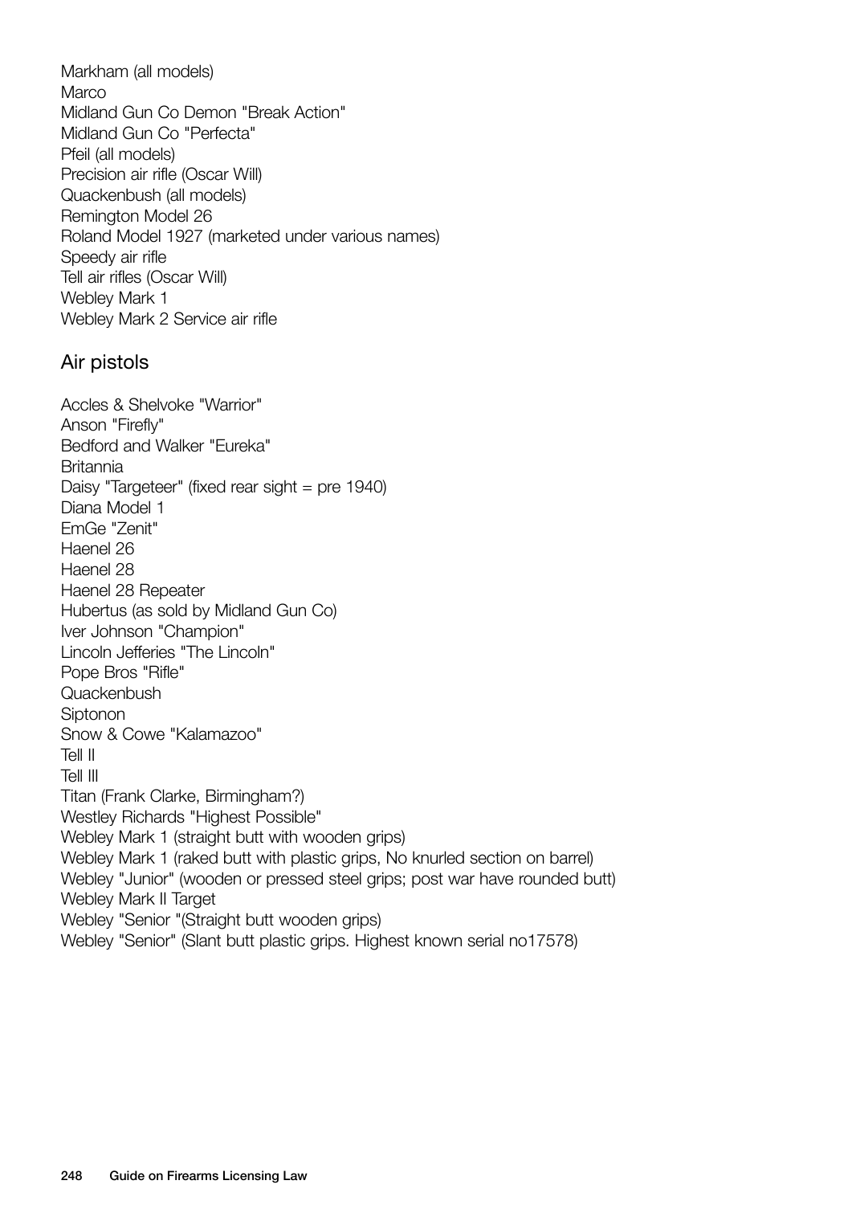Markham (all models)
Marco
Midland Gun Co Demon "Break Action"
Midland Gun Co "Perfecta"
Pfeil (all models)
Precision air rifle (Oscar Will)
Quackenbush (all models)
Remington Model 26
Roland Model 1927 (marketed under various names)
Speedy air rifle
Tell air rifles (Oscar Will)
Webley Mark 1
Webley Mark 2 Service air rifle

## Air pistols

Accles & Shelvoke "Warrior"
Anson "Firefly"
Bedford and Walker "Eureka"
Britannia
Daisy "Targeteer" (fixed rear sight = pre 1940)
Diana Model 1
EmGe "Zenit"
Haenel 26
Haenel 28
Haenel 28 Repeater
Hubertus (as sold by Midland Gun Co)
Iver Johnson "Champion"
Lincoln Jefferies "The Lincoln"
Pope Bros "Rifle"
Quackenbush
Siptonon
Snow & Cowe "Kalamazoo"
Tell II
Tell III
Titan (Frank Clarke, Birmingham?)
Westley Richards "Highest Possible"
Webley Mark 1 (straight butt with wooden grips)
Webley Mark 1 (raked butt with plastic grips, No knurled section on barrel)
Webley "Junior" (wooden or pressed steel grips; post war have rounded butt)
Webley Mark II Target
Webley "Senior "(Straight butt wooden grips)
Webley "Senior" (Slant butt plastic grips. Highest known serial no17578)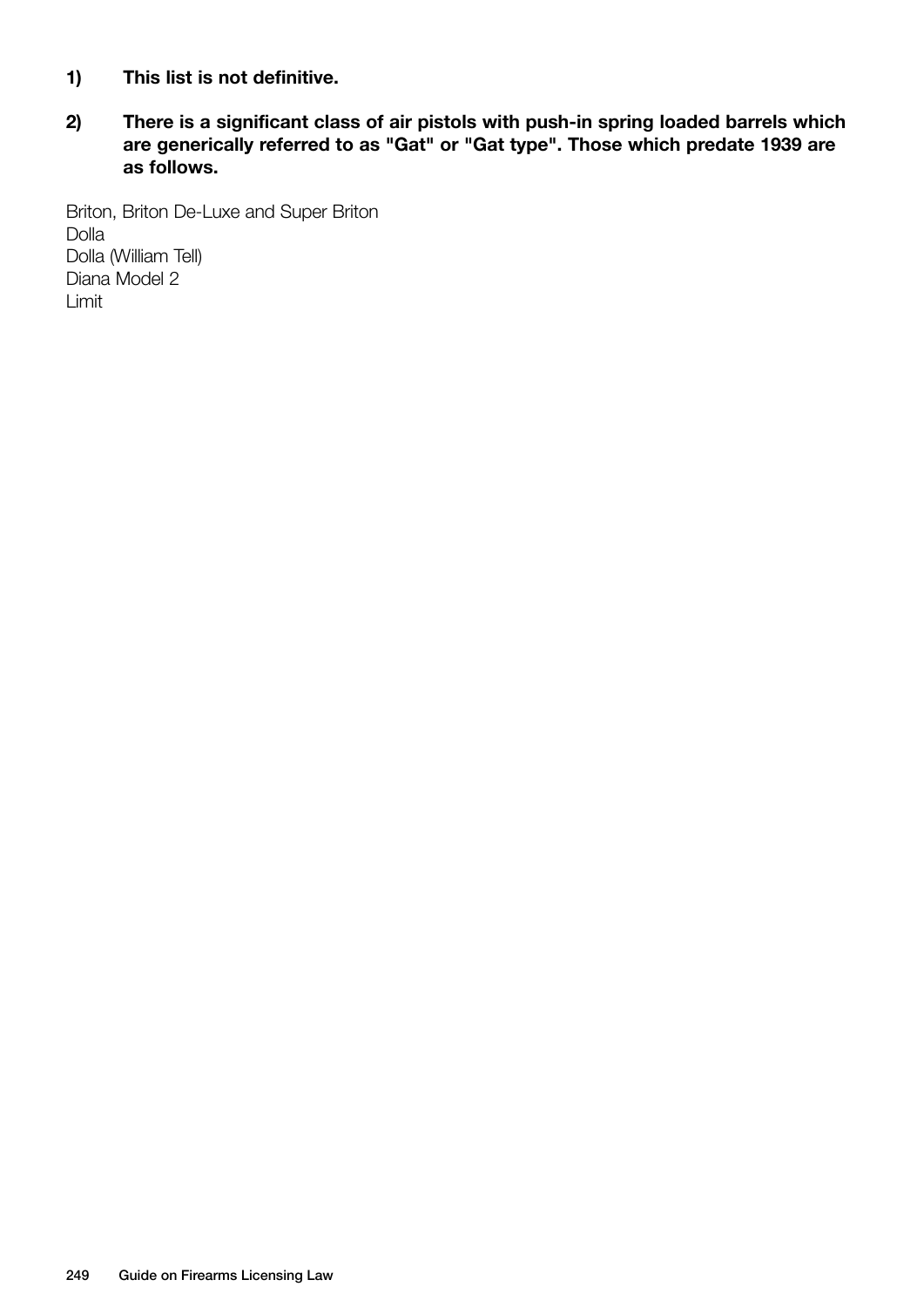1) **This list is not definitive.**

2) **There is a significant class of air pistols with push-in spring loaded barrels which are generically referred to as "Gat" or "Gat type". Those which predate 1939 are as follows.**

Briton, Briton De-Luxe and Super Briton
Dolla
Dolla (William Tell)
Diana Model 2
Limit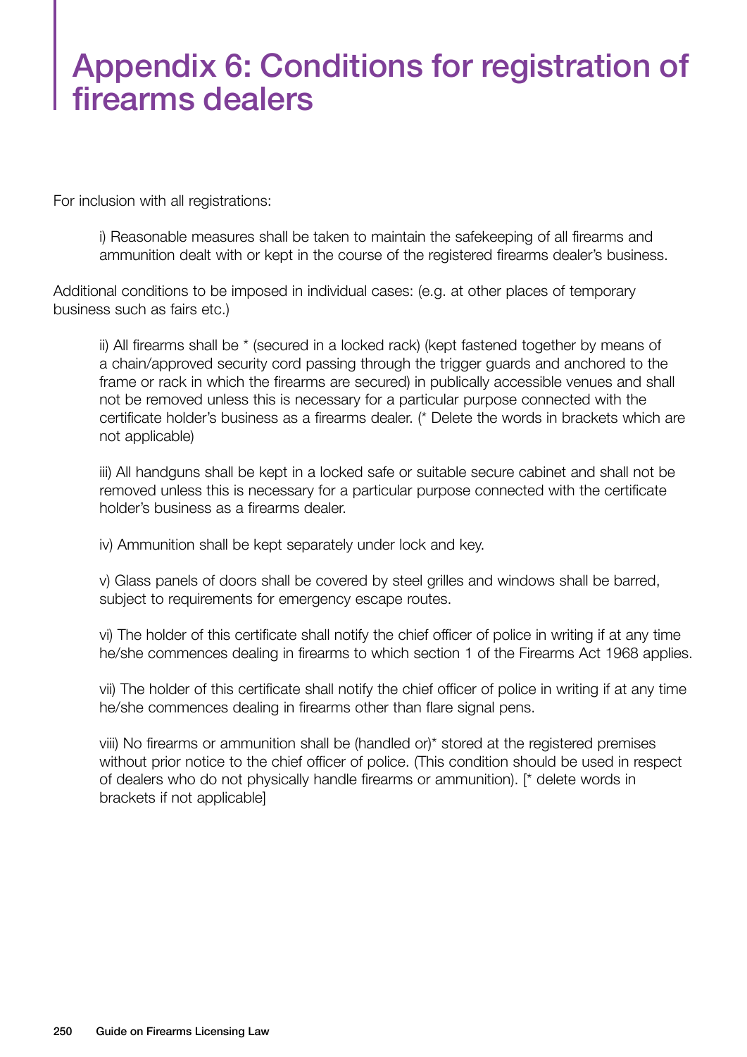# Appendix 6: Conditions for registration of firearms dealers

For inclusion with all registrations:

> i) Reasonable measures shall be taken to maintain the safekeeping of all firearms and ammunition dealt with or kept in the course of the registered firearms dealer's business.

Additional conditions to be imposed in individual cases: (e.g. at other places of temporary business such as fairs etc.)

> ii) All firearms shall be * (secured in a locked rack) (kept fastened together by means of a chain/approved security cord passing through the trigger guards and anchored to the frame or rack in which the firearms are secured) in publically accessible venues and shall not be removed unless this is necessary for a particular purpose connected with the certificate holder's business as a firearms dealer. (* Delete the words in brackets which are not applicable)
>
> iii) All handguns shall be kept in a locked safe or suitable secure cabinet and shall not be removed unless this is necessary for a particular purpose connected with the certificate holder's business as a firearms dealer.
>
> iv) Ammunition shall be kept separately under lock and key.
>
> v) Glass panels of doors shall be covered by steel grilles and windows shall be barred, subject to requirements for emergency escape routes.
>
> vi) The holder of this certificate shall notify the chief officer of police in writing if at any time he/she commences dealing in firearms to which section 1 of the Firearms Act 1968 applies.
>
> vii) The holder of this certificate shall notify the chief officer of police in writing if at any time he/she commences dealing in firearms other than flare signal pens.
>
> viii) No firearms or ammunition shall be (handled or)* stored at the registered premises without prior notice to the chief officer of police. (This condition should be used in respect of dealers who do not physically handle firearms or ammunition). [* delete words in brackets if not applicable]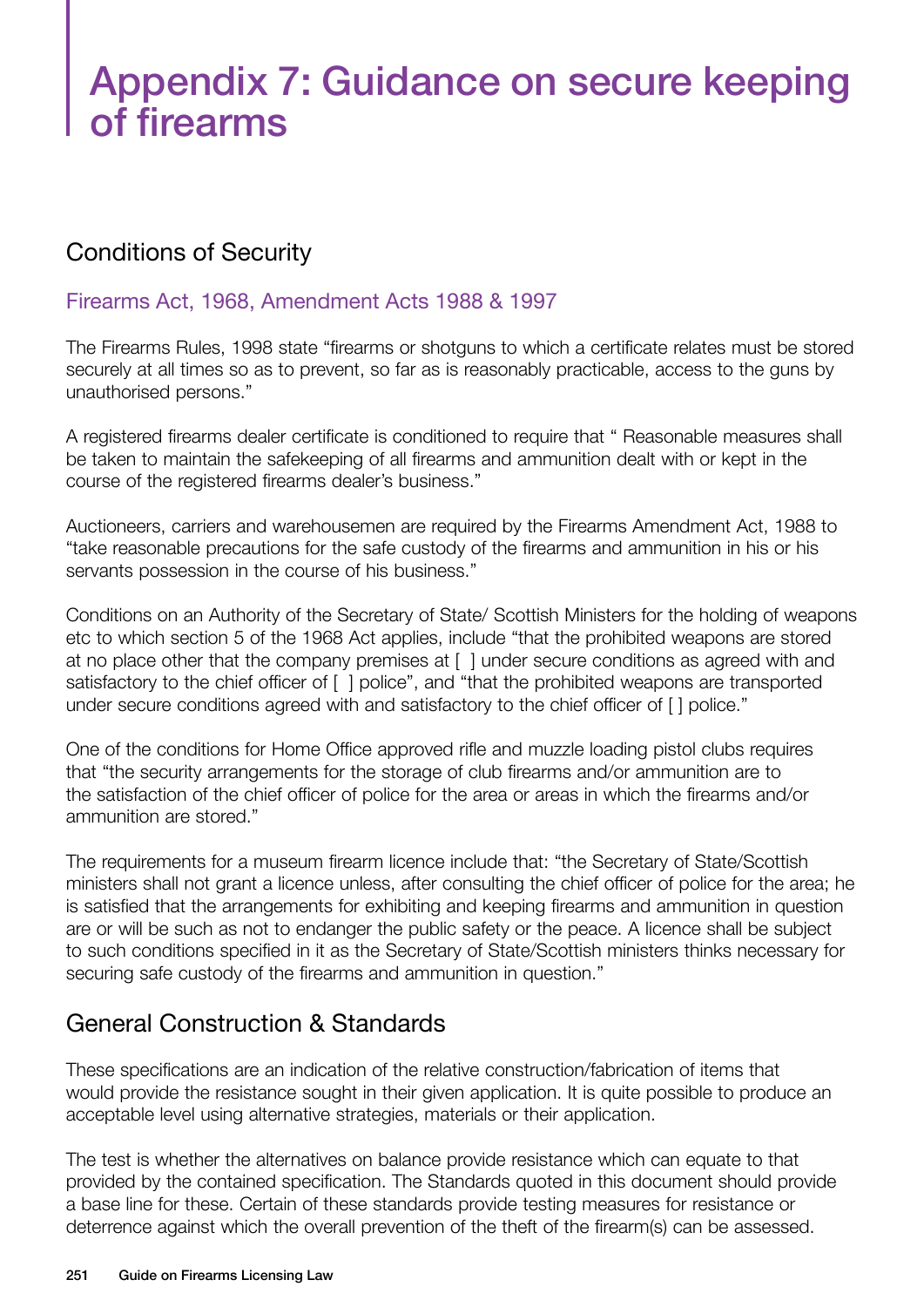# Appendix 7: Guidance on secure keeping of firearms

## Conditions of Security

### Firearms Act, 1968, Amendment Acts 1988 & 1997

The Firearms Rules, 1998 state "firearms or shotguns to which a certificate relates must be stored securely at all times so as to prevent, so far as is reasonably practicable, access to the guns by unauthorised persons."

A registered firearms dealer certificate is conditioned to require that " Reasonable measures shall be taken to maintain the safekeeping of all firearms and ammunition dealt with or kept in the course of the registered firearms dealer's business."

Auctioneers, carriers and warehousemen are required by the Firearms Amendment Act, 1988 to "take reasonable precautions for the safe custody of the firearms and ammunition in his or his servants possession in the course of his business."

Conditions on an Authority of the Secretary of State/ Scottish Ministers for the holding of weapons etc to which section 5 of the 1968 Act applies, include "that the prohibited weapons are stored at no place other that the company premises at [ ] under secure conditions as agreed with and satisfactory to the chief officer of [ ] police", and "that the prohibited weapons are transported under secure conditions agreed with and satisfactory to the chief officer of [ ] police."

One of the conditions for Home Office approved rifle and muzzle loading pistol clubs requires that "the security arrangements for the storage of club firearms and/or ammunition are to the satisfaction of the chief officer of police for the area or areas in which the firearms and/or ammunition are stored."

The requirements for a museum firearm licence include that: "the Secretary of State/Scottish ministers shall not grant a licence unless, after consulting the chief officer of police for the area; he is satisfied that the arrangements for exhibiting and keeping firearms and ammunition in question are or will be such as not to endanger the public safety or the peace. A licence shall be subject to such conditions specified in it as the Secretary of State/Scottish ministers thinks necessary for securing safe custody of the firearms and ammunition in question."

## General Construction & Standards

These specifications are an indication of the relative construction/fabrication of items that would provide the resistance sought in their given application. It is quite possible to produce an acceptable level using alternative strategies, materials or their application.

The test is whether the alternatives on balance provide resistance which can equate to that provided by the contained specification. The Standards quoted in this document should provide a base line for these. Certain of these standards provide testing measures for resistance or deterrence against which the overall prevention of the theft of the firearm(s) can be assessed.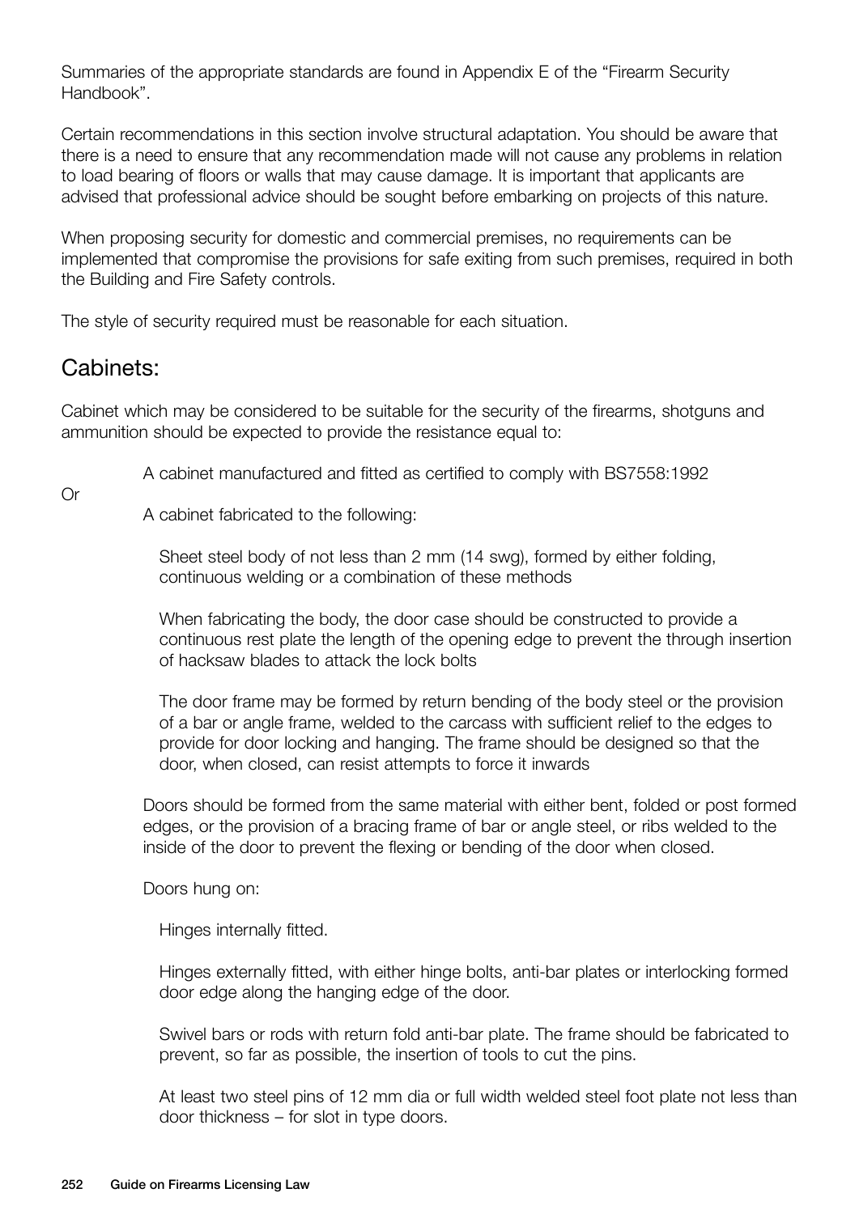Summaries of the appropriate standards are found in Appendix E of the "Firearm Security Handbook".

Certain recommendations in this section involve structural adaptation. You should be aware that there is a need to ensure that any recommendation made will not cause any problems in relation to load bearing of floors or walls that may cause damage. It is important that applicants are advised that professional advice should be sought before embarking on projects of this nature.

When proposing security for domestic and commercial premises, no requirements can be implemented that compromise the provisions for safe exiting from such premises, required in both the Building and Fire Safety controls.

The style of security required must be reasonable for each situation.

## Cabinets:

Cabinet which may be considered to be suitable for the security of the firearms, shotguns and ammunition should be expected to provide the resistance equal to:

A cabinet manufactured and fitted as certified to comply with BS7558:1992

Or

A cabinet fabricated to the following:

Sheet steel body of not less than 2 mm (14 swg), formed by either folding, continuous welding or a combination of these methods

When fabricating the body, the door case should be constructed to provide a continuous rest plate the length of the opening edge to prevent the through insertion of hacksaw blades to attack the lock bolts

The door frame may be formed by return bending of the body steel or the provision of a bar or angle frame, welded to the carcass with sufficient relief to the edges to provide for door locking and hanging. The frame should be designed so that the door, when closed, can resist attempts to force it inwards

Doors should be formed from the same material with either bent, folded or post formed edges, or the provision of a bracing frame of bar or angle steel, or ribs welded to the inside of the door to prevent the flexing or bending of the door when closed.

Doors hung on:

Hinges internally fitted.

Hinges externally fitted, with either hinge bolts, anti-bar plates or interlocking formed door edge along the hanging edge of the door.

Swivel bars or rods with return fold anti-bar plate. The frame should be fabricated to prevent, so far as possible, the insertion of tools to cut the pins.

At least two steel pins of 12 mm dia or full width welded steel foot plate not less than door thickness – for slot in type doors.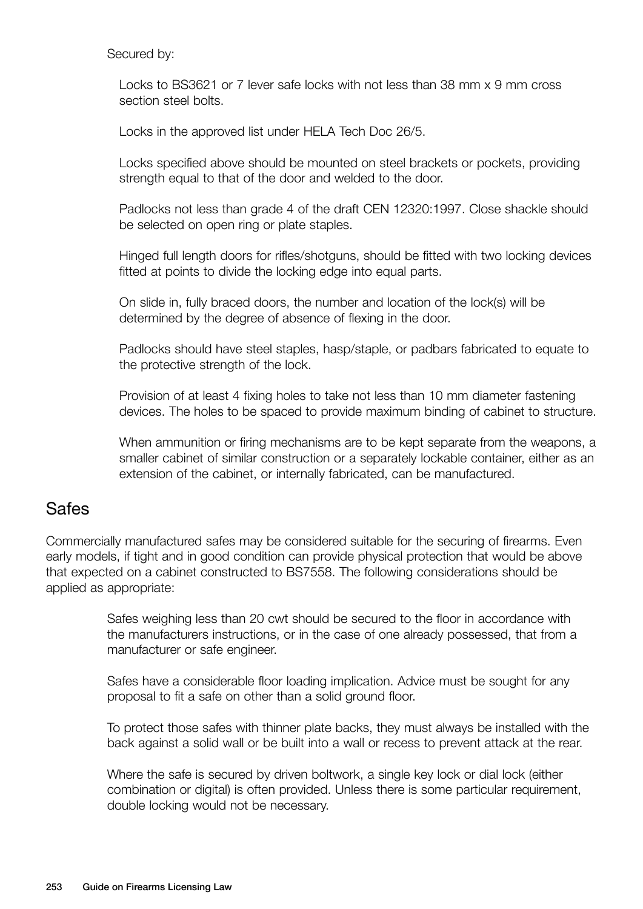Secured by:

Locks to BS3621 or 7 lever safe locks with not less than 38 mm x 9 mm cross section steel bolts.

Locks in the approved list under HELA Tech Doc 26/5.

Locks specified above should be mounted on steel brackets or pockets, providing strength equal to that of the door and welded to the door.

Padlocks not less than grade 4 of the draft CEN 12320:1997. Close shackle should be selected on open ring or plate staples.

Hinged full length doors for rifles/shotguns, should be fitted with two locking devices fitted at points to divide the locking edge into equal parts.

On slide in, fully braced doors, the number and location of the lock(s) will be determined by the degree of absence of flexing in the door.

Padlocks should have steel staples, hasp/staple, or padbars fabricated to equate to the protective strength of the lock.

Provision of at least 4 fixing holes to take not less than 10 mm diameter fastening devices. The holes to be spaced to provide maximum binding of cabinet to structure.

When ammunition or firing mechanisms are to be kept separate from the weapons, a smaller cabinet of similar construction or a separately lockable container, either as an extension of the cabinet, or internally fabricated, can be manufactured.

## Safes

Commercially manufactured safes may be considered suitable for the securing of firearms. Even early models, if tight and in good condition can provide physical protection that would be above that expected on a cabinet constructed to BS7558. The following considerations should be applied as appropriate:

Safes weighing less than 20 cwt should be secured to the floor in accordance with the manufacturers instructions, or in the case of one already possessed, that from a manufacturer or safe engineer.

Safes have a considerable floor loading implication. Advice must be sought for any proposal to fit a safe on other than a solid ground floor.

To protect those safes with thinner plate backs, they must always be installed with the back against a solid wall or be built into a wall or recess to prevent attack at the rear.

Where the safe is secured by driven boltwork, a single key lock or dial lock (either combination or digital) is often provided. Unless there is some particular requirement, double locking would not be necessary.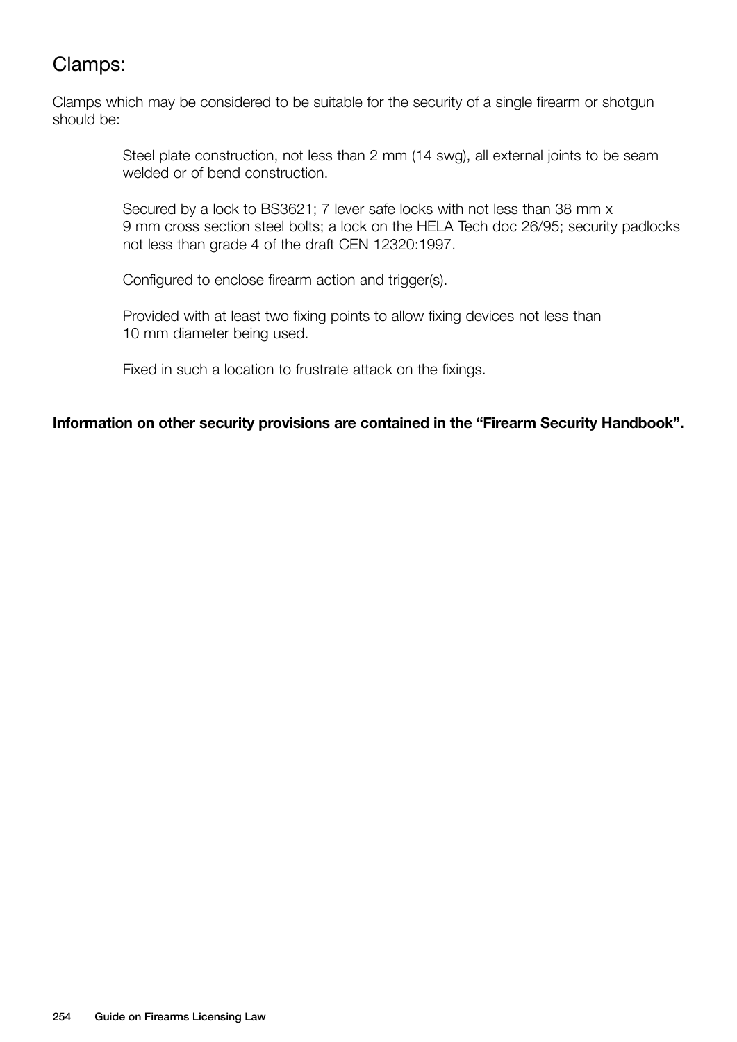## Clamps:

Clamps which may be considered to be suitable for the security of a single firearm or shotgun should be:

> Steel plate construction, not less than 2 mm (14 swg), all external joints to be seam welded or of bend construction.
>
> Secured by a lock to BS3621; 7 lever safe locks with not less than 38 mm x 9 mm cross section steel bolts; a lock on the HELA Tech doc 26/95; security padlocks not less than grade 4 of the draft CEN 12320:1997.
>
> Configured to enclose firearm action and trigger(s).
>
> Provided with at least two fixing points to allow fixing devices not less than 10 mm diameter being used.
>
> Fixed in such a location to frustrate attack on the fixings.

**Information on other security provisions are contained in the "Firearm Security Handbook".**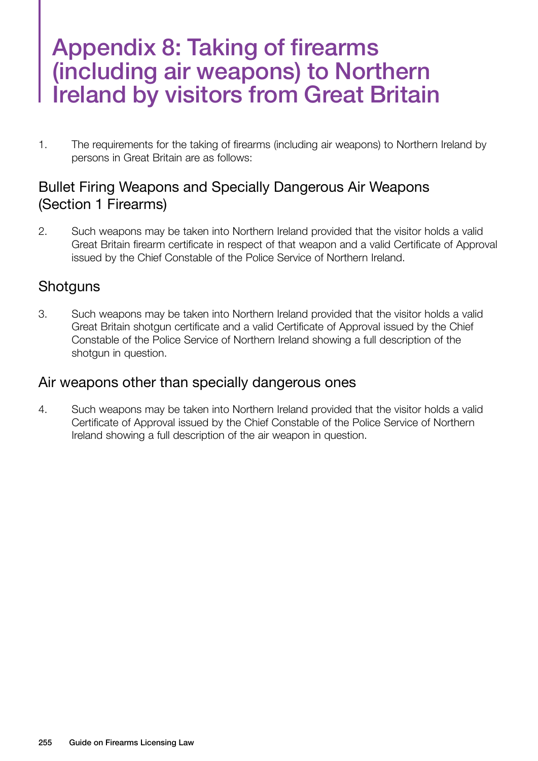# Appendix 8: Taking of firearms (including air weapons) to Northern Ireland by visitors from Great Britain

1. The requirements for the taking of firearms (including air weapons) to Northern Ireland by persons in Great Britain are as follows:

## Bullet Firing Weapons and Specially Dangerous Air Weapons (Section 1 Firearms)

2. Such weapons may be taken into Northern Ireland provided that the visitor holds a valid Great Britain firearm certificate in respect of that weapon and a valid Certificate of Approval issued by the Chief Constable of the Police Service of Northern Ireland.

## Shotguns

3. Such weapons may be taken into Northern Ireland provided that the visitor holds a valid Great Britain shotgun certificate and a valid Certificate of Approval issued by the Chief Constable of the Police Service of Northern Ireland showing a full description of the shotgun in question.

## Air weapons other than specially dangerous ones

4. Such weapons may be taken into Northern Ireland provided that the visitor holds a valid Certificate of Approval issued by the Chief Constable of the Police Service of Northern Ireland showing a full description of the air weapon in question.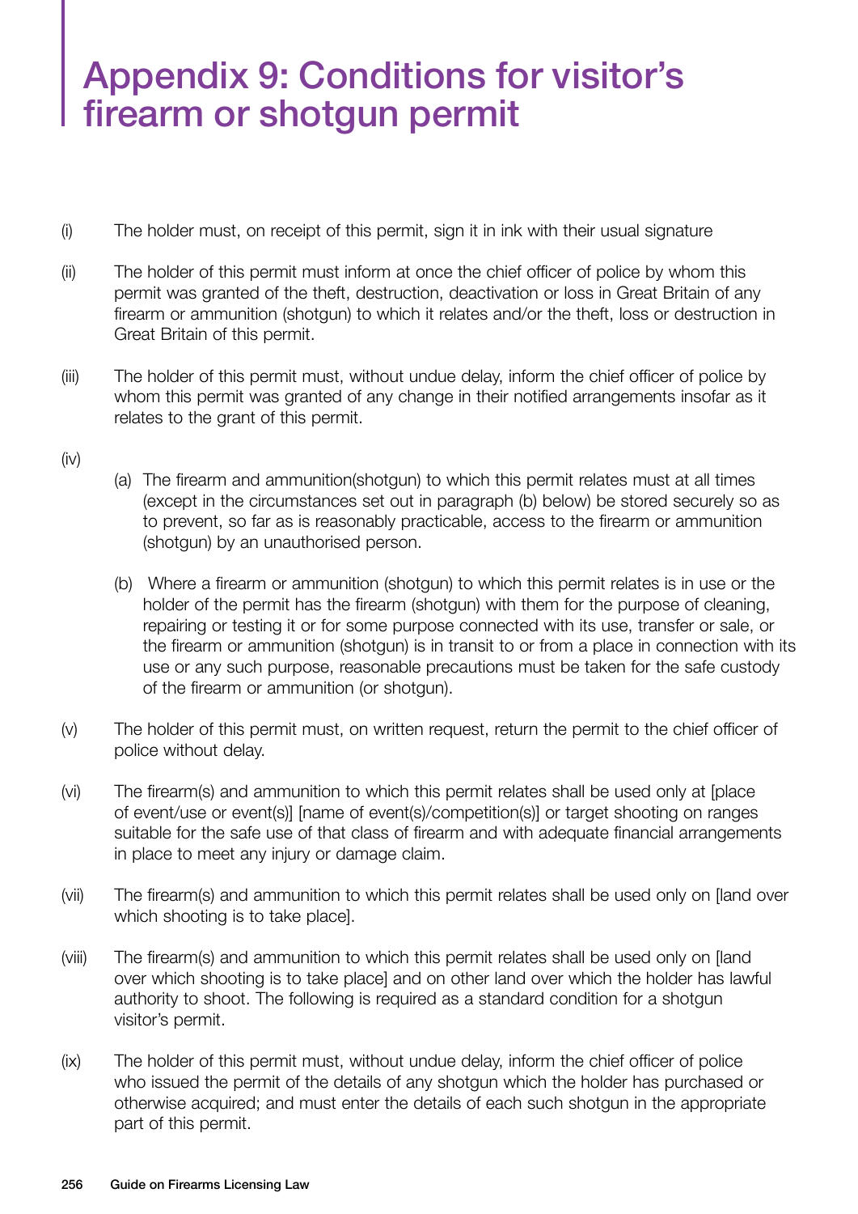# Appendix 9: Conditions for visitor's firearm or shotgun permit

(i) The holder must, on receipt of this permit, sign it in ink with their usual signature

(ii) The holder of this permit must inform at once the chief officer of police by whom this permit was granted of the theft, destruction, deactivation or loss in Great Britain of any firearm or ammunition (shotgun) to which it relates and/or the theft, loss or destruction in Great Britain of this permit.

(iii) The holder of this permit must, without undue delay, inform the chief officer of police by whom this permit was granted of any change in their notified arrangements insofar as it relates to the grant of this permit.

(iv)

(a) The firearm and ammunition(shotgun) to which this permit relates must at all times (except in the circumstances set out in paragraph (b) below) be stored securely so as to prevent, so far as is reasonably practicable, access to the firearm or ammunition (shotgun) by an unauthorised person.

(b) Where a firearm or ammunition (shotgun) to which this permit relates is in use or the holder of the permit has the firearm (shotgun) with them for the purpose of cleaning, repairing or testing it or for some purpose connected with its use, transfer or sale, or the firearm or ammunition (shotgun) is in transit to or from a place in connection with its use or any such purpose, reasonable precautions must be taken for the safe custody of the firearm or ammunition (or shotgun).

(v) The holder of this permit must, on written request, return the permit to the chief officer of police without delay.

(vi) The firearm(s) and ammunition to which this permit relates shall be used only at [place of event/use or event(s)] [name of event(s)/competition(s)] or target shooting on ranges suitable for the safe use of that class of firearm and with adequate financial arrangements in place to meet any injury or damage claim.

(vii) The firearm(s) and ammunition to which this permit relates shall be used only on [land over which shooting is to take place].

(viii) The firearm(s) and ammunition to which this permit relates shall be used only on [land over which shooting is to take place] and on other land over which the holder has lawful authority to shoot. The following is required as a standard condition for a shotgun visitor's permit.

(ix) The holder of this permit must, without undue delay, inform the chief officer of police who issued the permit of the details of any shotgun which the holder has purchased or otherwise acquired; and must enter the details of each such shotgun in the appropriate part of this permit.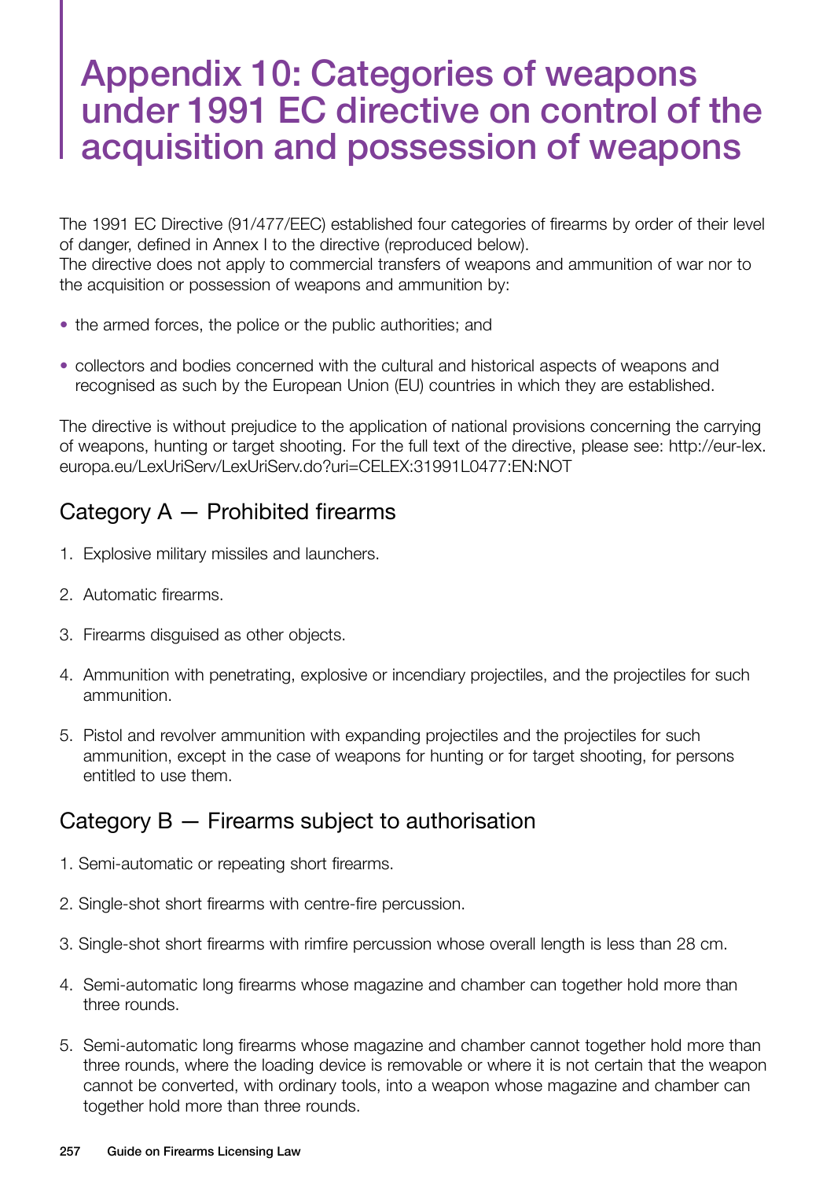# Appendix 10: Categories of weapons under 1991 EC directive on control of the acquisition and possession of weapons

The 1991 EC Directive (91/477/EEC) established four categories of firearms by order of their level of danger, defined in Annex I to the directive (reproduced below).
The directive does not apply to commercial transfers of weapons and ammunition of war nor to the acquisition or possession of weapons and ammunition by:

- the armed forces, the police or the public authorities; and
- collectors and bodies concerned with the cultural and historical aspects of weapons and recognised as such by the European Union (EU) countries in which they are established.

The directive is without prejudice to the application of national provisions concerning the carrying of weapons, hunting or target shooting. For the full text of the directive, please see: http://eur-lex.europa.eu/LexUriServ/LexUriServ.do?uri=CELEX:31991L0477:EN:NOT

## Category A — Prohibited firearms

1. Explosive military missiles and launchers.
2. Automatic firearms.
3. Firearms disguised as other objects.
4. Ammunition with penetrating, explosive or incendiary projectiles, and the projectiles for such ammunition.
5. Pistol and revolver ammunition with expanding projectiles and the projectiles for such ammunition, except in the case of weapons for hunting or for target shooting, for persons entitled to use them.

## Category B — Firearms subject to authorisation

1. Semi-automatic or repeating short firearms.
2. Single-shot short firearms with centre-fire percussion.
3. Single-shot short firearms with rimfire percussion whose overall length is less than 28 cm.
4. Semi-automatic long firearms whose magazine and chamber can together hold more than three rounds.
5. Semi-automatic long firearms whose magazine and chamber cannot together hold more than three rounds, where the loading device is removable or where it is not certain that the weapon cannot be converted, with ordinary tools, into a weapon whose magazine and chamber can together hold more than three rounds.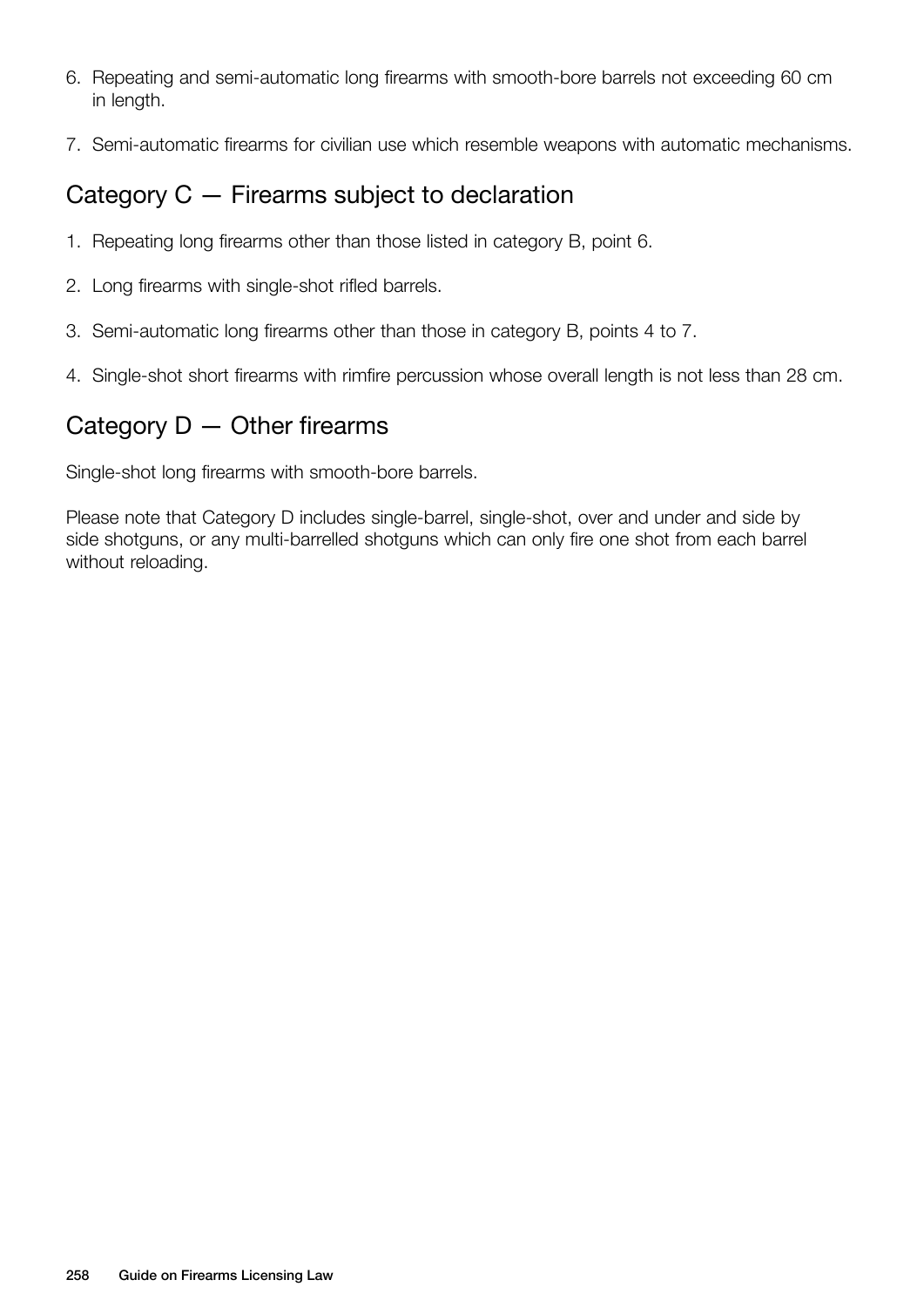6. Repeating and semi-automatic long firearms with smooth-bore barrels not exceeding 60 cm in length.
7. Semi-automatic firearms for civilian use which resemble weapons with automatic mechanisms.

## Category C — Firearms subject to declaration

1. Repeating long firearms other than those listed in category B, point 6.
2. Long firearms with single-shot rifled barrels.
3. Semi-automatic long firearms other than those in category B, points 4 to 7.
4. Single-shot short firearms with rimfire percussion whose overall length is not less than 28 cm.

## Category D — Other firearms

Single-shot long firearms with smooth-bore barrels.

Please note that Category D includes single-barrel, single-shot, over and under and side by side shotguns, or any multi-barrelled shotguns which can only fire one shot from each barrel without reloading.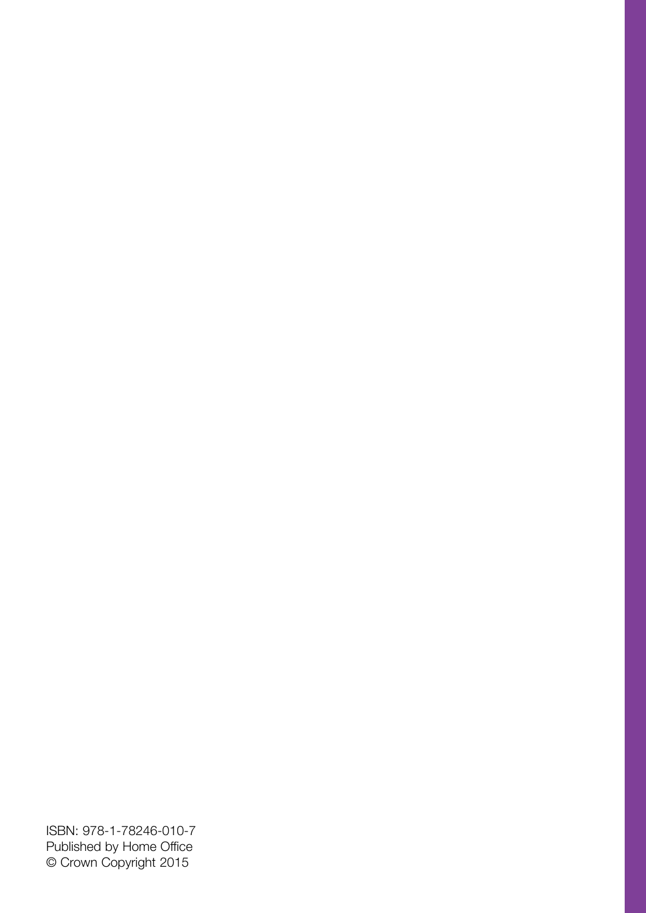ISBN: 978-1-78246-010-7
Published by Home Office
© Crown Copyright 2015